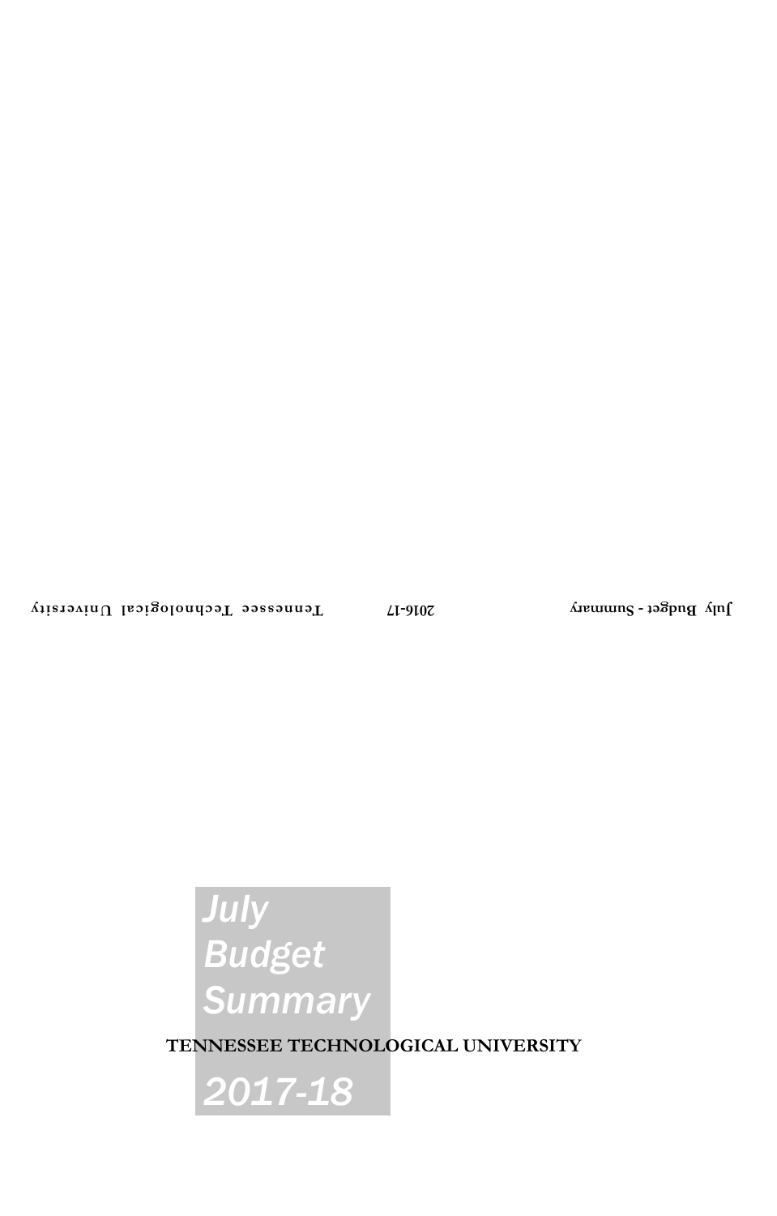# July Budget Summary

**TENNESSEE TECHNOLOGICAL UNIVERSITY**

# 2017-18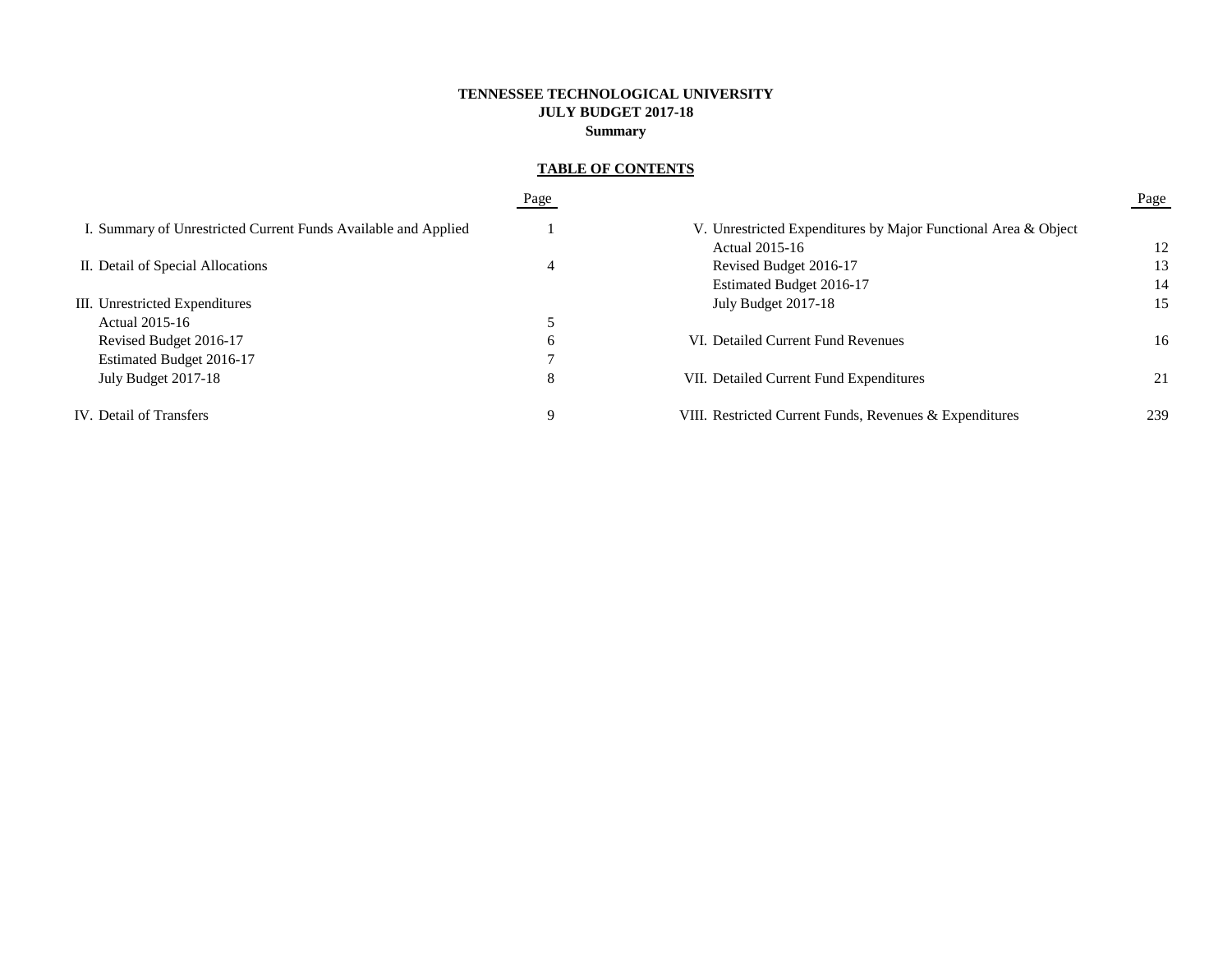**TENNESSEE TECHNOLOGICAL UNIVERSITY**
**JULY BUDGET 2017-18**
**Summary**

**TABLE OF CONTENTS**

| | Page |
|---|---|
| I. Summary of Unrestricted Current Funds Available and Applied | 1 |
| II. Detail of Special Allocations | 4 |
| III. Unrestricted Expenditures | |
| Actual 2015-16 | 5 |
| Revised Budget 2016-17 | 6 |
| Estimated Budget 2016-17 | 7 |
| July Budget 2017-18 | 8 |
| IV. Detail of Transfers | 9 |
| V. Unrestricted Expenditures by Major Functional Area & Object | |
| Actual 2015-16 | 12 |
| Revised Budget 2016-17 | 13 |
| Estimated Budget 2016-17 | 14 |
| July Budget 2017-18 | 15 |
| VI. Detailed Current Fund Revenues | 16 |
| VII. Detailed Current Fund Expenditures | 21 |
| VIII. Restricted Current Funds, Revenues & Expenditures | 239 |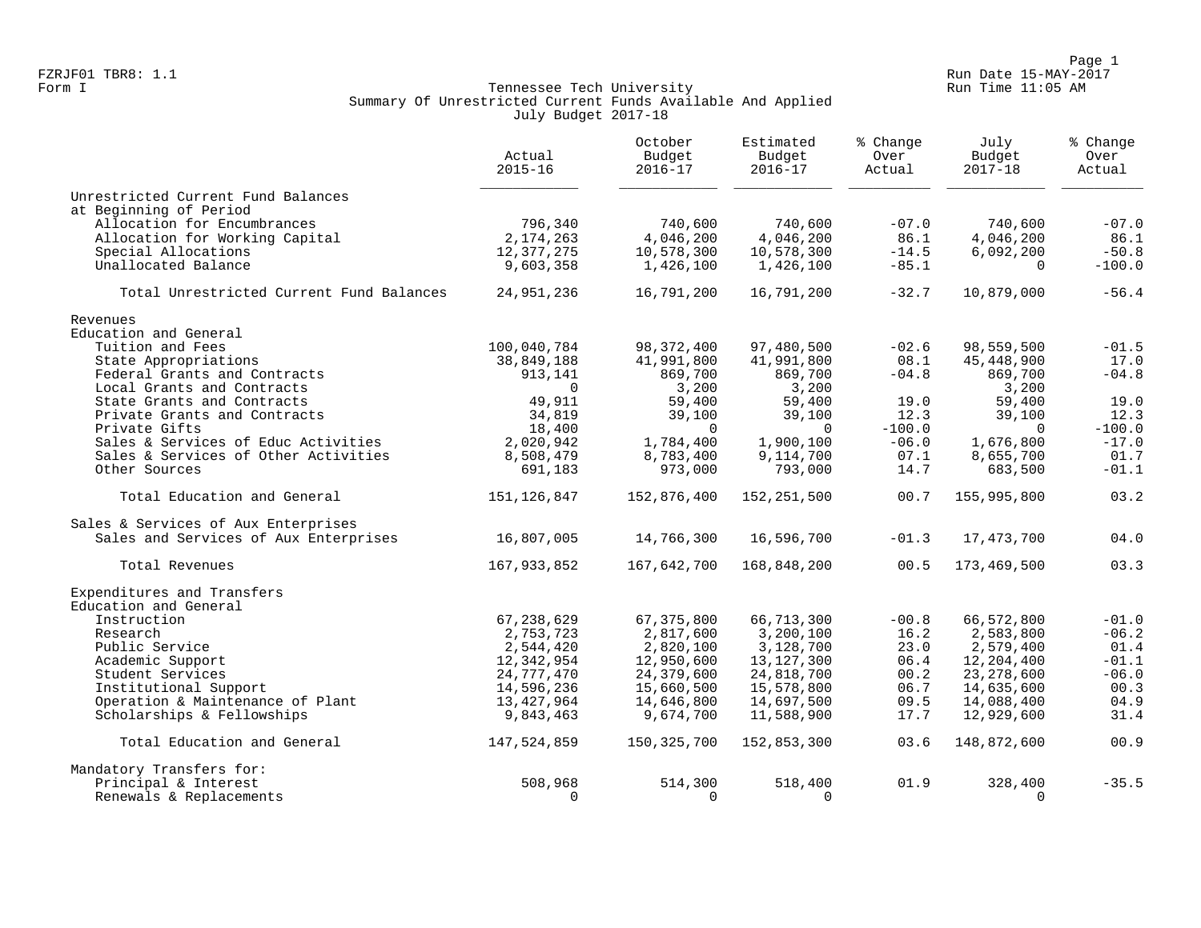FZRJF01 TBR8: 1.1
Form I

# Tennessee Tech University
## Summary Of Unrestricted Current Funds Available And Applied
### July Budget 2017-18

| | Actual 2015-16 | October Budget 2016-17 | Estimated Budget 2016-17 | % Change Over Actual | July Budget 2017-18 | % Change Over Actual |
|---|---|---|---|---|---|---|
| **Unrestricted Current Fund Balances at Beginning of Period** | | | | | | |
| Allocation for Encumbrances | 796,340 | 740,600 | 740,600 | -07.0 | 740,600 | -07.0 |
| Allocation for Working Capital | 2,174,263 | 4,046,200 | 4,046,200 | 86.1 | 4,046,200 | 86.1 |
| Special Allocations | 12,377,275 | 10,578,300 | 10,578,300 | -14.5 | 6,092,200 | -50.8 |
| Unallocated Balance | 9,603,358 | 1,426,100 | 1,426,100 | -85.1 | 0 | -100.0 |
| Total Unrestricted Current Fund Balances | 24,951,236 | 16,791,200 | 16,791,200 | -32.7 | 10,879,000 | -56.4 |
| **Revenues** | | | | | | |
| **Education and General** | | | | | | |
| Tuition and Fees | 100,040,784 | 98,372,400 | 97,480,500 | -02.6 | 98,559,500 | -01.5 |
| State Appropriations | 38,849,188 | 41,991,800 | 41,991,800 | 08.1 | 45,448,900 | 17.0 |
| Federal Grants and Contracts | 913,141 | 869,700 | 869,700 | -04.8 | 869,700 | -04.8 |
| Local Grants and Contracts | 0 | 3,200 | 3,200 | | 3,200 | |
| State Grants and Contracts | 49,911 | 59,400 | 59,400 | 19.0 | 59,400 | 19.0 |
| Private Grants and Contracts | 34,819 | 39,100 | 39,100 | 12.3 | 39,100 | 12.3 |
| Private Gifts | 18,400 | 0 | 0 | -100.0 | 0 | -100.0 |
| Sales & Services of Educ Activities | 2,020,942 | 1,784,400 | 1,900,100 | -06.0 | 1,676,800 | -17.0 |
| Sales & Services of Other Activities | 8,508,479 | 8,783,400 | 9,114,700 | 07.1 | 8,655,700 | 01.7 |
| Other Sources | 691,183 | 973,000 | 793,000 | 14.7 | 683,500 | -01.1 |
| Total Education and General | 151,126,847 | 152,876,400 | 152,251,500 | 00.7 | 155,995,800 | 03.2 |
| **Sales & Services of Aux Enterprises** | | | | | | |
| Sales and Services of Aux Enterprises | 16,807,005 | 14,766,300 | 16,596,700 | -01.3 | 17,473,700 | 04.0 |
| Total Revenues | 167,933,852 | 167,642,700 | 168,848,200 | 00.5 | 173,469,500 | 03.3 |
| **Expenditures and Transfers** | | | | | | |
| **Education and General** | | | | | | |
| Instruction | 67,238,629 | 67,375,800 | 66,713,300 | -00.8 | 66,572,800 | -01.0 |
| Research | 2,753,723 | 2,817,600 | 3,200,100 | 16.2 | 2,583,800 | -06.2 |
| Public Service | 2,544,420 | 2,820,100 | 3,128,700 | 23.0 | 2,579,400 | 01.4 |
| Academic Support | 12,342,954 | 12,950,600 | 13,127,300 | 06.4 | 12,204,400 | -01.1 |
| Student Services | 24,777,470 | 24,379,600 | 24,818,700 | 00.2 | 23,278,600 | -06.0 |
| Institutional Support | 14,596,236 | 15,660,500 | 15,578,800 | 06.7 | 14,635,600 | 00.3 |
| Operation & Maintenance of Plant | 13,427,964 | 14,646,800 | 14,697,500 | 09.5 | 14,088,400 | 04.9 |
| Scholarships & Fellowships | 9,843,463 | 9,674,700 | 11,588,900 | 17.7 | 12,929,600 | 31.4 |
| Total Education and General | 147,524,859 | 150,325,700 | 152,853,300 | 03.6 | 148,872,600 | 00.9 |
| **Mandatory Transfers for:** | | | | | | |
| Principal & Interest | 508,968 | 514,300 | 518,400 | 01.9 | 328,400 | -35.5 |
| Renewals & Replacements | 0 | 0 | 0 | | 0 | |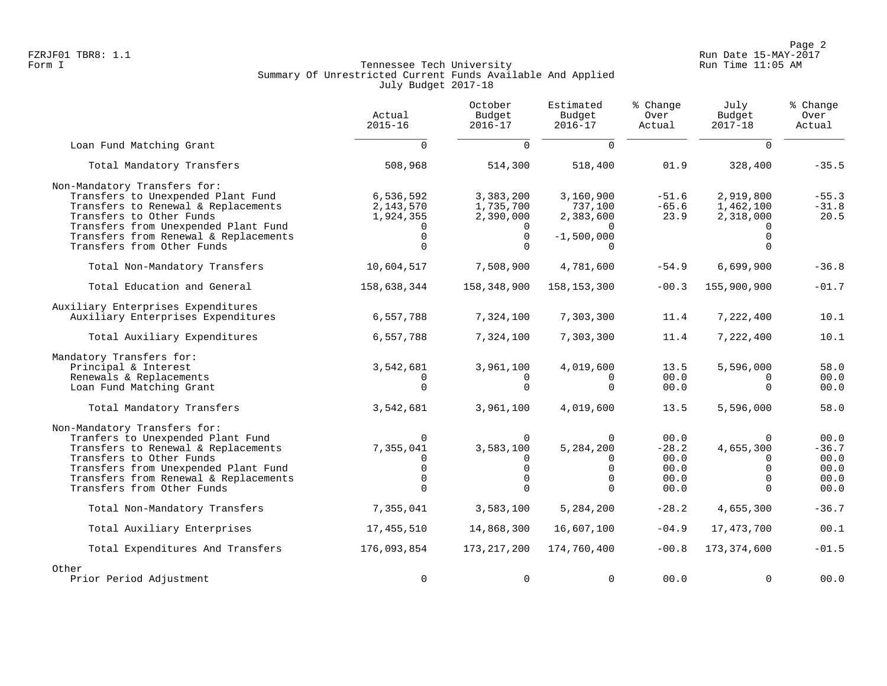FZRJF01 TBR8: 1.1
Form I

Tennessee Tech University
Summary Of Unrestricted Current Funds Available And Applied
July Budget 2017-18

Run Date 15-MAY-2017
Run Time 11:05 AM

| | Actual 2015-16 | October Budget 2016-17 | Estimated Budget 2016-17 | % Change Over Actual | July Budget 2017-18 | % Change Over Actual |
|---|---|---|---|---|---|---|
| Loan Fund Matching Grant | 0 | 0 | 0 | | 0 | |
| Total Mandatory Transfers | 508,968 | 514,300 | 518,400 | 01.9 | 328,400 | -35.5 |
| Non-Mandatory Transfers for: | | | | | | |
| Transfers to Unexpended Plant Fund | 6,536,592 | 3,383,200 | 3,160,900 | -51.6 | 2,919,800 | -55.3 |
| Transfers to Renewal & Replacements | 2,143,570 | 1,735,700 | 737,100 | -65.6 | 1,462,100 | -31.8 |
| Transfers to Other Funds | 1,924,355 | 2,390,000 | 2,383,600 | 23.9 | 2,318,000 | 20.5 |
| Transfers from Unexpended Plant Fund | 0 | 0 | 0 | | 0 | |
| Transfers from Renewal & Replacements | 0 | 0 | -1,500,000 | | 0 | |
| Transfers from Other Funds | 0 | 0 | 0 | | 0 | |
| Total Non-Mandatory Transfers | 10,604,517 | 7,508,900 | 4,781,600 | -54.9 | 6,699,900 | -36.8 |
| Total Education and General | 158,638,344 | 158,348,900 | 158,153,300 | -00.3 | 155,900,900 | -01.7 |
| Auxiliary Enterprises Expenditures | | | | | | |
| Auxiliary Enterprises Expenditures | 6,557,788 | 7,324,100 | 7,303,300 | 11.4 | 7,222,400 | 10.1 |
| Total Auxiliary Expenditures | 6,557,788 | 7,324,100 | 7,303,300 | 11.4 | 7,222,400 | 10.1 |
| Mandatory Transfers for: | | | | | | |
| Principal & Interest | 3,542,681 | 3,961,100 | 4,019,600 | 13.5 | 5,596,000 | 58.0 |
| Renewals & Replacements | 0 | 0 | 0 | 00.0 | 0 | 00.0 |
| Loan Fund Matching Grant | 0 | 0 | 0 | 00.0 | 0 | 00.0 |
| Total Mandatory Transfers | 3,542,681 | 3,961,100 | 4,019,600 | 13.5 | 5,596,000 | 58.0 |
| Non-Mandatory Transfers for: | | | | | | |
| Tranfers to Unexpended Plant Fund | 0 | 0 | 0 | 00.0 | 0 | 00.0 |
| Transfers to Renewal & Replacements | 7,355,041 | 3,583,100 | 5,284,200 | -28.2 | 4,655,300 | -36.7 |
| Transfers to Other Funds | 0 | 0 | 0 | 00.0 | 0 | 00.0 |
| Transfers from Unexpended Plant Fund | 0 | 0 | 0 | 00.0 | 0 | 00.0 |
| Transfers from Renewal & Replacements | 0 | 0 | 0 | 00.0 | 0 | 00.0 |
| Transfers from Other Funds | 0 | 0 | 0 | 00.0 | 0 | 00.0 |
| Total Non-Mandatory Transfers | 7,355,041 | 3,583,100 | 5,284,200 | -28.2 | 4,655,300 | -36.7 |
| Total Auxiliary Enterprises | 17,455,510 | 14,868,300 | 16,607,100 | -04.9 | 17,473,700 | 00.1 |
| Total Expenditures And Transfers | 176,093,854 | 173,217,200 | 174,760,400 | -00.8 | 173,374,600 | -01.5 |
| Other | | | | | | |
| Prior Period Adjustment | 0 | 0 | 0 | 00.0 | 0 | 00.0 |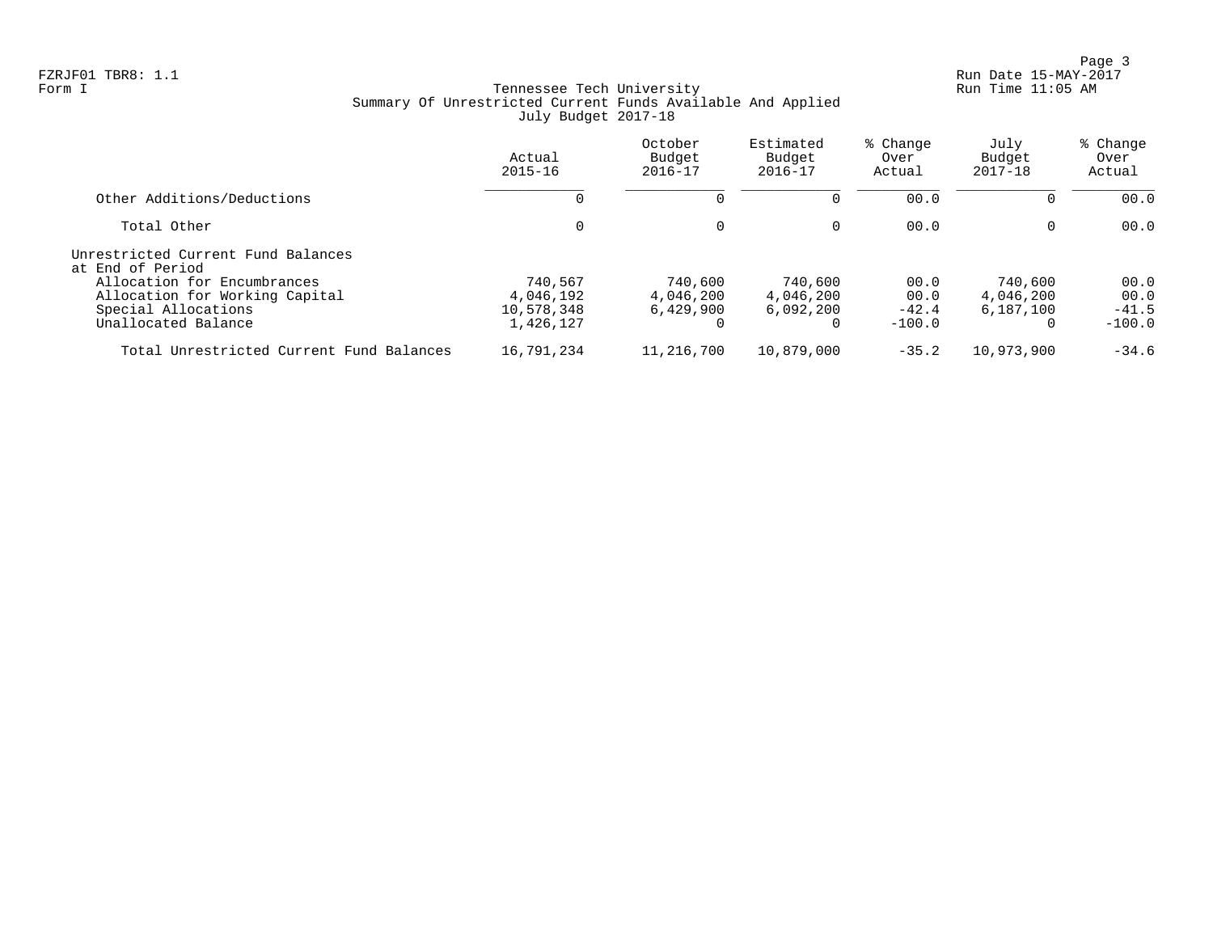FZRJF01 TBR8: 1.1
Form I

Tennessee Tech University
Summary Of Unrestricted Current Funds Available And Applied
July Budget 2017-18

Run Date 15-MAY-2017
Run Time 11:05 AM

| | Actual 2015-16 | October Budget 2016-17 | Estimated Budget 2016-17 | % Change Over Actual | July Budget 2017-18 | % Change Over Actual |
|---|---|---|---|---|---|---|
| Other Additions/Deductions | 0 | 0 | 0 | 00.0 | 0 | 00.0 |
| Total Other | 0 | 0 | 0 | 00.0 | 0 | 00.0 |
| Unrestricted Current Fund Balances at End of Period | | | | | | |
| Allocation for Encumbrances | 740,567 | 740,600 | 740,600 | 00.0 | 740,600 | 00.0 |
| Allocation for Working Capital | 4,046,192 | 4,046,200 | 4,046,200 | 00.0 | 4,046,200 | 00.0 |
| Special Allocations | 10,578,348 | 6,429,900 | 6,092,200 | -42.4 | 6,187,100 | -41.5 |
| Unallocated Balance | 1,426,127 | 0 | 0 | -100.0 | 0 | -100.0 |
| Total Unrestricted Current Fund Balances | 16,791,234 | 11,216,700 | 10,879,000 | -35.2 | 10,973,900 | -34.6 |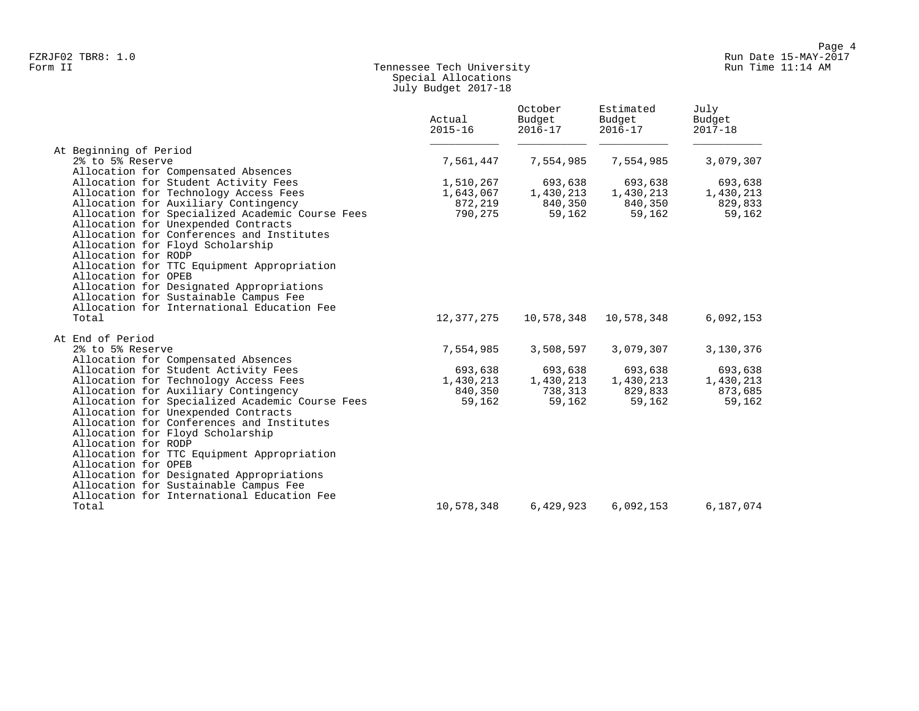FZRJF02 TBR8: 1.0
Form II

Tennessee Tech University
Special Allocations
July Budget 2017-18

Run Date 15-MAY-2017
Run Time 11:14 AM

| | Actual 2015-16 | October Budget 2016-17 | Estimated Budget 2016-17 | July Budget 2017-18 |
|---|---|---|---|---|
| **At Beginning of Period** | | | | |
| 2% to 5% Reserve | 7,561,447 | 7,554,985 | 7,554,985 | 3,079,307 |
| Allocation for Compensated Absences | | | | |
| Allocation for Student Activity Fees | 1,510,267 | 693,638 | 693,638 | 693,638 |
| Allocation for Technology Access Fees | 1,643,067 | 1,430,213 | 1,430,213 | 1,430,213 |
| Allocation for Auxiliary Contingency | 872,219 | 840,350 | 840,350 | 829,833 |
| Allocation for Specialized Academic Course Fees | 790,275 | 59,162 | 59,162 | 59,162 |
| Allocation for Unexpended Contracts | | | | |
| Allocation for Conferences and Institutes | | | | |
| Allocation for Floyd Scholarship | | | | |
| Allocation for RODP | | | | |
| Allocation for TTC Equipment Appropriation | | | | |
| Allocation for OPEB | | | | |
| Allocation for Designated Appropriations | | | | |
| Allocation for Sustainable Campus Fee | | | | |
| Allocation for International Education Fee | | | | |
| Total | 12,377,275 | 10,578,348 | 10,578,348 | 6,092,153 |
| **At End of Period** | | | | |
| 2% to 5% Reserve | 7,554,985 | 3,508,597 | 3,079,307 | 3,130,376 |
| Allocation for Compensated Absences | | | | |
| Allocation for Student Activity Fees | 693,638 | 693,638 | 693,638 | 693,638 |
| Allocation for Technology Access Fees | 1,430,213 | 1,430,213 | 1,430,213 | 1,430,213 |
| Allocation for Auxiliary Contingency | 840,350 | 738,313 | 829,833 | 873,685 |
| Allocation for Specialized Academic Course Fees | 59,162 | 59,162 | 59,162 | 59,162 |
| Allocation for Unexpended Contracts | | | | |
| Allocation for Conferences and Institutes | | | | |
| Allocation for Floyd Scholarship | | | | |
| Allocation for RODP | | | | |
| Allocation for TTC Equipment Appropriation | | | | |
| Allocation for OPEB | | | | |
| Allocation for Designated Appropriations | | | | |
| Allocation for Sustainable Campus Fee | | | | |
| Allocation for International Education Fee | | | | |
| Total | 10,578,348 | 6,429,923 | 6,092,153 | 6,187,074 |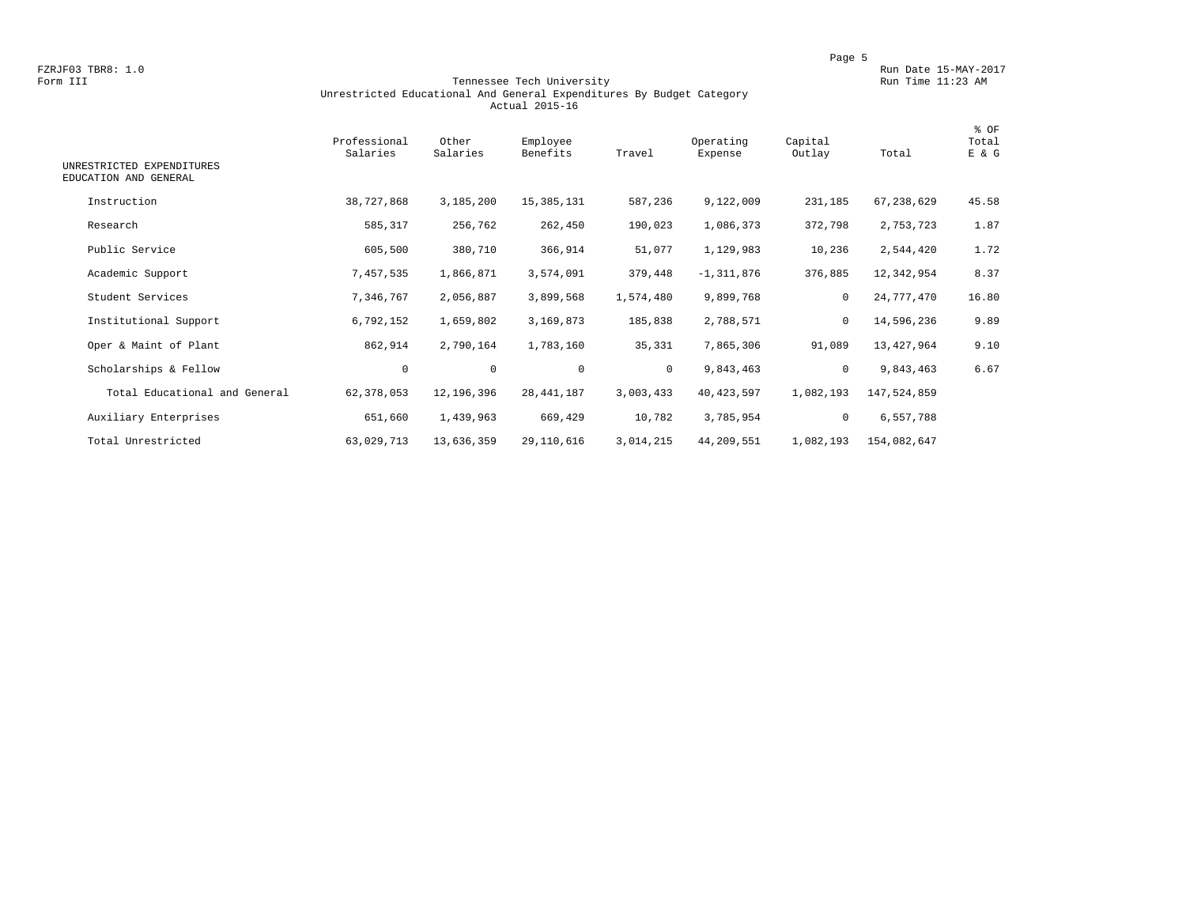FZRJF03 TBR8: 1.0
Form III

Run Date 15-MAY-2017
Run Time 11:23 AM

# Tennessee Tech University
## Unrestricted Educational And General Expenditures By Budget Category
### Actual 2015-16

| UNRESTRICTED EXPENDITURES EDUCATION AND GENERAL | Professional Salaries | Other Salaries | Employee Benefits | Travel | Operating Expense | Capital Outlay | Total | % OF Total E & G |
|---|---|---|---|---|---|---|---|---|
| Instruction | 38,727,868 | 3,185,200 | 15,385,131 | 587,236 | 9,122,009 | 231,185 | 67,238,629 | 45.58 |
| Research | 585,317 | 256,762 | 262,450 | 190,023 | 1,086,373 | 372,798 | 2,753,723 | 1.87 |
| Public Service | 605,500 | 380,710 | 366,914 | 51,077 | 1,129,983 | 10,236 | 2,544,420 | 1.72 |
| Academic Support | 7,457,535 | 1,866,871 | 3,574,091 | 379,448 | -1,311,876 | 376,885 | 12,342,954 | 8.37 |
| Student Services | 7,346,767 | 2,056,887 | 3,899,568 | 1,574,480 | 9,899,768 | 0 | 24,777,470 | 16.80 |
| Institutional Support | 6,792,152 | 1,659,802 | 3,169,873 | 185,838 | 2,788,571 | 0 | 14,596,236 | 9.89 |
| Oper & Maint of Plant | 862,914 | 2,790,164 | 1,783,160 | 35,331 | 7,865,306 | 91,089 | 13,427,964 | 9.10 |
| Scholarships & Fellow | 0 | 0 | 0 | 0 | 9,843,463 | 0 | 9,843,463 | 6.67 |
| Total Educational and General | 62,378,053 | 12,196,396 | 28,441,187 | 3,003,433 | 40,423,597 | 1,082,193 | 147,524,859 | |
| Auxiliary Enterprises | 651,660 | 1,439,963 | 669,429 | 10,782 | 3,785,954 | 0 | 6,557,788 | |
| Total Unrestricted | 63,029,713 | 13,636,359 | 29,110,616 | 3,014,215 | 44,209,551 | 1,082,193 | 154,082,647 | |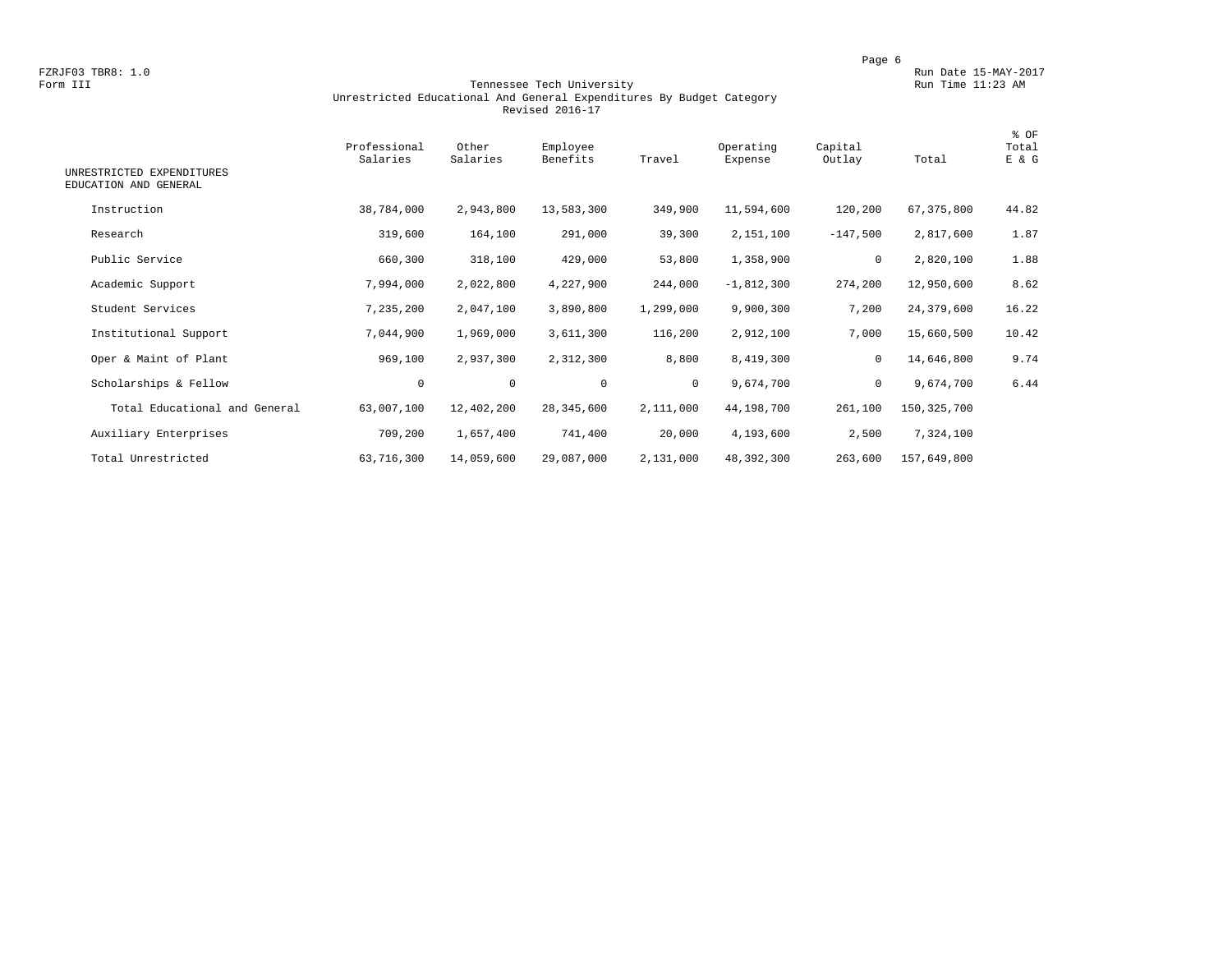FZRJF03 TBR8: 1.0
Form III

Run Date 15-MAY-2017
Run Time 11:23 AM

## Tennessee Tech University
### Unrestricted Educational And General Expenditures By Budget Category
### Revised 2016-17

| UNRESTRICTED EXPENDITURES EDUCATION AND GENERAL | Professional Salaries | Other Salaries | Employee Benefits | Travel | Operating Expense | Capital Outlay | Total | % OF Total E & G |
|---|---|---|---|---|---|---|---|---|
| Instruction | 38,784,000 | 2,943,800 | 13,583,300 | 349,900 | 11,594,600 | 120,200 | 67,375,800 | 44.82 |
| Research | 319,600 | 164,100 | 291,000 | 39,300 | 2,151,100 | -147,500 | 2,817,600 | 1.87 |
| Public Service | 660,300 | 318,100 | 429,000 | 53,800 | 1,358,900 | 0 | 2,820,100 | 1.88 |
| Academic Support | 7,994,000 | 2,022,800 | 4,227,900 | 244,000 | -1,812,300 | 274,200 | 12,950,600 | 8.62 |
| Student Services | 7,235,200 | 2,047,100 | 3,890,800 | 1,299,000 | 9,900,300 | 7,200 | 24,379,600 | 16.22 |
| Institutional Support | 7,044,900 | 1,969,000 | 3,611,300 | 116,200 | 2,912,100 | 7,000 | 15,660,500 | 10.42 |
| Oper & Maint of Plant | 969,100 | 2,937,300 | 2,312,300 | 8,800 | 8,419,300 | 0 | 14,646,800 | 9.74 |
| Scholarships & Fellow | 0 | 0 | 0 | 0 | 9,674,700 | 0 | 9,674,700 | 6.44 |
| Total Educational and General | 63,007,100 | 12,402,200 | 28,345,600 | 2,111,000 | 44,198,700 | 261,100 | 150,325,700 | |
| Auxiliary Enterprises | 709,200 | 1,657,400 | 741,400 | 20,000 | 4,193,600 | 2,500 | 7,324,100 | |
| Total Unrestricted | 63,716,300 | 14,059,600 | 29,087,000 | 2,131,000 | 48,392,300 | 263,600 | 157,649,800 | |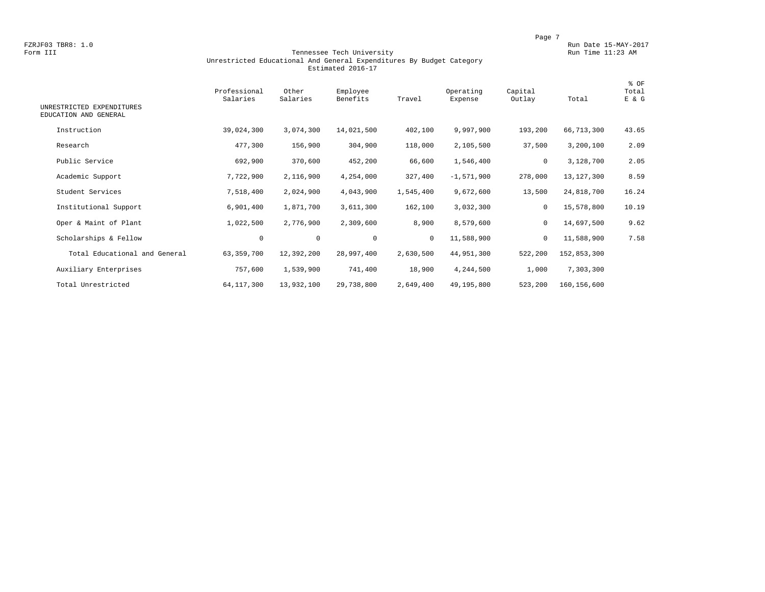FZRJF03 TBR8: 1.0
Form III

Run Date 15-MAY-2017
Run Time 11:23 AM

# Tennessee Tech University
## Unrestricted Educational And General Expenditures By Budget Category
### Estimated 2016-17

| UNRESTRICTED EXPENDITURES EDUCATION AND GENERAL | Professional Salaries | Other Salaries | Employee Benefits | Travel | Operating Expense | Capital Outlay | Total | % OF Total E & G |
|---|---|---|---|---|---|---|---|---|
| Instruction | 39,024,300 | 3,074,300 | 14,021,500 | 402,100 | 9,997,900 | 193,200 | 66,713,300 | 43.65 |
| Research | 477,300 | 156,900 | 304,900 | 118,000 | 2,105,500 | 37,500 | 3,200,100 | 2.09 |
| Public Service | 692,900 | 370,600 | 452,200 | 66,600 | 1,546,400 | 0 | 3,128,700 | 2.05 |
| Academic Support | 7,722,900 | 2,116,900 | 4,254,000 | 327,400 | -1,571,900 | 278,000 | 13,127,300 | 8.59 |
| Student Services | 7,518,400 | 2,024,900 | 4,043,900 | 1,545,400 | 9,672,600 | 13,500 | 24,818,700 | 16.24 |
| Institutional Support | 6,901,400 | 1,871,700 | 3,611,300 | 162,100 | 3,032,300 | 0 | 15,578,800 | 10.19 |
| Oper & Maint of Plant | 1,022,500 | 2,776,900 | 2,309,600 | 8,900 | 8,579,600 | 0 | 14,697,500 | 9.62 |
| Scholarships & Fellow | 0 | 0 | 0 | 0 | 11,588,900 | 0 | 11,588,900 | 7.58 |
| Total Educational and General | 63,359,700 | 12,392,200 | 28,997,400 | 2,630,500 | 44,951,300 | 522,200 | 152,853,300 | |
| Auxiliary Enterprises | 757,600 | 1,539,900 | 741,400 | 18,900 | 4,244,500 | 1,000 | 7,303,300 | |
| Total Unrestricted | 64,117,300 | 13,932,100 | 29,738,800 | 2,649,400 | 49,195,800 | 523,200 | 160,156,600 | |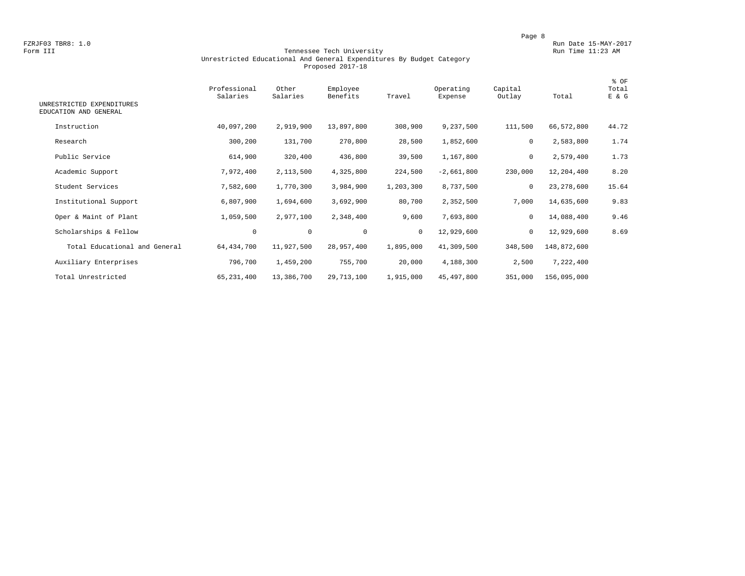FZRJF03 TBR8: 1.0
Form III

Run Date 15-MAY-2017
Run Time 11:23 AM

# Tennessee Tech University
## Unrestricted Educational And General Expenditures By Budget Category
### Proposed 2017-18

| UNRESTRICTED EXPENDITURES EDUCATION AND GENERAL | Professional Salaries | Other Salaries | Employee Benefits | Travel | Operating Expense | Capital Outlay | Total | % OF Total E & G |
|---|---|---|---|---|---|---|---|---|
| Instruction | 40,097,200 | 2,919,900 | 13,897,800 | 308,900 | 9,237,500 | 111,500 | 66,572,800 | 44.72 |
| Research | 300,200 | 131,700 | 270,800 | 28,500 | 1,852,600 | 0 | 2,583,800 | 1.74 |
| Public Service | 614,900 | 320,400 | 436,800 | 39,500 | 1,167,800 | 0 | 2,579,400 | 1.73 |
| Academic Support | 7,972,400 | 2,113,500 | 4,325,800 | 224,500 | -2,661,800 | 230,000 | 12,204,400 | 8.20 |
| Student Services | 7,582,600 | 1,770,300 | 3,984,900 | 1,203,300 | 8,737,500 | 0 | 23,278,600 | 15.64 |
| Institutional Support | 6,807,900 | 1,694,600 | 3,692,900 | 80,700 | 2,352,500 | 7,000 | 14,635,600 | 9.83 |
| Oper & Maint of Plant | 1,059,500 | 2,977,100 | 2,348,400 | 9,600 | 7,693,800 | 0 | 14,088,400 | 9.46 |
| Scholarships & Fellow | 0 | 0 | 0 | 0 | 12,929,600 | 0 | 12,929,600 | 8.69 |
| Total Educational and General | 64,434,700 | 11,927,500 | 28,957,400 | 1,895,000 | 41,309,500 | 348,500 | 148,872,600 | |
| Auxiliary Enterprises | 796,700 | 1,459,200 | 755,700 | 20,000 | 4,188,300 | 2,500 | 7,222,400 | |
| Total Unrestricted | 65,231,400 | 13,386,700 | 29,713,100 | 1,915,000 | 45,497,800 | 351,000 | 156,095,000 | |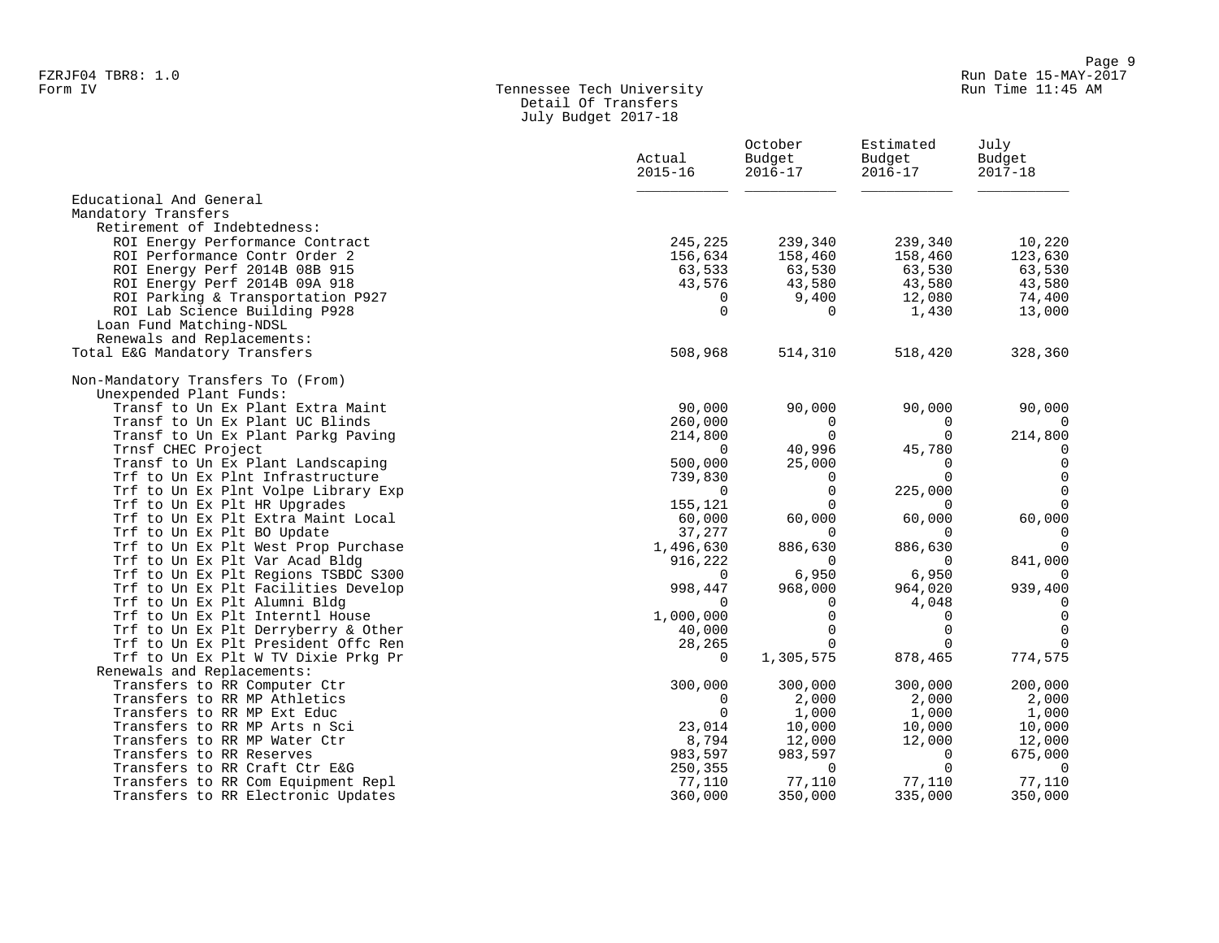FZRJF04 TBR8: 1.0
Form IV

Tennessee Tech University
Detail Of Transfers
July Budget 2017-18

Run Date 15-MAY-2017
Run Time 11:45 AM

| | Actual 2015-16 | October Budget 2016-17 | Estimated Budget 2016-17 | July Budget 2017-18 |
|---|---|---|---|---|
| Educational And General | | | | |
| Mandatory Transfers | | | | |
| Retirement of Indebtedness: | | | | |
| ROI Energy Performance Contract | 245,225 | 239,340 | 239,340 | 10,220 |
| ROI Performance Contr Order 2 | 156,634 | 158,460 | 158,460 | 123,630 |
| ROI Energy Perf 2014B 08B 915 | 63,533 | 63,530 | 63,530 | 63,530 |
| ROI Energy Perf 2014B 09A 918 | 43,576 | 43,580 | 43,580 | 43,580 |
| ROI Parking & Transportation P927 | 0 | 9,400 | 12,080 | 74,400 |
| ROI Lab Science Building P928 | 0 | 0 | 1,430 | 13,000 |
| Loan Fund Matching-NDSL | | | | |
| Renewals and Replacements: | | | | |
| Total E&G Mandatory Transfers | 508,968 | 514,310 | 518,420 | 328,360 |
| | | | | |
| Non-Mandatory Transfers To (From) | | | | |
| Unexpended Plant Funds: | | | | |
| Transf to Un Ex Plant Extra Maint | 90,000 | 90,000 | 90,000 | 90,000 |
| Transf to Un Ex Plant UC Blinds | 260,000 | 0 | 0 | 0 |
| Transf to Un Ex Plant Parkg Paving | 214,800 | 0 | 0 | 214,800 |
| Trnsf CHEC Project | 0 | 40,996 | 45,780 | 0 |
| Transf to Un Ex Plant Landscaping | 500,000 | 25,000 | 0 | 0 |
| Trf to Un Ex Plnt Infrastructure | 739,830 | 0 | 0 | 0 |
| Trf to Un Ex Plnt Volpe Library Exp | 0 | 0 | 225,000 | 0 |
| Trf to Un Ex Plt HR Upgrades | 155,121 | 0 | 0 | 0 |
| Trf to Un Ex Plt Extra Maint Local | 60,000 | 60,000 | 60,000 | 60,000 |
| Trf to Un Ex Plt BO Update | 37,277 | 0 | 0 | 0 |
| Trf to Un Ex Plt West Prop Purchase | 1,496,630 | 886,630 | 886,630 | 0 |
| Trf to Un Ex Plt Var Acad Bldg | 916,222 | 0 | 0 | 841,000 |
| Trf to Un Ex Plt Regions TSBDC S300 | 0 | 6,950 | 6,950 | 0 |
| Trf to Un Ex Plt Facilities Develop | 998,447 | 968,000 | 964,020 | 939,400 |
| Trf to Un Ex Plt Alumni Bldg | 0 | 0 | 4,048 | 0 |
| Trf to Un Ex Plt Interntl House | 1,000,000 | 0 | 0 | 0 |
| Trf to Un Ex Plt Derryberry & Other | 40,000 | 0 | 0 | 0 |
| Trf to Un Ex Plt President Offc Ren | 28,265 | 0 | 0 | 0 |
| Trf to Un Ex Plt W TV Dixie Prkg Pr | 0 | 1,305,575 | 878,465 | 774,575 |
| Renewals and Replacements: | | | | |
| Transfers to RR Computer Ctr | 300,000 | 300,000 | 300,000 | 200,000 |
| Transfers to RR MP Athletics | 0 | 2,000 | 2,000 | 2,000 |
| Transfers to RR MP Ext Educ | 0 | 1,000 | 1,000 | 1,000 |
| Transfers to RR MP Arts n Sci | 23,014 | 10,000 | 10,000 | 10,000 |
| Transfers to RR MP Water Ctr | 8,794 | 12,000 | 12,000 | 12,000 |
| Transfers to RR Reserves | 983,597 | 983,597 | 0 | 675,000 |
| Transfers to RR Craft Ctr E&G | 250,355 | 0 | 0 | 0 |
| Transfers to RR Com Equipment Repl | 77,110 | 77,110 | 77,110 | 77,110 |
| Transfers to RR Electronic Updates | 360,000 | 350,000 | 335,000 | 350,000 |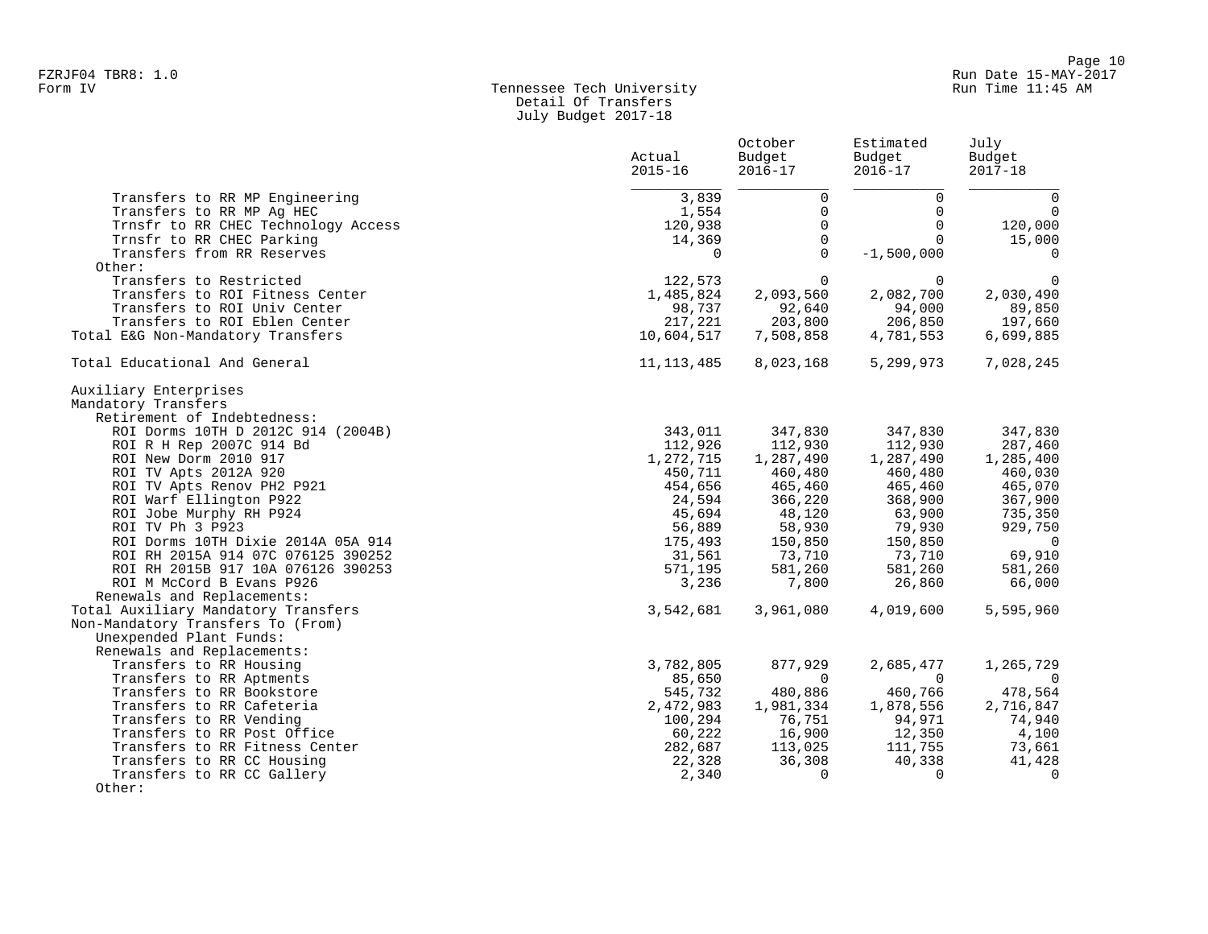Tennessee Tech University
Detail Of Transfers
July Budget 2017-18

| | Actual 2015-16 | October Budget 2016-17 | Estimated Budget 2016-17 | July Budget 2017-18 |
|---|---|---|---|---|
| Transfers to RR MP Engineering | 3,839 | 0 | 0 | 0 |
| Transfers to RR MP Ag HEC | 1,554 | 0 | 0 | 0 |
| Trnsfr to RR CHEC Technology Access | 120,938 | 0 | 0 | 120,000 |
| Trnsfr to RR CHEC Parking | 14,369 | 0 | 0 | 15,000 |
| Transfers from RR Reserves | 0 | 0 | -1,500,000 | 0 |
| Other: | | | | |
| Transfers to Restricted | 122,573 | 0 | 0 | 0 |
| Transfers to ROI Fitness Center | 1,485,824 | 2,093,560 | 2,082,700 | 2,030,490 |
| Transfers to ROI Univ Center | 98,737 | 92,640 | 94,000 | 89,850 |
| Transfers to ROI Eblen Center | 217,221 | 203,800 | 206,850 | 197,660 |
| Total E&G Non-Mandatory Transfers | 10,604,517 | 7,508,858 | 4,781,553 | 6,699,885 |
| | | | | |
| Total Educational And General | 11,113,485 | 8,023,168 | 5,299,973 | 7,028,245 |
| | | | | |
| Auxiliary Enterprises | | | | |
| Mandatory Transfers | | | | |
| Retirement of Indebtedness: | | | | |
| ROI Dorms 10TH D 2012C 914 (2004B) | 343,011 | 347,830 | 347,830 | 347,830 |
| ROI R H Rep 2007C 914 Bd | 112,926 | 112,930 | 112,930 | 287,460 |
| ROI New Dorm 2010 917 | 1,272,715 | 1,287,490 | 1,287,490 | 1,285,400 |
| ROI TV Apts 2012A 920 | 450,711 | 460,480 | 460,480 | 460,030 |
| ROI TV Apts Renov PH2 P921 | 454,656 | 465,460 | 465,460 | 465,070 |
| ROI Warf Ellington P922 | 24,594 | 366,220 | 368,900 | 367,900 |
| ROI Jobe Murphy RH P924 | 45,694 | 48,120 | 63,900 | 735,350 |
| ROI TV Ph 3 P923 | 56,889 | 58,930 | 79,930 | 929,750 |
| ROI Dorms 10TH Dixie 2014A 05A 914 | 175,493 | 150,850 | 150,850 | 0 |
| ROI RH 2015A 914 07C 076125 390252 | 31,561 | 73,710 | 73,710 | 69,910 |
| ROI RH 2015B 917 10A 076126 390253 | 571,195 | 581,260 | 581,260 | 581,260 |
| ROI M McCord B Evans P926 | 3,236 | 7,800 | 26,860 | 66,000 |
| Renewals and Replacements: | | | | |
| Total Auxiliary Mandatory Transfers | 3,542,681 | 3,961,080 | 4,019,600 | 5,595,960 |
| Non-Mandatory Transfers To (From) | | | | |
| Unexpended Plant Funds: | | | | |
| Renewals and Replacements: | | | | |
| Transfers to RR Housing | 3,782,805 | 877,929 | 2,685,477 | 1,265,729 |
| Transfers to RR Aptments | 85,650 | 0 | 0 | 0 |
| Transfers to RR Bookstore | 545,732 | 480,886 | 460,766 | 478,564 |
| Transfers to RR Cafeteria | 2,472,983 | 1,981,334 | 1,878,556 | 2,716,847 |
| Transfers to RR Vending | 100,294 | 76,751 | 94,971 | 74,940 |
| Transfers to RR Post Office | 60,222 | 16,900 | 12,350 | 4,100 |
| Transfers to RR Fitness Center | 282,687 | 113,025 | 111,755 | 73,661 |
| Transfers to RR CC Housing | 22,328 | 36,308 | 40,338 | 41,428 |
| Transfers to RR CC Gallery | 2,340 | 0 | 0 | 0 |
| Other: | | | | |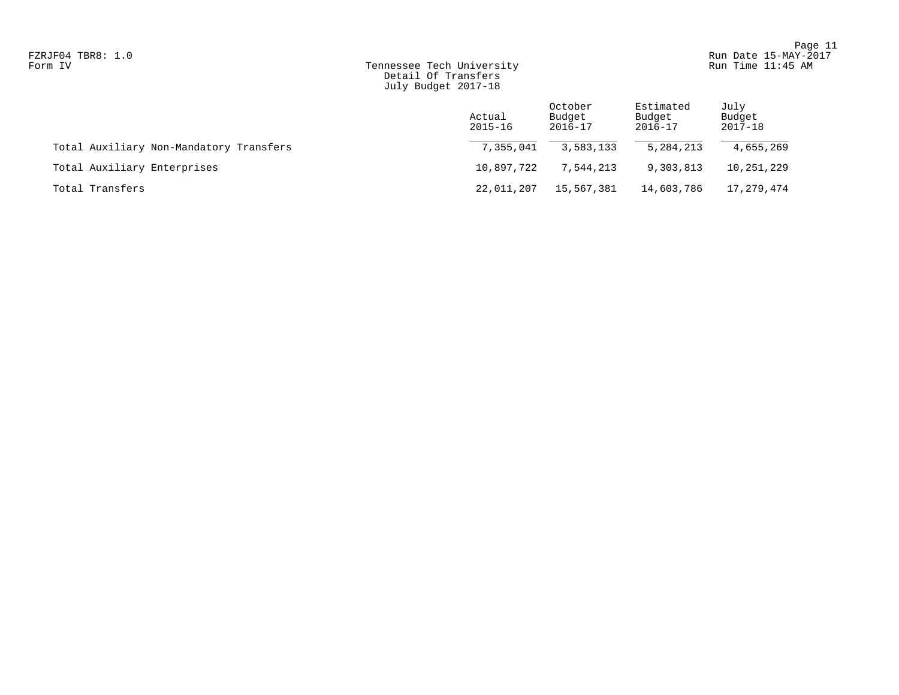Tennessee Tech University
Detail Of Transfers
July Budget 2017-18

| | Actual 2015-16 | October Budget 2016-17 | Estimated Budget 2016-17 | July Budget 2017-18 |
|---|---|---|---|---|
| Total Auxiliary Non-Mandatory Transfers | 7,355,041 | 3,583,133 | 5,284,213 | 4,655,269 |
| Total Auxiliary Enterprises | 10,897,722 | 7,544,213 | 9,303,813 | 10,251,229 |
| Total Transfers | 22,011,207 | 15,567,381 | 14,603,786 | 17,279,474 |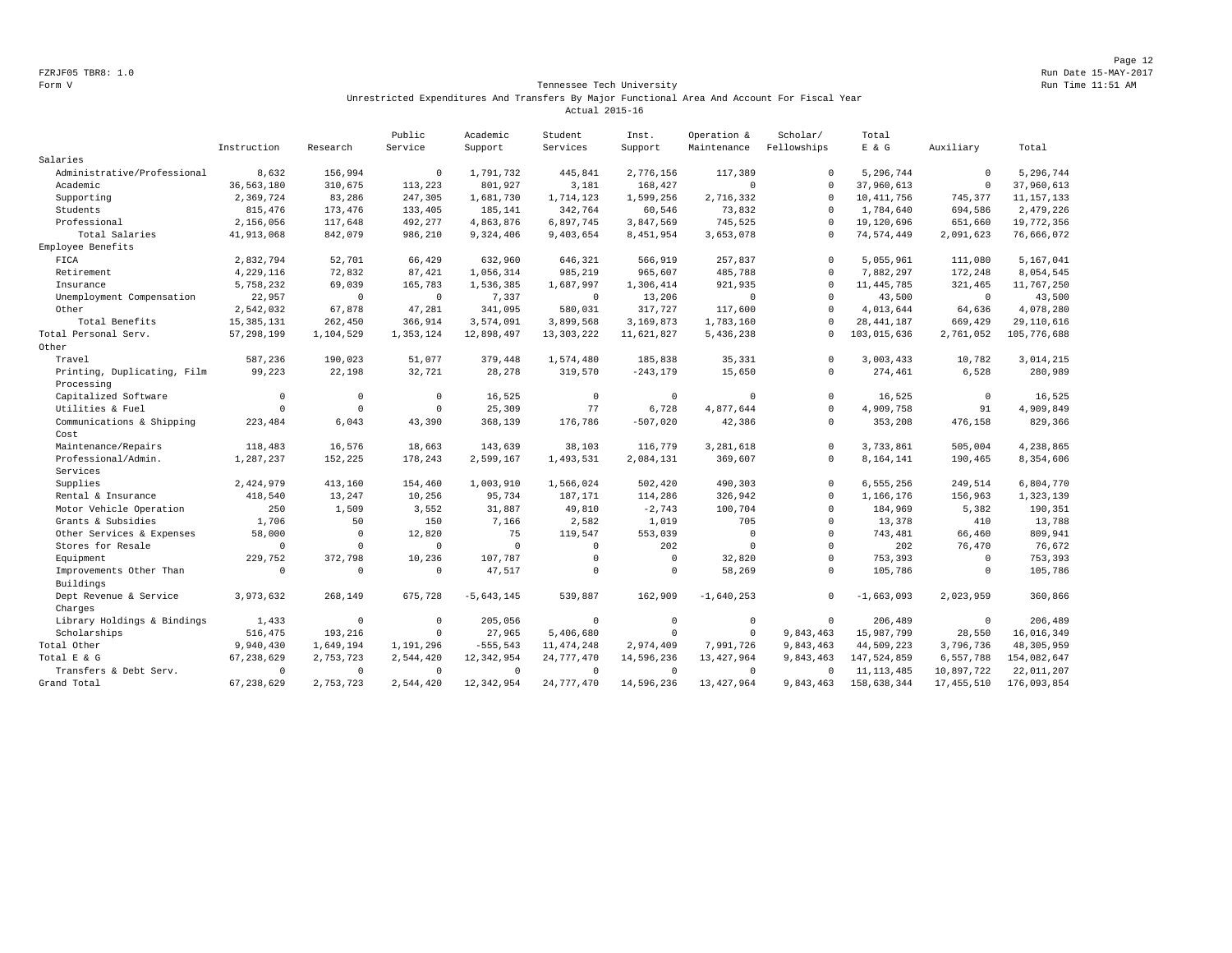FZRJF05 TBR8: 1.0

Form V

Tennessee Tech University

Unrestricted Expenditures And Transfers By Major Functional Area And Account For Fiscal Year

Actual 2015-16

Run Date 15-MAY-2017

Run Time 11:51 AM

| | Instruction | Research | Public Service | Academic Support | Student Services | Inst. Support | Operation & Maintenance | Scholar/ Fellowships | Total E & G | Auxiliary | Total |
|---|---|---|---|---|---|---|---|---|---|---|---|
| Salaries | | | | | | | | | | | |
| Administrative/Professional | 8,632 | 156,994 | 0 | 1,791,732 | 445,841 | 2,776,156 | 117,389 | 0 | 5,296,744 | 0 | 5,296,744 |
| Academic | 36,563,180 | 310,675 | 113,223 | 801,927 | 3,181 | 168,427 | 0 | 0 | 37,960,613 | 0 | 37,960,613 |
| Supporting | 2,369,724 | 83,286 | 247,305 | 1,681,730 | 1,714,123 | 1,599,256 | 2,716,332 | 0 | 10,411,756 | 745,377 | 11,157,133 |
| Students | 815,476 | 173,476 | 133,405 | 185,141 | 342,764 | 60,546 | 73,832 | 0 | 1,784,640 | 694,586 | 2,479,226 |
| Professional | 2,156,056 | 117,648 | 492,277 | 4,863,876 | 6,897,745 | 3,847,569 | 745,525 | 0 | 19,120,696 | 651,660 | 19,772,356 |
| Total Salaries | 41,913,068 | 842,079 | 986,210 | 9,324,406 | 9,403,654 | 8,451,954 | 3,653,078 | 0 | 74,574,449 | 2,091,623 | 76,666,072 |
| Employee Benefits | | | | | | | | | | | |
| FICA | 2,832,794 | 52,701 | 66,429 | 632,960 | 646,321 | 566,919 | 257,837 | 0 | 5,055,961 | 111,080 | 5,167,041 |
| Retirement | 4,229,116 | 72,832 | 87,421 | 1,056,314 | 985,219 | 965,607 | 485,788 | 0 | 7,882,297 | 172,248 | 8,054,545 |
| Insurance | 5,758,232 | 69,039 | 165,783 | 1,536,385 | 1,687,997 | 1,306,414 | 921,935 | 0 | 11,445,785 | 321,465 | 11,767,250 |
| Unemployment Compensation | 22,957 | 0 | 0 | 7,337 | 0 | 13,206 | 0 | 0 | 43,500 | 0 | 43,500 |
| Other | 2,542,032 | 67,878 | 47,281 | 341,095 | 580,031 | 317,727 | 117,600 | 0 | 4,013,644 | 64,636 | 4,078,280 |
| Total Benefits | 15,385,131 | 262,450 | 366,914 | 3,574,091 | 3,899,568 | 3,169,873 | 1,783,160 | 0 | 28,441,187 | 669,429 | 29,110,616 |
| Total Personal Serv. | 57,298,199 | 1,104,529 | 1,353,124 | 12,898,497 | 13,303,222 | 11,621,827 | 5,436,238 | 0 | 103,015,636 | 2,761,052 | 105,776,688 |
| Other | | | | | | | | | | | |
| Travel | 587,236 | 190,023 | 51,077 | 379,448 | 1,574,480 | 185,838 | 35,331 | 0 | 3,003,433 | 10,782 | 3,014,215 |
| Printing, Duplicating, Film Processing | 99,223 | 22,198 | 32,721 | 28,278 | 319,570 | -243,179 | 15,650 | 0 | 274,461 | 6,528 | 280,989 |
| Capitalized Software | 0 | 0 | 0 | 16,525 | 0 | 0 | 0 | 0 | 16,525 | 0 | 16,525 |
| Utilities & Fuel | 0 | 0 | 0 | 25,309 | 77 | 6,728 | 4,877,644 | 0 | 4,909,758 | 91 | 4,909,849 |
| Communications & Shipping Cost | 223,484 | 6,043 | 43,390 | 368,139 | 176,786 | -507,020 | 42,386 | 0 | 353,208 | 476,158 | 829,366 |
| Maintenance/Repairs | 118,483 | 16,576 | 18,663 | 143,639 | 38,103 | 116,779 | 3,281,618 | 0 | 3,733,861 | 505,004 | 4,238,865 |
| Professional/Admin. Services | 1,287,237 | 152,225 | 178,243 | 2,599,167 | 1,493,531 | 2,084,131 | 369,607 | 0 | 8,164,141 | 190,465 | 8,354,606 |
| Supplies | 2,424,979 | 413,160 | 154,460 | 1,003,910 | 1,566,024 | 502,420 | 490,303 | 0 | 6,555,256 | 249,514 | 6,804,770 |
| Rental & Insurance | 418,540 | 13,247 | 10,256 | 95,734 | 187,171 | 114,286 | 326,942 | 0 | 1,166,176 | 156,963 | 1,323,139 |
| Motor Vehicle Operation | 250 | 1,509 | 3,552 | 31,887 | 49,810 | -2,743 | 100,704 | 0 | 184,969 | 5,382 | 190,351 |
| Grants & Subsidies | 1,706 | 50 | 150 | 7,166 | 2,582 | 1,019 | 705 | 0 | 13,378 | 410 | 13,788 |
| Other Services & Expenses | 58,000 | 0 | 12,820 | 75 | 119,547 | 553,039 | 0 | 0 | 743,481 | 66,460 | 809,941 |
| Stores for Resale | 0 | 0 | 0 | 0 | 0 | 202 | 0 | 0 | 202 | 76,470 | 76,672 |
| Equipment | 229,752 | 372,798 | 10,236 | 107,787 | 0 | 0 | 32,820 | 0 | 753,393 | 0 | 753,393 |
| Improvements Other Than Buildings | 0 | 0 | 0 | 47,517 | 0 | 0 | 58,269 | 0 | 105,786 | 0 | 105,786 |
| Dept Revenue & Service Charges | 3,973,632 | 268,149 | 675,728 | -5,643,145 | 539,887 | 162,909 | -1,640,253 | 0 | -1,663,093 | 2,023,959 | 360,866 |
| Library Holdings & Bindings | 1,433 | 0 | 0 | 205,056 | 0 | 0 | 0 | 0 | 206,489 | 0 | 206,489 |
| Scholarships | 516,475 | 193,216 | 0 | 27,965 | 5,406,680 | 0 | 0 | 9,843,463 | 15,987,799 | 28,550 | 16,016,349 |
| Total Other | 9,940,430 | 1,649,194 | 1,191,296 | -555,543 | 11,474,248 | 2,974,409 | 7,991,726 | 9,843,463 | 44,509,223 | 3,796,736 | 48,305,959 |
| Total E & G | 67,238,629 | 2,753,723 | 2,544,420 | 12,342,954 | 24,777,470 | 14,596,236 | 13,427,964 | 9,843,463 | 147,524,859 | 6,557,788 | 154,082,647 |
| Transfers & Debt Serv. | 0 | 0 | 0 | 0 | 0 | 0 | 0 | 0 | 11,113,485 | 10,897,722 | 22,011,207 |
| Grand Total | 67,238,629 | 2,753,723 | 2,544,420 | 12,342,954 | 24,777,470 | 14,596,236 | 13,427,964 | 9,843,463 | 158,638,344 | 17,455,510 | 176,093,854 |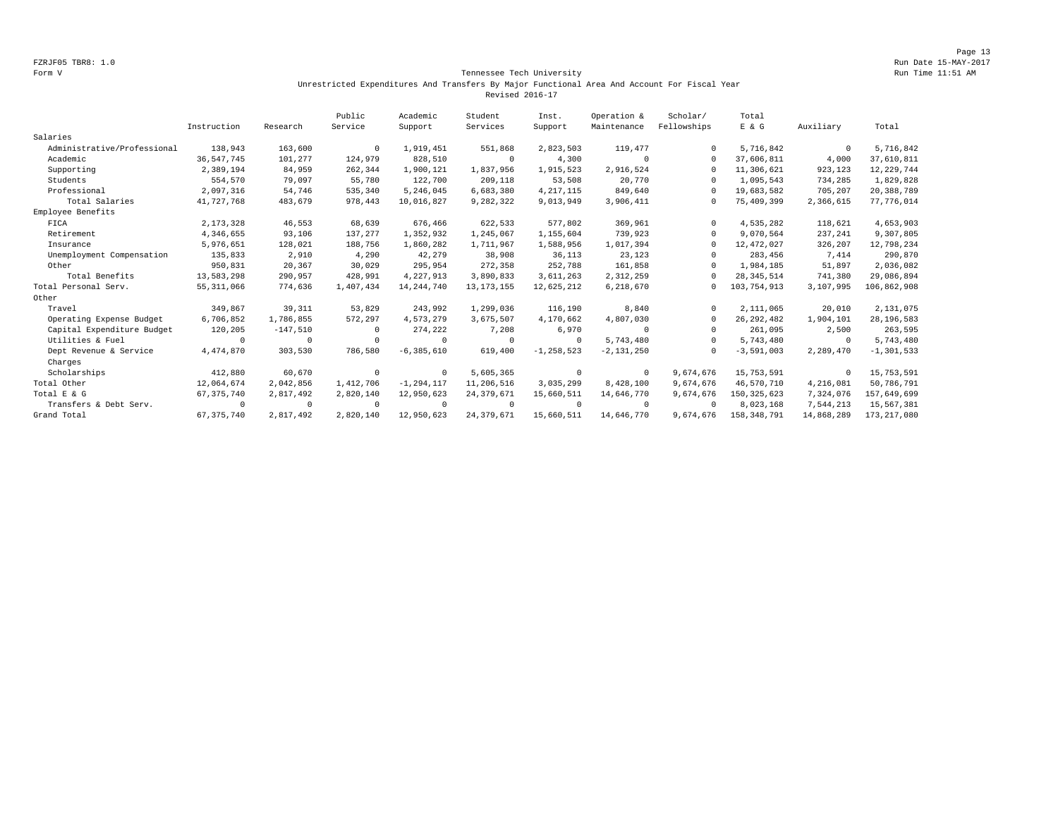FZRJF05 TBR8: 1.0
Run Date 15-MAY-2017
Form V
Run Time 11:51 AM

Tennessee Tech University
Unrestricted Expenditures And Transfers By Major Functional Area And Account For Fiscal Year
Revised 2016-17

| | Instruction | Research | Public Service | Academic Support | Student Services | Inst. Support | Operation & Maintenance | Scholar/ Fellowships | Total E & G | Auxiliary | Total |
|---|---|---|---|---|---|---|---|---|---|---|---|
| Salaries | | | | | | | | | | | |
| Administrative/Professional | 138,943 | 163,600 | 0 | 1,919,451 | 551,868 | 2,823,503 | 119,477 | 0 | 5,716,842 | 0 | 5,716,842 |
| Academic | 36,547,745 | 101,277 | 124,979 | 828,510 | 0 | 4,300 | 0 | 0 | 37,606,811 | 4,000 | 37,610,811 |
| Supporting | 2,389,194 | 84,959 | 262,344 | 1,900,121 | 1,837,956 | 1,915,523 | 2,916,524 | 0 | 11,306,621 | 923,123 | 12,229,744 |
| Students | 554,570 | 79,097 | 55,780 | 122,700 | 209,118 | 53,508 | 20,770 | 0 | 1,095,543 | 734,285 | 1,829,828 |
| Professional | 2,097,316 | 54,746 | 535,340 | 5,246,045 | 6,683,380 | 4,217,115 | 849,640 | 0 | 19,683,582 | 705,207 | 20,388,789 |
| Total Salaries | 41,727,768 | 483,679 | 978,443 | 10,016,827 | 9,282,322 | 9,013,949 | 3,906,411 | 0 | 75,409,399 | 2,366,615 | 77,776,014 |
| Employee Benefits | | | | | | | | | | | |
| FICA | 2,173,328 | 46,553 | 68,639 | 676,466 | 622,533 | 577,802 | 369,961 | 0 | 4,535,282 | 118,621 | 4,653,903 |
| Retirement | 4,346,655 | 93,106 | 137,277 | 1,352,932 | 1,245,067 | 1,155,604 | 739,923 | 0 | 9,070,564 | 237,241 | 9,307,805 |
| Insurance | 5,976,651 | 128,021 | 188,756 | 1,860,282 | 1,711,967 | 1,588,956 | 1,017,394 | 0 | 12,472,027 | 326,207 | 12,798,234 |
| Unemployment Compensation | 135,833 | 2,910 | 4,290 | 42,279 | 38,908 | 36,113 | 23,123 | 0 | 283,456 | 7,414 | 290,870 |
| Other | 950,831 | 20,367 | 30,029 | 295,954 | 272,358 | 252,788 | 161,858 | 0 | 1,984,185 | 51,897 | 2,036,082 |
| Total Benefits | 13,583,298 | 290,957 | 428,991 | 4,227,913 | 3,890,833 | 3,611,263 | 2,312,259 | 0 | 28,345,514 | 741,380 | 29,086,894 |
| Total Personal Serv. | 55,311,066 | 774,636 | 1,407,434 | 14,244,740 | 13,173,155 | 12,625,212 | 6,218,670 | 0 | 103,754,913 | 3,107,995 | 106,862,908 |
| Other | | | | | | | | | | | |
| Travel | 349,867 | 39,311 | 53,829 | 243,992 | 1,299,036 | 116,190 | 8,840 | 0 | 2,111,065 | 20,010 | 2,131,075 |
| Operating Expense Budget | 6,706,852 | 1,786,855 | 572,297 | 4,573,279 | 3,675,507 | 4,170,662 | 4,807,030 | 0 | 26,292,482 | 1,904,101 | 28,196,583 |
| Capital Expenditure Budget | 120,205 | -147,510 | 0 | 274,222 | 7,208 | 6,970 | 0 | 0 | 261,095 | 2,500 | 263,595 |
| Utilities & Fuel | 0 | 0 | 0 | 0 | 0 | 0 | 5,743,480 | 0 | 5,743,480 | 0 | 5,743,480 |
| Dept Revenue & Service Charges | 4,474,870 | 303,530 | 786,580 | -6,385,610 | 619,400 | -1,258,523 | -2,131,250 | 0 | -3,591,003 | 2,289,470 | -1,301,533 |
| Scholarships | 412,880 | 60,670 | 0 | 0 | 5,605,365 | 0 | 0 | 9,674,676 | 15,753,591 | 0 | 15,753,591 |
| Total Other | 12,064,674 | 2,042,856 | 1,412,706 | -1,294,117 | 11,206,516 | 3,035,299 | 8,428,100 | 9,674,676 | 46,570,710 | 4,216,081 | 50,786,791 |
| Total E & G | 67,375,740 | 2,817,492 | 2,820,140 | 12,950,623 | 24,379,671 | 15,660,511 | 14,646,770 | 9,674,676 | 150,325,623 | 7,324,076 | 157,649,699 |
| Transfers & Debt Serv. | 0 | 0 | 0 | 0 | 0 | 0 | 0 | 0 | 8,023,168 | 7,544,213 | 15,567,381 |
| Grand Total | 67,375,740 | 2,817,492 | 2,820,140 | 12,950,623 | 24,379,671 | 15,660,511 | 14,646,770 | 9,674,676 | 158,348,791 | 14,868,289 | 173,217,080 |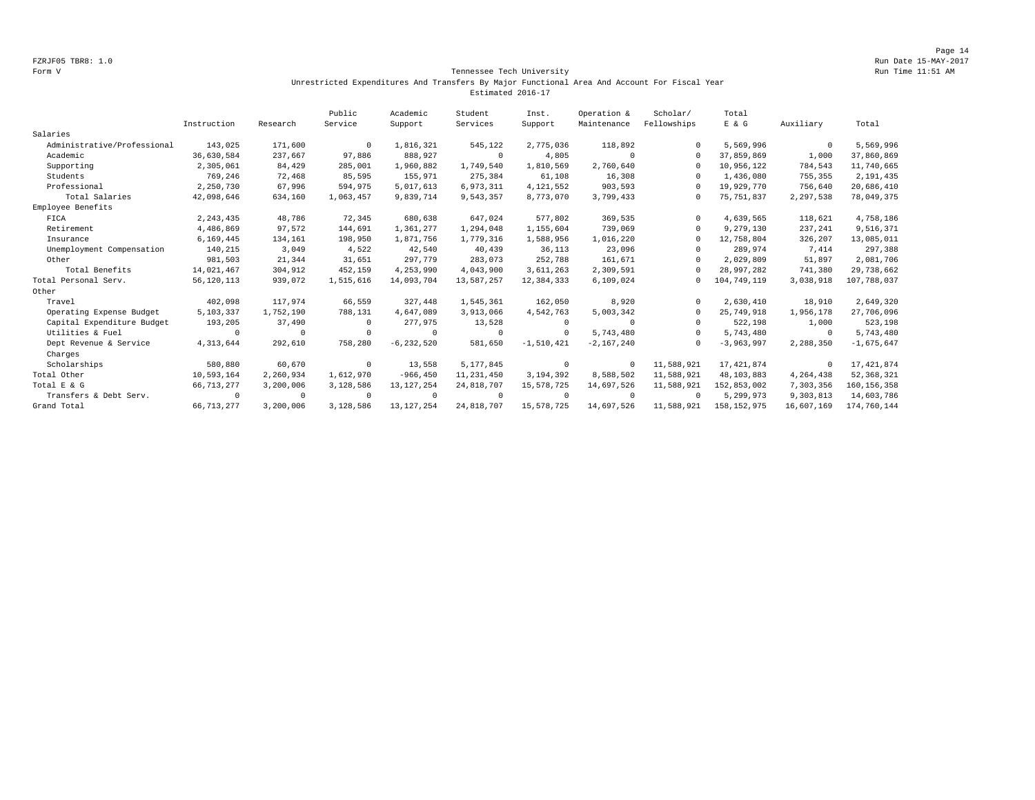FZRJF05 TBR8: 1.0
Form V

Tennessee Tech University
Unrestricted Expenditures And Transfers By Major Functional Area And Account For Fiscal Year
Estimated 2016-17

Run Date 15-MAY-2017
Run Time 11:51 AM

| | Instruction | Research | Public Service | Academic Support | Student Services | Inst. Support | Operation & Maintenance | Scholar/ Fellowships | Total E & G | Auxiliary | Total |
|---|---|---|---|---|---|---|---|---|---|---|---|
| Salaries | | | | | | | | | | | |
| Administrative/Professional | 143,025 | 171,600 | 0 | 1,816,321 | 545,122 | 2,775,036 | 118,892 | 0 | 5,569,996 | 0 | 5,569,996 |
| Academic | 36,630,584 | 237,667 | 97,886 | 888,927 | 0 | 4,805 | 0 | 0 | 37,859,869 | 1,000 | 37,860,869 |
| Supporting | 2,305,061 | 84,429 | 285,001 | 1,960,882 | 1,749,540 | 1,810,569 | 2,760,640 | 0 | 10,956,122 | 784,543 | 11,740,665 |
| Students | 769,246 | 72,468 | 85,595 | 155,971 | 275,384 | 61,108 | 16,308 | 0 | 1,436,080 | 755,355 | 2,191,435 |
| Professional | 2,250,730 | 67,996 | 594,975 | 5,017,613 | 6,973,311 | 4,121,552 | 903,593 | 0 | 19,929,770 | 756,640 | 20,686,410 |
| Total Salaries | 42,098,646 | 634,160 | 1,063,457 | 9,839,714 | 9,543,357 | 8,773,070 | 3,799,433 | 0 | 75,751,837 | 2,297,538 | 78,049,375 |
| Employee Benefits | | | | | | | | | | | |
| FICA | 2,243,435 | 48,786 | 72,345 | 680,638 | 647,024 | 577,802 | 369,535 | 0 | 4,639,565 | 118,621 | 4,758,186 |
| Retirement | 4,486,869 | 97,572 | 144,691 | 1,361,277 | 1,294,048 | 1,155,604 | 739,069 | 0 | 9,279,130 | 237,241 | 9,516,371 |
| Insurance | 6,169,445 | 134,161 | 198,950 | 1,871,756 | 1,779,316 | 1,588,956 | 1,016,220 | 0 | 12,758,804 | 326,207 | 13,085,011 |
| Unemployment Compensation | 140,215 | 3,049 | 4,522 | 42,540 | 40,439 | 36,113 | 23,096 | 0 | 289,974 | 7,414 | 297,388 |
| Other | 981,503 | 21,344 | 31,651 | 297,779 | 283,073 | 252,788 | 161,671 | 0 | 2,029,809 | 51,897 | 2,081,706 |
| Total Benefits | 14,021,467 | 304,912 | 452,159 | 4,253,990 | 4,043,900 | 3,611,263 | 2,309,591 | 0 | 28,997,282 | 741,380 | 29,738,662 |
| Total Personal Serv. | 56,120,113 | 939,072 | 1,515,616 | 14,093,704 | 13,587,257 | 12,384,333 | 6,109,024 | 0 | 104,749,119 | 3,038,918 | 107,788,037 |
| Other | | | | | | | | | | | |
| Travel | 402,098 | 117,974 | 66,559 | 327,448 | 1,545,361 | 162,050 | 8,920 | 0 | 2,630,410 | 18,910 | 2,649,320 |
| Operating Expense Budget | 5,103,337 | 1,752,190 | 788,131 | 4,647,089 | 3,913,066 | 4,542,763 | 5,003,342 | 0 | 25,749,918 | 1,956,178 | 27,706,096 |
| Capital Expenditure Budget | 193,205 | 37,490 | 0 | 277,975 | 13,528 | 0 | 0 | 0 | 522,198 | 1,000 | 523,198 |
| Utilities & Fuel | 0 | 0 | 0 | 0 | 0 | 0 | 5,743,480 | 0 | 5,743,480 | 0 | 5,743,480 |
| Dept Revenue & Service Charges | 4,313,644 | 292,610 | 758,280 | -6,232,520 | 581,650 | -1,510,421 | -2,167,240 | 0 | -3,963,997 | 2,288,350 | -1,675,647 |
| Scholarships | 580,880 | 60,670 | 0 | 13,558 | 5,177,845 | 0 | 0 | 11,588,921 | 17,421,874 | 0 | 17,421,874 |
| Total Other | 10,593,164 | 2,260,934 | 1,612,970 | -966,450 | 11,231,450 | 3,194,392 | 8,588,502 | 11,588,921 | 48,103,883 | 4,264,438 | 52,368,321 |
| Total E & G | 66,713,277 | 3,200,006 | 3,128,586 | 13,127,254 | 24,818,707 | 15,578,725 | 14,697,526 | 11,588,921 | 152,853,002 | 7,303,356 | 160,156,358 |
| Transfers & Debt Serv. | 0 | 0 | 0 | 0 | 0 | 0 | 0 | 0 | 5,299,973 | 9,303,813 | 14,603,786 |
| Grand Total | 66,713,277 | 3,200,006 | 3,128,586 | 13,127,254 | 24,818,707 | 15,578,725 | 14,697,526 | 11,588,921 | 158,152,975 | 16,607,169 | 174,760,144 |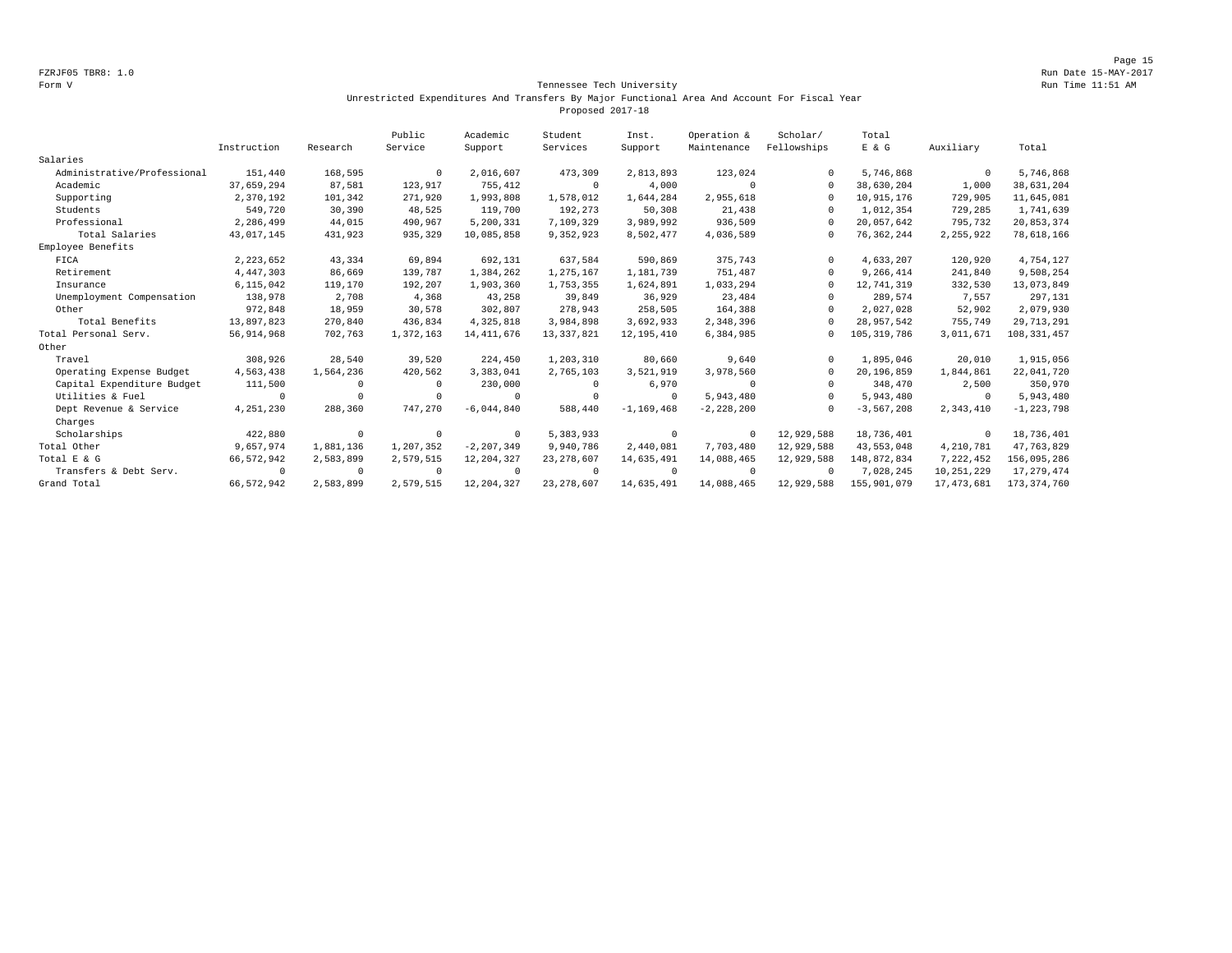FZRJF05 TBR8: 1.0
Run Date 15-MAY-2017
Form V
Run Time 11:51 AM

# Tennessee Tech University

## Unrestricted Expenditures And Transfers By Major Functional Area And Account For Fiscal Year

### Proposed 2017-18

| | Instruction | Research | Public Service | Academic Support | Student Services | Inst. Support | Operation & Maintenance | Scholar/ Fellowships | Total E & G | Auxiliary | Total |
|---|---|---|---|---|---|---|---|---|---|---|---|
| Salaries | | | | | | | | | | | |
| Administrative/Professional | 151,440 | 168,595 | 0 | 2,016,607 | 473,309 | 2,813,893 | 123,024 | 0 | 5,746,868 | 0 | 5,746,868 |
| Academic | 37,659,294 | 87,581 | 123,917 | 755,412 | 0 | 4,000 | 0 | 0 | 38,630,204 | 1,000 | 38,631,204 |
| Supporting | 2,370,192 | 101,342 | 271,920 | 1,993,808 | 1,578,012 | 1,644,284 | 2,955,618 | 0 | 10,915,176 | 729,905 | 11,645,081 |
| Students | 549,720 | 30,390 | 48,525 | 119,700 | 192,273 | 50,308 | 21,438 | 0 | 1,012,354 | 729,285 | 1,741,639 |
| Professional | 2,286,499 | 44,015 | 490,967 | 5,200,331 | 7,109,329 | 3,989,992 | 936,509 | 0 | 20,057,642 | 795,732 | 20,853,374 |
| Total Salaries | 43,017,145 | 431,923 | 935,329 | 10,085,858 | 9,352,923 | 8,502,477 | 4,036,589 | 0 | 76,362,244 | 2,255,922 | 78,618,166 |
| Employee Benefits | | | | | | | | | | | |
| FICA | 2,223,652 | 43,334 | 69,894 | 692,131 | 637,584 | 590,869 | 375,743 | 0 | 4,633,207 | 120,920 | 4,754,127 |
| Retirement | 4,447,303 | 86,669 | 139,787 | 1,384,262 | 1,275,167 | 1,181,739 | 751,487 | 0 | 9,266,414 | 241,840 | 9,508,254 |
| Insurance | 6,115,042 | 119,170 | 192,207 | 1,903,360 | 1,753,355 | 1,624,891 | 1,033,294 | 0 | 12,741,319 | 332,530 | 13,073,849 |
| Unemployment Compensation | 138,978 | 2,708 | 4,368 | 43,258 | 39,849 | 36,929 | 23,484 | 0 | 289,574 | 7,557 | 297,131 |
| Other | 972,848 | 18,959 | 30,578 | 302,807 | 278,943 | 258,505 | 164,388 | 0 | 2,027,028 | 52,902 | 2,079,930 |
| Total Benefits | 13,897,823 | 270,840 | 436,834 | 4,325,818 | 3,984,898 | 3,692,933 | 2,348,396 | 0 | 28,957,542 | 755,749 | 29,713,291 |
| Total Personal Serv. | 56,914,968 | 702,763 | 1,372,163 | 14,411,676 | 13,337,821 | 12,195,410 | 6,384,985 | 0 | 105,319,786 | 3,011,671 | 108,331,457 |
| Other | | | | | | | | | | | |
| Travel | 308,926 | 28,540 | 39,520 | 224,450 | 1,203,310 | 80,660 | 9,640 | 0 | 1,895,046 | 20,010 | 1,915,056 |
| Operating Expense Budget | 4,563,438 | 1,564,236 | 420,562 | 3,383,041 | 2,765,103 | 3,521,919 | 3,978,560 | 0 | 20,196,859 | 1,844,861 | 22,041,720 |
| Capital Expenditure Budget | 111,500 | 0 | 0 | 230,000 | 0 | 6,970 | 0 | 0 | 348,470 | 2,500 | 350,970 |
| Utilities & Fuel | 0 | 0 | 0 | 0 | 0 | 0 | 5,943,480 | 0 | 5,943,480 | 0 | 5,943,480 |
| Dept Revenue & Service Charges | 4,251,230 | 288,360 | 747,270 | -6,044,840 | 588,440 | -1,169,468 | -2,228,200 | 0 | -3,567,208 | 2,343,410 | -1,223,798 |
| Scholarships | 422,880 | 0 | 0 | 0 | 5,383,933 | 0 | 0 | 12,929,588 | 18,736,401 | 0 | 18,736,401 |
| Total Other | 9,657,974 | 1,881,136 | 1,207,352 | -2,207,349 | 9,940,786 | 2,440,081 | 7,703,480 | 12,929,588 | 43,553,048 | 4,210,781 | 47,763,829 |
| Total E & G | 66,572,942 | 2,583,899 | 2,579,515 | 12,204,327 | 23,278,607 | 14,635,491 | 14,088,465 | 12,929,588 | 148,872,834 | 7,222,452 | 156,095,286 |
| Transfers & Debt Serv. | 0 | 0 | 0 | 0 | 0 | 0 | 0 | 0 | 7,028,245 | 10,251,229 | 17,279,474 |
| Grand Total | 66,572,942 | 2,583,899 | 2,579,515 | 12,204,327 | 23,278,607 | 14,635,491 | 14,088,465 | 12,929,588 | 155,901,079 | 17,473,681 | 173,374,760 |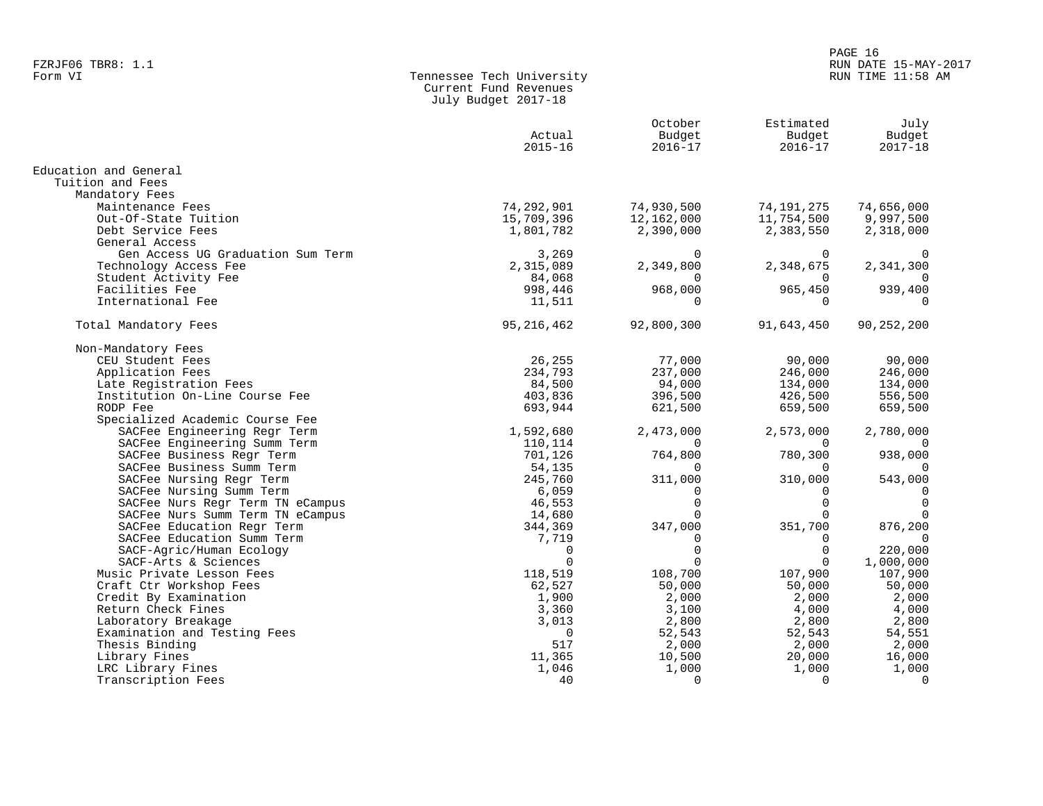FZRJF06 TBR8: 1.1
Form VI

## Tennessee Tech University
### Current Fund Revenues
### July Budget 2017-18

| | Actual 2015-16 | October Budget 2016-17 | Estimated Budget 2016-17 | July Budget 2017-18 |
|---|---|---|---|---|
| **Education and General** | | | | |
| Tuition and Fees | | | | |
| Mandatory Fees | | | | |
| Maintenance Fees | 74,292,901 | 74,930,500 | 74,191,275 | 74,656,000 |
| Out-Of-State Tuition | 15,709,396 | 12,162,000 | 11,754,500 | 9,997,500 |
| Debt Service Fees | 1,801,782 | 2,390,000 | 2,383,550 | 2,318,000 |
| General Access | | | | |
| Gen Access UG Graduation Sum Term | 3,269 | 0 | 0 | 0 |
| Technology Access Fee | 2,315,089 | 2,349,800 | 2,348,675 | 2,341,300 |
| Student Activity Fee | 84,068 | 0 | 0 | 0 |
| Facilities Fee | 998,446 | 968,000 | 965,450 | 939,400 |
| International Fee | 11,511 | 0 | 0 | 0 |
| Total Mandatory Fees | 95,216,462 | 92,800,300 | 91,643,450 | 90,252,200 |
| Non-Mandatory Fees | | | | |
| CEU Student Fees | 26,255 | 77,000 | 90,000 | 90,000 |
| Application Fees | 234,793 | 237,000 | 246,000 | 246,000 |
| Late Registration Fees | 84,500 | 94,000 | 134,000 | 134,000 |
| Institution On-Line Course Fee | 403,836 | 396,500 | 426,500 | 556,500 |
| RODP Fee | 693,944 | 621,500 | 659,500 | 659,500 |
| Specialized Academic Course Fee | | | | |
| SACFee Engineering Regr Term | 1,592,680 | 2,473,000 | 2,573,000 | 2,780,000 |
| SACFee Engineering Summ Term | 110,114 | 0 | 0 | 0 |
| SACFee Business Regr Term | 701,126 | 764,800 | 780,300 | 938,000 |
| SACFee Business Summ Term | 54,135 | 0 | 0 | 0 |
| SACFee Nursing Regr Term | 245,760 | 311,000 | 310,000 | 543,000 |
| SACFee Nursing Summ Term | 6,059 | 0 | 0 | 0 |
| SACFee Nurs Regr Term TN eCampus | 46,553 | 0 | 0 | 0 |
| SACFee Nurs Summ Term TN eCampus | 14,680 | 0 | 0 | 0 |
| SACFee Education Regr Term | 344,369 | 347,000 | 351,700 | 876,200 |
| SACFee Education Summ Term | 7,719 | 0 | 0 | 0 |
| SACF-Agric/Human Ecology | 0 | 0 | 0 | 220,000 |
| SACF-Arts & Sciences | 0 | 0 | 0 | 1,000,000 |
| Music Private Lesson Fees | 118,519 | 108,700 | 107,900 | 107,900 |
| Craft Ctr Workshop Fees | 62,527 | 50,000 | 50,000 | 50,000 |
| Credit By Examination | 1,900 | 2,000 | 2,000 | 2,000 |
| Return Check Fines | 3,360 | 3,100 | 4,000 | 4,000 |
| Laboratory Breakage | 3,013 | 2,800 | 2,800 | 2,800 |
| Examination and Testing Fees | 0 | 52,543 | 52,543 | 54,551 |
| Thesis Binding | 517 | 2,000 | 2,000 | 2,000 |
| Library Fines | 11,365 | 10,500 | 20,000 | 16,000 |
| LRC Library Fines | 1,046 | 1,000 | 1,000 | 1,000 |
| Transcription Fees | 40 | 0 | 0 | 0 |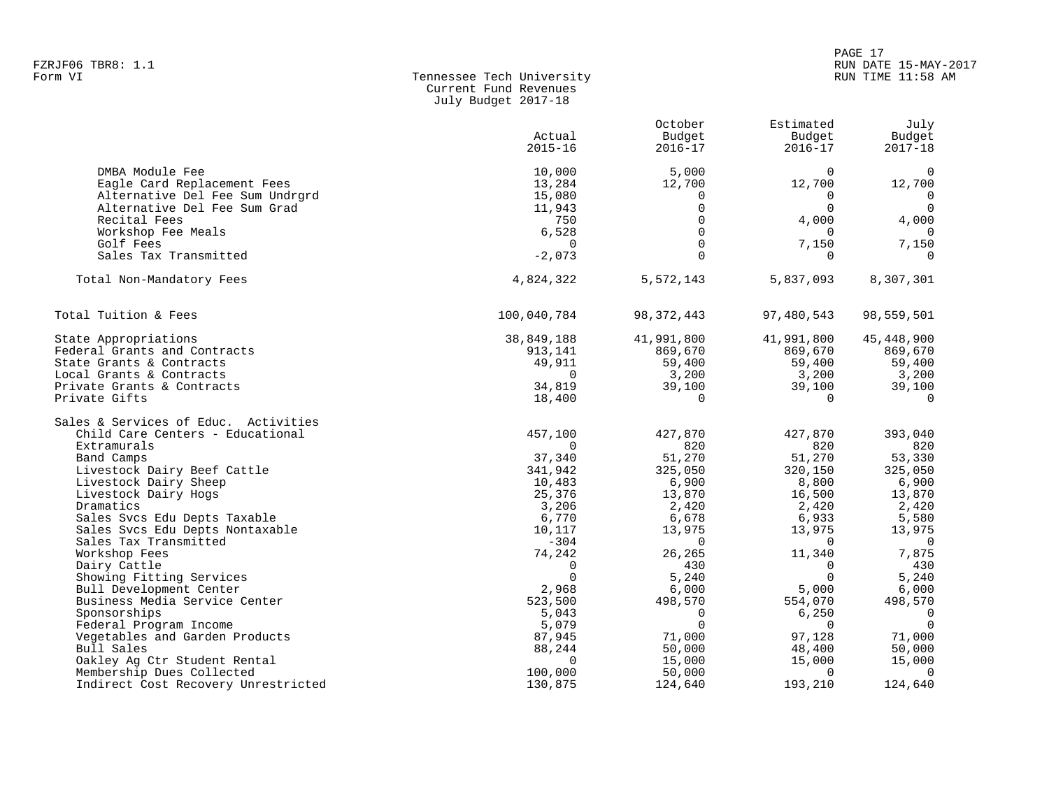FZRJF06 TBR8: 1.1
Form VI

# Tennessee Tech University
## Current Fund Revenues
### July Budget 2017-18

| | Actual 2015-16 | October Budget 2016-17 | Estimated Budget 2016-17 | July Budget 2017-18 |
|---|---|---|---|---|
| DMBA Module Fee | 10,000 | 5,000 | 0 | 0 |
| Eagle Card Replacement Fees | 13,284 | 12,700 | 12,700 | 12,700 |
| Alternative Del Fee Sum Undrgrd | 15,080 | 0 | 0 | 0 |
| Alternative Del Fee Sum Grad | 11,943 | 0 | 0 | 0 |
| Recital Fees | 750 | 0 | 4,000 | 4,000 |
| Workshop Fee Meals | 6,528 | 0 | 0 | 0 |
| Golf Fees | 0 | 0 | 7,150 | 7,150 |
| Sales Tax Transmitted | -2,073 | 0 | 0 | 0 |
| Total Non-Mandatory Fees | 4,824,322 | 5,572,143 | 5,837,093 | 8,307,301 |
| Total Tuition & Fees | 100,040,784 | 98,372,443 | 97,480,543 | 98,559,501 |
| State Appropriations | 38,849,188 | 41,991,800 | 41,991,800 | 45,448,900 |
| Federal Grants and Contracts | 913,141 | 869,670 | 869,670 | 869,670 |
| State Grants & Contracts | 49,911 | 59,400 | 59,400 | 59,400 |
| Local Grants & Contracts | 0 | 3,200 | 3,200 | 3,200 |
| Private Grants & Contracts | 34,819 | 39,100 | 39,100 | 39,100 |
| Private Gifts | 18,400 | 0 | 0 | 0 |
| Sales & Services of Educ. Activities | | | | |
| Child Care Centers - Educational | 457,100 | 427,870 | 427,870 | 393,040 |
| Extramurals | 0 | 820 | 820 | 820 |
| Band Camps | 37,340 | 51,270 | 51,270 | 53,330 |
| Livestock Dairy Beef Cattle | 341,942 | 325,050 | 320,150 | 325,050 |
| Livestock Dairy Sheep | 10,483 | 6,900 | 8,800 | 6,900 |
| Livestock Dairy Hogs | 25,376 | 13,870 | 16,500 | 13,870 |
| Dramatics | 3,206 | 2,420 | 2,420 | 2,420 |
| Sales Svcs Edu Depts Taxable | 6,770 | 6,678 | 6,933 | 5,580 |
| Sales Svcs Edu Depts Nontaxable | 10,117 | 13,975 | 13,975 | 13,975 |
| Sales Tax Transmitted | -304 | 0 | 0 | 0 |
| Workshop Fees | 74,242 | 26,265 | 11,340 | 7,875 |
| Dairy Cattle | 0 | 430 | 0 | 430 |
| Showing Fitting Services | 0 | 5,240 | 0 | 5,240 |
| Bull Development Center | 2,968 | 6,000 | 5,000 | 6,000 |
| Business Media Service Center | 523,500 | 498,570 | 554,070 | 498,570 |
| Sponsorships | 5,043 | 0 | 6,250 | 0 |
| Federal Program Income | 5,079 | 0 | 0 | 0 |
| Vegetables and Garden Products | 87,945 | 71,000 | 97,128 | 71,000 |
| Bull Sales | 88,244 | 50,000 | 48,400 | 50,000 |
| Oakley Ag Ctr Student Rental | 0 | 15,000 | 15,000 | 15,000 |
| Membership Dues Collected | 100,000 | 50,000 | 0 | 0 |
| Indirect Cost Recovery Unrestricted | 130,875 | 124,640 | 193,210 | 124,640 |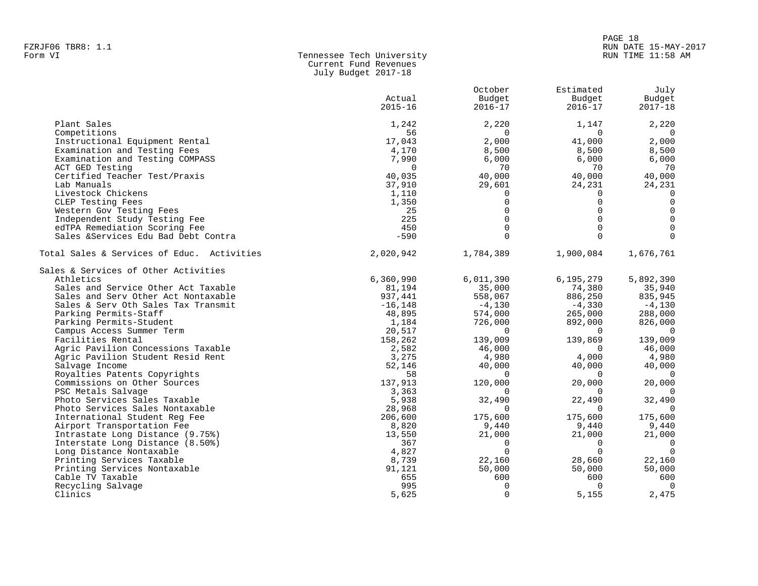Form VI

Tennessee Tech University
Current Fund Revenues
July Budget 2017-18

| | Actual 2015-16 | October Budget 2016-17 | Estimated Budget 2016-17 | July Budget 2017-18 |
|---|---|---|---|---|
| Plant Sales | 1,242 | 2,220 | 1,147 | 2,220 |
| Competitions | 56 | 0 | 0 | 0 |
| Instructional Equipment Rental | 17,043 | 2,000 | 41,000 | 2,000 |
| Examination and Testing Fees | 4,170 | 8,500 | 8,500 | 8,500 |
| Examination and Testing COMPASS | 7,990 | 6,000 | 6,000 | 6,000 |
| ACT GED Testing | 0 | 70 | 70 | 70 |
| Certified Teacher Test/Praxis | 40,035 | 40,000 | 40,000 | 40,000 |
| Lab Manuals | 37,910 | 29,601 | 24,231 | 24,231 |
| Livestock Chickens | 1,110 | 0 | 0 | 0 |
| CLEP Testing Fees | 1,350 | 0 | 0 | 0 |
| Western Gov Testing Fees | 25 | 0 | 0 | 0 |
| Independent Study Testing Fee | 225 | 0 | 0 | 0 |
| edTPA Remediation Scoring Fee | 450 | 0 | 0 | 0 |
| Sales &Services Edu Bad Debt Contra | -590 | 0 | 0 | 0 |
| Total Sales & Services of Educ. Activities | 2,020,942 | 1,784,389 | 1,900,084 | 1,676,761 |
| Sales & Services of Other Activities | | | | |
| Athletics | 6,360,990 | 6,011,390 | 6,195,279 | 5,892,390 |
| Sales and Service Other Act Taxable | 81,194 | 35,000 | 74,380 | 35,940 |
| Sales and Serv Other Act Nontaxable | 937,441 | 558,067 | 886,250 | 835,945 |
| Sales & Serv Oth Sales Tax Transmit | -16,148 | -4,130 | -4,330 | -4,130 |
| Parking Permits-Staff | 48,895 | 574,000 | 265,000 | 288,000 |
| Parking Permits-Student | 1,184 | 726,000 | 892,000 | 826,000 |
| Campus Access Summer Term | 20,517 | 0 | 0 | 0 |
| Facilities Rental | 158,262 | 139,009 | 139,869 | 139,009 |
| Agric Pavilion Concessions Taxable | 2,582 | 46,000 | 0 | 46,000 |
| Agric Pavilion Student Resid Rent | 3,275 | 4,980 | 4,000 | 4,980 |
| Salvage Income | 52,146 | 40,000 | 40,000 | 40,000 |
| Royalties Patents Copyrights | 58 | 0 | 0 | 0 |
| Commissions on Other Sources | 137,913 | 120,000 | 20,000 | 20,000 |
| PSC Metals Salvage | 3,363 | 0 | 0 | 0 |
| Photo Services Sales Taxable | 5,938 | 32,490 | 22,490 | 32,490 |
| Photo Services Sales Nontaxable | 28,968 | 0 | 0 | 0 |
| International Student Reg Fee | 206,600 | 175,600 | 175,600 | 175,600 |
| Airport Transportation Fee | 8,820 | 9,440 | 9,440 | 9,440 |
| Intrastate Long Distance (9.75%) | 13,550 | 21,000 | 21,000 | 21,000 |
| Interstate Long Distance (8.50%) | 367 | 0 | 0 | 0 |
| Long Distance Nontaxable | 4,827 | 0 | 0 | 0 |
| Printing Services Taxable | 8,739 | 22,160 | 28,660 | 22,160 |
| Printing Services Nontaxable | 91,121 | 50,000 | 50,000 | 50,000 |
| Cable TV Taxable | 655 | 600 | 600 | 600 |
| Recycling Salvage | 995 | 0 | 0 | 0 |
| Clinics | 5,625 | 0 | 5,155 | 2,475 |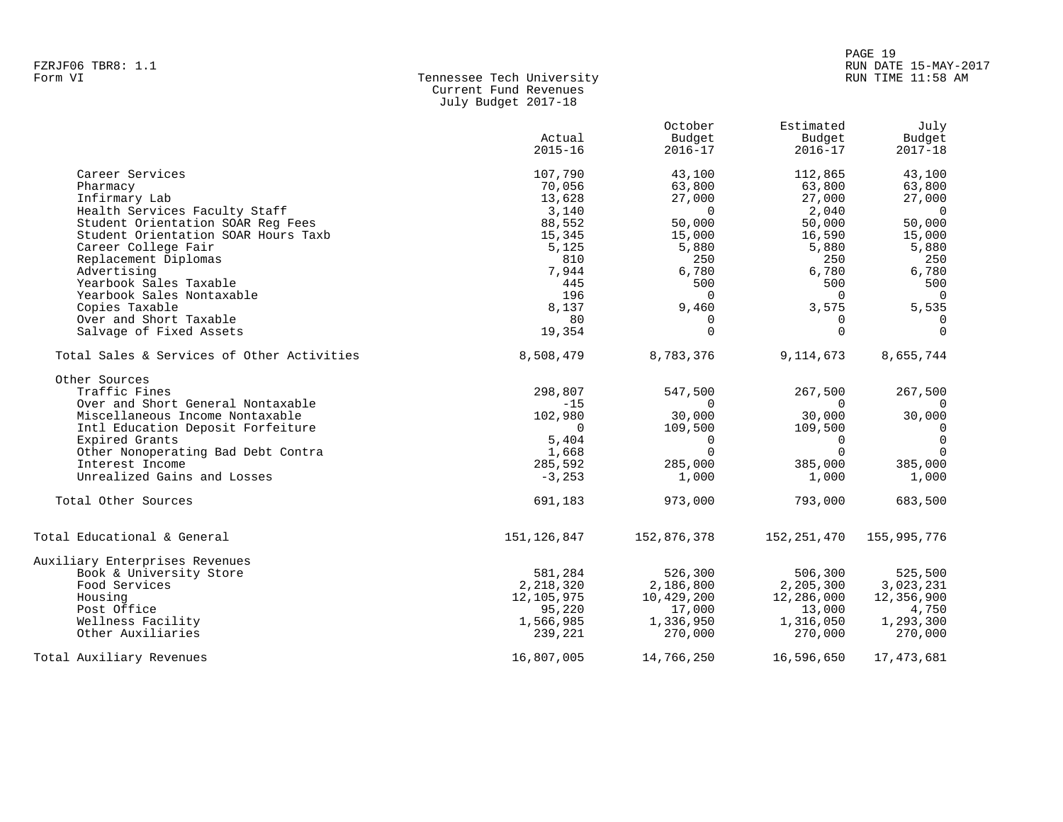FZRJF06 TBR8: 1.1
Form VI

# Tennessee Tech University
## Current Fund Revenues
### July Budget 2017-18

| | Actual 2015-16 | October Budget 2016-17 | Estimated Budget 2016-17 | July Budget 2017-18 |
|---|---|---|---|---|
| Career Services | 107,790 | 43,100 | 112,865 | 43,100 |
| Pharmacy | 70,056 | 63,800 | 63,800 | 63,800 |
| Infirmary Lab | 13,628 | 27,000 | 27,000 | 27,000 |
| Health Services Faculty Staff | 3,140 | 0 | 2,040 | 0 |
| Student Orientation SOAR Reg Fees | 88,552 | 50,000 | 50,000 | 50,000 |
| Student Orientation SOAR Hours Taxb | 15,345 | 15,000 | 16,590 | 15,000 |
| Career College Fair | 5,125 | 5,880 | 5,880 | 5,880 |
| Replacement Diplomas | 810 | 250 | 250 | 250 |
| Advertising | 7,944 | 6,780 | 6,780 | 6,780 |
| Yearbook Sales Taxable | 445 | 500 | 500 | 500 |
| Yearbook Sales Nontaxable | 196 | 0 | 0 | 0 |
| Copies Taxable | 8,137 | 9,460 | 3,575 | 5,535 |
| Over and Short Taxable | 80 | 0 | 0 | 0 |
| Salvage of Fixed Assets | 19,354 | 0 | 0 | 0 |
| Total Sales & Services of Other Activities | 8,508,479 | 8,783,376 | 9,114,673 | 8,655,744 |
| Other Sources | | | | |
| Traffic Fines | 298,807 | 547,500 | 267,500 | 267,500 |
| Over and Short General Nontaxable | -15 | 0 | 0 | 0 |
| Miscellaneous Income Nontaxable | 102,980 | 30,000 | 30,000 | 30,000 |
| Intl Education Deposit Forfeiture | 0 | 109,500 | 109,500 | 0 |
| Expired Grants | 5,404 | 0 | 0 | 0 |
| Other Nonoperating Bad Debt Contra | 1,668 | 0 | 0 | 0 |
| Interest Income | 285,592 | 285,000 | 385,000 | 385,000 |
| Unrealized Gains and Losses | -3,253 | 1,000 | 1,000 | 1,000 |
| Total Other Sources | 691,183 | 973,000 | 793,000 | 683,500 |
| Total Educational & General | 151,126,847 | 152,876,378 | 152,251,470 | 155,995,776 |
| Auxiliary Enterprises Revenues | | | | |
| Book & University Store | 581,284 | 526,300 | 506,300 | 525,500 |
| Food Services | 2,218,320 | 2,186,800 | 2,205,300 | 3,023,231 |
| Housing | 12,105,975 | 10,429,200 | 12,286,000 | 12,356,900 |
| Post Office | 95,220 | 17,000 | 13,000 | 4,750 |
| Wellness Facility | 1,566,985 | 1,336,950 | 1,316,050 | 1,293,300 |
| Other Auxiliaries | 239,221 | 270,000 | 270,000 | 270,000 |
| Total Auxiliary Revenues | 16,807,005 | 14,766,250 | 16,596,650 | 17,473,681 |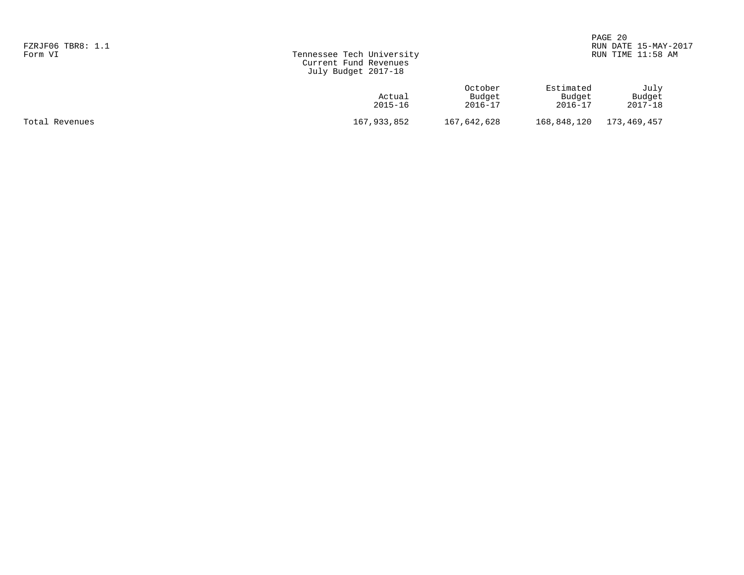FZRJF06 TBR8: 1.1
Form VI

# Tennessee Tech University
## Current Fund Revenues
## July Budget 2017-18

| | Actual 2015-16 | October Budget 2016-17 | Estimated Budget 2016-17 | July Budget 2017-18 |
|---|---|---|---|---|
| Total Revenues | 167,933,852 | 167,642,628 | 168,848,120 | 173,469,457 |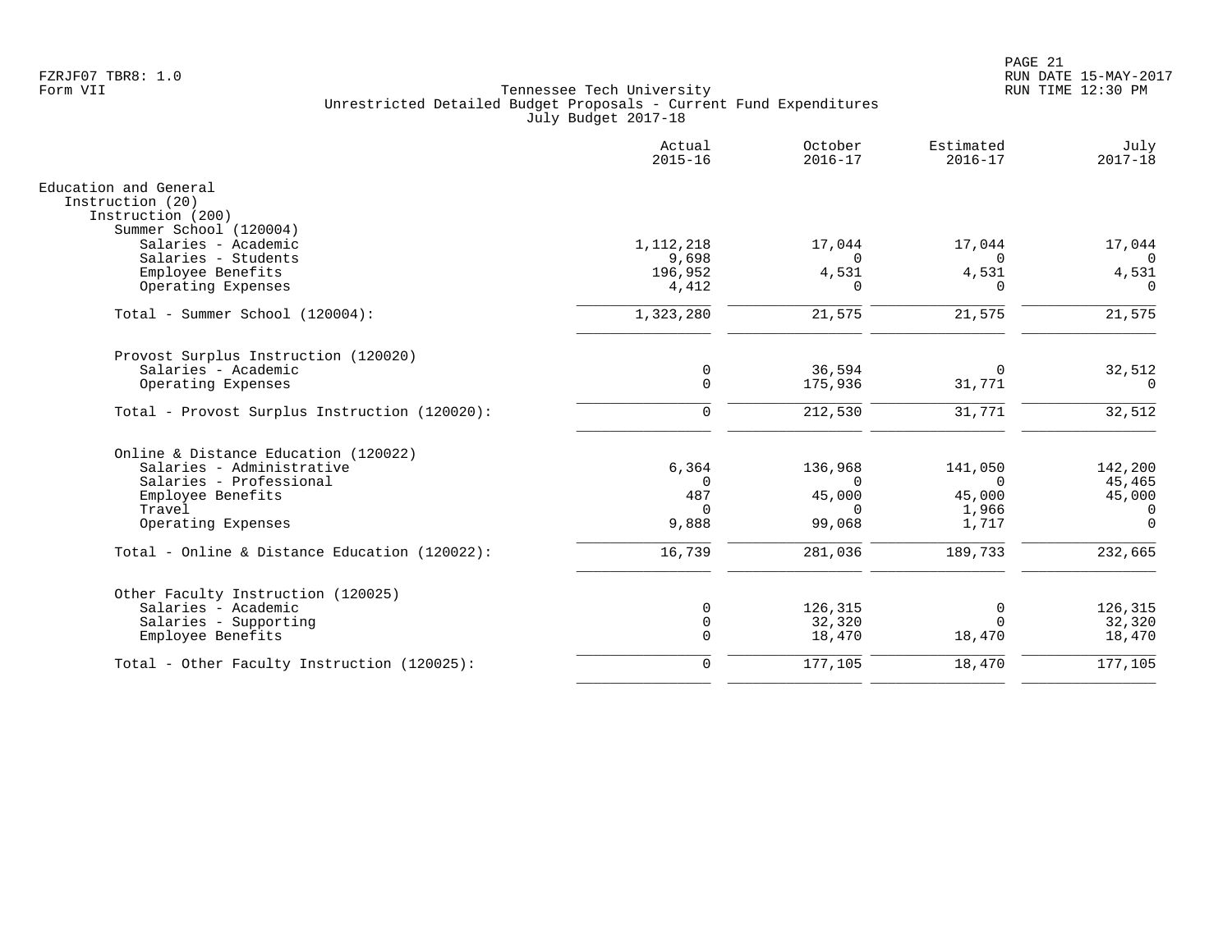FZRJF07 TBR8: 1.0
Form VII

Tennessee Tech University
Unrestricted Detailed Budget Proposals - Current Fund Expenditures
July Budget 2017-18

RUN DATE 15-MAY-2017
RUN TIME 12:30 PM

| | Actual 2015-16 | October 2016-17 | Estimated 2016-17 | July 2017-18 |
|---|---|---|---|---|
| Education and General | | | | |
| Instruction (20) | | | | |
| Instruction (200) | | | | |
| Summer School (120004) | | | | |
| Salaries - Academic | 1,112,218 | 17,044 | 17,044 | 17,044 |
| Salaries - Students | 9,698 | 0 | 0 | 0 |
| Employee Benefits | 196,952 | 4,531 | 4,531 | 4,531 |
| Operating Expenses | 4,412 | 0 | 0 | 0 |
| Total - Summer School (120004): | 1,323,280 | 21,575 | 21,575 | 21,575 |
| Provost Surplus Instruction (120020) | | | | |
| Salaries - Academic | 0 | 36,594 | 0 | 32,512 |
| Operating Expenses | 0 | 175,936 | 31,771 | 0 |
| Total - Provost Surplus Instruction (120020): | 0 | 212,530 | 31,771 | 32,512 |
| Online & Distance Education (120022) | | | | |
| Salaries - Administrative | 6,364 | 136,968 | 141,050 | 142,200 |
| Salaries - Professional | 0 | 0 | 0 | 45,465 |
| Employee Benefits | 487 | 45,000 | 45,000 | 45,000 |
| Travel | 0 | 0 | 1,966 | 0 |
| Operating Expenses | 9,888 | 99,068 | 1,717 | 0 |
| Total - Online & Distance Education (120022): | 16,739 | 281,036 | 189,733 | 232,665 |
| Other Faculty Instruction (120025) | | | | |
| Salaries - Academic | 0 | 126,315 | 0 | 126,315 |
| Salaries - Supporting | 0 | 32,320 | 0 | 32,320 |
| Employee Benefits | 0 | 18,470 | 18,470 | 18,470 |
| Total - Other Faculty Instruction (120025): | 0 | 177,105 | 18,470 | 177,105 |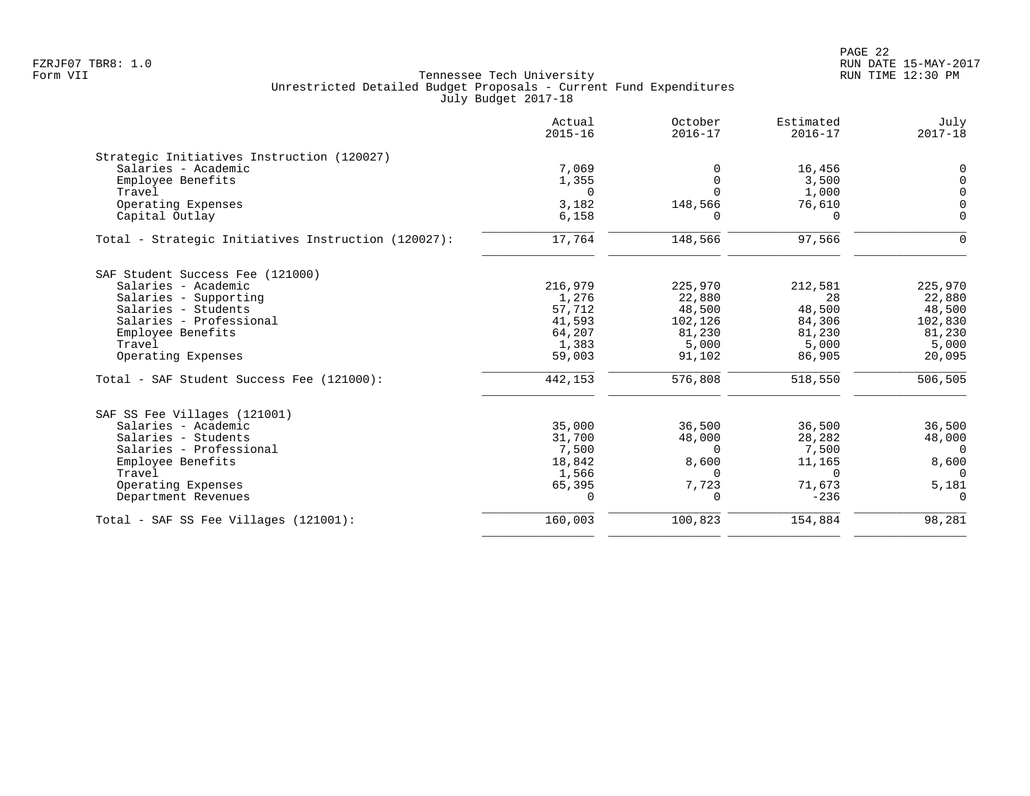Tennessee Tech University
Unrestricted Detailed Budget Proposals - Current Fund Expenditures
July Budget 2017-18

Form VII

| | Actual 2015-16 | October 2016-17 | Estimated 2016-17 | July 2017-18 |
|---|---|---|---|---|
| **Strategic Initiatives Instruction (120027)** | | | | |
| Salaries - Academic | 7,069 | 0 | 16,456 | 0 |
| Employee Benefits | 1,355 | 0 | 3,500 | 0 |
| Travel | 0 | 0 | 1,000 | 0 |
| Operating Expenses | 3,182 | 148,566 | 76,610 | 0 |
| Capital Outlay | 6,158 | 0 | 0 | 0 |
| Total - Strategic Initiatives Instruction (120027): | 17,764 | 148,566 | 97,566 | 0 |
| **SAF Student Success Fee (121000)** | | | | |
| Salaries - Academic | 216,979 | 225,970 | 212,581 | 225,970 |
| Salaries - Supporting | 1,276 | 22,880 | 28 | 22,880 |
| Salaries - Students | 57,712 | 48,500 | 48,500 | 48,500 |
| Salaries - Professional | 41,593 | 102,126 | 84,306 | 102,830 |
| Employee Benefits | 64,207 | 81,230 | 81,230 | 81,230 |
| Travel | 1,383 | 5,000 | 5,000 | 5,000 |
| Operating Expenses | 59,003 | 91,102 | 86,905 | 20,095 |
| Total - SAF Student Success Fee (121000): | 442,153 | 576,808 | 518,550 | 506,505 |
| **SAF SS Fee Villages (121001)** | | | | |
| Salaries - Academic | 35,000 | 36,500 | 36,500 | 36,500 |
| Salaries - Students | 31,700 | 48,000 | 28,282 | 48,000 |
| Salaries - Professional | 7,500 | 0 | 7,500 | 0 |
| Employee Benefits | 18,842 | 8,600 | 11,165 | 8,600 |
| Travel | 1,566 | 0 | 0 | 0 |
| Operating Expenses | 65,395 | 7,723 | 71,673 | 5,181 |
| Department Revenues | 0 | 0 | -236 | 0 |
| Total - SAF SS Fee Villages (121001): | 160,003 | 100,823 | 154,884 | 98,281 |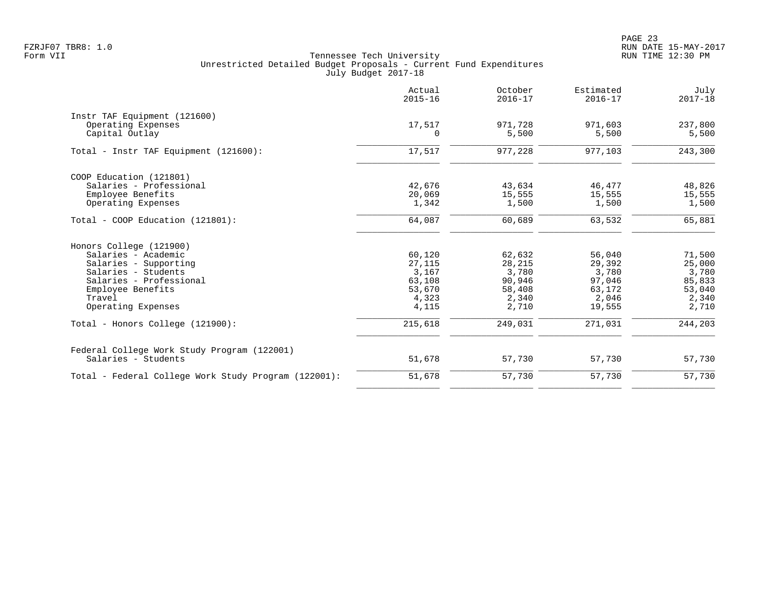FZRJF07 TBR8: 1.0
Form VII

# Tennessee Tech University
## Unrestricted Detailed Budget Proposals - Current Fund Expenditures
### July Budget 2017-18

| | Actual 2015-16 | October 2016-17 | Estimated 2016-17 | July 2017-18 |
|---|---|---|---|---|
| **Instr TAF Equipment (121600)** | | | | |
| Operating Expenses | 17,517 | 971,728 | 971,603 | 237,800 |
| Capital Outlay | 0 | 5,500 | 5,500 | 5,500 |
| Total - Instr TAF Equipment (121600): | 17,517 | 977,228 | 977,103 | 243,300 |
| **COOP Education (121801)** | | | | |
| Salaries - Professional | 42,676 | 43,634 | 46,477 | 48,826 |
| Employee Benefits | 20,069 | 15,555 | 15,555 | 15,555 |
| Operating Expenses | 1,342 | 1,500 | 1,500 | 1,500 |
| Total - COOP Education (121801): | 64,087 | 60,689 | 63,532 | 65,881 |
| **Honors College (121900)** | | | | |
| Salaries - Academic | 60,120 | 62,632 | 56,040 | 71,500 |
| Salaries - Supporting | 27,115 | 28,215 | 29,392 | 25,000 |
| Salaries - Students | 3,167 | 3,780 | 3,780 | 3,780 |
| Salaries - Professional | 63,108 | 90,946 | 97,046 | 85,833 |
| Employee Benefits | 53,670 | 58,408 | 63,172 | 53,040 |
| Travel | 4,323 | 2,340 | 2,046 | 2,340 |
| Operating Expenses | 4,115 | 2,710 | 19,555 | 2,710 |
| Total - Honors College (121900): | 215,618 | 249,031 | 271,031 | 244,203 |
| **Federal College Work Study Program (122001)** | | | | |
| Salaries - Students | 51,678 | 57,730 | 57,730 | 57,730 |
| Total - Federal College Work Study Program (122001): | 51,678 | 57,730 | 57,730 | 57,730 |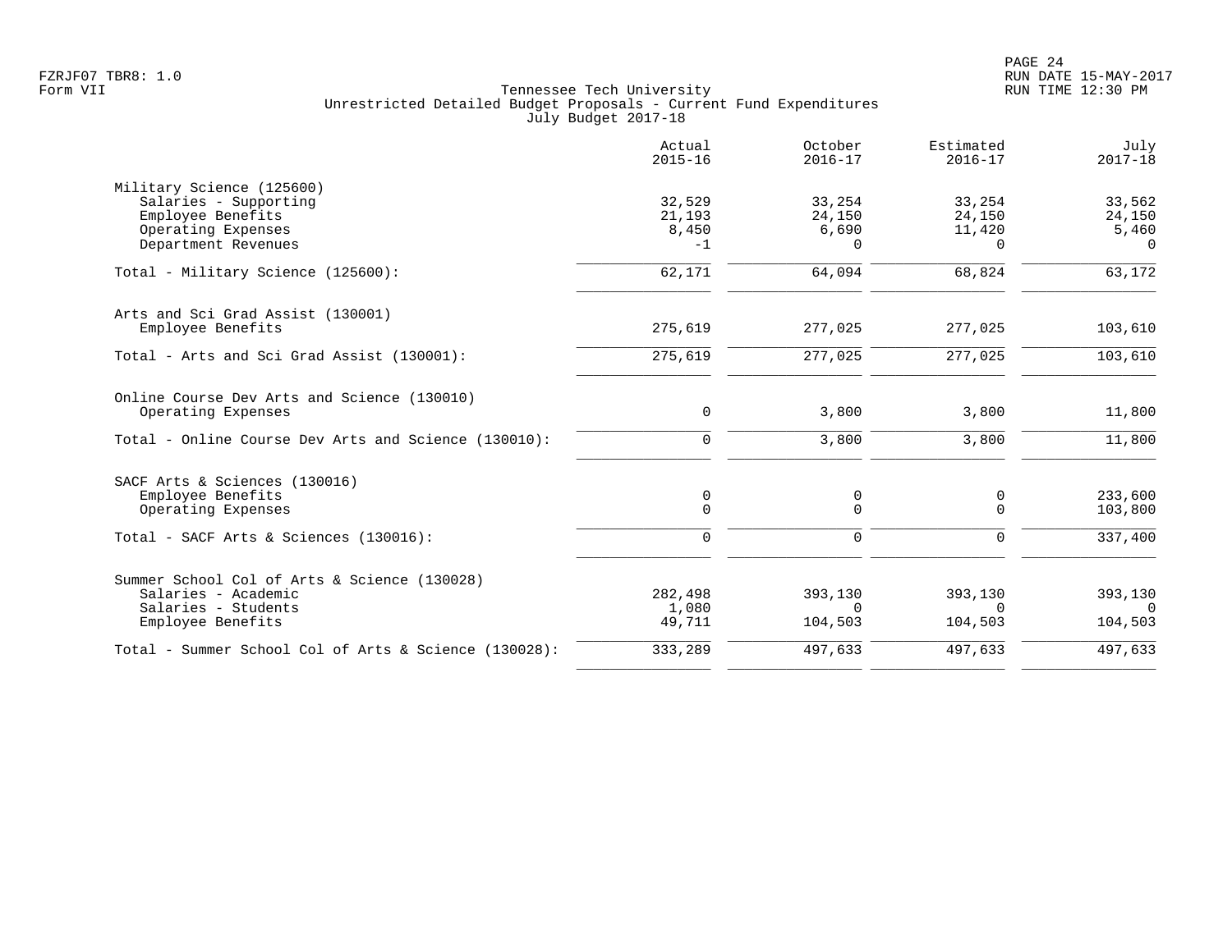Tennessee Tech University
Unrestricted Detailed Budget Proposals - Current Fund Expenditures
July Budget 2017-18

Form VII

| | Actual 2015-16 | October 2016-17 | Estimated 2016-17 | July 2017-18 |
|---|---|---|---|---|
| **Military Science (125600)** | | | | |
| Salaries - Supporting | 32,529 | 33,254 | 33,254 | 33,562 |
| Employee Benefits | 21,193 | 24,150 | 24,150 | 24,150 |
| Operating Expenses | 8,450 | 6,690 | 11,420 | 5,460 |
| Department Revenues | -1 | 0 | 0 | 0 |
| Total - Military Science (125600): | 62,171 | 64,094 | 68,824 | 63,172 |
| **Arts and Sci Grad Assist (130001)** | | | | |
| Employee Benefits | 275,619 | 277,025 | 277,025 | 103,610 |
| Total - Arts and Sci Grad Assist (130001): | 275,619 | 277,025 | 277,025 | 103,610 |
| **Online Course Dev Arts and Science (130010)** | | | | |
| Operating Expenses | 0 | 3,800 | 3,800 | 11,800 |
| Total - Online Course Dev Arts and Science (130010): | 0 | 3,800 | 3,800 | 11,800 |
| **SACF Arts & Sciences (130016)** | | | | |
| Employee Benefits | 0 | 0 | 0 | 233,600 |
| Operating Expenses | 0 | 0 | 0 | 103,800 |
| Total - SACF Arts & Sciences (130016): | 0 | 0 | 0 | 337,400 |
| **Summer School Col of Arts & Science (130028)** | | | | |
| Salaries - Academic | 282,498 | 393,130 | 393,130 | 393,130 |
| Salaries - Students | 1,080 | 0 | 0 | 0 |
| Employee Benefits | 49,711 | 104,503 | 104,503 | 104,503 |
| Total - Summer School Col of Arts & Science (130028): | 333,289 | 497,633 | 497,633 | 497,633 |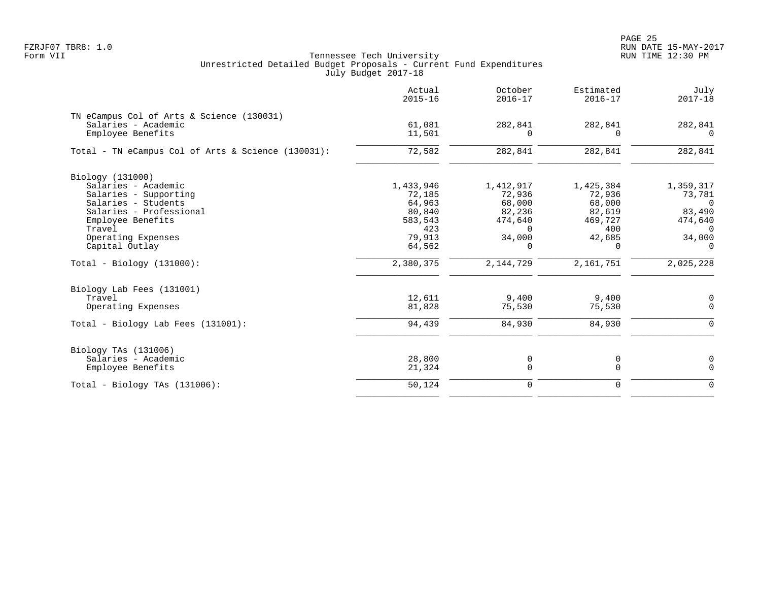Tennessee Tech University
Unrestricted Detailed Budget Proposals - Current Fund Expenditures
July Budget 2017-18

| | Actual 2015-16 | October 2016-17 | Estimated 2016-17 | July 2017-18 |
|---|---|---|---|---|
| **TN eCampus Col of Arts & Science (130031)** | | | | |
| Salaries - Academic | 61,081 | 282,841 | 282,841 | 282,841 |
| Employee Benefits | 11,501 | 0 | 0 | 0 |
| Total - TN eCampus Col of Arts & Science (130031): | 72,582 | 282,841 | 282,841 | 282,841 |
| **Biology (131000)** | | | | |
| Salaries - Academic | 1,433,946 | 1,412,917 | 1,425,384 | 1,359,317 |
| Salaries - Supporting | 72,185 | 72,936 | 72,936 | 73,781 |
| Salaries - Students | 64,963 | 68,000 | 68,000 | 0 |
| Salaries - Professional | 80,840 | 82,236 | 82,619 | 83,490 |
| Employee Benefits | 583,543 | 474,640 | 469,727 | 474,640 |
| Travel | 423 | 0 | 400 | 0 |
| Operating Expenses | 79,913 | 34,000 | 42,685 | 34,000 |
| Capital Outlay | 64,562 | 0 | 0 | 0 |
| Total - Biology (131000): | 2,380,375 | 2,144,729 | 2,161,751 | 2,025,228 |
| **Biology Lab Fees (131001)** | | | | |
| Travel | 12,611 | 9,400 | 9,400 | 0 |
| Operating Expenses | 81,828 | 75,530 | 75,530 | 0 |
| Total - Biology Lab Fees (131001): | 94,439 | 84,930 | 84,930 | 0 |
| **Biology TAs (131006)** | | | | |
| Salaries - Academic | 28,800 | 0 | 0 | 0 |
| Employee Benefits | 21,324 | 0 | 0 | 0 |
| Total - Biology TAs (131006): | 50,124 | 0 | 0 | 0 |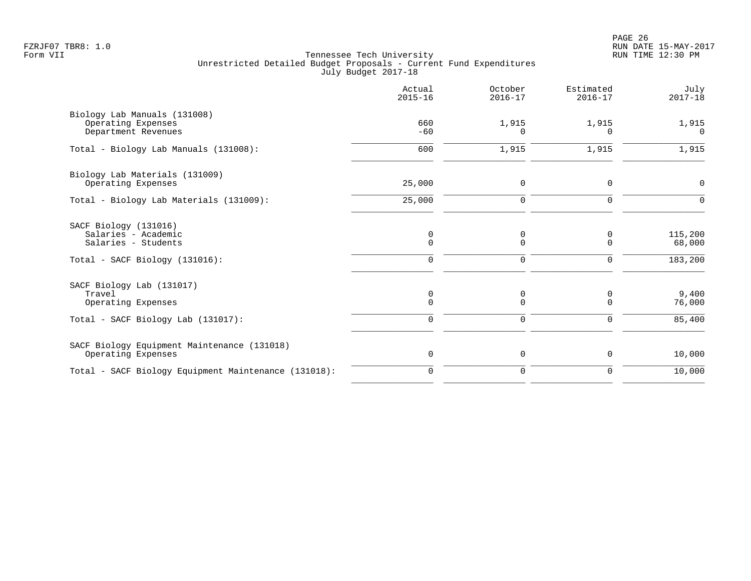Tennessee Tech University
Unrestricted Detailed Budget Proposals - Current Fund Expenditures
July Budget 2017-18

| | Actual 2015-16 | October 2016-17 | Estimated 2016-17 | July 2017-18 |
|---|---|---|---|---|
| **Biology Lab Manuals (131008)** | | | | |
| Operating Expenses | 660 | 1,915 | 1,915 | 1,915 |
| Department Revenues | -60 | 0 | 0 | 0 |
| Total - Biology Lab Manuals (131008): | 600 | 1,915 | 1,915 | 1,915 |
| **Biology Lab Materials (131009)** | | | | |
| Operating Expenses | 25,000 | 0 | 0 | 0 |
| Total - Biology Lab Materials (131009): | 25,000 | 0 | 0 | 0 |
| **SACF Biology (131016)** | | | | |
| Salaries - Academic | 0 | 0 | 0 | 115,200 |
| Salaries - Students | 0 | 0 | 0 | 68,000 |
| Total - SACF Biology (131016): | 0 | 0 | 0 | 183,200 |
| **SACF Biology Lab (131017)** | | | | |
| Travel | 0 | 0 | 0 | 9,400 |
| Operating Expenses | 0 | 0 | 0 | 76,000 |
| Total - SACF Biology Lab (131017): | 0 | 0 | 0 | 85,400 |
| **SACF Biology Equipment Maintenance (131018)** | | | | |
| Operating Expenses | 0 | 0 | 0 | 10,000 |
| Total - SACF Biology Equipment Maintenance (131018): | 0 | 0 | 0 | 10,000 |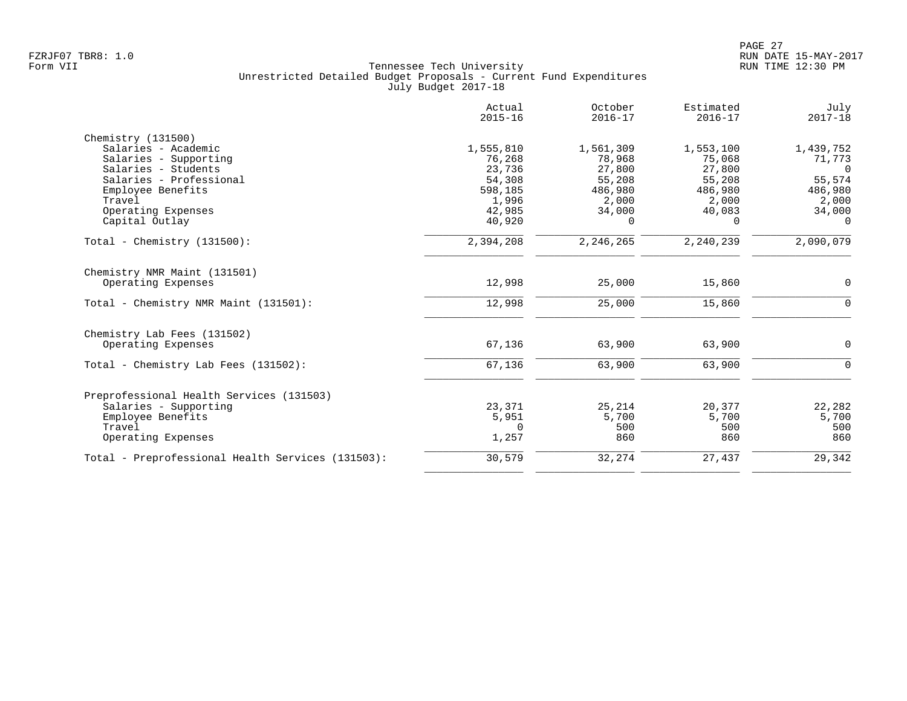Form VII

Tennessee Tech University
Unrestricted Detailed Budget Proposals - Current Fund Expenditures
July Budget 2017-18

| | Actual 2015-16 | October 2016-17 | Estimated 2016-17 | July 2017-18 |
|---|---|---|---|---|
| **Chemistry (131500)** | | | | |
| Salaries - Academic | 1,555,810 | 1,561,309 | 1,553,100 | 1,439,752 |
| Salaries - Supporting | 76,268 | 78,968 | 75,068 | 71,773 |
| Salaries - Students | 23,736 | 27,800 | 27,800 | 0 |
| Salaries - Professional | 54,308 | 55,208 | 55,208 | 55,574 |
| Employee Benefits | 598,185 | 486,980 | 486,980 | 486,980 |
| Travel | 1,996 | 2,000 | 2,000 | 2,000 |
| Operating Expenses | 42,985 | 34,000 | 40,083 | 34,000 |
| Capital Outlay | 40,920 | 0 | 0 | 0 |
| Total - Chemistry (131500): | 2,394,208 | 2,246,265 | 2,240,239 | 2,090,079 |
| **Chemistry NMR Maint (131501)** | | | | |
| Operating Expenses | 12,998 | 25,000 | 15,860 | 0 |
| Total - Chemistry NMR Maint (131501): | 12,998 | 25,000 | 15,860 | 0 |
| **Chemistry Lab Fees (131502)** | | | | |
| Operating Expenses | 67,136 | 63,900 | 63,900 | 0 |
| Total - Chemistry Lab Fees (131502): | 67,136 | 63,900 | 63,900 | 0 |
| **Preprofessional Health Services (131503)** | | | | |
| Salaries - Supporting | 23,371 | 25,214 | 20,377 | 22,282 |
| Employee Benefits | 5,951 | 5,700 | 5,700 | 5,700 |
| Travel | 0 | 500 | 500 | 500 |
| Operating Expenses | 1,257 | 860 | 860 | 860 |
| Total - Preprofessional Health Services (131503): | 30,579 | 32,274 | 27,437 | 29,342 |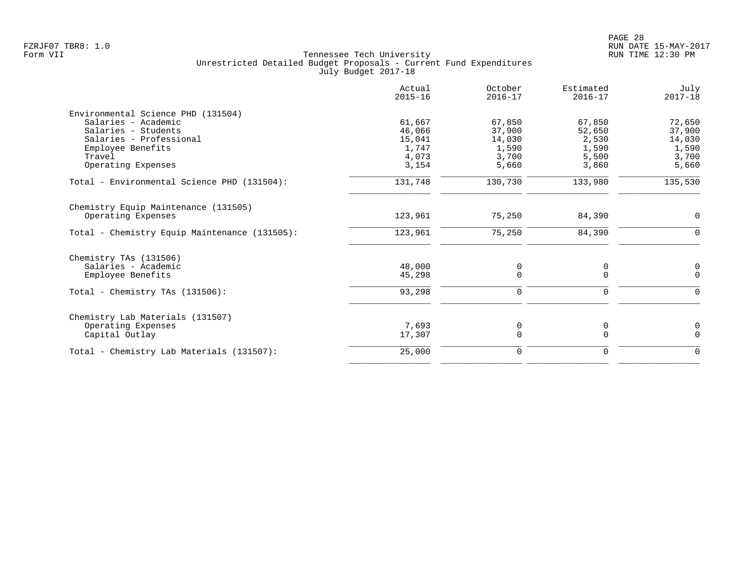Tennessee Tech University
Unrestricted Detailed Budget Proposals - Current Fund Expenditures
July Budget 2017-18

| | Actual 2015-16 | October 2016-17 | Estimated 2016-17 | July 2017-18 |
|---|---|---|---|---|
| **Environmental Science PHD (131504)** | | | | |
| Salaries - Academic | 61,667 | 67,850 | 67,850 | 72,650 |
| Salaries - Students | 46,066 | 37,900 | 52,650 | 37,900 |
| Salaries - Professional | 15,041 | 14,030 | 2,530 | 14,030 |
| Employee Benefits | 1,747 | 1,590 | 1,590 | 1,590 |
| Travel | 4,073 | 3,700 | 5,500 | 3,700 |
| Operating Expenses | 3,154 | 5,660 | 3,860 | 5,660 |
| Total - Environmental Science PHD (131504): | 131,748 | 130,730 | 133,980 | 135,530 |
| **Chemistry Equip Maintenance (131505)** | | | | |
| Operating Expenses | 123,961 | 75,250 | 84,390 | 0 |
| Total - Chemistry Equip Maintenance (131505): | 123,961 | 75,250 | 84,390 | 0 |
| **Chemistry TAs (131506)** | | | | |
| Salaries - Academic | 48,000 | 0 | 0 | 0 |
| Employee Benefits | 45,298 | 0 | 0 | 0 |
| Total - Chemistry TAs (131506): | 93,298 | 0 | 0 | 0 |
| **Chemistry Lab Materials (131507)** | | | | |
| Operating Expenses | 7,693 | 0 | 0 | 0 |
| Capital Outlay | 17,307 | 0 | 0 | 0 |
| Total - Chemistry Lab Materials (131507): | 25,000 | 0 | 0 | 0 |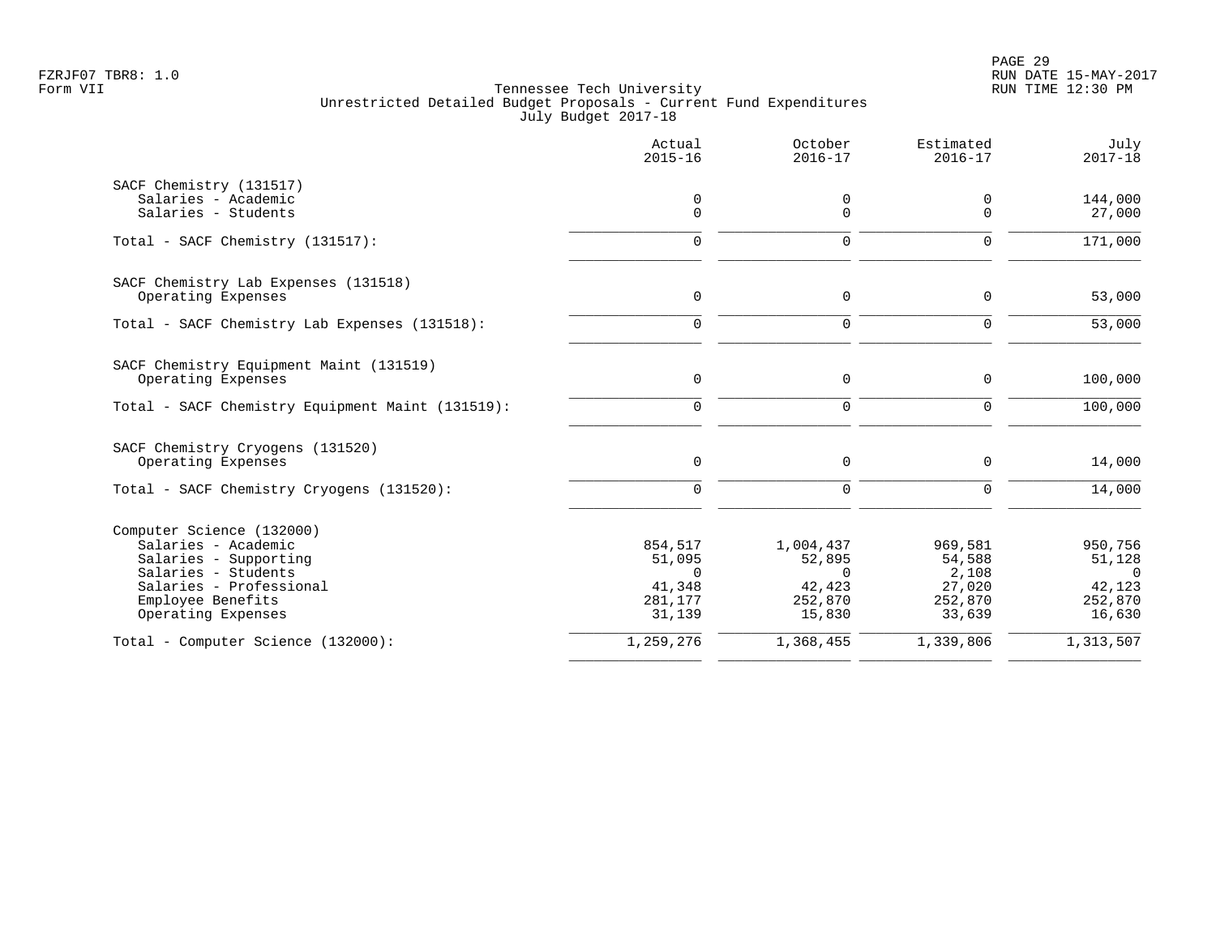Tennessee Tech University
Unrestricted Detailed Budget Proposals - Current Fund Expenditures
July Budget 2017-18

| | Actual 2015-16 | October 2016-17 | Estimated 2016-17 | July 2017-18 |
|---|---|---|---|---|
| **SACF Chemistry (131517)** | | | | |
| Salaries - Academic | 0 | 0 | 0 | 144,000 |
| Salaries - Students | 0 | 0 | 0 | 27,000 |
| Total - SACF Chemistry (131517): | 0 | 0 | 0 | 171,000 |
| **SACF Chemistry Lab Expenses (131518)** | | | | |
| Operating Expenses | 0 | 0 | 0 | 53,000 |
| Total - SACF Chemistry Lab Expenses (131518): | 0 | 0 | 0 | 53,000 |
| **SACF Chemistry Equipment Maint (131519)** | | | | |
| Operating Expenses | 0 | 0 | 0 | 100,000 |
| Total - SACF Chemistry Equipment Maint (131519): | 0 | 0 | 0 | 100,000 |
| **SACF Chemistry Cryogens (131520)** | | | | |
| Operating Expenses | 0 | 0 | 0 | 14,000 |
| Total - SACF Chemistry Cryogens (131520): | 0 | 0 | 0 | 14,000 |
| **Computer Science (132000)** | | | | |
| Salaries - Academic | 854,517 | 1,004,437 | 969,581 | 950,756 |
| Salaries - Supporting | 51,095 | 52,895 | 54,588 | 51,128 |
| Salaries - Students | 0 | 0 | 2,108 | 0 |
| Salaries - Professional | 41,348 | 42,423 | 27,020 | 42,123 |
| Employee Benefits | 281,177 | 252,870 | 252,870 | 252,870 |
| Operating Expenses | 31,139 | 15,830 | 33,639 | 16,630 |
| Total - Computer Science (132000): | 1,259,276 | 1,368,455 | 1,339,806 | 1,313,507 |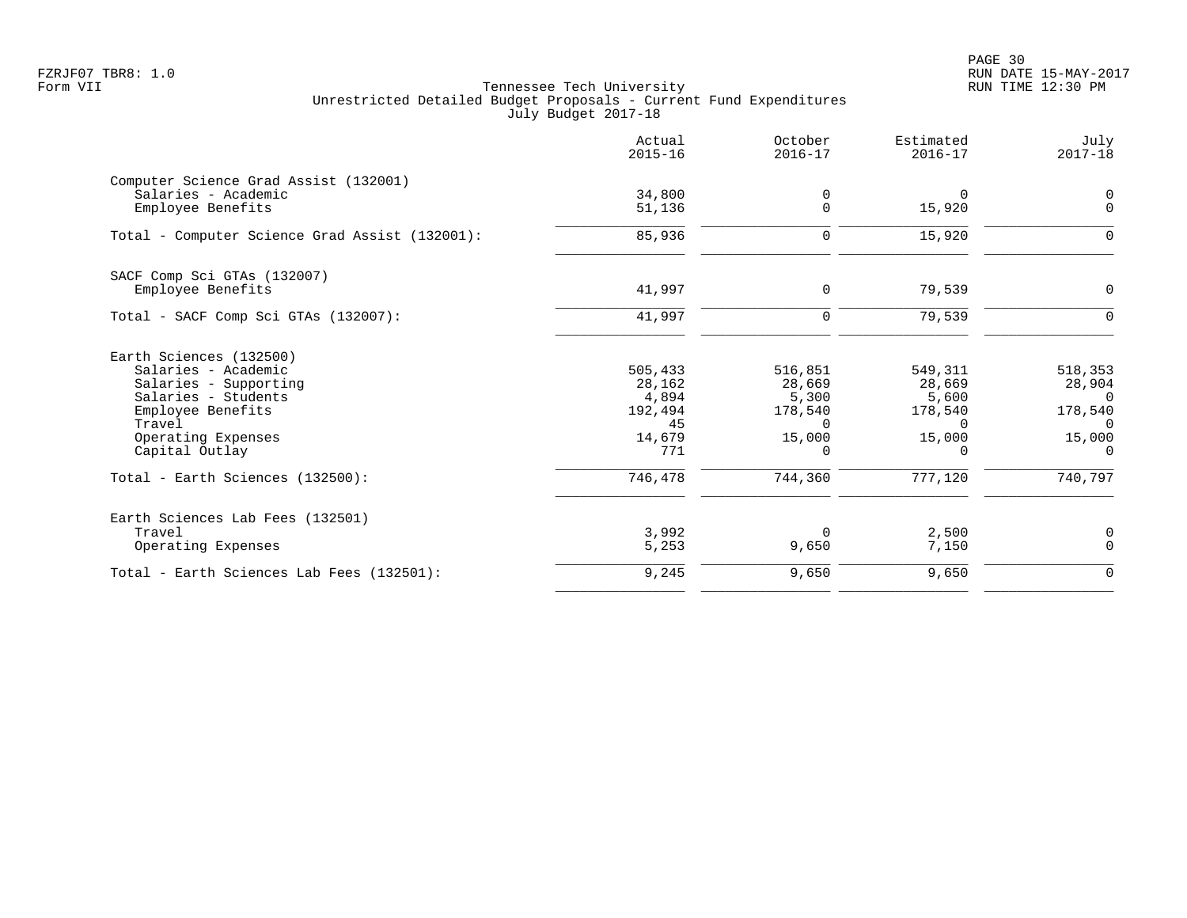Tennessee Tech University
Unrestricted Detailed Budget Proposals - Current Fund Expenditures
July Budget 2017-18

| | Actual 2015-16 | October 2016-17 | Estimated 2016-17 | July 2017-18 |
|---|---|---|---|---|
| **Computer Science Grad Assist (132001)** | | | | |
| Salaries - Academic | 34,800 | 0 | 0 | 0 |
| Employee Benefits | 51,136 | 0 | 15,920 | 0 |
| Total - Computer Science Grad Assist (132001): | 85,936 | 0 | 15,920 | 0 |
| **SACF Comp Sci GTAs (132007)** | | | | |
| Employee Benefits | 41,997 | 0 | 79,539 | 0 |
| Total - SACF Comp Sci GTAs (132007): | 41,997 | 0 | 79,539 | 0 |
| **Earth Sciences (132500)** | | | | |
| Salaries - Academic | 505,433 | 516,851 | 549,311 | 518,353 |
| Salaries - Supporting | 28,162 | 28,669 | 28,669 | 28,904 |
| Salaries - Students | 4,894 | 5,300 | 5,600 | 0 |
| Employee Benefits | 192,494 | 178,540 | 178,540 | 178,540 |
| Travel | 45 | 0 | 0 | 0 |
| Operating Expenses | 14,679 | 15,000 | 15,000 | 15,000 |
| Capital Outlay | 771 | 0 | 0 | 0 |
| Total - Earth Sciences (132500): | 746,478 | 744,360 | 777,120 | 740,797 |
| **Earth Sciences Lab Fees (132501)** | | | | |
| Travel | 3,992 | 0 | 2,500 | 0 |
| Operating Expenses | 5,253 | 9,650 | 7,150 | 0 |
| Total - Earth Sciences Lab Fees (132501): | 9,245 | 9,650 | 9,650 | 0 |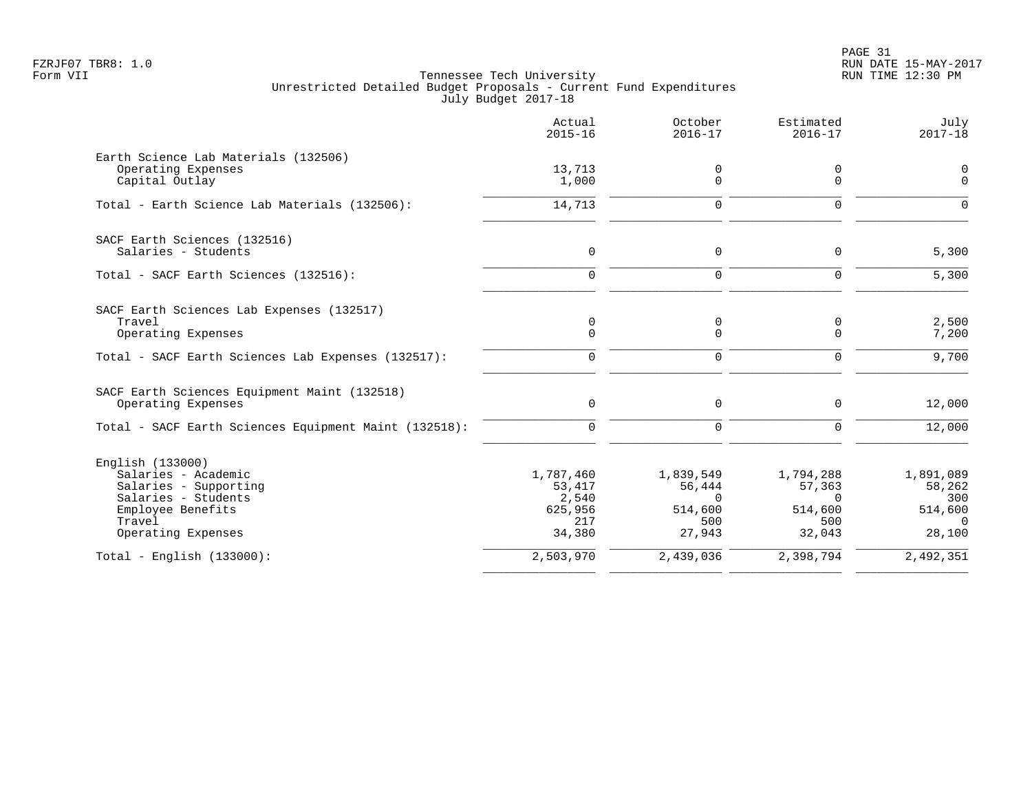Tennessee Tech University
Unrestricted Detailed Budget Proposals - Current Fund Expenditures
July Budget 2017-18

Form VII

| | Actual 2015-16 | October 2016-17 | Estimated 2016-17 | July 2017-18 |
|---|---|---|---|---|
| **Earth Science Lab Materials (132506)** | | | | |
| Operating Expenses | 13,713 | 0 | 0 | 0 |
| Capital Outlay | 1,000 | 0 | 0 | 0 |
| Total - Earth Science Lab Materials (132506): | 14,713 | 0 | 0 | 0 |
| **SACF Earth Sciences (132516)** | | | | |
| Salaries - Students | 0 | 0 | 0 | 5,300 |
| Total - SACF Earth Sciences (132516): | 0 | 0 | 0 | 5,300 |
| **SACF Earth Sciences Lab Expenses (132517)** | | | | |
| Travel | 0 | 0 | 0 | 2,500 |
| Operating Expenses | 0 | 0 | 0 | 7,200 |
| Total - SACF Earth Sciences Lab Expenses (132517): | 0 | 0 | 0 | 9,700 |
| **SACF Earth Sciences Equipment Maint (132518)** | | | | |
| Operating Expenses | 0 | 0 | 0 | 12,000 |
| Total - SACF Earth Sciences Equipment Maint (132518): | 0 | 0 | 0 | 12,000 |
| **English (133000)** | | | | |
| Salaries - Academic | 1,787,460 | 1,839,549 | 1,794,288 | 1,891,089 |
| Salaries - Supporting | 53,417 | 56,444 | 57,363 | 58,262 |
| Salaries - Students | 2,540 | 0 | 0 | 300 |
| Employee Benefits | 625,956 | 514,600 | 514,600 | 514,600 |
| Travel | 217 | 500 | 500 | 0 |
| Operating Expenses | 34,380 | 27,943 | 32,043 | 28,100 |
| Total - English (133000): | 2,503,970 | 2,439,036 | 2,398,794 | 2,492,351 |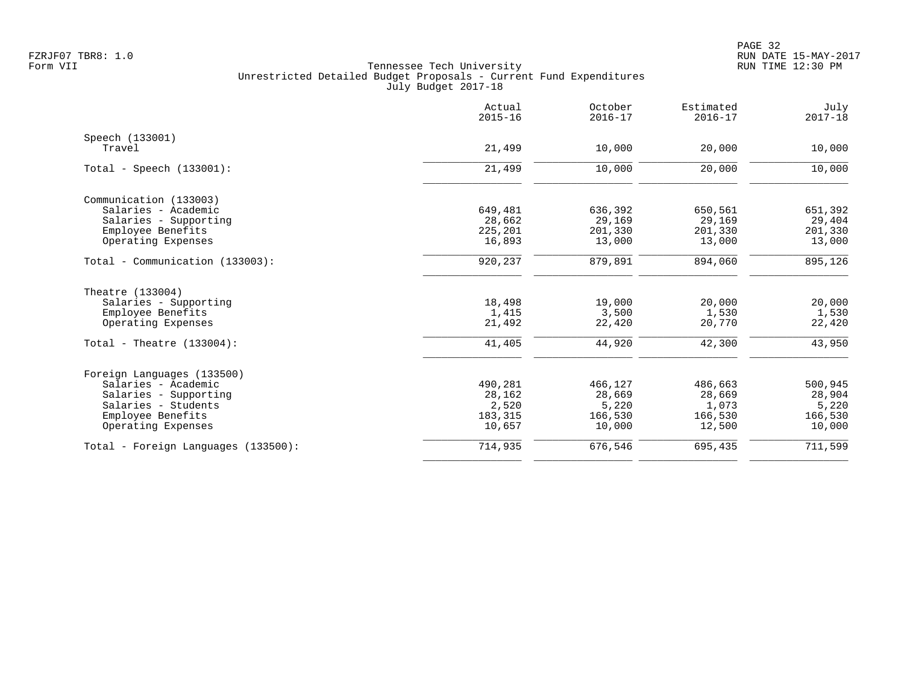Tennessee Tech University
Unrestricted Detailed Budget Proposals - Current Fund Expenditures
July Budget 2017-18

| | Actual 2015-16 | October 2016-17 | Estimated 2016-17 | July 2017-18 |
|---|---|---|---|---|
| **Speech (133001)** | | | | |
| Travel | 21,499 | 10,000 | 20,000 | 10,000 |
| Total - Speech (133001): | 21,499 | 10,000 | 20,000 | 10,000 |
| **Communication (133003)** | | | | |
| Salaries - Academic | 649,481 | 636,392 | 650,561 | 651,392 |
| Salaries - Supporting | 28,662 | 29,169 | 29,169 | 29,404 |
| Employee Benefits | 225,201 | 201,330 | 201,330 | 201,330 |
| Operating Expenses | 16,893 | 13,000 | 13,000 | 13,000 |
| Total - Communication (133003): | 920,237 | 879,891 | 894,060 | 895,126 |
| **Theatre (133004)** | | | | |
| Salaries - Supporting | 18,498 | 19,000 | 20,000 | 20,000 |
| Employee Benefits | 1,415 | 3,500 | 1,530 | 1,530 |
| Operating Expenses | 21,492 | 22,420 | 20,770 | 22,420 |
| Total - Theatre (133004): | 41,405 | 44,920 | 42,300 | 43,950 |
| **Foreign Languages (133500)** | | | | |
| Salaries - Academic | 490,281 | 466,127 | 486,663 | 500,945 |
| Salaries - Supporting | 28,162 | 28,669 | 28,669 | 28,904 |
| Salaries - Students | 2,520 | 5,220 | 1,073 | 5,220 |
| Employee Benefits | 183,315 | 166,530 | 166,530 | 166,530 |
| Operating Expenses | 10,657 | 10,000 | 12,500 | 10,000 |
| Total - Foreign Languages (133500): | 714,935 | 676,546 | 695,435 | 711,599 |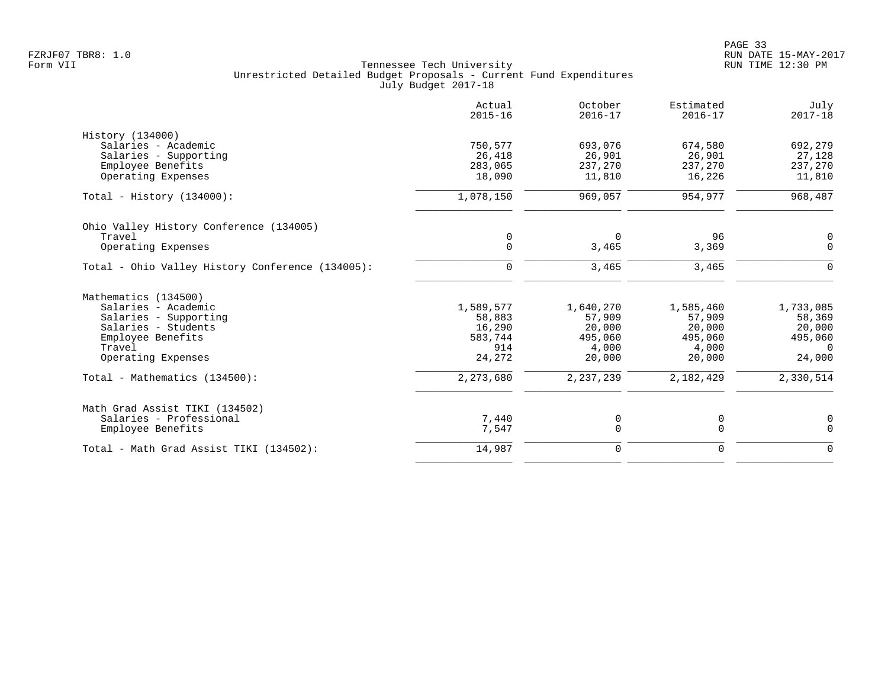FZRJF07 TBR8: 1.0
Form VII

Tennessee Tech University
Unrestricted Detailed Budget Proposals - Current Fund Expenditures
July Budget 2017-18

RUN DATE 15-MAY-2017
RUN TIME 12:30 PM

| | Actual 2015-16 | October 2016-17 | Estimated 2016-17 | July 2017-18 |
|---|---:|---:|---:|---:|
| **History (134000)** | | | | |
| Salaries - Academic | 750,577 | 693,076 | 674,580 | 692,279 |
| Salaries - Supporting | 26,418 | 26,901 | 26,901 | 27,128 |
| Employee Benefits | 283,065 | 237,270 | 237,270 | 237,270 |
| Operating Expenses | 18,090 | 11,810 | 16,226 | 11,810 |
| Total - History (134000): | 1,078,150 | 969,057 | 954,977 | 968,487 |
| **Ohio Valley History Conference (134005)** | | | | |
| Travel | 0 | 0 | 96 | 0 |
| Operating Expenses | 0 | 3,465 | 3,369 | 0 |
| Total - Ohio Valley History Conference (134005): | 0 | 3,465 | 3,465 | 0 |
| **Mathematics (134500)** | | | | |
| Salaries - Academic | 1,589,577 | 1,640,270 | 1,585,460 | 1,733,085 |
| Salaries - Supporting | 58,883 | 57,909 | 57,909 | 58,369 |
| Salaries - Students | 16,290 | 20,000 | 20,000 | 20,000 |
| Employee Benefits | 583,744 | 495,060 | 495,060 | 495,060 |
| Travel | 914 | 4,000 | 4,000 | 0 |
| Operating Expenses | 24,272 | 20,000 | 20,000 | 24,000 |
| Total - Mathematics (134500): | 2,273,680 | 2,237,239 | 2,182,429 | 2,330,514 |
| **Math Grad Assist TIKI (134502)** | | | | |
| Salaries - Professional | 7,440 | 0 | 0 | 0 |
| Employee Benefits | 7,547 | 0 | 0 | 0 |
| Total - Math Grad Assist TIKI (134502): | 14,987 | 0 | 0 | 0 |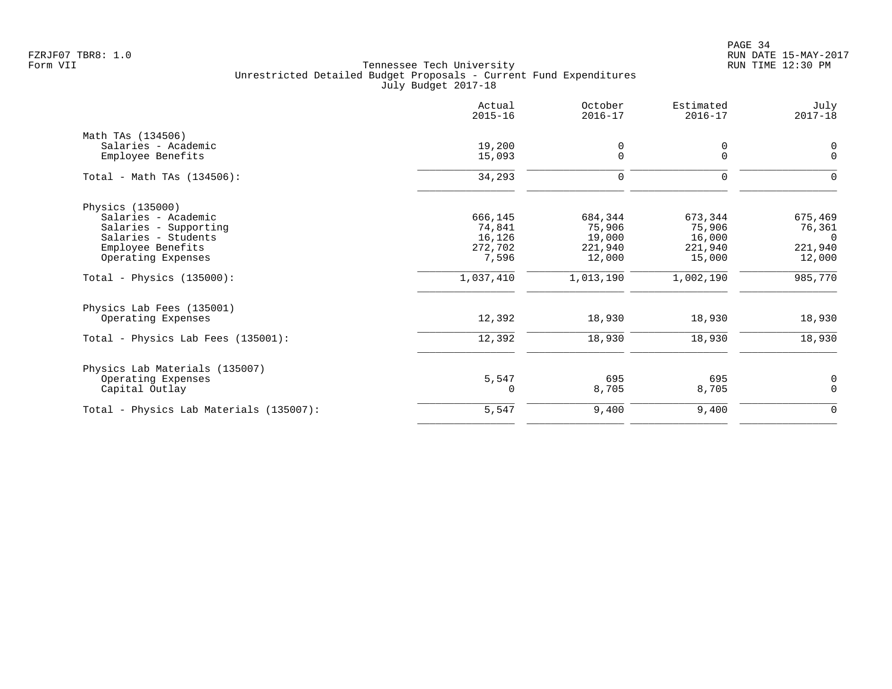FZRJF07 TBR8: 1.0
Form VII

# Tennessee Tech University
## Unrestricted Detailed Budget Proposals - Current Fund Expenditures
### July Budget 2017-18

| | Actual 2015-16 | October 2016-17 | Estimated 2016-17 | July 2017-18 |
|---|---|---|---|---|
| **Math TAs (134506)** | | | | |
| Salaries - Academic | 19,200 | 0 | 0 | 0 |
| Employee Benefits | 15,093 | 0 | 0 | 0 |
| Total - Math TAs (134506): | 34,293 | 0 | 0 | 0 |
| **Physics (135000)** | | | | |
| Salaries - Academic | 666,145 | 684,344 | 673,344 | 675,469 |
| Salaries - Supporting | 74,841 | 75,906 | 75,906 | 76,361 |
| Salaries - Students | 16,126 | 19,000 | 16,000 | 0 |
| Employee Benefits | 272,702 | 221,940 | 221,940 | 221,940 |
| Operating Expenses | 7,596 | 12,000 | 15,000 | 12,000 |
| Total - Physics (135000): | 1,037,410 | 1,013,190 | 1,002,190 | 985,770 |
| **Physics Lab Fees (135001)** | | | | |
| Operating Expenses | 12,392 | 18,930 | 18,930 | 18,930 |
| Total - Physics Lab Fees (135001): | 12,392 | 18,930 | 18,930 | 18,930 |
| **Physics Lab Materials (135007)** | | | | |
| Operating Expenses | 5,547 | 695 | 695 | 0 |
| Capital Outlay | 0 | 8,705 | 8,705 | 0 |
| Total - Physics Lab Materials (135007): | 5,547 | 9,400 | 9,400 | 0 |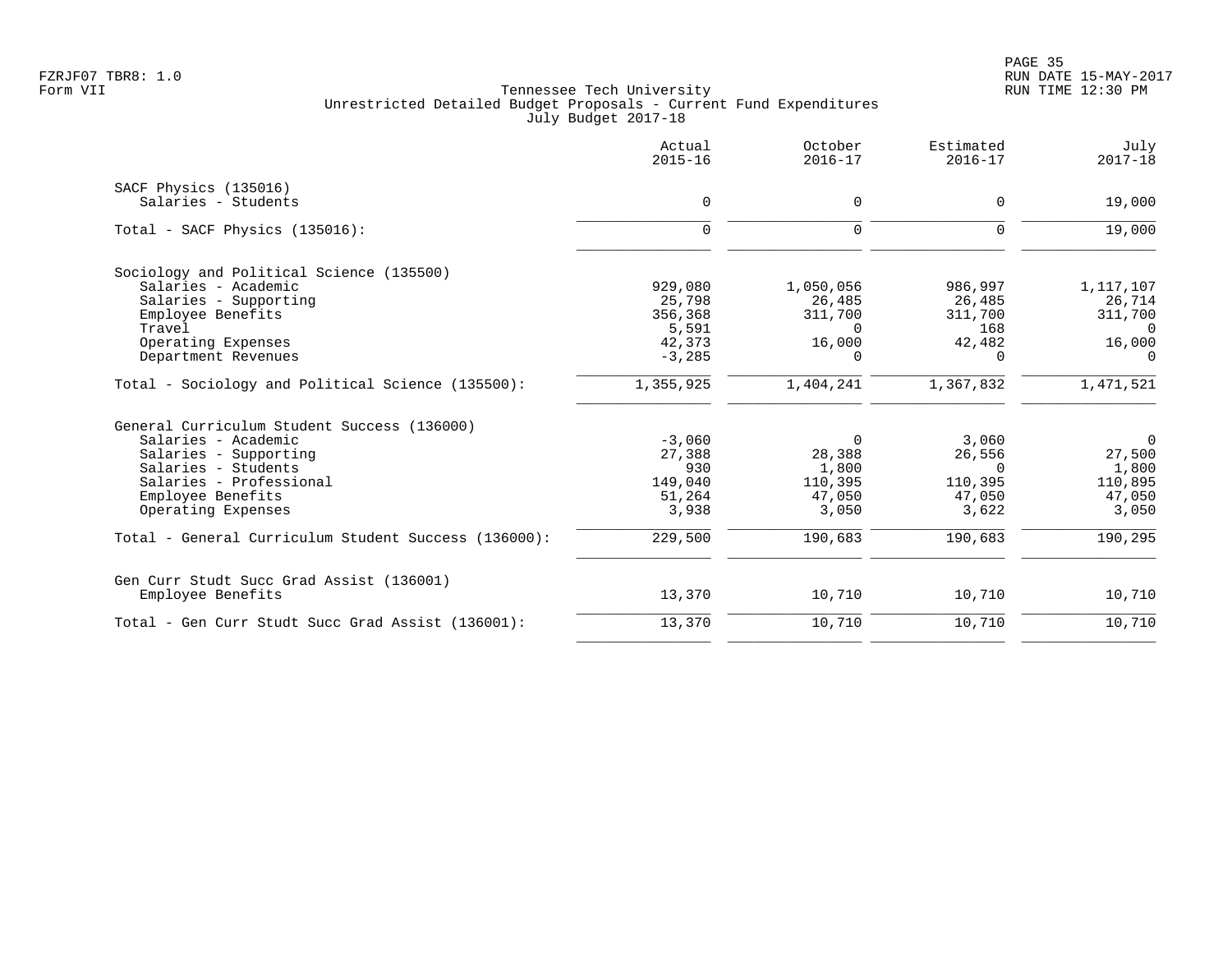Tennessee Tech University
Unrestricted Detailed Budget Proposals - Current Fund Expenditures
July Budget 2017-18

| | Actual 2015-16 | October 2016-17 | Estimated 2016-17 | July 2017-18 |
|---|---|---|---|---|
| **SACF Physics (135016)** | | | | |
| Salaries - Students | 0 | 0 | 0 | 19,000 |
| Total - SACF Physics (135016): | 0 | 0 | 0 | 19,000 |
| **Sociology and Political Science (135500)** | | | | |
| Salaries - Academic | 929,080 | 1,050,056 | 986,997 | 1,117,107 |
| Salaries - Supporting | 25,798 | 26,485 | 26,485 | 26,714 |
| Employee Benefits | 356,368 | 311,700 | 311,700 | 311,700 |
| Travel | 5,591 | 0 | 168 | 0 |
| Operating Expenses | 42,373 | 16,000 | 42,482 | 16,000 |
| Department Revenues | -3,285 | 0 | 0 | 0 |
| Total - Sociology and Political Science (135500): | 1,355,925 | 1,404,241 | 1,367,832 | 1,471,521 |
| **General Curriculum Student Success (136000)** | | | | |
| Salaries - Academic | -3,060 | 0 | 3,060 | 0 |
| Salaries - Supporting | 27,388 | 28,388 | 26,556 | 27,500 |
| Salaries - Students | 930 | 1,800 | 0 | 1,800 |
| Salaries - Professional | 149,040 | 110,395 | 110,395 | 110,895 |
| Employee Benefits | 51,264 | 47,050 | 47,050 | 47,050 |
| Operating Expenses | 3,938 | 3,050 | 3,622 | 3,050 |
| Total - General Curriculum Student Success (136000): | 229,500 | 190,683 | 190,683 | 190,295 |
| **Gen Curr Studt Succ Grad Assist (136001)** | | | | |
| Employee Benefits | 13,370 | 10,710 | 10,710 | 10,710 |
| Total - Gen Curr Studt Succ Grad Assist (136001): | 13,370 | 10,710 | 10,710 | 10,710 |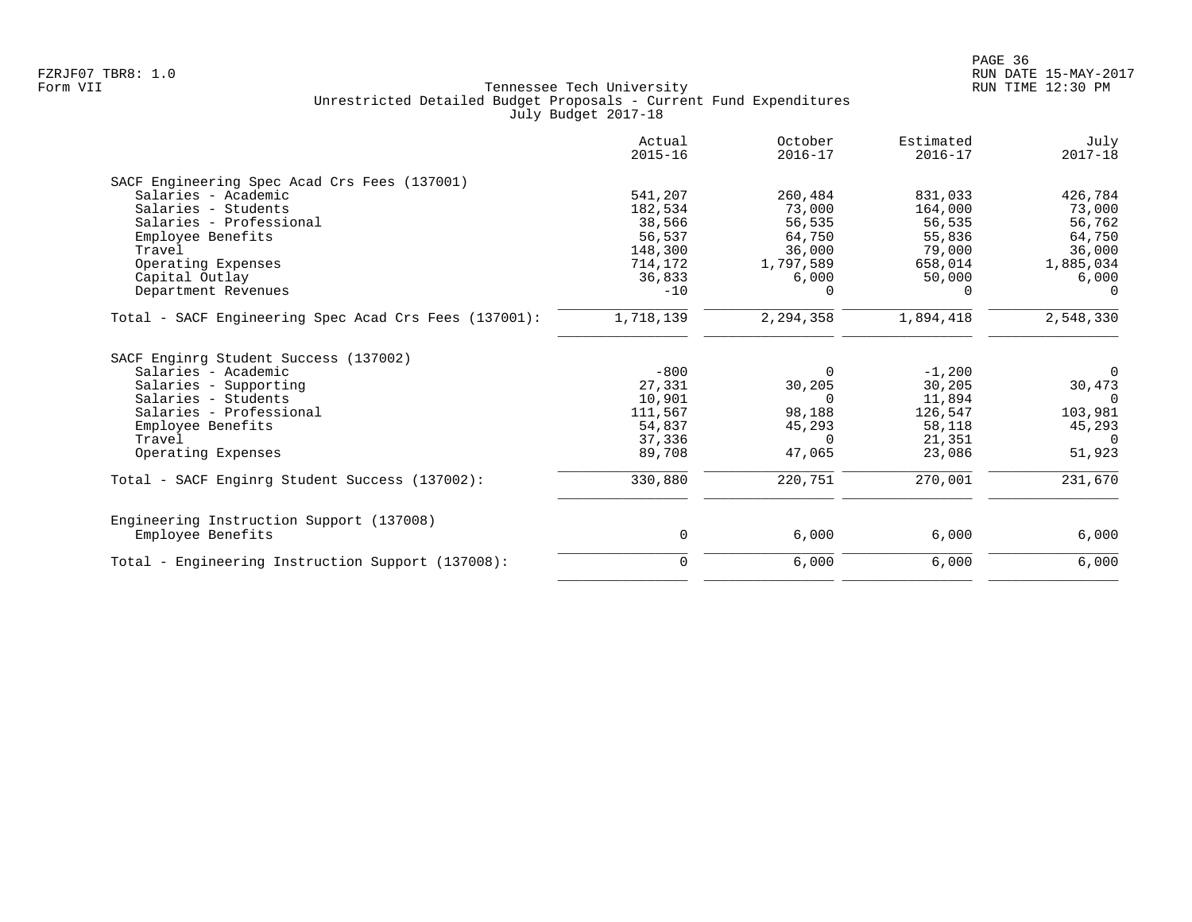Tennessee Tech University
Unrestricted Detailed Budget Proposals - Current Fund Expenditures
July Budget 2017-18

| | Actual 2015-16 | October 2016-17 | Estimated 2016-17 | July 2017-18 |
|---|---|---|---|---|
| **SACF Engineering Spec Acad Crs Fees (137001)** | | | | |
| Salaries - Academic | 541,207 | 260,484 | 831,033 | 426,784 |
| Salaries - Students | 182,534 | 73,000 | 164,000 | 73,000 |
| Salaries - Professional | 38,566 | 56,535 | 56,535 | 56,762 |
| Employee Benefits | 56,537 | 64,750 | 55,836 | 64,750 |
| Travel | 148,300 | 36,000 | 79,000 | 36,000 |
| Operating Expenses | 714,172 | 1,797,589 | 658,014 | 1,885,034 |
| Capital Outlay | 36,833 | 6,000 | 50,000 | 6,000 |
| Department Revenues | -10 | 0 | 0 | 0 |
| Total - SACF Engineering Spec Acad Crs Fees (137001): | 1,718,139 | 2,294,358 | 1,894,418 | 2,548,330 |
| **SACF Enginrg Student Success (137002)** | | | | |
| Salaries - Academic | -800 | 0 | -1,200 | 0 |
| Salaries - Supporting | 27,331 | 30,205 | 30,205 | 30,473 |
| Salaries - Students | 10,901 | 0 | 11,894 | 0 |
| Salaries - Professional | 111,567 | 98,188 | 126,547 | 103,981 |
| Employee Benefits | 54,837 | 45,293 | 58,118 | 45,293 |
| Travel | 37,336 | 0 | 21,351 | 0 |
| Operating Expenses | 89,708 | 47,065 | 23,086 | 51,923 |
| Total - SACF Enginrg Student Success (137002): | 330,880 | 220,751 | 270,001 | 231,670 |
| **Engineering Instruction Support (137008)** | | | | |
| Employee Benefits | 0 | 6,000 | 6,000 | 6,000 |
| Total - Engineering Instruction Support (137008): | 0 | 6,000 | 6,000 | 6,000 |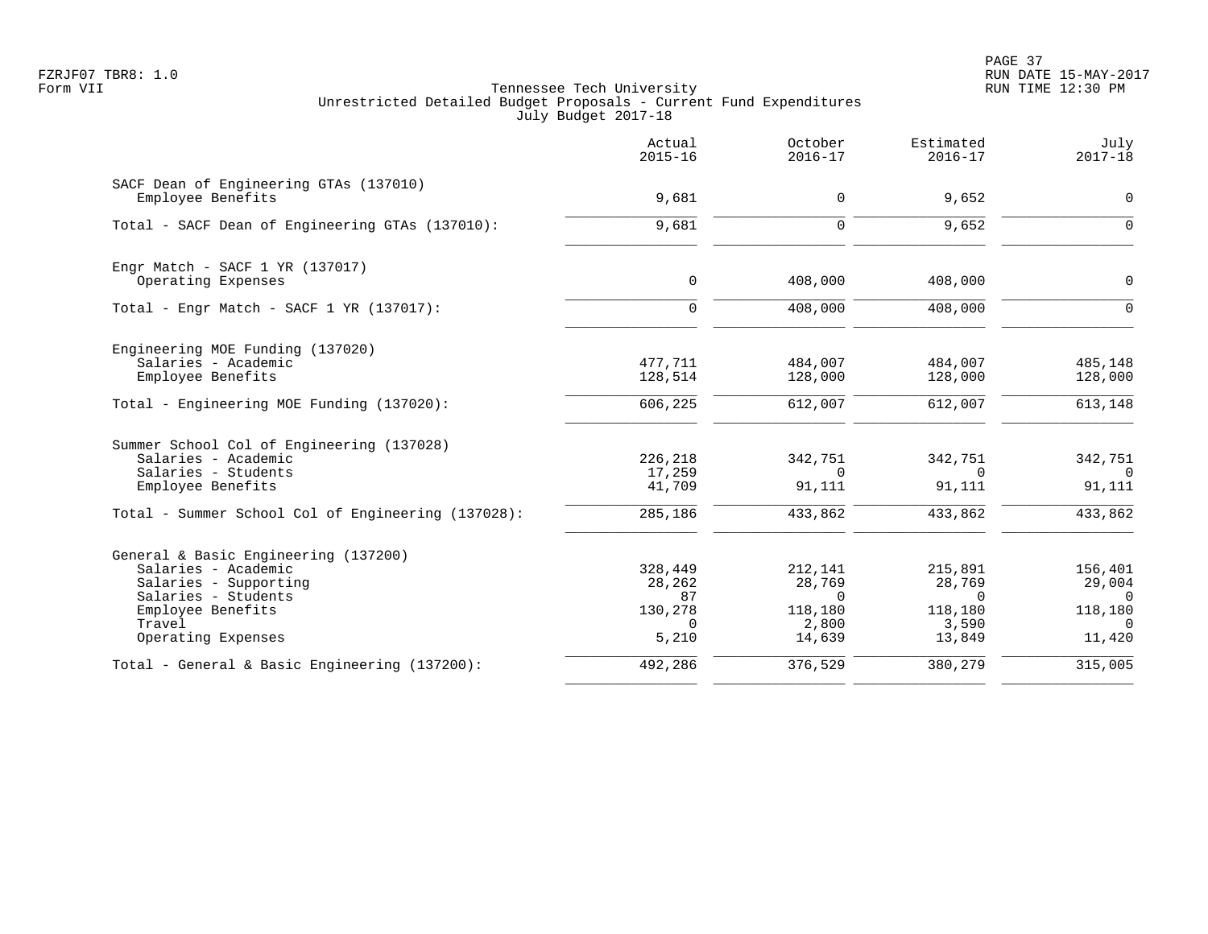Tennessee Tech University
Unrestricted Detailed Budget Proposals - Current Fund Expenditures
July Budget 2017-18

| | Actual 2015-16 | October 2016-17 | Estimated 2016-17 | July 2017-18 |
|---|---|---|---|---|
| **SACF Dean of Engineering GTAs (137010)** | | | | |
| Employee Benefits | 9,681 | 0 | 9,652 | 0 |
| Total - SACF Dean of Engineering GTAs (137010): | 9,681 | 0 | 9,652 | 0 |
| **Engr Match - SACF 1 YR (137017)** | | | | |
| Operating Expenses | 0 | 408,000 | 408,000 | 0 |
| Total - Engr Match - SACF 1 YR (137017): | 0 | 408,000 | 408,000 | 0 |
| **Engineering MOE Funding (137020)** | | | | |
| Salaries - Academic | 477,711 | 484,007 | 484,007 | 485,148 |
| Employee Benefits | 128,514 | 128,000 | 128,000 | 128,000 |
| Total - Engineering MOE Funding (137020): | 606,225 | 612,007 | 612,007 | 613,148 |
| **Summer School Col of Engineering (137028)** | | | | |
| Salaries - Academic | 226,218 | 342,751 | 342,751 | 342,751 |
| Salaries - Students | 17,259 | 0 | 0 | 0 |
| Employee Benefits | 41,709 | 91,111 | 91,111 | 91,111 |
| Total - Summer School Col of Engineering (137028): | 285,186 | 433,862 | 433,862 | 433,862 |
| **General & Basic Engineering (137200)** | | | | |
| Salaries - Academic | 328,449 | 212,141 | 215,891 | 156,401 |
| Salaries - Supporting | 28,262 | 28,769 | 28,769 | 29,004 |
| Salaries - Students | 87 | 0 | 0 | 0 |
| Employee Benefits | 130,278 | 118,180 | 118,180 | 118,180 |
| Travel | 0 | 2,800 | 3,590 | 0 |
| Operating Expenses | 5,210 | 14,639 | 13,849 | 11,420 |
| Total - General & Basic Engineering (137200): | 492,286 | 376,529 | 380,279 | 315,005 |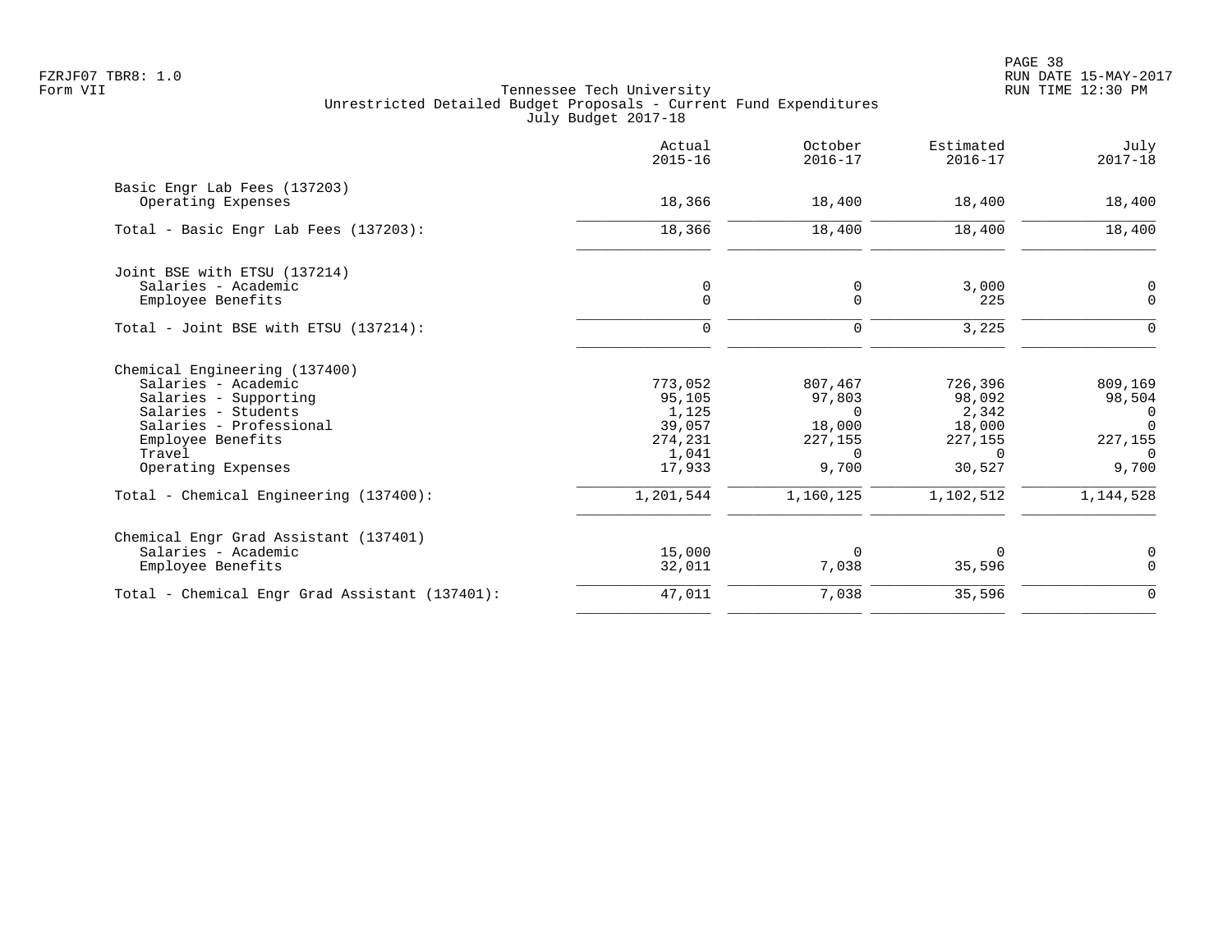Tennessee Tech University
Unrestricted Detailed Budget Proposals - Current Fund Expenditures
July Budget 2017-18

| | Actual 2015-16 | October 2016-17 | Estimated 2016-17 | July 2017-18 |
|---|---|---|---|---|
| Basic Engr Lab Fees (137203) | | | | |
| Operating Expenses | 18,366 | 18,400 | 18,400 | 18,400 |
| Total - Basic Engr Lab Fees (137203): | 18,366 | 18,400 | 18,400 | 18,400 |
| Joint BSE with ETSU (137214) | | | | |
| Salaries - Academic | 0 | 0 | 3,000 | 0 |
| Employee Benefits | 0 | 0 | 225 | 0 |
| Total - Joint BSE with ETSU (137214): | 0 | 0 | 3,225 | 0 |
| Chemical Engineering (137400) | | | | |
| Salaries - Academic | 773,052 | 807,467 | 726,396 | 809,169 |
| Salaries - Supporting | 95,105 | 97,803 | 98,092 | 98,504 |
| Salaries - Students | 1,125 | 0 | 2,342 | 0 |
| Salaries - Professional | 39,057 | 18,000 | 18,000 | 0 |
| Employee Benefits | 274,231 | 227,155 | 227,155 | 227,155 |
| Travel | 1,041 | 0 | 0 | 0 |
| Operating Expenses | 17,933 | 9,700 | 30,527 | 9,700 |
| Total - Chemical Engineering (137400): | 1,201,544 | 1,160,125 | 1,102,512 | 1,144,528 |
| Chemical Engr Grad Assistant (137401) | | | | |
| Salaries - Academic | 15,000 | 0 | 0 | 0 |
| Employee Benefits | 32,011 | 7,038 | 35,596 | 0 |
| Total - Chemical Engr Grad Assistant (137401): | 47,011 | 7,038 | 35,596 | 0 |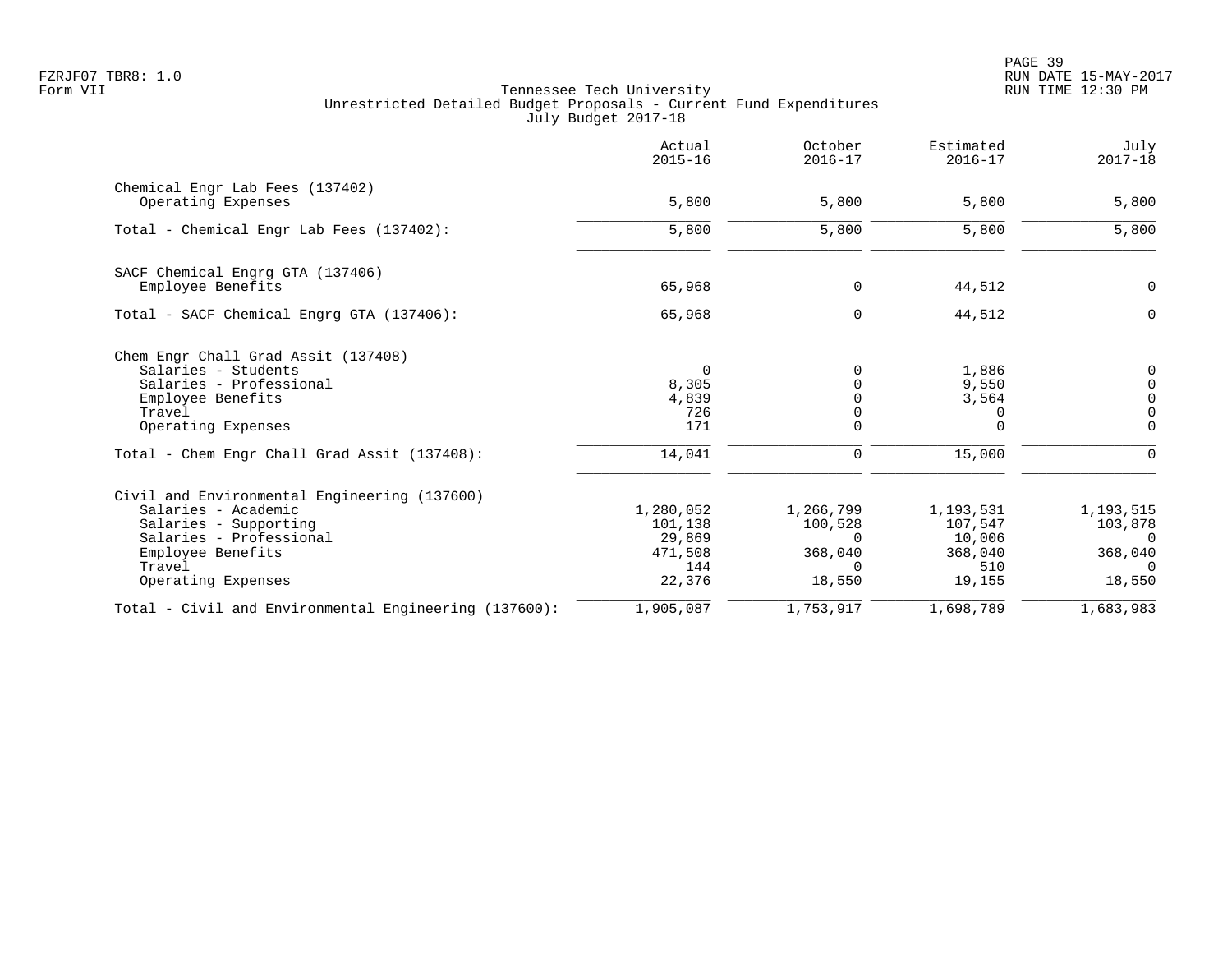Tennessee Tech University
Unrestricted Detailed Budget Proposals - Current Fund Expenditures
July Budget 2017-18

| | Actual 2015-16 | October 2016-17 | Estimated 2016-17 | July 2017-18 |
|---|---|---|---|---|
| **Chemical Engr Lab Fees (137402)** | | | | |
| Operating Expenses | 5,800 | 5,800 | 5,800 | 5,800 |
| Total - Chemical Engr Lab Fees (137402): | 5,800 | 5,800 | 5,800 | 5,800 |
| **SACF Chemical Engrg GTA (137406)** | | | | |
| Employee Benefits | 65,968 | 0 | 44,512 | 0 |
| Total - SACF Chemical Engrg GTA (137406): | 65,968 | 0 | 44,512 | 0 |
| **Chem Engr Chall Grad Assit (137408)** | | | | |
| Salaries - Students | 0 | 0 | 1,886 | 0 |
| Salaries - Professional | 8,305 | 0 | 9,550 | 0 |
| Employee Benefits | 4,839 | 0 | 3,564 | 0 |
| Travel | 726 | 0 | 0 | 0 |
| Operating Expenses | 171 | 0 | 0 | 0 |
| Total - Chem Engr Chall Grad Assit (137408): | 14,041 | 0 | 15,000 | 0 |
| **Civil and Environmental Engineering (137600)** | | | | |
| Salaries - Academic | 1,280,052 | 1,266,799 | 1,193,531 | 1,193,515 |
| Salaries - Supporting | 101,138 | 100,528 | 107,547 | 103,878 |
| Salaries - Professional | 29,869 | 0 | 10,006 | 0 |
| Employee Benefits | 471,508 | 368,040 | 368,040 | 368,040 |
| Travel | 144 | 0 | 510 | 0 |
| Operating Expenses | 22,376 | 18,550 | 19,155 | 18,550 |
| Total - Civil and Environmental Engineering (137600): | 1,905,087 | 1,753,917 | 1,698,789 | 1,683,983 |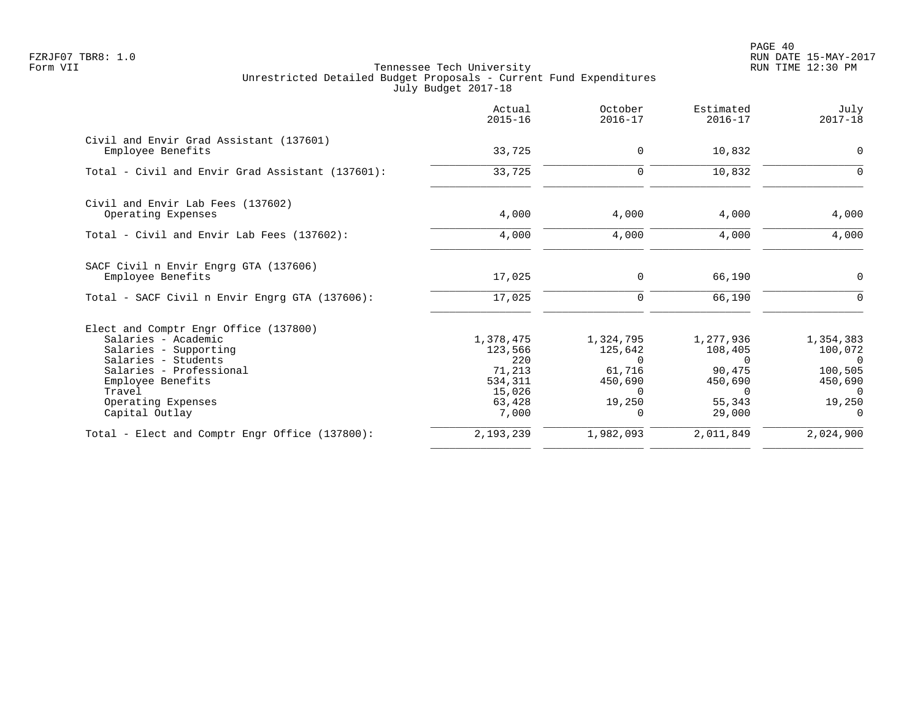Tennessee Tech University
Unrestricted Detailed Budget Proposals - Current Fund Expenditures
July Budget 2017-18

| | Actual 2015-16 | October 2016-17 | Estimated 2016-17 | July 2017-18 |
|---|---|---|---|---|
| **Civil and Envir Grad Assistant (137601)** | | | | |
| Employee Benefits | 33,725 | 0 | 10,832 | 0 |
| Total - Civil and Envir Grad Assistant (137601): | 33,725 | 0 | 10,832 | 0 |
| **Civil and Envir Lab Fees (137602)** | | | | |
| Operating Expenses | 4,000 | 4,000 | 4,000 | 4,000 |
| Total - Civil and Envir Lab Fees (137602): | 4,000 | 4,000 | 4,000 | 4,000 |
| **SACF Civil n Envir Engrg GTA (137606)** | | | | |
| Employee Benefits | 17,025 | 0 | 66,190 | 0 |
| Total - SACF Civil n Envir Engrg GTA (137606): | 17,025 | 0 | 66,190 | 0 |
| **Elect and Comptr Engr Office (137800)** | | | | |
| Salaries - Academic | 1,378,475 | 1,324,795 | 1,277,936 | 1,354,383 |
| Salaries - Supporting | 123,566 | 125,642 | 108,405 | 100,072 |
| Salaries - Students | 220 | 0 | 0 | 0 |
| Salaries - Professional | 71,213 | 61,716 | 90,475 | 100,505 |
| Employee Benefits | 534,311 | 450,690 | 450,690 | 450,690 |
| Travel | 15,026 | 0 | 0 | 0 |
| Operating Expenses | 63,428 | 19,250 | 55,343 | 19,250 |
| Capital Outlay | 7,000 | 0 | 29,000 | 0 |
| Total - Elect and Comptr Engr Office (137800): | 2,193,239 | 1,982,093 | 2,011,849 | 2,024,900 |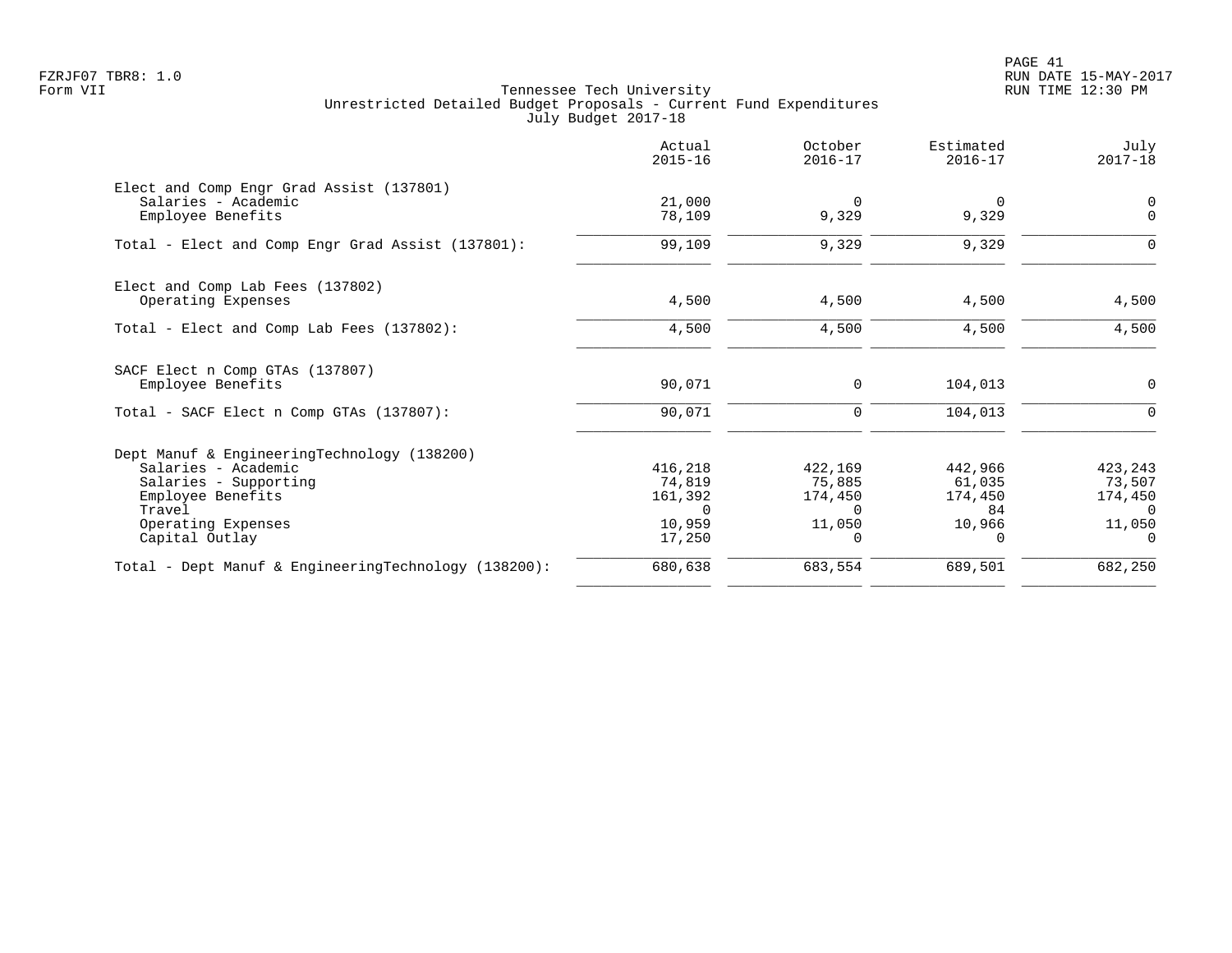FZRJF07 TBR8: 1.0
Form VII

Tennessee Tech University
Unrestricted Detailed Budget Proposals - Current Fund Expenditures
July Budget 2017-18

RUN DATE 15-MAY-2017
RUN TIME 12:30 PM

| | Actual 2015-16 | October 2016-17 | Estimated 2016-17 | July 2017-18 |
|---|---|---|---|---|
| **Elect and Comp Engr Grad Assist (137801)** | | | | |
| Salaries - Academic | 21,000 | 0 | 0 | 0 |
| Employee Benefits | 78,109 | 9,329 | 9,329 | 0 |
| Total - Elect and Comp Engr Grad Assist (137801): | 99,109 | 9,329 | 9,329 | 0 |
| **Elect and Comp Lab Fees (137802)** | | | | |
| Operating Expenses | 4,500 | 4,500 | 4,500 | 4,500 |
| Total - Elect and Comp Lab Fees (137802): | 4,500 | 4,500 | 4,500 | 4,500 |
| **SACF Elect n Comp GTAs (137807)** | | | | |
| Employee Benefits | 90,071 | 0 | 104,013 | 0 |
| Total - SACF Elect n Comp GTAs (137807): | 90,071 | 0 | 104,013 | 0 |
| **Dept Manuf & EngineeringTechnology (138200)** | | | | |
| Salaries - Academic | 416,218 | 422,169 | 442,966 | 423,243 |
| Salaries - Supporting | 74,819 | 75,885 | 61,035 | 73,507 |
| Employee Benefits | 161,392 | 174,450 | 174,450 | 174,450 |
| Travel | 0 | 0 | 84 | 0 |
| Operating Expenses | 10,959 | 11,050 | 10,966 | 11,050 |
| Capital Outlay | 17,250 | 0 | 0 | 0 |
| Total - Dept Manuf & EngineeringTechnology (138200): | 680,638 | 683,554 | 689,501 | 682,250 |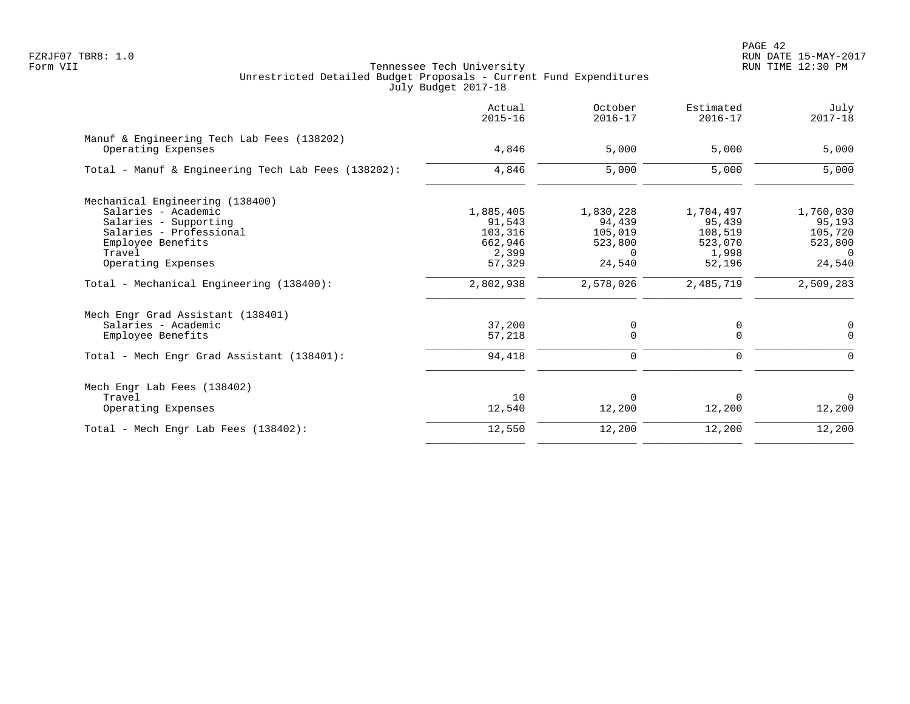Tennessee Tech University
Unrestricted Detailed Budget Proposals - Current Fund Expenditures
July Budget 2017-18

| | Actual 2015-16 | October 2016-17 | Estimated 2016-17 | July 2017-18 |
|---|---|---|---|---|
| **Manuf & Engineering Tech Lab Fees (138202)** | | | | |
| Operating Expenses | 4,846 | 5,000 | 5,000 | 5,000 |
| Total - Manuf & Engineering Tech Lab Fees (138202): | 4,846 | 5,000 | 5,000 | 5,000 |
| **Mechanical Engineering (138400)** | | | | |
| Salaries - Academic | 1,885,405 | 1,830,228 | 1,704,497 | 1,760,030 |
| Salaries - Supporting | 91,543 | 94,439 | 95,439 | 95,193 |
| Salaries - Professional | 103,316 | 105,019 | 108,519 | 105,720 |
| Employee Benefits | 662,946 | 523,800 | 523,070 | 523,800 |
| Travel | 2,399 | 0 | 1,998 | 0 |
| Operating Expenses | 57,329 | 24,540 | 52,196 | 24,540 |
| Total - Mechanical Engineering (138400): | 2,802,938 | 2,578,026 | 2,485,719 | 2,509,283 |
| **Mech Engr Grad Assistant (138401)** | | | | |
| Salaries - Academic | 37,200 | 0 | 0 | 0 |
| Employee Benefits | 57,218 | 0 | 0 | 0 |
| Total - Mech Engr Grad Assistant (138401): | 94,418 | 0 | 0 | 0 |
| **Mech Engr Lab Fees (138402)** | | | | |
| Travel | 10 | 0 | 0 | 0 |
| Operating Expenses | 12,540 | 12,200 | 12,200 | 12,200 |
| Total - Mech Engr Lab Fees (138402): | 12,550 | 12,200 | 12,200 | 12,200 |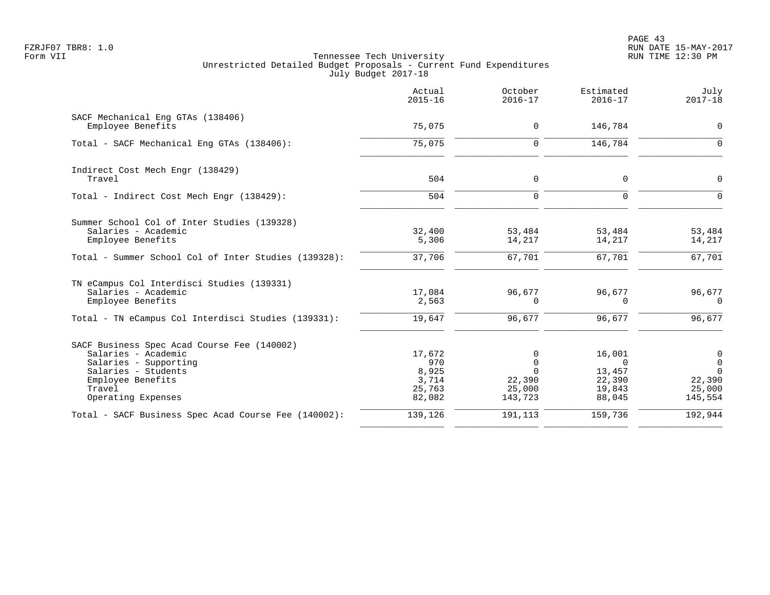Tennessee Tech University
Unrestricted Detailed Budget Proposals - Current Fund Expenditures
July Budget 2017-18

| | Actual 2015-16 | October 2016-17 | Estimated 2016-17 | July 2017-18 |
|---|---|---|---|---|
| **SACF Mechanical Eng GTAs (138406)** | | | | |
| Employee Benefits | 75,075 | 0 | 146,784 | 0 |
| Total - SACF Mechanical Eng GTAs (138406): | 75,075 | 0 | 146,784 | 0 |
| **Indirect Cost Mech Engr (138429)** | | | | |
| Travel | 504 | 0 | 0 | 0 |
| Total - Indirect Cost Mech Engr (138429): | 504 | 0 | 0 | 0 |
| **Summer School Col of Inter Studies (139328)** | | | | |
| Salaries - Academic | 32,400 | 53,484 | 53,484 | 53,484 |
| Employee Benefits | 5,306 | 14,217 | 14,217 | 14,217 |
| Total - Summer School Col of Inter Studies (139328): | 37,706 | 67,701 | 67,701 | 67,701 |
| **TN eCampus Col Interdisci Studies (139331)** | | | | |
| Salaries - Academic | 17,084 | 96,677 | 96,677 | 96,677 |
| Employee Benefits | 2,563 | 0 | 0 | 0 |
| Total - TN eCampus Col Interdisci Studies (139331): | 19,647 | 96,677 | 96,677 | 96,677 |
| **SACF Business Spec Acad Course Fee (140002)** | | | | |
| Salaries - Academic | 17,672 | 0 | 16,001 | 0 |
| Salaries - Supporting | 970 | 0 | 0 | 0 |
| Salaries - Students | 8,925 | 0 | 13,457 | 0 |
| Employee Benefits | 3,714 | 22,390 | 22,390 | 22,390 |
| Travel | 25,763 | 25,000 | 19,843 | 25,000 |
| Operating Expenses | 82,082 | 143,723 | 88,045 | 145,554 |
| Total - SACF Business Spec Acad Course Fee (140002): | 139,126 | 191,113 | 159,736 | 192,944 |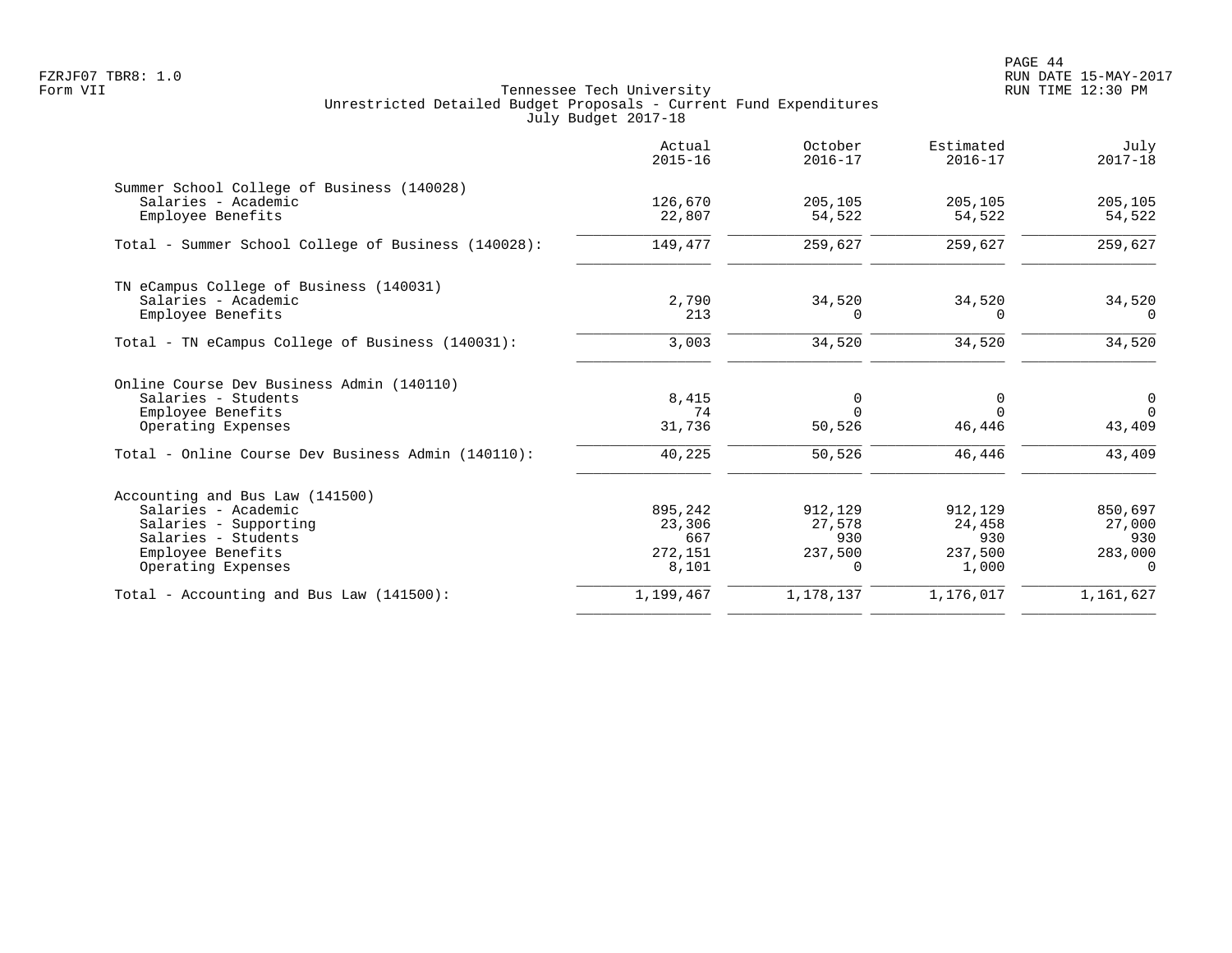Tennessee Tech University
Unrestricted Detailed Budget Proposals - Current Fund Expenditures
July Budget 2017-18

| | Actual 2015-16 | October 2016-17 | Estimated 2016-17 | July 2017-18 |
|---|---|---|---|---|
| **Summer School College of Business (140028)** | | | | |
| Salaries - Academic | 126,670 | 205,105 | 205,105 | 205,105 |
| Employee Benefits | 22,807 | 54,522 | 54,522 | 54,522 |
| Total - Summer School College of Business (140028): | 149,477 | 259,627 | 259,627 | 259,627 |
| **TN eCampus College of Business (140031)** | | | | |
| Salaries - Academic | 2,790 | 34,520 | 34,520 | 34,520 |
| Employee Benefits | 213 | 0 | 0 | 0 |
| Total - TN eCampus College of Business (140031): | 3,003 | 34,520 | 34,520 | 34,520 |
| **Online Course Dev Business Admin (140110)** | | | | |
| Salaries - Students | 8,415 | 0 | 0 | 0 |
| Employee Benefits | 74 | 0 | 0 | 0 |
| Operating Expenses | 31,736 | 50,526 | 46,446 | 43,409 |
| Total - Online Course Dev Business Admin (140110): | 40,225 | 50,526 | 46,446 | 43,409 |
| **Accounting and Bus Law (141500)** | | | | |
| Salaries - Academic | 895,242 | 912,129 | 912,129 | 850,697 |
| Salaries - Supporting | 23,306 | 27,578 | 24,458 | 27,000 |
| Salaries - Students | 667 | 930 | 930 | 930 |
| Employee Benefits | 272,151 | 237,500 | 237,500 | 283,000 |
| Operating Expenses | 8,101 | 0 | 1,000 | 0 |
| Total - Accounting and Bus Law (141500): | 1,199,467 | 1,178,137 | 1,176,017 | 1,161,627 |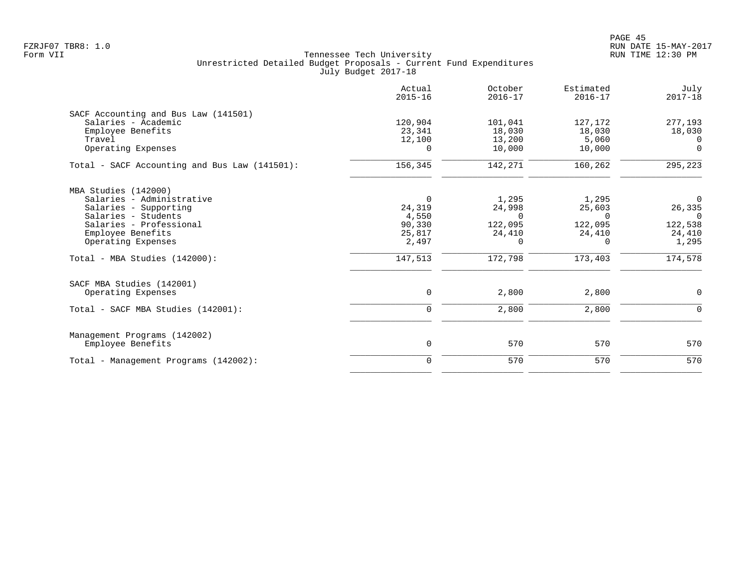FZRJF07 TBR8: 1.0
Form VII

Tennessee Tech University
Unrestricted Detailed Budget Proposals - Current Fund Expenditures
July Budget 2017-18

RUN DATE 15-MAY-2017
RUN TIME 12:30 PM

| | Actual 2015-16 | October 2016-17 | Estimated 2016-17 | July 2017-18 |
|---|---|---|---|---|
| **SACF Accounting and Bus Law (141501)** | | | | |
| Salaries - Academic | 120,904 | 101,041 | 127,172 | 277,193 |
| Employee Benefits | 23,341 | 18,030 | 18,030 | 18,030 |
| Travel | 12,100 | 13,200 | 5,060 | 0 |
| Operating Expenses | 0 | 10,000 | 10,000 | 0 |
| Total - SACF Accounting and Bus Law (141501): | 156,345 | 142,271 | 160,262 | 295,223 |
| **MBA Studies (142000)** | | | | |
| Salaries - Administrative | 0 | 1,295 | 1,295 | 0 |
| Salaries - Supporting | 24,319 | 24,998 | 25,603 | 26,335 |
| Salaries - Students | 4,550 | 0 | 0 | 0 |
| Salaries - Professional | 90,330 | 122,095 | 122,095 | 122,538 |
| Employee Benefits | 25,817 | 24,410 | 24,410 | 24,410 |
| Operating Expenses | 2,497 | 0 | 0 | 1,295 |
| Total - MBA Studies (142000): | 147,513 | 172,798 | 173,403 | 174,578 |
| **SACF MBA Studies (142001)** | | | | |
| Operating Expenses | 0 | 2,800 | 2,800 | 0 |
| Total - SACF MBA Studies (142001): | 0 | 2,800 | 2,800 | 0 |
| **Management Programs (142002)** | | | | |
| Employee Benefits | 0 | 570 | 570 | 570 |
| Total - Management Programs (142002): | 0 | 570 | 570 | 570 |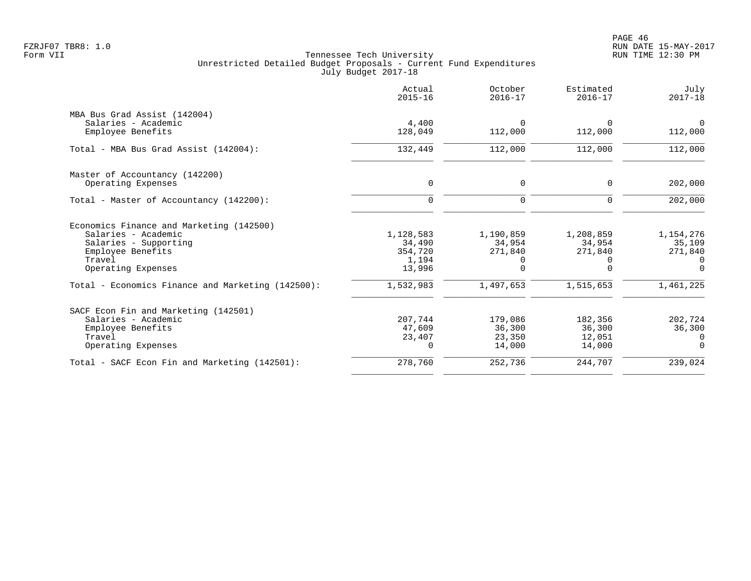Tennessee Tech University
Unrestricted Detailed Budget Proposals - Current Fund Expenditures
July Budget 2017-18

| | Actual 2015-16 | October 2016-17 | Estimated 2016-17 | July 2017-18 |
|---|---|---|---|---|
| **MBA Bus Grad Assist (142004)** | | | | |
| Salaries - Academic | 4,400 | 0 | 0 | 0 |
| Employee Benefits | 128,049 | 112,000 | 112,000 | 112,000 |
| Total - MBA Bus Grad Assist (142004): | 132,449 | 112,000 | 112,000 | 112,000 |
| **Master of Accountancy (142200)** | | | | |
| Operating Expenses | 0 | 0 | 0 | 202,000 |
| Total - Master of Accountancy (142200): | 0 | 0 | 0 | 202,000 |
| **Economics Finance and Marketing (142500)** | | | | |
| Salaries - Academic | 1,128,583 | 1,190,859 | 1,208,859 | 1,154,276 |
| Salaries - Supporting | 34,490 | 34,954 | 34,954 | 35,109 |
| Employee Benefits | 354,720 | 271,840 | 271,840 | 271,840 |
| Travel | 1,194 | 0 | 0 | 0 |
| Operating Expenses | 13,996 | 0 | 0 | 0 |
| Total - Economics Finance and Marketing (142500): | 1,532,983 | 1,497,653 | 1,515,653 | 1,461,225 |
| **SACF Econ Fin and Marketing (142501)** | | | | |
| Salaries - Academic | 207,744 | 179,086 | 182,356 | 202,724 |
| Employee Benefits | 47,609 | 36,300 | 36,300 | 36,300 |
| Travel | 23,407 | 23,350 | 12,051 | 0 |
| Operating Expenses | 0 | 14,000 | 14,000 | 0 |
| Total - SACF Econ Fin and Marketing (142501): | 278,760 | 252,736 | 244,707 | 239,024 |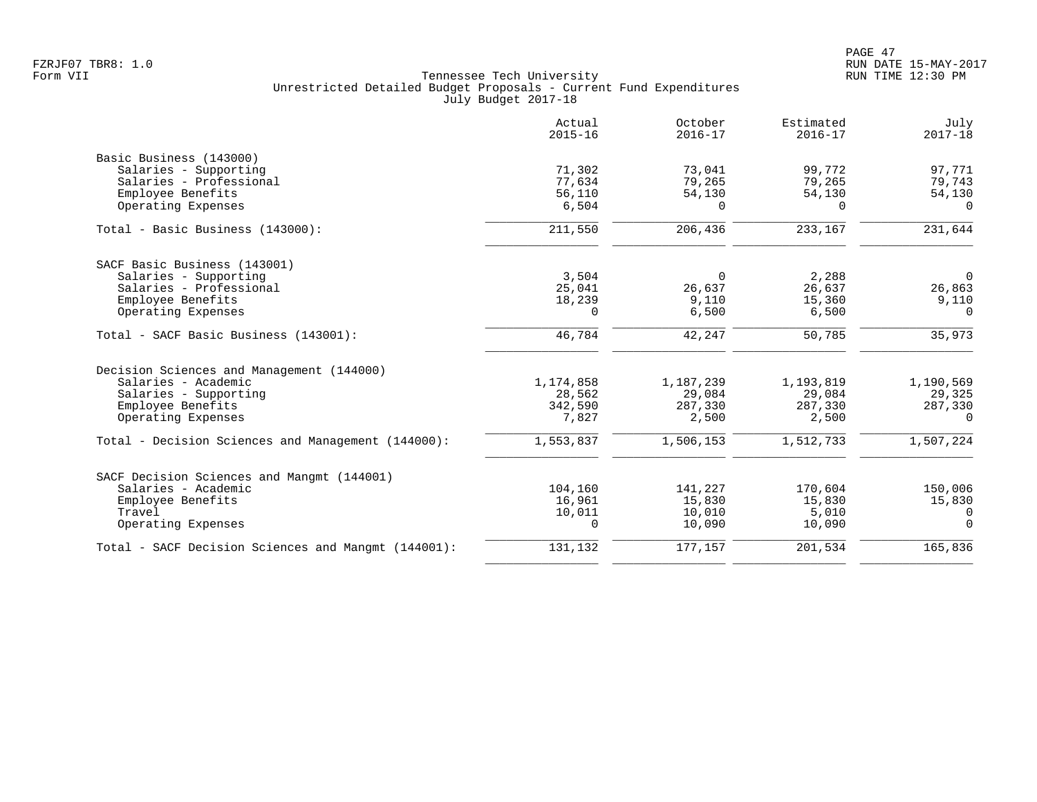Tennessee Tech University
Unrestricted Detailed Budget Proposals - Current Fund Expenditures
July Budget 2017-18

| | Actual 2015-16 | October 2016-17 | Estimated 2016-17 | July 2017-18 |
|---|---|---|---|---|
| **Basic Business (143000)** | | | | |
| Salaries - Supporting | 71,302 | 73,041 | 99,772 | 97,771 |
| Salaries - Professional | 77,634 | 79,265 | 79,265 | 79,743 |
| Employee Benefits | 56,110 | 54,130 | 54,130 | 54,130 |
| Operating Expenses | 6,504 | 0 | 0 | 0 |
| Total - Basic Business (143000): | 211,550 | 206,436 | 233,167 | 231,644 |
| **SACF Basic Business (143001)** | | | | |
| Salaries - Supporting | 3,504 | 0 | 2,288 | 0 |
| Salaries - Professional | 25,041 | 26,637 | 26,637 | 26,863 |
| Employee Benefits | 18,239 | 9,110 | 15,360 | 9,110 |
| Operating Expenses | 0 | 6,500 | 6,500 | 0 |
| Total - SACF Basic Business (143001): | 46,784 | 42,247 | 50,785 | 35,973 |
| **Decision Sciences and Management (144000)** | | | | |
| Salaries - Academic | 1,174,858 | 1,187,239 | 1,193,819 | 1,190,569 |
| Salaries - Supporting | 28,562 | 29,084 | 29,084 | 29,325 |
| Employee Benefits | 342,590 | 287,330 | 287,330 | 287,330 |
| Operating Expenses | 7,827 | 2,500 | 2,500 | 0 |
| Total - Decision Sciences and Management (144000): | 1,553,837 | 1,506,153 | 1,512,733 | 1,507,224 |
| **SACF Decision Sciences and Mangmt (144001)** | | | | |
| Salaries - Academic | 104,160 | 141,227 | 170,604 | 150,006 |
| Employee Benefits | 16,961 | 15,830 | 15,830 | 15,830 |
| Travel | 10,011 | 10,010 | 5,010 | 0 |
| Operating Expenses | 0 | 10,090 | 10,090 | 0 |
| Total - SACF Decision Sciences and Mangmt (144001): | 131,132 | 177,157 | 201,534 | 165,836 |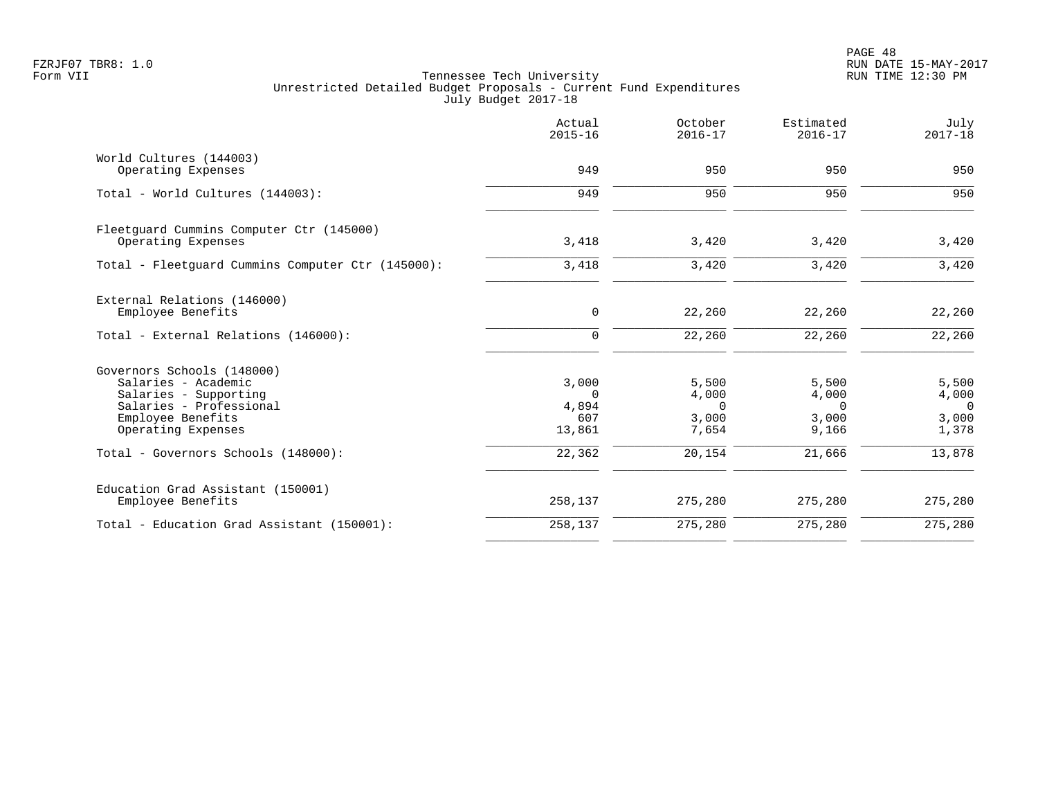Tennessee Tech University
Unrestricted Detailed Budget Proposals - Current Fund Expenditures
July Budget 2017-18

| | Actual 2015-16 | October 2016-17 | Estimated 2016-17 | July 2017-18 |
|---|---|---|---|---|
| **World Cultures (144003)** | | | | |
| Operating Expenses | 949 | 950 | 950 | 950 |
| Total - World Cultures (144003): | 949 | 950 | 950 | 950 |
| **Fleetguard Cummins Computer Ctr (145000)** | | | | |
| Operating Expenses | 3,418 | 3,420 | 3,420 | 3,420 |
| Total - Fleetguard Cummins Computer Ctr (145000): | 3,418 | 3,420 | 3,420 | 3,420 |
| **External Relations (146000)** | | | | |
| Employee Benefits | 0 | 22,260 | 22,260 | 22,260 |
| Total - External Relations (146000): | 0 | 22,260 | 22,260 | 22,260 |
| **Governors Schools (148000)** | | | | |
| Salaries - Academic | 3,000 | 5,500 | 5,500 | 5,500 |
| Salaries - Supporting | 0 | 4,000 | 4,000 | 4,000 |
| Salaries - Professional | 4,894 | 0 | 0 | 0 |
| Employee Benefits | 607 | 3,000 | 3,000 | 3,000 |
| Operating Expenses | 13,861 | 7,654 | 9,166 | 1,378 |
| Total - Governors Schools (148000): | 22,362 | 20,154 | 21,666 | 13,878 |
| **Education Grad Assistant (150001)** | | | | |
| Employee Benefits | 258,137 | 275,280 | 275,280 | 275,280 |
| Total - Education Grad Assistant (150001): | 258,137 | 275,280 | 275,280 | 275,280 |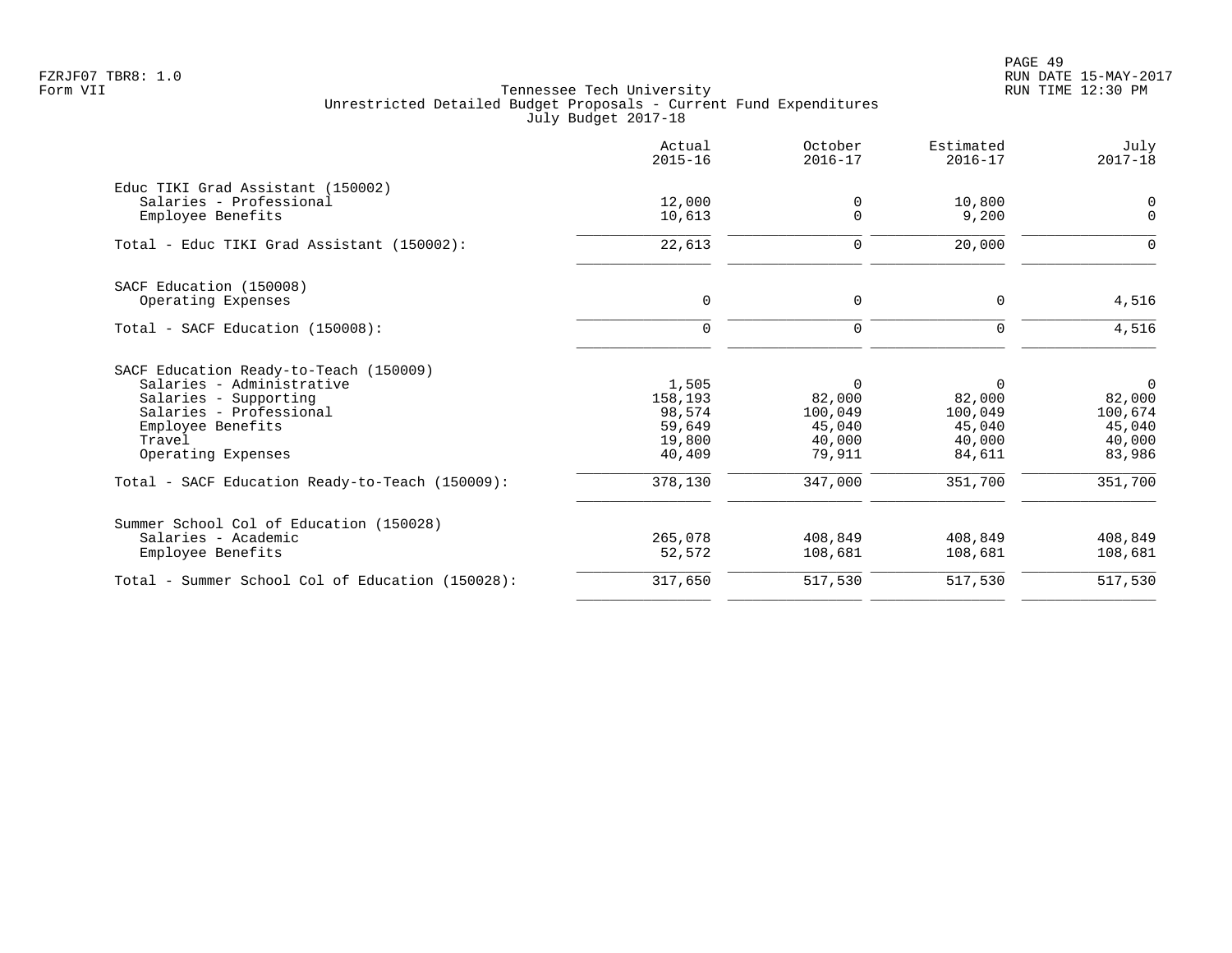Tennessee Tech University
Unrestricted Detailed Budget Proposals - Current Fund Expenditures
July Budget 2017-18

Form VII

| | Actual 2015-16 | October 2016-17 | Estimated 2016-17 | July 2017-18 |
|---|---|---|---|---|
| **Educ TIKI Grad Assistant (150002)** | | | | |
| Salaries - Professional | 12,000 | 0 | 10,800 | 0 |
| Employee Benefits | 10,613 | 0 | 9,200 | 0 |
| Total - Educ TIKI Grad Assistant (150002): | 22,613 | 0 | 20,000 | 0 |
| **SACF Education (150008)** | | | | |
| Operating Expenses | 0 | 0 | 0 | 4,516 |
| Total - SACF Education (150008): | 0 | 0 | 0 | 4,516 |
| **SACF Education Ready-to-Teach (150009)** | | | | |
| Salaries - Administrative | 1,505 | 0 | 0 | 0 |
| Salaries - Supporting | 158,193 | 82,000 | 82,000 | 82,000 |
| Salaries - Professional | 98,574 | 100,049 | 100,049 | 100,674 |
| Employee Benefits | 59,649 | 45,040 | 45,040 | 45,040 |
| Travel | 19,800 | 40,000 | 40,000 | 40,000 |
| Operating Expenses | 40,409 | 79,911 | 84,611 | 83,986 |
| Total - SACF Education Ready-to-Teach (150009): | 378,130 | 347,000 | 351,700 | 351,700 |
| **Summer School Col of Education (150028)** | | | | |
| Salaries - Academic | 265,078 | 408,849 | 408,849 | 408,849 |
| Employee Benefits | 52,572 | 108,681 | 108,681 | 108,681 |
| Total - Summer School Col of Education (150028): | 317,650 | 517,530 | 517,530 | 517,530 |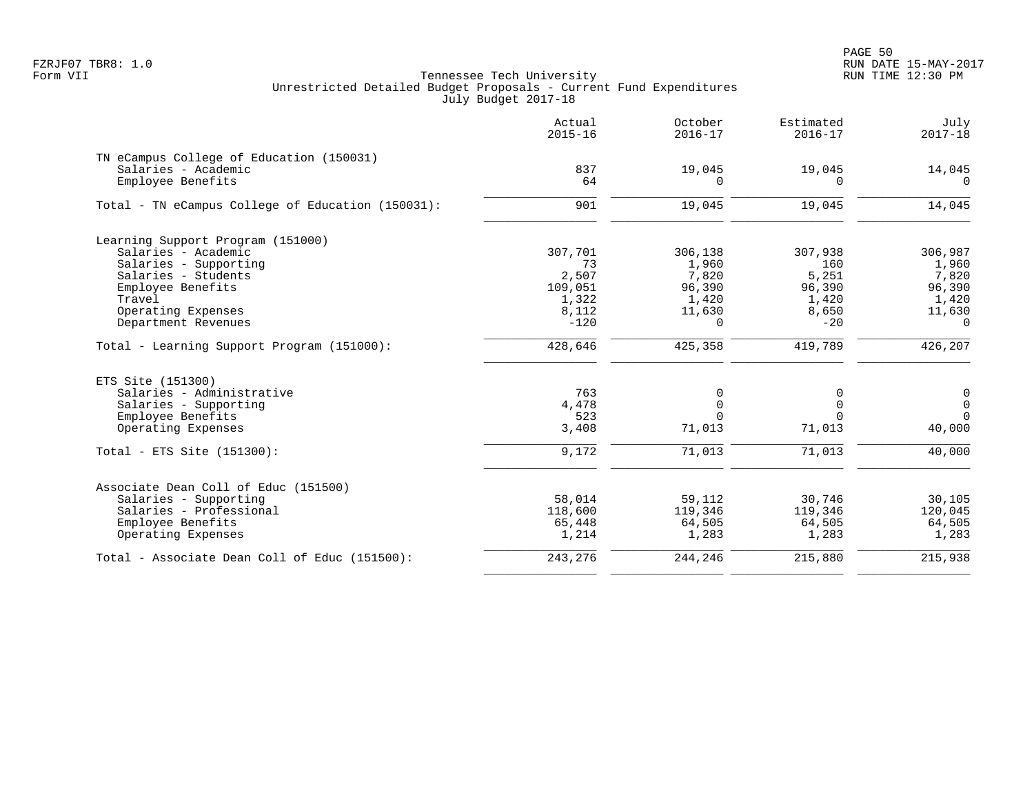Tennessee Tech University
Unrestricted Detailed Budget Proposals - Current Fund Expenditures
July Budget 2017-18

FZRJF07 TBR8: 1.0
Form VII

RUN DATE 15-MAY-2017
RUN TIME 12:30 PM

| | Actual 2015-16 | October 2016-17 | Estimated 2016-17 | July 2017-18 |
|---|---|---|---|---|
| **TN eCampus College of Education (150031)** | | | | |
| Salaries - Academic | 837 | 19,045 | 19,045 | 14,045 |
| Employee Benefits | 64 | 0 | 0 | 0 |
| Total - TN eCampus College of Education (150031): | 901 | 19,045 | 19,045 | 14,045 |
| **Learning Support Program (151000)** | | | | |
| Salaries - Academic | 307,701 | 306,138 | 307,938 | 306,987 |
| Salaries - Supporting | 73 | 1,960 | 160 | 1,960 |
| Salaries - Students | 2,507 | 7,820 | 5,251 | 7,820 |
| Employee Benefits | 109,051 | 96,390 | 96,390 | 96,390 |
| Travel | 1,322 | 1,420 | 1,420 | 1,420 |
| Operating Expenses | 8,112 | 11,630 | 8,650 | 11,630 |
| Department Revenues | -120 | 0 | -20 | 0 |
| Total - Learning Support Program (151000): | 428,646 | 425,358 | 419,789 | 426,207 |
| **ETS Site (151300)** | | | | |
| Salaries - Administrative | 763 | 0 | 0 | 0 |
| Salaries - Supporting | 4,478 | 0 | 0 | 0 |
| Employee Benefits | 523 | 0 | 0 | 0 |
| Operating Expenses | 3,408 | 71,013 | 71,013 | 40,000 |
| Total - ETS Site (151300): | 9,172 | 71,013 | 71,013 | 40,000 |
| **Associate Dean Coll of Educ (151500)** | | | | |
| Salaries - Supporting | 58,014 | 59,112 | 30,746 | 30,105 |
| Salaries - Professional | 118,600 | 119,346 | 119,346 | 120,045 |
| Employee Benefits | 65,448 | 64,505 | 64,505 | 64,505 |
| Operating Expenses | 1,214 | 1,283 | 1,283 | 1,283 |
| Total - Associate Dean Coll of Educ (151500): | 243,276 | 244,246 | 215,880 | 215,938 |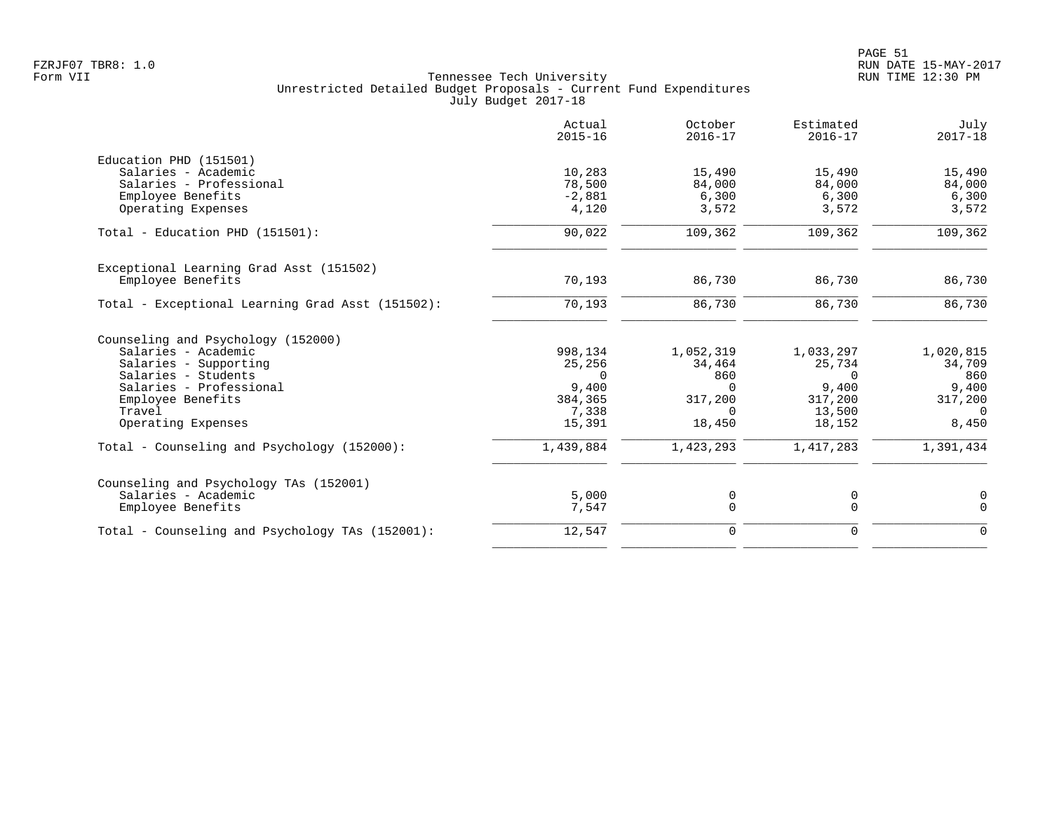FZRJF07 TBR8: 1.0
Form VII

# Tennessee Tech University
## Unrestricted Detailed Budget Proposals - Current Fund Expenditures
### July Budget 2017-18

| | Actual 2015-16 | October 2016-17 | Estimated 2016-17 | July 2017-18 |
|---|---|---|---|---|
| **Education PHD (151501)** | | | | |
| Salaries - Academic | 10,283 | 15,490 | 15,490 | 15,490 |
| Salaries - Professional | 78,500 | 84,000 | 84,000 | 84,000 |
| Employee Benefits | -2,881 | 6,300 | 6,300 | 6,300 |
| Operating Expenses | 4,120 | 3,572 | 3,572 | 3,572 |
| Total - Education PHD (151501): | 90,022 | 109,362 | 109,362 | 109,362 |
| **Exceptional Learning Grad Asst (151502)** | | | | |
| Employee Benefits | 70,193 | 86,730 | 86,730 | 86,730 |
| Total - Exceptional Learning Grad Asst (151502): | 70,193 | 86,730 | 86,730 | 86,730 |
| **Counseling and Psychology (152000)** | | | | |
| Salaries - Academic | 998,134 | 1,052,319 | 1,033,297 | 1,020,815 |
| Salaries - Supporting | 25,256 | 34,464 | 25,734 | 34,709 |
| Salaries - Students | 0 | 860 | 0 | 860 |
| Salaries - Professional | 9,400 | 0 | 9,400 | 9,400 |
| Employee Benefits | 384,365 | 317,200 | 317,200 | 317,200 |
| Travel | 7,338 | 0 | 13,500 | 0 |
| Operating Expenses | 15,391 | 18,450 | 18,152 | 8,450 |
| Total - Counseling and Psychology (152000): | 1,439,884 | 1,423,293 | 1,417,283 | 1,391,434 |
| **Counseling and Psychology TAs (152001)** | | | | |
| Salaries - Academic | 5,000 | 0 | 0 | 0 |
| Employee Benefits | 7,547 | 0 | 0 | 0 |
| Total - Counseling and Psychology TAs (152001): | 12,547 | 0 | 0 | 0 |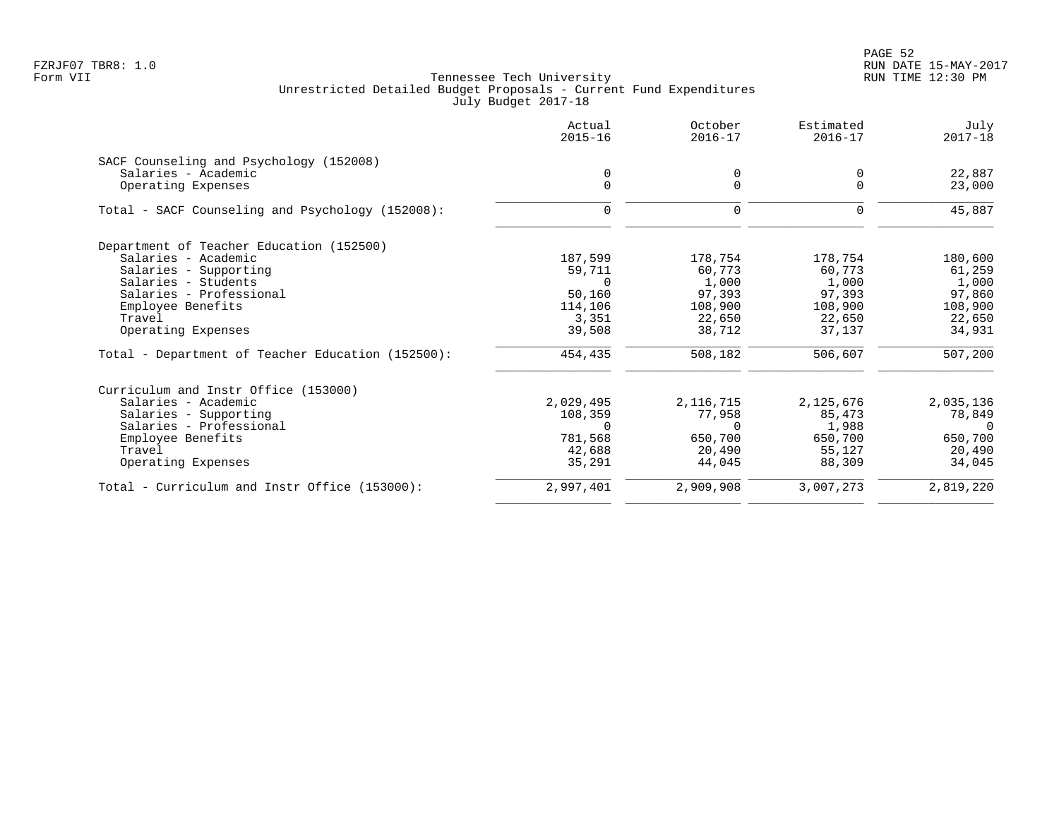Tennessee Tech University
Unrestricted Detailed Budget Proposals - Current Fund Expenditures
July Budget 2017-18

Form VII

| | Actual 2015-16 | October 2016-17 | Estimated 2016-17 | July 2017-18 |
|---|---|---|---|---|
| **SACF Counseling and Psychology (152008)** | | | | |
| Salaries - Academic | 0 | 0 | 0 | 22,887 |
| Operating Expenses | 0 | 0 | 0 | 23,000 |
| Total - SACF Counseling and Psychology (152008): | 0 | 0 | 0 | 45,887 |
| **Department of Teacher Education (152500)** | | | | |
| Salaries - Academic | 187,599 | 178,754 | 178,754 | 180,600 |
| Salaries - Supporting | 59,711 | 60,773 | 60,773 | 61,259 |
| Salaries - Students | 0 | 1,000 | 1,000 | 1,000 |
| Salaries - Professional | 50,160 | 97,393 | 97,393 | 97,860 |
| Employee Benefits | 114,106 | 108,900 | 108,900 | 108,900 |
| Travel | 3,351 | 22,650 | 22,650 | 22,650 |
| Operating Expenses | 39,508 | 38,712 | 37,137 | 34,931 |
| Total - Department of Teacher Education (152500): | 454,435 | 508,182 | 506,607 | 507,200 |
| **Curriculum and Instr Office (153000)** | | | | |
| Salaries - Academic | 2,029,495 | 2,116,715 | 2,125,676 | 2,035,136 |
| Salaries - Supporting | 108,359 | 77,958 | 85,473 | 78,849 |
| Salaries - Professional | 0 | 0 | 1,988 | 0 |
| Employee Benefits | 781,568 | 650,700 | 650,700 | 650,700 |
| Travel | 42,688 | 20,490 | 55,127 | 20,490 |
| Operating Expenses | 35,291 | 44,045 | 88,309 | 34,045 |
| Total - Curriculum and Instr Office (153000): | 2,997,401 | 2,909,908 | 3,007,273 | 2,819,220 |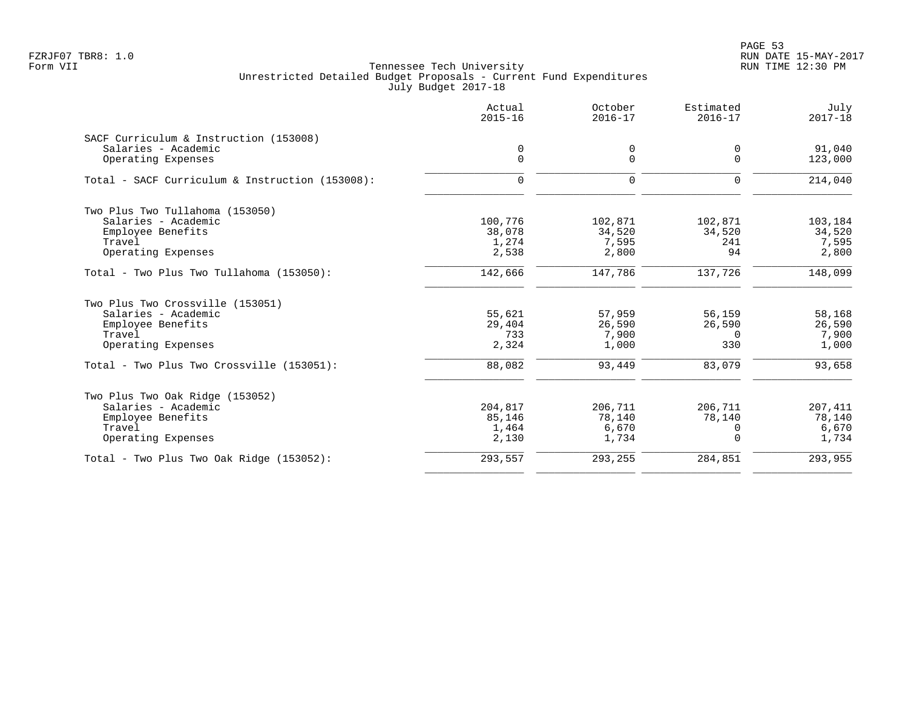FZRJF07 TBR8: 1.0
Form VII

Tennessee Tech University
Unrestricted Detailed Budget Proposals - Current Fund Expenditures
July Budget 2017-18

RUN DATE 15-MAY-2017
RUN TIME 12:30 PM

| | Actual 2015-16 | October 2016-17 | Estimated 2016-17 | July 2017-18 |
|---|---|---|---|---|
| **SACF Curriculum & Instruction (153008)** | | | | |
| Salaries - Academic | 0 | 0 | 0 | 91,040 |
| Operating Expenses | 0 | 0 | 0 | 123,000 |
| Total - SACF Curriculum & Instruction (153008): | 0 | 0 | 0 | 214,040 |
| **Two Plus Two Tullahoma (153050)** | | | | |
| Salaries - Academic | 100,776 | 102,871 | 102,871 | 103,184 |
| Employee Benefits | 38,078 | 34,520 | 34,520 | 34,520 |
| Travel | 1,274 | 7,595 | 241 | 7,595 |
| Operating Expenses | 2,538 | 2,800 | 94 | 2,800 |
| Total - Two Plus Two Tullahoma (153050): | 142,666 | 147,786 | 137,726 | 148,099 |
| **Two Plus Two Crossville (153051)** | | | | |
| Salaries - Academic | 55,621 | 57,959 | 56,159 | 58,168 |
| Employee Benefits | 29,404 | 26,590 | 26,590 | 26,590 |
| Travel | 733 | 7,900 | 0 | 7,900 |
| Operating Expenses | 2,324 | 1,000 | 330 | 1,000 |
| Total - Two Plus Two Crossville (153051): | 88,082 | 93,449 | 83,079 | 93,658 |
| **Two Plus Two Oak Ridge (153052)** | | | | |
| Salaries - Academic | 204,817 | 206,711 | 206,711 | 207,411 |
| Employee Benefits | 85,146 | 78,140 | 78,140 | 78,140 |
| Travel | 1,464 | 6,670 | 0 | 6,670 |
| Operating Expenses | 2,130 | 1,734 | 0 | 1,734 |
| Total - Two Plus Two Oak Ridge (153052): | 293,557 | 293,255 | 284,851 | 293,955 |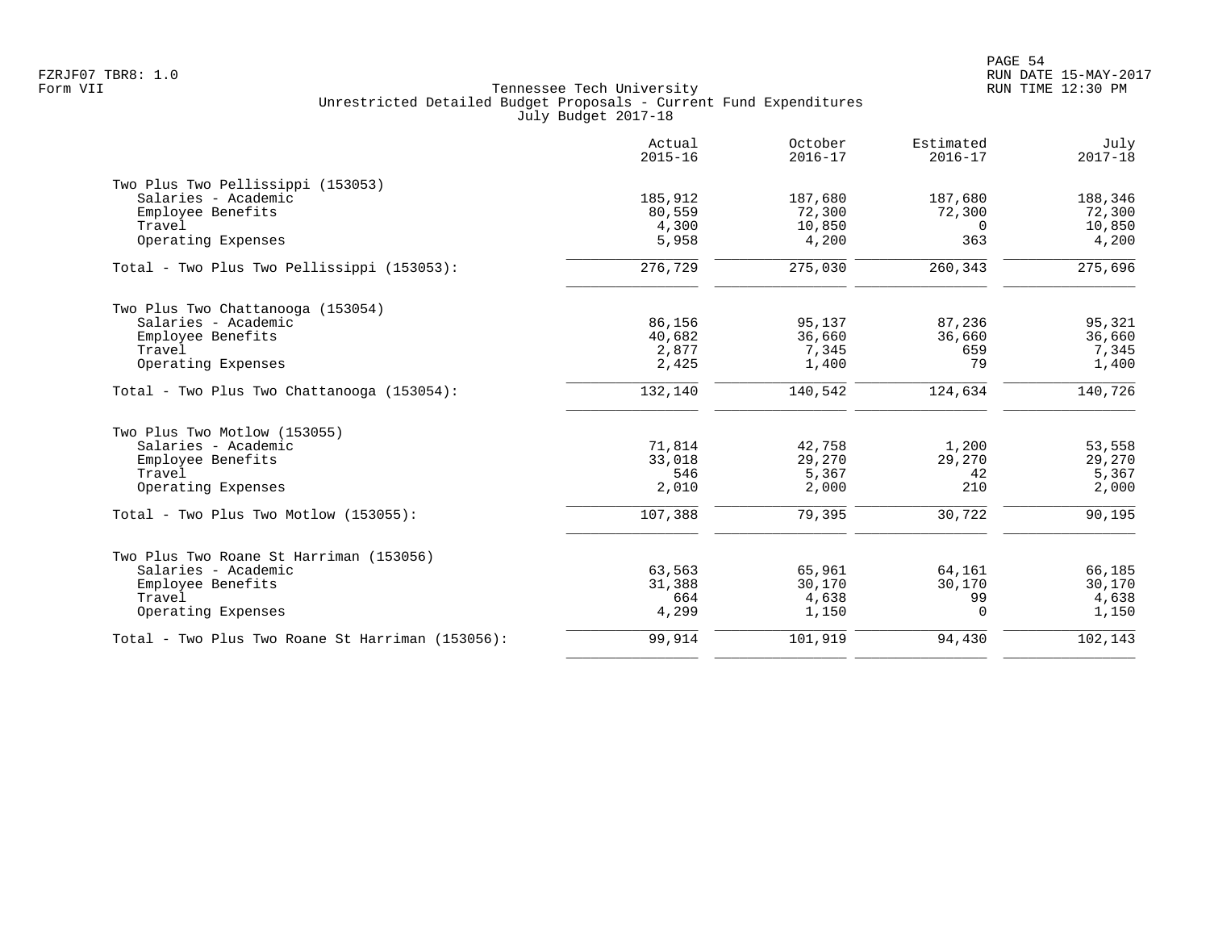Tennessee Tech University
Unrestricted Detailed Budget Proposals - Current Fund Expenditures
July Budget 2017-18

Form VII

| | Actual 2015-16 | October 2016-17 | Estimated 2016-17 | July 2017-18 |
|---|---|---|---|---|
| **Two Plus Two Pellissippi (153053)** | | | | |
| Salaries - Academic | 185,912 | 187,680 | 187,680 | 188,346 |
| Employee Benefits | 80,559 | 72,300 | 72,300 | 72,300 |
| Travel | 4,300 | 10,850 | 0 | 10,850 |
| Operating Expenses | 5,958 | 4,200 | 363 | 4,200 |
| Total - Two Plus Two Pellissippi (153053): | 276,729 | 275,030 | 260,343 | 275,696 |
| **Two Plus Two Chattanooga (153054)** | | | | |
| Salaries - Academic | 86,156 | 95,137 | 87,236 | 95,321 |
| Employee Benefits | 40,682 | 36,660 | 36,660 | 36,660 |
| Travel | 2,877 | 7,345 | 659 | 7,345 |
| Operating Expenses | 2,425 | 1,400 | 79 | 1,400 |
| Total - Two Plus Two Chattanooga (153054): | 132,140 | 140,542 | 124,634 | 140,726 |
| **Two Plus Two Motlow (153055)** | | | | |
| Salaries - Academic | 71,814 | 42,758 | 1,200 | 53,558 |
| Employee Benefits | 33,018 | 29,270 | 29,270 | 29,270 |
| Travel | 546 | 5,367 | 42 | 5,367 |
| Operating Expenses | 2,010 | 2,000 | 210 | 2,000 |
| Total - Two Plus Two Motlow (153055): | 107,388 | 79,395 | 30,722 | 90,195 |
| **Two Plus Two Roane St Harriman (153056)** | | | | |
| Salaries - Academic | 63,563 | 65,961 | 64,161 | 66,185 |
| Employee Benefits | 31,388 | 30,170 | 30,170 | 30,170 |
| Travel | 664 | 4,638 | 99 | 4,638 |
| Operating Expenses | 4,299 | 1,150 | 0 | 1,150 |
| Total - Two Plus Two Roane St Harriman (153056): | 99,914 | 101,919 | 94,430 | 102,143 |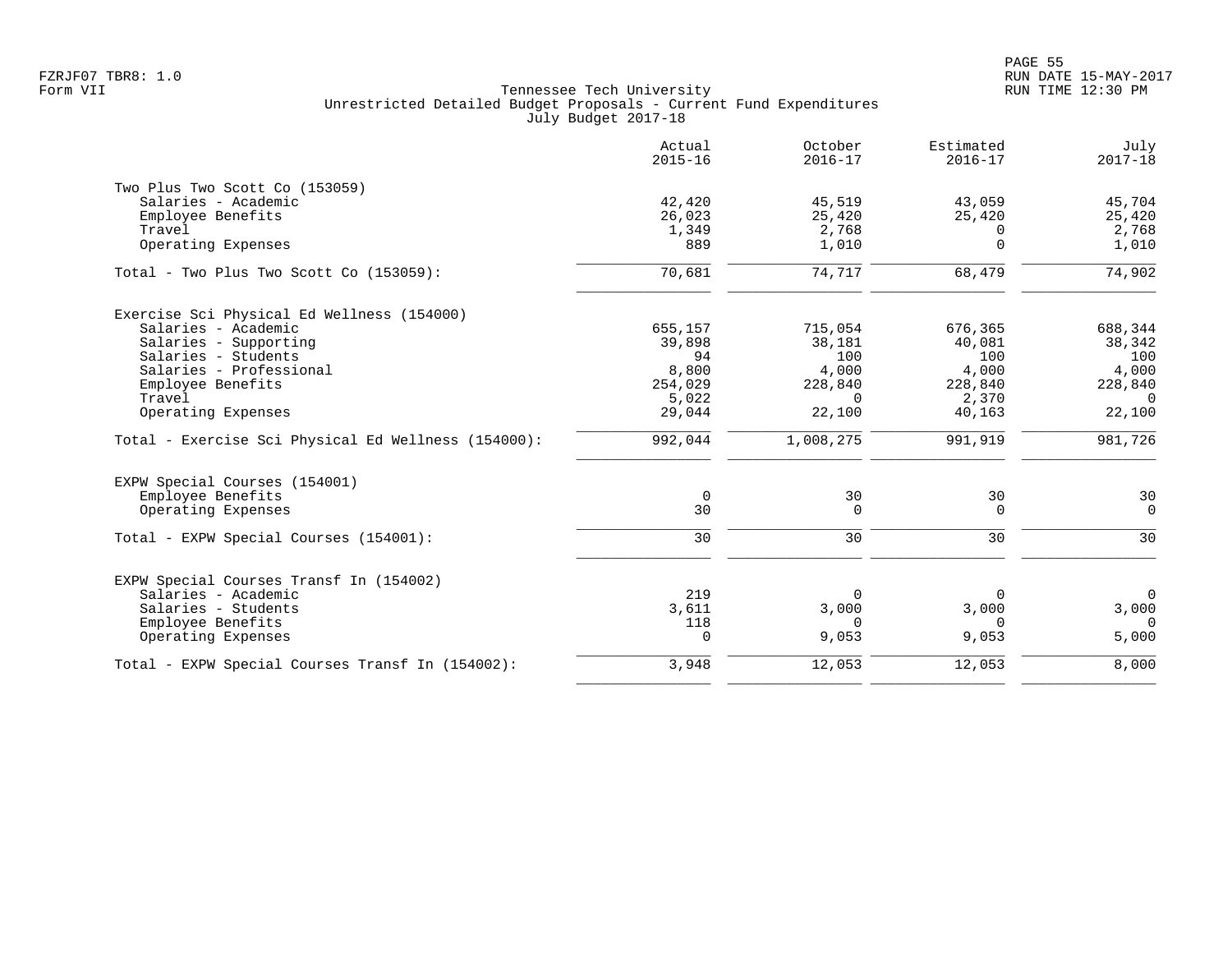Tennessee Tech University
Unrestricted Detailed Budget Proposals - Current Fund Expenditures
July Budget 2017-18

| | Actual 2015-16 | October 2016-17 | Estimated 2016-17 | July 2017-18 |
|---|---|---|---|---|
| **Two Plus Two Scott Co (153059)** | | | | |
| Salaries - Academic | 42,420 | 45,519 | 43,059 | 45,704 |
| Employee Benefits | 26,023 | 25,420 | 25,420 | 25,420 |
| Travel | 1,349 | 2,768 | 0 | 2,768 |
| Operating Expenses | 889 | 1,010 | 0 | 1,010 |
| Total - Two Plus Two Scott Co (153059): | 70,681 | 74,717 | 68,479 | 74,902 |
| **Exercise Sci Physical Ed Wellness (154000)** | | | | |
| Salaries - Academic | 655,157 | 715,054 | 676,365 | 688,344 |
| Salaries - Supporting | 39,898 | 38,181 | 40,081 | 38,342 |
| Salaries - Students | 94 | 100 | 100 | 100 |
| Salaries - Professional | 8,800 | 4,000 | 4,000 | 4,000 |
| Employee Benefits | 254,029 | 228,840 | 228,840 | 228,840 |
| Travel | 5,022 | 0 | 2,370 | 0 |
| Operating Expenses | 29,044 | 22,100 | 40,163 | 22,100 |
| Total - Exercise Sci Physical Ed Wellness (154000): | 992,044 | 1,008,275 | 991,919 | 981,726 |
| **EXPW Special Courses (154001)** | | | | |
| Employee Benefits | 0 | 30 | 30 | 30 |
| Operating Expenses | 30 | 0 | 0 | 0 |
| Total - EXPW Special Courses (154001): | 30 | 30 | 30 | 30 |
| **EXPW Special Courses Transf In (154002)** | | | | |
| Salaries - Academic | 219 | 0 | 0 | 0 |
| Salaries - Students | 3,611 | 3,000 | 3,000 | 3,000 |
| Employee Benefits | 118 | 0 | 0 | 0 |
| Operating Expenses | 0 | 9,053 | 9,053 | 5,000 |
| Total - EXPW Special Courses Transf In (154002): | 3,948 | 12,053 | 12,053 | 8,000 |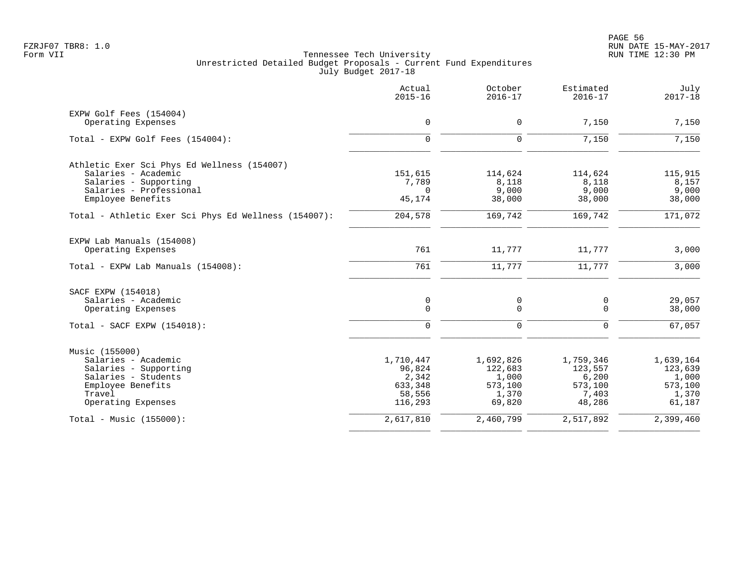Tennessee Tech University
Unrestricted Detailed Budget Proposals - Current Fund Expenditures
July Budget 2017-18

| | Actual 2015-16 | October 2016-17 | Estimated 2016-17 | July 2017-18 |
|---|---|---|---|---|
| **EXPW Golf Fees (154004)** | | | | |
| Operating Expenses | 0 | 0 | 7,150 | 7,150 |
| Total - EXPW Golf Fees (154004): | 0 | 0 | 7,150 | 7,150 |
| **Athletic Exer Sci Phys Ed Wellness (154007)** | | | | |
| Salaries - Academic | 151,615 | 114,624 | 114,624 | 115,915 |
| Salaries - Supporting | 7,789 | 8,118 | 8,118 | 8,157 |
| Salaries - Professional | 0 | 9,000 | 9,000 | 9,000 |
| Employee Benefits | 45,174 | 38,000 | 38,000 | 38,000 |
| Total - Athletic Exer Sci Phys Ed Wellness (154007): | 204,578 | 169,742 | 169,742 | 171,072 |
| **EXPW Lab Manuals (154008)** | | | | |
| Operating Expenses | 761 | 11,777 | 11,777 | 3,000 |
| Total - EXPW Lab Manuals (154008): | 761 | 11,777 | 11,777 | 3,000 |
| **SACF EXPW (154018)** | | | | |
| Salaries - Academic | 0 | 0 | 0 | 29,057 |
| Operating Expenses | 0 | 0 | 0 | 38,000 |
| Total - SACF EXPW (154018): | 0 | 0 | 0 | 67,057 |
| **Music (155000)** | | | | |
| Salaries - Academic | 1,710,447 | 1,692,826 | 1,759,346 | 1,639,164 |
| Salaries - Supporting | 96,824 | 122,683 | 123,557 | 123,639 |
| Salaries - Students | 2,342 | 1,000 | 6,200 | 1,000 |
| Employee Benefits | 633,348 | 573,100 | 573,100 | 573,100 |
| Travel | 58,556 | 1,370 | 7,403 | 1,370 |
| Operating Expenses | 116,293 | 69,820 | 48,286 | 61,187 |
| Total - Music (155000): | 2,617,810 | 2,460,799 | 2,517,892 | 2,399,460 |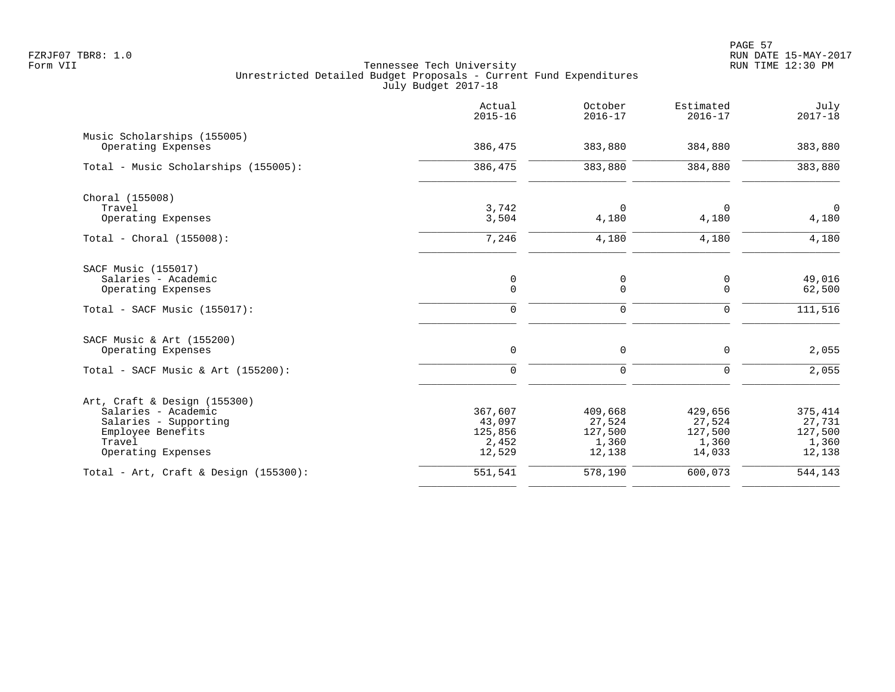Tennessee Tech University
Unrestricted Detailed Budget Proposals - Current Fund Expenditures
July Budget 2017-18

| | Actual 2015-16 | October 2016-17 | Estimated 2016-17 | July 2017-18 |
|---|---|---|---|---|
| **Music Scholarships (155005)** | | | | |
| Operating Expenses | 386,475 | 383,880 | 384,880 | 383,880 |
| Total - Music Scholarships (155005): | 386,475 | 383,880 | 384,880 | 383,880 |
| **Choral (155008)** | | | | |
| Travel | 3,742 | 0 | 0 | 0 |
| Operating Expenses | 3,504 | 4,180 | 4,180 | 4,180 |
| Total - Choral (155008): | 7,246 | 4,180 | 4,180 | 4,180 |
| **SACF Music (155017)** | | | | |
| Salaries - Academic | 0 | 0 | 0 | 49,016 |
| Operating Expenses | 0 | 0 | 0 | 62,500 |
| Total - SACF Music (155017): | 0 | 0 | 0 | 111,516 |
| **SACF Music & Art (155200)** | | | | |
| Operating Expenses | 0 | 0 | 0 | 2,055 |
| Total - SACF Music & Art (155200): | 0 | 0 | 0 | 2,055 |
| **Art, Craft & Design (155300)** | | | | |
| Salaries - Academic | 367,607 | 409,668 | 429,656 | 375,414 |
| Salaries - Supporting | 43,097 | 27,524 | 27,524 | 27,731 |
| Employee Benefits | 125,856 | 127,500 | 127,500 | 127,500 |
| Travel | 2,452 | 1,360 | 1,360 | 1,360 |
| Operating Expenses | 12,529 | 12,138 | 14,033 | 12,138 |
| Total - Art, Craft & Design (155300): | 551,541 | 578,190 | 600,073 | 544,143 |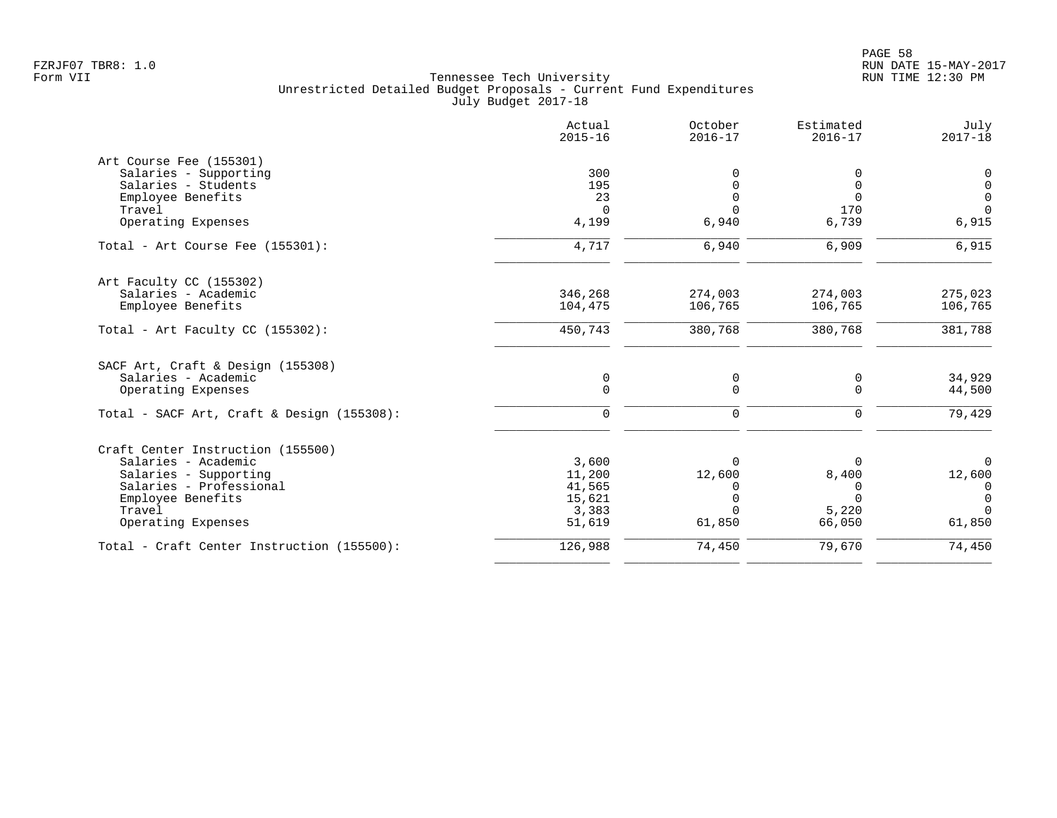Tennessee Tech University
Unrestricted Detailed Budget Proposals - Current Fund Expenditures
July Budget 2017-18

Form VII

| | Actual 2015-16 | October 2016-17 | Estimated 2016-17 | July 2017-18 |
|---|---|---|---|---|
| **Art Course Fee (155301)** | | | | |
| Salaries - Supporting | 300 | 0 | 0 | 0 |
| Salaries - Students | 195 | 0 | 0 | 0 |
| Employee Benefits | 23 | 0 | 0 | 0 |
| Travel | 0 | 0 | 170 | 0 |
| Operating Expenses | 4,199 | 6,940 | 6,739 | 6,915 |
| Total - Art Course Fee (155301): | 4,717 | 6,940 | 6,909 | 6,915 |
| **Art Faculty CC (155302)** | | | | |
| Salaries - Academic | 346,268 | 274,003 | 274,003 | 275,023 |
| Employee Benefits | 104,475 | 106,765 | 106,765 | 106,765 |
| Total - Art Faculty CC (155302): | 450,743 | 380,768 | 380,768 | 381,788 |
| **SACF Art, Craft & Design (155308)** | | | | |
| Salaries - Academic | 0 | 0 | 0 | 34,929 |
| Operating Expenses | 0 | 0 | 0 | 44,500 |
| Total - SACF Art, Craft & Design (155308): | 0 | 0 | 0 | 79,429 |
| **Craft Center Instruction (155500)** | | | | |
| Salaries - Academic | 3,600 | 0 | 0 | 0 |
| Salaries - Supporting | 11,200 | 12,600 | 8,400 | 12,600 |
| Salaries - Professional | 41,565 | 0 | 0 | 0 |
| Employee Benefits | 15,621 | 0 | 0 | 0 |
| Travel | 3,383 | 0 | 5,220 | 0 |
| Operating Expenses | 51,619 | 61,850 | 66,050 | 61,850 |
| Total - Craft Center Instruction (155500): | 126,988 | 74,450 | 79,670 | 74,450 |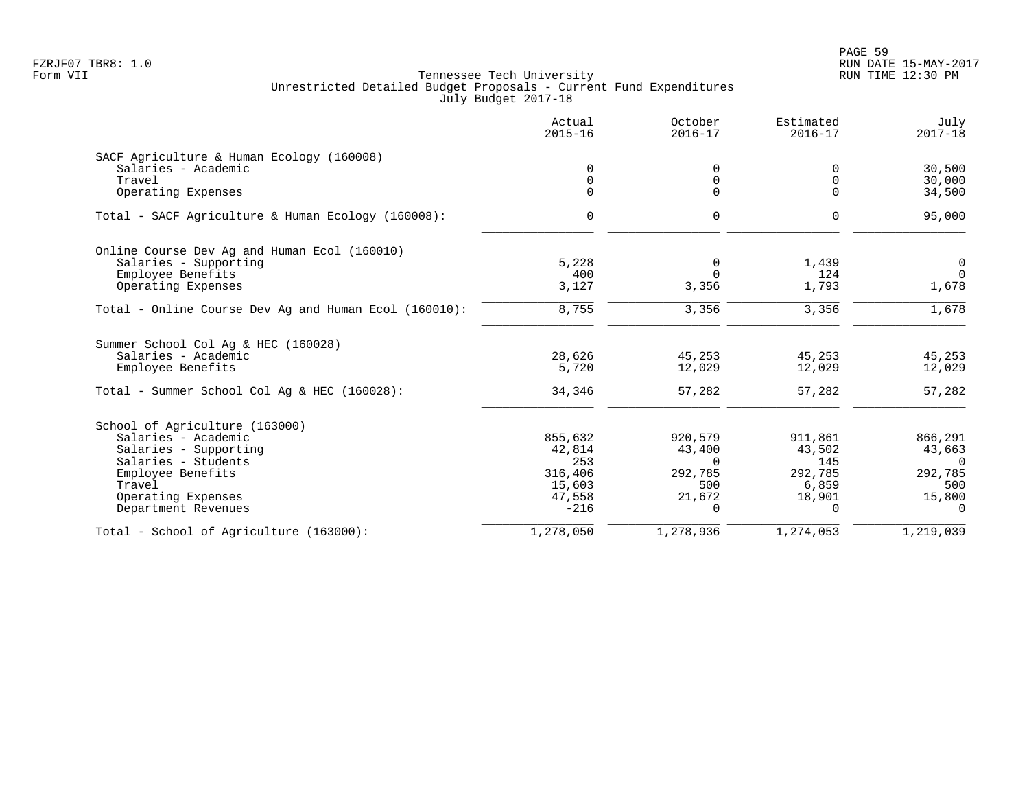Tennessee Tech University
Unrestricted Detailed Budget Proposals - Current Fund Expenditures
July Budget 2017-18

| | Actual 2015-16 | October 2016-17 | Estimated 2016-17 | July 2017-18 |
|---|---|---|---|---|
| **SACF Agriculture & Human Ecology (160008)** | | | | |
| Salaries - Academic | 0 | 0 | 0 | 30,500 |
| Travel | 0 | 0 | 0 | 30,000 |
| Operating Expenses | 0 | 0 | 0 | 34,500 |
| Total - SACF Agriculture & Human Ecology (160008): | 0 | 0 | 0 | 95,000 |
| **Online Course Dev Ag and Human Ecol (160010)** | | | | |
| Salaries - Supporting | 5,228 | 0 | 1,439 | 0 |
| Employee Benefits | 400 | 0 | 124 | 0 |
| Operating Expenses | 3,127 | 3,356 | 1,793 | 1,678 |
| Total - Online Course Dev Ag and Human Ecol (160010): | 8,755 | 3,356 | 3,356 | 1,678 |
| **Summer School Col Ag & HEC (160028)** | | | | |
| Salaries - Academic | 28,626 | 45,253 | 45,253 | 45,253 |
| Employee Benefits | 5,720 | 12,029 | 12,029 | 12,029 |
| Total - Summer School Col Ag & HEC (160028): | 34,346 | 57,282 | 57,282 | 57,282 |
| **School of Agriculture (163000)** | | | | |
| Salaries - Academic | 855,632 | 920,579 | 911,861 | 866,291 |
| Salaries - Supporting | 42,814 | 43,400 | 43,502 | 43,663 |
| Salaries - Students | 253 | 0 | 145 | 0 |
| Employee Benefits | 316,406 | 292,785 | 292,785 | 292,785 |
| Travel | 15,603 | 500 | 6,859 | 500 |
| Operating Expenses | 47,558 | 21,672 | 18,901 | 15,800 |
| Department Revenues | -216 | 0 | 0 | 0 |
| Total - School of Agriculture (163000): | 1,278,050 | 1,278,936 | 1,274,053 | 1,219,039 |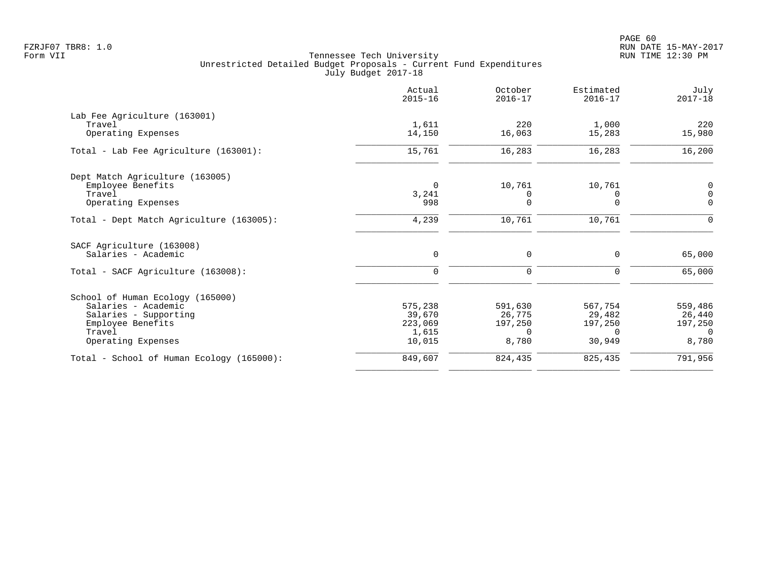Tennessee Tech University
Unrestricted Detailed Budget Proposals - Current Fund Expenditures
July Budget 2017-18

FZRJF07 TBR8: 1.0
Form VII

RUN DATE 15-MAY-2017
RUN TIME 12:30 PM

| | Actual 2015-16 | October 2016-17 | Estimated 2016-17 | July 2017-18 |
|---|---|---|---|---|
| **Lab Fee Agriculture (163001)** | | | | |
| Travel | 1,611 | 220 | 1,000 | 220 |
| Operating Expenses | 14,150 | 16,063 | 15,283 | 15,980 |
| Total - Lab Fee Agriculture (163001): | 15,761 | 16,283 | 16,283 | 16,200 |
| **Dept Match Agriculture (163005)** | | | | |
| Employee Benefits | 0 | 10,761 | 10,761 | 0 |
| Travel | 3,241 | 0 | 0 | 0 |
| Operating Expenses | 998 | 0 | 0 | 0 |
| Total - Dept Match Agriculture (163005): | 4,239 | 10,761 | 10,761 | 0 |
| **SACF Agriculture (163008)** | | | | |
| Salaries - Academic | 0 | 0 | 0 | 65,000 |
| Total - SACF Agriculture (163008): | 0 | 0 | 0 | 65,000 |
| **School of Human Ecology (165000)** | | | | |
| Salaries - Academic | 575,238 | 591,630 | 567,754 | 559,486 |
| Salaries - Supporting | 39,670 | 26,775 | 29,482 | 26,440 |
| Employee Benefits | 223,069 | 197,250 | 197,250 | 197,250 |
| Travel | 1,615 | 0 | 0 | 0 |
| Operating Expenses | 10,015 | 8,780 | 30,949 | 8,780 |
| Total - School of Human Ecology (165000): | 849,607 | 824,435 | 825,435 | 791,956 |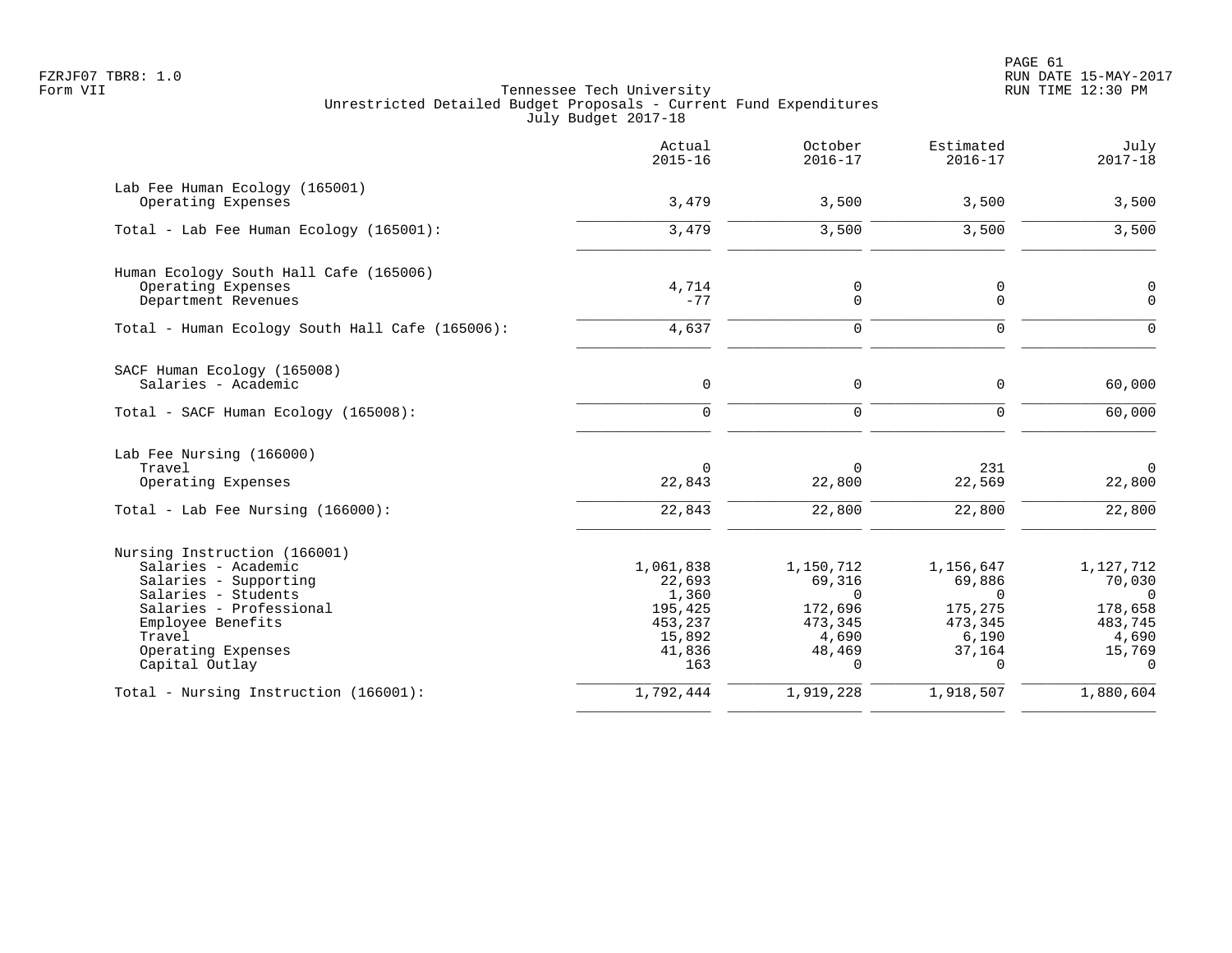# Tennessee Tech University

## Unrestricted Detailed Budget Proposals - Current Fund Expenditures

### July Budget 2017-18

Form VII

| | Actual 2015-16 | October 2016-17 | Estimated 2016-17 | July 2017-18 |
|---|---|---|---|---|
| **Lab Fee Human Ecology (165001)** | | | | |
| Operating Expenses | 3,479 | 3,500 | 3,500 | 3,500 |
| Total - Lab Fee Human Ecology (165001): | 3,479 | 3,500 | 3,500 | 3,500 |
| **Human Ecology South Hall Cafe (165006)** | | | | |
| Operating Expenses | 4,714 | 0 | 0 | 0 |
| Department Revenues | -77 | 0 | 0 | 0 |
| Total - Human Ecology South Hall Cafe (165006): | 4,637 | 0 | 0 | 0 |
| **SACF Human Ecology (165008)** | | | | |
| Salaries - Academic | 0 | 0 | 0 | 60,000 |
| Total - SACF Human Ecology (165008): | 0 | 0 | 0 | 60,000 |
| **Lab Fee Nursing (166000)** | | | | |
| Travel | 0 | 0 | 231 | 0 |
| Operating Expenses | 22,843 | 22,800 | 22,569 | 22,800 |
| Total - Lab Fee Nursing (166000): | 22,843 | 22,800 | 22,800 | 22,800 |
| **Nursing Instruction (166001)** | | | | |
| Salaries - Academic | 1,061,838 | 1,150,712 | 1,156,647 | 1,127,712 |
| Salaries - Supporting | 22,693 | 69,316 | 69,886 | 70,030 |
| Salaries - Students | 1,360 | 0 | 0 | 0 |
| Salaries - Professional | 195,425 | 172,696 | 175,275 | 178,658 |
| Employee Benefits | 453,237 | 473,345 | 473,345 | 483,745 |
| Travel | 15,892 | 4,690 | 6,190 | 4,690 |
| Operating Expenses | 41,836 | 48,469 | 37,164 | 15,769 |
| Capital Outlay | 163 | 0 | 0 | 0 |
| Total - Nursing Instruction (166001): | 1,792,444 | 1,919,228 | 1,918,507 | 1,880,604 |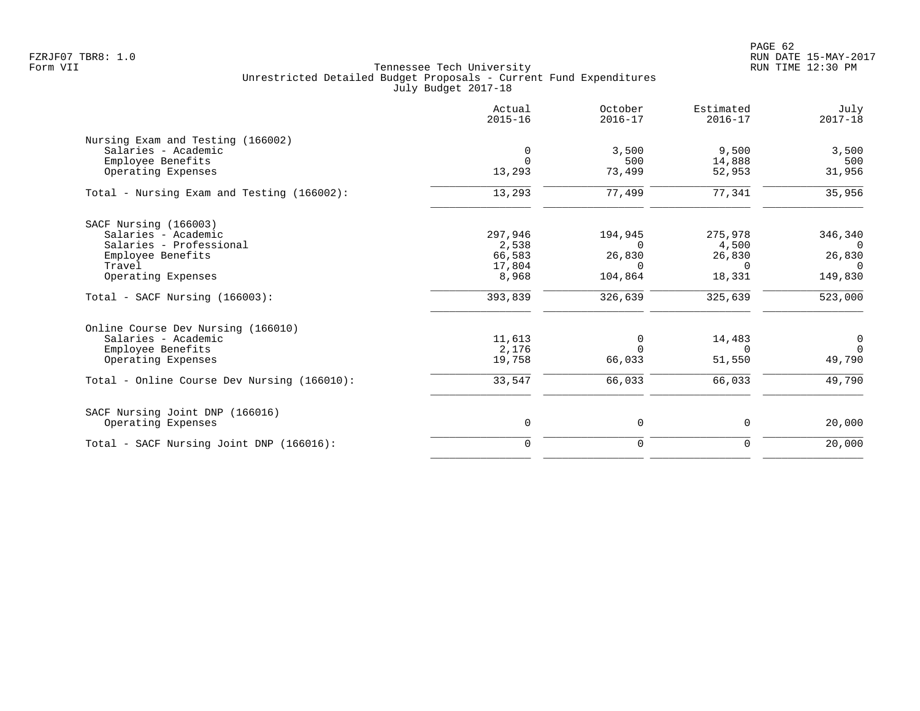FZRJF07 TBR8: 1.0
Form VII

Tennessee Tech University
Unrestricted Detailed Budget Proposals - Current Fund Expenditures
July Budget 2017-18

RUN DATE 15-MAY-2017
RUN TIME 12:30 PM

| | Actual 2015-16 | October 2016-17 | Estimated 2016-17 | July 2017-18 |
|---|---|---|---|---|
| **Nursing Exam and Testing (166002)** | | | | |
| Salaries - Academic | 0 | 3,500 | 9,500 | 3,500 |
| Employee Benefits | 0 | 500 | 14,888 | 500 |
| Operating Expenses | 13,293 | 73,499 | 52,953 | 31,956 |
| Total - Nursing Exam and Testing (166002): | 13,293 | 77,499 | 77,341 | 35,956 |
| **SACF Nursing (166003)** | | | | |
| Salaries - Academic | 297,946 | 194,945 | 275,978 | 346,340 |
| Salaries - Professional | 2,538 | 0 | 4,500 | 0 |
| Employee Benefits | 66,583 | 26,830 | 26,830 | 26,830 |
| Travel | 17,804 | 0 | 0 | 0 |
| Operating Expenses | 8,968 | 104,864 | 18,331 | 149,830 |
| Total - SACF Nursing (166003): | 393,839 | 326,639 | 325,639 | 523,000 |
| **Online Course Dev Nursing (166010)** | | | | |
| Salaries - Academic | 11,613 | 0 | 14,483 | 0 |
| Employee Benefits | 2,176 | 0 | 0 | 0 |
| Operating Expenses | 19,758 | 66,033 | 51,550 | 49,790 |
| Total - Online Course Dev Nursing (166010): | 33,547 | 66,033 | 66,033 | 49,790 |
| **SACF Nursing Joint DNP (166016)** | | | | |
| Operating Expenses | 0 | 0 | 0 | 20,000 |
| Total - SACF Nursing Joint DNP (166016): | 0 | 0 | 0 | 20,000 |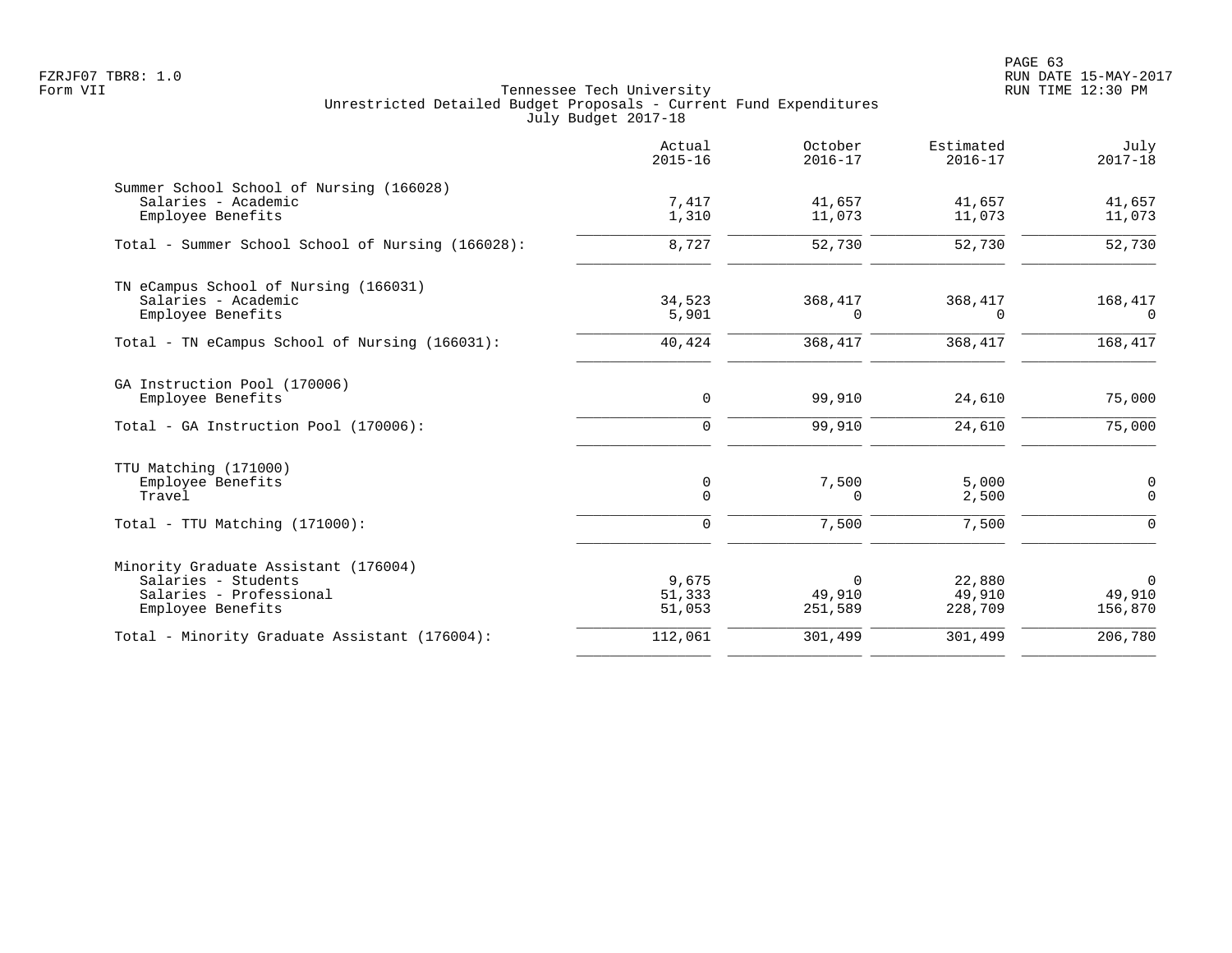FZRJF07 TBR8: 1.0
Form VII

Tennessee Tech University
Unrestricted Detailed Budget Proposals - Current Fund Expenditures
July Budget 2017-18

RUN DATE 15-MAY-2017
RUN TIME 12:30 PM

| | Actual 2015-16 | October 2016-17 | Estimated 2016-17 | July 2017-18 |
|---|---|---|---|---|
| Summer School School of Nursing (166028) | | | | |
| Salaries - Academic | 7,417 | 41,657 | 41,657 | 41,657 |
| Employee Benefits | 1,310 | 11,073 | 11,073 | 11,073 |
| Total - Summer School School of Nursing (166028): | 8,727 | 52,730 | 52,730 | 52,730 |
| TN eCampus School of Nursing (166031) | | | | |
| Salaries - Academic | 34,523 | 368,417 | 368,417 | 168,417 |
| Employee Benefits | 5,901 | 0 | 0 | 0 |
| Total - TN eCampus School of Nursing (166031): | 40,424 | 368,417 | 368,417 | 168,417 |
| GA Instruction Pool (170006) | | | | |
| Employee Benefits | 0 | 99,910 | 24,610 | 75,000 |
| Total - GA Instruction Pool (170006): | 0 | 99,910 | 24,610 | 75,000 |
| TTU Matching (171000) | | | | |
| Employee Benefits | 0 | 7,500 | 5,000 | 0 |
| Travel | 0 | 0 | 2,500 | 0 |
| Total - TTU Matching (171000): | 0 | 7,500 | 7,500 | 0 |
| Minority Graduate Assistant (176004) | | | | |
| Salaries - Students | 9,675 | 0 | 22,880 | 0 |
| Salaries - Professional | 51,333 | 49,910 | 49,910 | 49,910 |
| Employee Benefits | 51,053 | 251,589 | 228,709 | 156,870 |
| Total - Minority Graduate Assistant (176004): | 112,061 | 301,499 | 301,499 | 206,780 |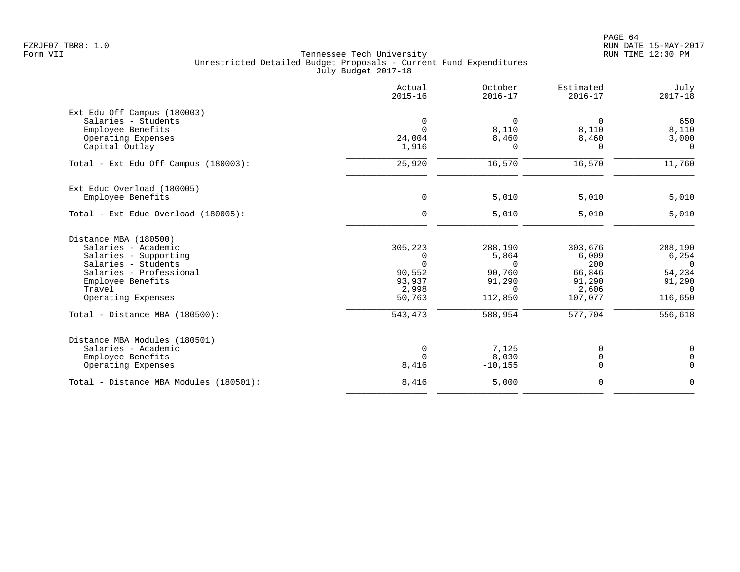Tennessee Tech University
Unrestricted Detailed Budget Proposals - Current Fund Expenditures
July Budget 2017-18

| | Actual 2015-16 | October 2016-17 | Estimated 2016-17 | July 2017-18 |
|---|---|---|---|---|
| **Ext Edu Off Campus (180003)** | | | | |
| Salaries - Students | 0 | 0 | 0 | 650 |
| Employee Benefits | 0 | 8,110 | 8,110 | 8,110 |
| Operating Expenses | 24,004 | 8,460 | 8,460 | 3,000 |
| Capital Outlay | 1,916 | 0 | 0 | 0 |
| Total - Ext Edu Off Campus (180003): | 25,920 | 16,570 | 16,570 | 11,760 |
| **Ext Educ Overload (180005)** | | | | |
| Employee Benefits | 0 | 5,010 | 5,010 | 5,010 |
| Total - Ext Educ Overload (180005): | 0 | 5,010 | 5,010 | 5,010 |
| **Distance MBA (180500)** | | | | |
| Salaries - Academic | 305,223 | 288,190 | 303,676 | 288,190 |
| Salaries - Supporting | 0 | 5,864 | 6,009 | 6,254 |
| Salaries - Students | 0 | 0 | 200 | 0 |
| Salaries - Professional | 90,552 | 90,760 | 66,846 | 54,234 |
| Employee Benefits | 93,937 | 91,290 | 91,290 | 91,290 |
| Travel | 2,998 | 0 | 2,606 | 0 |
| Operating Expenses | 50,763 | 112,850 | 107,077 | 116,650 |
| Total - Distance MBA (180500): | 543,473 | 588,954 | 577,704 | 556,618 |
| **Distance MBA Modules (180501)** | | | | |
| Salaries - Academic | 0 | 7,125 | 0 | 0 |
| Employee Benefits | 0 | 8,030 | 0 | 0 |
| Operating Expenses | 8,416 | -10,155 | 0 | 0 |
| Total - Distance MBA Modules (180501): | 8,416 | 5,000 | 0 | 0 |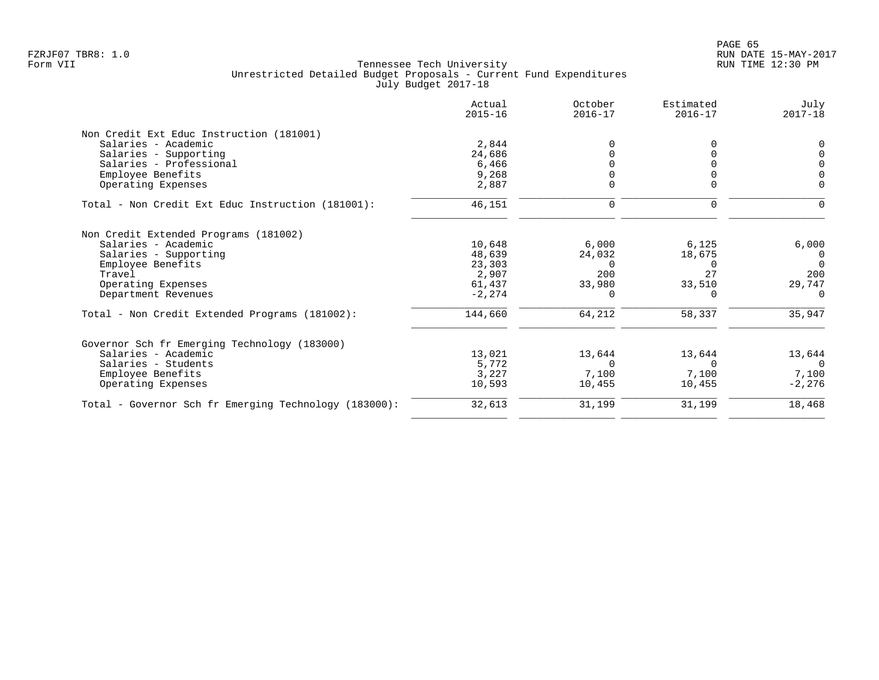Tennessee Tech University
Unrestricted Detailed Budget Proposals - Current Fund Expenditures
July Budget 2017-18

| | Actual 2015-16 | October 2016-17 | Estimated 2016-17 | July 2017-18 |
|---|---|---|---|---|
| **Non Credit Ext Educ Instruction (181001)** | | | | |
| Salaries - Academic | 2,844 | 0 | 0 | 0 |
| Salaries - Supporting | 24,686 | 0 | 0 | 0 |
| Salaries - Professional | 6,466 | 0 | 0 | 0 |
| Employee Benefits | 9,268 | 0 | 0 | 0 |
| Operating Expenses | 2,887 | 0 | 0 | 0 |
| Total - Non Credit Ext Educ Instruction (181001): | 46,151 | 0 | 0 | 0 |
| **Non Credit Extended Programs (181002)** | | | | |
| Salaries - Academic | 10,648 | 6,000 | 6,125 | 6,000 |
| Salaries - Supporting | 48,639 | 24,032 | 18,675 | 0 |
| Employee Benefits | 23,303 | 0 | 0 | 0 |
| Travel | 2,907 | 200 | 27 | 200 |
| Operating Expenses | 61,437 | 33,980 | 33,510 | 29,747 |
| Department Revenues | -2,274 | 0 | 0 | 0 |
| Total - Non Credit Extended Programs (181002): | 144,660 | 64,212 | 58,337 | 35,947 |
| **Governor Sch fr Emerging Technology (183000)** | | | | |
| Salaries - Academic | 13,021 | 13,644 | 13,644 | 13,644 |
| Salaries - Students | 5,772 | 0 | 0 | 0 |
| Employee Benefits | 3,227 | 7,100 | 7,100 | 7,100 |
| Operating Expenses | 10,593 | 10,455 | 10,455 | -2,276 |
| Total - Governor Sch fr Emerging Technology (183000): | 32,613 | 31,199 | 31,199 | 18,468 |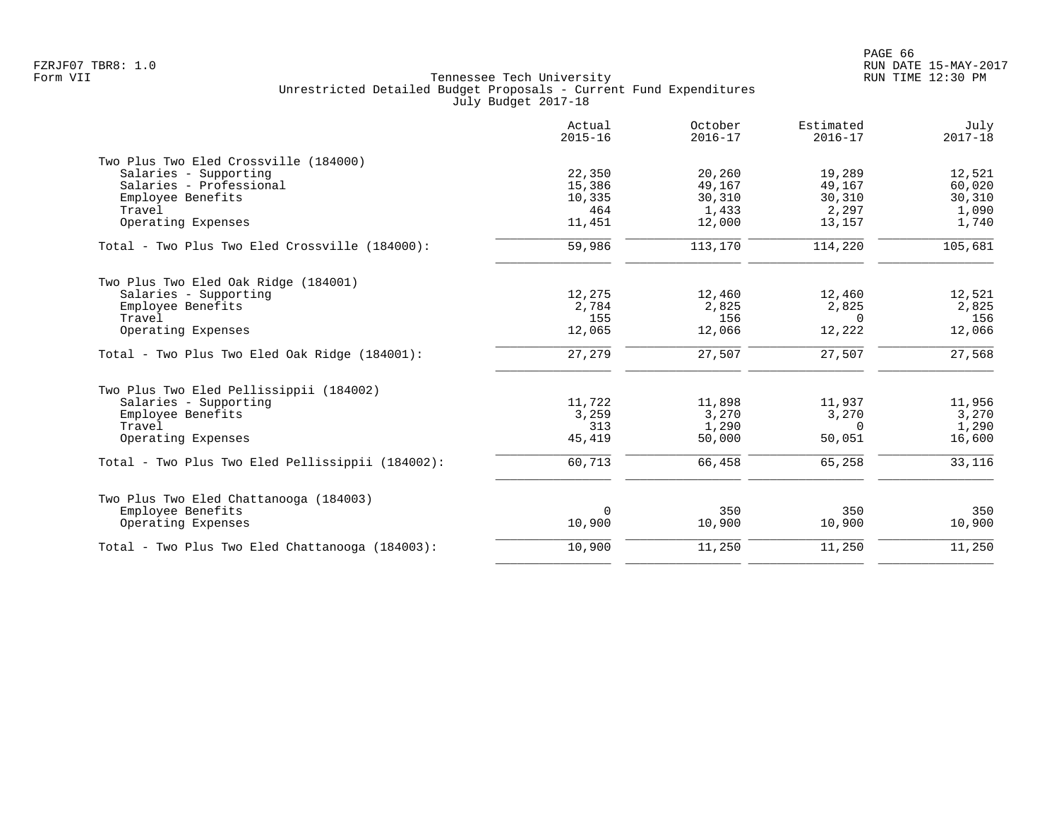Tennessee Tech University
Unrestricted Detailed Budget Proposals - Current Fund Expenditures
July Budget 2017-18

|  | Actual 2015-16 | October 2016-17 | Estimated 2016-17 | July 2017-18 |
|---|---|---|---|---|
| **Two Plus Two Eled Crossville (184000)** |  |  |  |  |
| Salaries - Supporting | 22,350 | 20,260 | 19,289 | 12,521 |
| Salaries - Professional | 15,386 | 49,167 | 49,167 | 60,020 |
| Employee Benefits | 10,335 | 30,310 | 30,310 | 30,310 |
| Travel | 464 | 1,433 | 2,297 | 1,090 |
| Operating Expenses | 11,451 | 12,000 | 13,157 | 1,740 |
| Total - Two Plus Two Eled Crossville (184000): | 59,986 | 113,170 | 114,220 | 105,681 |
| **Two Plus Two Eled Oak Ridge (184001)** |  |  |  |  |
| Salaries - Supporting | 12,275 | 12,460 | 12,460 | 12,521 |
| Employee Benefits | 2,784 | 2,825 | 2,825 | 2,825 |
| Travel | 155 | 156 | 0 | 156 |
| Operating Expenses | 12,065 | 12,066 | 12,222 | 12,066 |
| Total - Two Plus Two Eled Oak Ridge (184001): | 27,279 | 27,507 | 27,507 | 27,568 |
| **Two Plus Two Eled Pellissippii (184002)** |  |  |  |  |
| Salaries - Supporting | 11,722 | 11,898 | 11,937 | 11,956 |
| Employee Benefits | 3,259 | 3,270 | 3,270 | 3,270 |
| Travel | 313 | 1,290 | 0 | 1,290 |
| Operating Expenses | 45,419 | 50,000 | 50,051 | 16,600 |
| Total - Two Plus Two Eled Pellissippii (184002): | 60,713 | 66,458 | 65,258 | 33,116 |
| **Two Plus Two Eled Chattanooga (184003)** |  |  |  |  |
| Employee Benefits | 0 | 350 | 350 | 350 |
| Operating Expenses | 10,900 | 10,900 | 10,900 | 10,900 |
| Total - Two Plus Two Eled Chattanooga (184003): | 10,900 | 11,250 | 11,250 | 11,250 |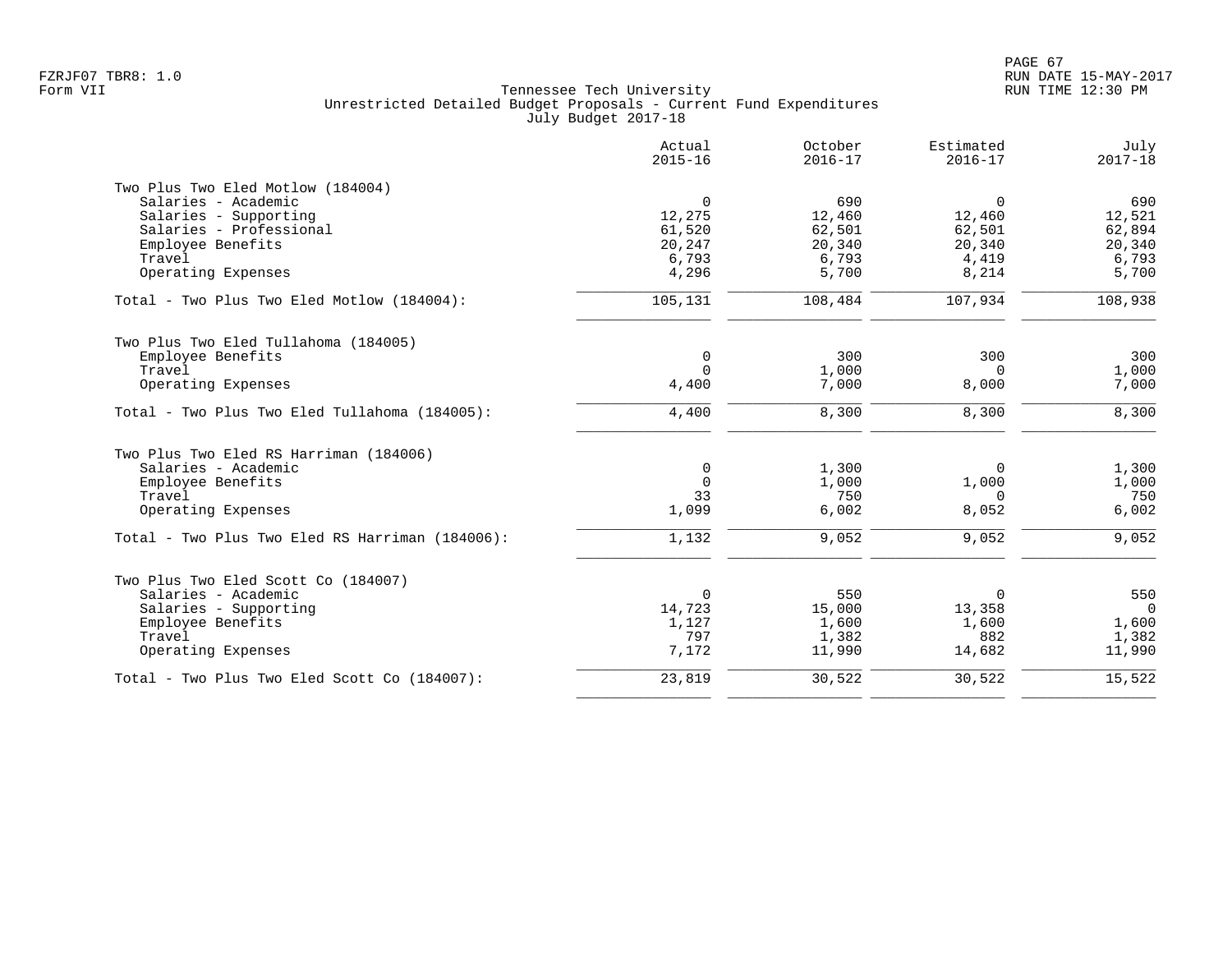Tennessee Tech University
Unrestricted Detailed Budget Proposals - Current Fund Expenditures
July Budget 2017-18

| | Actual 2015-16 | October 2016-17 | Estimated 2016-17 | July 2017-18 |
|---|---|---|---|---|
| **Two Plus Two Eled Motlow (184004)** | | | | |
| Salaries - Academic | 0 | 690 | 0 | 690 |
| Salaries - Supporting | 12,275 | 12,460 | 12,460 | 12,521 |
| Salaries - Professional | 61,520 | 62,501 | 62,501 | 62,894 |
| Employee Benefits | 20,247 | 20,340 | 20,340 | 20,340 |
| Travel | 6,793 | 6,793 | 4,419 | 6,793 |
| Operating Expenses | 4,296 | 5,700 | 8,214 | 5,700 |
| Total - Two Plus Two Eled Motlow (184004): | 105,131 | 108,484 | 107,934 | 108,938 |
| **Two Plus Two Eled Tullahoma (184005)** | | | | |
| Employee Benefits | 0 | 300 | 300 | 300 |
| Travel | 0 | 1,000 | 0 | 1,000 |
| Operating Expenses | 4,400 | 7,000 | 8,000 | 7,000 |
| Total - Two Plus Two Eled Tullahoma (184005): | 4,400 | 8,300 | 8,300 | 8,300 |
| **Two Plus Two Eled RS Harriman (184006)** | | | | |
| Salaries - Academic | 0 | 1,300 | 0 | 1,300 |
| Employee Benefits | 0 | 1,000 | 1,000 | 1,000 |
| Travel | 33 | 750 | 0 | 750 |
| Operating Expenses | 1,099 | 6,002 | 8,052 | 6,002 |
| Total - Two Plus Two Eled RS Harriman (184006): | 1,132 | 9,052 | 9,052 | 9,052 |
| **Two Plus Two Eled Scott Co (184007)** | | | | |
| Salaries - Academic | 0 | 550 | 0 | 550 |
| Salaries - Supporting | 14,723 | 15,000 | 13,358 | 0 |
| Employee Benefits | 1,127 | 1,600 | 1,600 | 1,600 |
| Travel | 797 | 1,382 | 882 | 1,382 |
| Operating Expenses | 7,172 | 11,990 | 14,682 | 11,990 |
| Total - Two Plus Two Eled Scott Co (184007): | 23,819 | 30,522 | 30,522 | 15,522 |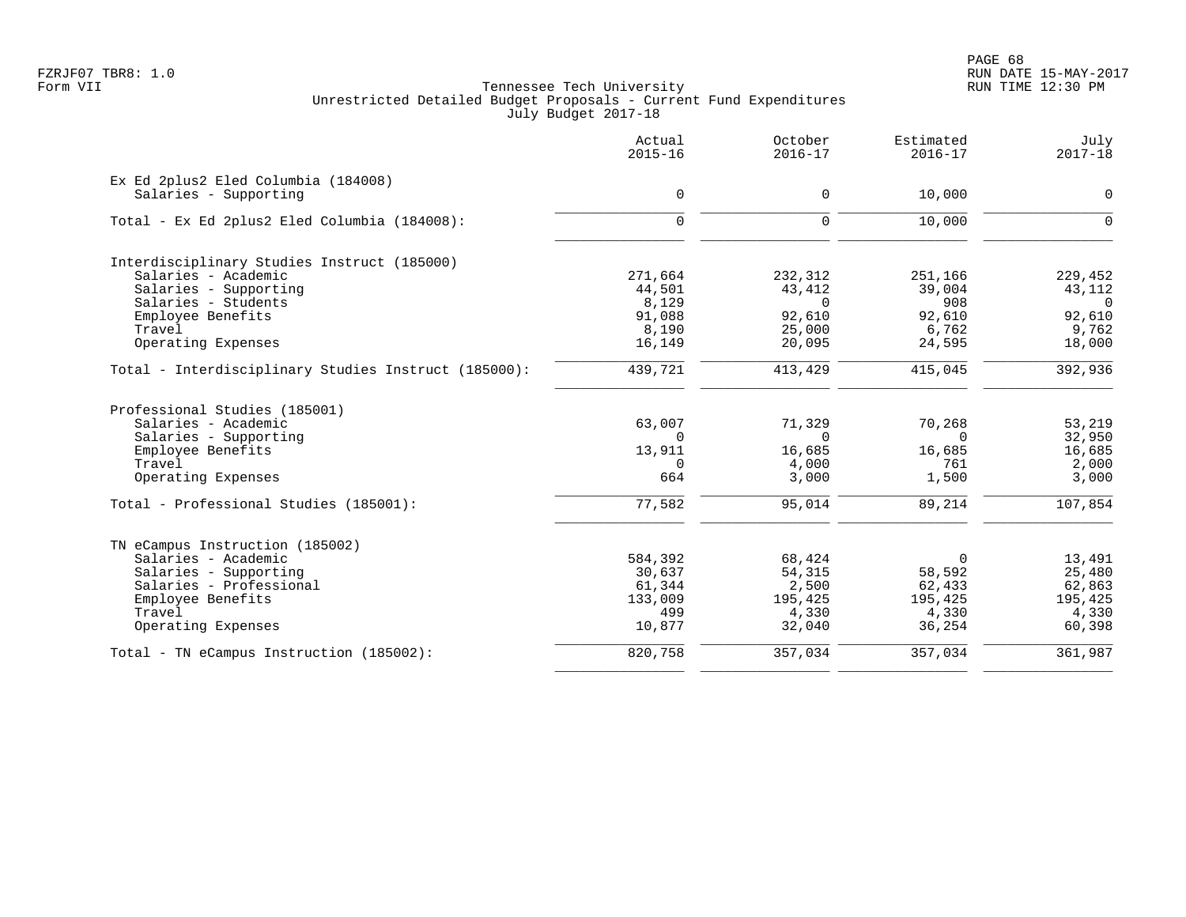Tennessee Tech University
Unrestricted Detailed Budget Proposals - Current Fund Expenditures
July Budget 2017-18

| | Actual 2015-16 | October 2016-17 | Estimated 2016-17 | July 2017-18 |
|---|---|---|---|---|
| **Ex Ed 2plus2 Eled Columbia (184008)** | | | | |
| Salaries - Supporting | 0 | 0 | 10,000 | 0 |
| Total - Ex Ed 2plus2 Eled Columbia (184008): | 0 | 0 | 10,000 | 0 |
| **Interdisciplinary Studies Instruct (185000)** | | | | |
| Salaries - Academic | 271,664 | 232,312 | 251,166 | 229,452 |
| Salaries - Supporting | 44,501 | 43,412 | 39,004 | 43,112 |
| Salaries - Students | 8,129 | 0 | 908 | 0 |
| Employee Benefits | 91,088 | 92,610 | 92,610 | 92,610 |
| Travel | 8,190 | 25,000 | 6,762 | 9,762 |
| Operating Expenses | 16,149 | 20,095 | 24,595 | 18,000 |
| Total - Interdisciplinary Studies Instruct (185000): | 439,721 | 413,429 | 415,045 | 392,936 |
| **Professional Studies (185001)** | | | | |
| Salaries - Academic | 63,007 | 71,329 | 70,268 | 53,219 |
| Salaries - Supporting | 0 | 0 | 0 | 32,950 |
| Employee Benefits | 13,911 | 16,685 | 16,685 | 16,685 |
| Travel | 0 | 4,000 | 761 | 2,000 |
| Operating Expenses | 664 | 3,000 | 1,500 | 3,000 |
| Total - Professional Studies (185001): | 77,582 | 95,014 | 89,214 | 107,854 |
| **TN eCampus Instruction (185002)** | | | | |
| Salaries - Academic | 584,392 | 68,424 | 0 | 13,491 |
| Salaries - Supporting | 30,637 | 54,315 | 58,592 | 25,480 |
| Salaries - Professional | 61,344 | 2,500 | 62,433 | 62,863 |
| Employee Benefits | 133,009 | 195,425 | 195,425 | 195,425 |
| Travel | 499 | 4,330 | 4,330 | 4,330 |
| Operating Expenses | 10,877 | 32,040 | 36,254 | 60,398 |
| Total - TN eCampus Instruction (185002): | 820,758 | 357,034 | 357,034 | 361,987 |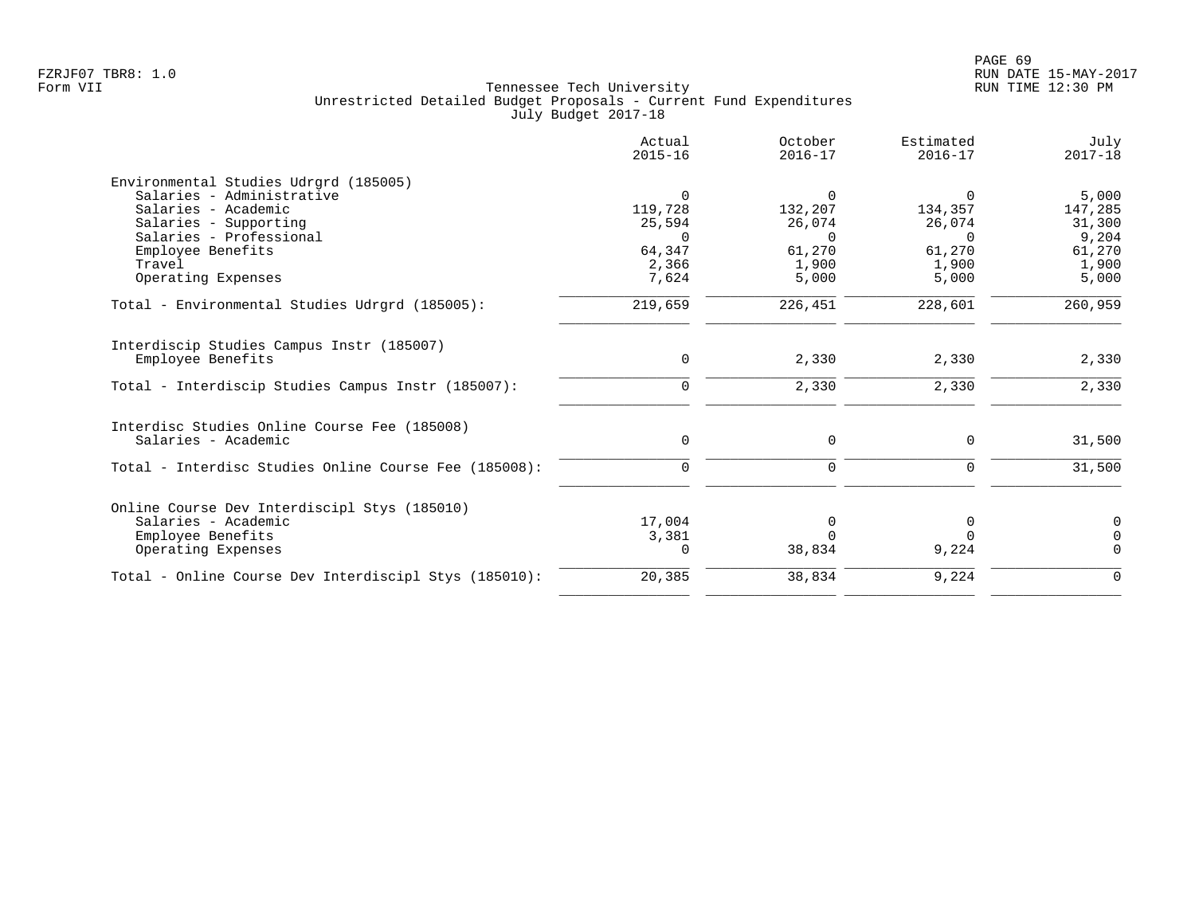FZRJF07 TBR8: 1.0
Form VII

Tennessee Tech University
Unrestricted Detailed Budget Proposals - Current Fund Expenditures
July Budget 2017-18

RUN DATE 15-MAY-2017
RUN TIME 12:30 PM

| | Actual 2015-16 | October 2016-17 | Estimated 2016-17 | July 2017-18 |
|---|---|---|---|---|
| **Environmental Studies Udrgrd (185005)** | | | | |
| Salaries - Administrative | 0 | 0 | 0 | 5,000 |
| Salaries - Academic | 119,728 | 132,207 | 134,357 | 147,285 |
| Salaries - Supporting | 25,594 | 26,074 | 26,074 | 31,300 |
| Salaries - Professional | 0 | 0 | 0 | 9,204 |
| Employee Benefits | 64,347 | 61,270 | 61,270 | 61,270 |
| Travel | 2,366 | 1,900 | 1,900 | 1,900 |
| Operating Expenses | 7,624 | 5,000 | 5,000 | 5,000 |
| Total - Environmental Studies Udrgrd (185005): | 219,659 | 226,451 | 228,601 | 260,959 |
| **Interdiscip Studies Campus Instr (185007)** | | | | |
| Employee Benefits | 0 | 2,330 | 2,330 | 2,330 |
| Total - Interdiscip Studies Campus Instr (185007): | 0 | 2,330 | 2,330 | 2,330 |
| **Interdisc Studies Online Course Fee (185008)** | | | | |
| Salaries - Academic | 0 | 0 | 0 | 31,500 |
| Total - Interdisc Studies Online Course Fee (185008): | 0 | 0 | 0 | 31,500 |
| **Online Course Dev Interdiscipl Stys (185010)** | | | | |
| Salaries - Academic | 17,004 | 0 | 0 | 0 |
| Employee Benefits | 3,381 | 0 | 0 | 0 |
| Operating Expenses | 0 | 38,834 | 9,224 | 0 |
| Total - Online Course Dev Interdiscipl Stys (185010): | 20,385 | 38,834 | 9,224 | 0 |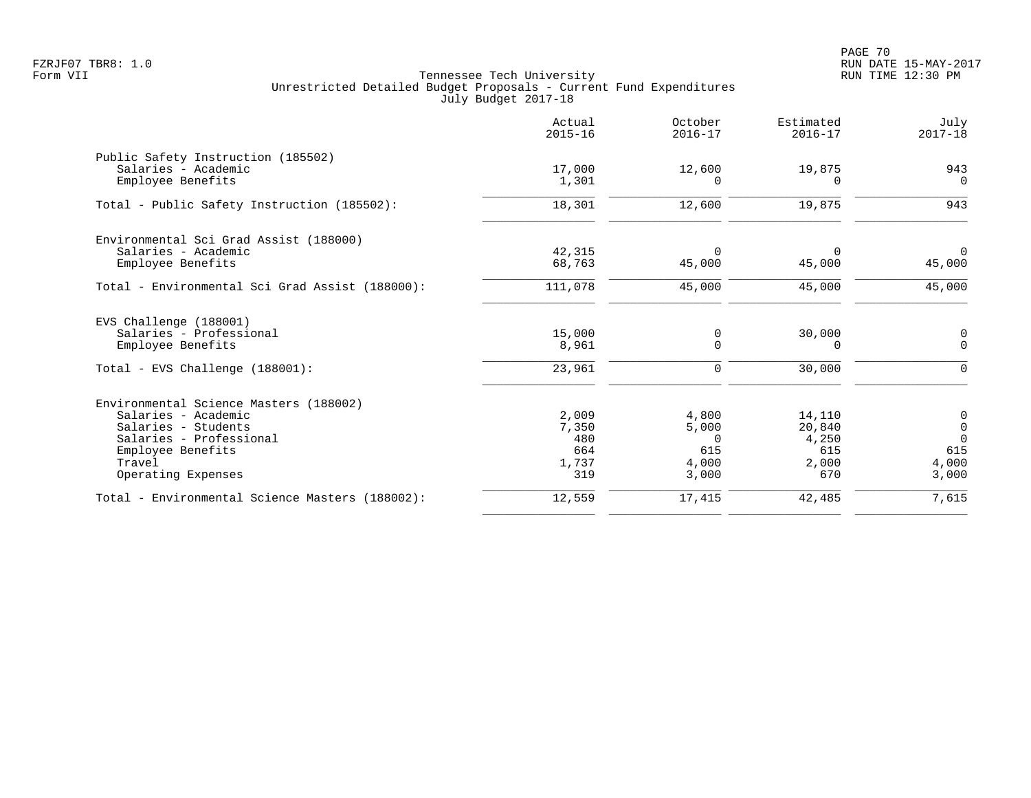FZRJF07 TBR8: 1.0
Form VII

Tennessee Tech University
Unrestricted Detailed Budget Proposals - Current Fund Expenditures
July Budget 2017-18

RUN DATE 15-MAY-2017
RUN TIME 12:30 PM

| | Actual 2015-16 | October 2016-17 | Estimated 2016-17 | July 2017-18 |
|---|---|---|---|---|
| Public Safety Instruction (185502) | | | | |
| Salaries - Academic | 17,000 | 12,600 | 19,875 | 943 |
| Employee Benefits | 1,301 | 0 | 0 | 0 |
| Total - Public Safety Instruction (185502): | 18,301 | 12,600 | 19,875 | 943 |
| Environmental Sci Grad Assist (188000) | | | | |
| Salaries - Academic | 42,315 | 0 | 0 | 0 |
| Employee Benefits | 68,763 | 45,000 | 45,000 | 45,000 |
| Total - Environmental Sci Grad Assist (188000): | 111,078 | 45,000 | 45,000 | 45,000 |
| EVS Challenge (188001) | | | | |
| Salaries - Professional | 15,000 | 0 | 30,000 | 0 |
| Employee Benefits | 8,961 | 0 | 0 | 0 |
| Total - EVS Challenge (188001): | 23,961 | 0 | 30,000 | 0 |
| Environmental Science Masters (188002) | | | | |
| Salaries - Academic | 2,009 | 4,800 | 14,110 | 0 |
| Salaries - Students | 7,350 | 5,000 | 20,840 | 0 |
| Salaries - Professional | 480 | 0 | 4,250 | 0 |
| Employee Benefits | 664 | 615 | 615 | 615 |
| Travel | 1,737 | 4,000 | 2,000 | 4,000 |
| Operating Expenses | 319 | 3,000 | 670 | 3,000 |
| Total - Environmental Science Masters (188002): | 12,559 | 17,415 | 42,485 | 7,615 |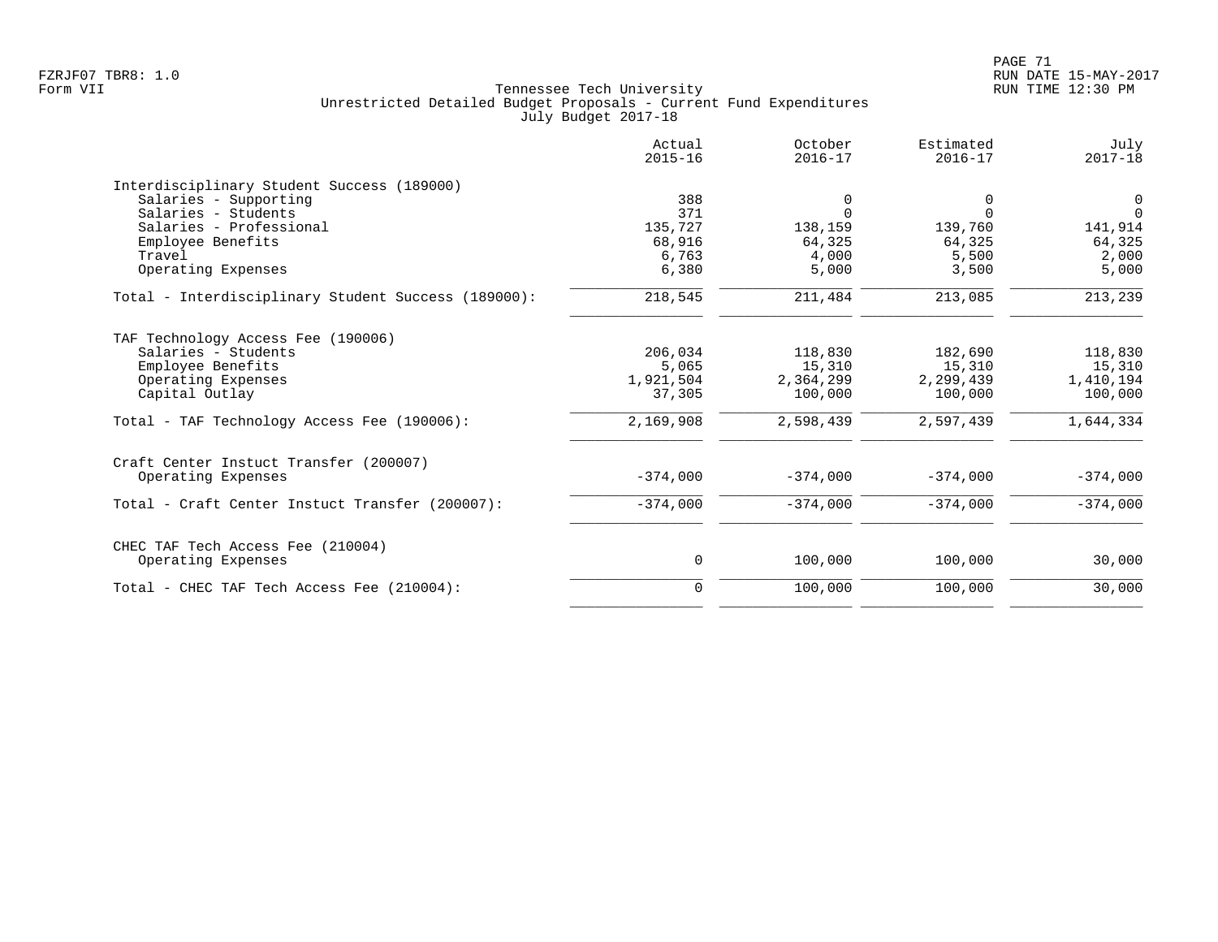Tennessee Tech University
Unrestricted Detailed Budget Proposals - Current Fund Expenditures
July Budget 2017-18

| | Actual 2015-16 | October 2016-17 | Estimated 2016-17 | July 2017-18 |
|---|---|---|---|---|
| **Interdisciplinary Student Success (189000)** | | | | |
| Salaries - Supporting | 388 | 0 | 0 | 0 |
| Salaries - Students | 371 | 0 | 0 | 0 |
| Salaries - Professional | 135,727 | 138,159 | 139,760 | 141,914 |
| Employee Benefits | 68,916 | 64,325 | 64,325 | 64,325 |
| Travel | 6,763 | 4,000 | 5,500 | 2,000 |
| Operating Expenses | 6,380 | 5,000 | 3,500 | 5,000 |
| Total - Interdisciplinary Student Success (189000): | 218,545 | 211,484 | 213,085 | 213,239 |
| **TAF Technology Access Fee (190006)** | | | | |
| Salaries - Students | 206,034 | 118,830 | 182,690 | 118,830 |
| Employee Benefits | 5,065 | 15,310 | 15,310 | 15,310 |
| Operating Expenses | 1,921,504 | 2,364,299 | 2,299,439 | 1,410,194 |
| Capital Outlay | 37,305 | 100,000 | 100,000 | 100,000 |
| Total - TAF Technology Access Fee (190006): | 2,169,908 | 2,598,439 | 2,597,439 | 1,644,334 |
| **Craft Center Instuct Transfer (200007)** | | | | |
| Operating Expenses | -374,000 | -374,000 | -374,000 | -374,000 |
| Total - Craft Center Instuct Transfer (200007): | -374,000 | -374,000 | -374,000 | -374,000 |
| **CHEC TAF Tech Access Fee (210004)** | | | | |
| Operating Expenses | 0 | 100,000 | 100,000 | 30,000 |
| Total - CHEC TAF Tech Access Fee (210004): | 0 | 100,000 | 100,000 | 30,000 |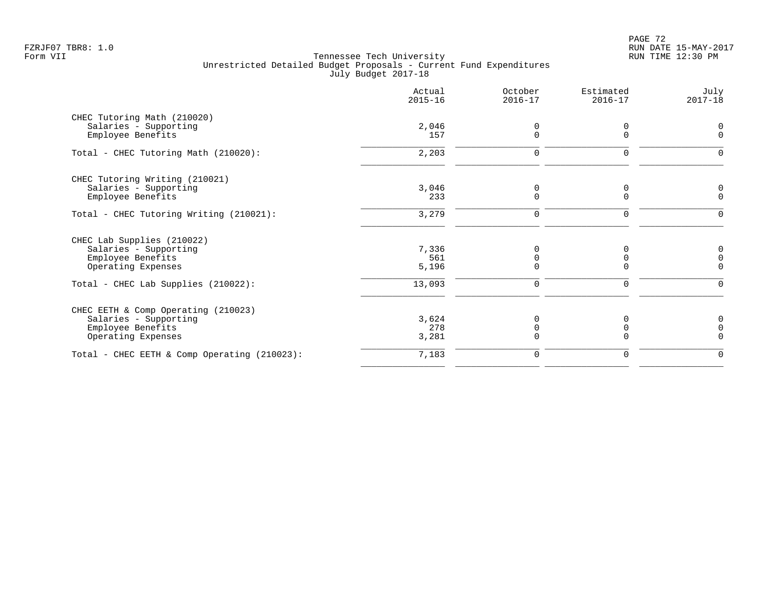Tennessee Tech University
Unrestricted Detailed Budget Proposals - Current Fund Expenditures
July Budget 2017-18

| | Actual 2015-16 | October 2016-17 | Estimated 2016-17 | July 2017-18 |
|---|---|---|---|---|
| **CHEC Tutoring Math (210020)** | | | | |
| Salaries - Supporting | 2,046 | 0 | 0 | 0 |
| Employee Benefits | 157 | 0 | 0 | 0 |
| Total - CHEC Tutoring Math (210020): | 2,203 | 0 | 0 | 0 |
| **CHEC Tutoring Writing (210021)** | | | | |
| Salaries - Supporting | 3,046 | 0 | 0 | 0 |
| Employee Benefits | 233 | 0 | 0 | 0 |
| Total - CHEC Tutoring Writing (210021): | 3,279 | 0 | 0 | 0 |
| **CHEC Lab Supplies (210022)** | | | | |
| Salaries - Supporting | 7,336 | 0 | 0 | 0 |
| Employee Benefits | 561 | 0 | 0 | 0 |
| Operating Expenses | 5,196 | 0 | 0 | 0 |
| Total - CHEC Lab Supplies (210022): | 13,093 | 0 | 0 | 0 |
| **CHEC EETH & Comp Operating (210023)** | | | | |
| Salaries - Supporting | 3,624 | 0 | 0 | 0 |
| Employee Benefits | 278 | 0 | 0 | 0 |
| Operating Expenses | 3,281 | 0 | 0 | 0 |
| Total - CHEC EETH & Comp Operating (210023): | 7,183 | 0 | 0 | 0 |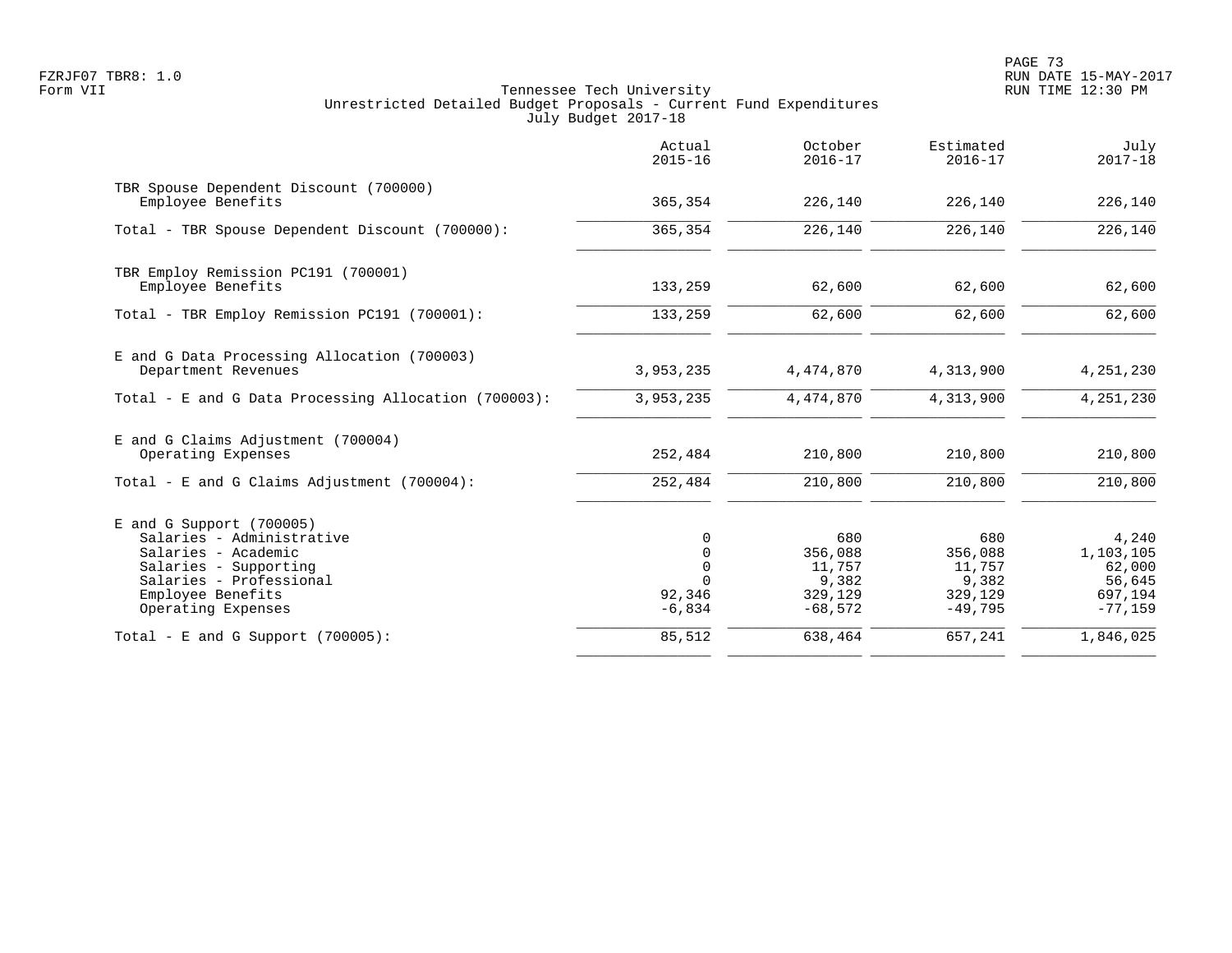Tennessee Tech University
Unrestricted Detailed Budget Proposals - Current Fund Expenditures
July Budget 2017-18

| | Actual 2015-16 | October 2016-17 | Estimated 2016-17 | July 2017-18 |
|---|---|---|---|---|
| TBR Spouse Dependent Discount (700000) | | | | |
| Employee Benefits | 365,354 | 226,140 | 226,140 | 226,140 |
| Total - TBR Spouse Dependent Discount (700000): | 365,354 | 226,140 | 226,140 | 226,140 |
| TBR Employ Remission PC191 (700001) | | | | |
| Employee Benefits | 133,259 | 62,600 | 62,600 | 62,600 |
| Total - TBR Employ Remission PC191 (700001): | 133,259 | 62,600 | 62,600 | 62,600 |
| E and G Data Processing Allocation (700003) | | | | |
| Department Revenues | 3,953,235 | 4,474,870 | 4,313,900 | 4,251,230 |
| Total - E and G Data Processing Allocation (700003): | 3,953,235 | 4,474,870 | 4,313,900 | 4,251,230 |
| E and G Claims Adjustment (700004) | | | | |
| Operating Expenses | 252,484 | 210,800 | 210,800 | 210,800 |
| Total - E and G Claims Adjustment (700004): | 252,484 | 210,800 | 210,800 | 210,800 |
| E and G Support (700005) | | | | |
| Salaries - Administrative | 0 | 680 | 680 | 4,240 |
| Salaries - Academic | 0 | 356,088 | 356,088 | 1,103,105 |
| Salaries - Supporting | 0 | 11,757 | 11,757 | 62,000 |
| Salaries - Professional | 0 | 9,382 | 9,382 | 56,645 |
| Employee Benefits | 92,346 | 329,129 | 329,129 | 697,194 |
| Operating Expenses | -6,834 | -68,572 | -49,795 | -77,159 |
| Total - E and G Support (700005): | 85,512 | 638,464 | 657,241 | 1,846,025 |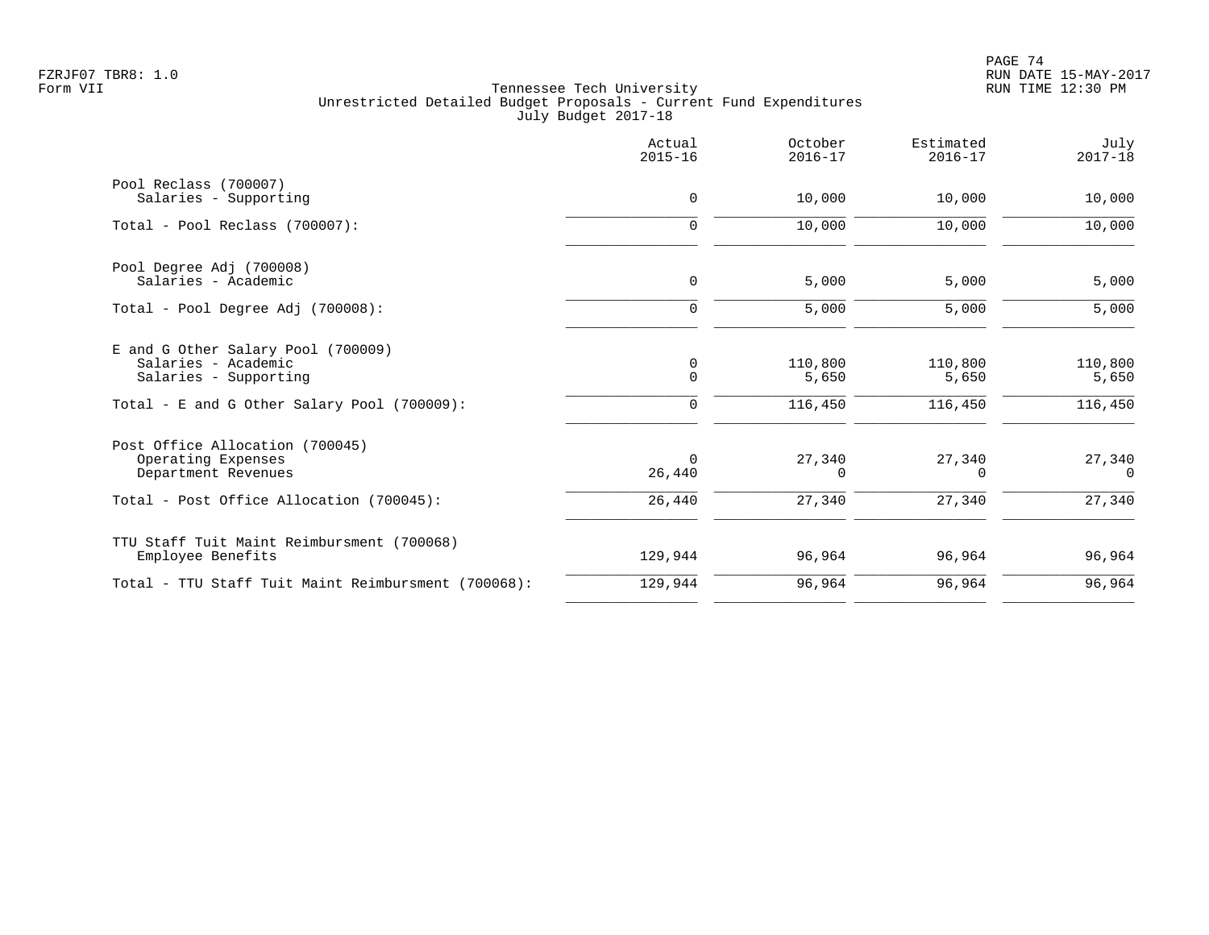Tennessee Tech University
Unrestricted Detailed Budget Proposals - Current Fund Expenditures
July Budget 2017-18

| | Actual 2015-16 | October 2016-17 | Estimated 2016-17 | July 2017-18 |
|---|---|---|---|---|
| **Pool Reclass (700007)** | | | | |
| Salaries - Supporting | 0 | 10,000 | 10,000 | 10,000 |
| Total - Pool Reclass (700007): | 0 | 10,000 | 10,000 | 10,000 |
| **Pool Degree Adj (700008)** | | | | |
| Salaries - Academic | 0 | 5,000 | 5,000 | 5,000 |
| Total - Pool Degree Adj (700008): | 0 | 5,000 | 5,000 | 5,000 |
| **E and G Other Salary Pool (700009)** | | | | |
| Salaries - Academic | 0 | 110,800 | 110,800 | 110,800 |
| Salaries - Supporting | 0 | 5,650 | 5,650 | 5,650 |
| Total - E and G Other Salary Pool (700009): | 0 | 116,450 | 116,450 | 116,450 |
| **Post Office Allocation (700045)** | | | | |
| Operating Expenses | 0 | 27,340 | 27,340 | 27,340 |
| Department Revenues | 26,440 | 0 | 0 | 0 |
| Total - Post Office Allocation (700045): | 26,440 | 27,340 | 27,340 | 27,340 |
| **TTU Staff Tuit Maint Reimbursment (700068)** | | | | |
| Employee Benefits | 129,944 | 96,964 | 96,964 | 96,964 |
| Total - TTU Staff Tuit Maint Reimbursment (700068): | 129,944 | 96,964 | 96,964 | 96,964 |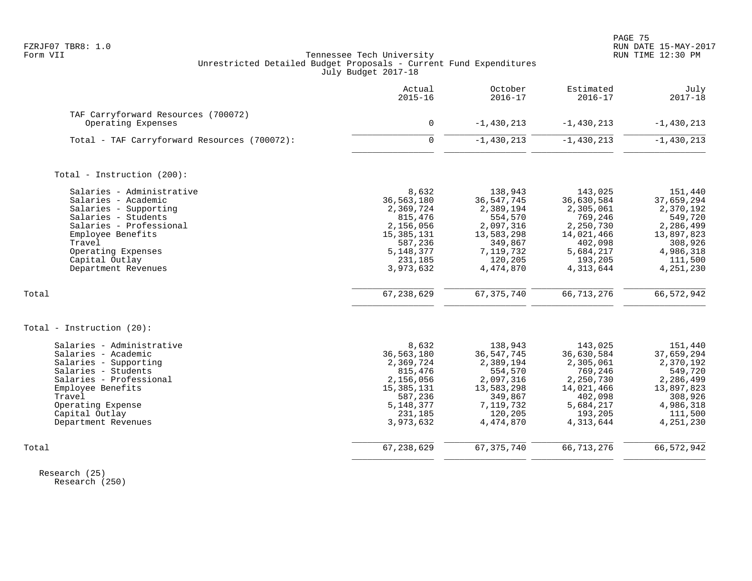Tennessee Tech University
Unrestricted Detailed Budget Proposals - Current Fund Expenditures
July Budget 2017-18

Form VII

| | Actual 2015-16 | October 2016-17 | Estimated 2016-17 | July 2017-18 |
|---|---|---|---|---|
| **TAF Carryforward Resources (700072)** | | | | |
| Operating Expenses | 0 | -1,430,213 | -1,430,213 | -1,430,213 |
| Total - TAF Carryforward Resources (700072): | 0 | -1,430,213 | -1,430,213 | -1,430,213 |
| **Total - Instruction (200):** | | | | |
| Salaries - Administrative | 8,632 | 138,943 | 143,025 | 151,440 |
| Salaries - Academic | 36,563,180 | 36,547,745 | 36,630,584 | 37,659,294 |
| Salaries - Supporting | 2,369,724 | 2,389,194 | 2,305,061 | 2,370,192 |
| Salaries - Students | 815,476 | 554,570 | 769,246 | 549,720 |
| Salaries - Professional | 2,156,056 | 2,097,316 | 2,250,730 | 2,286,499 |
| Employee Benefits | 15,385,131 | 13,583,298 | 14,021,466 | 13,897,823 |
| Travel | 587,236 | 349,867 | 402,098 | 308,926 |
| Operating Expenses | 5,148,377 | 7,119,732 | 5,684,217 | 4,986,318 |
| Capital Outlay | 231,185 | 120,205 | 193,205 | 111,500 |
| Department Revenues | 3,973,632 | 4,474,870 | 4,313,644 | 4,251,230 |
| Total | 67,238,629 | 67,375,740 | 66,713,276 | 66,572,942 |
| **Total - Instruction (20):** | | | | |
| Salaries - Administrative | 8,632 | 138,943 | 143,025 | 151,440 |
| Salaries - Academic | 36,563,180 | 36,547,745 | 36,630,584 | 37,659,294 |
| Salaries - Supporting | 2,369,724 | 2,389,194 | 2,305,061 | 2,370,192 |
| Salaries - Students | 815,476 | 554,570 | 769,246 | 549,720 |
| Salaries - Professional | 2,156,056 | 2,097,316 | 2,250,730 | 2,286,499 |
| Employee Benefits | 15,385,131 | 13,583,298 | 14,021,466 | 13,897,823 |
| Travel | 587,236 | 349,867 | 402,098 | 308,926 |
| Operating Expense | 5,148,377 | 7,119,732 | 5,684,217 | 4,986,318 |
| Capital Outlay | 231,185 | 120,205 | 193,205 | 111,500 |
| Department Revenues | 3,973,632 | 4,474,870 | 4,313,644 | 4,251,230 |
| Total | 67,238,629 | 67,375,740 | 66,713,276 | 66,572,942 |

Research (25)
Research (250)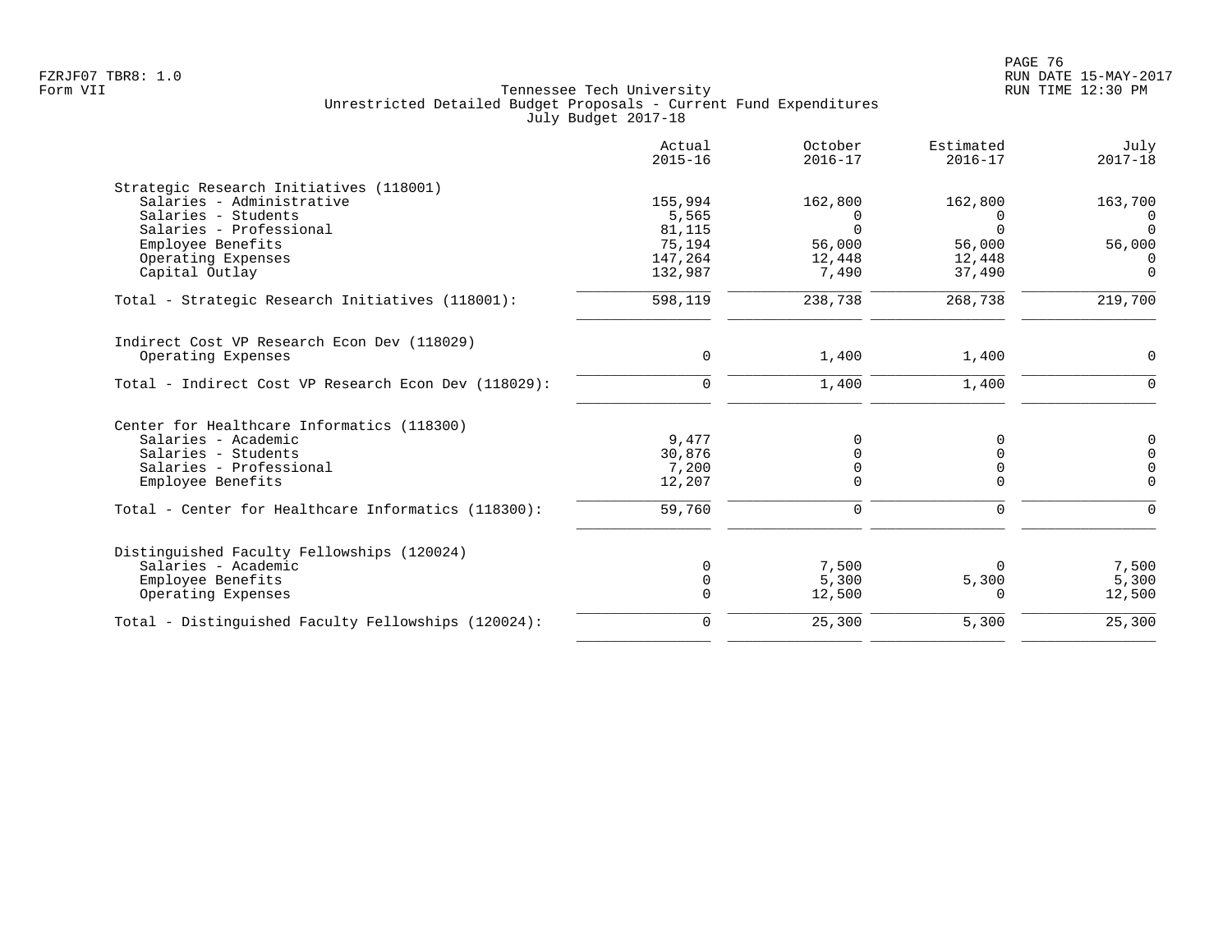Tennessee Tech University
Unrestricted Detailed Budget Proposals - Current Fund Expenditures
July Budget 2017-18

| | Actual 2015-16 | October 2016-17 | Estimated 2016-17 | July 2017-18 |
|---|---|---|---|---|
| **Strategic Research Initiatives (118001)** | | | | |
| Salaries - Administrative | 155,994 | 162,800 | 162,800 | 163,700 |
| Salaries - Students | 5,565 | 0 | 0 | 0 |
| Salaries - Professional | 81,115 | 0 | 0 | 0 |
| Employee Benefits | 75,194 | 56,000 | 56,000 | 56,000 |
| Operating Expenses | 147,264 | 12,448 | 12,448 | 0 |
| Capital Outlay | 132,987 | 7,490 | 37,490 | 0 |
| Total - Strategic Research Initiatives (118001): | 598,119 | 238,738 | 268,738 | 219,700 |
| **Indirect Cost VP Research Econ Dev (118029)** | | | | |
| Operating Expenses | 0 | 1,400 | 1,400 | 0 |
| Total - Indirect Cost VP Research Econ Dev (118029): | 0 | 1,400 | 1,400 | 0 |
| **Center for Healthcare Informatics (118300)** | | | | |
| Salaries - Academic | 9,477 | 0 | 0 | 0 |
| Salaries - Students | 30,876 | 0 | 0 | 0 |
| Salaries - Professional | 7,200 | 0 | 0 | 0 |
| Employee Benefits | 12,207 | 0 | 0 | 0 |
| Total - Center for Healthcare Informatics (118300): | 59,760 | 0 | 0 | 0 |
| **Distinguished Faculty Fellowships (120024)** | | | | |
| Salaries - Academic | 0 | 7,500 | 0 | 7,500 |
| Employee Benefits | 0 | 5,300 | 5,300 | 5,300 |
| Operating Expenses | 0 | 12,500 | 0 | 12,500 |
| Total - Distinguished Faculty Fellowships (120024): | 0 | 25,300 | 5,300 | 25,300 |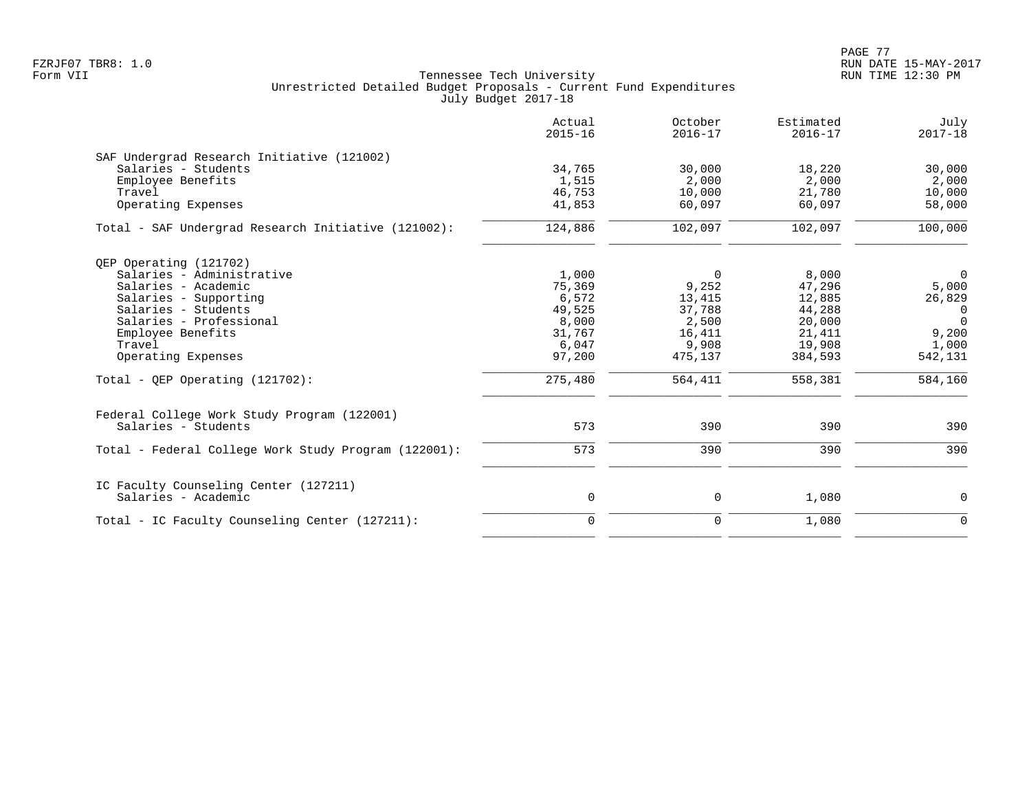FZRJF07 TBR8: 1.0
Form VII

Tennessee Tech University
Unrestricted Detailed Budget Proposals - Current Fund Expenditures
July Budget 2017-18

RUN DATE 15-MAY-2017
RUN TIME 12:30 PM

| | Actual 2015-16 | October 2016-17 | Estimated 2016-17 | July 2017-18 |
|---|---|---|---|---|
| **SAF Undergrad Research Initiative (121002)** | | | | |
| Salaries - Students | 34,765 | 30,000 | 18,220 | 30,000 |
| Employee Benefits | 1,515 | 2,000 | 2,000 | 2,000 |
| Travel | 46,753 | 10,000 | 21,780 | 10,000 |
| Operating Expenses | 41,853 | 60,097 | 60,097 | 58,000 |
| Total - SAF Undergrad Research Initiative (121002): | 124,886 | 102,097 | 102,097 | 100,000 |
| **QEP Operating (121702)** | | | | |
| Salaries - Administrative | 1,000 | 0 | 8,000 | 0 |
| Salaries - Academic | 75,369 | 9,252 | 47,296 | 5,000 |
| Salaries - Supporting | 6,572 | 13,415 | 12,885 | 26,829 |
| Salaries - Students | 49,525 | 37,788 | 44,288 | 0 |
| Salaries - Professional | 8,000 | 2,500 | 20,000 | 0 |
| Employee Benefits | 31,767 | 16,411 | 21,411 | 9,200 |
| Travel | 6,047 | 9,908 | 19,908 | 1,000 |
| Operating Expenses | 97,200 | 475,137 | 384,593 | 542,131 |
| Total - QEP Operating (121702): | 275,480 | 564,411 | 558,381 | 584,160 |
| **Federal College Work Study Program (122001)** | | | | |
| Salaries - Students | 573 | 390 | 390 | 390 |
| Total - Federal College Work Study Program (122001): | 573 | 390 | 390 | 390 |
| **IC Faculty Counseling Center (127211)** | | | | |
| Salaries - Academic | 0 | 0 | 1,080 | 0 |
| Total - IC Faculty Counseling Center (127211): | 0 | 0 | 1,080 | 0 |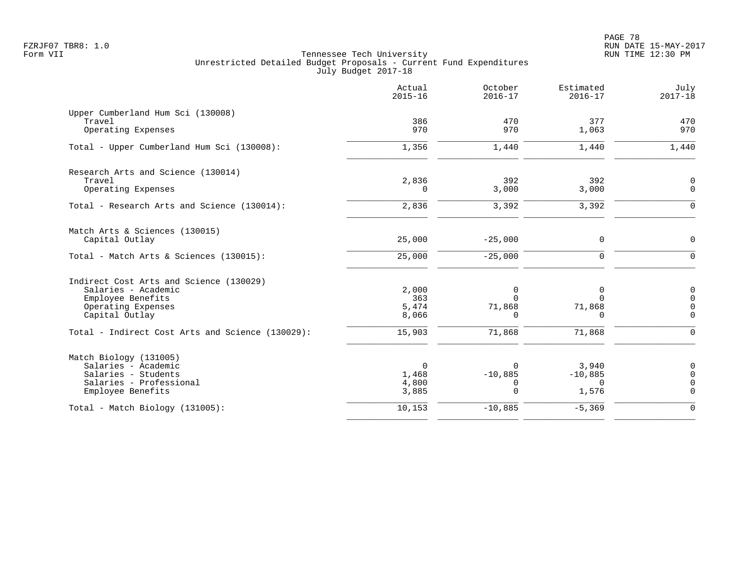FZRJF07 TBR8: 1.0
Form VII

Tennessee Tech University
Unrestricted Detailed Budget Proposals - Current Fund Expenditures
July Budget 2017-18

RUN DATE 15-MAY-2017
RUN TIME 12:30 PM

| | Actual 2015-16 | October 2016-17 | Estimated 2016-17 | July 2017-18 |
|---|---|---|---|---|
| **Upper Cumberland Hum Sci (130008)** | | | | |
| Travel | 386 | 470 | 377 | 470 |
| Operating Expenses | 970 | 970 | 1,063 | 970 |
| Total - Upper Cumberland Hum Sci (130008): | 1,356 | 1,440 | 1,440 | 1,440 |
| **Research Arts and Science (130014)** | | | | |
| Travel | 2,836 | 392 | 392 | 0 |
| Operating Expenses | 0 | 3,000 | 3,000 | 0 |
| Total - Research Arts and Science (130014): | 2,836 | 3,392 | 3,392 | 0 |
| **Match Arts & Sciences (130015)** | | | | |
| Capital Outlay | 25,000 | -25,000 | 0 | 0 |
| Total - Match Arts & Sciences (130015): | 25,000 | -25,000 | 0 | 0 |
| **Indirect Cost Arts and Science (130029)** | | | | |
| Salaries - Academic | 2,000 | 0 | 0 | 0 |
| Employee Benefits | 363 | 0 | 0 | 0 |
| Operating Expenses | 5,474 | 71,868 | 71,868 | 0 |
| Capital Outlay | 8,066 | 0 | 0 | 0 |
| Total - Indirect Cost Arts and Science (130029): | 15,903 | 71,868 | 71,868 | 0 |
| **Match Biology (131005)** | | | | |
| Salaries - Academic | 0 | 0 | 3,940 | 0 |
| Salaries - Students | 1,468 | -10,885 | -10,885 | 0 |
| Salaries - Professional | 4,800 | 0 | 0 | 0 |
| Employee Benefits | 3,885 | 0 | 1,576 | 0 |
| Total - Match Biology (131005): | 10,153 | -10,885 | -5,369 | 0 |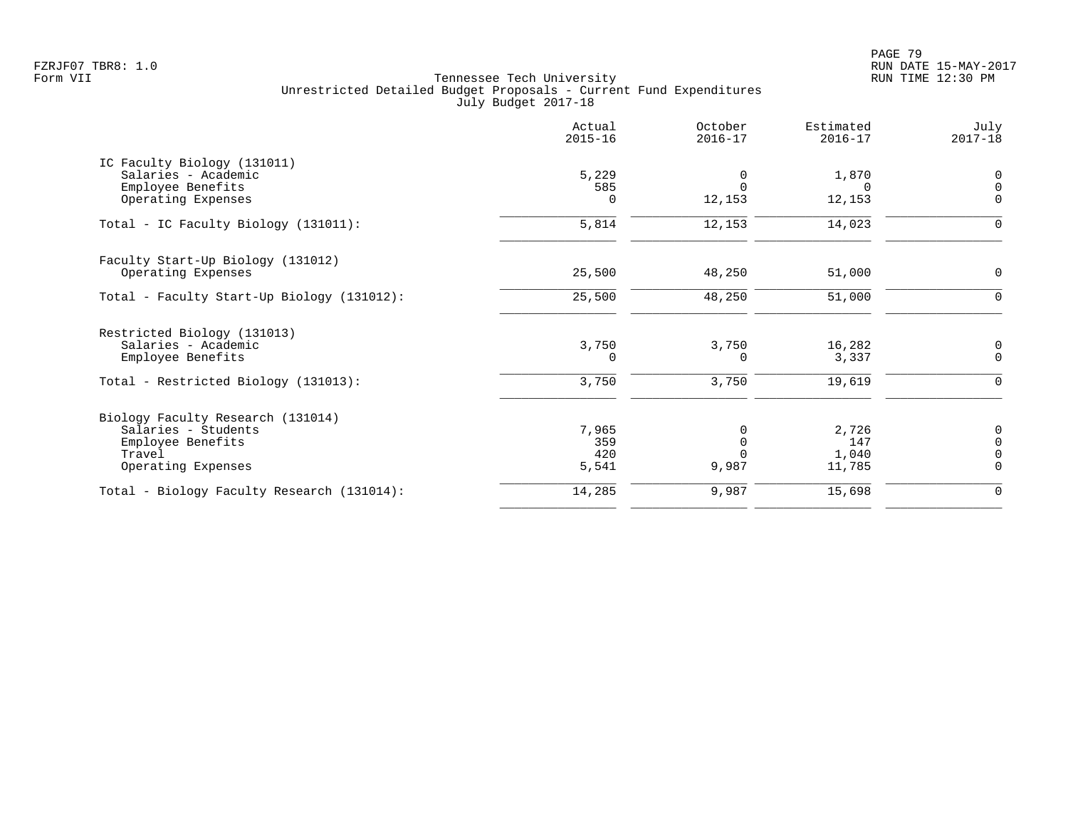Tennessee Tech University
Unrestricted Detailed Budget Proposals - Current Fund Expenditures
July Budget 2017-18

Form VII

| | Actual 2015-16 | October 2016-17 | Estimated 2016-17 | July 2017-18 |
|---|---|---|---|---|
| IC Faculty Biology (131011) | | | | |
| Salaries - Academic | 5,229 | 0 | 1,870 | 0 |
| Employee Benefits | 585 | 0 | 0 | 0 |
| Operating Expenses | 0 | 12,153 | 12,153 | 0 |
| Total - IC Faculty Biology (131011): | 5,814 | 12,153 | 14,023 | 0 |
| Faculty Start-Up Biology (131012) | | | | |
| Operating Expenses | 25,500 | 48,250 | 51,000 | 0 |
| Total - Faculty Start-Up Biology (131012): | 25,500 | 48,250 | 51,000 | 0 |
| Restricted Biology (131013) | | | | |
| Salaries - Academic | 3,750 | 3,750 | 16,282 | 0 |
| Employee Benefits | 0 | 0 | 3,337 | 0 |
| Total - Restricted Biology (131013): | 3,750 | 3,750 | 19,619 | 0 |
| Biology Faculty Research (131014) | | | | |
| Salaries - Students | 7,965 | 0 | 2,726 | 0 |
| Employee Benefits | 359 | 0 | 147 | 0 |
| Travel | 420 | 0 | 1,040 | 0 |
| Operating Expenses | 5,541 | 9,987 | 11,785 | 0 |
| Total - Biology Faculty Research (131014): | 14,285 | 9,987 | 15,698 | 0 |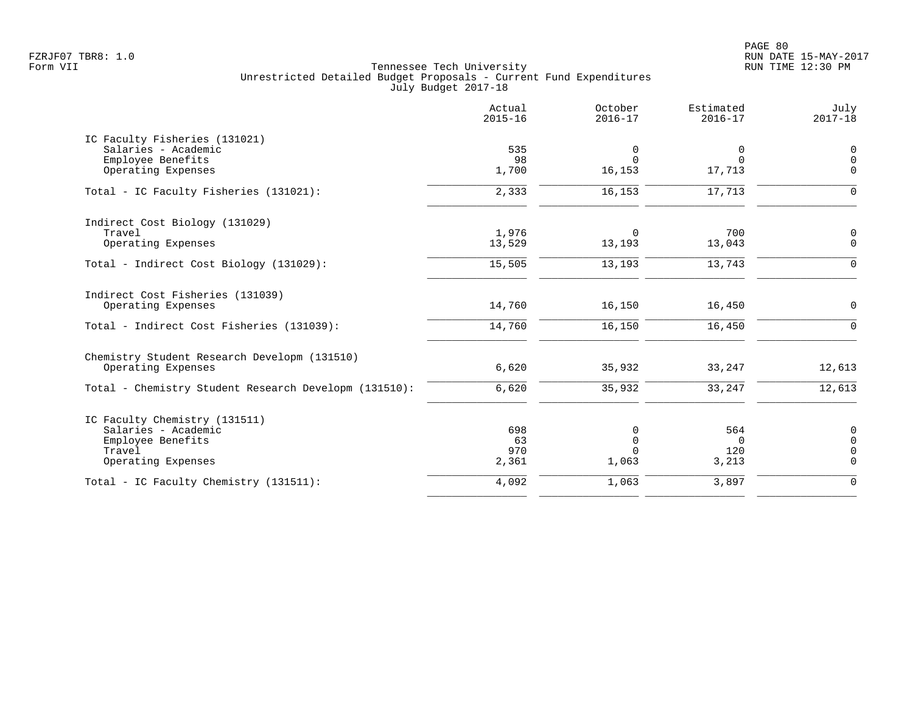Tennessee Tech University
Unrestricted Detailed Budget Proposals - Current Fund Expenditures
July Budget 2017-18

| | Actual 2015-16 | October 2016-17 | Estimated 2016-17 | July 2017-18 |
|---|---|---|---|---|
| **IC Faculty Fisheries (131021)** | | | | |
| Salaries - Academic | 535 | 0 | 0 | 0 |
| Employee Benefits | 98 | 0 | 0 | 0 |
| Operating Expenses | 1,700 | 16,153 | 17,713 | 0 |
| Total - IC Faculty Fisheries (131021): | 2,333 | 16,153 | 17,713 | 0 |
| **Indirect Cost Biology (131029)** | | | | |
| Travel | 1,976 | 0 | 700 | 0 |
| Operating Expenses | 13,529 | 13,193 | 13,043 | 0 |
| Total - Indirect Cost Biology (131029): | 15,505 | 13,193 | 13,743 | 0 |
| **Indirect Cost Fisheries (131039)** | | | | |
| Operating Expenses | 14,760 | 16,150 | 16,450 | 0 |
| Total - Indirect Cost Fisheries (131039): | 14,760 | 16,150 | 16,450 | 0 |
| **Chemistry Student Research Developm (131510)** | | | | |
| Operating Expenses | 6,620 | 35,932 | 33,247 | 12,613 |
| Total - Chemistry Student Research Developm (131510): | 6,620 | 35,932 | 33,247 | 12,613 |
| **IC Faculty Chemistry (131511)** | | | | |
| Salaries - Academic | 698 | 0 | 564 | 0 |
| Employee Benefits | 63 | 0 | 0 | 0 |
| Travel | 970 | 0 | 120 | 0 |
| Operating Expenses | 2,361 | 1,063 | 3,213 | 0 |
| Total - IC Faculty Chemistry (131511): | 4,092 | 1,063 | 3,897 | 0 |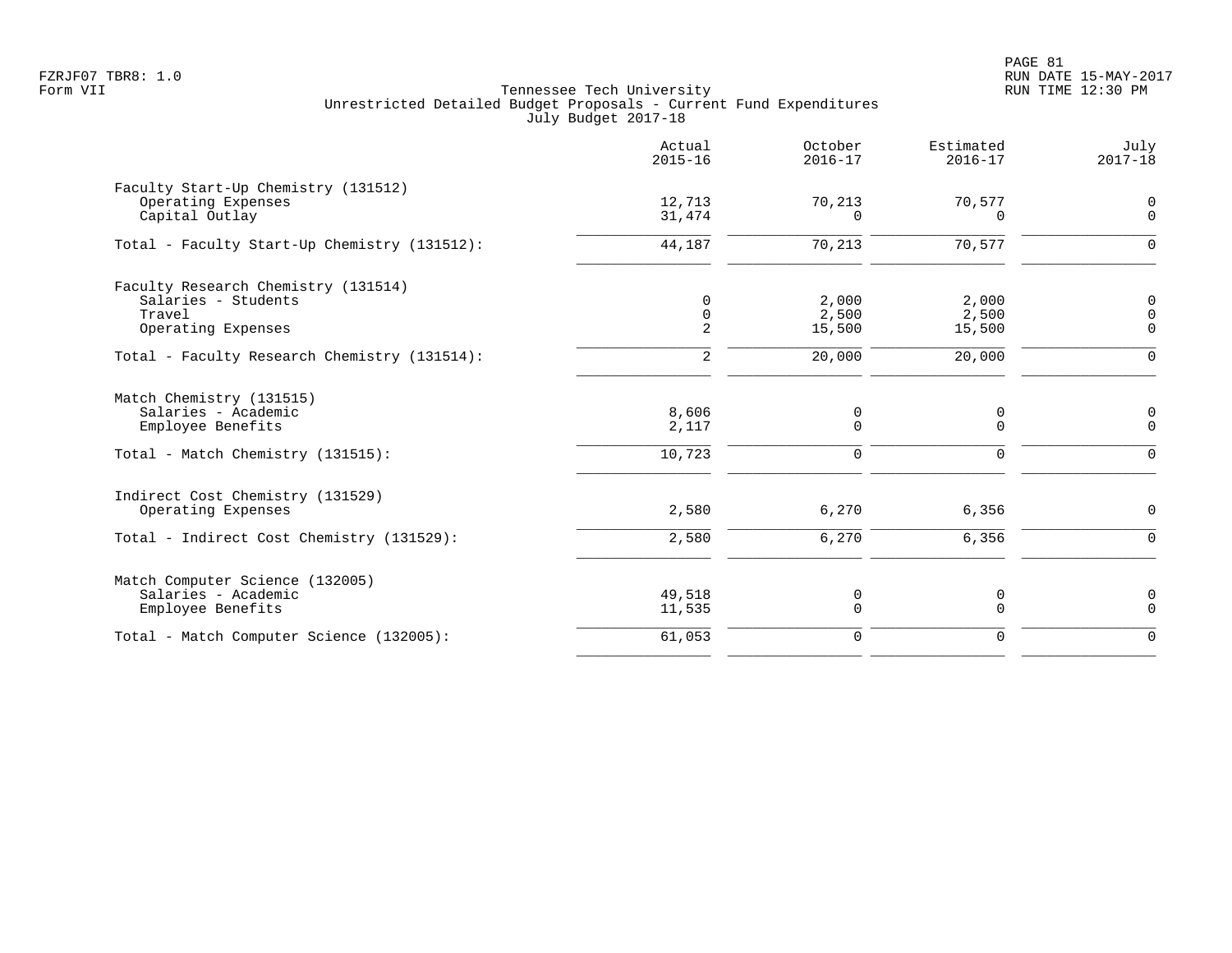Tennessee Tech University
Unrestricted Detailed Budget Proposals - Current Fund Expenditures
July Budget 2017-18

| | Actual 2015-16 | October 2016-17 | Estimated 2016-17 | July 2017-18 |
|---|---|---|---|---|
| **Faculty Start-Up Chemistry (131512)** | | | | |
| Operating Expenses | 12,713 | 70,213 | 70,577 | 0 |
| Capital Outlay | 31,474 | 0 | 0 | 0 |
| Total - Faculty Start-Up Chemistry (131512): | 44,187 | 70,213 | 70,577 | 0 |
| **Faculty Research Chemistry (131514)** | | | | |
| Salaries - Students | 0 | 2,000 | 2,000 | 0 |
| Travel | 0 | 2,500 | 2,500 | 0 |
| Operating Expenses | 2 | 15,500 | 15,500 | 0 |
| Total - Faculty Research Chemistry (131514): | 2 | 20,000 | 20,000 | 0 |
| **Match Chemistry (131515)** | | | | |
| Salaries - Academic | 8,606 | 0 | 0 | 0 |
| Employee Benefits | 2,117 | 0 | 0 | 0 |
| Total - Match Chemistry (131515): | 10,723 | 0 | 0 | 0 |
| **Indirect Cost Chemistry (131529)** | | | | |
| Operating Expenses | 2,580 | 6,270 | 6,356 | 0 |
| Total - Indirect Cost Chemistry (131529): | 2,580 | 6,270 | 6,356 | 0 |
| **Match Computer Science (132005)** | | | | |
| Salaries - Academic | 49,518 | 0 | 0 | 0 |
| Employee Benefits | 11,535 | 0 | 0 | 0 |
| Total - Match Computer Science (132005): | 61,053 | 0 | 0 | 0 |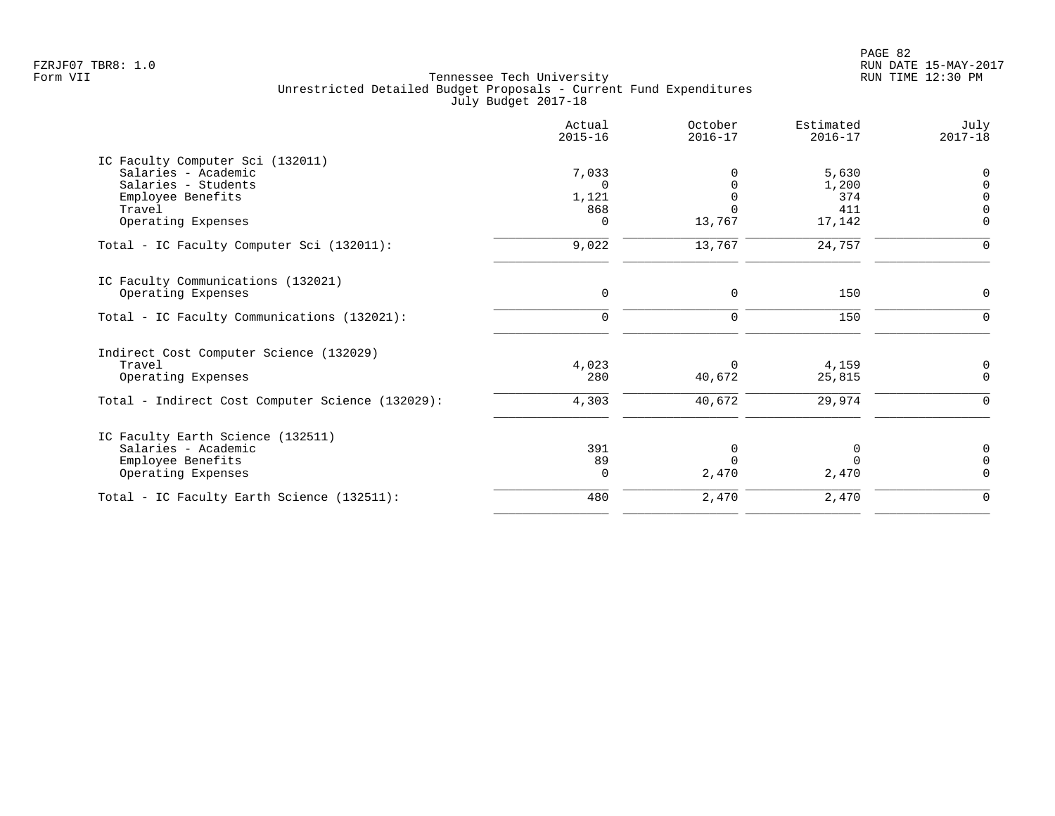Tennessee Tech University
Unrestricted Detailed Budget Proposals - Current Fund Expenditures
July Budget 2017-18

| | Actual 2015-16 | October 2016-17 | Estimated 2016-17 | July 2017-18 |
|---|---|---|---|---|
| **IC Faculty Computer Sci (132011)** | | | | |
| Salaries - Academic | 7,033 | 0 | 5,630 | 0 |
| Salaries - Students | 0 | 0 | 1,200 | 0 |
| Employee Benefits | 1,121 | 0 | 374 | 0 |
| Travel | 868 | 0 | 411 | 0 |
| Operating Expenses | 0 | 13,767 | 17,142 | 0 |
| Total - IC Faculty Computer Sci (132011): | 9,022 | 13,767 | 24,757 | 0 |
| **IC Faculty Communications (132021)** | | | | |
| Operating Expenses | 0 | 0 | 150 | 0 |
| Total - IC Faculty Communications (132021): | 0 | 0 | 150 | 0 |
| **Indirect Cost Computer Science (132029)** | | | | |
| Travel | 4,023 | 0 | 4,159 | 0 |
| Operating Expenses | 280 | 40,672 | 25,815 | 0 |
| Total - Indirect Cost Computer Science (132029): | 4,303 | 40,672 | 29,974 | 0 |
| **IC Faculty Earth Science (132511)** | | | | |
| Salaries - Academic | 391 | 0 | 0 | 0 |
| Employee Benefits | 89 | 0 | 0 | 0 |
| Operating Expenses | 0 | 2,470 | 2,470 | 0 |
| Total - IC Faculty Earth Science (132511): | 480 | 2,470 | 2,470 | 0 |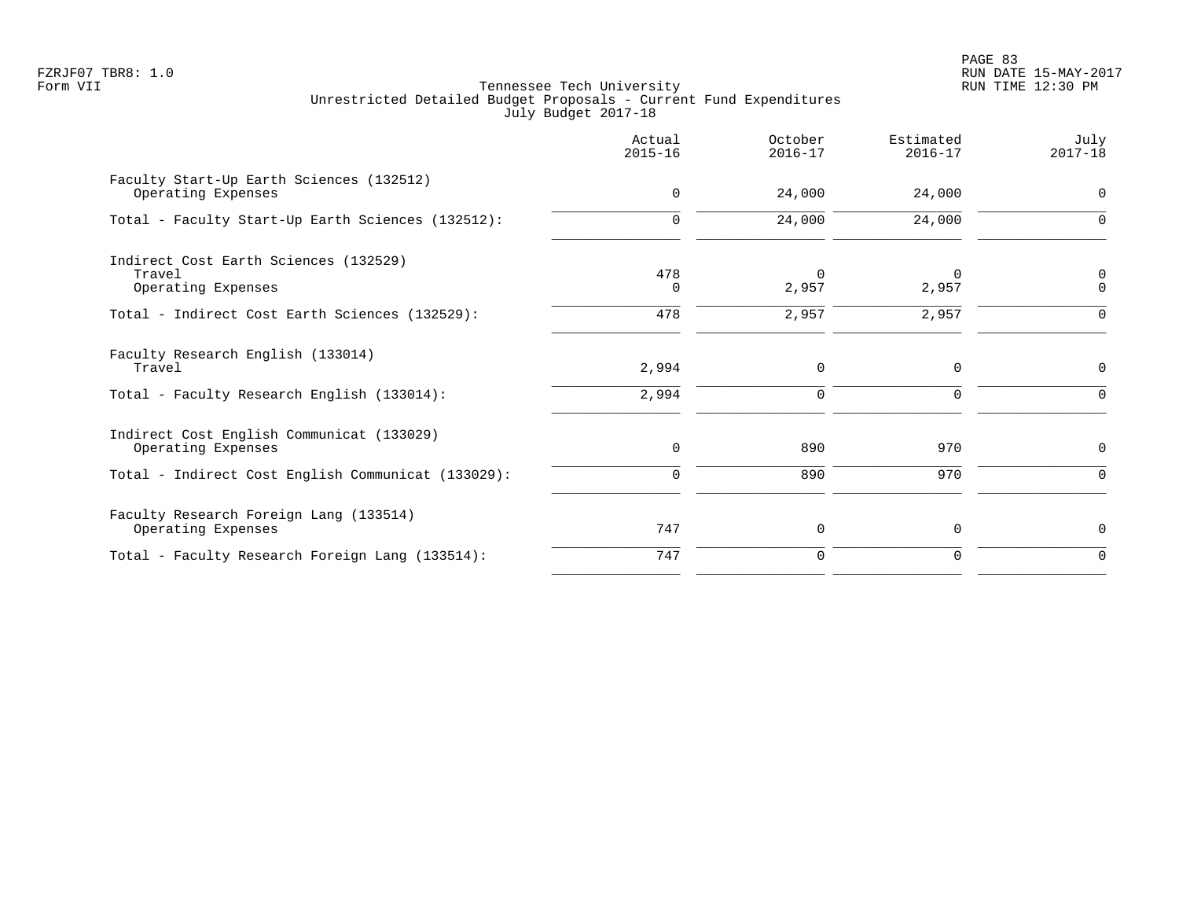FZRJF07 TBR8: 1.0
Form VII

Tennessee Tech University
Unrestricted Detailed Budget Proposals - Current Fund Expenditures
July Budget 2017-18

RUN DATE 15-MAY-2017
RUN TIME 12:30 PM

| | Actual 2015-16 | October 2016-17 | Estimated 2016-17 | July 2017-18 |
|---|---|---|---|---|
| Faculty Start-Up Earth Sciences (132512) | | | | |
| Operating Expenses | 0 | 24,000 | 24,000 | 0 |
| Total - Faculty Start-Up Earth Sciences (132512): | 0 | 24,000 | 24,000 | 0 |
| Indirect Cost Earth Sciences (132529) | | | | |
| Travel | 478 | 0 | 0 | 0 |
| Operating Expenses | 0 | 2,957 | 2,957 | 0 |
| Total - Indirect Cost Earth Sciences (132529): | 478 | 2,957 | 2,957 | 0 |
| Faculty Research English (133014) | | | | |
| Travel | 2,994 | 0 | 0 | 0 |
| Total - Faculty Research English (133014): | 2,994 | 0 | 0 | 0 |
| Indirect Cost English Communicat (133029) | | | | |
| Operating Expenses | 0 | 890 | 970 | 0 |
| Total - Indirect Cost English Communicat (133029): | 0 | 890 | 970 | 0 |
| Faculty Research Foreign Lang (133514) | | | | |
| Operating Expenses | 747 | 0 | 0 | 0 |
| Total - Faculty Research Foreign Lang (133514): | 747 | 0 | 0 | 0 |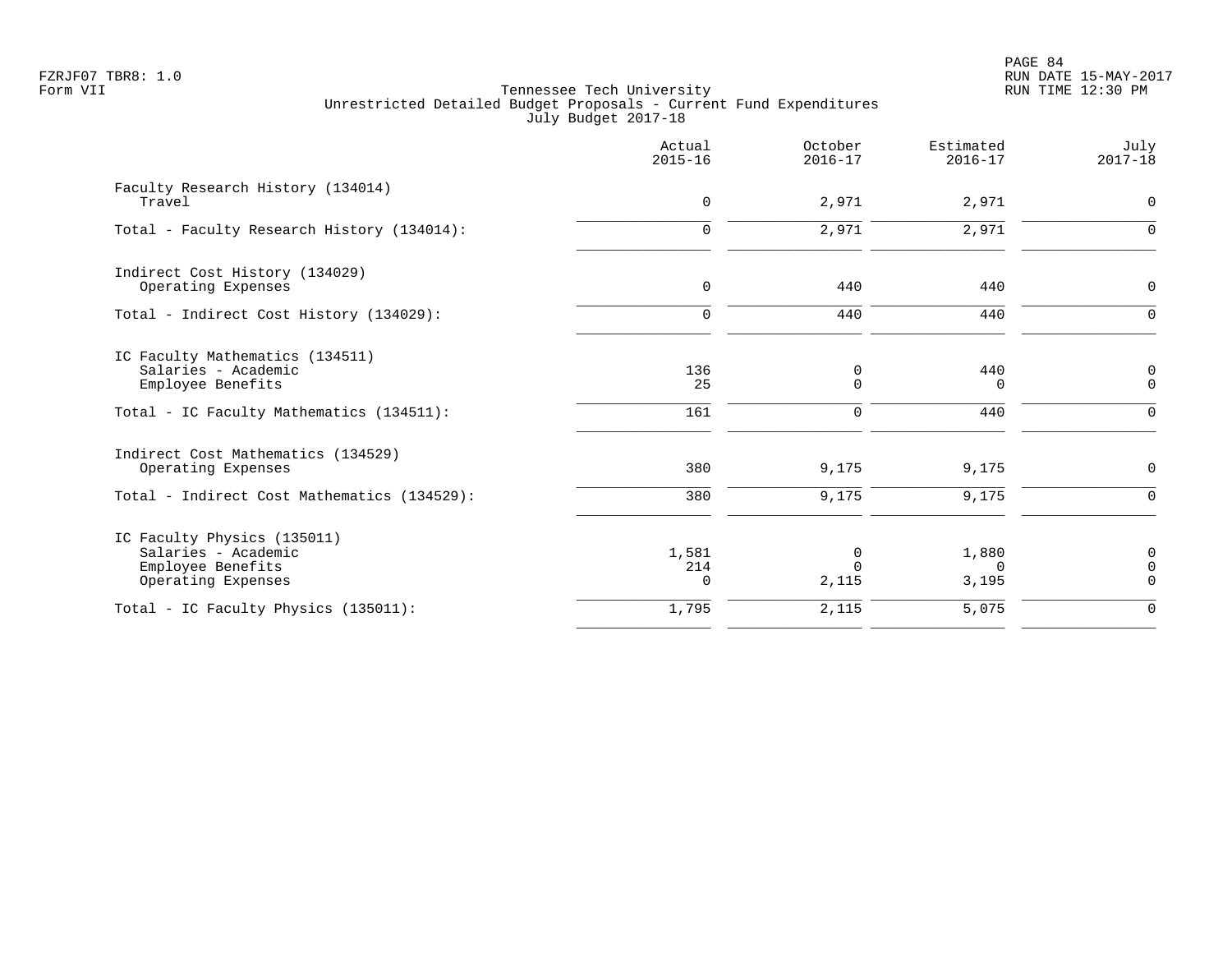FZRJF07 TBR8: 1.0
Form VII

Tennessee Tech University
Unrestricted Detailed Budget Proposals - Current Fund Expenditures
July Budget 2017-18

RUN DATE 15-MAY-2017
RUN TIME 12:30 PM

| | Actual 2015-16 | October 2016-17 | Estimated 2016-17 | July 2017-18 |
|---|---|---|---|---|
| Faculty Research History (134014) | | | | |
| Travel | 0 | 2,971 | 2,971 | 0 |
| Total - Faculty Research History (134014): | 0 | 2,971 | 2,971 | 0 |
| Indirect Cost History (134029) | | | | |
| Operating Expenses | 0 | 440 | 440 | 0 |
| Total - Indirect Cost History (134029): | 0 | 440 | 440 | 0 |
| IC Faculty Mathematics (134511) | | | | |
| Salaries - Academic | 136 | 0 | 440 | 0 |
| Employee Benefits | 25 | 0 | 0 | 0 |
| Total - IC Faculty Mathematics (134511): | 161 | 0 | 440 | 0 |
| Indirect Cost Mathematics (134529) | | | | |
| Operating Expenses | 380 | 9,175 | 9,175 | 0 |
| Total - Indirect Cost Mathematics (134529): | 380 | 9,175 | 9,175 | 0 |
| IC Faculty Physics (135011) | | | | |
| Salaries - Academic | 1,581 | 0 | 1,880 | 0 |
| Employee Benefits | 214 | 0 | 0 | 0 |
| Operating Expenses | 0 | 2,115 | 3,195 | 0 |
| Total - IC Faculty Physics (135011): | 1,795 | 2,115 | 5,075 | 0 |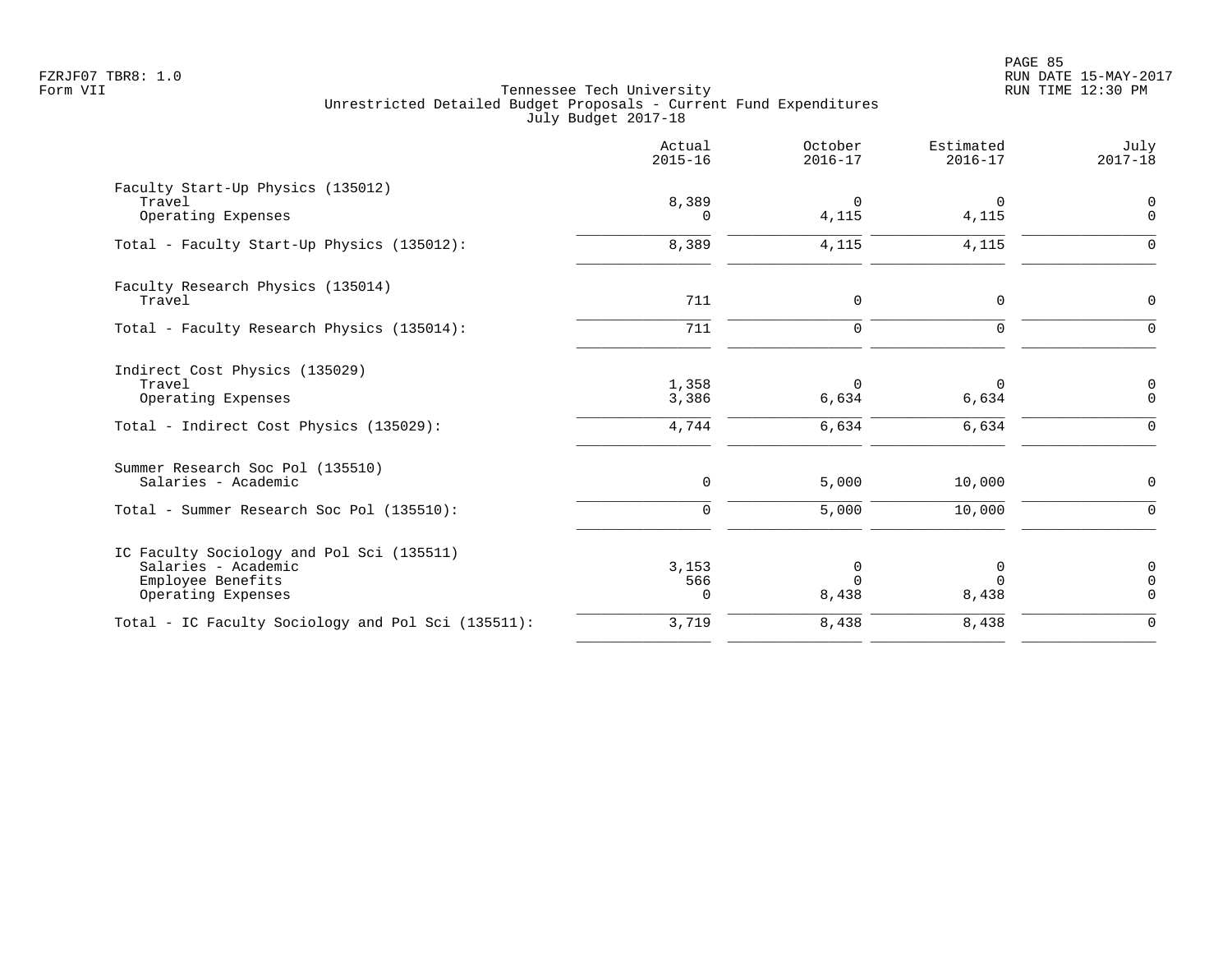Tennessee Tech University
Unrestricted Detailed Budget Proposals - Current Fund Expenditures
July Budget 2017-18

| | Actual 2015-16 | October 2016-17 | Estimated 2016-17 | July 2017-18 |
|---|---|---|---|---|
| **Faculty Start-Up Physics (135012)** | | | | |
| Travel | 8,389 | 0 | 0 | 0 |
| Operating Expenses | 0 | 4,115 | 4,115 | 0 |
| Total - Faculty Start-Up Physics (135012): | 8,389 | 4,115 | 4,115 | 0 |
| **Faculty Research Physics (135014)** | | | | |
| Travel | 711 | 0 | 0 | 0 |
| Total - Faculty Research Physics (135014): | 711 | 0 | 0 | 0 |
| **Indirect Cost Physics (135029)** | | | | |
| Travel | 1,358 | 0 | 0 | 0 |
| Operating Expenses | 3,386 | 6,634 | 6,634 | 0 |
| Total - Indirect Cost Physics (135029): | 4,744 | 6,634 | 6,634 | 0 |
| **Summer Research Soc Pol (135510)** | | | | |
| Salaries - Academic | 0 | 5,000 | 10,000 | 0 |
| Total - Summer Research Soc Pol (135510): | 0 | 5,000 | 10,000 | 0 |
| **IC Faculty Sociology and Pol Sci (135511)** | | | | |
| Salaries - Academic | 3,153 | 0 | 0 | 0 |
| Employee Benefits | 566 | 0 | 0 | 0 |
| Operating Expenses | 0 | 8,438 | 8,438 | 0 |
| Total - IC Faculty Sociology and Pol Sci (135511): | 3,719 | 8,438 | 8,438 | 0 |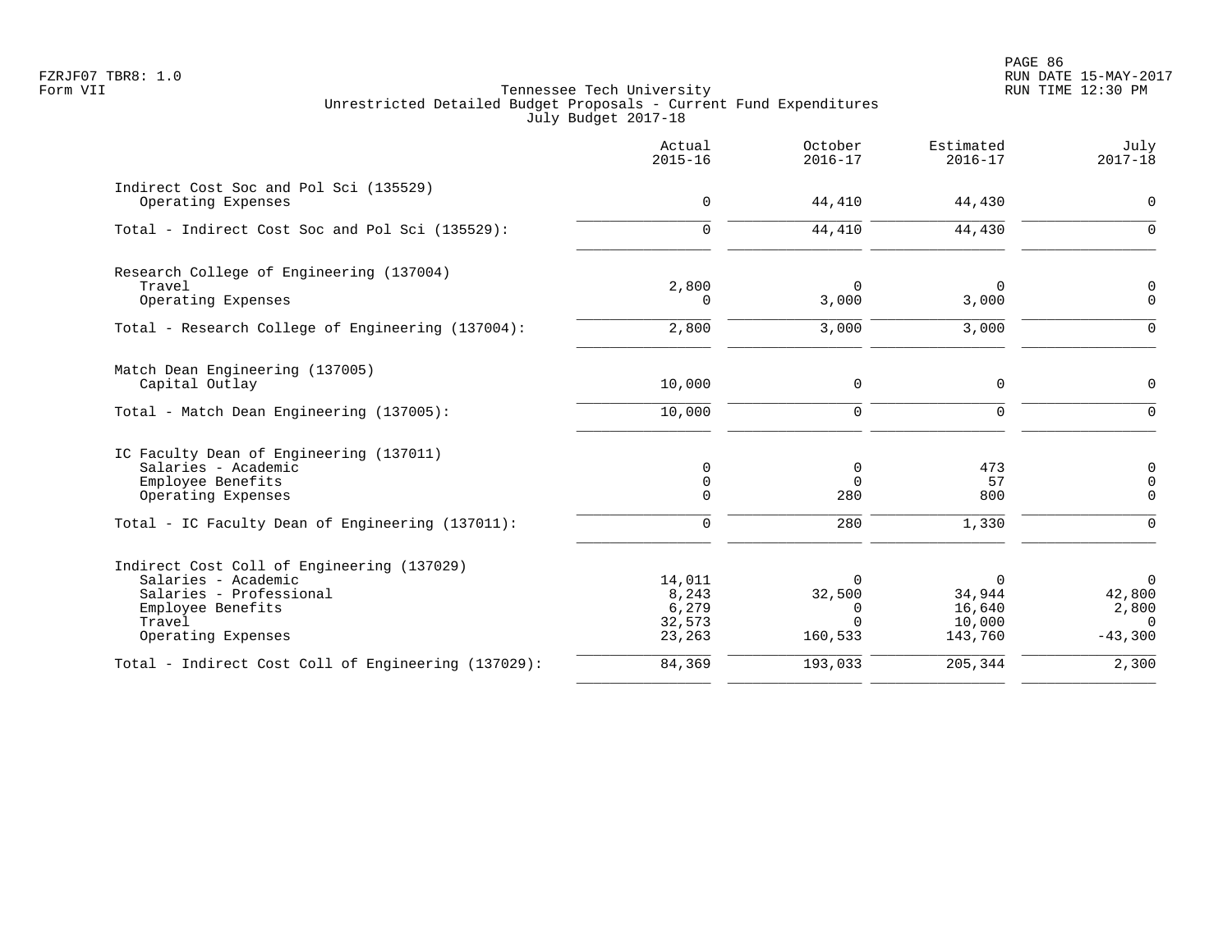Tennessee Tech University
Unrestricted Detailed Budget Proposals - Current Fund Expenditures
July Budget 2017-18

| | Actual 2015-16 | October 2016-17 | Estimated 2016-17 | July 2017-18 |
|---|---|---|---|---|
| **Indirect Cost Soc and Pol Sci (135529)** | | | | |
| Operating Expenses | 0 | 44,410 | 44,430 | 0 |
| Total - Indirect Cost Soc and Pol Sci (135529): | 0 | 44,410 | 44,430 | 0 |
| **Research College of Engineering (137004)** | | | | |
| Travel | 2,800 | 0 | 0 | 0 |
| Operating Expenses | 0 | 3,000 | 3,000 | 0 |
| Total - Research College of Engineering (137004): | 2,800 | 3,000 | 3,000 | 0 |
| **Match Dean Engineering (137005)** | | | | |
| Capital Outlay | 10,000 | 0 | 0 | 0 |
| Total - Match Dean Engineering (137005): | 10,000 | 0 | 0 | 0 |
| **IC Faculty Dean of Engineering (137011)** | | | | |
| Salaries - Academic | 0 | 0 | 473 | 0 |
| Employee Benefits | 0 | 0 | 57 | 0 |
| Operating Expenses | 0 | 280 | 800 | 0 |
| Total - IC Faculty Dean of Engineering (137011): | 0 | 280 | 1,330 | 0 |
| **Indirect Cost Coll of Engineering (137029)** | | | | |
| Salaries - Academic | 14,011 | 0 | 0 | 0 |
| Salaries - Professional | 8,243 | 32,500 | 34,944 | 42,800 |
| Employee Benefits | 6,279 | 0 | 16,640 | 2,800 |
| Travel | 32,573 | 0 | 10,000 | 0 |
| Operating Expenses | 23,263 | 160,533 | 143,760 | -43,300 |
| Total - Indirect Cost Coll of Engineering (137029): | 84,369 | 193,033 | 205,344 | 2,300 |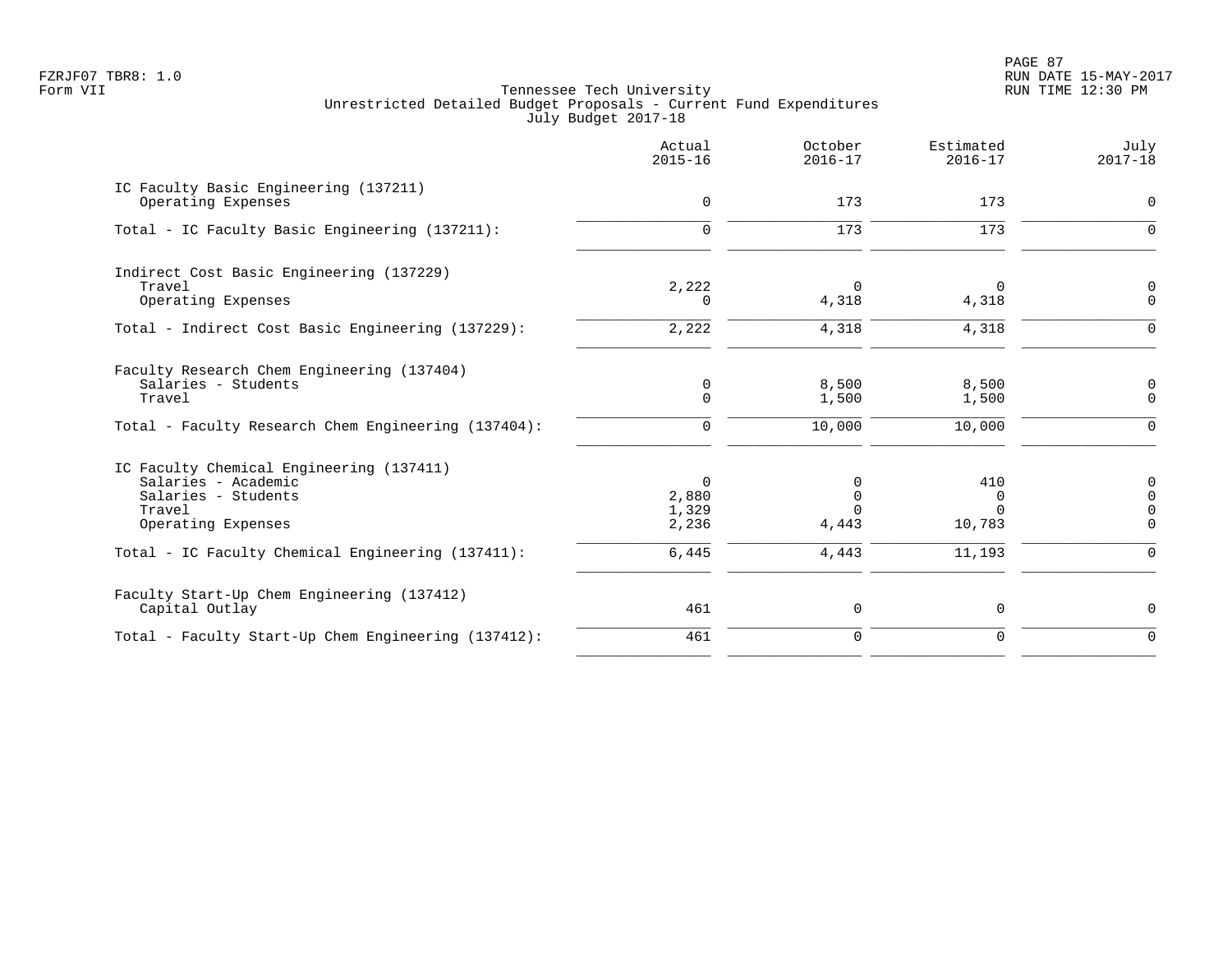Tennessee Tech University
Unrestricted Detailed Budget Proposals - Current Fund Expenditures
July Budget 2017-18

| | Actual 2015-16 | October 2016-17 | Estimated 2016-17 | July 2017-18 |
|---|---|---|---|---|
| **IC Faculty Basic Engineering (137211)** | | | | |
| Operating Expenses | 0 | 173 | 173 | 0 |
| Total - IC Faculty Basic Engineering (137211): | 0 | 173 | 173 | 0 |
| **Indirect Cost Basic Engineering (137229)** | | | | |
| Travel | 2,222 | 0 | 0 | 0 |
| Operating Expenses | 0 | 4,318 | 4,318 | 0 |
| Total - Indirect Cost Basic Engineering (137229): | 2,222 | 4,318 | 4,318 | 0 |
| **Faculty Research Chem Engineering (137404)** | | | | |
| Salaries - Students | 0 | 8,500 | 8,500 | 0 |
| Travel | 0 | 1,500 | 1,500 | 0 |
| Total - Faculty Research Chem Engineering (137404): | 0 | 10,000 | 10,000 | 0 |
| **IC Faculty Chemical Engineering (137411)** | | | | |
| Salaries - Academic | 0 | 0 | 410 | 0 |
| Salaries - Students | 2,880 | 0 | 0 | 0 |
| Travel | 1,329 | 0 | 0 | 0 |
| Operating Expenses | 2,236 | 4,443 | 10,783 | 0 |
| Total - IC Faculty Chemical Engineering (137411): | 6,445 | 4,443 | 11,193 | 0 |
| **Faculty Start-Up Chem Engineering (137412)** | | | | |
| Capital Outlay | 461 | 0 | 0 | 0 |
| Total - Faculty Start-Up Chem Engineering (137412): | 461 | 0 | 0 | 0 |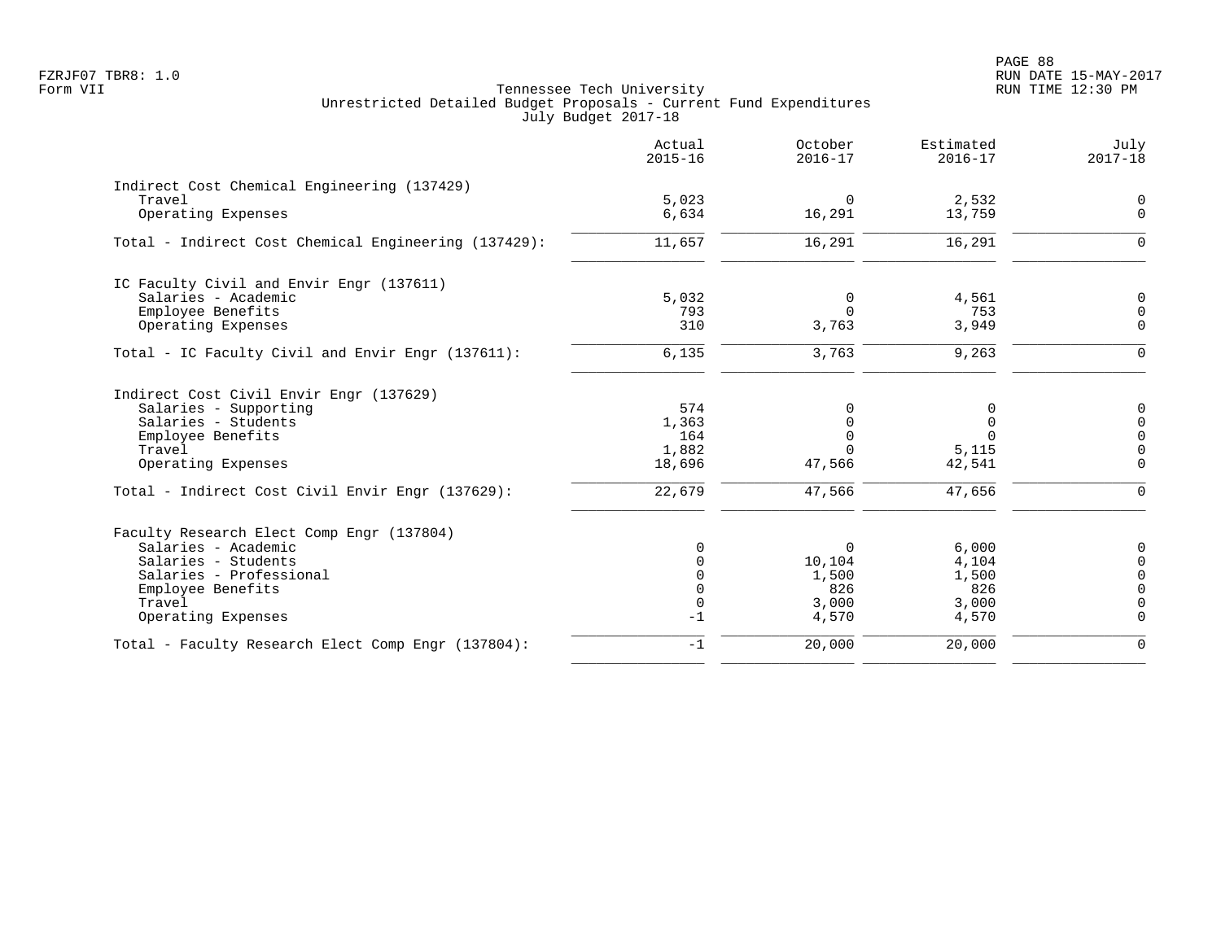Tennessee Tech University
Unrestricted Detailed Budget Proposals - Current Fund Expenditures
July Budget 2017-18

| | Actual 2015-16 | October 2016-17 | Estimated 2016-17 | July 2017-18 |
|---|---|---|---|---|
| **Indirect Cost Chemical Engineering (137429)** | | | | |
| Travel | 5,023 | 0 | 2,532 | 0 |
| Operating Expenses | 6,634 | 16,291 | 13,759 | 0 |
| Total - Indirect Cost Chemical Engineering (137429): | 11,657 | 16,291 | 16,291 | 0 |
| **IC Faculty Civil and Envir Engr (137611)** | | | | |
| Salaries - Academic | 5,032 | 0 | 4,561 | 0 |
| Employee Benefits | 793 | 0 | 753 | 0 |
| Operating Expenses | 310 | 3,763 | 3,949 | 0 |
| Total - IC Faculty Civil and Envir Engr (137611): | 6,135 | 3,763 | 9,263 | 0 |
| **Indirect Cost Civil Envir Engr (137629)** | | | | |
| Salaries - Supporting | 574 | 0 | 0 | 0 |
| Salaries - Students | 1,363 | 0 | 0 | 0 |
| Employee Benefits | 164 | 0 | 0 | 0 |
| Travel | 1,882 | 0 | 5,115 | 0 |
| Operating Expenses | 18,696 | 47,566 | 42,541 | 0 |
| Total - Indirect Cost Civil Envir Engr (137629): | 22,679 | 47,566 | 47,656 | 0 |
| **Faculty Research Elect Comp Engr (137804)** | | | | |
| Salaries - Academic | 0 | 0 | 6,000 | 0 |
| Salaries - Students | 0 | 10,104 | 4,104 | 0 |
| Salaries - Professional | 0 | 1,500 | 1,500 | 0 |
| Employee Benefits | 0 | 826 | 826 | 0 |
| Travel | 0 | 3,000 | 3,000 | 0 |
| Operating Expenses | -1 | 4,570 | 4,570 | 0 |
| Total - Faculty Research Elect Comp Engr (137804): | -1 | 20,000 | 20,000 | 0 |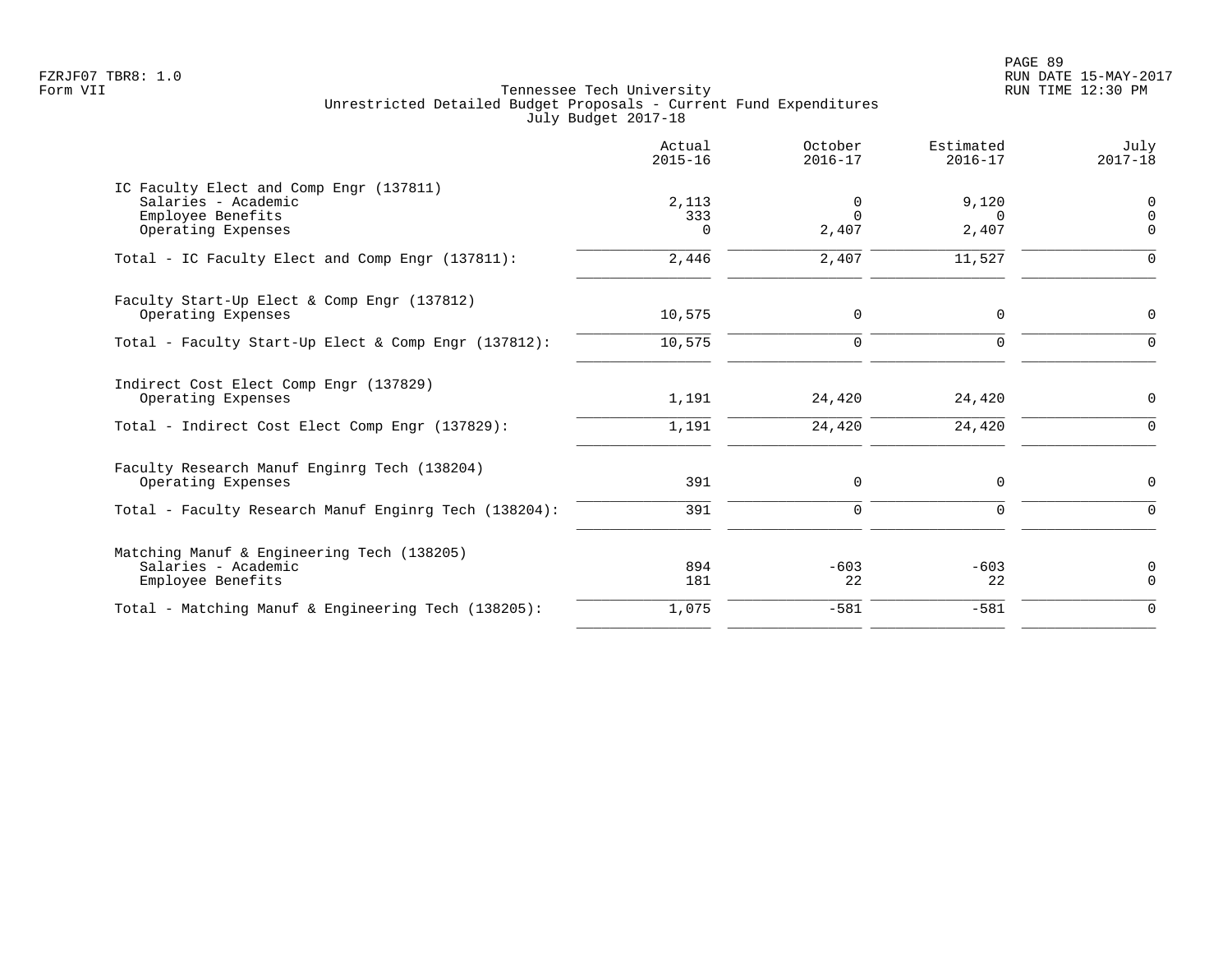FZRJF07 TBR8: 1.0
Form VII

Tennessee Tech University
Unrestricted Detailed Budget Proposals - Current Fund Expenditures
July Budget 2017-18

| | Actual 2015-16 | October 2016-17 | Estimated 2016-17 | July 2017-18 |
|---|---|---|---|---|
| IC Faculty Elect and Comp Engr (137811) | | | | |
| Salaries - Academic | 2,113 | 0 | 9,120 | 0 |
| Employee Benefits | 333 | 0 | 0 | 0 |
| Operating Expenses | 0 | 2,407 | 2,407 | 0 |
| Total - IC Faculty Elect and Comp Engr (137811): | 2,446 | 2,407 | 11,527 | 0 |
| Faculty Start-Up Elect & Comp Engr (137812) | | | | |
| Operating Expenses | 10,575 | 0 | 0 | 0 |
| Total - Faculty Start-Up Elect & Comp Engr (137812): | 10,575 | 0 | 0 | 0 |
| Indirect Cost Elect Comp Engr (137829) | | | | |
| Operating Expenses | 1,191 | 24,420 | 24,420 | 0 |
| Total - Indirect Cost Elect Comp Engr (137829): | 1,191 | 24,420 | 24,420 | 0 |
| Faculty Research Manuf Enginrg Tech (138204) | | | | |
| Operating Expenses | 391 | 0 | 0 | 0 |
| Total - Faculty Research Manuf Enginrg Tech (138204): | 391 | 0 | 0 | 0 |
| Matching Manuf & Engineering Tech (138205) | | | | |
| Salaries - Academic | 894 | -603 | -603 | 0 |
| Employee Benefits | 181 | 22 | 22 | 0 |
| Total - Matching Manuf & Engineering Tech (138205): | 1,075 | -581 | -581 | 0 |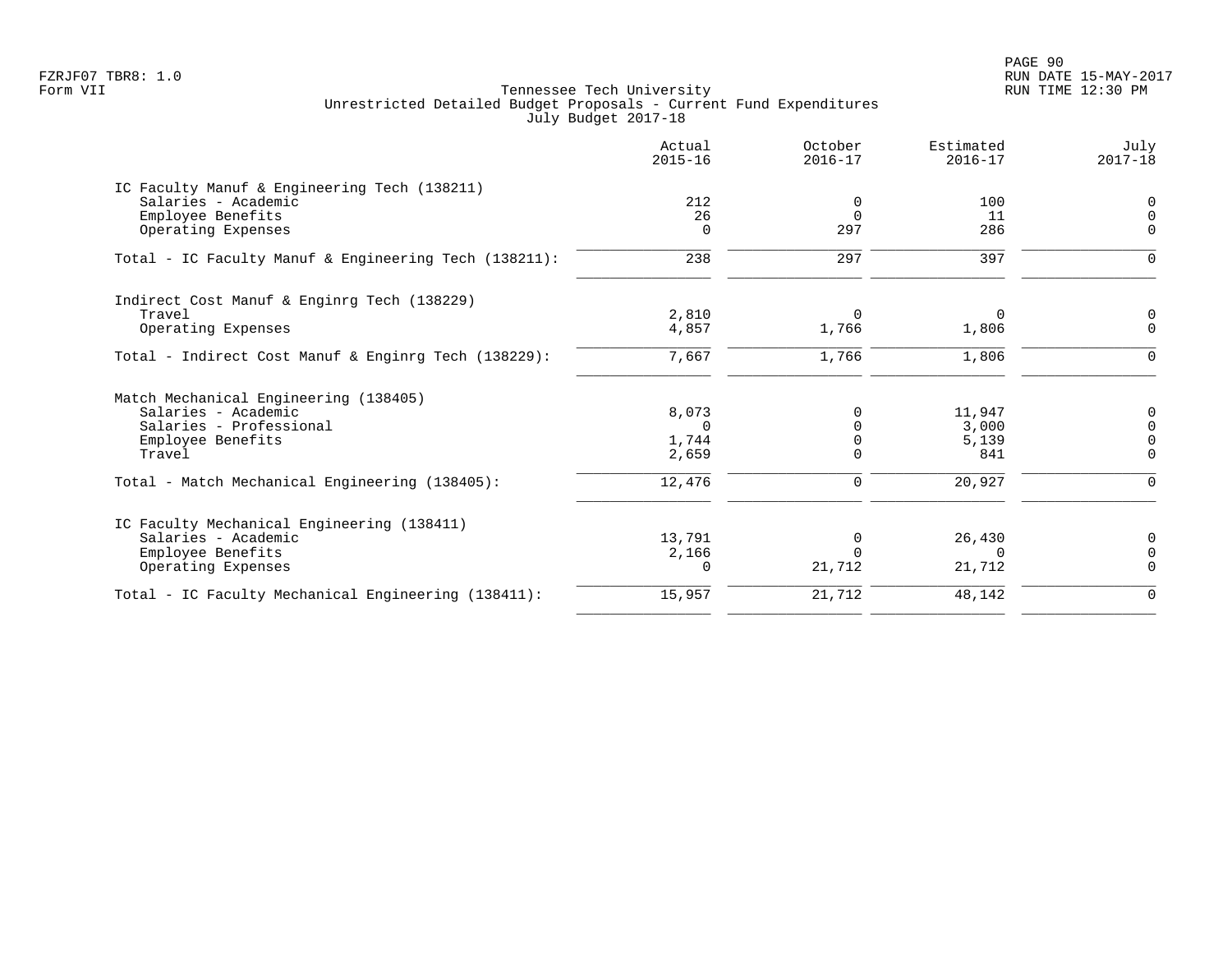FZRJF07 TBR8: 1.0
Form VII

Tennessee Tech University
Unrestricted Detailed Budget Proposals - Current Fund Expenditures
July Budget 2017-18

RUN DATE 15-MAY-2017
RUN TIME 12:30 PM

| | Actual 2015-16 | October 2016-17 | Estimated 2016-17 | July 2017-18 |
|---|---|---|---|---|
| **IC Faculty Manuf & Engineering Tech (138211)** | | | | |
| Salaries - Academic | 212 | 0 | 100 | 0 |
| Employee Benefits | 26 | 0 | 11 | 0 |
| Operating Expenses | 0 | 297 | 286 | 0 |
| Total - IC Faculty Manuf & Engineering Tech (138211): | 238 | 297 | 397 | 0 |
| **Indirect Cost Manuf & Enginrg Tech (138229)** | | | | |
| Travel | 2,810 | 0 | 0 | 0 |
| Operating Expenses | 4,857 | 1,766 | 1,806 | 0 |
| Total - Indirect Cost Manuf & Enginrg Tech (138229): | 7,667 | 1,766 | 1,806 | 0 |
| **Match Mechanical Engineering (138405)** | | | | |
| Salaries - Academic | 8,073 | 0 | 11,947 | 0 |
| Salaries - Professional | 0 | 0 | 3,000 | 0 |
| Employee Benefits | 1,744 | 0 | 5,139 | 0 |
| Travel | 2,659 | 0 | 841 | 0 |
| Total - Match Mechanical Engineering (138405): | 12,476 | 0 | 20,927 | 0 |
| **IC Faculty Mechanical Engineering (138411)** | | | | |
| Salaries - Academic | 13,791 | 0 | 26,430 | 0 |
| Employee Benefits | 2,166 | 0 | 0 | 0 |
| Operating Expenses | 0 | 21,712 | 21,712 | 0 |
| Total - IC Faculty Mechanical Engineering (138411): | 15,957 | 21,712 | 48,142 | 0 |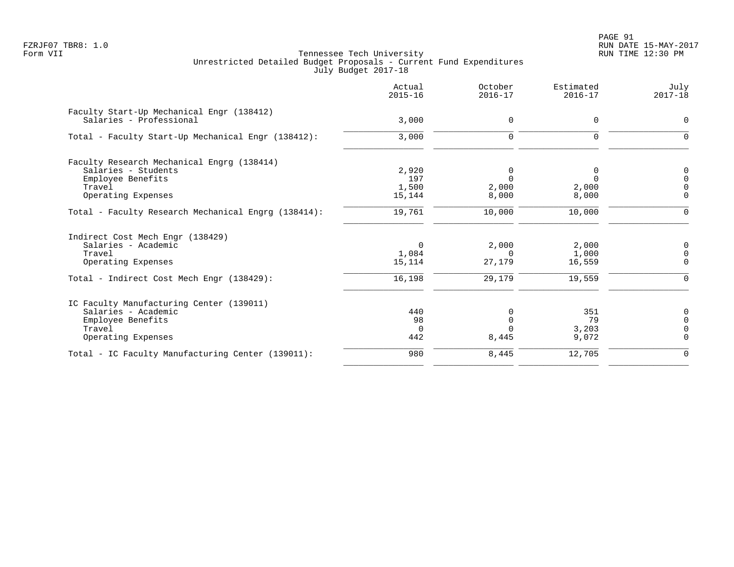Tennessee Tech University
Unrestricted Detailed Budget Proposals - Current Fund Expenditures
July Budget 2017-18

| | Actual 2015-16 | October 2016-17 | Estimated 2016-17 | July 2017-18 |
|---|---|---|---|---|
| **Faculty Start-Up Mechanical Engr (138412)** | | | | |
| Salaries - Professional | 3,000 | 0 | 0 | 0 |
| Total - Faculty Start-Up Mechanical Engr (138412): | 3,000 | 0 | 0 | 0 |
| **Faculty Research Mechanical Engrg (138414)** | | | | |
| Salaries - Students | 2,920 | 0 | 0 | 0 |
| Employee Benefits | 197 | 0 | 0 | 0 |
| Travel | 1,500 | 2,000 | 2,000 | 0 |
| Operating Expenses | 15,144 | 8,000 | 8,000 | 0 |
| Total - Faculty Research Mechanical Engrg (138414): | 19,761 | 10,000 | 10,000 | 0 |
| **Indirect Cost Mech Engr (138429)** | | | | |
| Salaries - Academic | 0 | 2,000 | 2,000 | 0 |
| Travel | 1,084 | 0 | 1,000 | 0 |
| Operating Expenses | 15,114 | 27,179 | 16,559 | 0 |
| Total - Indirect Cost Mech Engr (138429): | 16,198 | 29,179 | 19,559 | 0 |
| **IC Faculty Manufacturing Center (139011)** | | | | |
| Salaries - Academic | 440 | 0 | 351 | 0 |
| Employee Benefits | 98 | 0 | 79 | 0 |
| Travel | 0 | 0 | 3,203 | 0 |
| Operating Expenses | 442 | 8,445 | 9,072 | 0 |
| Total - IC Faculty Manufacturing Center (139011): | 980 | 8,445 | 12,705 | 0 |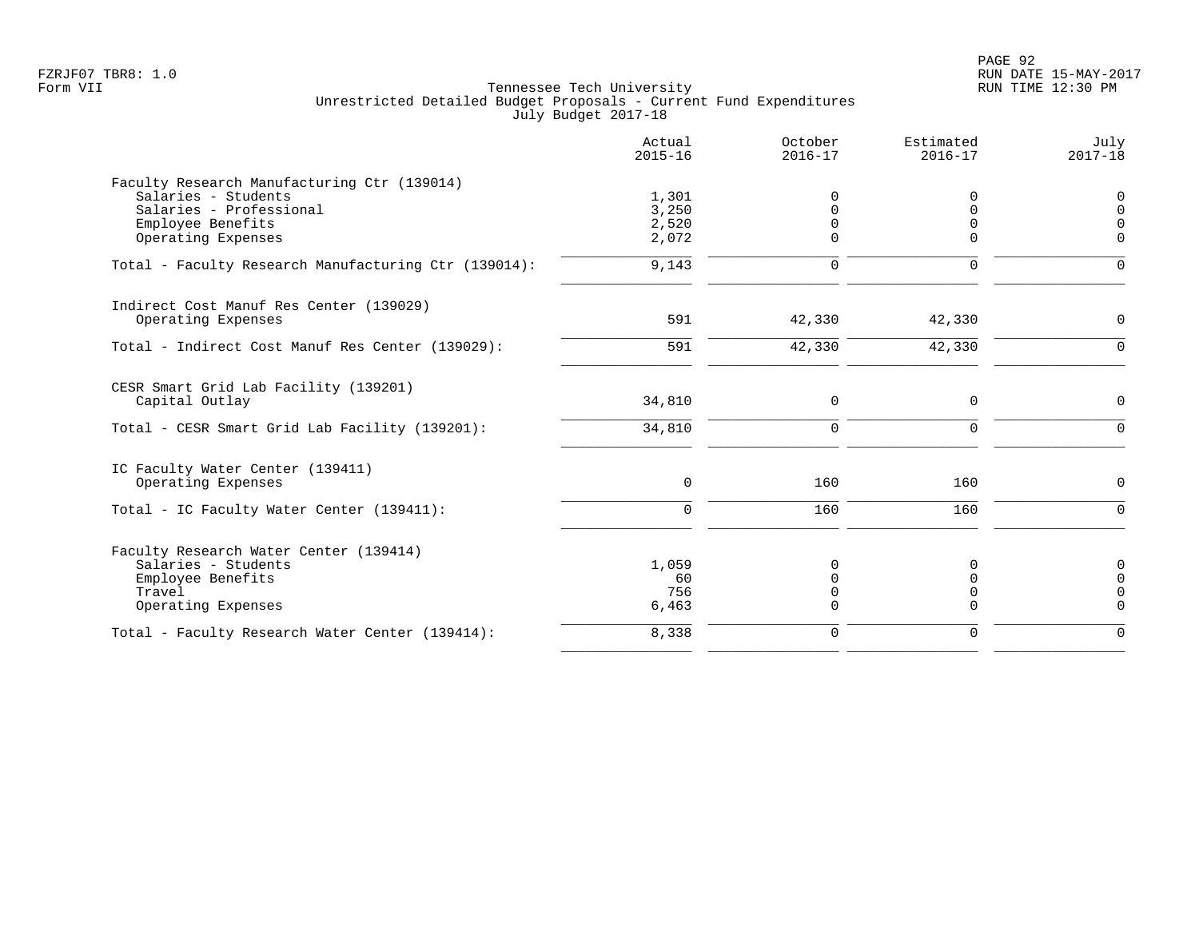Tennessee Tech University
Unrestricted Detailed Budget Proposals - Current Fund Expenditures
July Budget 2017-18

| | Actual 2015-16 | October 2016-17 | Estimated 2016-17 | July 2017-18 |
|---|---|---|---|---|
| **Faculty Research Manufacturing Ctr (139014)** | | | | |
| Salaries - Students | 1,301 | 0 | 0 | 0 |
| Salaries - Professional | 3,250 | 0 | 0 | 0 |
| Employee Benefits | 2,520 | 0 | 0 | 0 |
| Operating Expenses | 2,072 | 0 | 0 | 0 |
| Total - Faculty Research Manufacturing Ctr (139014): | 9,143 | 0 | 0 | 0 |
| **Indirect Cost Manuf Res Center (139029)** | | | | |
| Operating Expenses | 591 | 42,330 | 42,330 | 0 |
| Total - Indirect Cost Manuf Res Center (139029): | 591 | 42,330 | 42,330 | 0 |
| **CESR Smart Grid Lab Facility (139201)** | | | | |
| Capital Outlay | 34,810 | 0 | 0 | 0 |
| Total - CESR Smart Grid Lab Facility (139201): | 34,810 | 0 | 0 | 0 |
| **IC Faculty Water Center (139411)** | | | | |
| Operating Expenses | 0 | 160 | 160 | 0 |
| Total - IC Faculty Water Center (139411): | 0 | 160 | 160 | 0 |
| **Faculty Research Water Center (139414)** | | | | |
| Salaries - Students | 1,059 | 0 | 0 | 0 |
| Employee Benefits | 60 | 0 | 0 | 0 |
| Travel | 756 | 0 | 0 | 0 |
| Operating Expenses | 6,463 | 0 | 0 | 0 |
| Total - Faculty Research Water Center (139414): | 8,338 | 0 | 0 | 0 |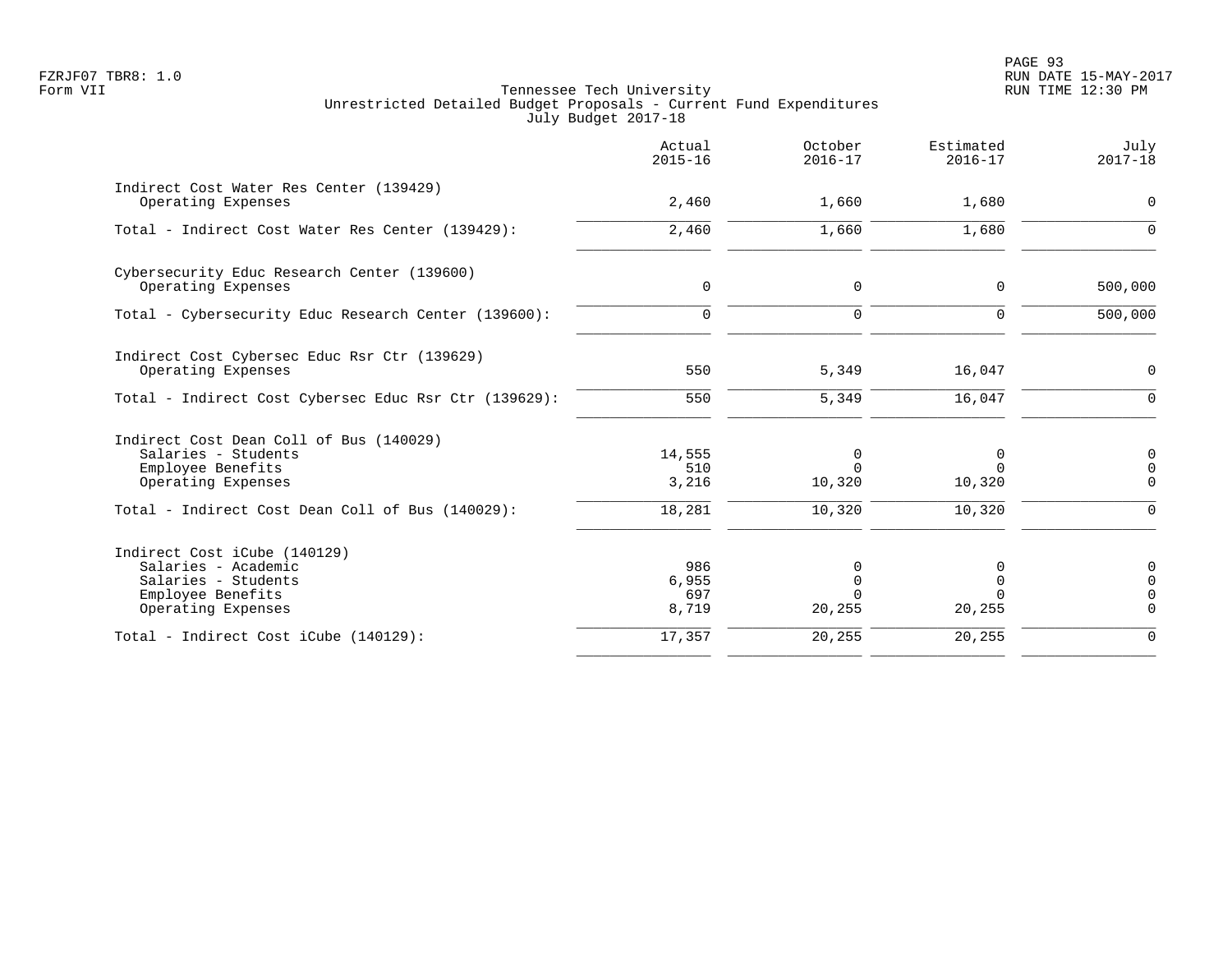Tennessee Tech University
Unrestricted Detailed Budget Proposals - Current Fund Expenditures
July Budget 2017-18

| | Actual 2015-16 | October 2016-17 | Estimated 2016-17 | July 2017-18 |
|---|---|---|---|---|
| **Indirect Cost Water Res Center (139429)** | | | | |
| Operating Expenses | 2,460 | 1,660 | 1,680 | 0 |
| Total - Indirect Cost Water Res Center (139429): | 2,460 | 1,660 | 1,680 | 0 |
| **Cybersecurity Educ Research Center (139600)** | | | | |
| Operating Expenses | 0 | 0 | 0 | 500,000 |
| Total - Cybersecurity Educ Research Center (139600): | 0 | 0 | 0 | 500,000 |
| **Indirect Cost Cybersec Educ Rsr Ctr (139629)** | | | | |
| Operating Expenses | 550 | 5,349 | 16,047 | 0 |
| Total - Indirect Cost Cybersec Educ Rsr Ctr (139629): | 550 | 5,349 | 16,047 | 0 |
| **Indirect Cost Dean Coll of Bus (140029)** | | | | |
| Salaries - Students | 14,555 | 0 | 0 | 0 |
| Employee Benefits | 510 | 0 | 0 | 0 |
| Operating Expenses | 3,216 | 10,320 | 10,320 | 0 |
| Total - Indirect Cost Dean Coll of Bus (140029): | 18,281 | 10,320 | 10,320 | 0 |
| **Indirect Cost iCube (140129)** | | | | |
| Salaries - Academic | 986 | 0 | 0 | 0 |
| Salaries - Students | 6,955 | 0 | 0 | 0 |
| Employee Benefits | 697 | 0 | 0 | 0 |
| Operating Expenses | 8,719 | 20,255 | 20,255 | 0 |
| Total - Indirect Cost iCube (140129): | 17,357 | 20,255 | 20,255 | 0 |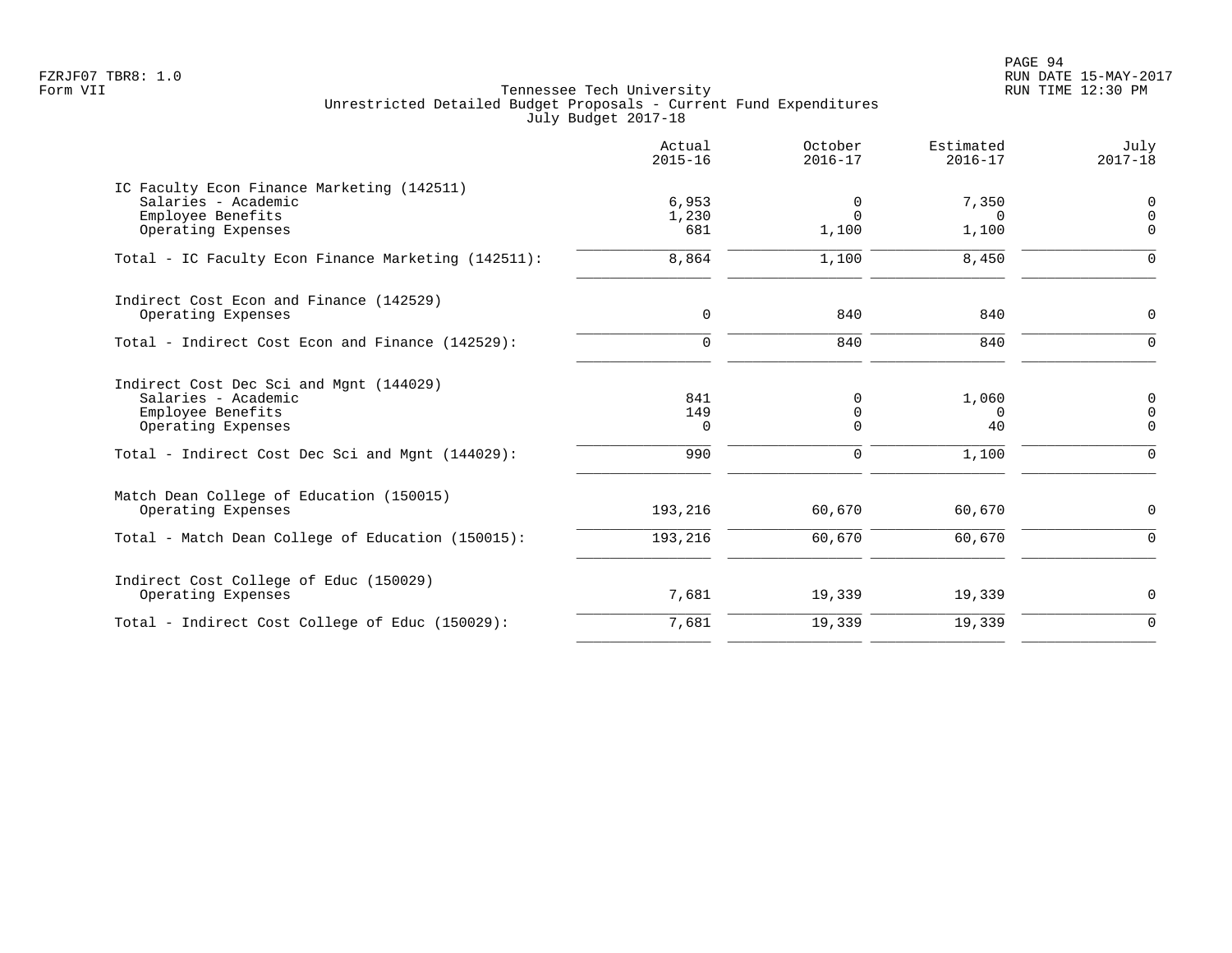FZRJF07 TBR8: 1.0
Form VII

Tennessee Tech University
Unrestricted Detailed Budget Proposals - Current Fund Expenditures
July Budget 2017-18

| | Actual 2015-16 | October 2016-17 | Estimated 2016-17 | July 2017-18 |
|---|---|---|---|---|
| IC Faculty Econ Finance Marketing (142511) | | | | |
| Salaries - Academic | 6,953 | 0 | 7,350 | 0 |
| Employee Benefits | 1,230 | 0 | 0 | 0 |
| Operating Expenses | 681 | 1,100 | 1,100 | 0 |
| Total - IC Faculty Econ Finance Marketing (142511): | 8,864 | 1,100 | 8,450 | 0 |
| Indirect Cost Econ and Finance (142529) | | | | |
| Operating Expenses | 0 | 840 | 840 | 0 |
| Total - Indirect Cost Econ and Finance (142529): | 0 | 840 | 840 | 0 |
| Indirect Cost Dec Sci and Mgnt (144029) | | | | |
| Salaries - Academic | 841 | 0 | 1,060 | 0 |
| Employee Benefits | 149 | 0 | 0 | 0 |
| Operating Expenses | 0 | 0 | 40 | 0 |
| Total - Indirect Cost Dec Sci and Mgnt (144029): | 990 | 0 | 1,100 | 0 |
| Match Dean College of Education (150015) | | | | |
| Operating Expenses | 193,216 | 60,670 | 60,670 | 0 |
| Total - Match Dean College of Education (150015): | 193,216 | 60,670 | 60,670 | 0 |
| Indirect Cost College of Educ (150029) | | | | |
| Operating Expenses | 7,681 | 19,339 | 19,339 | 0 |
| Total - Indirect Cost College of Educ (150029): | 7,681 | 19,339 | 19,339 | 0 |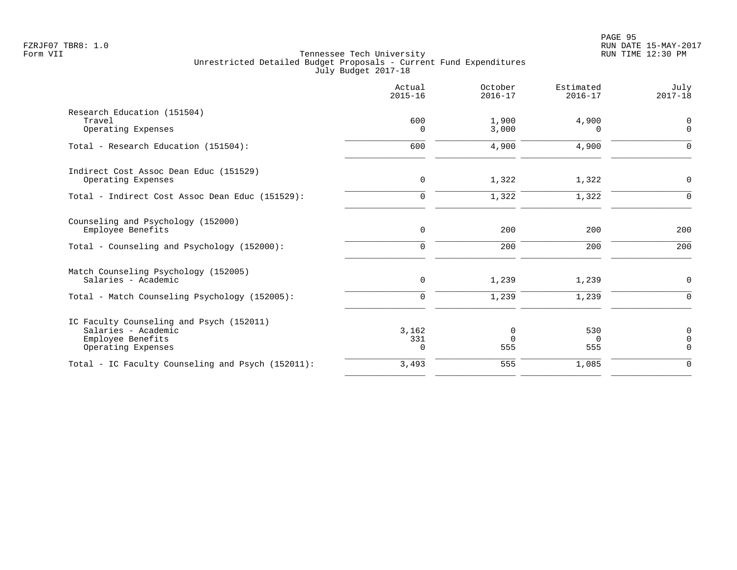Tennessee Tech University
Unrestricted Detailed Budget Proposals - Current Fund Expenditures
July Budget 2017-18

| | Actual 2015-16 | October 2016-17 | Estimated 2016-17 | July 2017-18 |
|---|---|---|---|---|
| **Research Education (151504)** | | | | |
| Travel | 600 | 1,900 | 4,900 | 0 |
| Operating Expenses | 0 | 3,000 | 0 | 0 |
| Total - Research Education (151504): | 600 | 4,900 | 4,900 | 0 |
| **Indirect Cost Assoc Dean Educ (151529)** | | | | |
| Operating Expenses | 0 | 1,322 | 1,322 | 0 |
| Total - Indirect Cost Assoc Dean Educ (151529): | 0 | 1,322 | 1,322 | 0 |
| **Counseling and Psychology (152000)** | | | | |
| Employee Benefits | 0 | 200 | 200 | 200 |
| Total - Counseling and Psychology (152000): | 0 | 200 | 200 | 200 |
| **Match Counseling Psychology (152005)** | | | | |
| Salaries - Academic | 0 | 1,239 | 1,239 | 0 |
| Total - Match Counseling Psychology (152005): | 0 | 1,239 | 1,239 | 0 |
| **IC Faculty Counseling and Psych (152011)** | | | | |
| Salaries - Academic | 3,162 | 0 | 530 | 0 |
| Employee Benefits | 331 | 0 | 0 | 0 |
| Operating Expenses | 0 | 555 | 555 | 0 |
| Total - IC Faculty Counseling and Psych (152011): | 3,493 | 555 | 1,085 | 0 |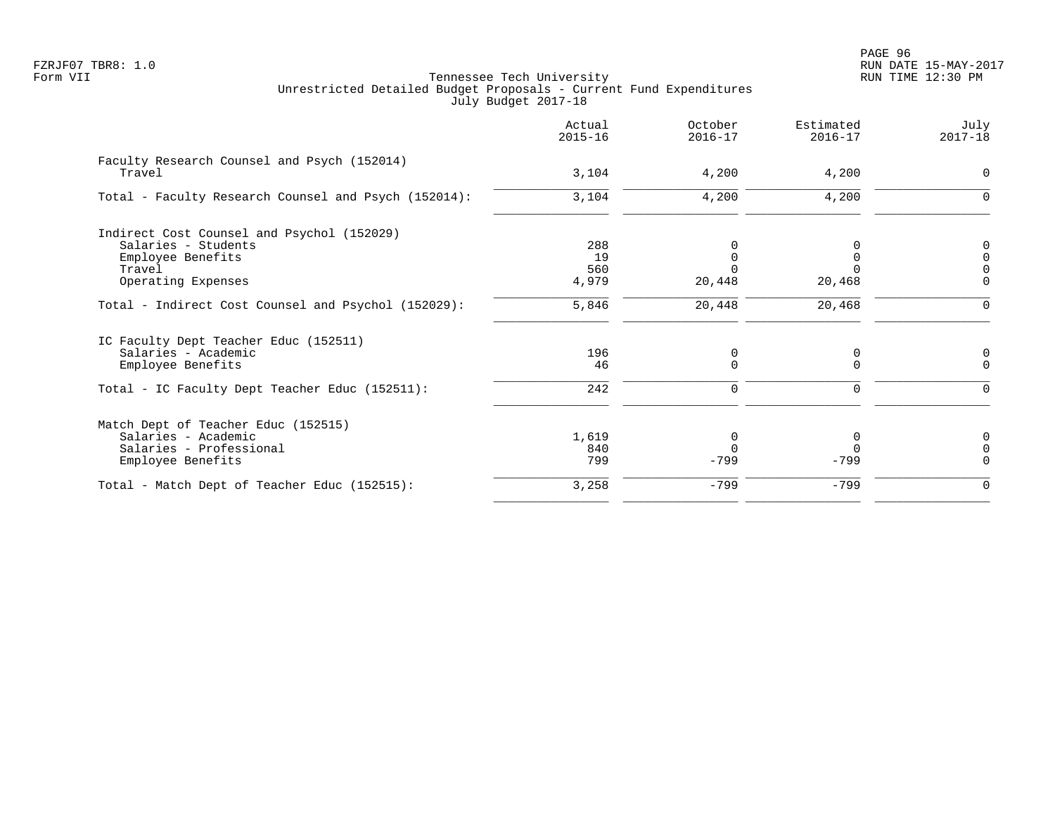Tennessee Tech University
Unrestricted Detailed Budget Proposals - Current Fund Expenditures
July Budget 2017-18

| | Actual 2015-16 | October 2016-17 | Estimated 2016-17 | July 2017-18 |
|---|---|---|---|---|
| **Faculty Research Counsel and Psych (152014)** | | | | |
| Travel | 3,104 | 4,200 | 4,200 | 0 |
| Total - Faculty Research Counsel and Psych (152014): | 3,104 | 4,200 | 4,200 | 0 |
| **Indirect Cost Counsel and Psychol (152029)** | | | | |
| Salaries - Students | 288 | 0 | 0 | 0 |
| Employee Benefits | 19 | 0 | 0 | 0 |
| Travel | 560 | 0 | 0 | 0 |
| Operating Expenses | 4,979 | 20,448 | 20,468 | 0 |
| Total - Indirect Cost Counsel and Psychol (152029): | 5,846 | 20,448 | 20,468 | 0 |
| **IC Faculty Dept Teacher Educ (152511)** | | | | |
| Salaries - Academic | 196 | 0 | 0 | 0 |
| Employee Benefits | 46 | 0 | 0 | 0 |
| Total - IC Faculty Dept Teacher Educ (152511): | 242 | 0 | 0 | 0 |
| **Match Dept of Teacher Educ (152515)** | | | | |
| Salaries - Academic | 1,619 | 0 | 0 | 0 |
| Salaries - Professional | 840 | 0 | 0 | 0 |
| Employee Benefits | 799 | -799 | -799 | 0 |
| Total - Match Dept of Teacher Educ (152515): | 3,258 | -799 | -799 | 0 |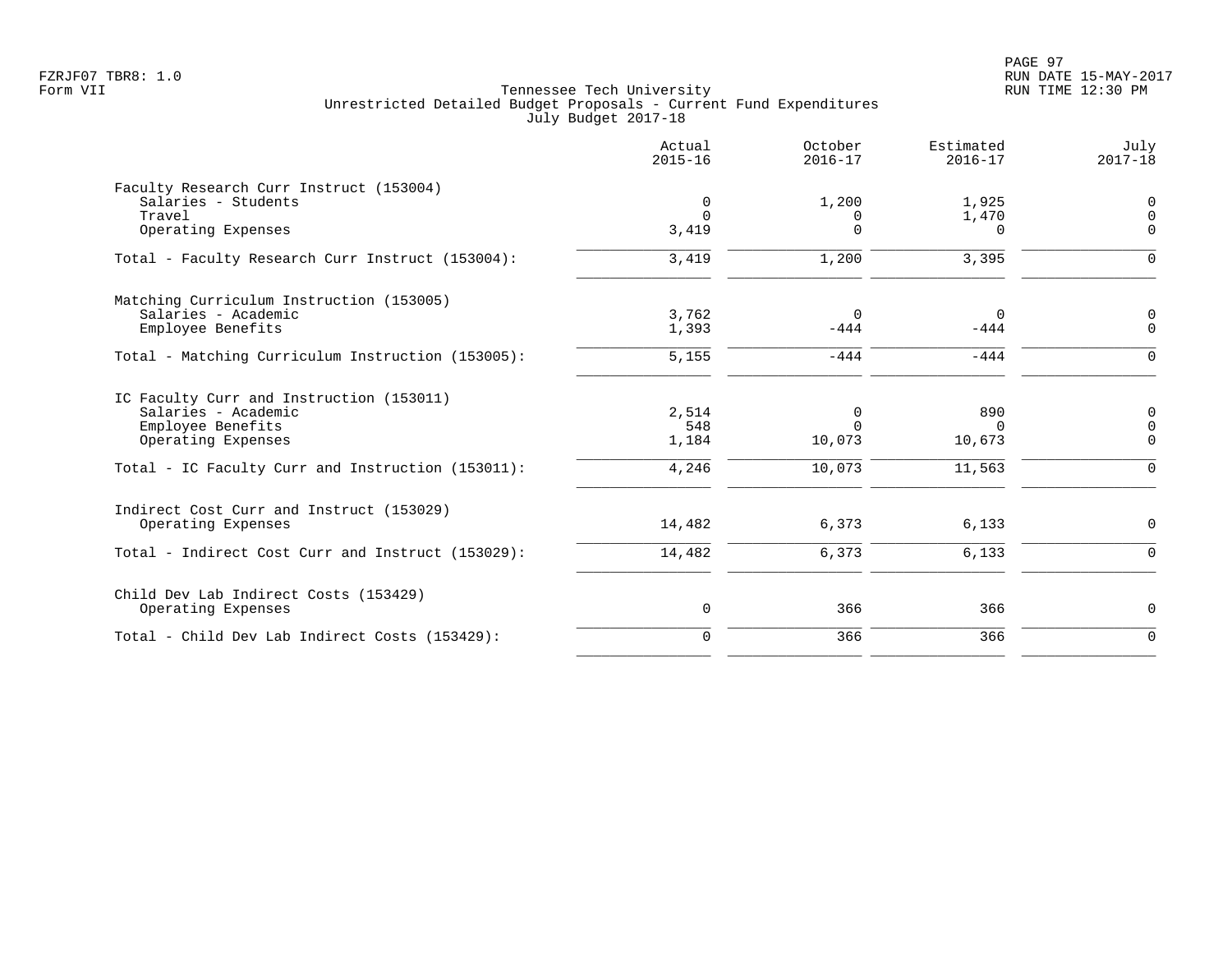Tennessee Tech University
Unrestricted Detailed Budget Proposals - Current Fund Expenditures
July Budget 2017-18

| | Actual 2015-16 | October 2016-17 | Estimated 2016-17 | July 2017-18 |
|---|---|---|---|---|
| **Faculty Research Curr Instruct (153004)** | | | | |
| Salaries - Students | 0 | 1,200 | 1,925 | 0 |
| Travel | 0 | 0 | 1,470 | 0 |
| Operating Expenses | 3,419 | 0 | 0 | 0 |
| Total - Faculty Research Curr Instruct (153004): | 3,419 | 1,200 | 3,395 | 0 |
| **Matching Curriculum Instruction (153005)** | | | | |
| Salaries - Academic | 3,762 | 0 | 0 | 0 |
| Employee Benefits | 1,393 | -444 | -444 | 0 |
| Total - Matching Curriculum Instruction (153005): | 5,155 | -444 | -444 | 0 |
| **IC Faculty Curr and Instruction (153011)** | | | | |
| Salaries - Academic | 2,514 | 0 | 890 | 0 |
| Employee Benefits | 548 | 0 | 0 | 0 |
| Operating Expenses | 1,184 | 10,073 | 10,673 | 0 |
| Total - IC Faculty Curr and Instruction (153011): | 4,246 | 10,073 | 11,563 | 0 |
| **Indirect Cost Curr and Instruct (153029)** | | | | |
| Operating Expenses | 14,482 | 6,373 | 6,133 | 0 |
| Total - Indirect Cost Curr and Instruct (153029): | 14,482 | 6,373 | 6,133 | 0 |
| **Child Dev Lab Indirect Costs (153429)** | | | | |
| Operating Expenses | 0 | 366 | 366 | 0 |
| Total - Child Dev Lab Indirect Costs (153429): | 0 | 366 | 366 | 0 |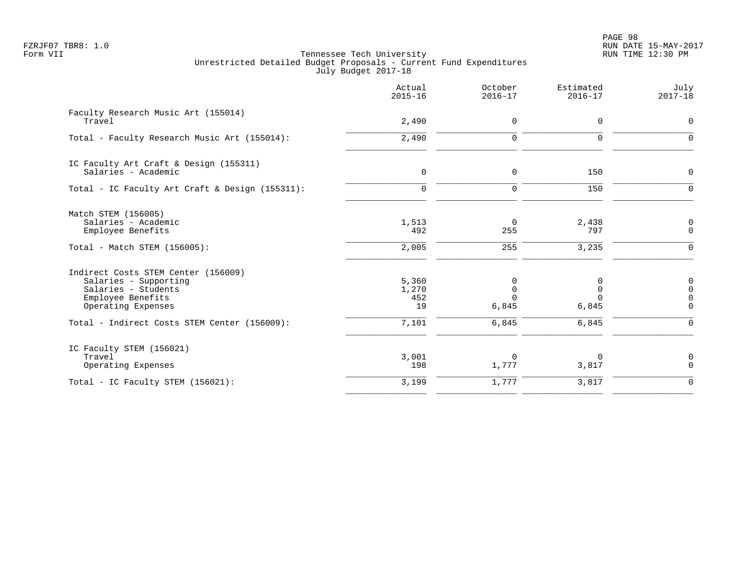Tennessee Tech University
Unrestricted Detailed Budget Proposals - Current Fund Expenditures
July Budget 2017-18

| | Actual 2015-16 | October 2016-17 | Estimated 2016-17 | July 2017-18 |
|---|---|---|---|---|
| Faculty Research Music Art (155014) | | | | |
| Travel | 2,490 | 0 | 0 | 0 |
| Total - Faculty Research Music Art (155014): | 2,490 | 0 | 0 | 0 |
| IC Faculty Art Craft & Design (155311) | | | | |
| Salaries - Academic | 0 | 0 | 150 | 0 |
| Total - IC Faculty Art Craft & Design (155311): | 0 | 0 | 150 | 0 |
| Match STEM (156005) | | | | |
| Salaries - Academic | 1,513 | 0 | 2,438 | 0 |
| Employee Benefits | 492 | 255 | 797 | 0 |
| Total - Match STEM (156005): | 2,005 | 255 | 3,235 | 0 |
| Indirect Costs STEM Center (156009) | | | | |
| Salaries - Supporting | 5,360 | 0 | 0 | 0 |
| Salaries - Students | 1,270 | 0 | 0 | 0 |
| Employee Benefits | 452 | 0 | 0 | 0 |
| Operating Expenses | 19 | 6,845 | 6,845 | 0 |
| Total - Indirect Costs STEM Center (156009): | 7,101 | 6,845 | 6,845 | 0 |
| IC Faculty STEM (156021) | | | | |
| Travel | 3,001 | 0 | 0 | 0 |
| Operating Expenses | 198 | 1,777 | 3,817 | 0 |
| Total - IC Faculty STEM (156021): | 3,199 | 1,777 | 3,817 | 0 |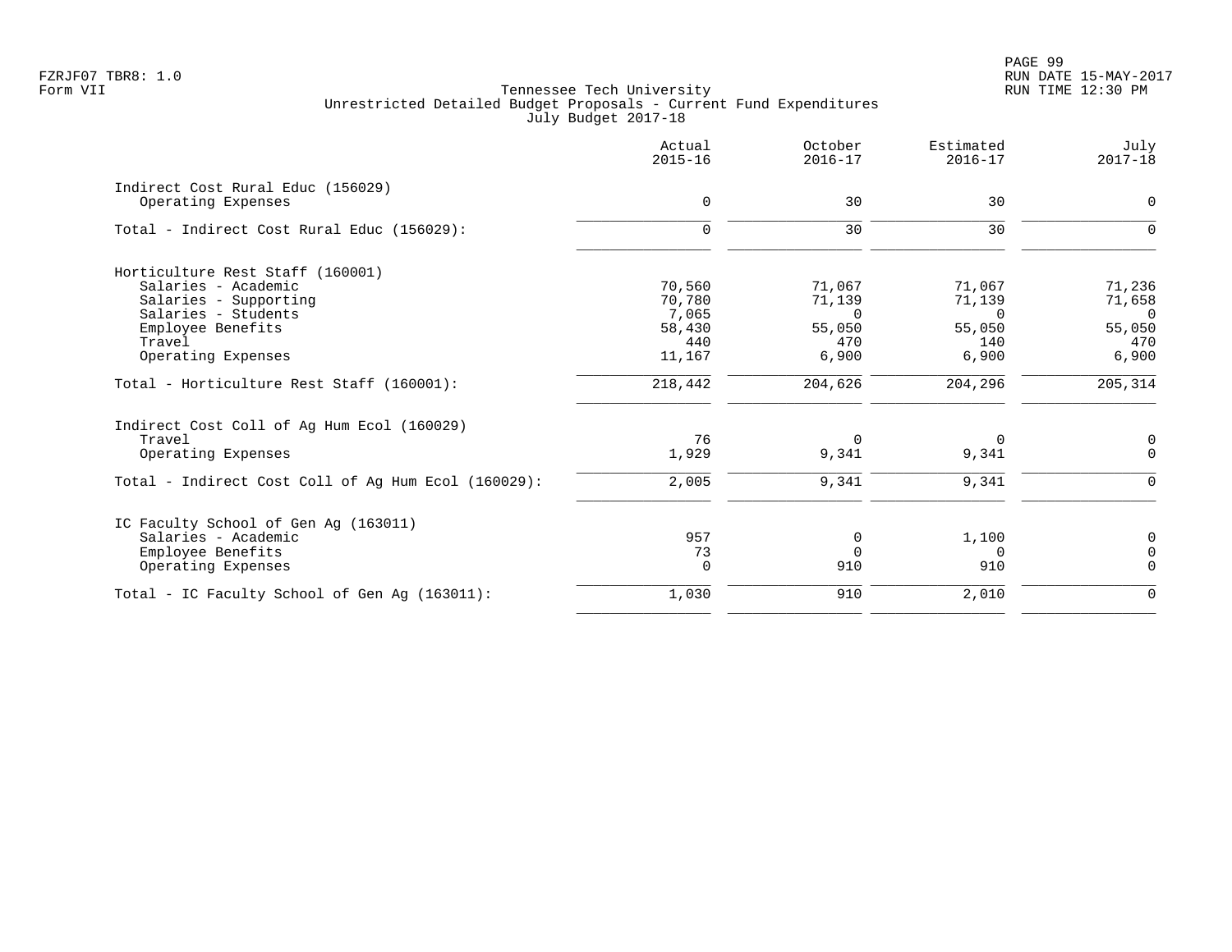Tennessee Tech University
Unrestricted Detailed Budget Proposals - Current Fund Expenditures
July Budget 2017-18

| | Actual 2015-16 | October 2016-17 | Estimated 2016-17 | July 2017-18 |
|---|---|---|---|---|
| Indirect Cost Rural Educ (156029) | | | | |
| Operating Expenses | 0 | 30 | 30 | 0 |
| Total - Indirect Cost Rural Educ (156029): | 0 | 30 | 30 | 0 |
| Horticulture Rest Staff (160001) | | | | |
| Salaries - Academic | 70,560 | 71,067 | 71,067 | 71,236 |
| Salaries - Supporting | 70,780 | 71,139 | 71,139 | 71,658 |
| Salaries - Students | 7,065 | 0 | 0 | 0 |
| Employee Benefits | 58,430 | 55,050 | 55,050 | 55,050 |
| Travel | 440 | 470 | 140 | 470 |
| Operating Expenses | 11,167 | 6,900 | 6,900 | 6,900 |
| Total - Horticulture Rest Staff (160001): | 218,442 | 204,626 | 204,296 | 205,314 |
| Indirect Cost Coll of Ag Hum Ecol (160029) | | | | |
| Travel | 76 | 0 | 0 | 0 |
| Operating Expenses | 1,929 | 9,341 | 9,341 | 0 |
| Total - Indirect Cost Coll of Ag Hum Ecol (160029): | 2,005 | 9,341 | 9,341 | 0 |
| IC Faculty School of Gen Ag (163011) | | | | |
| Salaries - Academic | 957 | 0 | 1,100 | 0 |
| Employee Benefits | 73 | 0 | 0 | 0 |
| Operating Expenses | 0 | 910 | 910 | 0 |
| Total - IC Faculty School of Gen Ag (163011): | 1,030 | 910 | 2,010 | 0 |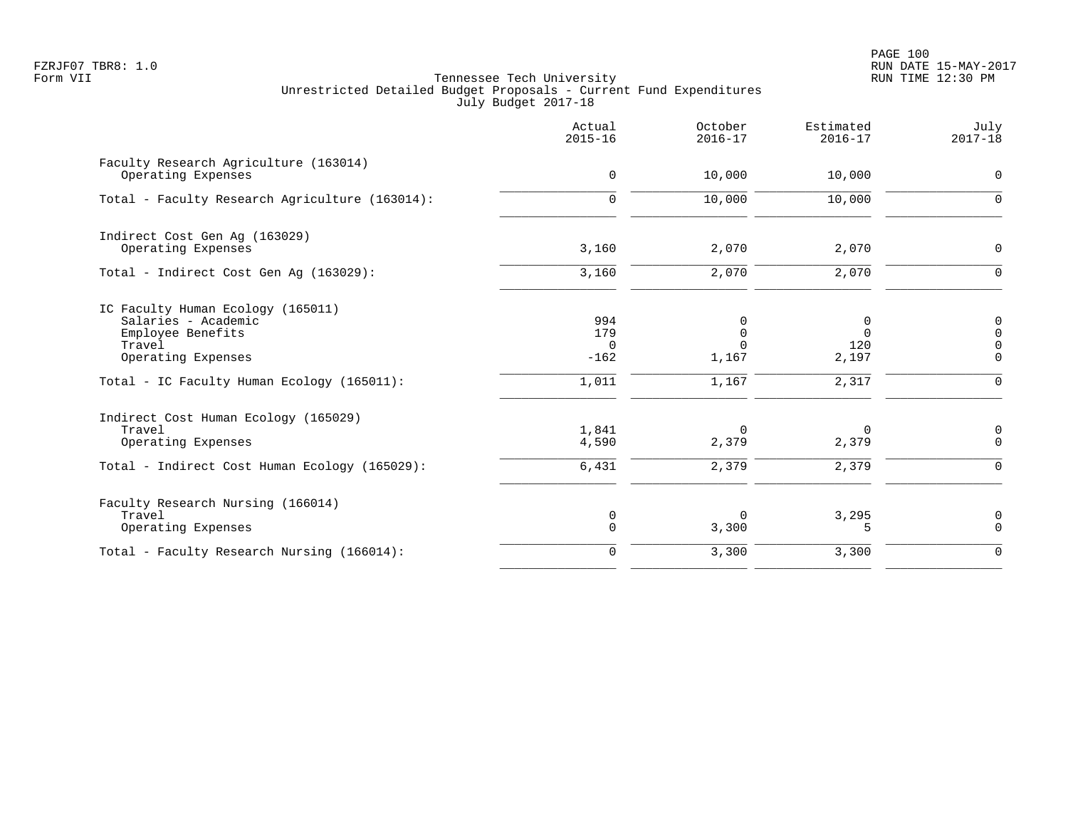Tennessee Tech University
Unrestricted Detailed Budget Proposals - Current Fund Expenditures
July Budget 2017-18

| | Actual 2015-16 | October 2016-17 | Estimated 2016-17 | July 2017-18 |
|---|---|---|---|---|
| **Faculty Research Agriculture (163014)** | | | | |
| Operating Expenses | 0 | 10,000 | 10,000 | 0 |
| Total - Faculty Research Agriculture (163014): | 0 | 10,000 | 10,000 | 0 |
| **Indirect Cost Gen Ag (163029)** | | | | |
| Operating Expenses | 3,160 | 2,070 | 2,070 | 0 |
| Total - Indirect Cost Gen Ag (163029): | 3,160 | 2,070 | 2,070 | 0 |
| **IC Faculty Human Ecology (165011)** | | | | |
| Salaries - Academic | 994 | 0 | 0 | 0 |
| Employee Benefits | 179 | 0 | 0 | 0 |
| Travel | 0 | 0 | 120 | 0 |
| Operating Expenses | -162 | 1,167 | 2,197 | 0 |
| Total - IC Faculty Human Ecology (165011): | 1,011 | 1,167 | 2,317 | 0 |
| **Indirect Cost Human Ecology (165029)** | | | | |
| Travel | 1,841 | 0 | 0 | 0 |
| Operating Expenses | 4,590 | 2,379 | 2,379 | 0 |
| Total - Indirect Cost Human Ecology (165029): | 6,431 | 2,379 | 2,379 | 0 |
| **Faculty Research Nursing (166014)** | | | | |
| Travel | 0 | 0 | 3,295 | 0 |
| Operating Expenses | 0 | 3,300 | 5 | 0 |
| Total - Faculty Research Nursing (166014): | 0 | 3,300 | 3,300 | 0 |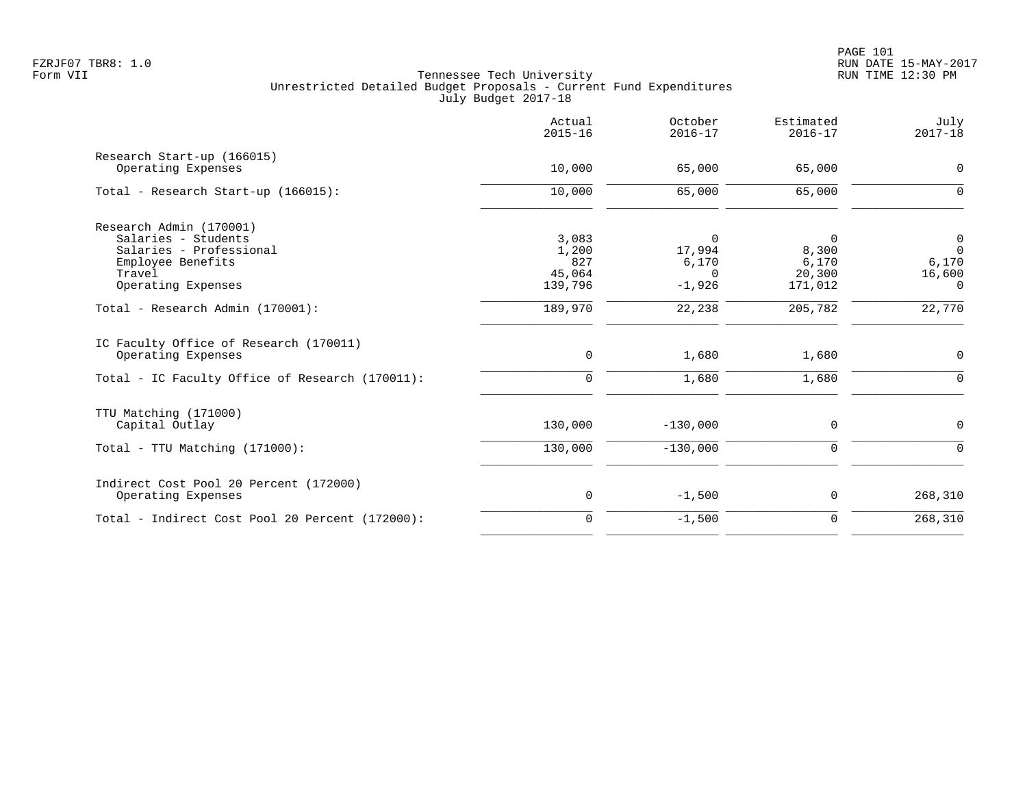FZRJF07 TBR8: 1.0
Form VII

Tennessee Tech University
Unrestricted Detailed Budget Proposals - Current Fund Expenditures
July Budget 2017-18

RUN DATE 15-MAY-2017
RUN TIME 12:30 PM

| | Actual 2015-16 | October 2016-17 | Estimated 2016-17 | July 2017-18 |
|---|---|---|---|---|
| Research Start-up (166015) | | | | |
| Operating Expenses | 10,000 | 65,000 | 65,000 | 0 |
| Total - Research Start-up (166015): | 10,000 | 65,000 | 65,000 | 0 |
| Research Admin (170001) | | | | |
| Salaries - Students | 3,083 | 0 | 0 | 0 |
| Salaries - Professional | 1,200 | 17,994 | 8,300 | 0 |
| Employee Benefits | 827 | 6,170 | 6,170 | 6,170 |
| Travel | 45,064 | 0 | 20,300 | 16,600 |
| Operating Expenses | 139,796 | -1,926 | 171,012 | 0 |
| Total - Research Admin (170001): | 189,970 | 22,238 | 205,782 | 22,770 |
| IC Faculty Office of Research (170011) | | | | |
| Operating Expenses | 0 | 1,680 | 1,680 | 0 |
| Total - IC Faculty Office of Research (170011): | 0 | 1,680 | 1,680 | 0 |
| TTU Matching (171000) | | | | |
| Capital Outlay | 130,000 | -130,000 | 0 | 0 |
| Total - TTU Matching (171000): | 130,000 | -130,000 | 0 | 0 |
| Indirect Cost Pool 20 Percent (172000) | | | | |
| Operating Expenses | 0 | -1,500 | 0 | 268,310 |
| Total - Indirect Cost Pool 20 Percent (172000): | 0 | -1,500 | 0 | 268,310 |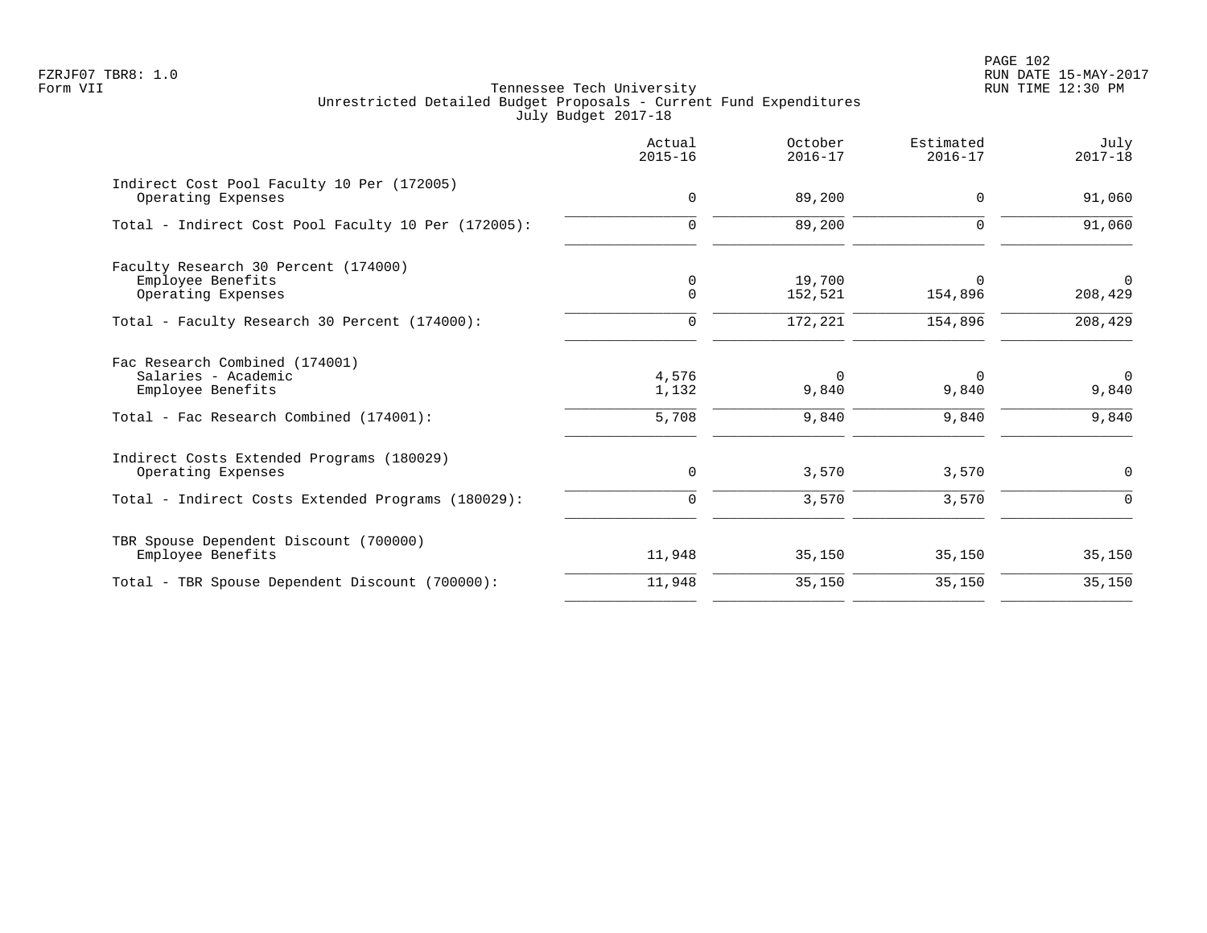FZRJF07 TBR8: 1.0
Form VII

Tennessee Tech University
Unrestricted Detailed Budget Proposals - Current Fund Expenditures
July Budget 2017-18

RUN DATE 15-MAY-2017
RUN TIME 12:30 PM

| | Actual 2015-16 | October 2016-17 | Estimated 2016-17 | July 2017-18 |
|---|---|---|---|---|
| **Indirect Cost Pool Faculty 10 Per (172005)** | | | | |
| Operating Expenses | 0 | 89,200 | 0 | 91,060 |
| Total - Indirect Cost Pool Faculty 10 Per (172005): | 0 | 89,200 | 0 | 91,060 |
| **Faculty Research 30 Percent (174000)** | | | | |
| Employee Benefits | 0 | 19,700 | 0 | 0 |
| Operating Expenses | 0 | 152,521 | 154,896 | 208,429 |
| Total - Faculty Research 30 Percent (174000): | 0 | 172,221 | 154,896 | 208,429 |
| **Fac Research Combined (174001)** | | | | |
| Salaries - Academic | 4,576 | 0 | 0 | 0 |
| Employee Benefits | 1,132 | 9,840 | 9,840 | 9,840 |
| Total - Fac Research Combined (174001): | 5,708 | 9,840 | 9,840 | 9,840 |
| **Indirect Costs Extended Programs (180029)** | | | | |
| Operating Expenses | 0 | 3,570 | 3,570 | 0 |
| Total - Indirect Costs Extended Programs (180029): | 0 | 3,570 | 3,570 | 0 |
| **TBR Spouse Dependent Discount (700000)** | | | | |
| Employee Benefits | 11,948 | 35,150 | 35,150 | 35,150 |
| Total - TBR Spouse Dependent Discount (700000): | 11,948 | 35,150 | 35,150 | 35,150 |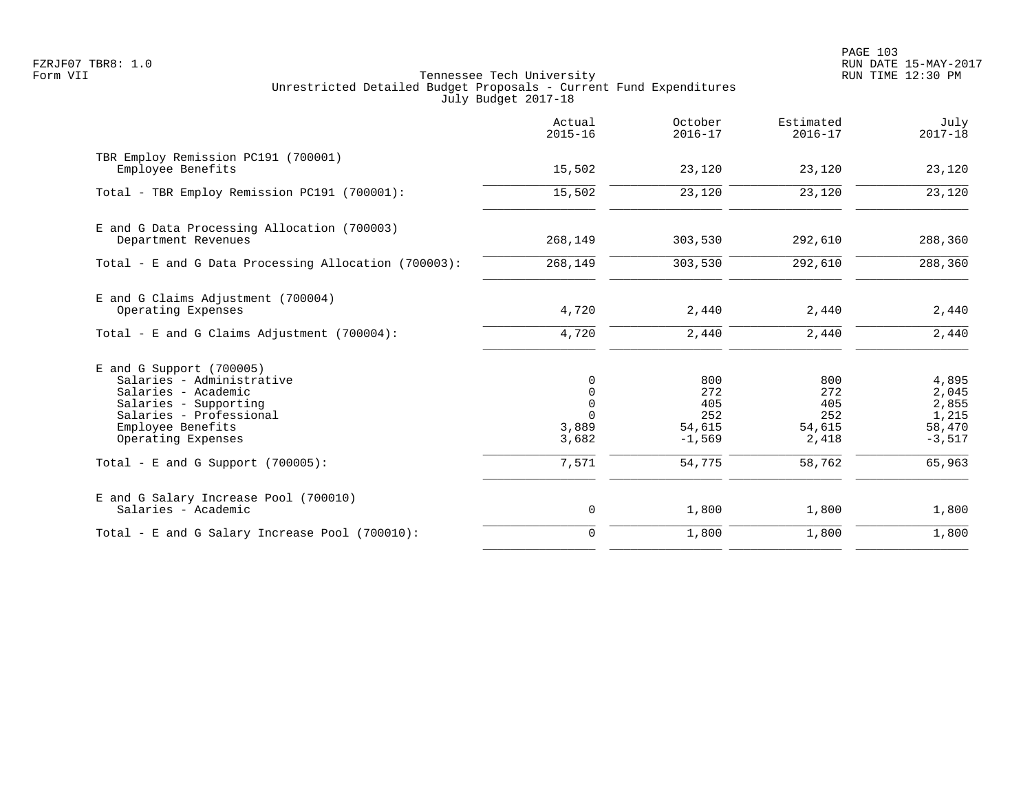Tennessee Tech University
Unrestricted Detailed Budget Proposals - Current Fund Expenditures
July Budget 2017-18

| | Actual 2015-16 | October 2016-17 | Estimated 2016-17 | July 2017-18 |
|---|---|---|---|---|
| TBR Employ Remission PC191 (700001) | | | | |
| Employee Benefits | 15,502 | 23,120 | 23,120 | 23,120 |
| Total - TBR Employ Remission PC191 (700001): | 15,502 | 23,120 | 23,120 | 23,120 |
| E and G Data Processing Allocation (700003) | | | | |
| Department Revenues | 268,149 | 303,530 | 292,610 | 288,360 |
| Total - E and G Data Processing Allocation (700003): | 268,149 | 303,530 | 292,610 | 288,360 |
| E and G Claims Adjustment (700004) | | | | |
| Operating Expenses | 4,720 | 2,440 | 2,440 | 2,440 |
| Total - E and G Claims Adjustment (700004): | 4,720 | 2,440 | 2,440 | 2,440 |
| E and G Support (700005) | | | | |
| Salaries - Administrative | 0 | 800 | 800 | 4,895 |
| Salaries - Academic | 0 | 272 | 272 | 2,045 |
| Salaries - Supporting | 0 | 405 | 405 | 2,855 |
| Salaries - Professional | 0 | 252 | 252 | 1,215 |
| Employee Benefits | 3,889 | 54,615 | 54,615 | 58,470 |
| Operating Expenses | 3,682 | -1,569 | 2,418 | -3,517 |
| Total - E and G Support (700005): | 7,571 | 54,775 | 58,762 | 65,963 |
| E and G Salary Increase Pool (700010) | | | | |
| Salaries - Academic | 0 | 1,800 | 1,800 | 1,800 |
| Total - E and G Salary Increase Pool (700010): | 0 | 1,800 | 1,800 | 1,800 |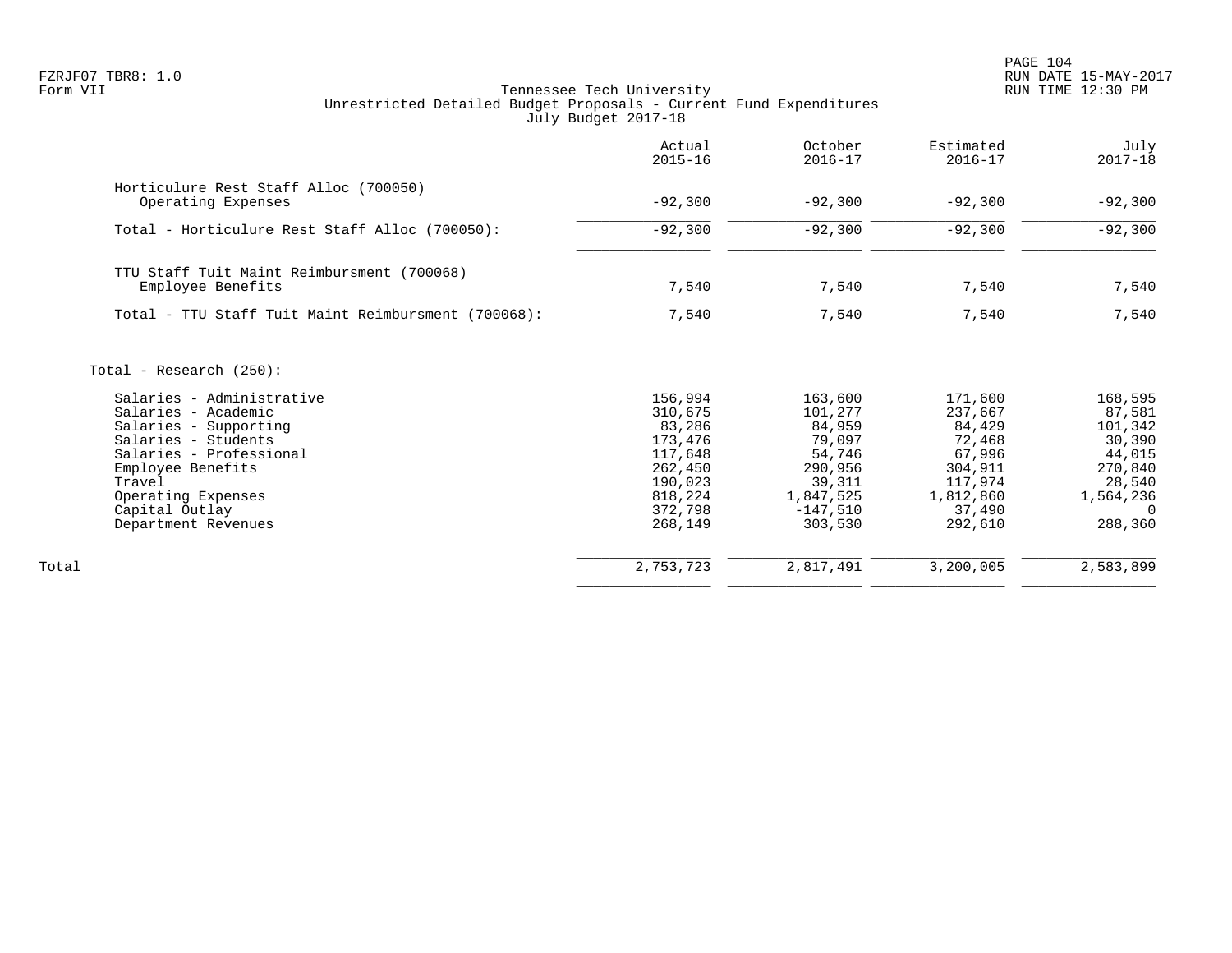Tennessee Tech University
Unrestricted Detailed Budget Proposals - Current Fund Expenditures
July Budget 2017-18

| | Actual 2015-16 | October 2016-17 | Estimated 2016-17 | July 2017-18 |
|---|---|---|---|---|
| Horticulure Rest Staff Alloc (700050) | | | | |
| Operating Expenses | -92,300 | -92,300 | -92,300 | -92,300 |
| Total - Horticulure Rest Staff Alloc (700050): | -92,300 | -92,300 | -92,300 | -92,300 |
| TTU Staff Tuit Maint Reimbursment (700068) | | | | |
| Employee Benefits | 7,540 | 7,540 | 7,540 | 7,540 |
| Total - TTU Staff Tuit Maint Reimbursment (700068): | 7,540 | 7,540 | 7,540 | 7,540 |
| Total - Research (250): | | | | |
| Salaries - Administrative | 156,994 | 163,600 | 171,600 | 168,595 |
| Salaries - Academic | 310,675 | 101,277 | 237,667 | 87,581 |
| Salaries - Supporting | 83,286 | 84,959 | 84,429 | 101,342 |
| Salaries - Students | 173,476 | 79,097 | 72,468 | 30,390 |
| Salaries - Professional | 117,648 | 54,746 | 67,996 | 44,015 |
| Employee Benefits | 262,450 | 290,956 | 304,911 | 270,840 |
| Travel | 190,023 | 39,311 | 117,974 | 28,540 |
| Operating Expenses | 818,224 | 1,847,525 | 1,812,860 | 1,564,236 |
| Capital Outlay | 372,798 | -147,510 | 37,490 | 0 |
| Department Revenues | 268,149 | 303,530 | 292,610 | 288,360 |
| Total | 2,753,723 | 2,817,491 | 3,200,005 | 2,583,899 |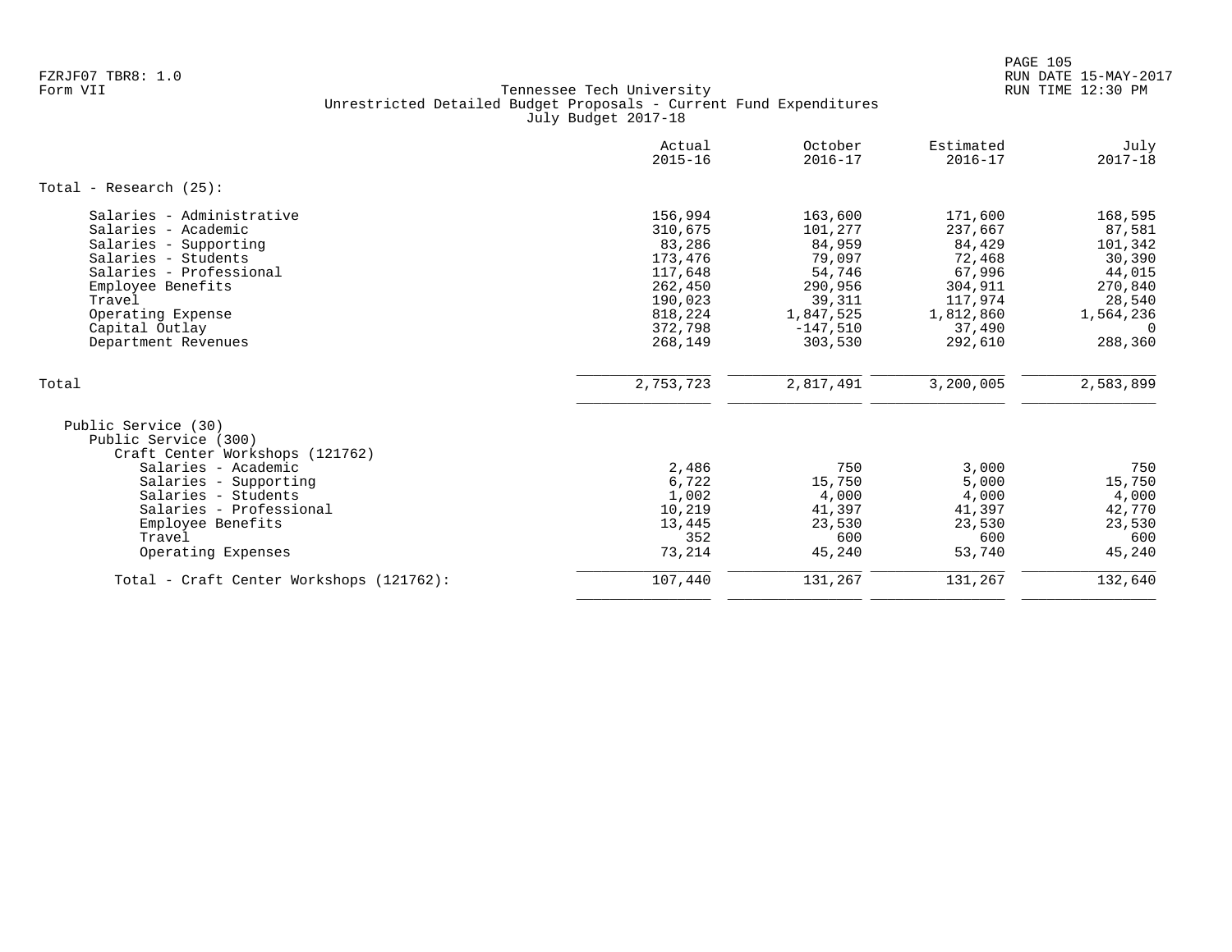Tennessee Tech University
Unrestricted Detailed Budget Proposals - Current Fund Expenditures
July Budget 2017-18

| | Actual 2015-16 | October 2016-17 | Estimated 2016-17 | July 2017-18 |
|---|---|---|---|---|
| **Total - Research (25):** | | | | |
| Salaries - Administrative | 156,994 | 163,600 | 171,600 | 168,595 |
| Salaries - Academic | 310,675 | 101,277 | 237,667 | 87,581 |
| Salaries - Supporting | 83,286 | 84,959 | 84,429 | 101,342 |
| Salaries - Students | 173,476 | 79,097 | 72,468 | 30,390 |
| Salaries - Professional | 117,648 | 54,746 | 67,996 | 44,015 |
| Employee Benefits | 262,450 | 290,956 | 304,911 | 270,840 |
| Travel | 190,023 | 39,311 | 117,974 | 28,540 |
| Operating Expense | 818,224 | 1,847,525 | 1,812,860 | 1,564,236 |
| Capital Outlay | 372,798 | -147,510 | 37,490 | 0 |
| Department Revenues | 268,149 | 303,530 | 292,610 | 288,360 |
| **Total** | 2,753,723 | 2,817,491 | 3,200,005 | 2,583,899 |
| Public Service (30) | | | | |
| Public Service (300) | | | | |
| Craft Center Workshops (121762) | | | | |
| Salaries - Academic | 2,486 | 750 | 3,000 | 750 |
| Salaries - Supporting | 6,722 | 15,750 | 5,000 | 15,750 |
| Salaries - Students | 1,002 | 4,000 | 4,000 | 4,000 |
| Salaries - Professional | 10,219 | 41,397 | 41,397 | 42,770 |
| Employee Benefits | 13,445 | 23,530 | 23,530 | 23,530 |
| Travel | 352 | 600 | 600 | 600 |
| Operating Expenses | 73,214 | 45,240 | 53,740 | 45,240 |
| **Total - Craft Center Workshops (121762):** | 107,440 | 131,267 | 131,267 | 132,640 |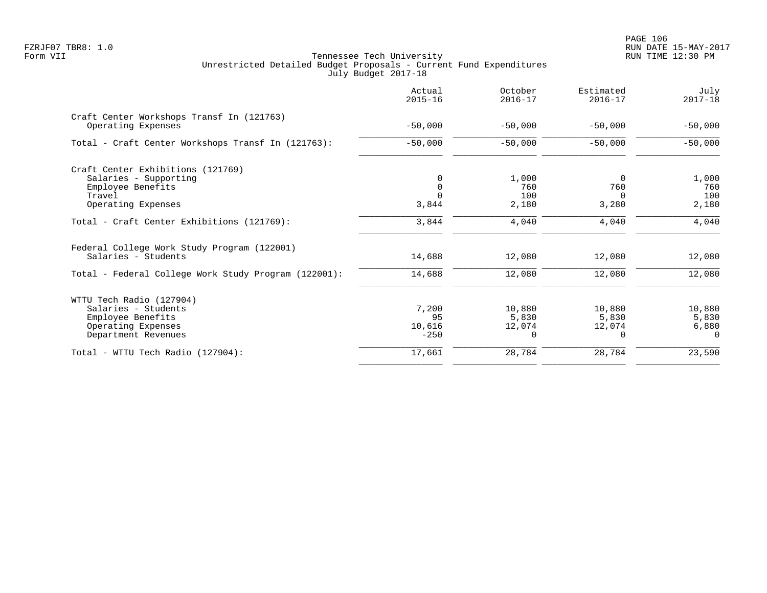Tennessee Tech University
Unrestricted Detailed Budget Proposals - Current Fund Expenditures
July Budget 2017-18

| | Actual 2015-16 | October 2016-17 | Estimated 2016-17 | July 2017-18 |
|---|---|---|---|---|
| **Craft Center Workshops Transf In (121763)** | | | | |
| Operating Expenses | -50,000 | -50,000 | -50,000 | -50,000 |
| Total - Craft Center Workshops Transf In (121763): | -50,000 | -50,000 | -50,000 | -50,000 |
| **Craft Center Exhibitions (121769)** | | | | |
| Salaries - Supporting | 0 | 1,000 | 0 | 1,000 |
| Employee Benefits | 0 | 760 | 760 | 760 |
| Travel | 0 | 100 | 0 | 100 |
| Operating Expenses | 3,844 | 2,180 | 3,280 | 2,180 |
| Total - Craft Center Exhibitions (121769): | 3,844 | 4,040 | 4,040 | 4,040 |
| **Federal College Work Study Program (122001)** | | | | |
| Salaries - Students | 14,688 | 12,080 | 12,080 | 12,080 |
| Total - Federal College Work Study Program (122001): | 14,688 | 12,080 | 12,080 | 12,080 |
| **WTTU Tech Radio (127904)** | | | | |
| Salaries - Students | 7,200 | 10,880 | 10,880 | 10,880 |
| Employee Benefits | 95 | 5,830 | 5,830 | 5,830 |
| Operating Expenses | 10,616 | 12,074 | 12,074 | 6,880 |
| Department Revenues | -250 | 0 | 0 | 0 |
| Total - WTTU Tech Radio (127904): | 17,661 | 28,784 | 28,784 | 23,590 |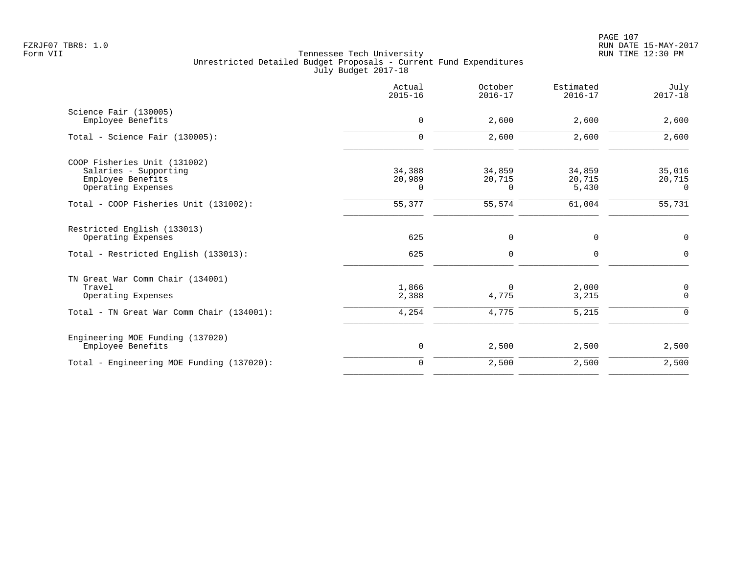Tennessee Tech University
Unrestricted Detailed Budget Proposals - Current Fund Expenditures
July Budget 2017-18

| | Actual 2015-16 | October 2016-17 | Estimated 2016-17 | July 2017-18 |
|---|---|---|---|---|
| **Science Fair (130005)** | | | | |
| Employee Benefits | 0 | 2,600 | 2,600 | 2,600 |
| Total - Science Fair (130005): | 0 | 2,600 | 2,600 | 2,600 |
| **COOP Fisheries Unit (131002)** | | | | |
| Salaries - Supporting | 34,388 | 34,859 | 34,859 | 35,016 |
| Employee Benefits | 20,989 | 20,715 | 20,715 | 20,715 |
| Operating Expenses | 0 | 0 | 5,430 | 0 |
| Total - COOP Fisheries Unit (131002): | 55,377 | 55,574 | 61,004 | 55,731 |
| **Restricted English (133013)** | | | | |
| Operating Expenses | 625 | 0 | 0 | 0 |
| Total - Restricted English (133013): | 625 | 0 | 0 | 0 |
| **TN Great War Comm Chair (134001)** | | | | |
| Travel | 1,866 | 0 | 2,000 | 0 |
| Operating Expenses | 2,388 | 4,775 | 3,215 | 0 |
| Total - TN Great War Comm Chair (134001): | 4,254 | 4,775 | 5,215 | 0 |
| **Engineering MOE Funding (137020)** | | | | |
| Employee Benefits | 0 | 2,500 | 2,500 | 2,500 |
| Total - Engineering MOE Funding (137020): | 0 | 2,500 | 2,500 | 2,500 |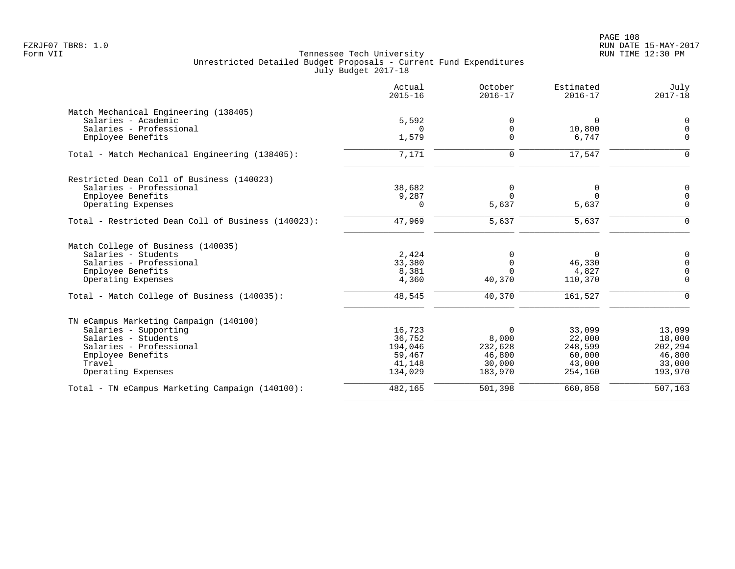Tennessee Tech University
Unrestricted Detailed Budget Proposals - Current Fund Expenditures
July Budget 2017-18

| | Actual 2015-16 | October 2016-17 | Estimated 2016-17 | July 2017-18 |
|---|---|---|---|---|
| **Match Mechanical Engineering (138405)** | | | | |
| Salaries - Academic | 5,592 | 0 | 0 | 0 |
| Salaries - Professional | 0 | 0 | 10,800 | 0 |
| Employee Benefits | 1,579 | 0 | 6,747 | 0 |
| Total - Match Mechanical Engineering (138405): | 7,171 | 0 | 17,547 | 0 |
| **Restricted Dean Coll of Business (140023)** | | | | |
| Salaries - Professional | 38,682 | 0 | 0 | 0 |
| Employee Benefits | 9,287 | 0 | 0 | 0 |
| Operating Expenses | 0 | 5,637 | 5,637 | 0 |
| Total - Restricted Dean Coll of Business (140023): | 47,969 | 5,637 | 5,637 | 0 |
| **Match College of Business (140035)** | | | | |
| Salaries - Students | 2,424 | 0 | 0 | 0 |
| Salaries - Professional | 33,380 | 0 | 46,330 | 0 |
| Employee Benefits | 8,381 | 0 | 4,827 | 0 |
| Operating Expenses | 4,360 | 40,370 | 110,370 | 0 |
| Total - Match College of Business (140035): | 48,545 | 40,370 | 161,527 | 0 |
| **TN eCampus Marketing Campaign (140100)** | | | | |
| Salaries - Supporting | 16,723 | 0 | 33,099 | 13,099 |
| Salaries - Students | 36,752 | 8,000 | 22,000 | 18,000 |
| Salaries - Professional | 194,046 | 232,628 | 248,599 | 202,294 |
| Employee Benefits | 59,467 | 46,800 | 60,000 | 46,800 |
| Travel | 41,148 | 30,000 | 43,000 | 33,000 |
| Operating Expenses | 134,029 | 183,970 | 254,160 | 193,970 |
| Total - TN eCampus Marketing Campaign (140100): | 482,165 | 501,398 | 660,858 | 507,163 |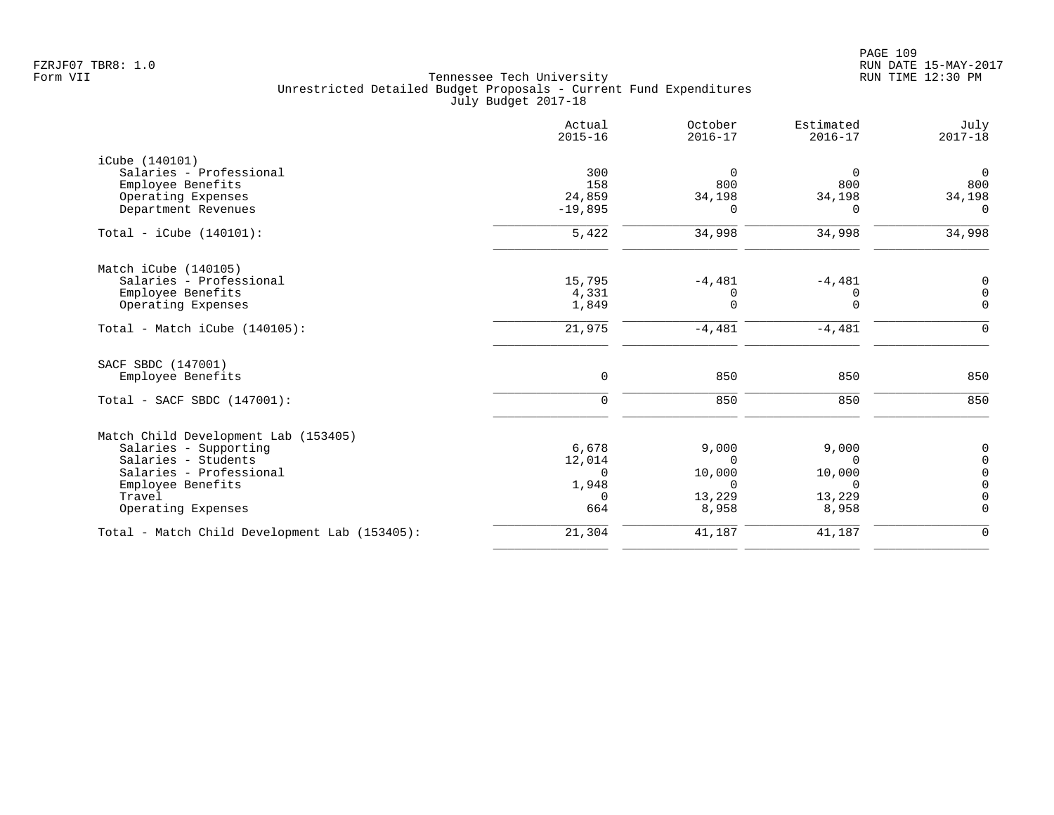FZRJF07 TBR8: 1.0
Form VII

Tennessee Tech University
Unrestricted Detailed Budget Proposals - Current Fund Expenditures
July Budget 2017-18

RUN DATE 15-MAY-2017
RUN TIME 12:30 PM

| | Actual 2015-16 | October 2016-17 | Estimated 2016-17 | July 2017-18 |
|---|---|---|---|---|
| **iCube (140101)** | | | | |
| Salaries - Professional | 300 | 0 | 0 | 0 |
| Employee Benefits | 158 | 800 | 800 | 800 |
| Operating Expenses | 24,859 | 34,198 | 34,198 | 34,198 |
| Department Revenues | -19,895 | 0 | 0 | 0 |
| Total - iCube (140101): | 5,422 | 34,998 | 34,998 | 34,998 |
| **Match iCube (140105)** | | | | |
| Salaries - Professional | 15,795 | -4,481 | -4,481 | 0 |
| Employee Benefits | 4,331 | 0 | 0 | 0 |
| Operating Expenses | 1,849 | 0 | 0 | 0 |
| Total - Match iCube (140105): | 21,975 | -4,481 | -4,481 | 0 |
| **SACF SBDC (147001)** | | | | |
| Employee Benefits | 0 | 850 | 850 | 850 |
| Total - SACF SBDC (147001): | 0 | 850 | 850 | 850 |
| **Match Child Development Lab (153405)** | | | | |
| Salaries - Supporting | 6,678 | 9,000 | 9,000 | 0 |
| Salaries - Students | 12,014 | 0 | 0 | 0 |
| Salaries - Professional | 0 | 10,000 | 10,000 | 0 |
| Employee Benefits | 1,948 | 0 | 0 | 0 |
| Travel | 0 | 13,229 | 13,229 | 0 |
| Operating Expenses | 664 | 8,958 | 8,958 | 0 |
| Total - Match Child Development Lab (153405): | 21,304 | 41,187 | 41,187 | 0 |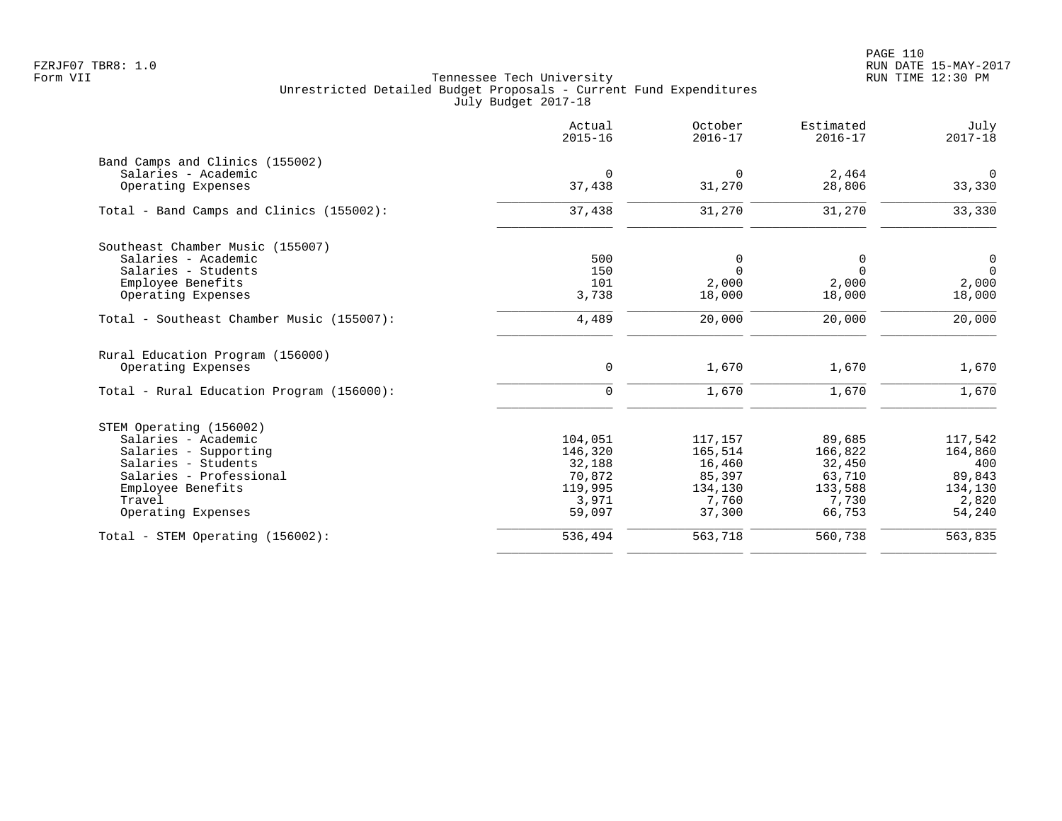Tennessee Tech University
Unrestricted Detailed Budget Proposals - Current Fund Expenditures
July Budget 2017-18

| | Actual 2015-16 | October 2016-17 | Estimated 2016-17 | July 2017-18 |
|---|---|---|---|---|
| **Band Camps and Clinics (155002)** | | | | |
| Salaries - Academic | 0 | 0 | 2,464 | 0 |
| Operating Expenses | 37,438 | 31,270 | 28,806 | 33,330 |
| Total - Band Camps and Clinics (155002): | 37,438 | 31,270 | 31,270 | 33,330 |
| **Southeast Chamber Music (155007)** | | | | |
| Salaries - Academic | 500 | 0 | 0 | 0 |
| Salaries - Students | 150 | 0 | 0 | 0 |
| Employee Benefits | 101 | 2,000 | 2,000 | 2,000 |
| Operating Expenses | 3,738 | 18,000 | 18,000 | 18,000 |
| Total - Southeast Chamber Music (155007): | 4,489 | 20,000 | 20,000 | 20,000 |
| **Rural Education Program (156000)** | | | | |
| Operating Expenses | 0 | 1,670 | 1,670 | 1,670 |
| Total - Rural Education Program (156000): | 0 | 1,670 | 1,670 | 1,670 |
| **STEM Operating (156002)** | | | | |
| Salaries - Academic | 104,051 | 117,157 | 89,685 | 117,542 |
| Salaries - Supporting | 146,320 | 165,514 | 166,822 | 164,860 |
| Salaries - Students | 32,188 | 16,460 | 32,450 | 400 |
| Salaries - Professional | 70,872 | 85,397 | 63,710 | 89,843 |
| Employee Benefits | 119,995 | 134,130 | 133,588 | 134,130 |
| Travel | 3,971 | 7,760 | 7,730 | 2,820 |
| Operating Expenses | 59,097 | 37,300 | 66,753 | 54,240 |
| Total - STEM Operating (156002): | 536,494 | 563,718 | 560,738 | 563,835 |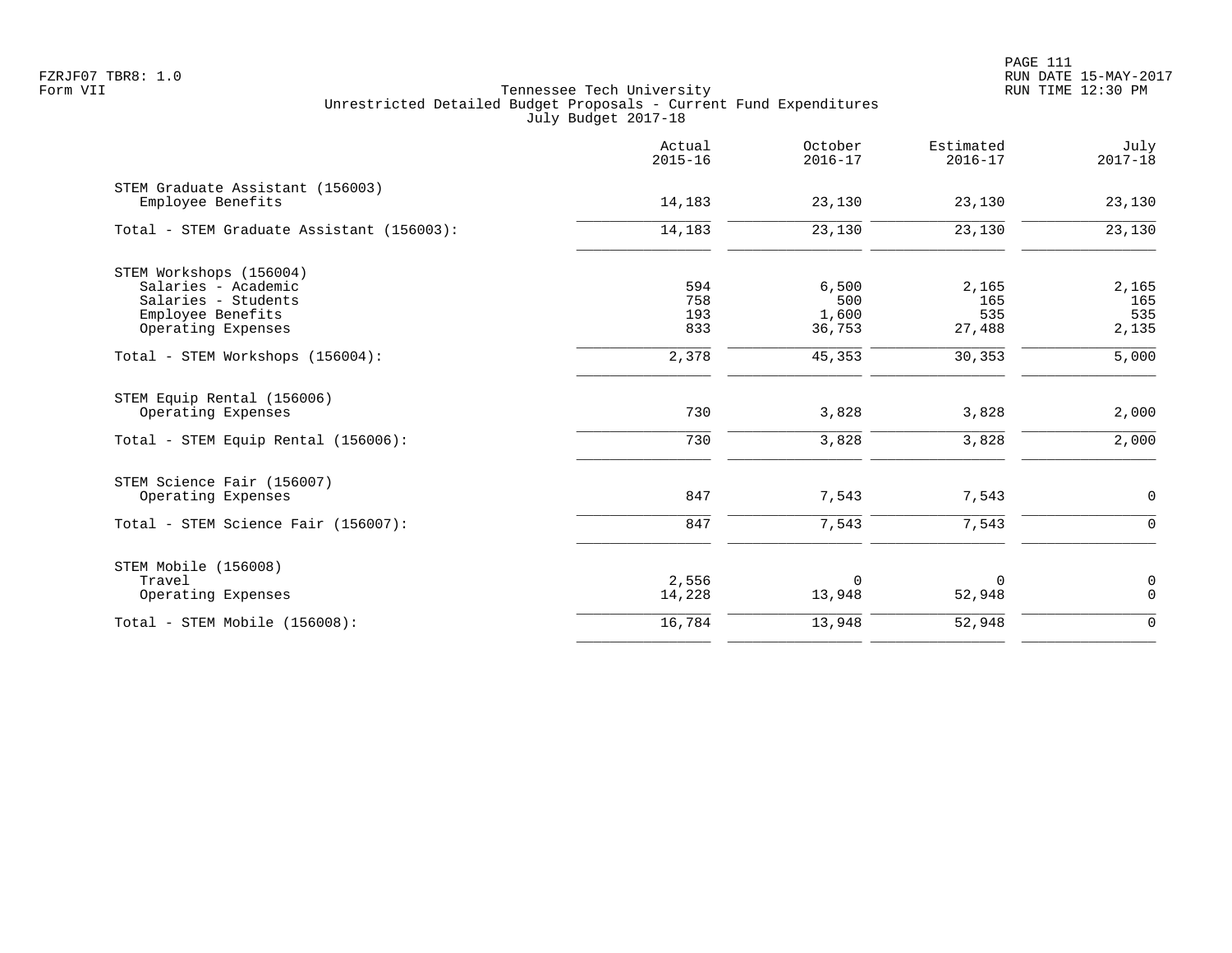Tennessee Tech University
Unrestricted Detailed Budget Proposals - Current Fund Expenditures
July Budget 2017-18

| | Actual 2015-16 | October 2016-17 | Estimated 2016-17 | July 2017-18 |
|---|---|---|---|---|
| STEM Graduate Assistant (156003) | | | | |
| Employee Benefits | 14,183 | 23,130 | 23,130 | 23,130 |
| Total - STEM Graduate Assistant (156003): | 14,183 | 23,130 | 23,130 | 23,130 |
| STEM Workshops (156004) | | | | |
| Salaries - Academic | 594 | 6,500 | 2,165 | 2,165 |
| Salaries - Students | 758 | 500 | 165 | 165 |
| Employee Benefits | 193 | 1,600 | 535 | 535 |
| Operating Expenses | 833 | 36,753 | 27,488 | 2,135 |
| Total - STEM Workshops (156004): | 2,378 | 45,353 | 30,353 | 5,000 |
| STEM Equip Rental (156006) | | | | |
| Operating Expenses | 730 | 3,828 | 3,828 | 2,000 |
| Total - STEM Equip Rental (156006): | 730 | 3,828 | 3,828 | 2,000 |
| STEM Science Fair (156007) | | | | |
| Operating Expenses | 847 | 7,543 | 7,543 | 0 |
| Total - STEM Science Fair (156007): | 847 | 7,543 | 7,543 | 0 |
| STEM Mobile (156008) | | | | |
| Travel | 2,556 | 0 | 0 | 0 |
| Operating Expenses | 14,228 | 13,948 | 52,948 | 0 |
| Total - STEM Mobile (156008): | 16,784 | 13,948 | 52,948 | 0 |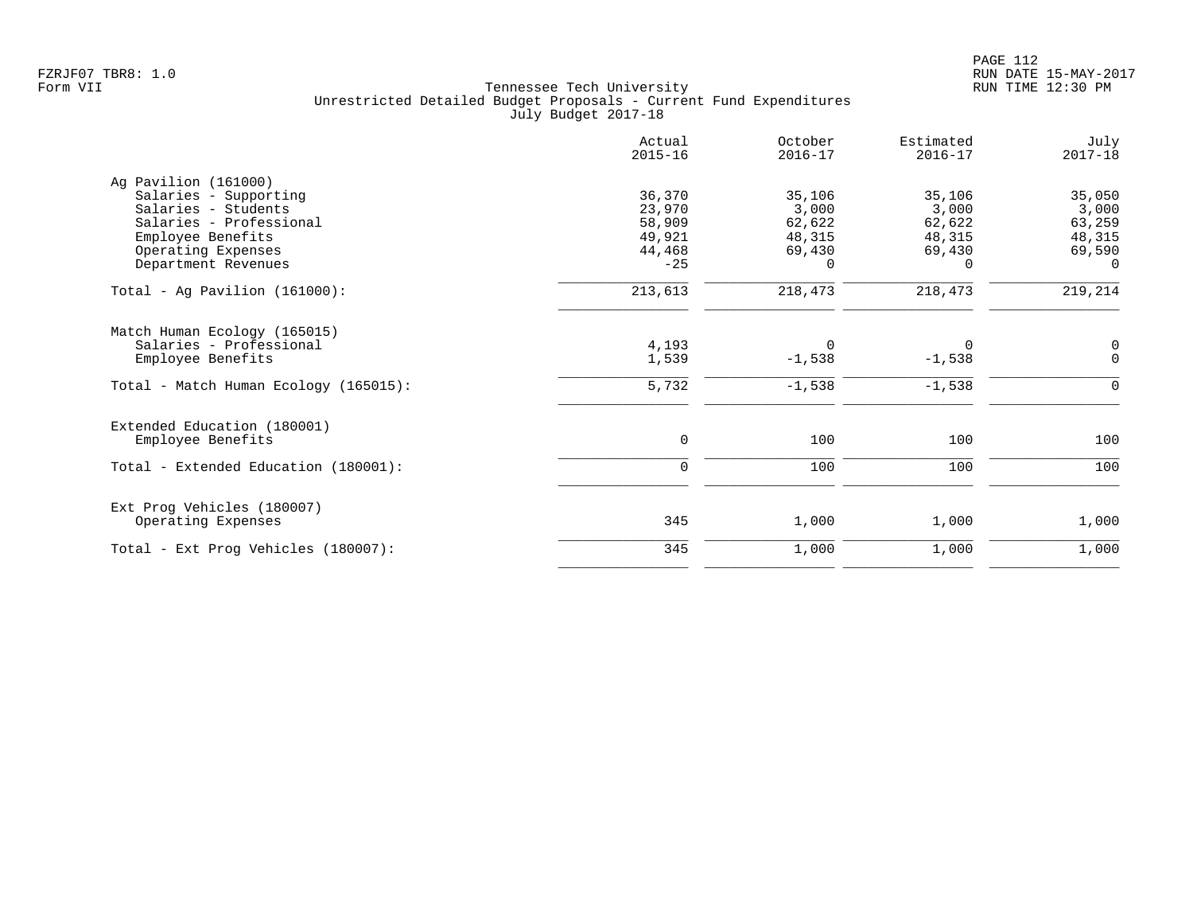Tennessee Tech University
Unrestricted Detailed Budget Proposals - Current Fund Expenditures
July Budget 2017-18

Form VII

| | Actual 2015-16 | October 2016-17 | Estimated 2016-17 | July 2017-18 |
|---|---|---|---|---|
| **Ag Pavilion (161000)** | | | | |
| Salaries - Supporting | 36,370 | 35,106 | 35,106 | 35,050 |
| Salaries - Students | 23,970 | 3,000 | 3,000 | 3,000 |
| Salaries - Professional | 58,909 | 62,622 | 62,622 | 63,259 |
| Employee Benefits | 49,921 | 48,315 | 48,315 | 48,315 |
| Operating Expenses | 44,468 | 69,430 | 69,430 | 69,590 |
| Department Revenues | -25 | 0 | 0 | 0 |
| Total - Ag Pavilion (161000): | 213,613 | 218,473 | 218,473 | 219,214 |
| **Match Human Ecology (165015)** | | | | |
| Salaries - Professional | 4,193 | 0 | 0 | 0 |
| Employee Benefits | 1,539 | -1,538 | -1,538 | 0 |
| Total - Match Human Ecology (165015): | 5,732 | -1,538 | -1,538 | 0 |
| **Extended Education (180001)** | | | | |
| Employee Benefits | 0 | 100 | 100 | 100 |
| Total - Extended Education (180001): | 0 | 100 | 100 | 100 |
| **Ext Prog Vehicles (180007)** | | | | |
| Operating Expenses | 345 | 1,000 | 1,000 | 1,000 |
| Total - Ext Prog Vehicles (180007): | 345 | 1,000 | 1,000 | 1,000 |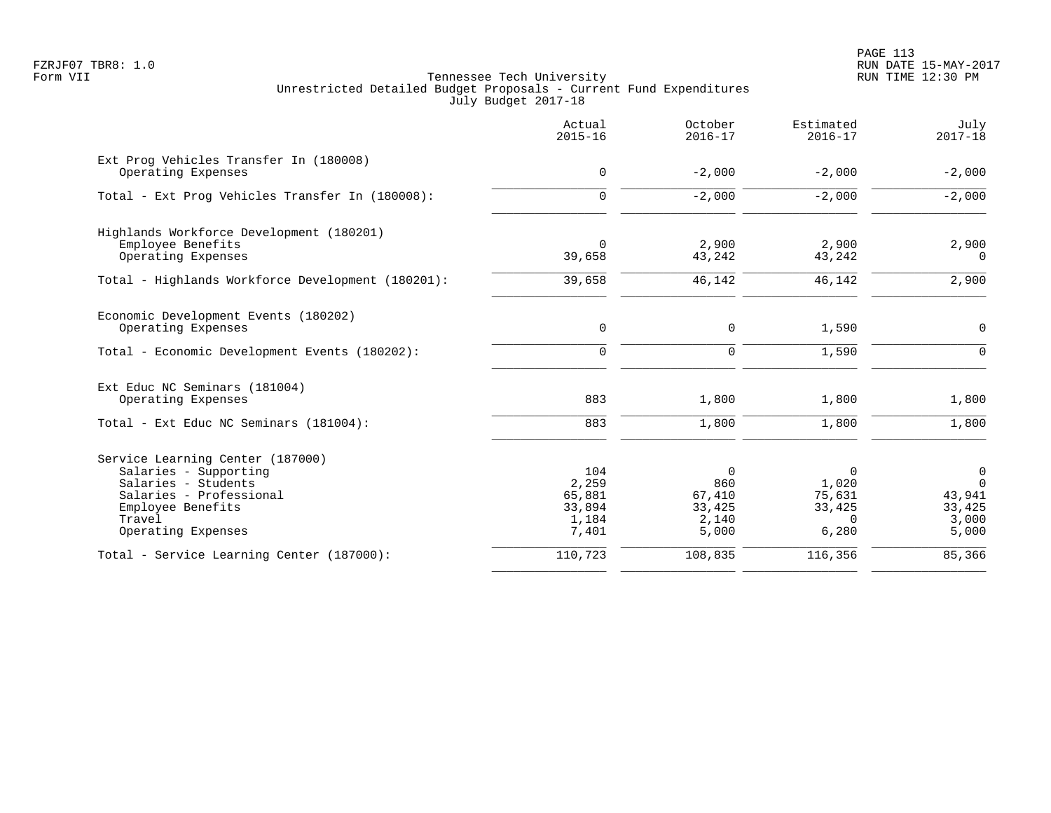Tennessee Tech University
Unrestricted Detailed Budget Proposals - Current Fund Expenditures
July Budget 2017-18

| | Actual 2015-16 | October 2016-17 | Estimated 2016-17 | July 2017-18 |
|---|---|---|---|---|
| **Ext Prog Vehicles Transfer In (180008)** | | | | |
| Operating Expenses | 0 | -2,000 | -2,000 | -2,000 |
| Total - Ext Prog Vehicles Transfer In (180008): | 0 | -2,000 | -2,000 | -2,000 |
| **Highlands Workforce Development (180201)** | | | | |
| Employee Benefits | 0 | 2,900 | 2,900 | 2,900 |
| Operating Expenses | 39,658 | 43,242 | 43,242 | 0 |
| Total - Highlands Workforce Development (180201): | 39,658 | 46,142 | 46,142 | 2,900 |
| **Economic Development Events (180202)** | | | | |
| Operating Expenses | 0 | 0 | 1,590 | 0 |
| Total - Economic Development Events (180202): | 0 | 0 | 1,590 | 0 |
| **Ext Educ NC Seminars (181004)** | | | | |
| Operating Expenses | 883 | 1,800 | 1,800 | 1,800 |
| Total - Ext Educ NC Seminars (181004): | 883 | 1,800 | 1,800 | 1,800 |
| **Service Learning Center (187000)** | | | | |
| Salaries - Supporting | 104 | 0 | 0 | 0 |
| Salaries - Students | 2,259 | 860 | 1,020 | 0 |
| Salaries - Professional | 65,881 | 67,410 | 75,631 | 43,941 |
| Employee Benefits | 33,894 | 33,425 | 33,425 | 33,425 |
| Travel | 1,184 | 2,140 | 0 | 3,000 |
| Operating Expenses | 7,401 | 5,000 | 6,280 | 5,000 |
| Total - Service Learning Center (187000): | 110,723 | 108,835 | 116,356 | 85,366 |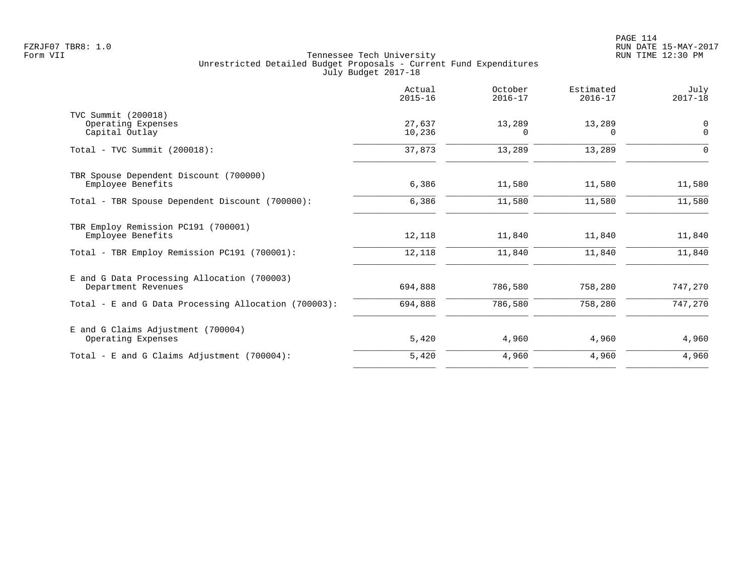FZRJF07 TBR8: 1.0
Form VII

Tennessee Tech University
Unrestricted Detailed Budget Proposals - Current Fund Expenditures
July Budget 2017-18

RUN DATE 15-MAY-2017
RUN TIME 12:30 PM

| | Actual 2015-16 | October 2016-17 | Estimated 2016-17 | July 2017-18 |
|---|---|---|---|---|
| TVC Summit (200018) | | | | |
| Operating Expenses | 27,637 | 13,289 | 13,289 | 0 |
| Capital Outlay | 10,236 | 0 | 0 | 0 |
| Total - TVC Summit (200018): | 37,873 | 13,289 | 13,289 | 0 |
| TBR Spouse Dependent Discount (700000) | | | | |
| Employee Benefits | 6,386 | 11,580 | 11,580 | 11,580 |
| Total - TBR Spouse Dependent Discount (700000): | 6,386 | 11,580 | 11,580 | 11,580 |
| TBR Employ Remission PC191 (700001) | | | | |
| Employee Benefits | 12,118 | 11,840 | 11,840 | 11,840 |
| Total - TBR Employ Remission PC191 (700001): | 12,118 | 11,840 | 11,840 | 11,840 |
| E and G Data Processing Allocation (700003) | | | | |
| Department Revenues | 694,888 | 786,580 | 758,280 | 747,270 |
| Total - E and G Data Processing Allocation (700003): | 694,888 | 786,580 | 758,280 | 747,270 |
| E and G Claims Adjustment (700004) | | | | |
| Operating Expenses | 5,420 | 4,960 | 4,960 | 4,960 |
| Total - E and G Claims Adjustment (700004): | 5,420 | 4,960 | 4,960 | 4,960 |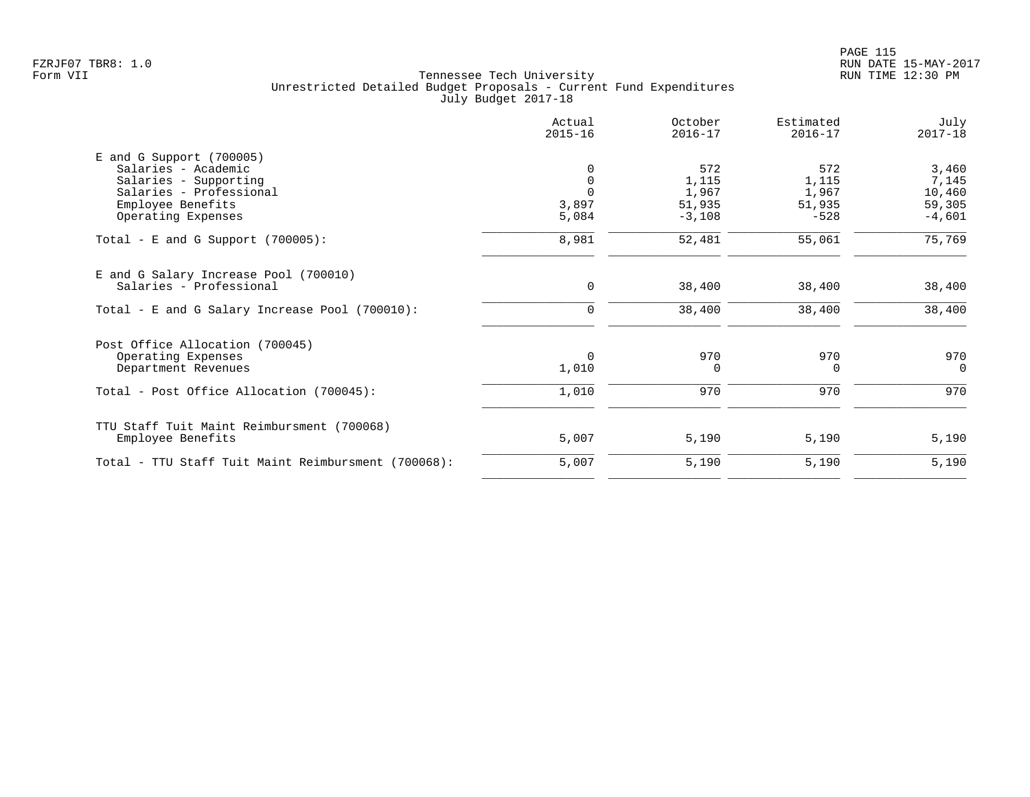FZRJF07 TBR8: 1.0
Form VII

Tennessee Tech University
Unrestricted Detailed Budget Proposals - Current Fund Expenditures
July Budget 2017-18

RUN DATE 15-MAY-2017
RUN TIME 12:30 PM

| | Actual 2015-16 | October 2016-17 | Estimated 2016-17 | July 2017-18 |
|---|---|---|---|---|
| E and G Support (700005) | | | | |
| Salaries - Academic | 0 | 572 | 572 | 3,460 |
| Salaries - Supporting | 0 | 1,115 | 1,115 | 7,145 |
| Salaries - Professional | 0 | 1,967 | 1,967 | 10,460 |
| Employee Benefits | 3,897 | 51,935 | 51,935 | 59,305 |
| Operating Expenses | 5,084 | -3,108 | -528 | -4,601 |
| Total - E and G Support (700005): | 8,981 | 52,481 | 55,061 | 75,769 |
| E and G Salary Increase Pool (700010) | | | | |
| Salaries - Professional | 0 | 38,400 | 38,400 | 38,400 |
| Total - E and G Salary Increase Pool (700010): | 0 | 38,400 | 38,400 | 38,400 |
| Post Office Allocation (700045) | | | | |
| Operating Expenses | 0 | 970 | 970 | 970 |
| Department Revenues | 1,010 | 0 | 0 | 0 |
| Total - Post Office Allocation (700045): | 1,010 | 970 | 970 | 970 |
| TTU Staff Tuit Maint Reimbursment (700068) | | | | |
| Employee Benefits | 5,007 | 5,190 | 5,190 | 5,190 |
| Total - TTU Staff Tuit Maint Reimbursment (700068): | 5,007 | 5,190 | 5,190 | 5,190 |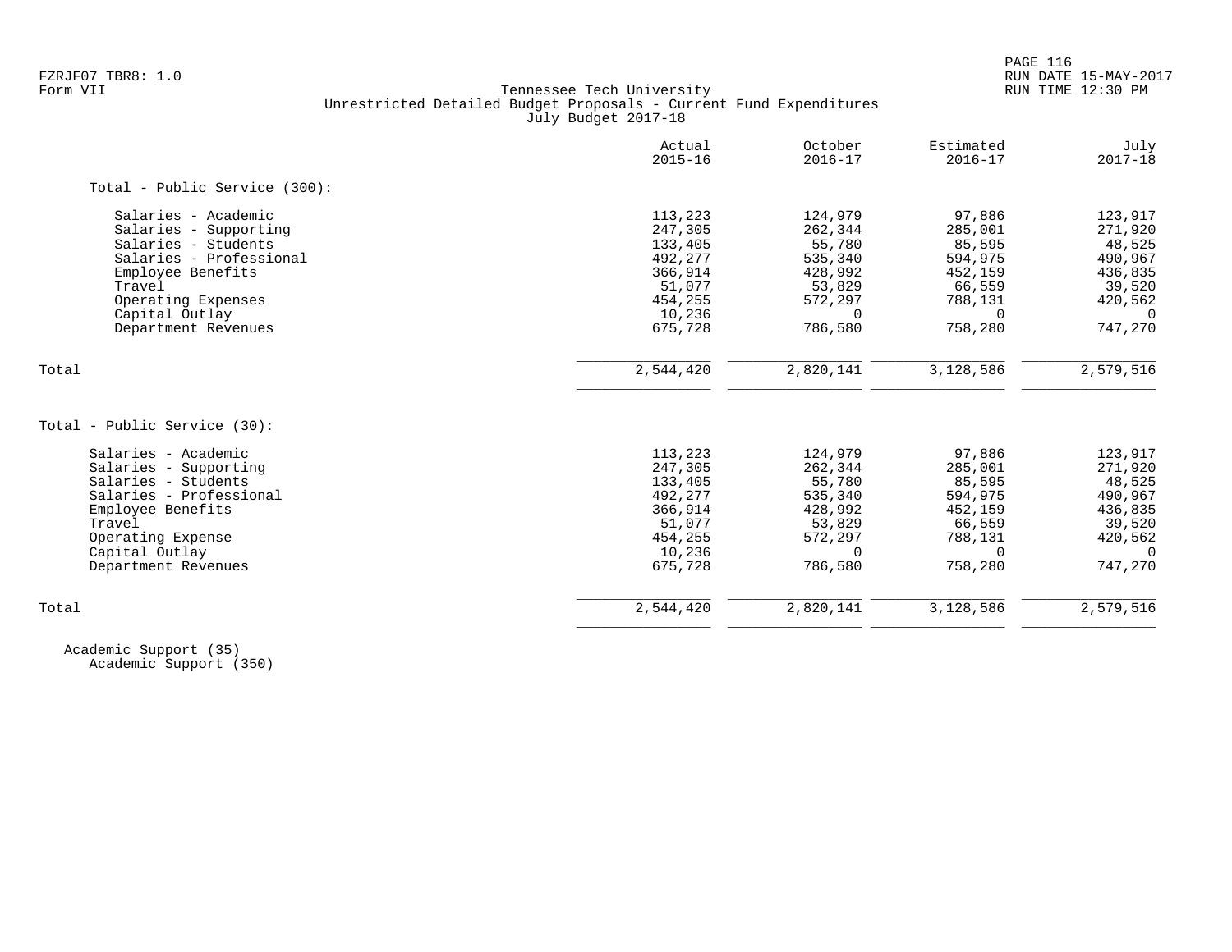FZRJF07 TBR8: 1.0
Form VII

Tennessee Tech University
Unrestricted Detailed Budget Proposals - Current Fund Expenditures
July Budget 2017-18

RUN DATE 15-MAY-2017
RUN TIME 12:30 PM

| | Actual 2015-16 | October 2016-17 | Estimated 2016-17 | July 2017-18 |
|---|---|---|---|---|
| **Total - Public Service (300):** | | | | |
| Salaries - Academic | 113,223 | 124,979 | 97,886 | 123,917 |
| Salaries - Supporting | 247,305 | 262,344 | 285,001 | 271,920 |
| Salaries - Students | 133,405 | 55,780 | 85,595 | 48,525 |
| Salaries - Professional | 492,277 | 535,340 | 594,975 | 490,967 |
| Employee Benefits | 366,914 | 428,992 | 452,159 | 436,835 |
| Travel | 51,077 | 53,829 | 66,559 | 39,520 |
| Operating Expenses | 454,255 | 572,297 | 788,131 | 420,562 |
| Capital Outlay | 10,236 | 0 | 0 | 0 |
| Department Revenues | 675,728 | 786,580 | 758,280 | 747,270 |
| Total | 2,544,420 | 2,820,141 | 3,128,586 | 2,579,516 |
| **Total - Public Service (30):** | | | | |
| Salaries - Academic | 113,223 | 124,979 | 97,886 | 123,917 |
| Salaries - Supporting | 247,305 | 262,344 | 285,001 | 271,920 |
| Salaries - Students | 133,405 | 55,780 | 85,595 | 48,525 |
| Salaries - Professional | 492,277 | 535,340 | 594,975 | 490,967 |
| Employee Benefits | 366,914 | 428,992 | 452,159 | 436,835 |
| Travel | 51,077 | 53,829 | 66,559 | 39,520 |
| Operating Expense | 454,255 | 572,297 | 788,131 | 420,562 |
| Capital Outlay | 10,236 | 0 | 0 | 0 |
| Department Revenues | 675,728 | 786,580 | 758,280 | 747,270 |
| Total | 2,544,420 | 2,820,141 | 3,128,586 | 2,579,516 |

Academic Support (35)
Academic Support (350)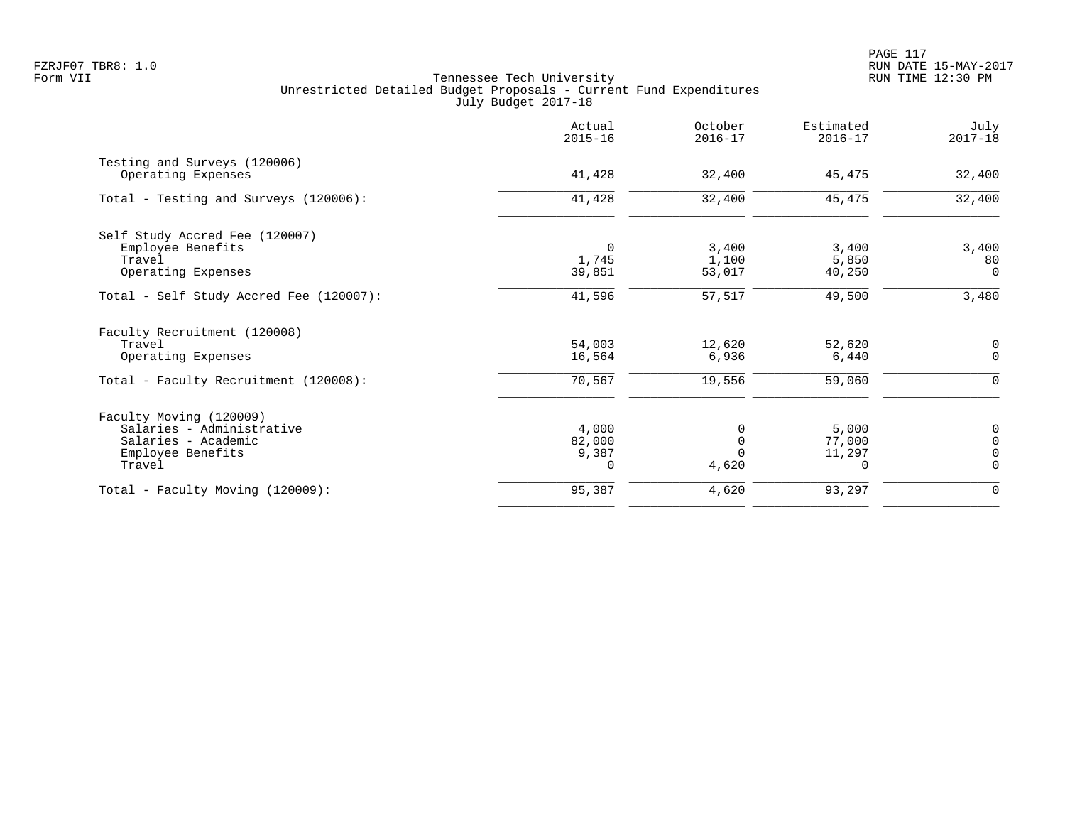FZRJF07 TBR8: 1.0
Form VII

Tennessee Tech University
Unrestricted Detailed Budget Proposals - Current Fund Expenditures
July Budget 2017-18

RUN DATE 15-MAY-2017
RUN TIME 12:30 PM

| | Actual 2015-16 | October 2016-17 | Estimated 2016-17 | July 2017-18 |
|---|---|---|---|---|
| Testing and Surveys (120006) | | | | |
| Operating Expenses | 41,428 | 32,400 | 45,475 | 32,400 |
| Total - Testing and Surveys (120006): | 41,428 | 32,400 | 45,475 | 32,400 |
| Self Study Accred Fee (120007) | | | | |
| Employee Benefits | 0 | 3,400 | 3,400 | 3,400 |
| Travel | 1,745 | 1,100 | 5,850 | 80 |
| Operating Expenses | 39,851 | 53,017 | 40,250 | 0 |
| Total - Self Study Accred Fee (120007): | 41,596 | 57,517 | 49,500 | 3,480 |
| Faculty Recruitment (120008) | | | | |
| Travel | 54,003 | 12,620 | 52,620 | 0 |
| Operating Expenses | 16,564 | 6,936 | 6,440 | 0 |
| Total - Faculty Recruitment (120008): | 70,567 | 19,556 | 59,060 | 0 |
| Faculty Moving (120009) | | | | |
| Salaries - Administrative | 4,000 | 0 | 5,000 | 0 |
| Salaries - Academic | 82,000 | 0 | 77,000 | 0 |
| Employee Benefits | 9,387 | 0 | 11,297 | 0 |
| Travel | 0 | 4,620 | 0 | 0 |
| Total - Faculty Moving (120009): | 95,387 | 4,620 | 93,297 | 0 |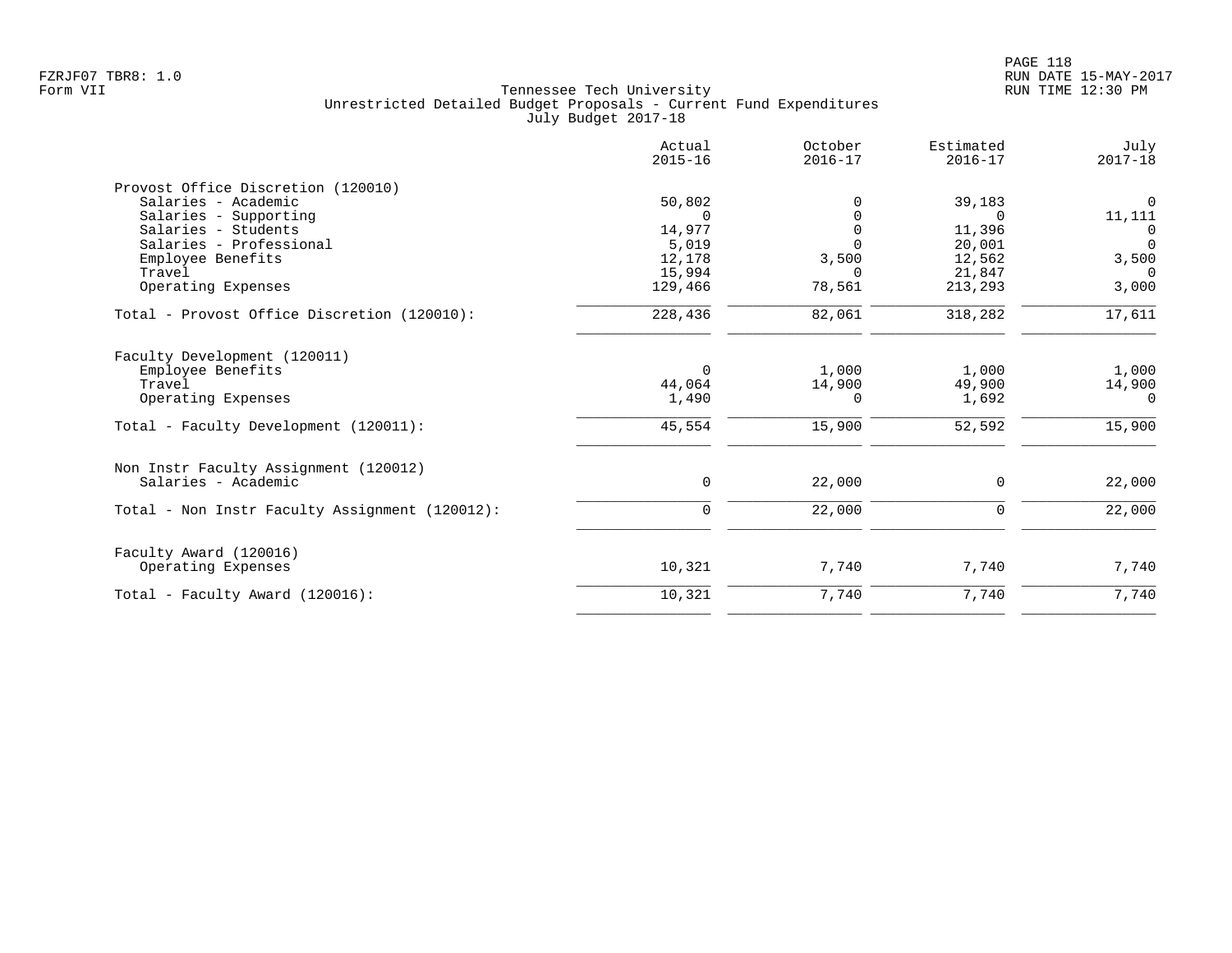Tennessee Tech University
Unrestricted Detailed Budget Proposals - Current Fund Expenditures
July Budget 2017-18

Form VII

| | Actual 2015-16 | October 2016-17 | Estimated 2016-17 | July 2017-18 |
|---|---|---|---|---|
| **Provost Office Discretion (120010)** | | | | |
| Salaries - Academic | 50,802 | 0 | 39,183 | 0 |
| Salaries - Supporting | 0 | 0 | 0 | 11,111 |
| Salaries - Students | 14,977 | 0 | 11,396 | 0 |
| Salaries - Professional | 5,019 | 0 | 20,001 | 0 |
| Employee Benefits | 12,178 | 3,500 | 12,562 | 3,500 |
| Travel | 15,994 | 0 | 21,847 | 0 |
| Operating Expenses | 129,466 | 78,561 | 213,293 | 3,000 |
| Total - Provost Office Discretion (120010): | 228,436 | 82,061 | 318,282 | 17,611 |
| **Faculty Development (120011)** | | | | |
| Employee Benefits | 0 | 1,000 | 1,000 | 1,000 |
| Travel | 44,064 | 14,900 | 49,900 | 14,900 |
| Operating Expenses | 1,490 | 0 | 1,692 | 0 |
| Total - Faculty Development (120011): | 45,554 | 15,900 | 52,592 | 15,900 |
| **Non Instr Faculty Assignment (120012)** | | | | |
| Salaries - Academic | 0 | 22,000 | 0 | 22,000 |
| Total - Non Instr Faculty Assignment (120012): | 0 | 22,000 | 0 | 22,000 |
| **Faculty Award (120016)** | | | | |
| Operating Expenses | 10,321 | 7,740 | 7,740 | 7,740 |
| Total - Faculty Award (120016): | 10,321 | 7,740 | 7,740 | 7,740 |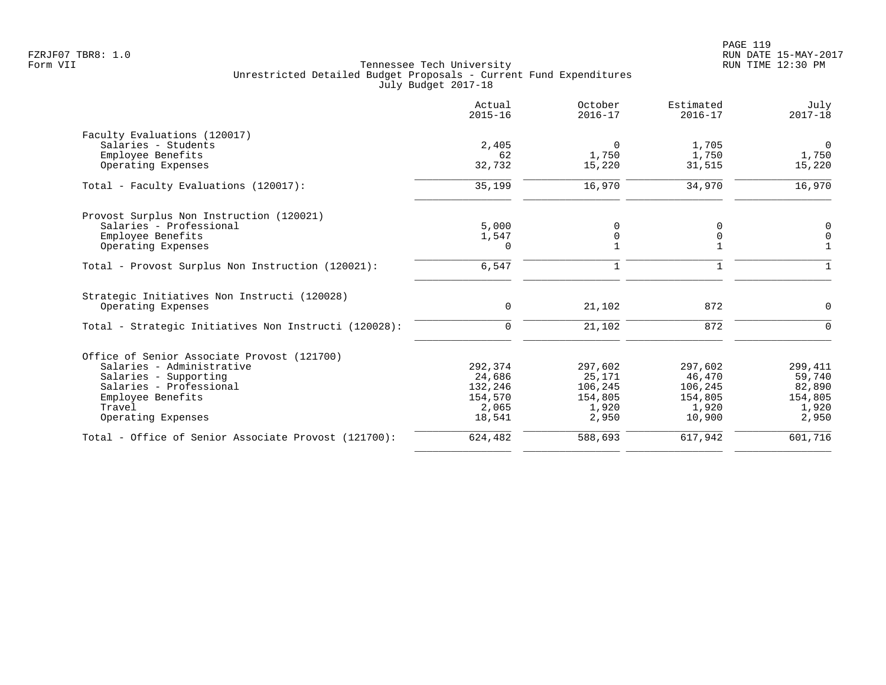Tennessee Tech University
Unrestricted Detailed Budget Proposals - Current Fund Expenditures
July Budget 2017-18

| | Actual 2015-16 | October 2016-17 | Estimated 2016-17 | July 2017-18 |
|---|---|---|---|---|
| **Faculty Evaluations (120017)** | | | | |
| Salaries - Students | 2,405 | 0 | 1,705 | 0 |
| Employee Benefits | 62 | 1,750 | 1,750 | 1,750 |
| Operating Expenses | 32,732 | 15,220 | 31,515 | 15,220 |
| Total - Faculty Evaluations (120017): | 35,199 | 16,970 | 34,970 | 16,970 |
| **Provost Surplus Non Instruction (120021)** | | | | |
| Salaries - Professional | 5,000 | 0 | 0 | 0 |
| Employee Benefits | 1,547 | 0 | 0 | 0 |
| Operating Expenses | 0 | 1 | 1 | 1 |
| Total - Provost Surplus Non Instruction (120021): | 6,547 | 1 | 1 | 1 |
| **Strategic Initiatives Non Instructi (120028)** | | | | |
| Operating Expenses | 0 | 21,102 | 872 | 0 |
| Total - Strategic Initiatives Non Instructi (120028): | 0 | 21,102 | 872 | 0 |
| **Office of Senior Associate Provost (121700)** | | | | |
| Salaries - Administrative | 292,374 | 297,602 | 297,602 | 299,411 |
| Salaries - Supporting | 24,686 | 25,171 | 46,470 | 59,740 |
| Salaries - Professional | 132,246 | 106,245 | 106,245 | 82,890 |
| Employee Benefits | 154,570 | 154,805 | 154,805 | 154,805 |
| Travel | 2,065 | 1,920 | 1,920 | 1,920 |
| Operating Expenses | 18,541 | 2,950 | 10,900 | 2,950 |
| Total - Office of Senior Associate Provost (121700): | 624,482 | 588,693 | 617,942 | 601,716 |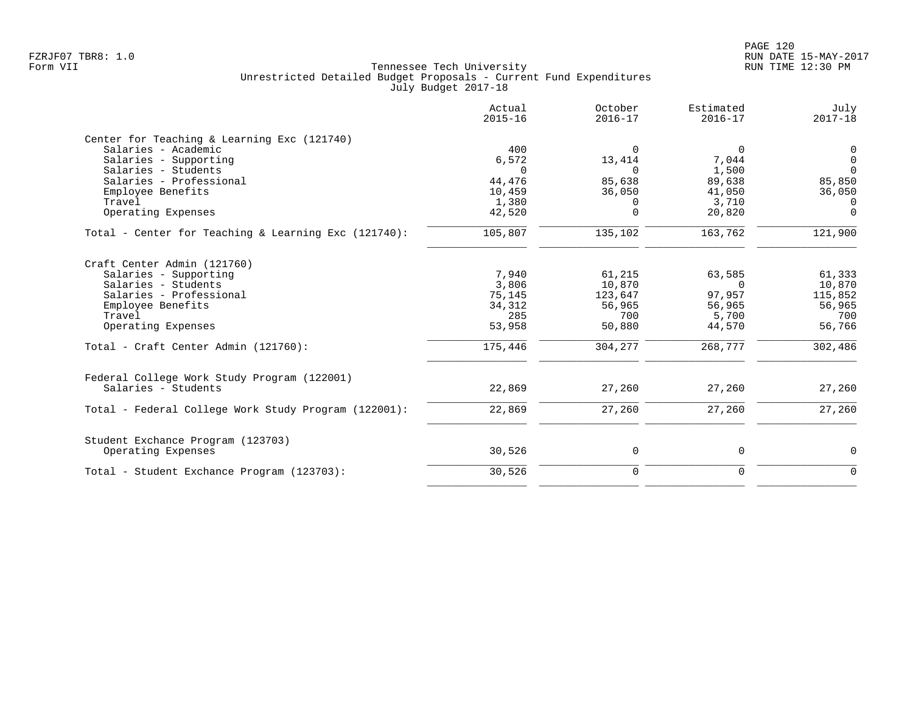FZRJF07 TBR8: 1.0
Form VII

Tennessee Tech University
Unrestricted Detailed Budget Proposals - Current Fund Expenditures
July Budget 2017-18

RUN DATE 15-MAY-2017
RUN TIME 12:30 PM

| | Actual 2015-16 | October 2016-17 | Estimated 2016-17 | July 2017-18 |
|---|---|---|---|---|
| Center for Teaching & Learning Exc (121740) | | | | |
| Salaries - Academic | 400 | 0 | 0 | 0 |
| Salaries - Supporting | 6,572 | 13,414 | 7,044 | 0 |
| Salaries - Students | 0 | 0 | 1,500 | 0 |
| Salaries - Professional | 44,476 | 85,638 | 89,638 | 85,850 |
| Employee Benefits | 10,459 | 36,050 | 41,050 | 36,050 |
| Travel | 1,380 | 0 | 3,710 | 0 |
| Operating Expenses | 42,520 | 0 | 20,820 | 0 |
| Total - Center for Teaching & Learning Exc (121740): | 105,807 | 135,102 | 163,762 | 121,900 |
| Craft Center Admin (121760) | | | | |
| Salaries - Supporting | 7,940 | 61,215 | 63,585 | 61,333 |
| Salaries - Students | 3,806 | 10,870 | 0 | 10,870 |
| Salaries - Professional | 75,145 | 123,647 | 97,957 | 115,852 |
| Employee Benefits | 34,312 | 56,965 | 56,965 | 56,965 |
| Travel | 285 | 700 | 5,700 | 700 |
| Operating Expenses | 53,958 | 50,880 | 44,570 | 56,766 |
| Total - Craft Center Admin (121760): | 175,446 | 304,277 | 268,777 | 302,486 |
| Federal College Work Study Program (122001) | | | | |
| Salaries - Students | 22,869 | 27,260 | 27,260 | 27,260 |
| Total - Federal College Work Study Program (122001): | 22,869 | 27,260 | 27,260 | 27,260 |
| Student Exchance Program (123703) | | | | |
| Operating Expenses | 30,526 | 0 | 0 | 0 |
| Total - Student Exchance Program (123703): | 30,526 | 0 | 0 | 0 |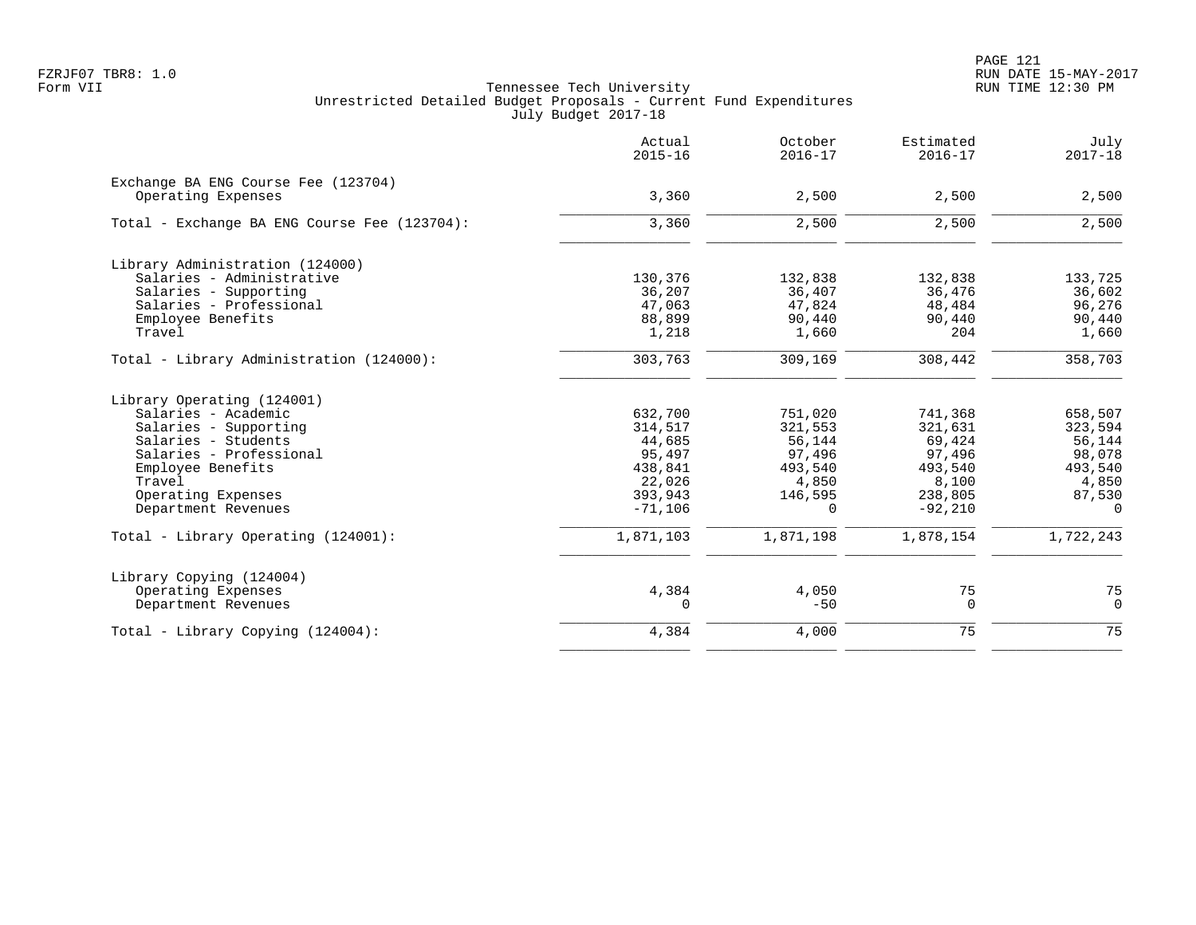Tennessee Tech University
Unrestricted Detailed Budget Proposals - Current Fund Expenditures
July Budget 2017-18

| | Actual 2015-16 | October 2016-17 | Estimated 2016-17 | July 2017-18 |
|---|---|---|---|---|
| **Exchange BA ENG Course Fee (123704)** | | | | |
| Operating Expenses | 3,360 | 2,500 | 2,500 | 2,500 |
| Total - Exchange BA ENG Course Fee (123704): | 3,360 | 2,500 | 2,500 | 2,500 |
| **Library Administration (124000)** | | | | |
| Salaries - Administrative | 130,376 | 132,838 | 132,838 | 133,725 |
| Salaries - Supporting | 36,207 | 36,407 | 36,476 | 36,602 |
| Salaries - Professional | 47,063 | 47,824 | 48,484 | 96,276 |
| Employee Benefits | 88,899 | 90,440 | 90,440 | 90,440 |
| Travel | 1,218 | 1,660 | 204 | 1,660 |
| Total - Library Administration (124000): | 303,763 | 309,169 | 308,442 | 358,703 |
| **Library Operating (124001)** | | | | |
| Salaries - Academic | 632,700 | 751,020 | 741,368 | 658,507 |
| Salaries - Supporting | 314,517 | 321,553 | 321,631 | 323,594 |
| Salaries - Students | 44,685 | 56,144 | 69,424 | 56,144 |
| Salaries - Professional | 95,497 | 97,496 | 97,496 | 98,078 |
| Employee Benefits | 438,841 | 493,540 | 493,540 | 493,540 |
| Travel | 22,026 | 4,850 | 8,100 | 4,850 |
| Operating Expenses | 393,943 | 146,595 | 238,805 | 87,530 |
| Department Revenues | -71,106 | 0 | -92,210 | 0 |
| Total - Library Operating (124001): | 1,871,103 | 1,871,198 | 1,878,154 | 1,722,243 |
| **Library Copying (124004)** | | | | |
| Operating Expenses | 4,384 | 4,050 | 75 | 75 |
| Department Revenues | 0 | -50 | 0 | 0 |
| Total - Library Copying (124004): | 4,384 | 4,000 | 75 | 75 |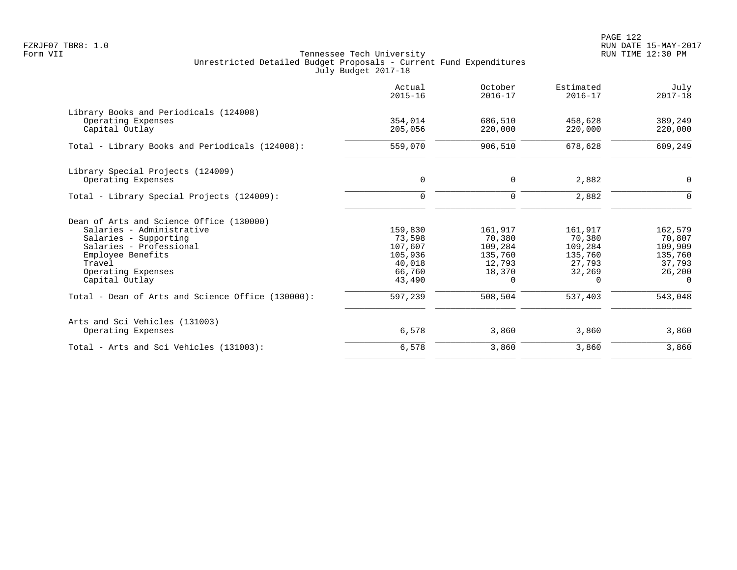FZRJF07 TBR8: 1.0
Form VII

Tennessee Tech University
Unrestricted Detailed Budget Proposals - Current Fund Expenditures
July Budget 2017-18

RUN DATE 15-MAY-2017
RUN TIME 12:30 PM

| | Actual 2015-16 | October 2016-17 | Estimated 2016-17 | July 2017-18 |
|---|---|---|---|---|
| Library Books and Periodicals (124008) | | | | |
| Operating Expenses | 354,014 | 686,510 | 458,628 | 389,249 |
| Capital Outlay | 205,056 | 220,000 | 220,000 | 220,000 |
| Total - Library Books and Periodicals (124008): | 559,070 | 906,510 | 678,628 | 609,249 |
| Library Special Projects (124009) | | | | |
| Operating Expenses | 0 | 0 | 2,882 | 0 |
| Total - Library Special Projects (124009): | 0 | 0 | 2,882 | 0 |
| Dean of Arts and Science Office (130000) | | | | |
| Salaries - Administrative | 159,830 | 161,917 | 161,917 | 162,579 |
| Salaries - Supporting | 73,598 | 70,380 | 70,380 | 70,807 |
| Salaries - Professional | 107,607 | 109,284 | 109,284 | 109,909 |
| Employee Benefits | 105,936 | 135,760 | 135,760 | 135,760 |
| Travel | 40,018 | 12,793 | 27,793 | 37,793 |
| Operating Expenses | 66,760 | 18,370 | 32,269 | 26,200 |
| Capital Outlay | 43,490 | 0 | 0 | 0 |
| Total - Dean of Arts and Science Office (130000): | 597,239 | 508,504 | 537,403 | 543,048 |
| Arts and Sci Vehicles (131003) | | | | |
| Operating Expenses | 6,578 | 3,860 | 3,860 | 3,860 |
| Total - Arts and Sci Vehicles (131003): | 6,578 | 3,860 | 3,860 | 3,860 |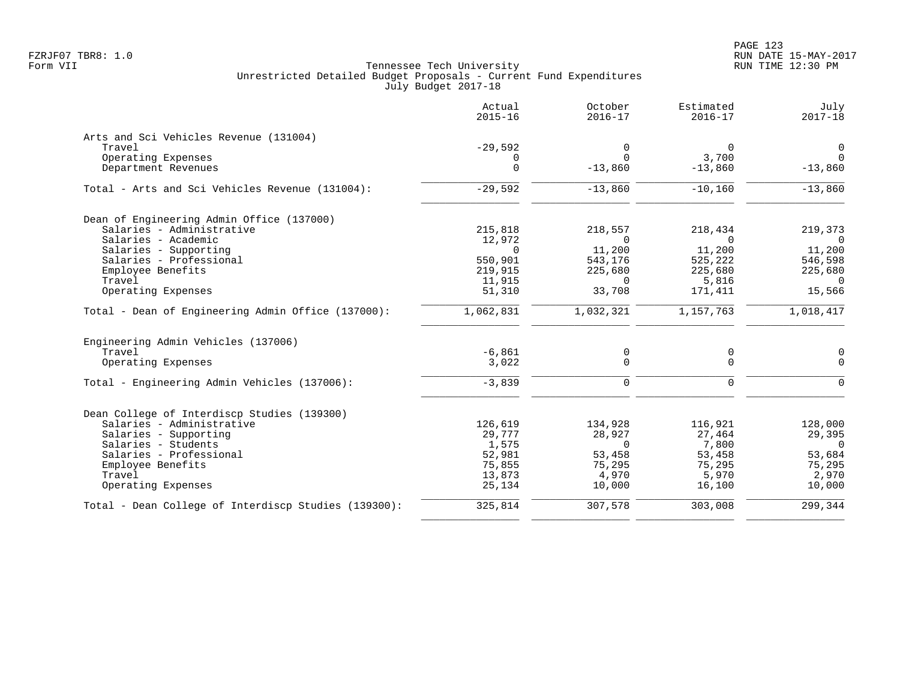Tennessee Tech University
Unrestricted Detailed Budget Proposals - Current Fund Expenditures
July Budget 2017-18

| | Actual 2015-16 | October 2016-17 | Estimated 2016-17 | July 2017-18 |
|---|---|---|---|---|
| **Arts and Sci Vehicles Revenue (131004)** | | | | |
| Travel | -29,592 | 0 | 0 | 0 |
| Operating Expenses | 0 | 0 | 3,700 | 0 |
| Department Revenues | 0 | -13,860 | -13,860 | -13,860 |
| Total - Arts and Sci Vehicles Revenue (131004): | -29,592 | -13,860 | -10,160 | -13,860 |
| **Dean of Engineering Admin Office (137000)** | | | | |
| Salaries - Administrative | 215,818 | 218,557 | 218,434 | 219,373 |
| Salaries - Academic | 12,972 | 0 | 0 | 0 |
| Salaries - Supporting | 0 | 11,200 | 11,200 | 11,200 |
| Salaries - Professional | 550,901 | 543,176 | 525,222 | 546,598 |
| Employee Benefits | 219,915 | 225,680 | 225,680 | 225,680 |
| Travel | 11,915 | 0 | 5,816 | 0 |
| Operating Expenses | 51,310 | 33,708 | 171,411 | 15,566 |
| Total - Dean of Engineering Admin Office (137000): | 1,062,831 | 1,032,321 | 1,157,763 | 1,018,417 |
| **Engineering Admin Vehicles (137006)** | | | | |
| Travel | -6,861 | 0 | 0 | 0 |
| Operating Expenses | 3,022 | 0 | 0 | 0 |
| Total - Engineering Admin Vehicles (137006): | -3,839 | 0 | 0 | 0 |
| **Dean College of Interdiscp Studies (139300)** | | | | |
| Salaries - Administrative | 126,619 | 134,928 | 116,921 | 128,000 |
| Salaries - Supporting | 29,777 | 28,927 | 27,464 | 29,395 |
| Salaries - Students | 1,575 | 0 | 7,800 | 0 |
| Salaries - Professional | 52,981 | 53,458 | 53,458 | 53,684 |
| Employee Benefits | 75,855 | 75,295 | 75,295 | 75,295 |
| Travel | 13,873 | 4,970 | 5,970 | 2,970 |
| Operating Expenses | 25,134 | 10,000 | 16,100 | 10,000 |
| Total - Dean College of Interdiscp Studies (139300): | 325,814 | 307,578 | 303,008 | 299,344 |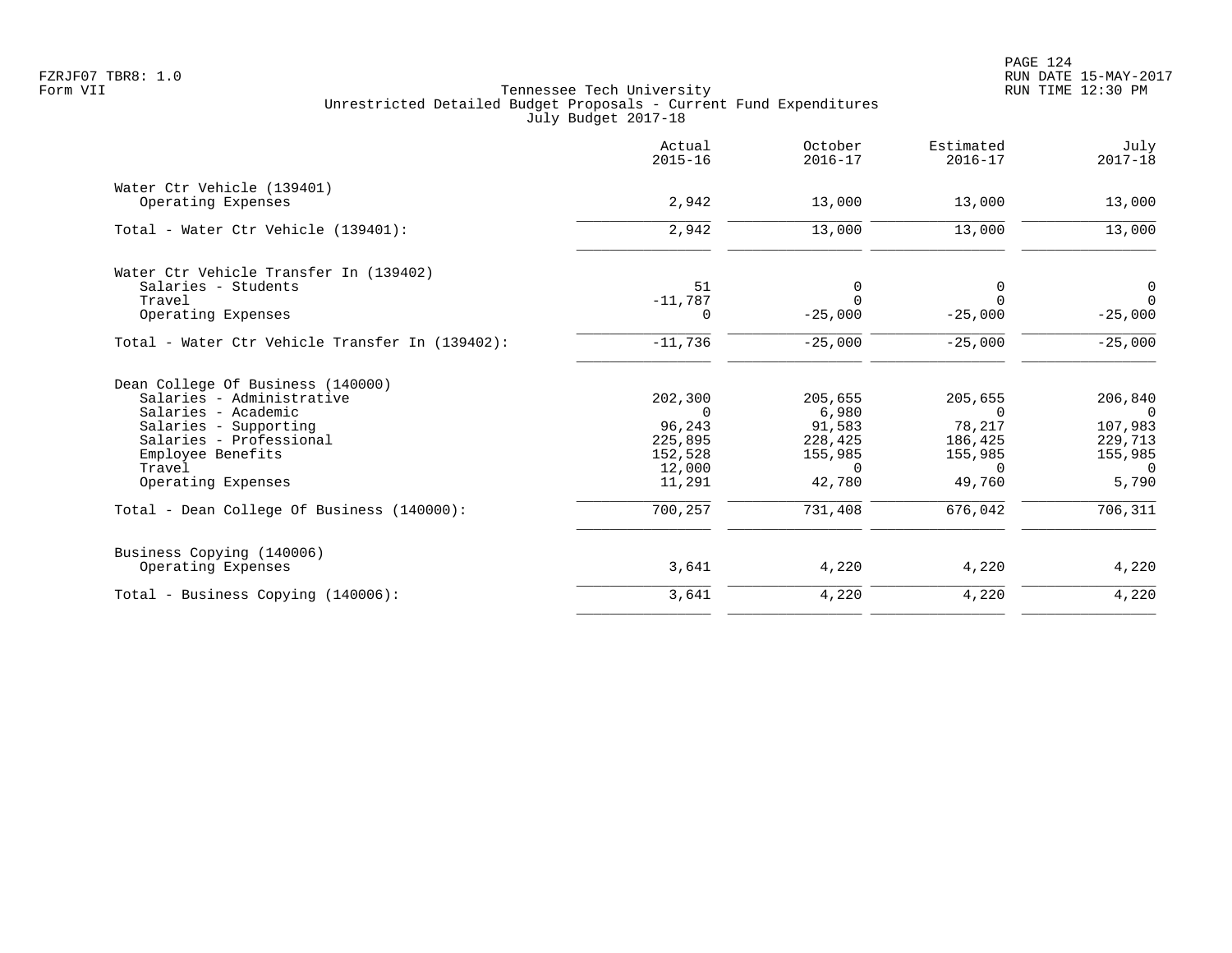Tennessee Tech University
Unrestricted Detailed Budget Proposals - Current Fund Expenditures
July Budget 2017-18

| | Actual 2015-16 | October 2016-17 | Estimated 2016-17 | July 2017-18 |
|---|---|---|---|---|
| **Water Ctr Vehicle (139401)** | | | | |
| Operating Expenses | 2,942 | 13,000 | 13,000 | 13,000 |
| Total - Water Ctr Vehicle (139401): | 2,942 | 13,000 | 13,000 | 13,000 |
| **Water Ctr Vehicle Transfer In (139402)** | | | | |
| Salaries - Students | 51 | 0 | 0 | 0 |
| Travel | -11,787 | 0 | 0 | 0 |
| Operating Expenses | 0 | -25,000 | -25,000 | -25,000 |
| Total - Water Ctr Vehicle Transfer In (139402): | -11,736 | -25,000 | -25,000 | -25,000 |
| **Dean College Of Business (140000)** | | | | |
| Salaries - Administrative | 202,300 | 205,655 | 205,655 | 206,840 |
| Salaries - Academic | 0 | 6,980 | 0 | 0 |
| Salaries - Supporting | 96,243 | 91,583 | 78,217 | 107,983 |
| Salaries - Professional | 225,895 | 228,425 | 186,425 | 229,713 |
| Employee Benefits | 152,528 | 155,985 | 155,985 | 155,985 |
| Travel | 12,000 | 0 | 0 | 0 |
| Operating Expenses | 11,291 | 42,780 | 49,760 | 5,790 |
| Total - Dean College Of Business (140000): | 700,257 | 731,408 | 676,042 | 706,311 |
| **Business Copying (140006)** | | | | |
| Operating Expenses | 3,641 | 4,220 | 4,220 | 4,220 |
| Total - Business Copying (140006): | 3,641 | 4,220 | 4,220 | 4,220 |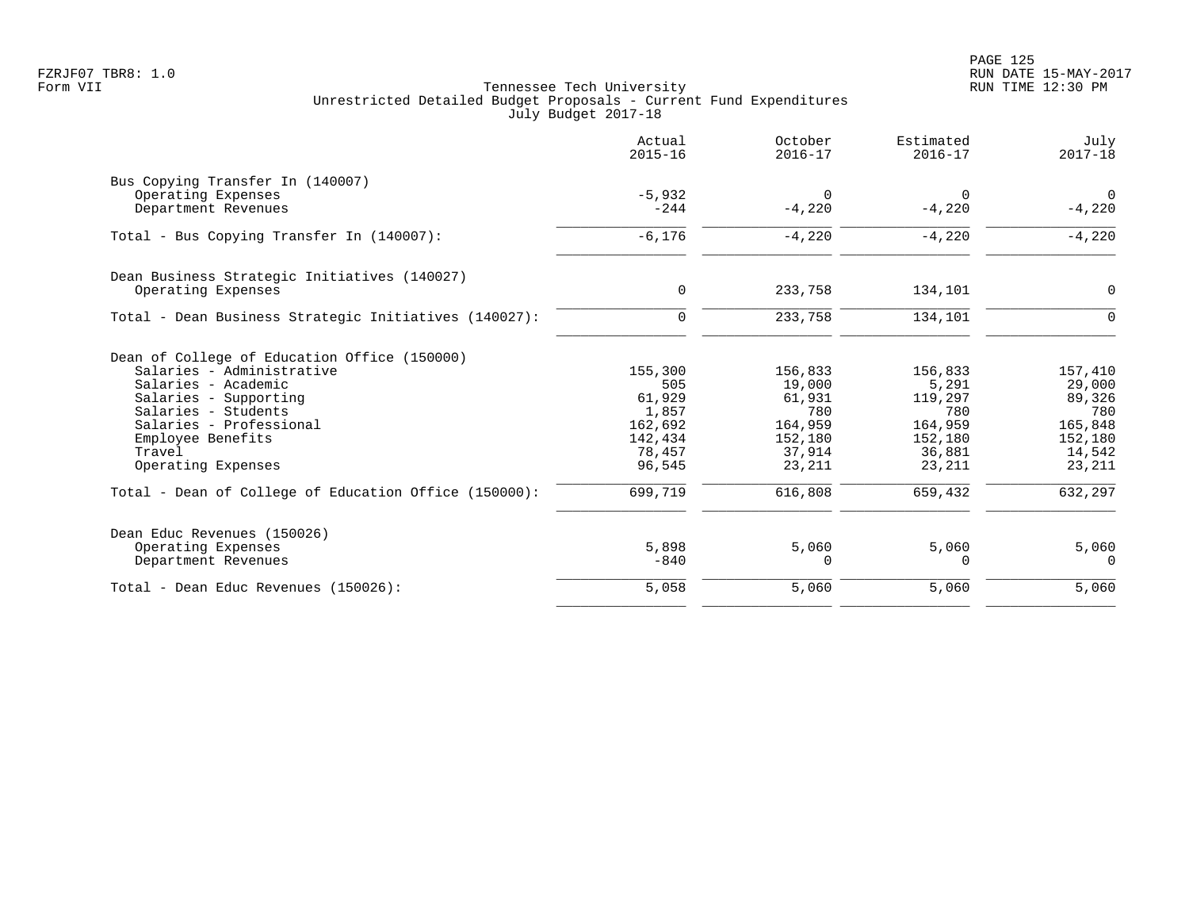Tennessee Tech University
Unrestricted Detailed Budget Proposals - Current Fund Expenditures
July Budget 2017-18

| | Actual 2015-16 | October 2016-17 | Estimated 2016-17 | July 2017-18 |
|---|---:|---:|---:|---:|
| **Bus Copying Transfer In (140007)** | | | | |
| Operating Expenses | -5,932 | 0 | 0 | 0 |
| Department Revenues | -244 | -4,220 | -4,220 | -4,220 |
| Total - Bus Copying Transfer In (140007): | -6,176 | -4,220 | -4,220 | -4,220 |
| **Dean Business Strategic Initiatives (140027)** | | | | |
| Operating Expenses | 0 | 233,758 | 134,101 | 0 |
| Total - Dean Business Strategic Initiatives (140027): | 0 | 233,758 | 134,101 | 0 |
| **Dean of College of Education Office (150000)** | | | | |
| Salaries - Administrative | 155,300 | 156,833 | 156,833 | 157,410 |
| Salaries - Academic | 505 | 19,000 | 5,291 | 29,000 |
| Salaries - Supporting | 61,929 | 61,931 | 119,297 | 89,326 |
| Salaries - Students | 1,857 | 780 | 780 | 780 |
| Salaries - Professional | 162,692 | 164,959 | 164,959 | 165,848 |
| Employee Benefits | 142,434 | 152,180 | 152,180 | 152,180 |
| Travel | 78,457 | 37,914 | 36,881 | 14,542 |
| Operating Expenses | 96,545 | 23,211 | 23,211 | 23,211 |
| Total - Dean of College of Education Office (150000): | 699,719 | 616,808 | 659,432 | 632,297 |
| **Dean Educ Revenues (150026)** | | | | |
| Operating Expenses | 5,898 | 5,060 | 5,060 | 5,060 |
| Department Revenues | -840 | 0 | 0 | 0 |
| Total - Dean Educ Revenues (150026): | 5,058 | 5,060 | 5,060 | 5,060 |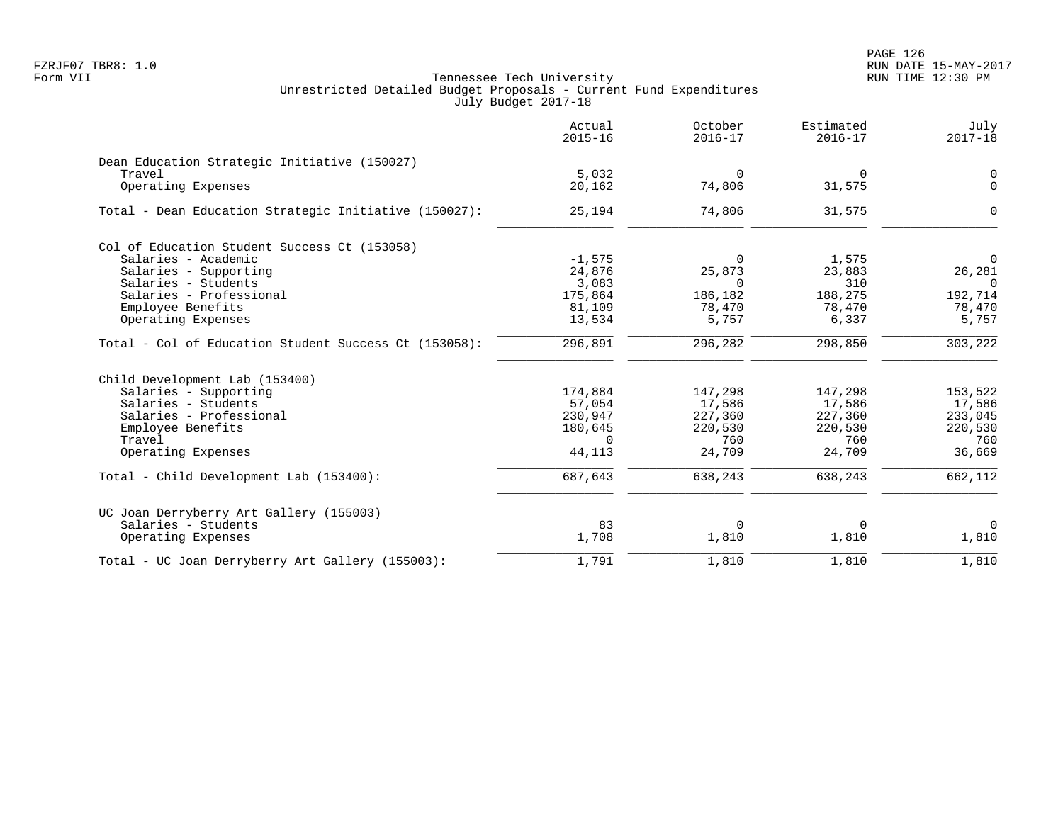Tennessee Tech University
Unrestricted Detailed Budget Proposals - Current Fund Expenditures
July Budget 2017-18

| | Actual 2015-16 | October 2016-17 | Estimated 2016-17 | July 2017-18 |
|---|---|---|---|---|
| **Dean Education Strategic Initiative (150027)** | | | | |
| Travel | 5,032 | 0 | 0 | 0 |
| Operating Expenses | 20,162 | 74,806 | 31,575 | 0 |
| Total - Dean Education Strategic Initiative (150027): | 25,194 | 74,806 | 31,575 | 0 |
| **Col of Education Student Success Ct (153058)** | | | | |
| Salaries - Academic | -1,575 | 0 | 1,575 | 0 |
| Salaries - Supporting | 24,876 | 25,873 | 23,883 | 26,281 |
| Salaries - Students | 3,083 | 0 | 310 | 0 |
| Salaries - Professional | 175,864 | 186,182 | 188,275 | 192,714 |
| Employee Benefits | 81,109 | 78,470 | 78,470 | 78,470 |
| Operating Expenses | 13,534 | 5,757 | 6,337 | 5,757 |
| Total - Col of Education Student Success Ct (153058): | 296,891 | 296,282 | 298,850 | 303,222 |
| **Child Development Lab (153400)** | | | | |
| Salaries - Supporting | 174,884 | 147,298 | 147,298 | 153,522 |
| Salaries - Students | 57,054 | 17,586 | 17,586 | 17,586 |
| Salaries - Professional | 230,947 | 227,360 | 227,360 | 233,045 |
| Employee Benefits | 180,645 | 220,530 | 220,530 | 220,530 |
| Travel | 0 | 760 | 760 | 760 |
| Operating Expenses | 44,113 | 24,709 | 24,709 | 36,669 |
| Total - Child Development Lab (153400): | 687,643 | 638,243 | 638,243 | 662,112 |
| **UC Joan Derryberry Art Gallery (155003)** | | | | |
| Salaries - Students | 83 | 0 | 0 | 0 |
| Operating Expenses | 1,708 | 1,810 | 1,810 | 1,810 |
| Total - UC Joan Derryberry Art Gallery (155003): | 1,791 | 1,810 | 1,810 | 1,810 |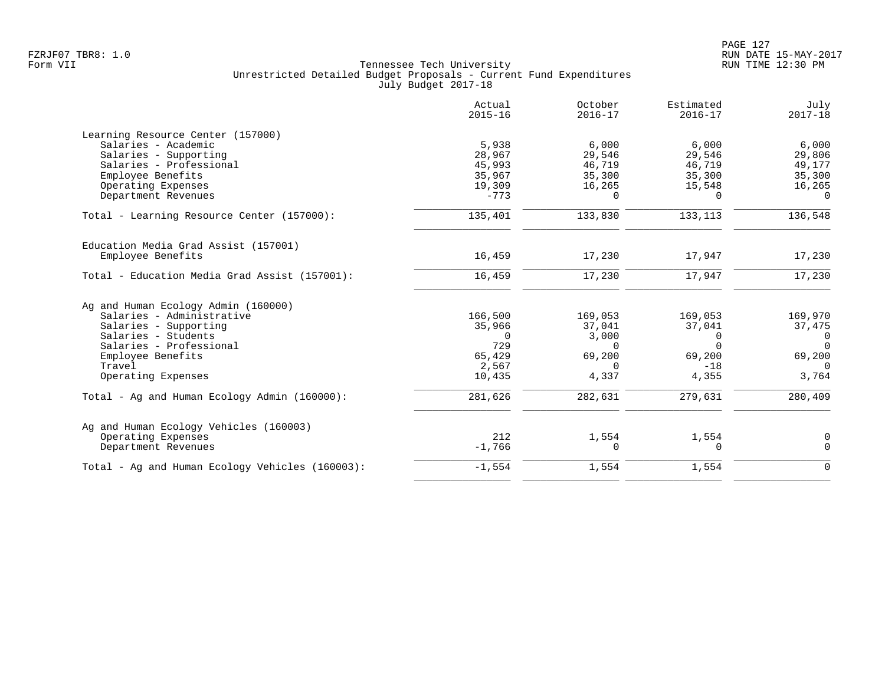Tennessee Tech University
Unrestricted Detailed Budget Proposals - Current Fund Expenditures
July Budget 2017-18

| | Actual 2015-16 | October 2016-17 | Estimated 2016-17 | July 2017-18 |
|---|---|---|---|---|
| **Learning Resource Center (157000)** | | | | |
| Salaries - Academic | 5,938 | 6,000 | 6,000 | 6,000 |
| Salaries - Supporting | 28,967 | 29,546 | 29,546 | 29,806 |
| Salaries - Professional | 45,993 | 46,719 | 46,719 | 49,177 |
| Employee Benefits | 35,967 | 35,300 | 35,300 | 35,300 |
| Operating Expenses | 19,309 | 16,265 | 15,548 | 16,265 |
| Department Revenues | -773 | 0 | 0 | 0 |
| Total - Learning Resource Center (157000): | 135,401 | 133,830 | 133,113 | 136,548 |
| **Education Media Grad Assist (157001)** | | | | |
| Employee Benefits | 16,459 | 17,230 | 17,947 | 17,230 |
| Total - Education Media Grad Assist (157001): | 16,459 | 17,230 | 17,947 | 17,230 |
| **Ag and Human Ecology Admin (160000)** | | | | |
| Salaries - Administrative | 166,500 | 169,053 | 169,053 | 169,970 |
| Salaries - Supporting | 35,966 | 37,041 | 37,041 | 37,475 |
| Salaries - Students | 0 | 3,000 | 0 | 0 |
| Salaries - Professional | 729 | 0 | 0 | 0 |
| Employee Benefits | 65,429 | 69,200 | 69,200 | 69,200 |
| Travel | 2,567 | 0 | -18 | 0 |
| Operating Expenses | 10,435 | 4,337 | 4,355 | 3,764 |
| Total - Ag and Human Ecology Admin (160000): | 281,626 | 282,631 | 279,631 | 280,409 |
| **Ag and Human Ecology Vehicles (160003)** | | | | |
| Operating Expenses | 212 | 1,554 | 1,554 | 0 |
| Department Revenues | -1,766 | 0 | 0 | 0 |
| Total - Ag and Human Ecology Vehicles (160003): | -1,554 | 1,554 | 1,554 | 0 |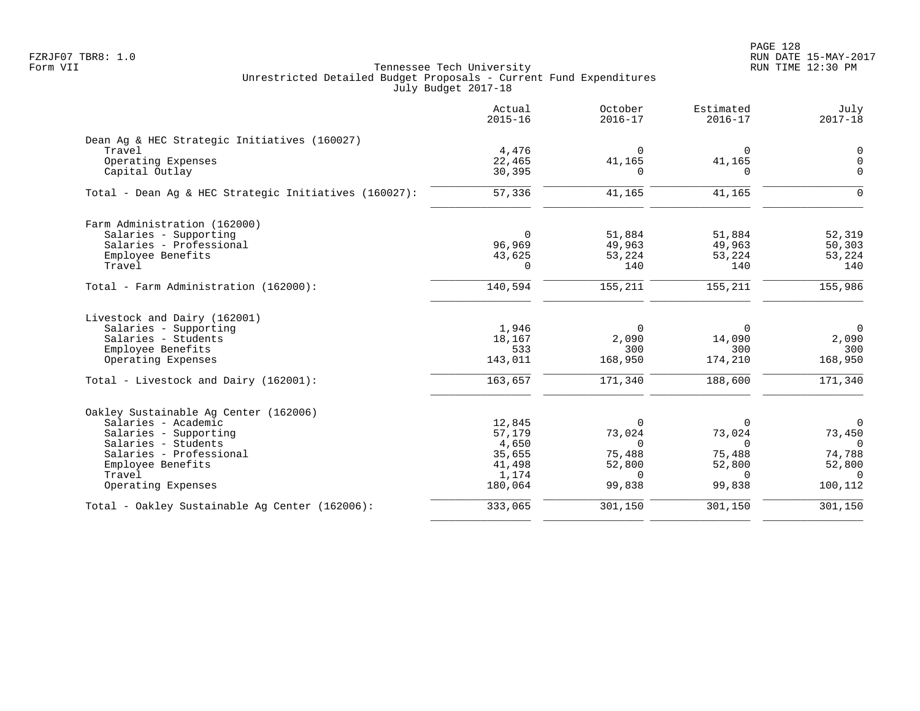Tennessee Tech University
Unrestricted Detailed Budget Proposals - Current Fund Expenditures
July Budget 2017-18

| | Actual 2015-16 | October 2016-17 | Estimated 2016-17 | July 2017-18 |
|---|---|---|---|---|
| **Dean Ag & HEC Strategic Initiatives (160027)** | | | | |
| Travel | 4,476 | 0 | 0 | 0 |
| Operating Expenses | 22,465 | 41,165 | 41,165 | 0 |
| Capital Outlay | 30,395 | 0 | 0 | 0 |
| Total - Dean Ag & HEC Strategic Initiatives (160027): | 57,336 | 41,165 | 41,165 | 0 |
| **Farm Administration (162000)** | | | | |
| Salaries - Supporting | 0 | 51,884 | 51,884 | 52,319 |
| Salaries - Professional | 96,969 | 49,963 | 49,963 | 50,303 |
| Employee Benefits | 43,625 | 53,224 | 53,224 | 53,224 |
| Travel | 0 | 140 | 140 | 140 |
| Total - Farm Administration (162000): | 140,594 | 155,211 | 155,211 | 155,986 |
| **Livestock and Dairy (162001)** | | | | |
| Salaries - Supporting | 1,946 | 0 | 0 | 0 |
| Salaries - Students | 18,167 | 2,090 | 14,090 | 2,090 |
| Employee Benefits | 533 | 300 | 300 | 300 |
| Operating Expenses | 143,011 | 168,950 | 174,210 | 168,950 |
| Total - Livestock and Dairy (162001): | 163,657 | 171,340 | 188,600 | 171,340 |
| **Oakley Sustainable Ag Center (162006)** | | | | |
| Salaries - Academic | 12,845 | 0 | 0 | 0 |
| Salaries - Supporting | 57,179 | 73,024 | 73,024 | 73,450 |
| Salaries - Students | 4,650 | 0 | 0 | 0 |
| Salaries - Professional | 35,655 | 75,488 | 75,488 | 74,788 |
| Employee Benefits | 41,498 | 52,800 | 52,800 | 52,800 |
| Travel | 1,174 | 0 | 0 | 0 |
| Operating Expenses | 180,064 | 99,838 | 99,838 | 100,112 |
| Total - Oakley Sustainable Ag Center (162006): | 333,065 | 301,150 | 301,150 | 301,150 |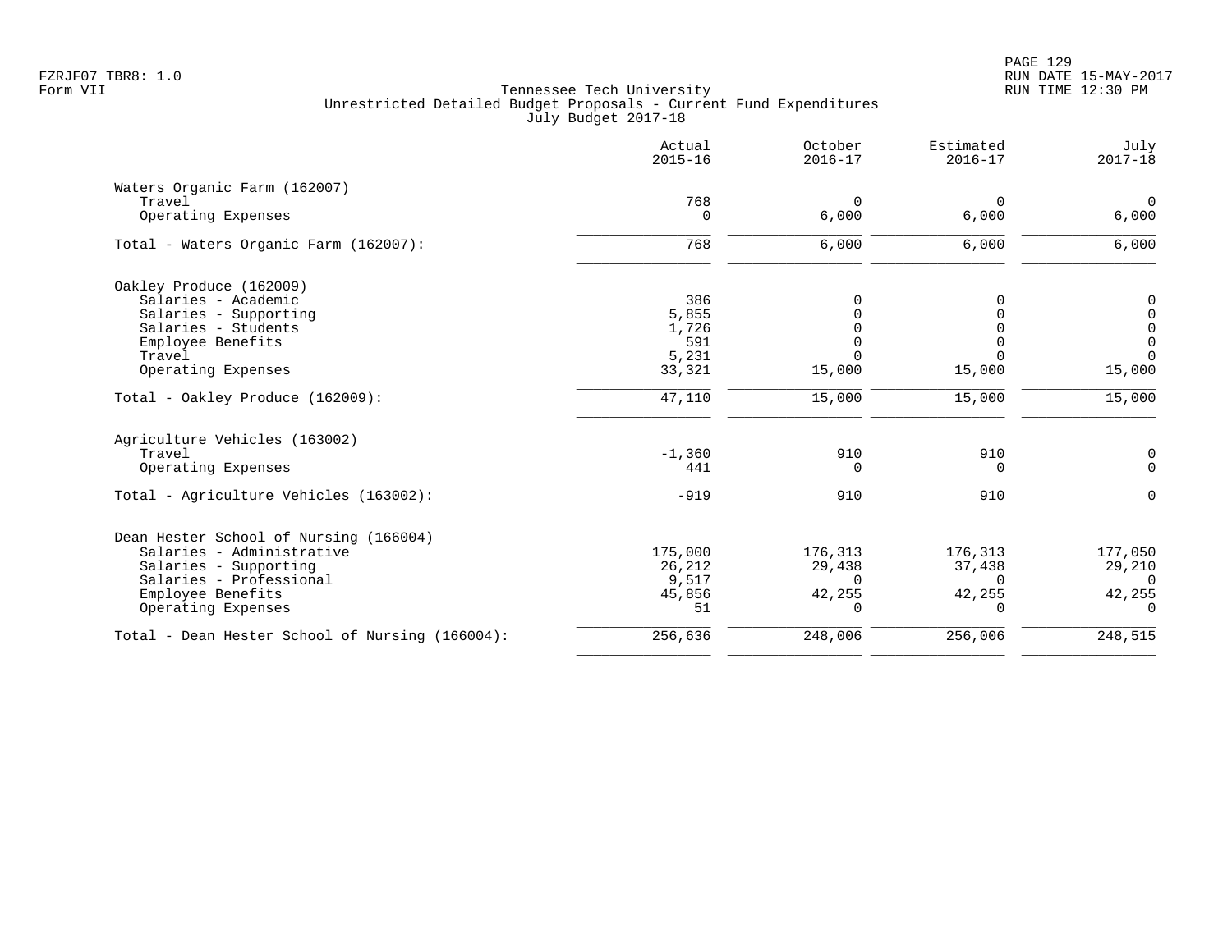FZRJF07 TBR8: 1.0
Form VII

Tennessee Tech University
Unrestricted Detailed Budget Proposals - Current Fund Expenditures
July Budget 2017-18

| | Actual 2015-16 | October 2016-17 | Estimated 2016-17 | July 2017-18 |
|---|---|---|---|---|
| **Waters Organic Farm (162007)** | | | | |
| Travel | 768 | 0 | 0 | 0 |
| Operating Expenses | 0 | 6,000 | 6,000 | 6,000 |
| Total - Waters Organic Farm (162007): | 768 | 6,000 | 6,000 | 6,000 |
| **Oakley Produce (162009)** | | | | |
| Salaries - Academic | 386 | 0 | 0 | 0 |
| Salaries - Supporting | 5,855 | 0 | 0 | 0 |
| Salaries - Students | 1,726 | 0 | 0 | 0 |
| Employee Benefits | 591 | 0 | 0 | 0 |
| Travel | 5,231 | 0 | 0 | 0 |
| Operating Expenses | 33,321 | 15,000 | 15,000 | 15,000 |
| Total - Oakley Produce (162009): | 47,110 | 15,000 | 15,000 | 15,000 |
| **Agriculture Vehicles (163002)** | | | | |
| Travel | -1,360 | 910 | 910 | 0 |
| Operating Expenses | 441 | 0 | 0 | 0 |
| Total - Agriculture Vehicles (163002): | -919 | 910 | 910 | 0 |
| **Dean Hester School of Nursing (166004)** | | | | |
| Salaries - Administrative | 175,000 | 176,313 | 176,313 | 177,050 |
| Salaries - Supporting | 26,212 | 29,438 | 37,438 | 29,210 |
| Salaries - Professional | 9,517 | 0 | 0 | 0 |
| Employee Benefits | 45,856 | 42,255 | 42,255 | 42,255 |
| Operating Expenses | 51 | 0 | 0 | 0 |
| Total - Dean Hester School of Nursing (166004): | 256,636 | 248,006 | 256,006 | 248,515 |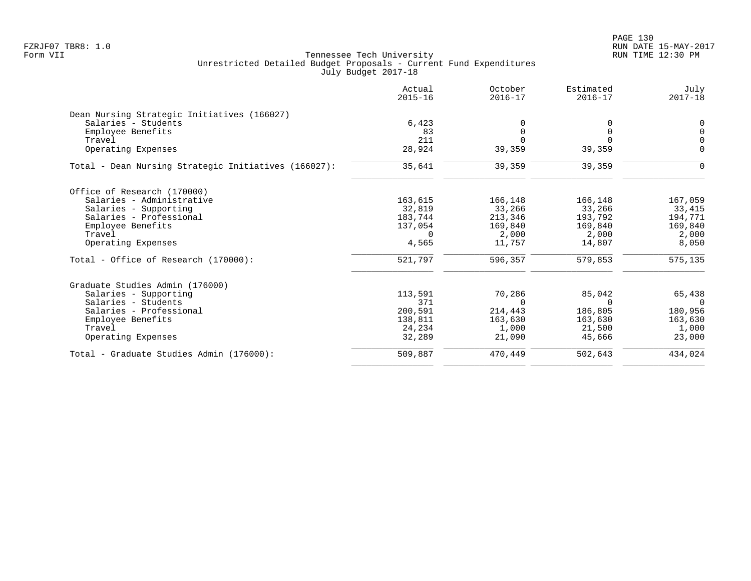Tennessee Tech University
Unrestricted Detailed Budget Proposals - Current Fund Expenditures
July Budget 2017-18

FZRJF07 TBR8: 1.0
Form VII

RUN DATE 15-MAY-2017
RUN TIME 12:30 PM

| | Actual 2015-16 | October 2016-17 | Estimated 2016-17 | July 2017-18 |
|---|---|---|---|---|
| **Dean Nursing Strategic Initiatives (166027)** | | | | |
| Salaries - Students | 6,423 | 0 | 0 | 0 |
| Employee Benefits | 83 | 0 | 0 | 0 |
| Travel | 211 | 0 | 0 | 0 |
| Operating Expenses | 28,924 | 39,359 | 39,359 | 0 |
| Total - Dean Nursing Strategic Initiatives (166027): | 35,641 | 39,359 | 39,359 | 0 |
| **Office of Research (170000)** | | | | |
| Salaries - Administrative | 163,615 | 166,148 | 166,148 | 167,059 |
| Salaries - Supporting | 32,819 | 33,266 | 33,266 | 33,415 |
| Salaries - Professional | 183,744 | 213,346 | 193,792 | 194,771 |
| Employee Benefits | 137,054 | 169,840 | 169,840 | 169,840 |
| Travel | 0 | 2,000 | 2,000 | 2,000 |
| Operating Expenses | 4,565 | 11,757 | 14,807 | 8,050 |
| Total - Office of Research (170000): | 521,797 | 596,357 | 579,853 | 575,135 |
| **Graduate Studies Admin (176000)** | | | | |
| Salaries - Supporting | 113,591 | 70,286 | 85,042 | 65,438 |
| Salaries - Students | 371 | 0 | 0 | 0 |
| Salaries - Professional | 200,591 | 214,443 | 186,805 | 180,956 |
| Employee Benefits | 138,811 | 163,630 | 163,630 | 163,630 |
| Travel | 24,234 | 1,000 | 21,500 | 1,000 |
| Operating Expenses | 32,289 | 21,090 | 45,666 | 23,000 |
| Total - Graduate Studies Admin (176000): | 509,887 | 470,449 | 502,643 | 434,024 |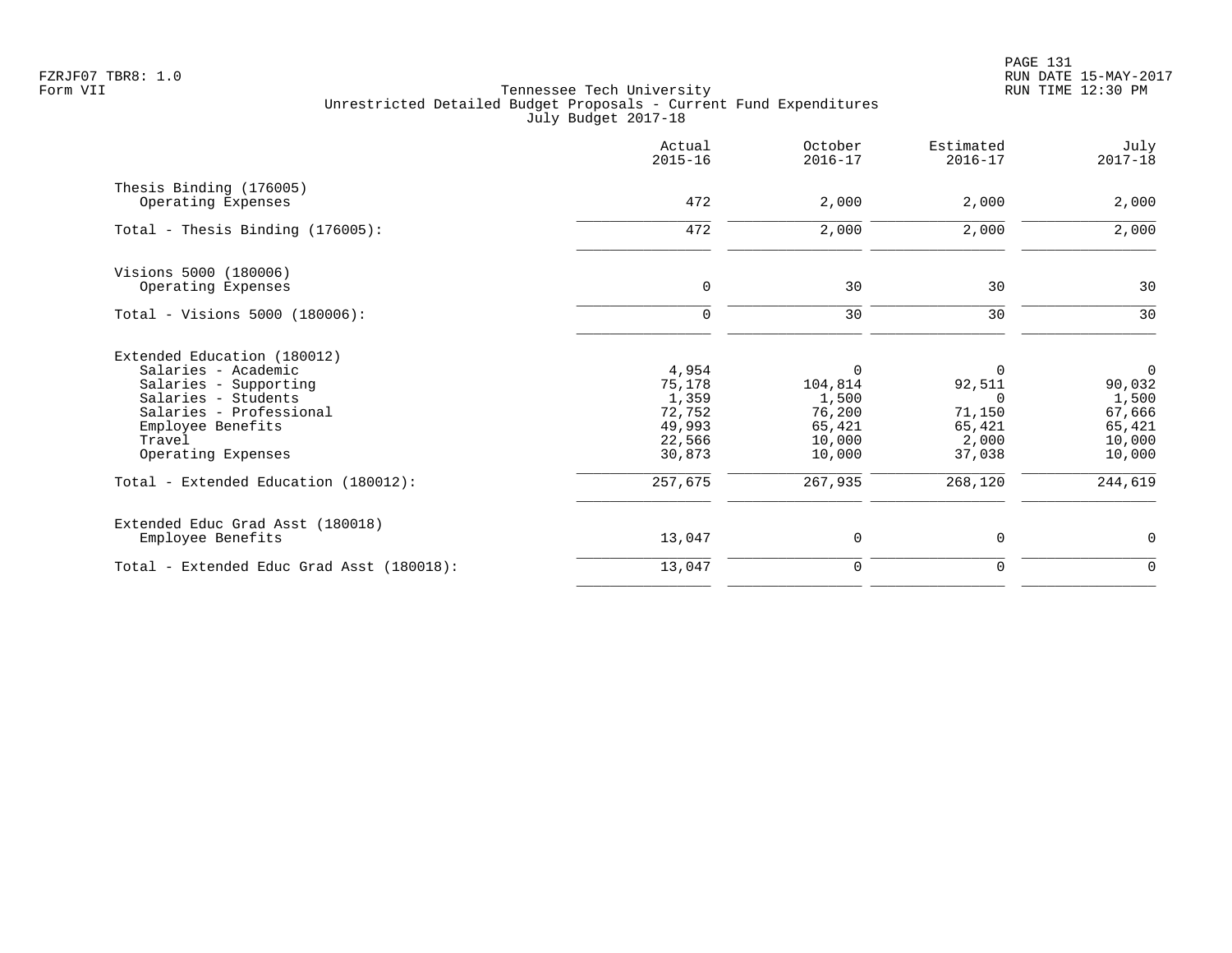FZRJF07 TBR8: 1.0
Form VII

Tennessee Tech University
Unrestricted Detailed Budget Proposals - Current Fund Expenditures
July Budget 2017-18

| | Actual 2015-16 | October 2016-17 | Estimated 2016-17 | July 2017-18 |
|---|---|---|---|---|
| Thesis Binding (176005) | | | | |
| Operating Expenses | 472 | 2,000 | 2,000 | 2,000 |
| Total - Thesis Binding (176005): | 472 | 2,000 | 2,000 | 2,000 |
| Visions 5000 (180006) | | | | |
| Operating Expenses | 0 | 30 | 30 | 30 |
| Total - Visions 5000 (180006): | 0 | 30 | 30 | 30 |
| Extended Education (180012) | | | | |
| Salaries - Academic | 4,954 | 0 | 0 | 0 |
| Salaries - Supporting | 75,178 | 104,814 | 92,511 | 90,032 |
| Salaries - Students | 1,359 | 1,500 | 0 | 1,500 |
| Salaries - Professional | 72,752 | 76,200 | 71,150 | 67,666 |
| Employee Benefits | 49,993 | 65,421 | 65,421 | 65,421 |
| Travel | 22,566 | 10,000 | 2,000 | 10,000 |
| Operating Expenses | 30,873 | 10,000 | 37,038 | 10,000 |
| Total - Extended Education (180012): | 257,675 | 267,935 | 268,120 | 244,619 |
| Extended Educ Grad Asst (180018) | | | | |
| Employee Benefits | 13,047 | 0 | 0 | 0 |
| Total - Extended Educ Grad Asst (180018): | 13,047 | 0 | 0 | 0 |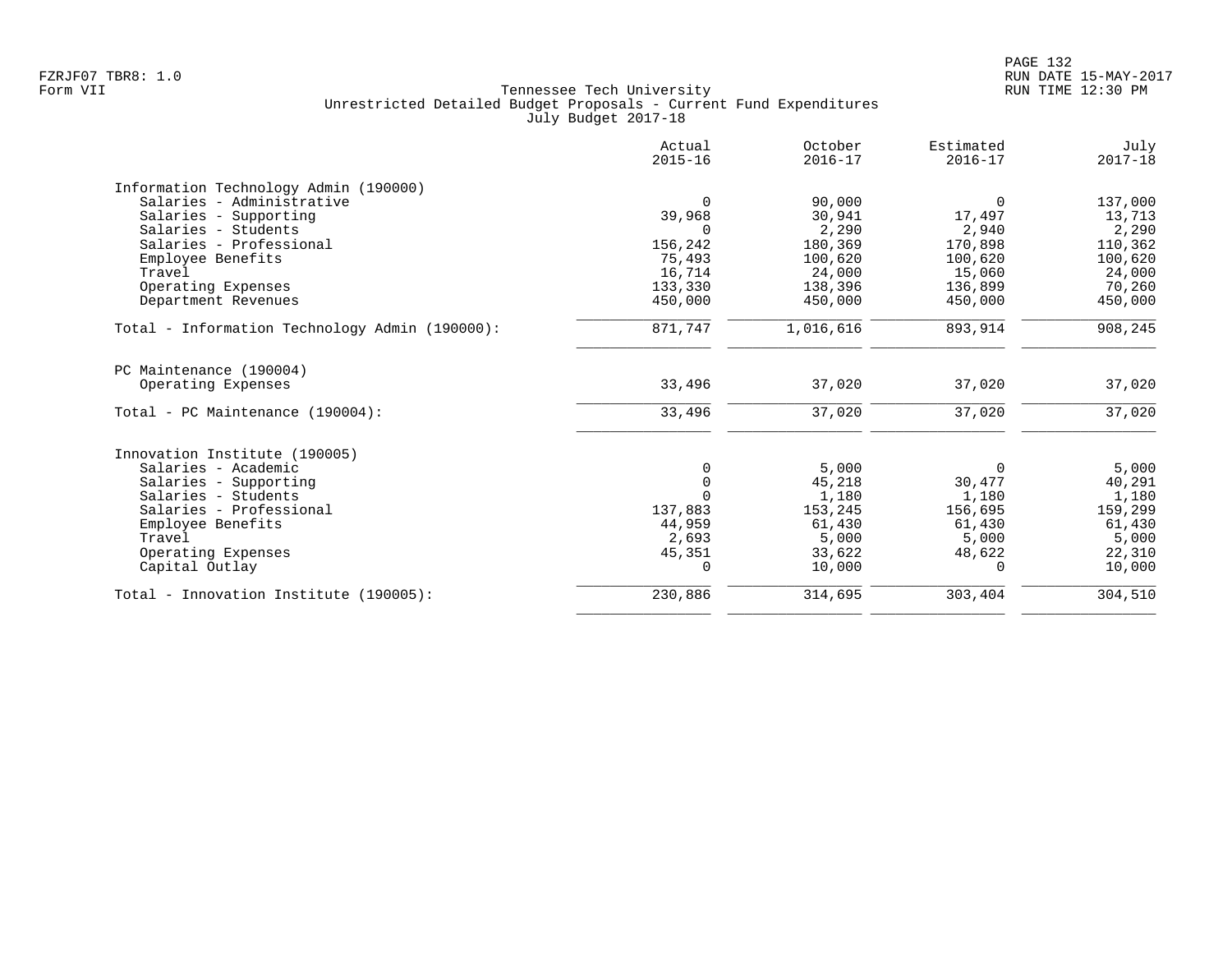Tennessee Tech University
Unrestricted Detailed Budget Proposals - Current Fund Expenditures
July Budget 2017-18

|  | Actual 2015-16 | October 2016-17 | Estimated 2016-17 | July 2017-18 |
|---|---|---|---|---|
| **Information Technology Admin (190000)** | | | | |
| Salaries - Administrative | 0 | 90,000 | 0 | 137,000 |
| Salaries - Supporting | 39,968 | 30,941 | 17,497 | 13,713 |
| Salaries - Students | 0 | 2,290 | 2,940 | 2,290 |
| Salaries - Professional | 156,242 | 180,369 | 170,898 | 110,362 |
| Employee Benefits | 75,493 | 100,620 | 100,620 | 100,620 |
| Travel | 16,714 | 24,000 | 15,060 | 24,000 |
| Operating Expenses | 133,330 | 138,396 | 136,899 | 70,260 |
| Department Revenues | 450,000 | 450,000 | 450,000 | 450,000 |
| Total - Information Technology Admin (190000): | 871,747 | 1,016,616 | 893,914 | 908,245 |
| **PC Maintenance (190004)** | | | | |
| Operating Expenses | 33,496 | 37,020 | 37,020 | 37,020 |
| Total - PC Maintenance (190004): | 33,496 | 37,020 | 37,020 | 37,020 |
| **Innovation Institute (190005)** | | | | |
| Salaries - Academic | 0 | 5,000 | 0 | 5,000 |
| Salaries - Supporting | 0 | 45,218 | 30,477 | 40,291 |
| Salaries - Students | 0 | 1,180 | 1,180 | 1,180 |
| Salaries - Professional | 137,883 | 153,245 | 156,695 | 159,299 |
| Employee Benefits | 44,959 | 61,430 | 61,430 | 61,430 |
| Travel | 2,693 | 5,000 | 5,000 | 5,000 |
| Operating Expenses | 45,351 | 33,622 | 48,622 | 22,310 |
| Capital Outlay | 0 | 10,000 | 0 | 10,000 |
| Total - Innovation Institute (190005): | 230,886 | 314,695 | 303,404 | 304,510 |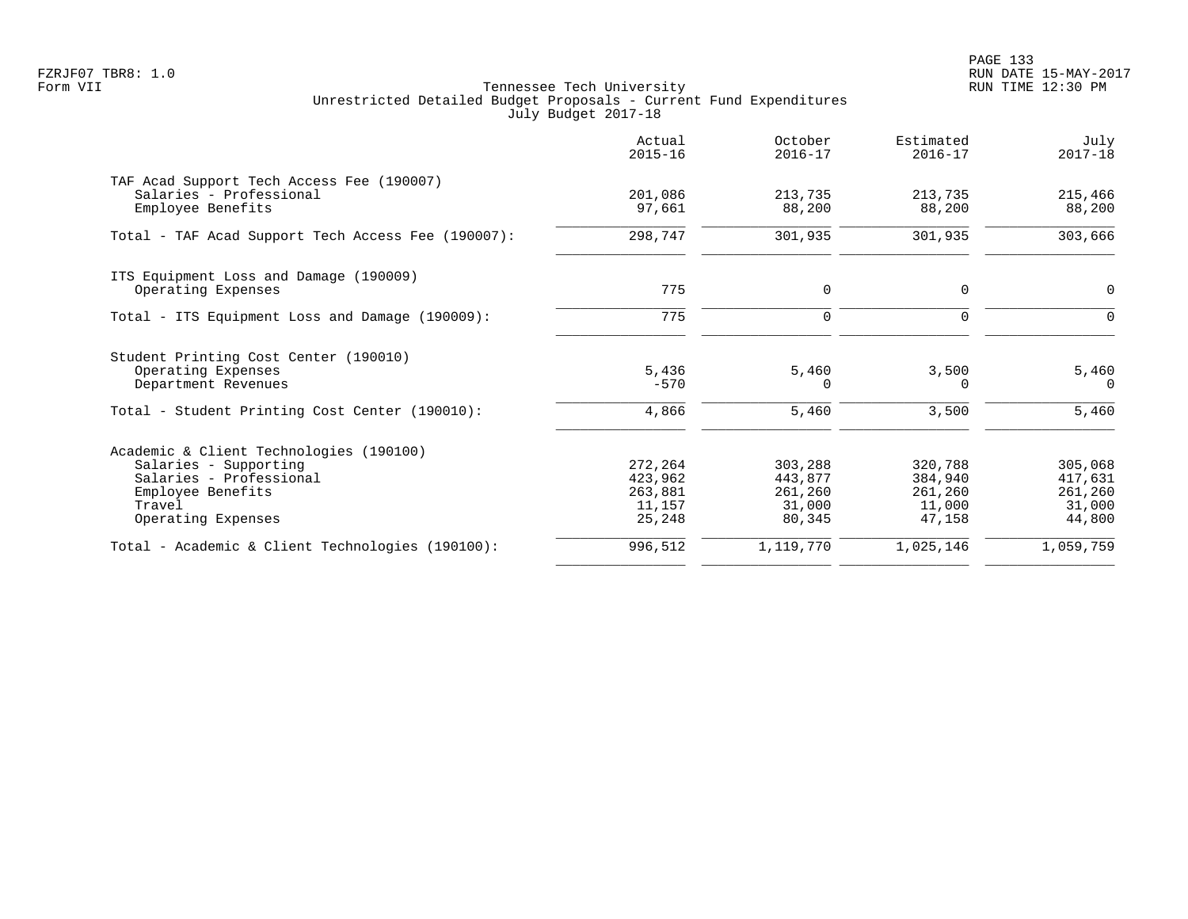FZRJF07 TBR8: 1.0
Form VII

Tennessee Tech University
Unrestricted Detailed Budget Proposals - Current Fund Expenditures
July Budget 2017-18

RUN DATE 15-MAY-2017
RUN TIME 12:30 PM

| | Actual 2015-16 | October 2016-17 | Estimated 2016-17 | July 2017-18 |
|---|---|---|---|---|
| TAF Acad Support Tech Access Fee (190007) | | | | |
| Salaries - Professional | 201,086 | 213,735 | 213,735 | 215,466 |
| Employee Benefits | 97,661 | 88,200 | 88,200 | 88,200 |
| Total - TAF Acad Support Tech Access Fee (190007): | 298,747 | 301,935 | 301,935 | 303,666 |
| ITS Equipment Loss and Damage (190009) | | | | |
| Operating Expenses | 775 | 0 | 0 | 0 |
| Total - ITS Equipment Loss and Damage (190009): | 775 | 0 | 0 | 0 |
| Student Printing Cost Center (190010) | | | | |
| Operating Expenses | 5,436 | 5,460 | 3,500 | 5,460 |
| Department Revenues | -570 | 0 | 0 | 0 |
| Total - Student Printing Cost Center (190010): | 4,866 | 5,460 | 3,500 | 5,460 |
| Academic & Client Technologies (190100) | | | | |
| Salaries - Supporting | 272,264 | 303,288 | 320,788 | 305,068 |
| Salaries - Professional | 423,962 | 443,877 | 384,940 | 417,631 |
| Employee Benefits | 263,881 | 261,260 | 261,260 | 261,260 |
| Travel | 11,157 | 31,000 | 11,000 | 31,000 |
| Operating Expenses | 25,248 | 80,345 | 47,158 | 44,800 |
| Total - Academic & Client Technologies (190100): | 996,512 | 1,119,770 | 1,025,146 | 1,059,759 |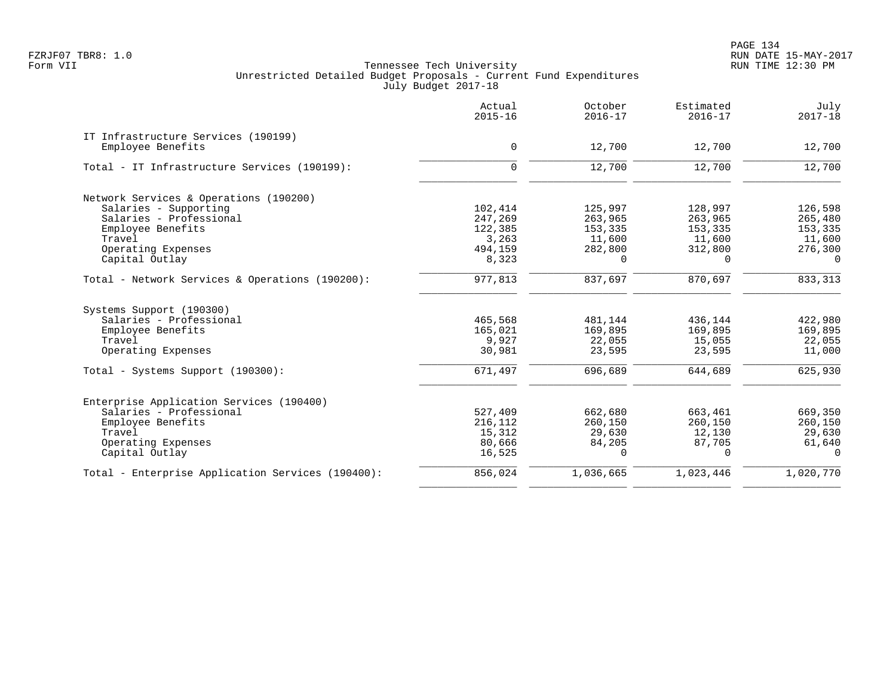Tennessee Tech University
Unrestricted Detailed Budget Proposals - Current Fund Expenditures
July Budget 2017-18

|  | Actual 2015-16 | October 2016-17 | Estimated 2016-17 | July 2017-18 |
|---|---|---|---|---|
| IT Infrastructure Services (190199) |  |  |  |  |
| Employee Benefits | 0 | 12,700 | 12,700 | 12,700 |
| Total - IT Infrastructure Services (190199): | 0 | 12,700 | 12,700 | 12,700 |
| Network Services & Operations (190200) |  |  |  |  |
| Salaries - Supporting | 102,414 | 125,997 | 128,997 | 126,598 |
| Salaries - Professional | 247,269 | 263,965 | 263,965 | 265,480 |
| Employee Benefits | 122,385 | 153,335 | 153,335 | 153,335 |
| Travel | 3,263 | 11,600 | 11,600 | 11,600 |
| Operating Expenses | 494,159 | 282,800 | 312,800 | 276,300 |
| Capital Outlay | 8,323 | 0 | 0 | 0 |
| Total - Network Services & Operations (190200): | 977,813 | 837,697 | 870,697 | 833,313 |
| Systems Support (190300) |  |  |  |  |
| Salaries - Professional | 465,568 | 481,144 | 436,144 | 422,980 |
| Employee Benefits | 165,021 | 169,895 | 169,895 | 169,895 |
| Travel | 9,927 | 22,055 | 15,055 | 22,055 |
| Operating Expenses | 30,981 | 23,595 | 23,595 | 11,000 |
| Total - Systems Support (190300): | 671,497 | 696,689 | 644,689 | 625,930 |
| Enterprise Application Services (190400) |  |  |  |  |
| Salaries - Professional | 527,409 | 662,680 | 663,461 | 669,350 |
| Employee Benefits | 216,112 | 260,150 | 260,150 | 260,150 |
| Travel | 15,312 | 29,630 | 12,130 | 29,630 |
| Operating Expenses | 80,666 | 84,205 | 87,705 | 61,640 |
| Capital Outlay | 16,525 | 0 | 0 | 0 |
| Total - Enterprise Application Services (190400): | 856,024 | 1,036,665 | 1,023,446 | 1,020,770 |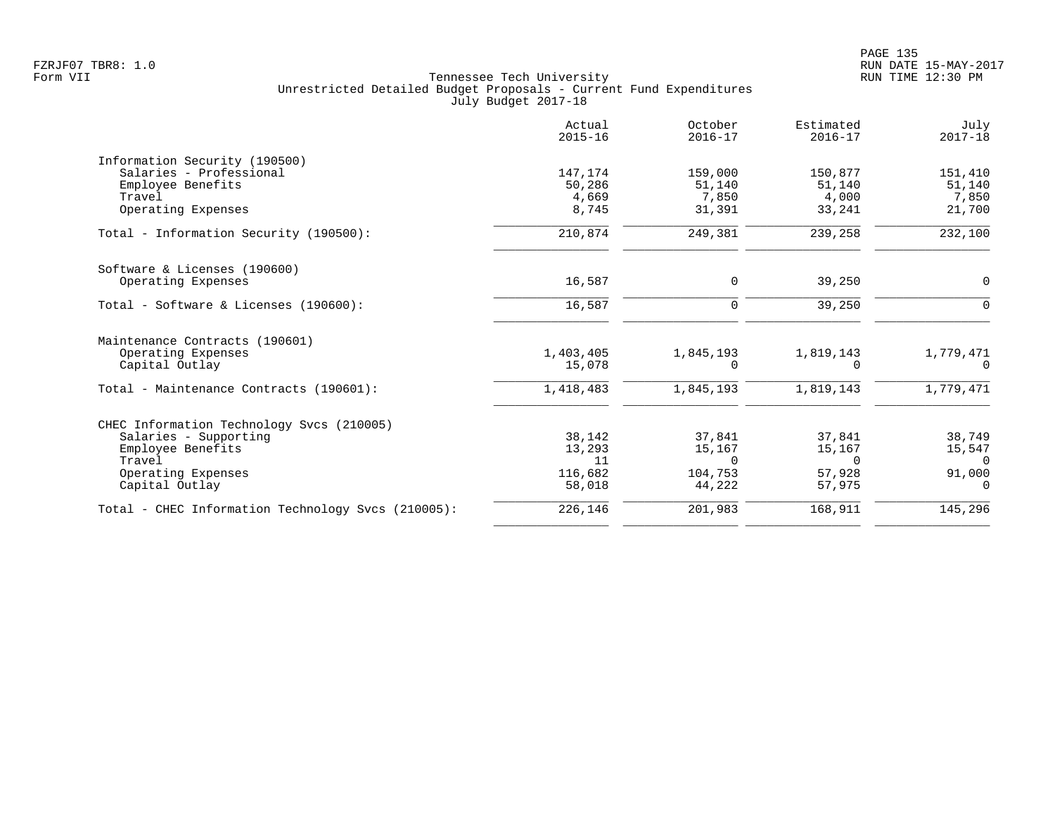Tennessee Tech University
Unrestricted Detailed Budget Proposals - Current Fund Expenditures
July Budget 2017-18

| | Actual 2015-16 | October 2016-17 | Estimated 2016-17 | July 2017-18 |
|---|---|---|---|---|
| Information Security (190500) | | | | |
| Salaries - Professional | 147,174 | 159,000 | 150,877 | 151,410 |
| Employee Benefits | 50,286 | 51,140 | 51,140 | 51,140 |
| Travel | 4,669 | 7,850 | 4,000 | 7,850 |
| Operating Expenses | 8,745 | 31,391 | 33,241 | 21,700 |
| Total - Information Security (190500): | 210,874 | 249,381 | 239,258 | 232,100 |
| Software & Licenses (190600) | | | | |
| Operating Expenses | 16,587 | 0 | 39,250 | 0 |
| Total - Software & Licenses (190600): | 16,587 | 0 | 39,250 | 0 |
| Maintenance Contracts (190601) | | | | |
| Operating Expenses | 1,403,405 | 1,845,193 | 1,819,143 | 1,779,471 |
| Capital Outlay | 15,078 | 0 | 0 | 0 |
| Total - Maintenance Contracts (190601): | 1,418,483 | 1,845,193 | 1,819,143 | 1,779,471 |
| CHEC Information Technology Svcs (210005) | | | | |
| Salaries - Supporting | 38,142 | 37,841 | 37,841 | 38,749 |
| Employee Benefits | 13,293 | 15,167 | 15,167 | 15,547 |
| Travel | 11 | 0 | 0 | 0 |
| Operating Expenses | 116,682 | 104,753 | 57,928 | 91,000 |
| Capital Outlay | 58,018 | 44,222 | 57,975 | 0 |
| Total - CHEC Information Technology Svcs (210005): | 226,146 | 201,983 | 168,911 | 145,296 |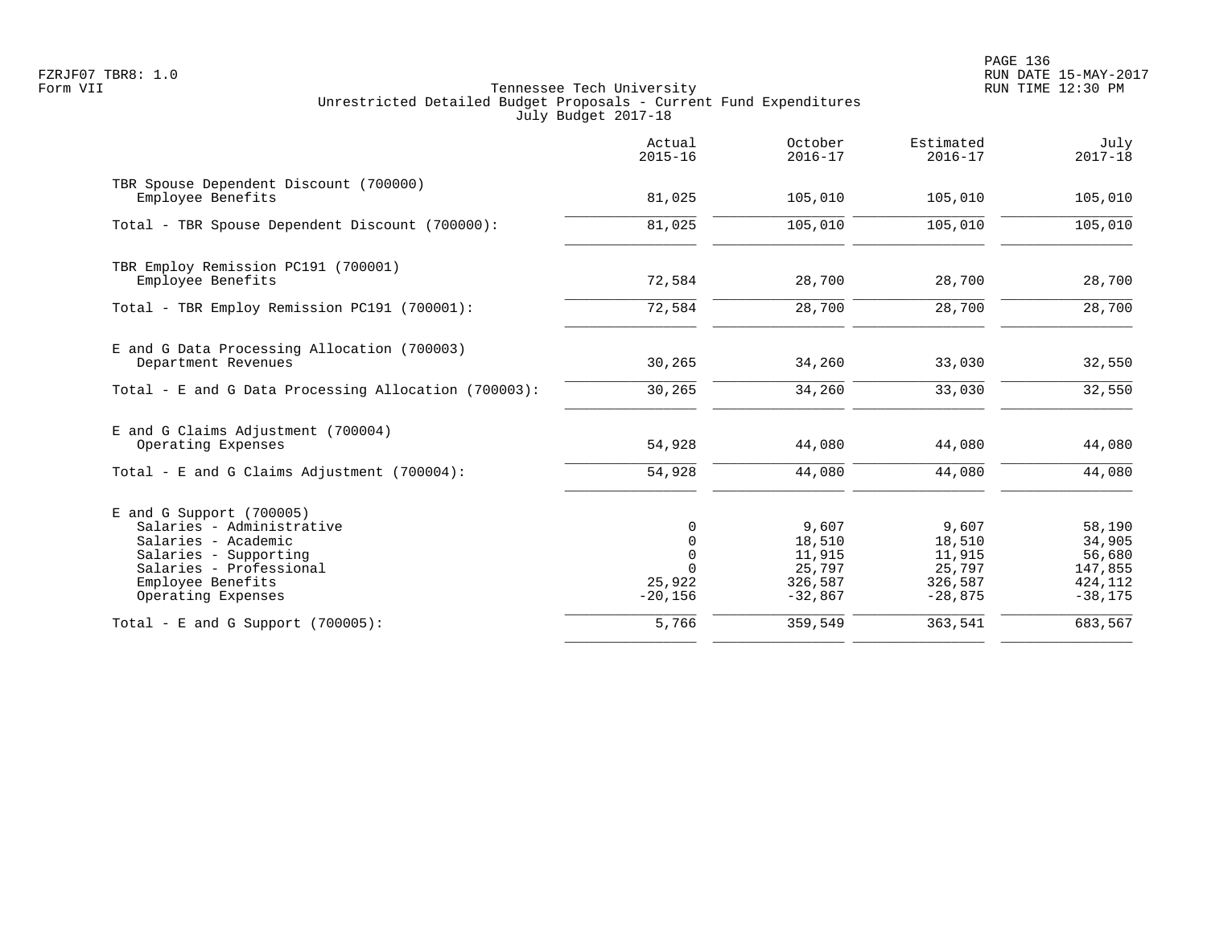Tennessee Tech University
Unrestricted Detailed Budget Proposals - Current Fund Expenditures
July Budget 2017-18

| | Actual 2015-16 | October 2016-17 | Estimated 2016-17 | July 2017-18 |
|---|---|---|---|---|
| **TBR Spouse Dependent Discount (700000)** | | | | |
| Employee Benefits | 81,025 | 105,010 | 105,010 | 105,010 |
| Total - TBR Spouse Dependent Discount (700000): | 81,025 | 105,010 | 105,010 | 105,010 |
| **TBR Employ Remission PC191 (700001)** | | | | |
| Employee Benefits | 72,584 | 28,700 | 28,700 | 28,700 |
| Total - TBR Employ Remission PC191 (700001): | 72,584 | 28,700 | 28,700 | 28,700 |
| **E and G Data Processing Allocation (700003)** | | | | |
| Department Revenues | 30,265 | 34,260 | 33,030 | 32,550 |
| Total - E and G Data Processing Allocation (700003): | 30,265 | 34,260 | 33,030 | 32,550 |
| **E and G Claims Adjustment (700004)** | | | | |
| Operating Expenses | 54,928 | 44,080 | 44,080 | 44,080 |
| Total - E and G Claims Adjustment (700004): | 54,928 | 44,080 | 44,080 | 44,080 |
| **E and G Support (700005)** | | | | |
| Salaries - Administrative | 0 | 9,607 | 9,607 | 58,190 |
| Salaries - Academic | 0 | 18,510 | 18,510 | 34,905 |
| Salaries - Supporting | 0 | 11,915 | 11,915 | 56,680 |
| Salaries - Professional | 0 | 25,797 | 25,797 | 147,855 |
| Employee Benefits | 25,922 | 326,587 | 326,587 | 424,112 |
| Operating Expenses | -20,156 | -32,867 | -28,875 | -38,175 |
| Total - E and G Support (700005): | 5,766 | 359,549 | 363,541 | 683,567 |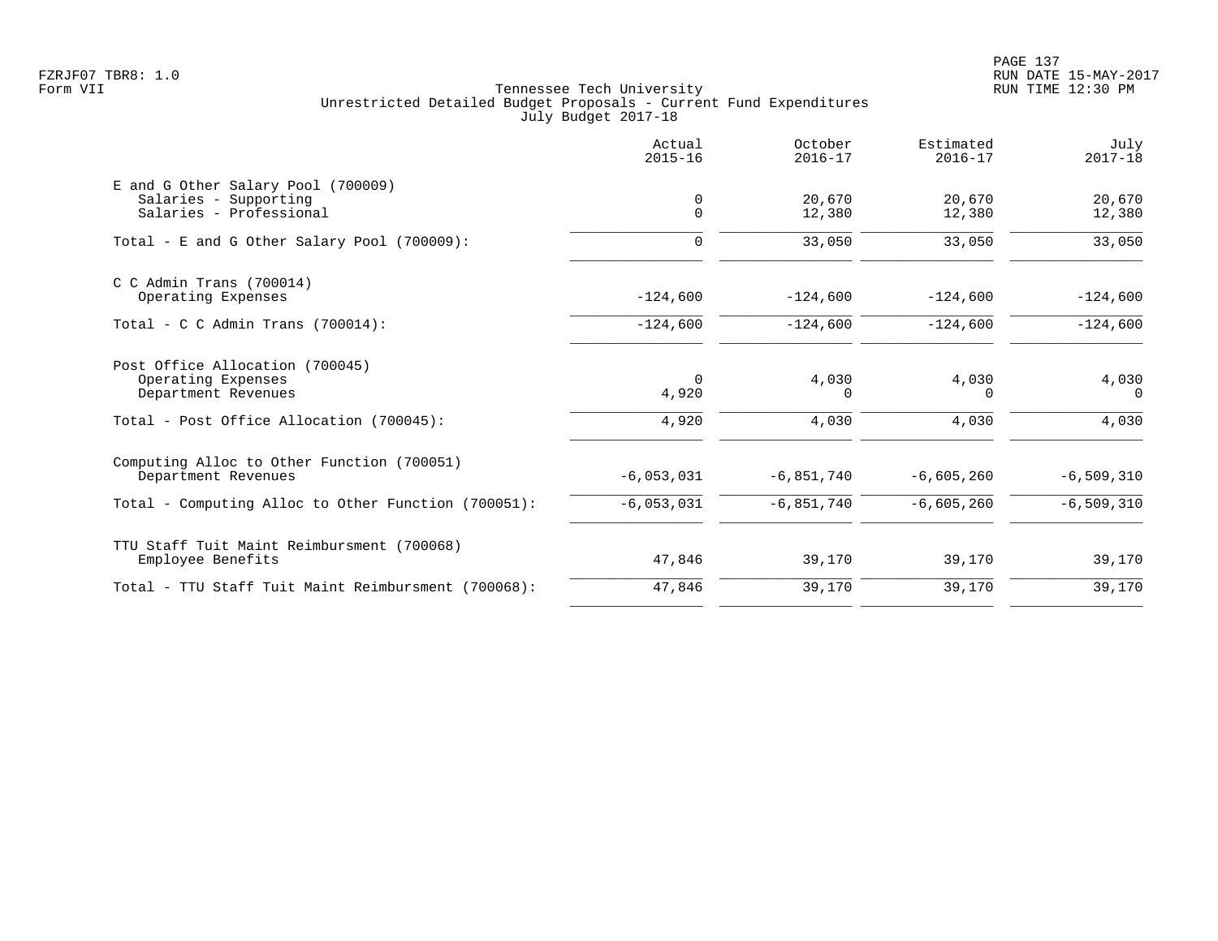Tennessee Tech University
Unrestricted Detailed Budget Proposals - Current Fund Expenditures
July Budget 2017-18

| | Actual 2015-16 | October 2016-17 | Estimated 2016-17 | July 2017-18 |
|---|---|---|---|---|
| E and G Other Salary Pool (700009) | | | | |
| Salaries - Supporting | 0 | 20,670 | 20,670 | 20,670 |
| Salaries - Professional | 0 | 12,380 | 12,380 | 12,380 |
| Total - E and G Other Salary Pool (700009): | 0 | 33,050 | 33,050 | 33,050 |
| C C Admin Trans (700014) | | | | |
| Operating Expenses | -124,600 | -124,600 | -124,600 | -124,600 |
| Total - C C Admin Trans (700014): | -124,600 | -124,600 | -124,600 | -124,600 |
| Post Office Allocation (700045) | | | | |
| Operating Expenses | 0 | 4,030 | 4,030 | 4,030 |
| Department Revenues | 4,920 | 0 | 0 | 0 |
| Total - Post Office Allocation (700045): | 4,920 | 4,030 | 4,030 | 4,030 |
| Computing Alloc to Other Function (700051) | | | | |
| Department Revenues | -6,053,031 | -6,851,740 | -6,605,260 | -6,509,310 |
| Total - Computing Alloc to Other Function (700051): | -6,053,031 | -6,851,740 | -6,605,260 | -6,509,310 |
| TTU Staff Tuit Maint Reimbursment (700068) | | | | |
| Employee Benefits | 47,846 | 39,170 | 39,170 | 39,170 |
| Total - TTU Staff Tuit Maint Reimbursment (700068): | 47,846 | 39,170 | 39,170 | 39,170 |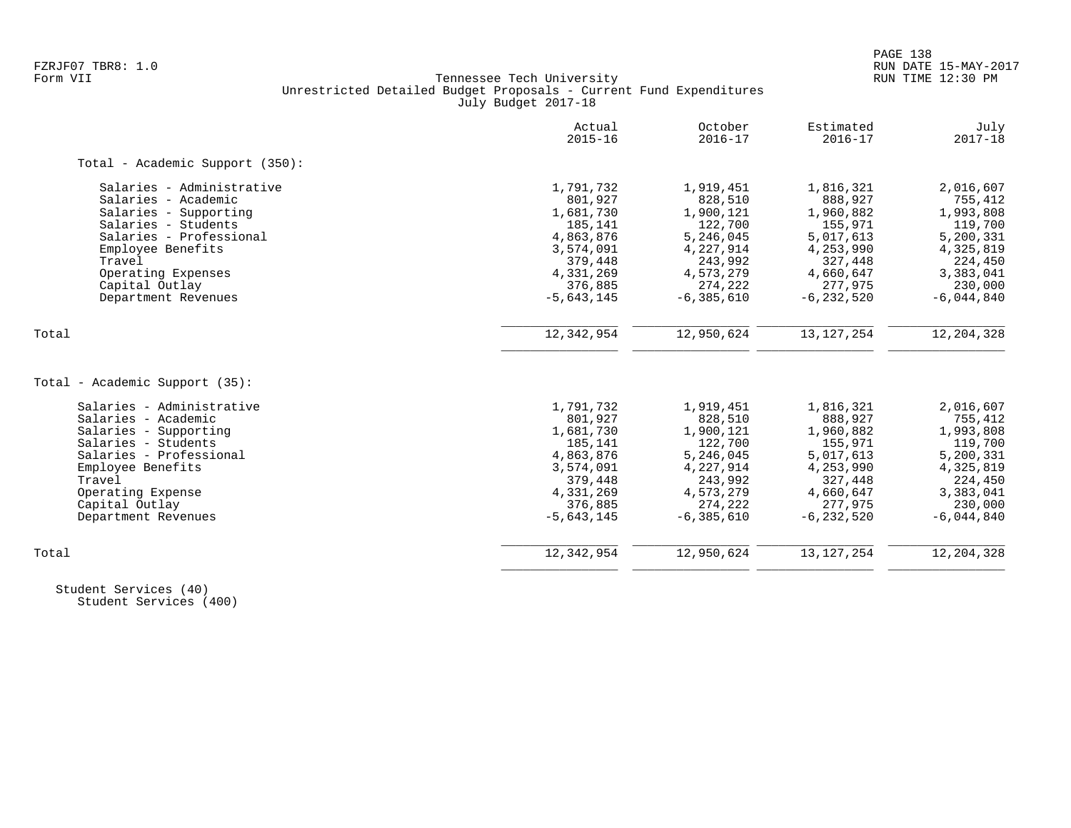Tennessee Tech University
Unrestricted Detailed Budget Proposals - Current Fund Expenditures
July Budget 2017-18

| | Actual 2015-16 | October 2016-17 | Estimated 2016-17 | July 2017-18 |
|---|---|---|---|---|
| **Total - Academic Support (350):** | | | | |
| Salaries - Administrative | 1,791,732 | 1,919,451 | 1,816,321 | 2,016,607 |
| Salaries - Academic | 801,927 | 828,510 | 888,927 | 755,412 |
| Salaries - Supporting | 1,681,730 | 1,900,121 | 1,960,882 | 1,993,808 |
| Salaries - Students | 185,141 | 122,700 | 155,971 | 119,700 |
| Salaries - Professional | 4,863,876 | 5,246,045 | 5,017,613 | 5,200,331 |
| Employee Benefits | 3,574,091 | 4,227,914 | 4,253,990 | 4,325,819 |
| Travel | 379,448 | 243,992 | 327,448 | 224,450 |
| Operating Expenses | 4,331,269 | 4,573,279 | 4,660,647 | 3,383,041 |
| Capital Outlay | 376,885 | 274,222 | 277,975 | 230,000 |
| Department Revenues | -5,643,145 | -6,385,610 | -6,232,520 | -6,044,840 |
| Total | 12,342,954 | 12,950,624 | 13,127,254 | 12,204,328 |
| **Total - Academic Support (35):** | | | | |
| Salaries - Administrative | 1,791,732 | 1,919,451 | 1,816,321 | 2,016,607 |
| Salaries - Academic | 801,927 | 828,510 | 888,927 | 755,412 |
| Salaries - Supporting | 1,681,730 | 1,900,121 | 1,960,882 | 1,993,808 |
| Salaries - Students | 185,141 | 122,700 | 155,971 | 119,700 |
| Salaries - Professional | 4,863,876 | 5,246,045 | 5,017,613 | 5,200,331 |
| Employee Benefits | 3,574,091 | 4,227,914 | 4,253,990 | 4,325,819 |
| Travel | 379,448 | 243,992 | 327,448 | 224,450 |
| Operating Expense | 4,331,269 | 4,573,279 | 4,660,647 | 3,383,041 |
| Capital Outlay | 376,885 | 274,222 | 277,975 | 230,000 |
| Department Revenues | -5,643,145 | -6,385,610 | -6,232,520 | -6,044,840 |
| Total | 12,342,954 | 12,950,624 | 13,127,254 | 12,204,328 |

Student Services (40)
Student Services (400)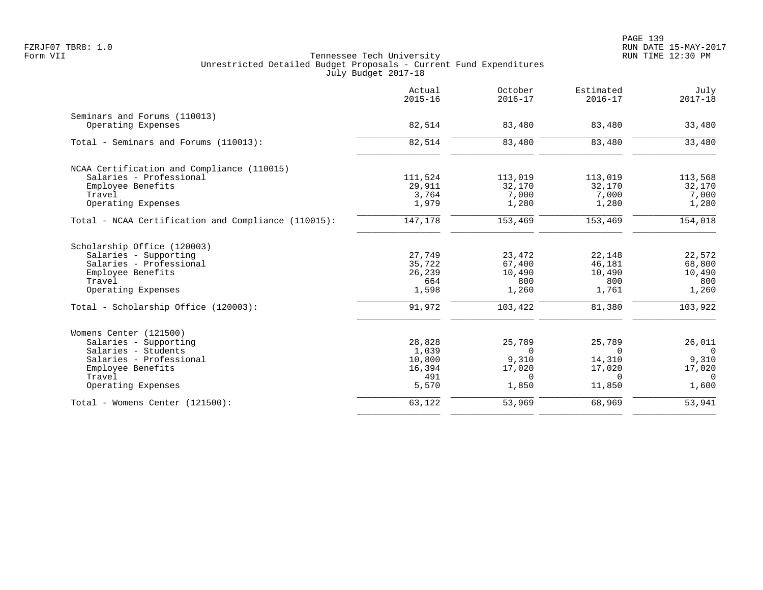Tennessee Tech University
Unrestricted Detailed Budget Proposals - Current Fund Expenditures
July Budget 2017-18

| | Actual 2015-16 | October 2016-17 | Estimated 2016-17 | July 2017-18 |
|---|---|---|---|---|
| **Seminars and Forums (110013)** | | | | |
| Operating Expenses | 82,514 | 83,480 | 83,480 | 33,480 |
| Total - Seminars and Forums (110013): | 82,514 | 83,480 | 83,480 | 33,480 |
| **NCAA Certification and Compliance (110015)** | | | | |
| Salaries - Professional | 111,524 | 113,019 | 113,019 | 113,568 |
| Employee Benefits | 29,911 | 32,170 | 32,170 | 32,170 |
| Travel | 3,764 | 7,000 | 7,000 | 7,000 |
| Operating Expenses | 1,979 | 1,280 | 1,280 | 1,280 |
| Total - NCAA Certification and Compliance (110015): | 147,178 | 153,469 | 153,469 | 154,018 |
| **Scholarship Office (120003)** | | | | |
| Salaries - Supporting | 27,749 | 23,472 | 22,148 | 22,572 |
| Salaries - Professional | 35,722 | 67,400 | 46,181 | 68,800 |
| Employee Benefits | 26,239 | 10,490 | 10,490 | 10,490 |
| Travel | 664 | 800 | 800 | 800 |
| Operating Expenses | 1,598 | 1,260 | 1,761 | 1,260 |
| Total - Scholarship Office (120003): | 91,972 | 103,422 | 81,380 | 103,922 |
| **Womens Center (121500)** | | | | |
| Salaries - Supporting | 28,828 | 25,789 | 25,789 | 26,011 |
| Salaries - Students | 1,039 | 0 | 0 | 0 |
| Salaries - Professional | 10,800 | 9,310 | 14,310 | 9,310 |
| Employee Benefits | 16,394 | 17,020 | 17,020 | 17,020 |
| Travel | 491 | 0 | 0 | 0 |
| Operating Expenses | 5,570 | 1,850 | 11,850 | 1,600 |
| Total - Womens Center (121500): | 63,122 | 53,969 | 68,969 | 53,941 |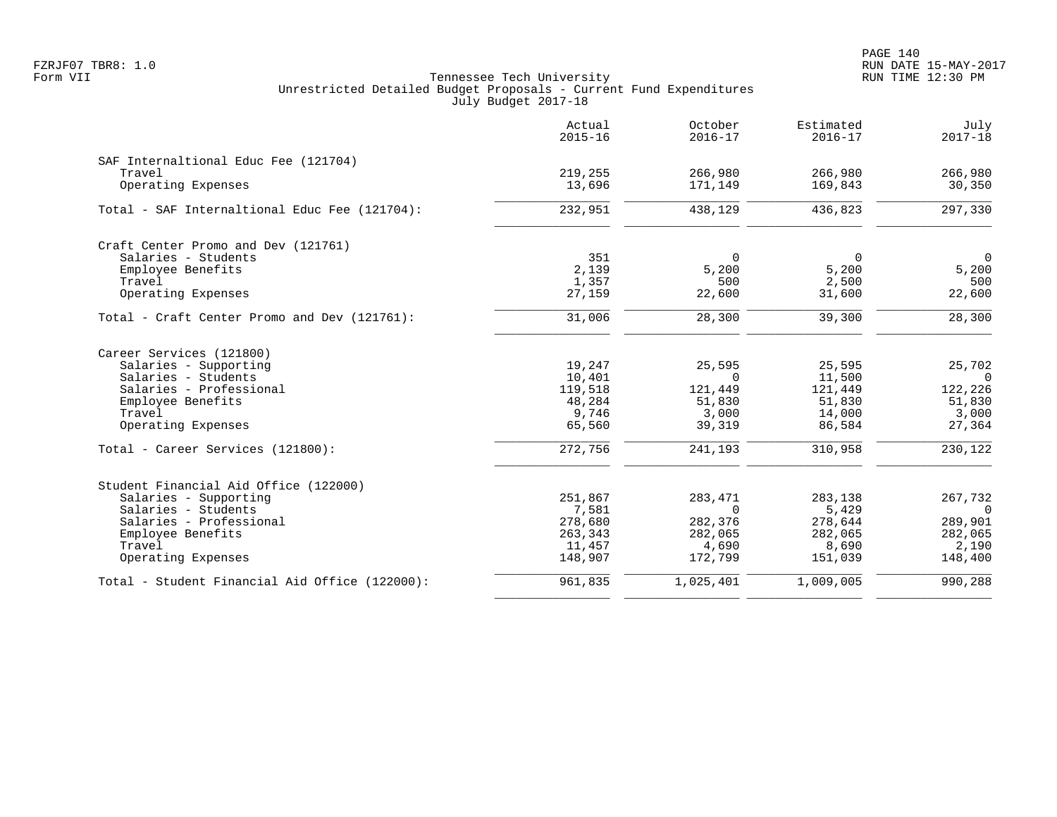Tennessee Tech University
Unrestricted Detailed Budget Proposals - Current Fund Expenditures
July Budget 2017-18

| | Actual 2015-16 | October 2016-17 | Estimated 2016-17 | July 2017-18 |
|---|---|---|---|---|
| **SAF Internaltional Educ Fee (121704)** | | | | |
| Travel | 219,255 | 266,980 | 266,980 | 266,980 |
| Operating Expenses | 13,696 | 171,149 | 169,843 | 30,350 |
| Total - SAF Internaltional Educ Fee (121704): | 232,951 | 438,129 | 436,823 | 297,330 |
| **Craft Center Promo and Dev (121761)** | | | | |
| Salaries - Students | 351 | 0 | 0 | 0 |
| Employee Benefits | 2,139 | 5,200 | 5,200 | 5,200 |
| Travel | 1,357 | 500 | 2,500 | 500 |
| Operating Expenses | 27,159 | 22,600 | 31,600 | 22,600 |
| Total - Craft Center Promo and Dev (121761): | 31,006 | 28,300 | 39,300 | 28,300 |
| **Career Services (121800)** | | | | |
| Salaries - Supporting | 19,247 | 25,595 | 25,595 | 25,702 |
| Salaries - Students | 10,401 | 0 | 11,500 | 0 |
| Salaries - Professional | 119,518 | 121,449 | 121,449 | 122,226 |
| Employee Benefits | 48,284 | 51,830 | 51,830 | 51,830 |
| Travel | 9,746 | 3,000 | 14,000 | 3,000 |
| Operating Expenses | 65,560 | 39,319 | 86,584 | 27,364 |
| Total - Career Services (121800): | 272,756 | 241,193 | 310,958 | 230,122 |
| **Student Financial Aid Office (122000)** | | | | |
| Salaries - Supporting | 251,867 | 283,471 | 283,138 | 267,732 |
| Salaries - Students | 7,581 | 0 | 5,429 | 0 |
| Salaries - Professional | 278,680 | 282,376 | 278,644 | 289,901 |
| Employee Benefits | 263,343 | 282,065 | 282,065 | 282,065 |
| Travel | 11,457 | 4,690 | 8,690 | 2,190 |
| Operating Expenses | 148,907 | 172,799 | 151,039 | 148,400 |
| Total - Student Financial Aid Office (122000): | 961,835 | 1,025,401 | 1,009,005 | 990,288 |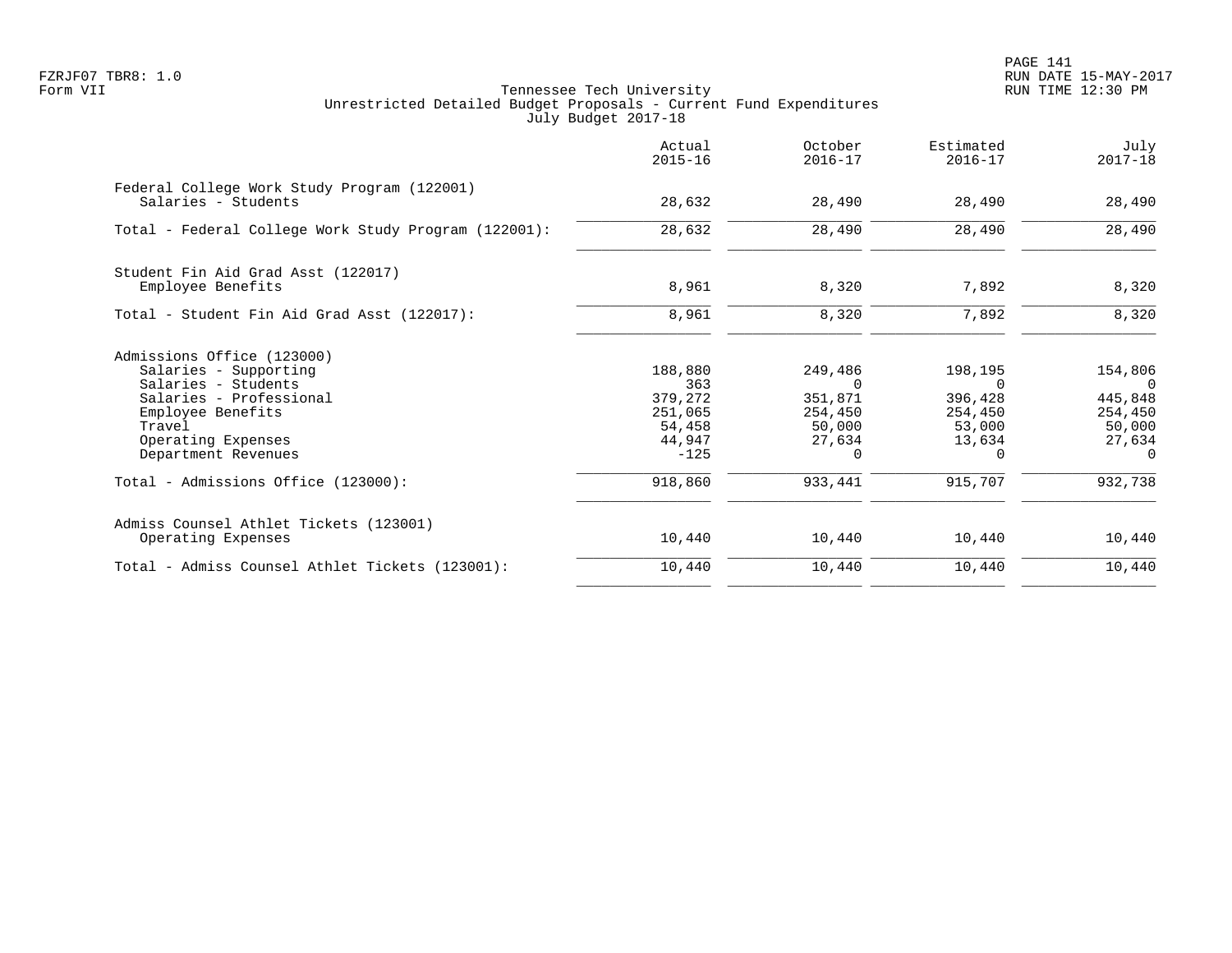Tennessee Tech University
Unrestricted Detailed Budget Proposals - Current Fund Expenditures
July Budget 2017-18

Form VII

| | Actual 2015-16 | October 2016-17 | Estimated 2016-17 | July 2017-18 |
|---|---|---|---|---|
| Federal College Work Study Program (122001) | | | | |
| Salaries - Students | 28,632 | 28,490 | 28,490 | 28,490 |
| Total - Federal College Work Study Program (122001): | 28,632 | 28,490 | 28,490 | 28,490 |
| Student Fin Aid Grad Asst (122017) | | | | |
| Employee Benefits | 8,961 | 8,320 | 7,892 | 8,320 |
| Total - Student Fin Aid Grad Asst (122017): | 8,961 | 8,320 | 7,892 | 8,320 |
| Admissions Office (123000) | | | | |
| Salaries - Supporting | 188,880 | 249,486 | 198,195 | 154,806 |
| Salaries - Students | 363 | 0 | 0 | 0 |
| Salaries - Professional | 379,272 | 351,871 | 396,428 | 445,848 |
| Employee Benefits | 251,065 | 254,450 | 254,450 | 254,450 |
| Travel | 54,458 | 50,000 | 53,000 | 50,000 |
| Operating Expenses | 44,947 | 27,634 | 13,634 | 27,634 |
| Department Revenues | -125 | 0 | 0 | 0 |
| Total - Admissions Office (123000): | 918,860 | 933,441 | 915,707 | 932,738 |
| Admiss Counsel Athlet Tickets (123001) | | | | |
| Operating Expenses | 10,440 | 10,440 | 10,440 | 10,440 |
| Total - Admiss Counsel Athlet Tickets (123001): | 10,440 | 10,440 | 10,440 | 10,440 |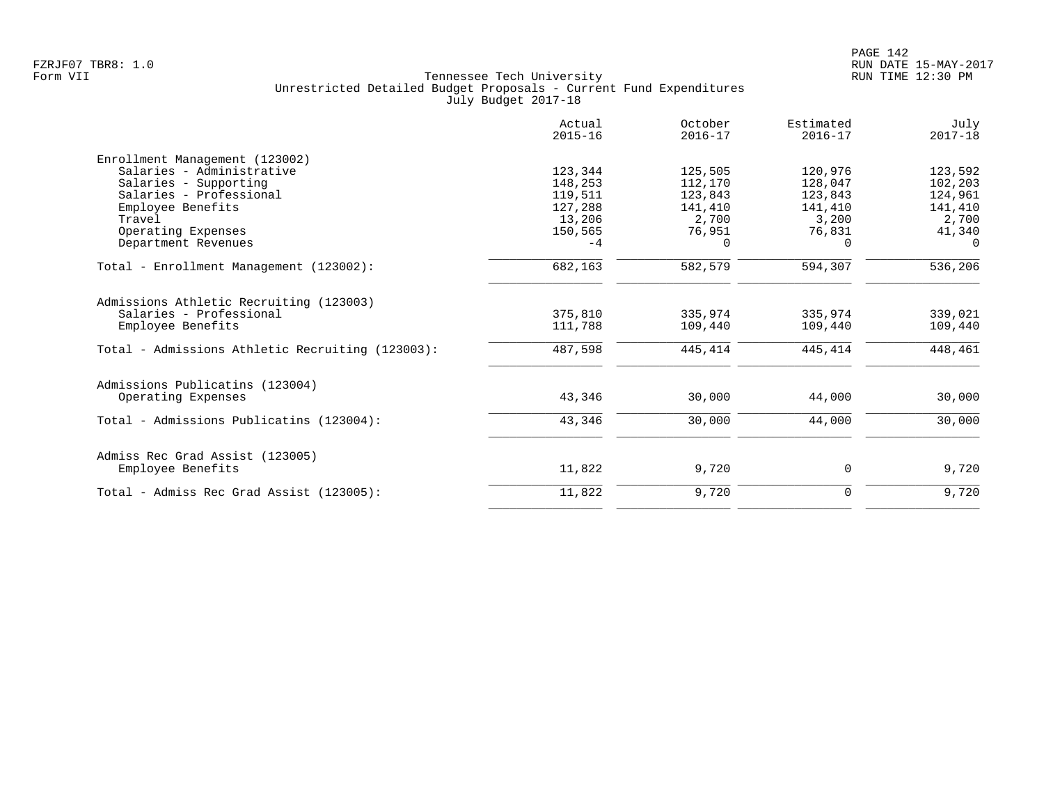FZRJF07 TBR8: 1.0
Form VII

Tennessee Tech University
Unrestricted Detailed Budget Proposals - Current Fund Expenditures
July Budget 2017-18

RUN DATE 15-MAY-2017
RUN TIME 12:30 PM

| | Actual 2015-16 | October 2016-17 | Estimated 2016-17 | July 2017-18 |
|---|---|---|---|---|
| **Enrollment Management (123002)** | | | | |
| Salaries - Administrative | 123,344 | 125,505 | 120,976 | 123,592 |
| Salaries - Supporting | 148,253 | 112,170 | 128,047 | 102,203 |
| Salaries - Professional | 119,511 | 123,843 | 123,843 | 124,961 |
| Employee Benefits | 127,288 | 141,410 | 141,410 | 141,410 |
| Travel | 13,206 | 2,700 | 3,200 | 2,700 |
| Operating Expenses | 150,565 | 76,951 | 76,831 | 41,340 |
| Department Revenues | -4 | 0 | 0 | 0 |
| Total - Enrollment Management (123002): | 682,163 | 582,579 | 594,307 | 536,206 |
| **Admissions Athletic Recruiting (123003)** | | | | |
| Salaries - Professional | 375,810 | 335,974 | 335,974 | 339,021 |
| Employee Benefits | 111,788 | 109,440 | 109,440 | 109,440 |
| Total - Admissions Athletic Recruiting (123003): | 487,598 | 445,414 | 445,414 | 448,461 |
| **Admissions Publicatins (123004)** | | | | |
| Operating Expenses | 43,346 | 30,000 | 44,000 | 30,000 |
| Total - Admissions Publicatins (123004): | 43,346 | 30,000 | 44,000 | 30,000 |
| **Admiss Rec Grad Assist (123005)** | | | | |
| Employee Benefits | 11,822 | 9,720 | 0 | 9,720 |
| Total - Admiss Rec Grad Assist (123005): | 11,822 | 9,720 | 0 | 9,720 |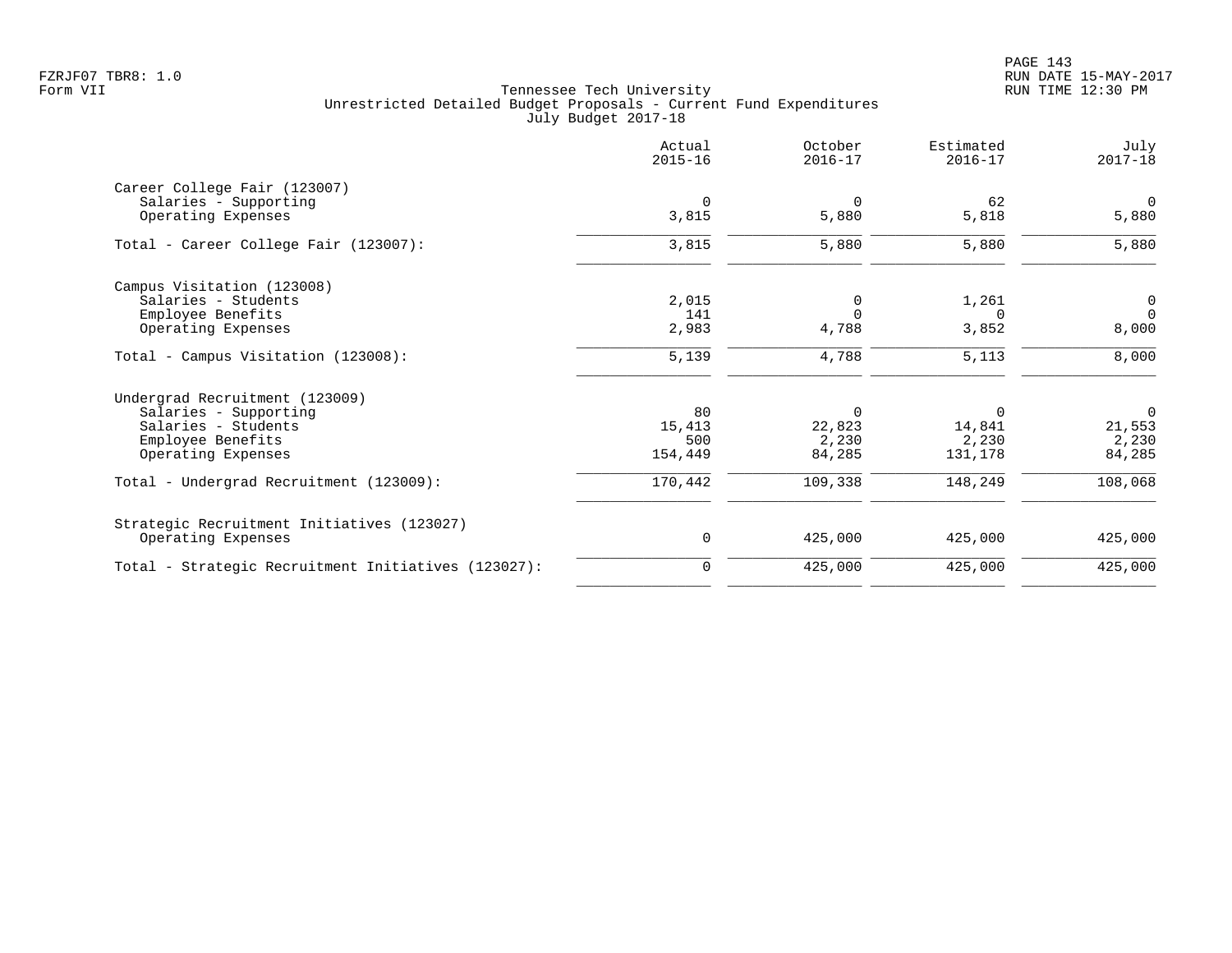Tennessee Tech University
Unrestricted Detailed Budget Proposals - Current Fund Expenditures
July Budget 2017-18

| | Actual 2015-16 | October 2016-17 | Estimated 2016-17 | July 2017-18 |
|---|---|---|---|---|
| **Career College Fair (123007)** | | | | |
| Salaries - Supporting | 0 | 0 | 62 | 0 |
| Operating Expenses | 3,815 | 5,880 | 5,818 | 5,880 |
| Total - Career College Fair (123007): | 3,815 | 5,880 | 5,880 | 5,880 |
| **Campus Visitation (123008)** | | | | |
| Salaries - Students | 2,015 | 0 | 1,261 | 0 |
| Employee Benefits | 141 | 0 | 0 | 0 |
| Operating Expenses | 2,983 | 4,788 | 3,852 | 8,000 |
| Total - Campus Visitation (123008): | 5,139 | 4,788 | 5,113 | 8,000 |
| **Undergrad Recruitment (123009)** | | | | |
| Salaries - Supporting | 80 | 0 | 0 | 0 |
| Salaries - Students | 15,413 | 22,823 | 14,841 | 21,553 |
| Employee Benefits | 500 | 2,230 | 2,230 | 2,230 |
| Operating Expenses | 154,449 | 84,285 | 131,178 | 84,285 |
| Total - Undergrad Recruitment (123009): | 170,442 | 109,338 | 148,249 | 108,068 |
| **Strategic Recruitment Initiatives (123027)** | | | | |
| Operating Expenses | 0 | 425,000 | 425,000 | 425,000 |
| Total - Strategic Recruitment Initiatives (123027): | 0 | 425,000 | 425,000 | 425,000 |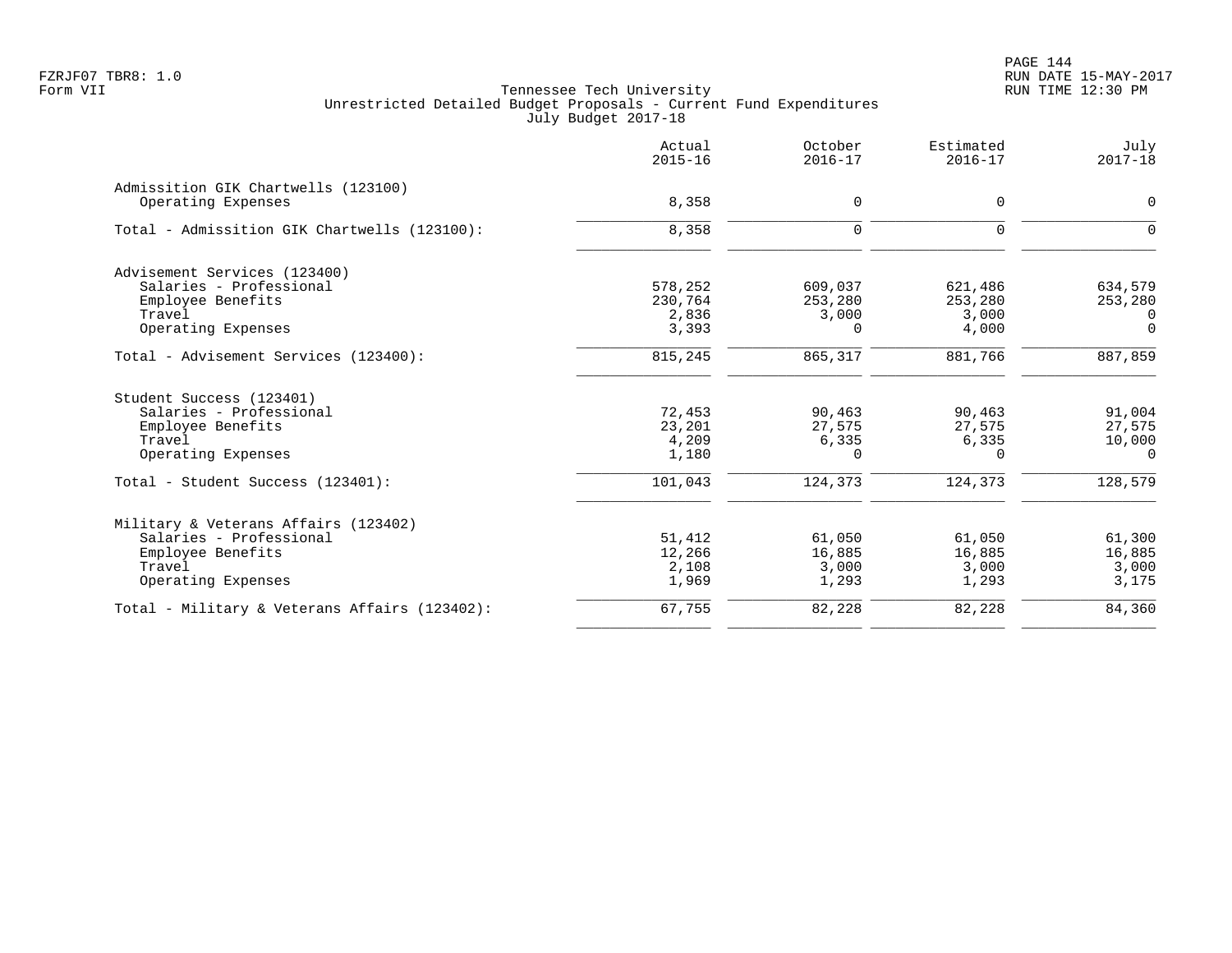Tennessee Tech University
Unrestricted Detailed Budget Proposals - Current Fund Expenditures
July Budget 2017-18

| | Actual 2015-16 | October 2016-17 | Estimated 2016-17 | July 2017-18 |
|---|---|---|---|---|
| **Admissition GIK Chartwells (123100)** | | | | |
| Operating Expenses | 8,358 | 0 | 0 | 0 |
| Total - Admissition GIK Chartwells (123100): | 8,358 | 0 | 0 | 0 |
| **Advisement Services (123400)** | | | | |
| Salaries - Professional | 578,252 | 609,037 | 621,486 | 634,579 |
| Employee Benefits | 230,764 | 253,280 | 253,280 | 253,280 |
| Travel | 2,836 | 3,000 | 3,000 | 0 |
| Operating Expenses | 3,393 | 0 | 4,000 | 0 |
| Total - Advisement Services (123400): | 815,245 | 865,317 | 881,766 | 887,859 |
| **Student Success (123401)** | | | | |
| Salaries - Professional | 72,453 | 90,463 | 90,463 | 91,004 |
| Employee Benefits | 23,201 | 27,575 | 27,575 | 27,575 |
| Travel | 4,209 | 6,335 | 6,335 | 10,000 |
| Operating Expenses | 1,180 | 0 | 0 | 0 |
| Total - Student Success (123401): | 101,043 | 124,373 | 124,373 | 128,579 |
| **Military & Veterans Affairs (123402)** | | | | |
| Salaries - Professional | 51,412 | 61,050 | 61,050 | 61,300 |
| Employee Benefits | 12,266 | 16,885 | 16,885 | 16,885 |
| Travel | 2,108 | 3,000 | 3,000 | 3,000 |
| Operating Expenses | 1,969 | 1,293 | 1,293 | 3,175 |
| Total - Military & Veterans Affairs (123402): | 67,755 | 82,228 | 82,228 | 84,360 |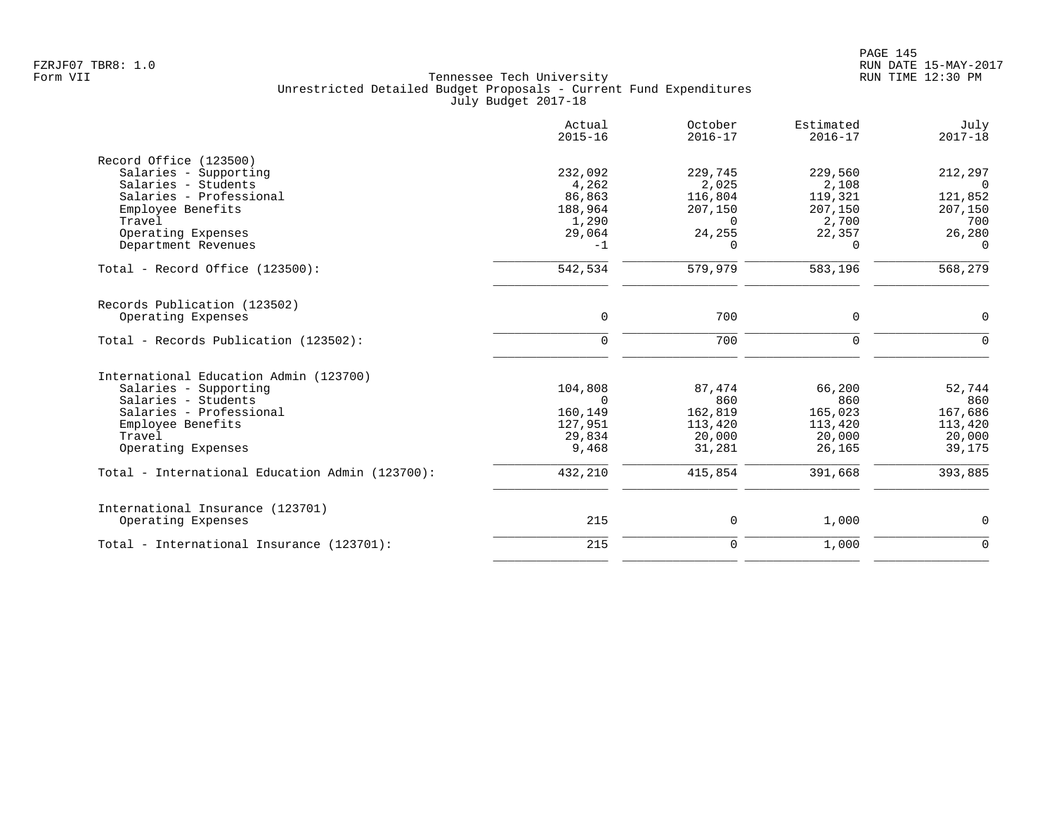FZRJF07 TBR8: 1.0
Form VII

Tennessee Tech University
Unrestricted Detailed Budget Proposals - Current Fund Expenditures
July Budget 2017-18

RUN DATE 15-MAY-2017
RUN TIME 12:30 PM

| | Actual 2015-16 | October 2016-17 | Estimated 2016-17 | July 2017-18 |
|---|---|---|---|---|
| Record Office (123500) | | | | |
| Salaries - Supporting | 232,092 | 229,745 | 229,560 | 212,297 |
| Salaries - Students | 4,262 | 2,025 | 2,108 | 0 |
| Salaries - Professional | 86,863 | 116,804 | 119,321 | 121,852 |
| Employee Benefits | 188,964 | 207,150 | 207,150 | 207,150 |
| Travel | 1,290 | 0 | 2,700 | 700 |
| Operating Expenses | 29,064 | 24,255 | 22,357 | 26,280 |
| Department Revenues | -1 | 0 | 0 | 0 |
| Total - Record Office (123500): | 542,534 | 579,979 | 583,196 | 568,279 |
| Records Publication (123502) | | | | |
| Operating Expenses | 0 | 700 | 0 | 0 |
| Total - Records Publication (123502): | 0 | 700 | 0 | 0 |
| International Education Admin (123700) | | | | |
| Salaries - Supporting | 104,808 | 87,474 | 66,200 | 52,744 |
| Salaries - Students | 0 | 860 | 860 | 860 |
| Salaries - Professional | 160,149 | 162,819 | 165,023 | 167,686 |
| Employee Benefits | 127,951 | 113,420 | 113,420 | 113,420 |
| Travel | 29,834 | 20,000 | 20,000 | 20,000 |
| Operating Expenses | 9,468 | 31,281 | 26,165 | 39,175 |
| Total - International Education Admin (123700): | 432,210 | 415,854 | 391,668 | 393,885 |
| International Insurance (123701) | | | | |
| Operating Expenses | 215 | 0 | 1,000 | 0 |
| Total - International Insurance (123701): | 215 | 0 | 1,000 | 0 |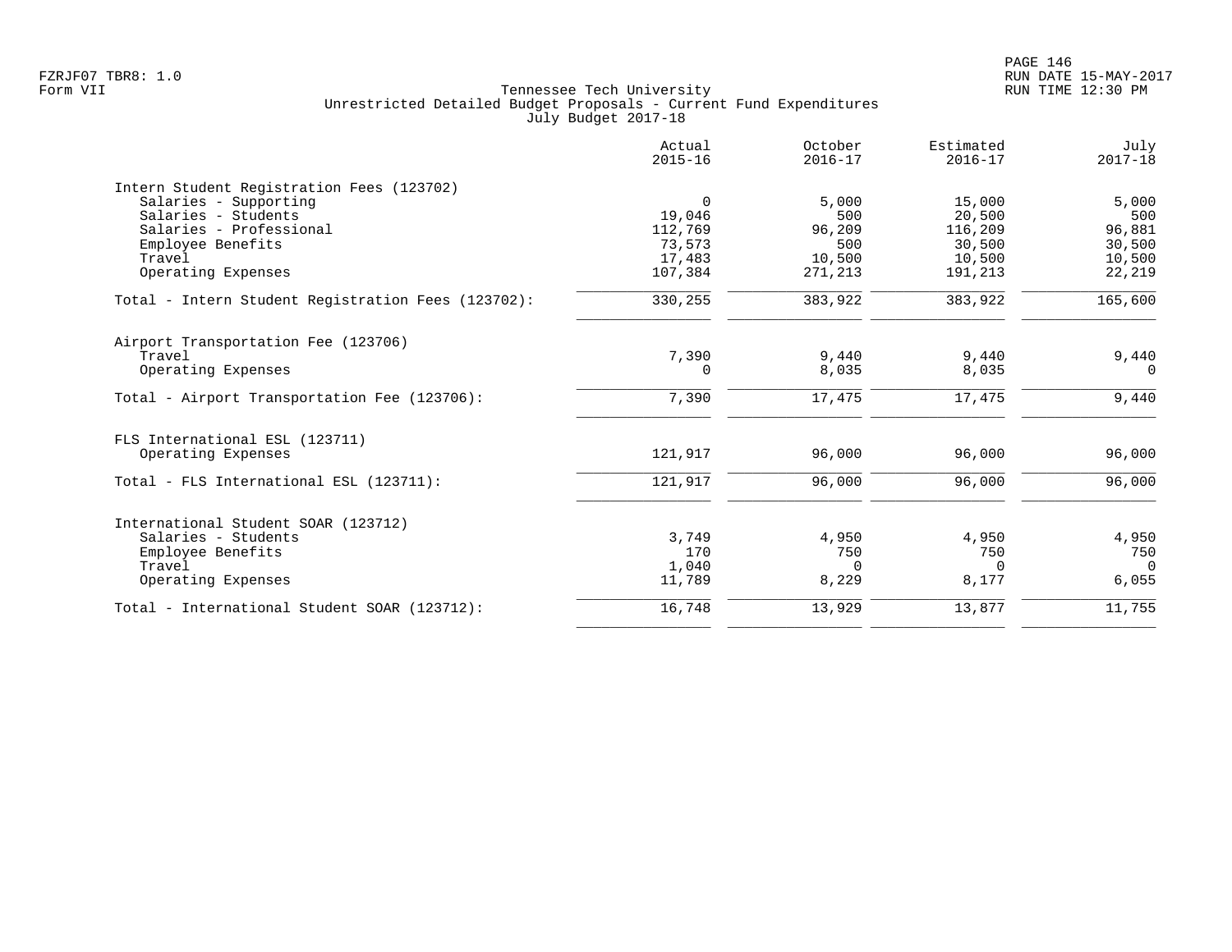Tennessee Tech University
Unrestricted Detailed Budget Proposals - Current Fund Expenditures
July Budget 2017-18

| | Actual 2015-16 | October 2016-17 | Estimated 2016-17 | July 2017-18 |
|---|---|---|---|---|
| **Intern Student Registration Fees (123702)** | | | | |
| Salaries - Supporting | 0 | 5,000 | 15,000 | 5,000 |
| Salaries - Students | 19,046 | 500 | 20,500 | 500 |
| Salaries - Professional | 112,769 | 96,209 | 116,209 | 96,881 |
| Employee Benefits | 73,573 | 500 | 30,500 | 30,500 |
| Travel | 17,483 | 10,500 | 10,500 | 10,500 |
| Operating Expenses | 107,384 | 271,213 | 191,213 | 22,219 |
| Total - Intern Student Registration Fees (123702): | 330,255 | 383,922 | 383,922 | 165,600 |
| **Airport Transportation Fee (123706)** | | | | |
| Travel | 7,390 | 9,440 | 9,440 | 9,440 |
| Operating Expenses | 0 | 8,035 | 8,035 | 0 |
| Total - Airport Transportation Fee (123706): | 7,390 | 17,475 | 17,475 | 9,440 |
| **FLS International ESL (123711)** | | | | |
| Operating Expenses | 121,917 | 96,000 | 96,000 | 96,000 |
| Total - FLS International ESL (123711): | 121,917 | 96,000 | 96,000 | 96,000 |
| **International Student SOAR (123712)** | | | | |
| Salaries - Students | 3,749 | 4,950 | 4,950 | 4,950 |
| Employee Benefits | 170 | 750 | 750 | 750 |
| Travel | 1,040 | 0 | 0 | 0 |
| Operating Expenses | 11,789 | 8,229 | 8,177 | 6,055 |
| Total - International Student SOAR (123712): | 16,748 | 13,929 | 13,877 | 11,755 |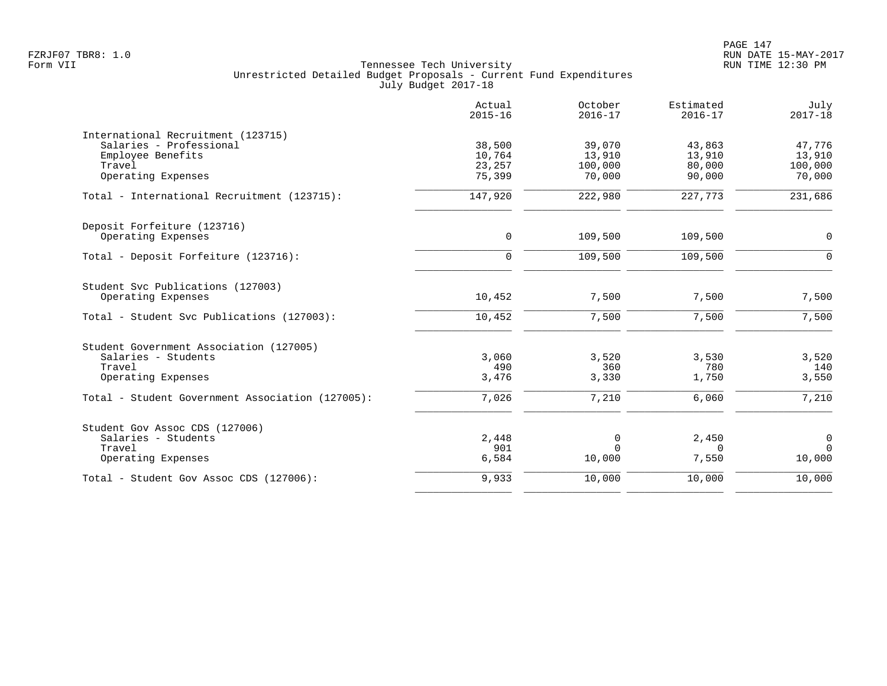Tennessee Tech University
Unrestricted Detailed Budget Proposals - Current Fund Expenditures
July Budget 2017-18

| | Actual 2015-16 | October 2016-17 | Estimated 2016-17 | July 2017-18 |
|---|---|---|---|---|
| **International Recruitment (123715)** | | | | |
| Salaries - Professional | 38,500 | 39,070 | 43,863 | 47,776 |
| Employee Benefits | 10,764 | 13,910 | 13,910 | 13,910 |
| Travel | 23,257 | 100,000 | 80,000 | 100,000 |
| Operating Expenses | 75,399 | 70,000 | 90,000 | 70,000 |
| Total - International Recruitment (123715): | 147,920 | 222,980 | 227,773 | 231,686 |
| **Deposit Forfeiture (123716)** | | | | |
| Operating Expenses | 0 | 109,500 | 109,500 | 0 |
| Total - Deposit Forfeiture (123716): | 0 | 109,500 | 109,500 | 0 |
| **Student Svc Publications (127003)** | | | | |
| Operating Expenses | 10,452 | 7,500 | 7,500 | 7,500 |
| Total - Student Svc Publications (127003): | 10,452 | 7,500 | 7,500 | 7,500 |
| **Student Government Association (127005)** | | | | |
| Salaries - Students | 3,060 | 3,520 | 3,530 | 3,520 |
| Travel | 490 | 360 | 780 | 140 |
| Operating Expenses | 3,476 | 3,330 | 1,750 | 3,550 |
| Total - Student Government Association (127005): | 7,026 | 7,210 | 6,060 | 7,210 |
| **Student Gov Assoc CDS (127006)** | | | | |
| Salaries - Students | 2,448 | 0 | 2,450 | 0 |
| Travel | 901 | 0 | 0 | 0 |
| Operating Expenses | 6,584 | 10,000 | 7,550 | 10,000 |
| Total - Student Gov Assoc CDS (127006): | 9,933 | 10,000 | 10,000 | 10,000 |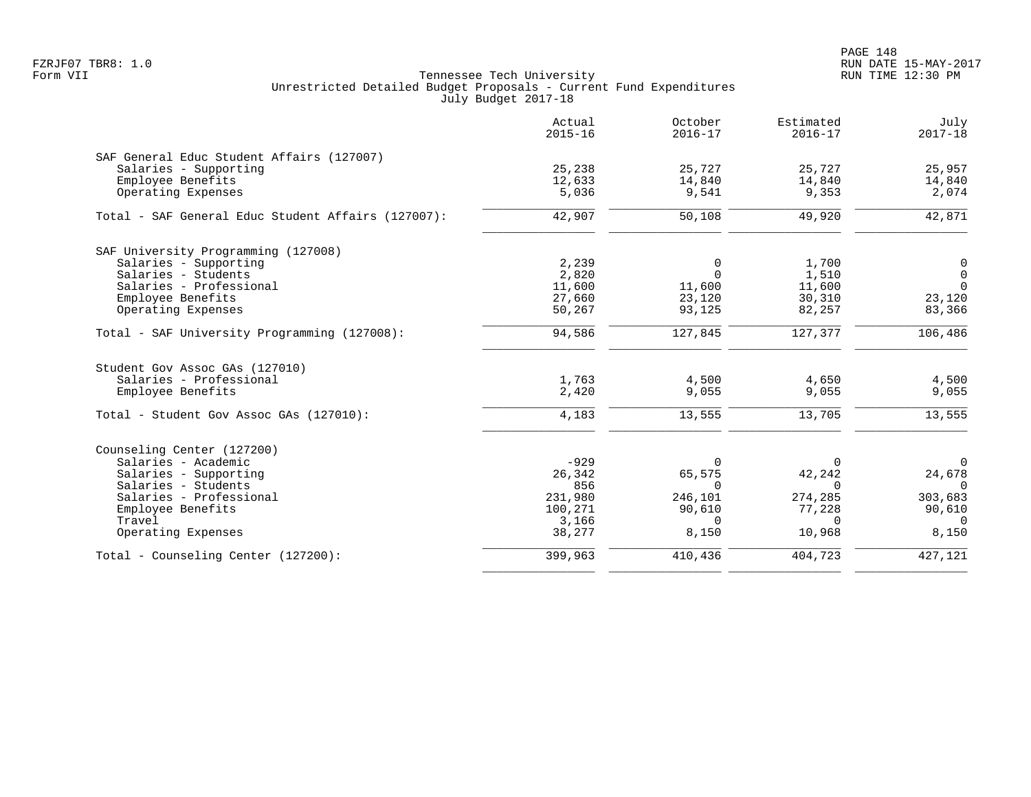Tennessee Tech University
Unrestricted Detailed Budget Proposals - Current Fund Expenditures
July Budget 2017-18

| | Actual 2015-16 | October 2016-17 | Estimated 2016-17 | July 2017-18 |
|---|---|---|---|---|
| **SAF General Educ Student Affairs (127007)** | | | | |
| Salaries - Supporting | 25,238 | 25,727 | 25,727 | 25,957 |
| Employee Benefits | 12,633 | 14,840 | 14,840 | 14,840 |
| Operating Expenses | 5,036 | 9,541 | 9,353 | 2,074 |
| Total - SAF General Educ Student Affairs (127007): | 42,907 | 50,108 | 49,920 | 42,871 |
| **SAF University Programming (127008)** | | | | |
| Salaries - Supporting | 2,239 | 0 | 1,700 | 0 |
| Salaries - Students | 2,820 | 0 | 1,510 | 0 |
| Salaries - Professional | 11,600 | 11,600 | 11,600 | 0 |
| Employee Benefits | 27,660 | 23,120 | 30,310 | 23,120 |
| Operating Expenses | 50,267 | 93,125 | 82,257 | 83,366 |
| Total - SAF University Programming (127008): | 94,586 | 127,845 | 127,377 | 106,486 |
| **Student Gov Assoc GAs (127010)** | | | | |
| Salaries - Professional | 1,763 | 4,500 | 4,650 | 4,500 |
| Employee Benefits | 2,420 | 9,055 | 9,055 | 9,055 |
| Total - Student Gov Assoc GAs (127010): | 4,183 | 13,555 | 13,705 | 13,555 |
| **Counseling Center (127200)** | | | | |
| Salaries - Academic | -929 | 0 | 0 | 0 |
| Salaries - Supporting | 26,342 | 65,575 | 42,242 | 24,678 |
| Salaries - Students | 856 | 0 | 0 | 0 |
| Salaries - Professional | 231,980 | 246,101 | 274,285 | 303,683 |
| Employee Benefits | 100,271 | 90,610 | 77,228 | 90,610 |
| Travel | 3,166 | 0 | 0 | 0 |
| Operating Expenses | 38,277 | 8,150 | 10,968 | 8,150 |
| Total - Counseling Center (127200): | 399,963 | 410,436 | 404,723 | 427,121 |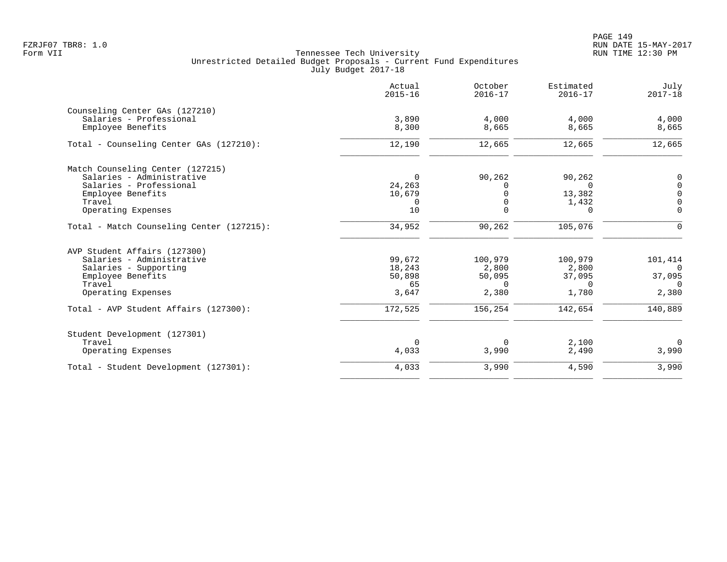Tennessee Tech University
Unrestricted Detailed Budget Proposals - Current Fund Expenditures
July Budget 2017-18

FZRJF07 TBR8: 1.0
Form VII

RUN DATE 15-MAY-2017
RUN TIME 12:30 PM

| | Actual 2015-16 | October 2016-17 | Estimated 2016-17 | July 2017-18 |
|---|---|---|---|---|
| **Counseling Center GAs (127210)** | | | | |
| Salaries - Professional | 3,890 | 4,000 | 4,000 | 4,000 |
| Employee Benefits | 8,300 | 8,665 | 8,665 | 8,665 |
| Total - Counseling Center GAs (127210): | 12,190 | 12,665 | 12,665 | 12,665 |
| **Match Counseling Center (127215)** | | | | |
| Salaries - Administrative | 0 | 90,262 | 90,262 | 0 |
| Salaries - Professional | 24,263 | 0 | 0 | 0 |
| Employee Benefits | 10,679 | 0 | 13,382 | 0 |
| Travel | 0 | 0 | 1,432 | 0 |
| Operating Expenses | 10 | 0 | 0 | 0 |
| Total - Match Counseling Center (127215): | 34,952 | 90,262 | 105,076 | 0 |
| **AVP Student Affairs (127300)** | | | | |
| Salaries - Administrative | 99,672 | 100,979 | 100,979 | 101,414 |
| Salaries - Supporting | 18,243 | 2,800 | 2,800 | 0 |
| Employee Benefits | 50,898 | 50,095 | 37,095 | 37,095 |
| Travel | 65 | 0 | 0 | 0 |
| Operating Expenses | 3,647 | 2,380 | 1,780 | 2,380 |
| Total - AVP Student Affairs (127300): | 172,525 | 156,254 | 142,654 | 140,889 |
| **Student Development (127301)** | | | | |
| Travel | 0 | 0 | 2,100 | 0 |
| Operating Expenses | 4,033 | 3,990 | 2,490 | 3,990 |
| Total - Student Development (127301): | 4,033 | 3,990 | 4,590 | 3,990 |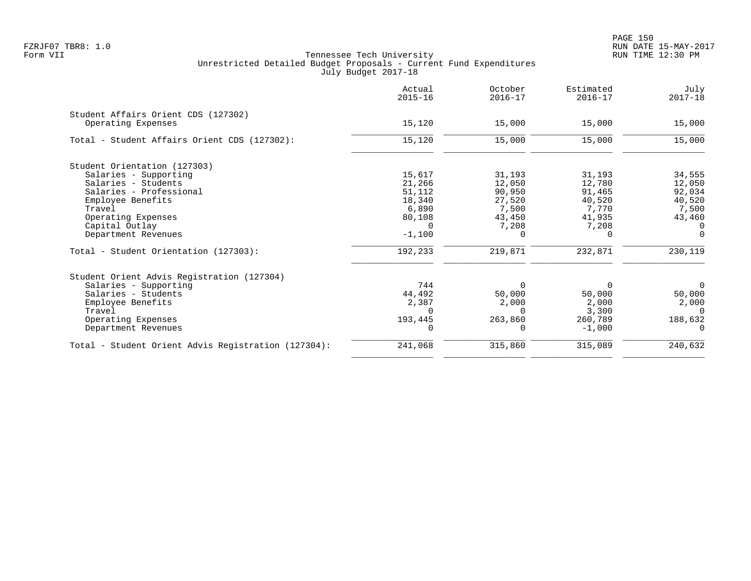FZRJF07 TBR8: 1.0
Form VII

# Tennessee Tech University
## Unrestricted Detailed Budget Proposals - Current Fund Expenditures
### July Budget 2017-18

| | Actual 2015-16 | October 2016-17 | Estimated 2016-17 | July 2017-18 |
|---|---|---|---|---|
| **Student Affairs Orient CDS (127302)** | | | | |
| Operating Expenses | 15,120 | 15,000 | 15,000 | 15,000 |
| Total - Student Affairs Orient CDS (127302): | 15,120 | 15,000 | 15,000 | 15,000 |
| **Student Orientation (127303)** | | | | |
| Salaries - Supporting | 15,617 | 31,193 | 31,193 | 34,555 |
| Salaries - Students | 21,266 | 12,050 | 12,780 | 12,050 |
| Salaries - Professional | 51,112 | 90,950 | 91,465 | 92,034 |
| Employee Benefits | 18,340 | 27,520 | 40,520 | 40,520 |
| Travel | 6,890 | 7,500 | 7,770 | 7,500 |
| Operating Expenses | 80,108 | 43,450 | 41,935 | 43,460 |
| Capital Outlay | 0 | 7,208 | 7,208 | 0 |
| Department Revenues | -1,100 | 0 | 0 | 0 |
| Total - Student Orientation (127303): | 192,233 | 219,871 | 232,871 | 230,119 |
| **Student Orient Advis Registration (127304)** | | | | |
| Salaries - Supporting | 744 | 0 | 0 | 0 |
| Salaries - Students | 44,492 | 50,000 | 50,000 | 50,000 |
| Employee Benefits | 2,387 | 2,000 | 2,000 | 2,000 |
| Travel | 0 | 0 | 3,300 | 0 |
| Operating Expenses | 193,445 | 263,860 | 260,789 | 188,632 |
| Department Revenues | 0 | 0 | -1,000 | 0 |
| Total - Student Orient Advis Registration (127304): | 241,068 | 315,860 | 315,089 | 240,632 |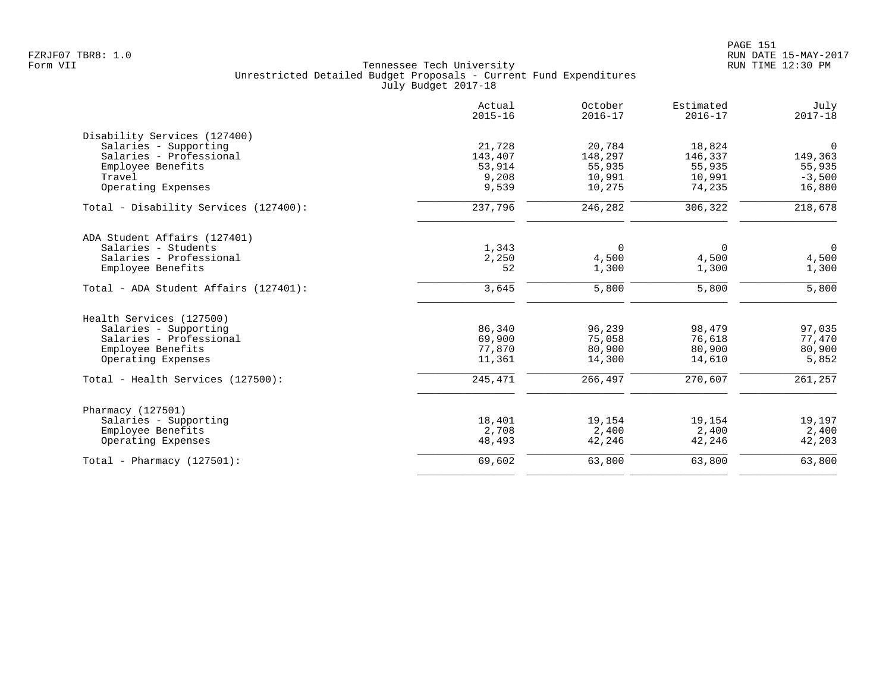Tennessee Tech University
Unrestricted Detailed Budget Proposals - Current Fund Expenditures
July Budget 2017-18

| | Actual 2015-16 | October 2016-17 | Estimated 2016-17 | July 2017-18 |
|---|---:|---:|---:|---:|
| **Disability Services (127400)** | | | | |
| Salaries - Supporting | 21,728 | 20,784 | 18,824 | 0 |
| Salaries - Professional | 143,407 | 148,297 | 146,337 | 149,363 |
| Employee Benefits | 53,914 | 55,935 | 55,935 | 55,935 |
| Travel | 9,208 | 10,991 | 10,991 | -3,500 |
| Operating Expenses | 9,539 | 10,275 | 74,235 | 16,880 |
| Total - Disability Services (127400): | 237,796 | 246,282 | 306,322 | 218,678 |
| **ADA Student Affairs (127401)** | | | | |
| Salaries - Students | 1,343 | 0 | 0 | 0 |
| Salaries - Professional | 2,250 | 4,500 | 4,500 | 4,500 |
| Employee Benefits | 52 | 1,300 | 1,300 | 1,300 |
| Total - ADA Student Affairs (127401): | 3,645 | 5,800 | 5,800 | 5,800 |
| **Health Services (127500)** | | | | |
| Salaries - Supporting | 86,340 | 96,239 | 98,479 | 97,035 |
| Salaries - Professional | 69,900 | 75,058 | 76,618 | 77,470 |
| Employee Benefits | 77,870 | 80,900 | 80,900 | 80,900 |
| Operating Expenses | 11,361 | 14,300 | 14,610 | 5,852 |
| Total - Health Services (127500): | 245,471 | 266,497 | 270,607 | 261,257 |
| **Pharmacy (127501)** | | | | |
| Salaries - Supporting | 18,401 | 19,154 | 19,154 | 19,197 |
| Employee Benefits | 2,708 | 2,400 | 2,400 | 2,400 |
| Operating Expenses | 48,493 | 42,246 | 42,246 | 42,203 |
| Total - Pharmacy (127501): | 69,602 | 63,800 | 63,800 | 63,800 |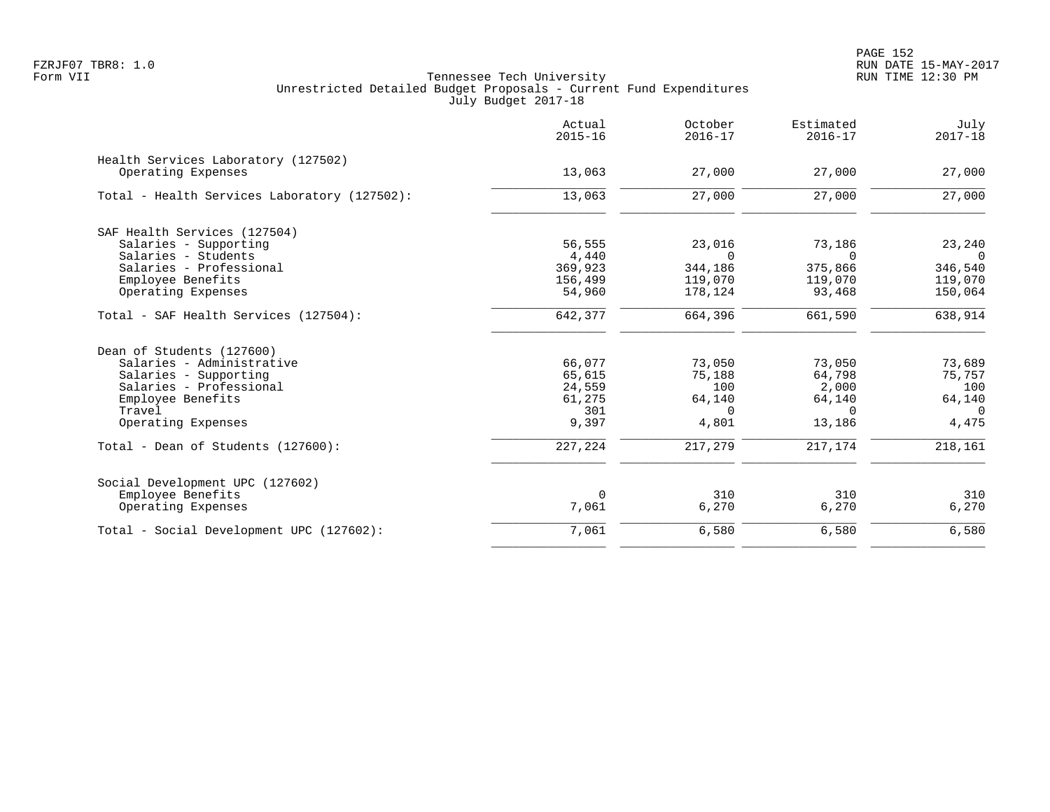Tennessee Tech University
Unrestricted Detailed Budget Proposals - Current Fund Expenditures
July Budget 2017-18

| | Actual 2015-16 | October 2016-17 | Estimated 2016-17 | July 2017-18 |
|---|---|---|---|---|
| **Health Services Laboratory (127502)** | | | | |
| Operating Expenses | 13,063 | 27,000 | 27,000 | 27,000 |
| Total - Health Services Laboratory (127502): | 13,063 | 27,000 | 27,000 | 27,000 |
| **SAF Health Services (127504)** | | | | |
| Salaries - Supporting | 56,555 | 23,016 | 73,186 | 23,240 |
| Salaries - Students | 4,440 | 0 | 0 | 0 |
| Salaries - Professional | 369,923 | 344,186 | 375,866 | 346,540 |
| Employee Benefits | 156,499 | 119,070 | 119,070 | 119,070 |
| Operating Expenses | 54,960 | 178,124 | 93,468 | 150,064 |
| Total - SAF Health Services (127504): | 642,377 | 664,396 | 661,590 | 638,914 |
| **Dean of Students (127600)** | | | | |
| Salaries - Administrative | 66,077 | 73,050 | 73,050 | 73,689 |
| Salaries - Supporting | 65,615 | 75,188 | 64,798 | 75,757 |
| Salaries - Professional | 24,559 | 100 | 2,000 | 100 |
| Employee Benefits | 61,275 | 64,140 | 64,140 | 64,140 |
| Travel | 301 | 0 | 0 | 0 |
| Operating Expenses | 9,397 | 4,801 | 13,186 | 4,475 |
| Total - Dean of Students (127600): | 227,224 | 217,279 | 217,174 | 218,161 |
| **Social Development UPC (127602)** | | | | |
| Employee Benefits | 0 | 310 | 310 | 310 |
| Operating Expenses | 7,061 | 6,270 | 6,270 | 6,270 |
| Total - Social Development UPC (127602): | 7,061 | 6,580 | 6,580 | 6,580 |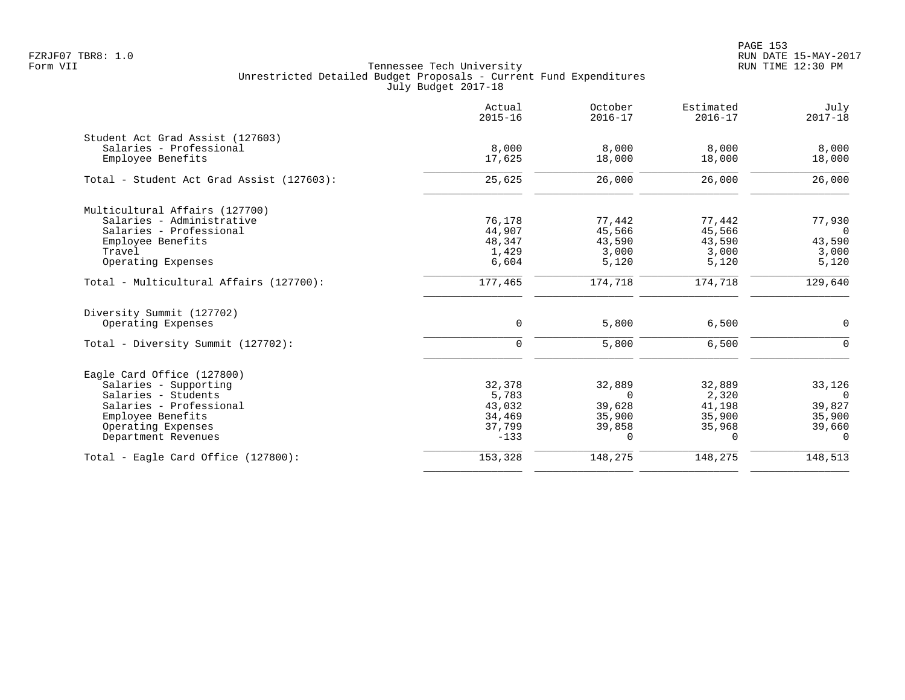Tennessee Tech University
Unrestricted Detailed Budget Proposals - Current Fund Expenditures
July Budget 2017-18

FZRJF07 TBR8: 1.0
Form VII

RUN DATE 15-MAY-2017
RUN TIME 12:30 PM

| | Actual 2015-16 | October 2016-17 | Estimated 2016-17 | July 2017-18 |
|---|---|---|---|---|
| **Student Act Grad Assist (127603)** | | | | |
| Salaries - Professional | 8,000 | 8,000 | 8,000 | 8,000 |
| Employee Benefits | 17,625 | 18,000 | 18,000 | 18,000 |
| Total - Student Act Grad Assist (127603): | 25,625 | 26,000 | 26,000 | 26,000 |
| **Multicultural Affairs (127700)** | | | | |
| Salaries - Administrative | 76,178 | 77,442 | 77,442 | 77,930 |
| Salaries - Professional | 44,907 | 45,566 | 45,566 | 0 |
| Employee Benefits | 48,347 | 43,590 | 43,590 | 43,590 |
| Travel | 1,429 | 3,000 | 3,000 | 3,000 |
| Operating Expenses | 6,604 | 5,120 | 5,120 | 5,120 |
| Total - Multicultural Affairs (127700): | 177,465 | 174,718 | 174,718 | 129,640 |
| **Diversity Summit (127702)** | | | | |
| Operating Expenses | 0 | 5,800 | 6,500 | 0 |
| Total - Diversity Summit (127702): | 0 | 5,800 | 6,500 | 0 |
| **Eagle Card Office (127800)** | | | | |
| Salaries - Supporting | 32,378 | 32,889 | 32,889 | 33,126 |
| Salaries - Students | 5,783 | 0 | 2,320 | 0 |
| Salaries - Professional | 43,032 | 39,628 | 41,198 | 39,827 |
| Employee Benefits | 34,469 | 35,900 | 35,900 | 35,900 |
| Operating Expenses | 37,799 | 39,858 | 35,968 | 39,660 |
| Department Revenues | -133 | 0 | 0 | 0 |
| Total - Eagle Card Office (127800): | 153,328 | 148,275 | 148,275 | 148,513 |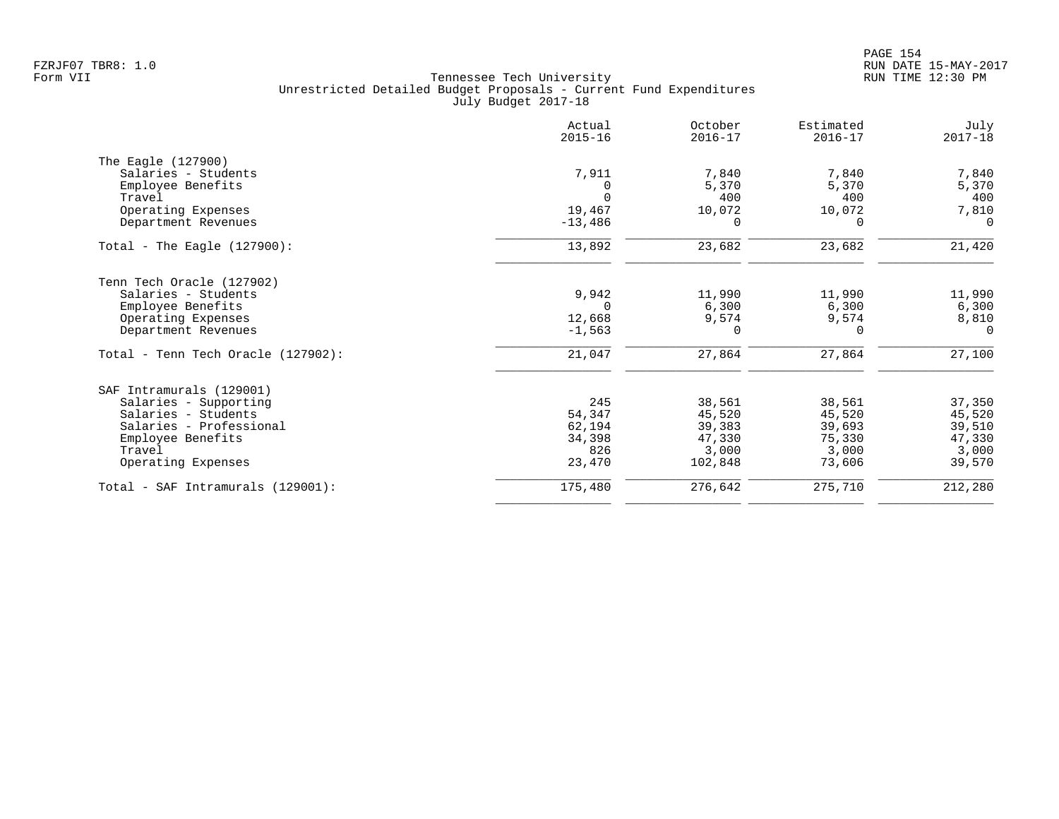Tennessee Tech University
Unrestricted Detailed Budget Proposals - Current Fund Expenditures
July Budget 2017-18

| | Actual 2015-16 | October 2016-17 | Estimated 2016-17 | July 2017-18 |
|---|---|---|---|---|
| **The Eagle (127900)** | | | | |
| Salaries - Students | 7,911 | 7,840 | 7,840 | 7,840 |
| Employee Benefits | 0 | 5,370 | 5,370 | 5,370 |
| Travel | 0 | 400 | 400 | 400 |
| Operating Expenses | 19,467 | 10,072 | 10,072 | 7,810 |
| Department Revenues | -13,486 | 0 | 0 | 0 |
| Total - The Eagle (127900): | 13,892 | 23,682 | 23,682 | 21,420 |
| **Tenn Tech Oracle (127902)** | | | | |
| Salaries - Students | 9,942 | 11,990 | 11,990 | 11,990 |
| Employee Benefits | 0 | 6,300 | 6,300 | 6,300 |
| Operating Expenses | 12,668 | 9,574 | 9,574 | 8,810 |
| Department Revenues | -1,563 | 0 | 0 | 0 |
| Total - Tenn Tech Oracle (127902): | 21,047 | 27,864 | 27,864 | 27,100 |
| **SAF Intramurals (129001)** | | | | |
| Salaries - Supporting | 245 | 38,561 | 38,561 | 37,350 |
| Salaries - Students | 54,347 | 45,520 | 45,520 | 45,520 |
| Salaries - Professional | 62,194 | 39,383 | 39,693 | 39,510 |
| Employee Benefits | 34,398 | 47,330 | 75,330 | 47,330 |
| Travel | 826 | 3,000 | 3,000 | 3,000 |
| Operating Expenses | 23,470 | 102,848 | 73,606 | 39,570 |
| Total - SAF Intramurals (129001): | 175,480 | 276,642 | 275,710 | 212,280 |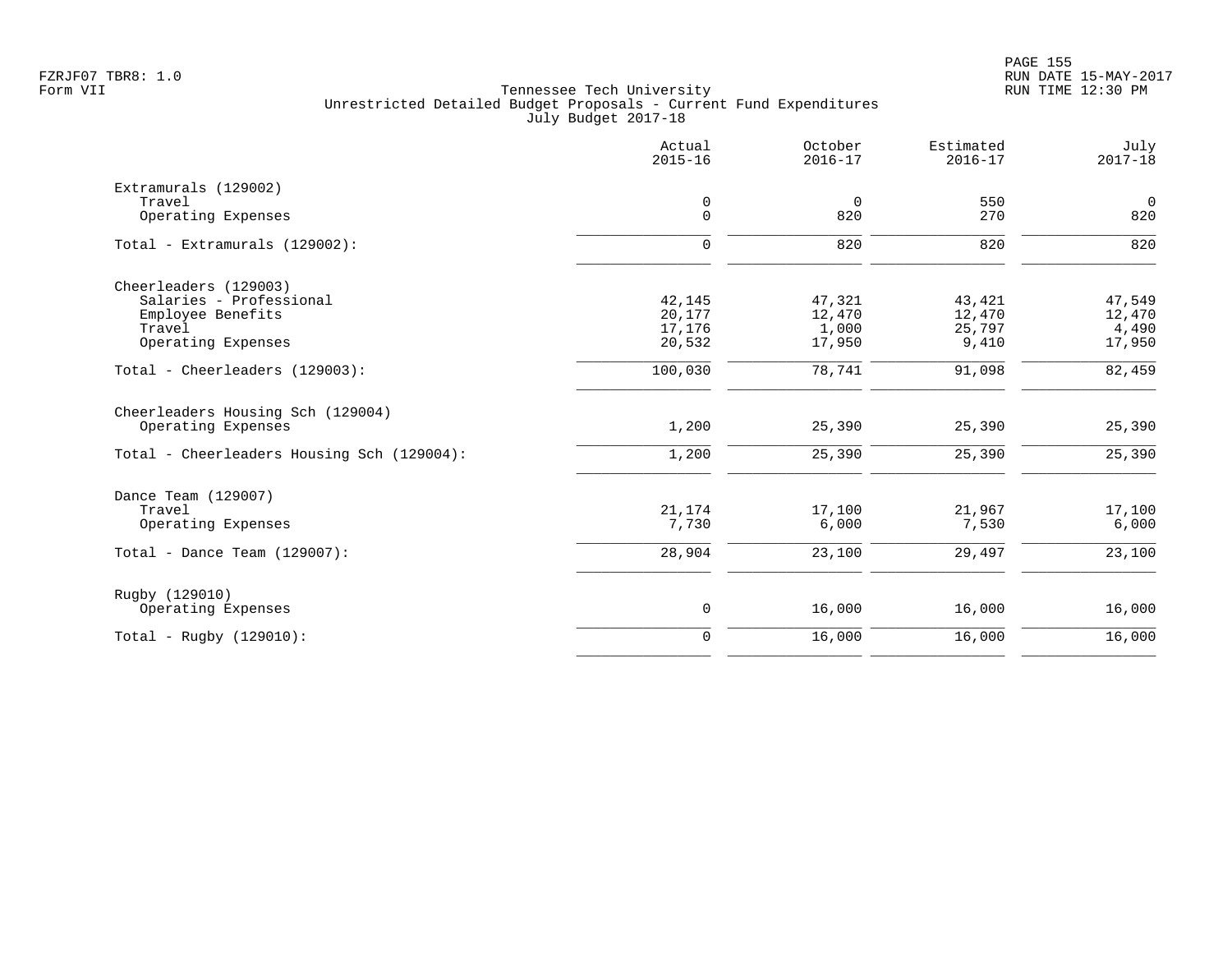Tennessee Tech University
Unrestricted Detailed Budget Proposals - Current Fund Expenditures
July Budget 2017-18

| | Actual 2015-16 | October 2016-17 | Estimated 2016-17 | July 2017-18 |
|---|---|---|---|---|
| **Extramurals (129002)** | | | | |
| Travel | 0 | 0 | 550 | 0 |
| Operating Expenses | 0 | 820 | 270 | 820 |
| Total - Extramurals (129002): | 0 | 820 | 820 | 820 |
| **Cheerleaders (129003)** | | | | |
| Salaries - Professional | 42,145 | 47,321 | 43,421 | 47,549 |
| Employee Benefits | 20,177 | 12,470 | 12,470 | 12,470 |
| Travel | 17,176 | 1,000 | 25,797 | 4,490 |
| Operating Expenses | 20,532 | 17,950 | 9,410 | 17,950 |
| Total - Cheerleaders (129003): | 100,030 | 78,741 | 91,098 | 82,459 |
| **Cheerleaders Housing Sch (129004)** | | | | |
| Operating Expenses | 1,200 | 25,390 | 25,390 | 25,390 |
| Total - Cheerleaders Housing Sch (129004): | 1,200 | 25,390 | 25,390 | 25,390 |
| **Dance Team (129007)** | | | | |
| Travel | 21,174 | 17,100 | 21,967 | 17,100 |
| Operating Expenses | 7,730 | 6,000 | 7,530 | 6,000 |
| Total - Dance Team (129007): | 28,904 | 23,100 | 29,497 | 23,100 |
| **Rugby (129010)** | | | | |
| Operating Expenses | 0 | 16,000 | 16,000 | 16,000 |
| Total - Rugby (129010): | 0 | 16,000 | 16,000 | 16,000 |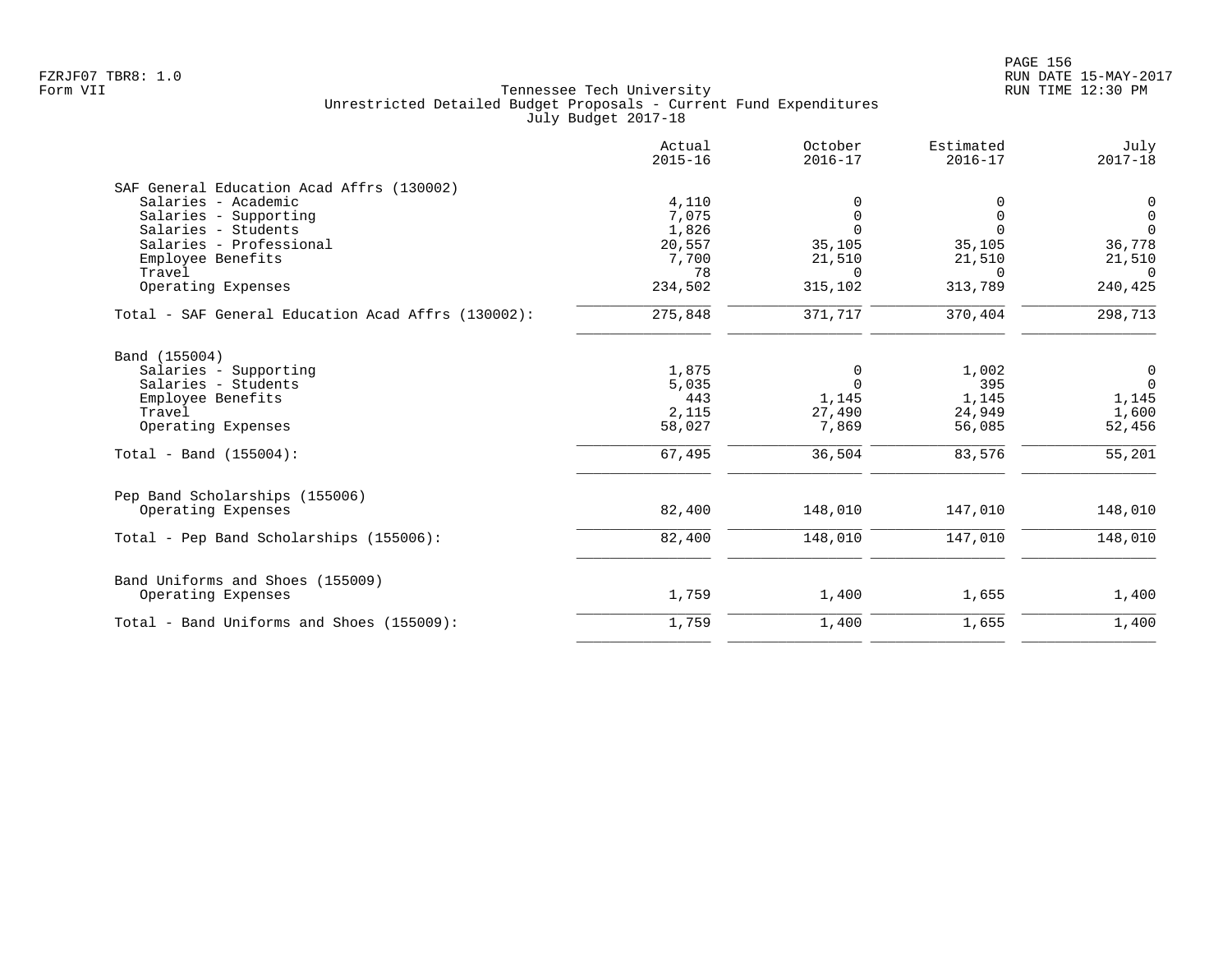FZRJF07 TBR8: 1.0
Form VII

Tennessee Tech University
Unrestricted Detailed Budget Proposals - Current Fund Expenditures
July Budget 2017-18

RUN DATE 15-MAY-2017
RUN TIME 12:30 PM

| | Actual 2015-16 | October 2016-17 | Estimated 2016-17 | July 2017-18 |
|---|---|---|---|---|
| **SAF General Education Acad Affrs (130002)** | | | | |
| Salaries - Academic | 4,110 | 0 | 0 | 0 |
| Salaries - Supporting | 7,075 | 0 | 0 | 0 |
| Salaries - Students | 1,826 | 0 | 0 | 0 |
| Salaries - Professional | 20,557 | 35,105 | 35,105 | 36,778 |
| Employee Benefits | 7,700 | 21,510 | 21,510 | 21,510 |
| Travel | 78 | 0 | 0 | 0 |
| Operating Expenses | 234,502 | 315,102 | 313,789 | 240,425 |
| Total - SAF General Education Acad Affrs (130002): | 275,848 | 371,717 | 370,404 | 298,713 |
| **Band (155004)** | | | | |
| Salaries - Supporting | 1,875 | 0 | 1,002 | 0 |
| Salaries - Students | 5,035 | 0 | 395 | 0 |
| Employee Benefits | 443 | 1,145 | 1,145 | 1,145 |
| Travel | 2,115 | 27,490 | 24,949 | 1,600 |
| Operating Expenses | 58,027 | 7,869 | 56,085 | 52,456 |
| Total - Band (155004): | 67,495 | 36,504 | 83,576 | 55,201 |
| **Pep Band Scholarships (155006)** | | | | |
| Operating Expenses | 82,400 | 148,010 | 147,010 | 148,010 |
| Total - Pep Band Scholarships (155006): | 82,400 | 148,010 | 147,010 | 148,010 |
| **Band Uniforms and Shoes (155009)** | | | | |
| Operating Expenses | 1,759 | 1,400 | 1,655 | 1,400 |
| Total - Band Uniforms and Shoes (155009): | 1,759 | 1,400 | 1,655 | 1,400 |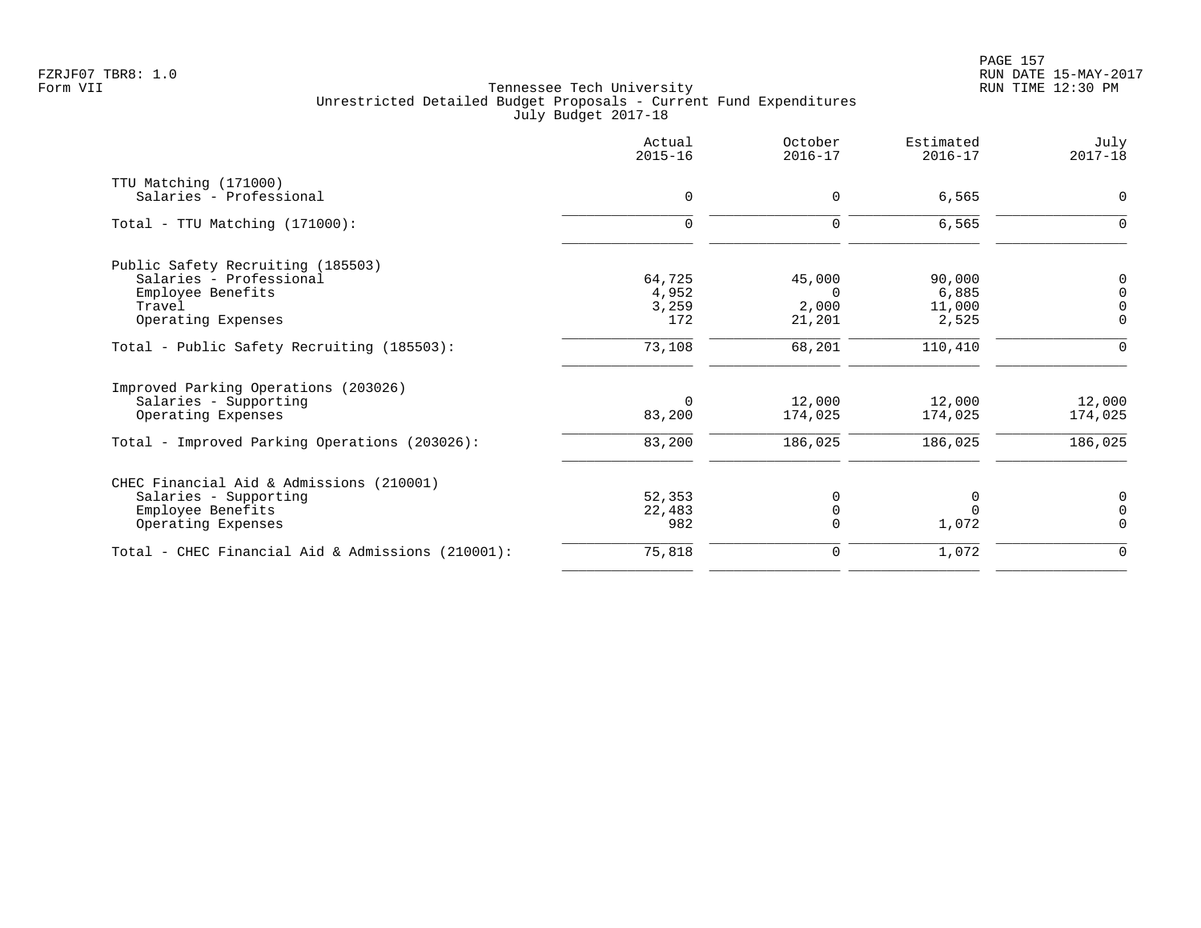Tennessee Tech University
Unrestricted Detailed Budget Proposals - Current Fund Expenditures
July Budget 2017-18

| | Actual 2015-16 | October 2016-17 | Estimated 2016-17 | July 2017-18 |
|---|---|---|---|---|
| **TTU Matching (171000)** | | | | |
| Salaries - Professional | 0 | 0 | 6,565 | 0 |
| Total - TTU Matching (171000): | 0 | 0 | 6,565 | 0 |
| **Public Safety Recruiting (185503)** | | | | |
| Salaries - Professional | 64,725 | 45,000 | 90,000 | 0 |
| Employee Benefits | 4,952 | 0 | 6,885 | 0 |
| Travel | 3,259 | 2,000 | 11,000 | 0 |
| Operating Expenses | 172 | 21,201 | 2,525 | 0 |
| Total - Public Safety Recruiting (185503): | 73,108 | 68,201 | 110,410 | 0 |
| **Improved Parking Operations (203026)** | | | | |
| Salaries - Supporting | 0 | 12,000 | 12,000 | 12,000 |
| Operating Expenses | 83,200 | 174,025 | 174,025 | 174,025 |
| Total - Improved Parking Operations (203026): | 83,200 | 186,025 | 186,025 | 186,025 |
| **CHEC Financial Aid & Admissions (210001)** | | | | |
| Salaries - Supporting | 52,353 | 0 | 0 | 0 |
| Employee Benefits | 22,483 | 0 | 0 | 0 |
| Operating Expenses | 982 | 0 | 1,072 | 0 |
| Total - CHEC Financial Aid & Admissions (210001): | 75,818 | 0 | 1,072 | 0 |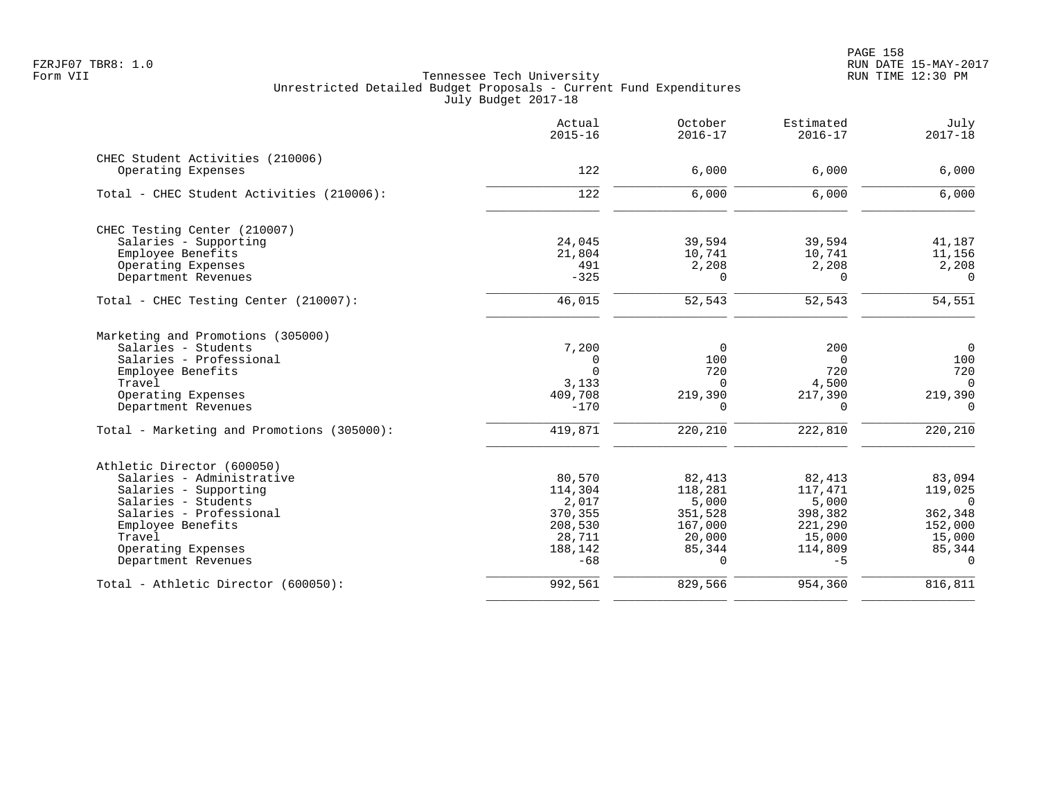Tennessee Tech University
Unrestricted Detailed Budget Proposals - Current Fund Expenditures
July Budget 2017-18

| | Actual 2015-16 | October 2016-17 | Estimated 2016-17 | July 2017-18 |
|---|---|---|---|---|
| **CHEC Student Activities (210006)** | | | | |
| Operating Expenses | 122 | 6,000 | 6,000 | 6,000 |
| Total - CHEC Student Activities (210006): | 122 | 6,000 | 6,000 | 6,000 |
| **CHEC Testing Center (210007)** | | | | |
| Salaries - Supporting | 24,045 | 39,594 | 39,594 | 41,187 |
| Employee Benefits | 21,804 | 10,741 | 10,741 | 11,156 |
| Operating Expenses | 491 | 2,208 | 2,208 | 2,208 |
| Department Revenues | -325 | 0 | 0 | 0 |
| Total - CHEC Testing Center (210007): | 46,015 | 52,543 | 52,543 | 54,551 |
| **Marketing and Promotions (305000)** | | | | |
| Salaries - Students | 7,200 | 0 | 200 | 0 |
| Salaries - Professional | 0 | 100 | 0 | 100 |
| Employee Benefits | 0 | 720 | 720 | 720 |
| Travel | 3,133 | 0 | 4,500 | 0 |
| Operating Expenses | 409,708 | 219,390 | 217,390 | 219,390 |
| Department Revenues | -170 | 0 | 0 | 0 |
| Total - Marketing and Promotions (305000): | 419,871 | 220,210 | 222,810 | 220,210 |
| **Athletic Director (600050)** | | | | |
| Salaries - Administrative | 80,570 | 82,413 | 82,413 | 83,094 |
| Salaries - Supporting | 114,304 | 118,281 | 117,471 | 119,025 |
| Salaries - Students | 2,017 | 5,000 | 5,000 | 0 |
| Salaries - Professional | 370,355 | 351,528 | 398,382 | 362,348 |
| Employee Benefits | 208,530 | 167,000 | 221,290 | 152,000 |
| Travel | 28,711 | 20,000 | 15,000 | 15,000 |
| Operating Expenses | 188,142 | 85,344 | 114,809 | 85,344 |
| Department Revenues | -68 | 0 | -5 | 0 |
| Total - Athletic Director (600050): | 992,561 | 829,566 | 954,360 | 816,811 |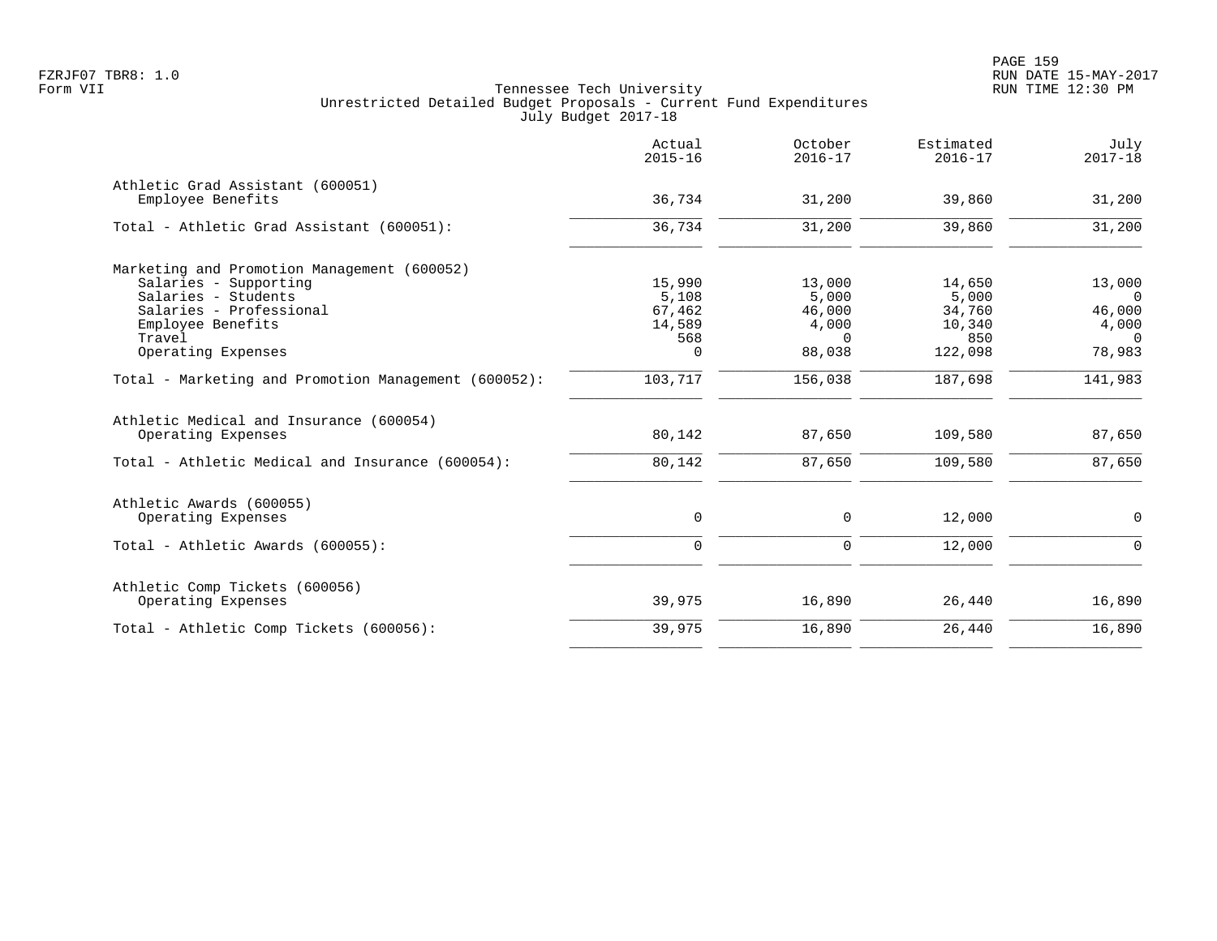Tennessee Tech University
Unrestricted Detailed Budget Proposals - Current Fund Expenditures
July Budget 2017-18

| | Actual 2015-16 | October 2016-17 | Estimated 2016-17 | July 2017-18 |
|---|---:|---:|---:|---:|
| **Athletic Grad Assistant (600051)** | | | | |
| Employee Benefits | 36,734 | 31,200 | 39,860 | 31,200 |
| Total - Athletic Grad Assistant (600051): | 36,734 | 31,200 | 39,860 | 31,200 |
| **Marketing and Promotion Management (600052)** | | | | |
| Salaries - Supporting | 15,990 | 13,000 | 14,650 | 13,000 |
| Salaries - Students | 5,108 | 5,000 | 5,000 | 0 |
| Salaries - Professional | 67,462 | 46,000 | 34,760 | 46,000 |
| Employee Benefits | 14,589 | 4,000 | 10,340 | 4,000 |
| Travel | 568 | 0 | 850 | 0 |
| Operating Expenses | 0 | 88,038 | 122,098 | 78,983 |
| Total - Marketing and Promotion Management (600052): | 103,717 | 156,038 | 187,698 | 141,983 |
| **Athletic Medical and Insurance (600054)** | | | | |
| Operating Expenses | 80,142 | 87,650 | 109,580 | 87,650 |
| Total - Athletic Medical and Insurance (600054): | 80,142 | 87,650 | 109,580 | 87,650 |
| **Athletic Awards (600055)** | | | | |
| Operating Expenses | 0 | 0 | 12,000 | 0 |
| Total - Athletic Awards (600055): | 0 | 0 | 12,000 | 0 |
| **Athletic Comp Tickets (600056)** | | | | |
| Operating Expenses | 39,975 | 16,890 | 26,440 | 16,890 |
| Total - Athletic Comp Tickets (600056): | 39,975 | 16,890 | 26,440 | 16,890 |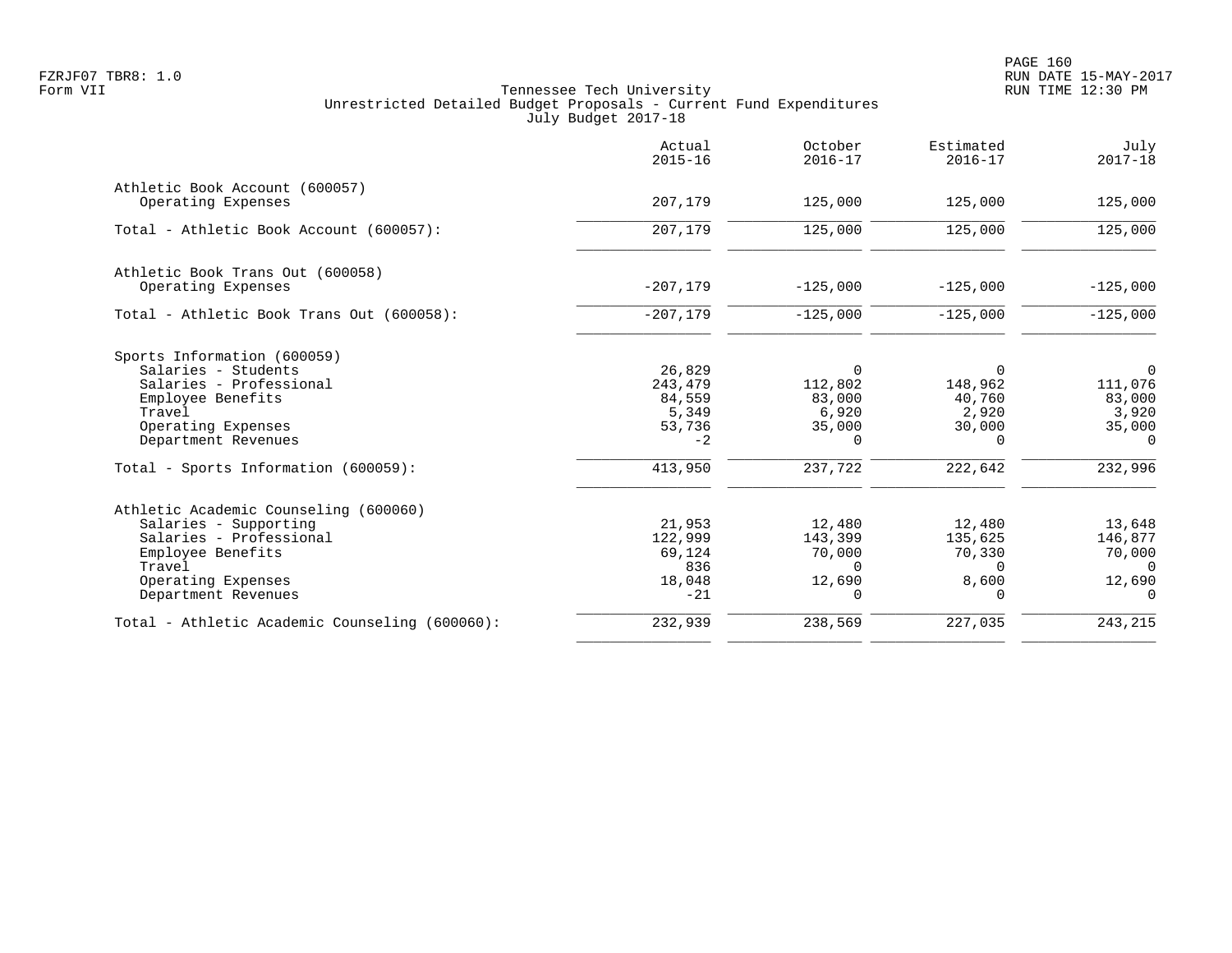Tennessee Tech University
Unrestricted Detailed Budget Proposals - Current Fund Expenditures
July Budget 2017-18

| | Actual 2015-16 | October 2016-17 | Estimated 2016-17 | July 2017-18 |
|---|---|---|---|---|
| **Athletic Book Account (600057)** | | | | |
| Operating Expenses | 207,179 | 125,000 | 125,000 | 125,000 |
| Total - Athletic Book Account (600057): | 207,179 | 125,000 | 125,000 | 125,000 |
| **Athletic Book Trans Out (600058)** | | | | |
| Operating Expenses | -207,179 | -125,000 | -125,000 | -125,000 |
| Total - Athletic Book Trans Out (600058): | -207,179 | -125,000 | -125,000 | -125,000 |
| **Sports Information (600059)** | | | | |
| Salaries - Students | 26,829 | 0 | 0 | 0 |
| Salaries - Professional | 243,479 | 112,802 | 148,962 | 111,076 |
| Employee Benefits | 84,559 | 83,000 | 40,760 | 83,000 |
| Travel | 5,349 | 6,920 | 2,920 | 3,920 |
| Operating Expenses | 53,736 | 35,000 | 30,000 | 35,000 |
| Department Revenues | -2 | 0 | 0 | 0 |
| Total - Sports Information (600059): | 413,950 | 237,722 | 222,642 | 232,996 |
| **Athletic Academic Counseling (600060)** | | | | |
| Salaries - Supporting | 21,953 | 12,480 | 12,480 | 13,648 |
| Salaries - Professional | 122,999 | 143,399 | 135,625 | 146,877 |
| Employee Benefits | 69,124 | 70,000 | 70,330 | 70,000 |
| Travel | 836 | 0 | 0 | 0 |
| Operating Expenses | 18,048 | 12,690 | 8,600 | 12,690 |
| Department Revenues | -21 | 0 | 0 | 0 |
| Total - Athletic Academic Counseling (600060): | 232,939 | 238,569 | 227,035 | 243,215 |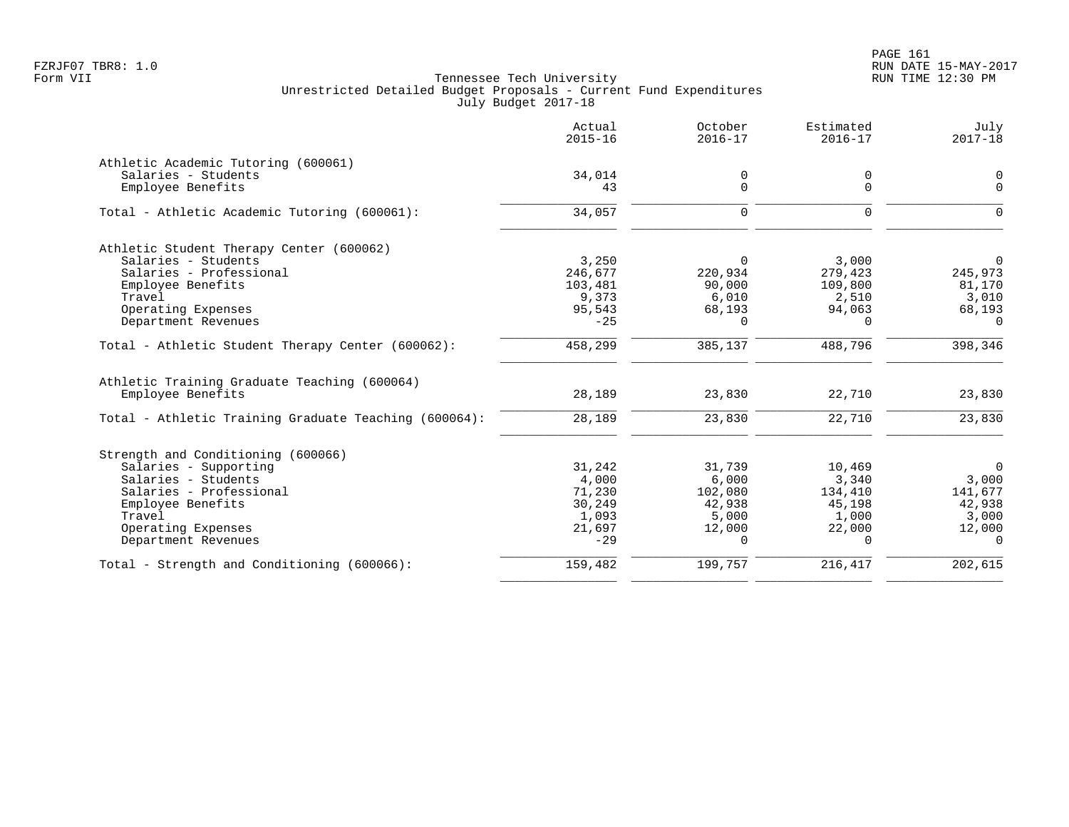Tennessee Tech University
Unrestricted Detailed Budget Proposals - Current Fund Expenditures
July Budget 2017-18

| | Actual 2015-16 | October 2016-17 | Estimated 2016-17 | July 2017-18 |
|---|---|---|---|---|
| **Athletic Academic Tutoring (600061)** | | | | |
| Salaries - Students | 34,014 | 0 | 0 | 0 |
| Employee Benefits | 43 | 0 | 0 | 0 |
| Total - Athletic Academic Tutoring (600061): | 34,057 | 0 | 0 | 0 |
| **Athletic Student Therapy Center (600062)** | | | | |
| Salaries - Students | 3,250 | 0 | 3,000 | 0 |
| Salaries - Professional | 246,677 | 220,934 | 279,423 | 245,973 |
| Employee Benefits | 103,481 | 90,000 | 109,800 | 81,170 |
| Travel | 9,373 | 6,010 | 2,510 | 3,010 |
| Operating Expenses | 95,543 | 68,193 | 94,063 | 68,193 |
| Department Revenues | -25 | 0 | 0 | 0 |
| Total - Athletic Student Therapy Center (600062): | 458,299 | 385,137 | 488,796 | 398,346 |
| **Athletic Training Graduate Teaching (600064)** | | | | |
| Employee Benefits | 28,189 | 23,830 | 22,710 | 23,830 |
| Total - Athletic Training Graduate Teaching (600064): | 28,189 | 23,830 | 22,710 | 23,830 |
| **Strength and Conditioning (600066)** | | | | |
| Salaries - Supporting | 31,242 | 31,739 | 10,469 | 0 |
| Salaries - Students | 4,000 | 6,000 | 3,340 | 3,000 |
| Salaries - Professional | 71,230 | 102,080 | 134,410 | 141,677 |
| Employee Benefits | 30,249 | 42,938 | 45,198 | 42,938 |
| Travel | 1,093 | 5,000 | 1,000 | 3,000 |
| Operating Expenses | 21,697 | 12,000 | 22,000 | 12,000 |
| Department Revenues | -29 | 0 | 0 | 0 |
| Total - Strength and Conditioning (600066): | 159,482 | 199,757 | 216,417 | 202,615 |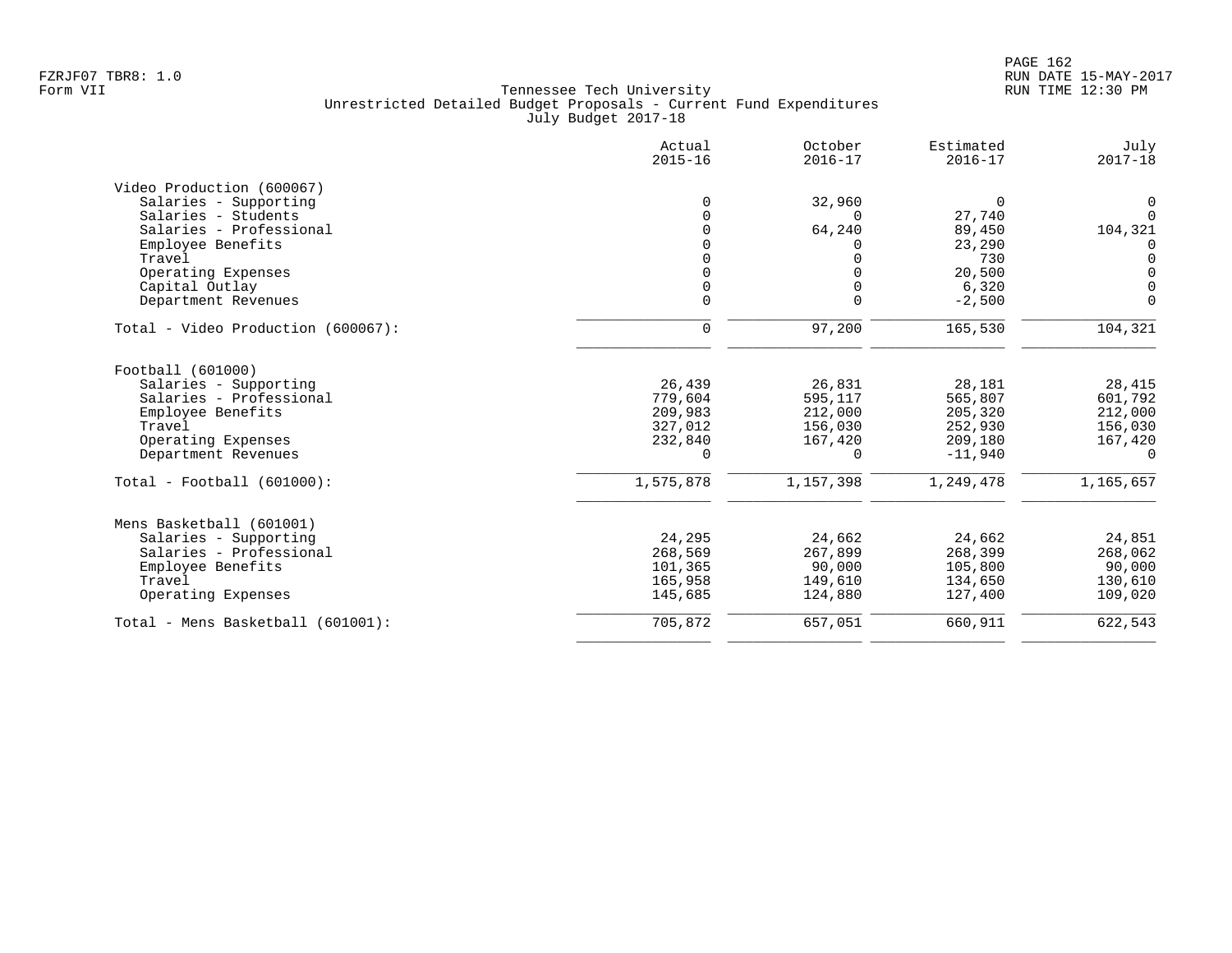Tennessee Tech University
Unrestricted Detailed Budget Proposals - Current Fund Expenditures
July Budget 2017-18

| | Actual 2015-16 | October 2016-17 | Estimated 2016-17 | July 2017-18 |
|---|---|---|---|---|
| **Video Production (600067)** | | | | |
| Salaries - Supporting | 0 | 32,960 | 0 | 0 |
| Salaries - Students | 0 | 0 | 27,740 | 0 |
| Salaries - Professional | 0 | 64,240 | 89,450 | 104,321 |
| Employee Benefits | 0 | 0 | 23,290 | 0 |
| Travel | 0 | 0 | 730 | 0 |
| Operating Expenses | 0 | 0 | 20,500 | 0 |
| Capital Outlay | 0 | 0 | 6,320 | 0 |
| Department Revenues | 0 | 0 | -2,500 | 0 |
| Total - Video Production (600067): | 0 | 97,200 | 165,530 | 104,321 |
| **Football (601000)** | | | | |
| Salaries - Supporting | 26,439 | 26,831 | 28,181 | 28,415 |
| Salaries - Professional | 779,604 | 595,117 | 565,807 | 601,792 |
| Employee Benefits | 209,983 | 212,000 | 205,320 | 212,000 |
| Travel | 327,012 | 156,030 | 252,930 | 156,030 |
| Operating Expenses | 232,840 | 167,420 | 209,180 | 167,420 |
| Department Revenues | 0 | 0 | -11,940 | 0 |
| Total - Football (601000): | 1,575,878 | 1,157,398 | 1,249,478 | 1,165,657 |
| **Mens Basketball (601001)** | | | | |
| Salaries - Supporting | 24,295 | 24,662 | 24,662 | 24,851 |
| Salaries - Professional | 268,569 | 267,899 | 268,399 | 268,062 |
| Employee Benefits | 101,365 | 90,000 | 105,800 | 90,000 |
| Travel | 165,958 | 149,610 | 134,650 | 130,610 |
| Operating Expenses | 145,685 | 124,880 | 127,400 | 109,020 |
| Total - Mens Basketball (601001): | 705,872 | 657,051 | 660,911 | 622,543 |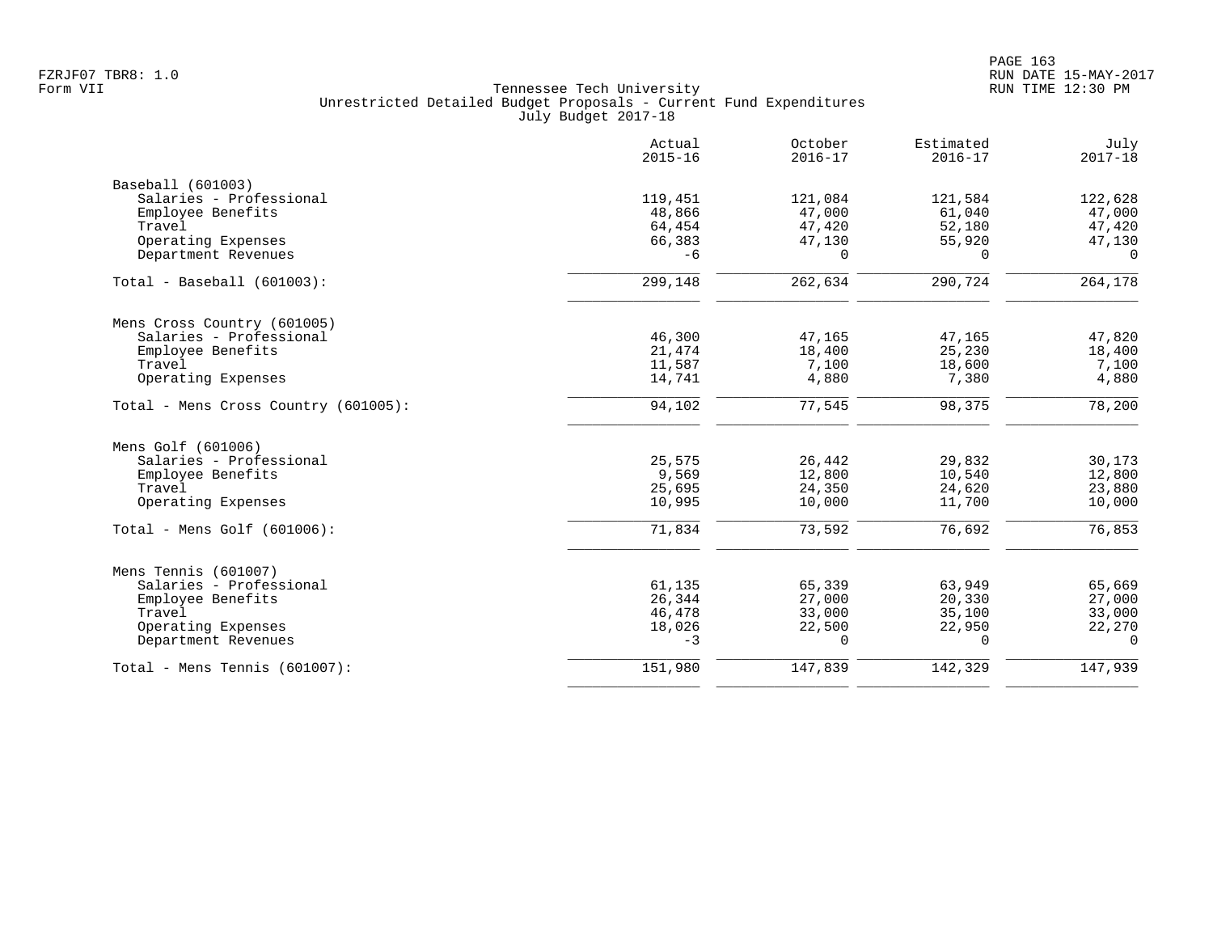FZRJF07 TBR8: 1.0
Form VII

Tennessee Tech University
Unrestricted Detailed Budget Proposals - Current Fund Expenditures
July Budget 2017-18

| | Actual 2015-16 | October 2016-17 | Estimated 2016-17 | July 2017-18 |
|---|---|---|---|---|
| **Baseball (601003)** | | | | |
| Salaries - Professional | 119,451 | 121,084 | 121,584 | 122,628 |
| Employee Benefits | 48,866 | 47,000 | 61,040 | 47,000 |
| Travel | 64,454 | 47,420 | 52,180 | 47,420 |
| Operating Expenses | 66,383 | 47,130 | 55,920 | 47,130 |
| Department Revenues | -6 | 0 | 0 | 0 |
| Total - Baseball (601003): | 299,148 | 262,634 | 290,724 | 264,178 |
| **Mens Cross Country (601005)** | | | | |
| Salaries - Professional | 46,300 | 47,165 | 47,165 | 47,820 |
| Employee Benefits | 21,474 | 18,400 | 25,230 | 18,400 |
| Travel | 11,587 | 7,100 | 18,600 | 7,100 |
| Operating Expenses | 14,741 | 4,880 | 7,380 | 4,880 |
| Total - Mens Cross Country (601005): | 94,102 | 77,545 | 98,375 | 78,200 |
| **Mens Golf (601006)** | | | | |
| Salaries - Professional | 25,575 | 26,442 | 29,832 | 30,173 |
| Employee Benefits | 9,569 | 12,800 | 10,540 | 12,800 |
| Travel | 25,695 | 24,350 | 24,620 | 23,880 |
| Operating Expenses | 10,995 | 10,000 | 11,700 | 10,000 |
| Total - Mens Golf (601006): | 71,834 | 73,592 | 76,692 | 76,853 |
| **Mens Tennis (601007)** | | | | |
| Salaries - Professional | 61,135 | 65,339 | 63,949 | 65,669 |
| Employee Benefits | 26,344 | 27,000 | 20,330 | 27,000 |
| Travel | 46,478 | 33,000 | 35,100 | 33,000 |
| Operating Expenses | 18,026 | 22,500 | 22,950 | 22,270 |
| Department Revenues | -3 | 0 | 0 | 0 |
| Total - Mens Tennis (601007): | 151,980 | 147,839 | 142,329 | 147,939 |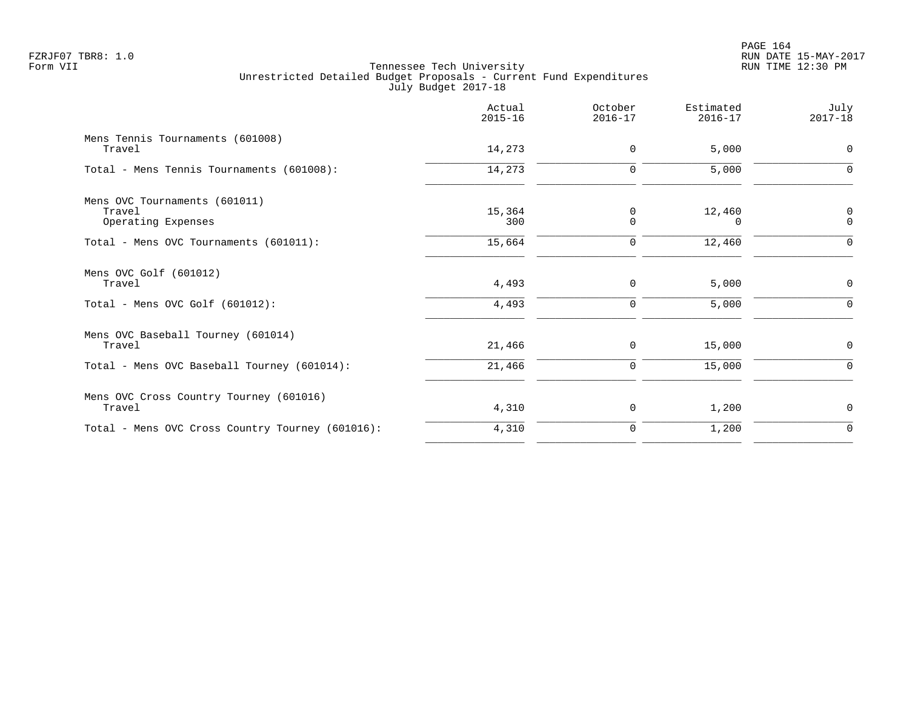Tennessee Tech University
Unrestricted Detailed Budget Proposals - Current Fund Expenditures
July Budget 2017-18

| | Actual 2015-16 | October 2016-17 | Estimated 2016-17 | July 2017-18 |
|---|---|---|---|---|
| Mens Tennis Tournaments (601008) | | | | |
| Travel | 14,273 | 0 | 5,000 | 0 |
| Total - Mens Tennis Tournaments (601008): | 14,273 | 0 | 5,000 | 0 |
| Mens OVC Tournaments (601011) | | | | |
| Travel | 15,364 | 0 | 12,460 | 0 |
| Operating Expenses | 300 | 0 | 0 | 0 |
| Total - Mens OVC Tournaments (601011): | 15,664 | 0 | 12,460 | 0 |
| Mens OVC Golf (601012) | | | | |
| Travel | 4,493 | 0 | 5,000 | 0 |
| Total - Mens OVC Golf (601012): | 4,493 | 0 | 5,000 | 0 |
| Mens OVC Baseball Tourney (601014) | | | | |
| Travel | 21,466 | 0 | 15,000 | 0 |
| Total - Mens OVC Baseball Tourney (601014): | 21,466 | 0 | 15,000 | 0 |
| Mens OVC Cross Country Tourney (601016) | | | | |
| Travel | 4,310 | 0 | 1,200 | 0 |
| Total - Mens OVC Cross Country Tourney (601016): | 4,310 | 0 | 1,200 | 0 |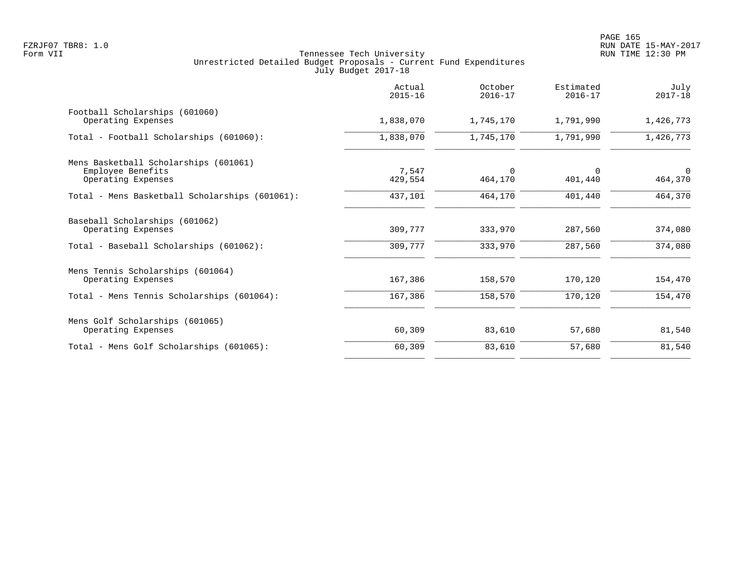Tennessee Tech University
Unrestricted Detailed Budget Proposals - Current Fund Expenditures
July Budget 2017-18

| | Actual 2015-16 | October 2016-17 | Estimated 2016-17 | July 2017-18 |
|---|---|---|---|---|
| Football Scholarships (601060) | | | | |
| Operating Expenses | 1,838,070 | 1,745,170 | 1,791,990 | 1,426,773 |
| Total - Football Scholarships (601060): | 1,838,070 | 1,745,170 | 1,791,990 | 1,426,773 |
| Mens Basketball Scholarships (601061) | | | | |
| Employee Benefits | 7,547 | 0 | 0 | 0 |
| Operating Expenses | 429,554 | 464,170 | 401,440 | 464,370 |
| Total - Mens Basketball Scholarships (601061): | 437,101 | 464,170 | 401,440 | 464,370 |
| Baseball Scholarships (601062) | | | | |
| Operating Expenses | 309,777 | 333,970 | 287,560 | 374,080 |
| Total - Baseball Scholarships (601062): | 309,777 | 333,970 | 287,560 | 374,080 |
| Mens Tennis Scholarships (601064) | | | | |
| Operating Expenses | 167,386 | 158,570 | 170,120 | 154,470 |
| Total - Mens Tennis Scholarships (601064): | 167,386 | 158,570 | 170,120 | 154,470 |
| Mens Golf Scholarships (601065) | | | | |
| Operating Expenses | 60,309 | 83,610 | 57,680 | 81,540 |
| Total - Mens Golf Scholarships (601065): | 60,309 | 83,610 | 57,680 | 81,540 |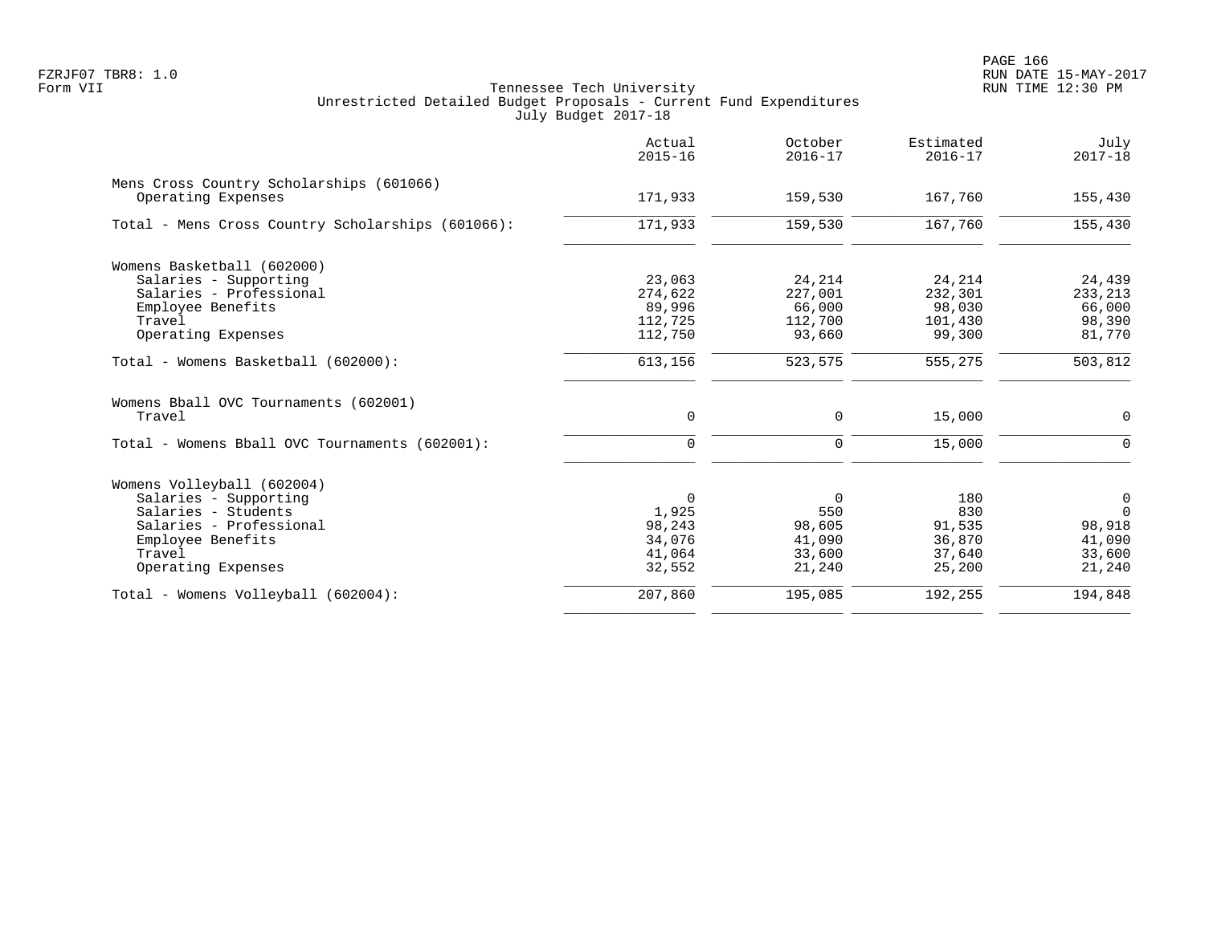Tennessee Tech University
Unrestricted Detailed Budget Proposals - Current Fund Expenditures
July Budget 2017-18

| | Actual 2015-16 | October 2016-17 | Estimated 2016-17 | July 2017-18 |
|---|---|---|---|---|
| **Mens Cross Country Scholarships (601066)** | | | | |
| Operating Expenses | 171,933 | 159,530 | 167,760 | 155,430 |
| Total - Mens Cross Country Scholarships (601066): | 171,933 | 159,530 | 167,760 | 155,430 |
| **Womens Basketball (602000)** | | | | |
| Salaries - Supporting | 23,063 | 24,214 | 24,214 | 24,439 |
| Salaries - Professional | 274,622 | 227,001 | 232,301 | 233,213 |
| Employee Benefits | 89,996 | 66,000 | 98,030 | 66,000 |
| Travel | 112,725 | 112,700 | 101,430 | 98,390 |
| Operating Expenses | 112,750 | 93,660 | 99,300 | 81,770 |
| Total - Womens Basketball (602000): | 613,156 | 523,575 | 555,275 | 503,812 |
| **Womens Bball OVC Tournaments (602001)** | | | | |
| Travel | 0 | 0 | 15,000 | 0 |
| Total - Womens Bball OVC Tournaments (602001): | 0 | 0 | 15,000 | 0 |
| **Womens Volleyball (602004)** | | | | |
| Salaries - Supporting | 0 | 0 | 180 | 0 |
| Salaries - Students | 1,925 | 550 | 830 | 0 |
| Salaries - Professional | 98,243 | 98,605 | 91,535 | 98,918 |
| Employee Benefits | 34,076 | 41,090 | 36,870 | 41,090 |
| Travel | 41,064 | 33,600 | 37,640 | 33,600 |
| Operating Expenses | 32,552 | 21,240 | 25,200 | 21,240 |
| Total - Womens Volleyball (602004): | 207,860 | 195,085 | 192,255 | 194,848 |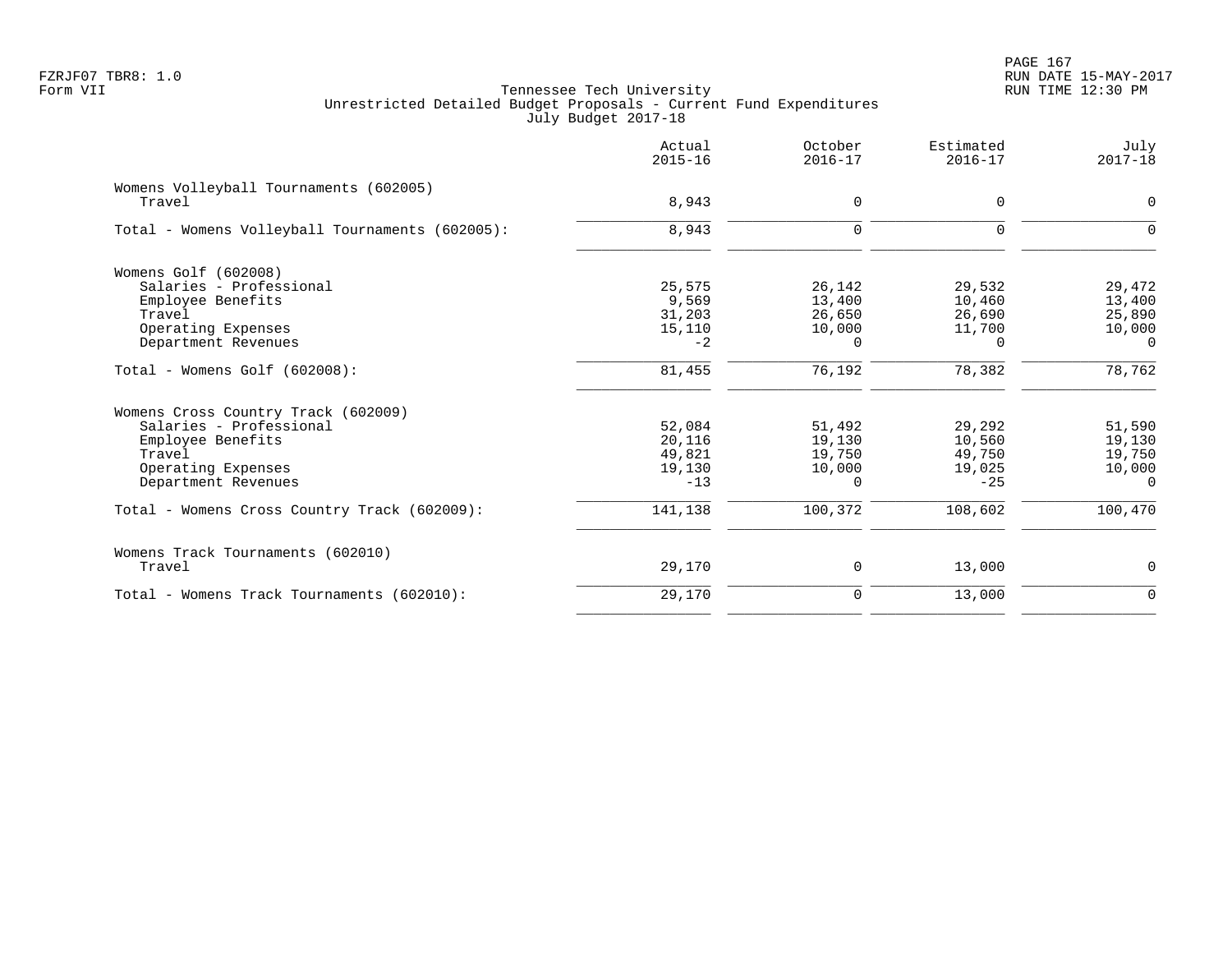Tennessee Tech University
Unrestricted Detailed Budget Proposals - Current Fund Expenditures
July Budget 2017-18

FZRJF07 TBR8: 1.0
Form VII

RUN DATE 15-MAY-2017
RUN TIME 12:30 PM

| | Actual 2015-16 | October 2016-17 | Estimated 2016-17 | July 2017-18 |
|---|---|---|---|---|
| **Womens Volleyball Tournaments (602005)** | | | | |
| Travel | 8,943 | 0 | 0 | 0 |
| Total - Womens Volleyball Tournaments (602005): | 8,943 | 0 | 0 | 0 |
| **Womens Golf (602008)** | | | | |
| Salaries - Professional | 25,575 | 26,142 | 29,532 | 29,472 |
| Employee Benefits | 9,569 | 13,400 | 10,460 | 13,400 |
| Travel | 31,203 | 26,650 | 26,690 | 25,890 |
| Operating Expenses | 15,110 | 10,000 | 11,700 | 10,000 |
| Department Revenues | -2 | 0 | 0 | 0 |
| Total - Womens Golf (602008): | 81,455 | 76,192 | 78,382 | 78,762 |
| **Womens Cross Country Track (602009)** | | | | |
| Salaries - Professional | 52,084 | 51,492 | 29,292 | 51,590 |
| Employee Benefits | 20,116 | 19,130 | 10,560 | 19,130 |
| Travel | 49,821 | 19,750 | 49,750 | 19,750 |
| Operating Expenses | 19,130 | 10,000 | 19,025 | 10,000 |
| Department Revenues | -13 | 0 | -25 | 0 |
| Total - Womens Cross Country Track (602009): | 141,138 | 100,372 | 108,602 | 100,470 |
| **Womens Track Tournaments (602010)** | | | | |
| Travel | 29,170 | 0 | 13,000 | 0 |
| Total - Womens Track Tournaments (602010): | 29,170 | 0 | 13,000 | 0 |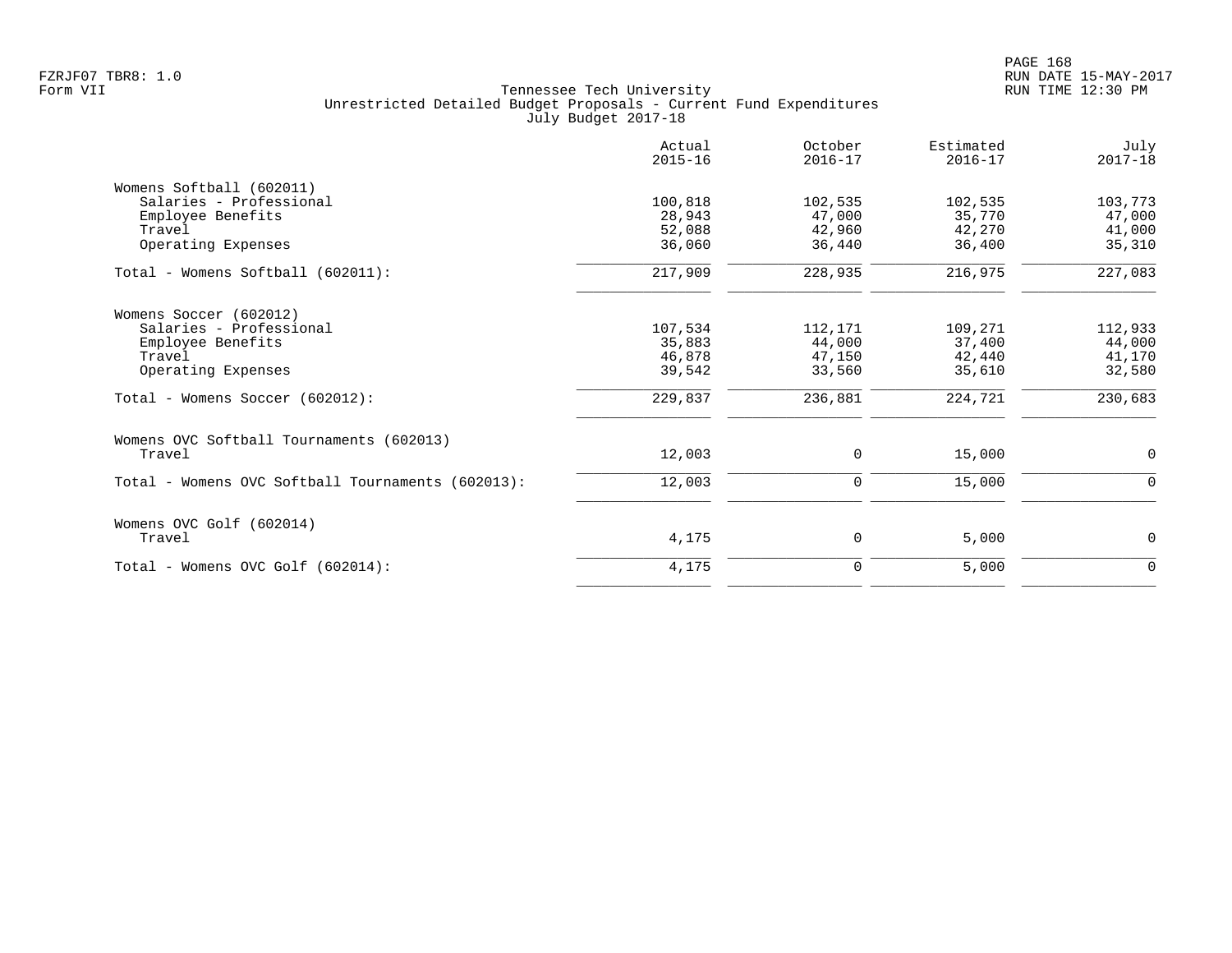Tennessee Tech University
Unrestricted Detailed Budget Proposals - Current Fund Expenditures
July Budget 2017-18

| | Actual 2015-16 | October 2016-17 | Estimated 2016-17 | July 2017-18 |
|---|---|---|---|---|
| **Womens Softball (602011)** | | | | |
| Salaries - Professional | 100,818 | 102,535 | 102,535 | 103,773 |
| Employee Benefits | 28,943 | 47,000 | 35,770 | 47,000 |
| Travel | 52,088 | 42,960 | 42,270 | 41,000 |
| Operating Expenses | 36,060 | 36,440 | 36,400 | 35,310 |
| Total - Womens Softball (602011): | 217,909 | 228,935 | 216,975 | 227,083 |
| **Womens Soccer (602012)** | | | | |
| Salaries - Professional | 107,534 | 112,171 | 109,271 | 112,933 |
| Employee Benefits | 35,883 | 44,000 | 37,400 | 44,000 |
| Travel | 46,878 | 47,150 | 42,440 | 41,170 |
| Operating Expenses | 39,542 | 33,560 | 35,610 | 32,580 |
| Total - Womens Soccer (602012): | 229,837 | 236,881 | 224,721 | 230,683 |
| **Womens OVC Softball Tournaments (602013)** | | | | |
| Travel | 12,003 | 0 | 15,000 | 0 |
| Total - Womens OVC Softball Tournaments (602013): | 12,003 | 0 | 15,000 | 0 |
| **Womens OVC Golf (602014)** | | | | |
| Travel | 4,175 | 0 | 5,000 | 0 |
| Total - Womens OVC Golf (602014): | 4,175 | 0 | 5,000 | 0 |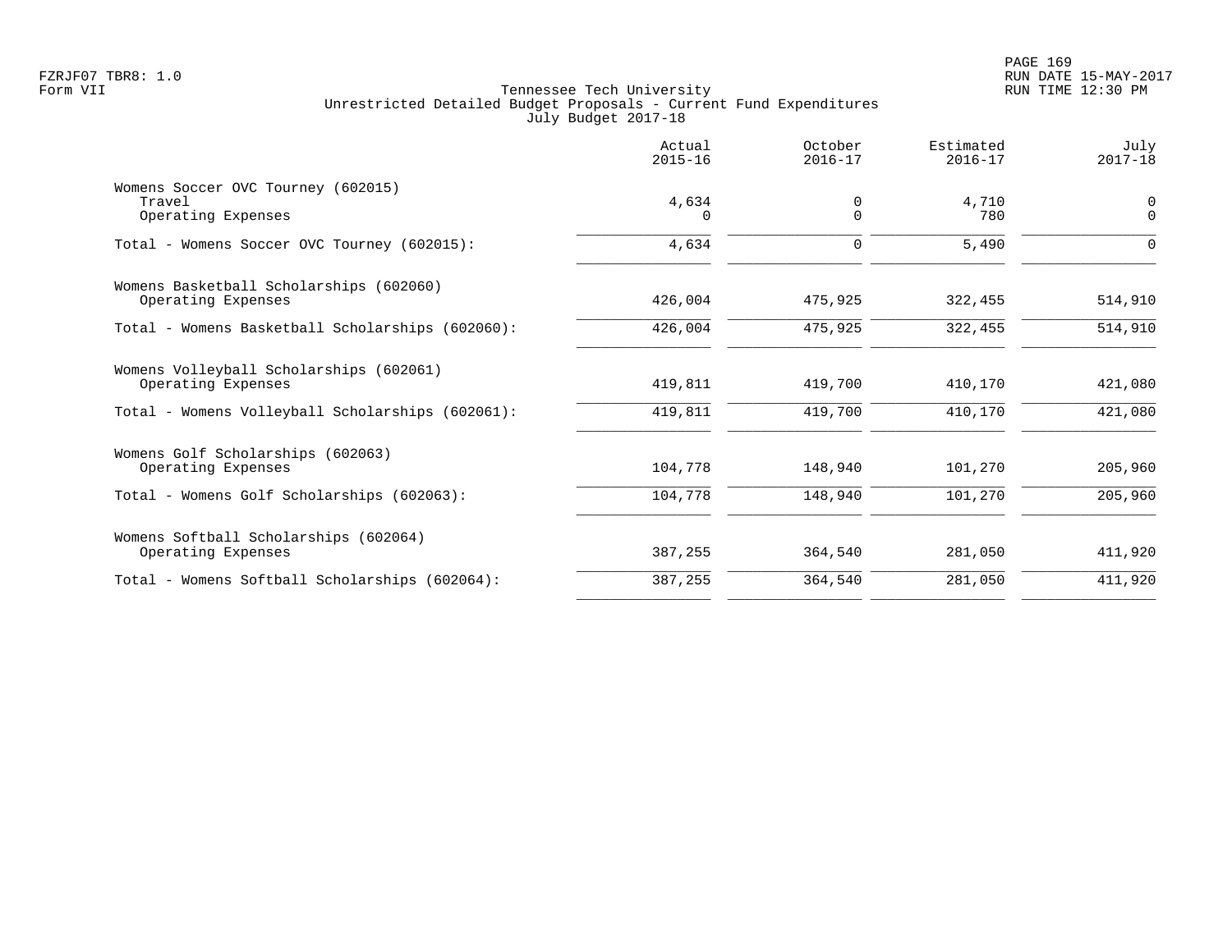Tennessee Tech University
Unrestricted Detailed Budget Proposals - Current Fund Expenditures
July Budget 2017-18

| | Actual 2015-16 | October 2016-17 | Estimated 2016-17 | July 2017-18 |
|---|---|---|---|---|
| Womens Soccer OVC Tourney (602015) | | | | |
| Travel | 4,634 | 0 | 4,710 | 0 |
| Operating Expenses | 0 | 0 | 780 | 0 |
| Total - Womens Soccer OVC Tourney (602015): | 4,634 | 0 | 5,490 | 0 |
| Womens Basketball Scholarships (602060) | | | | |
| Operating Expenses | 426,004 | 475,925 | 322,455 | 514,910 |
| Total - Womens Basketball Scholarships (602060): | 426,004 | 475,925 | 322,455 | 514,910 |
| Womens Volleyball Scholarships (602061) | | | | |
| Operating Expenses | 419,811 | 419,700 | 410,170 | 421,080 |
| Total - Womens Volleyball Scholarships (602061): | 419,811 | 419,700 | 410,170 | 421,080 |
| Womens Golf Scholarships (602063) | | | | |
| Operating Expenses | 104,778 | 148,940 | 101,270 | 205,960 |
| Total - Womens Golf Scholarships (602063): | 104,778 | 148,940 | 101,270 | 205,960 |
| Womens Softball Scholarships (602064) | | | | |
| Operating Expenses | 387,255 | 364,540 | 281,050 | 411,920 |
| Total - Womens Softball Scholarships (602064): | 387,255 | 364,540 | 281,050 | 411,920 |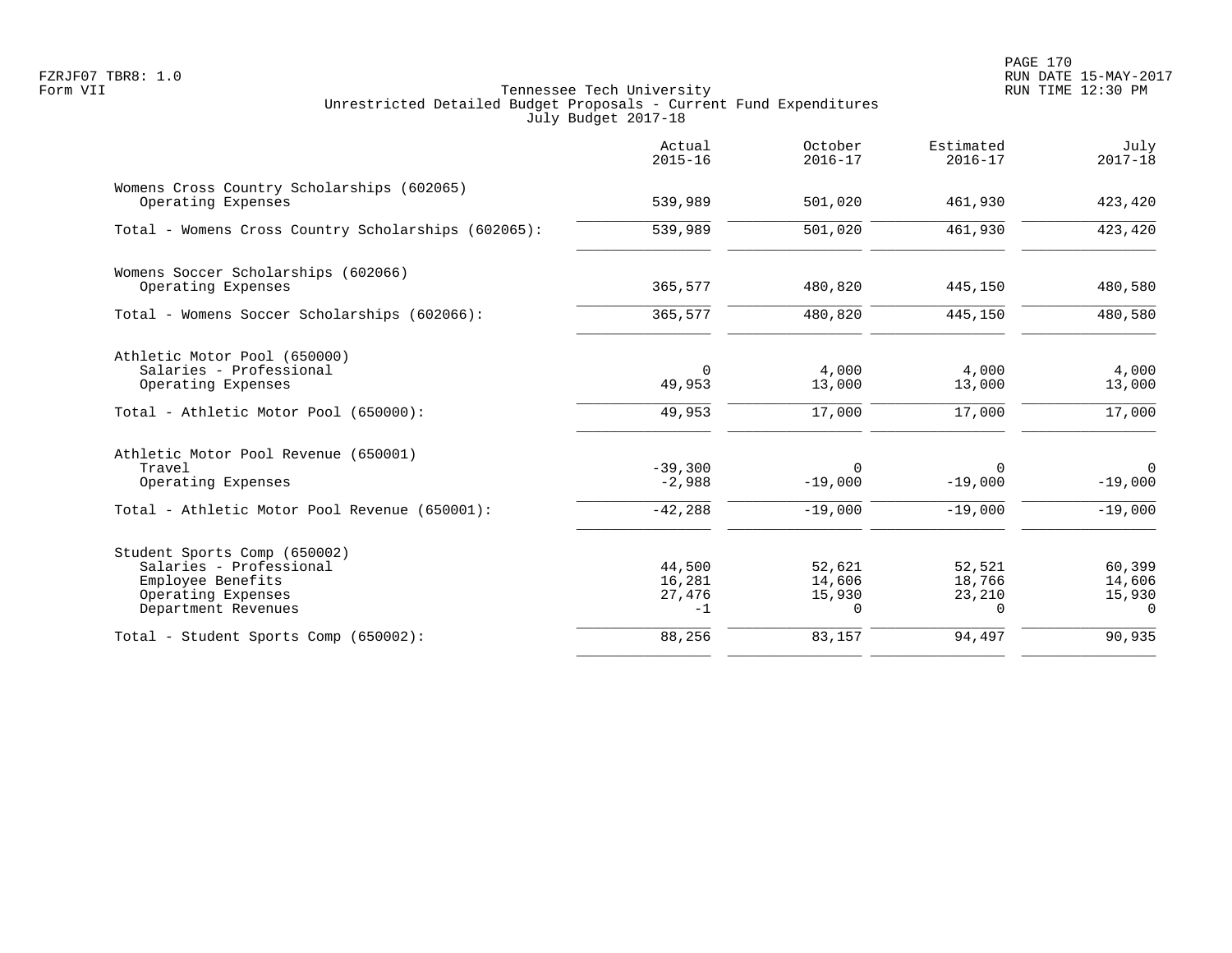Tennessee Tech University
Unrestricted Detailed Budget Proposals - Current Fund Expenditures
July Budget 2017-18

Form VII

|  | Actual 2015-16 | October 2016-17 | Estimated 2016-17 | July 2017-18 |
|---|---|---|---|---|
| Womens Cross Country Scholarships (602065) | | | | |
| Operating Expenses | 539,989 | 501,020 | 461,930 | 423,420 |
| Total - Womens Cross Country Scholarships (602065): | 539,989 | 501,020 | 461,930 | 423,420 |
| Womens Soccer Scholarships (602066) | | | | |
| Operating Expenses | 365,577 | 480,820 | 445,150 | 480,580 |
| Total - Womens Soccer Scholarships (602066): | 365,577 | 480,820 | 445,150 | 480,580 |
| Athletic Motor Pool (650000) | | | | |
| Salaries - Professional | 0 | 4,000 | 4,000 | 4,000 |
| Operating Expenses | 49,953 | 13,000 | 13,000 | 13,000 |
| Total - Athletic Motor Pool (650000): | 49,953 | 17,000 | 17,000 | 17,000 |
| Athletic Motor Pool Revenue (650001) | | | | |
| Travel | -39,300 | 0 | 0 | 0 |
| Operating Expenses | -2,988 | -19,000 | -19,000 | -19,000 |
| Total - Athletic Motor Pool Revenue (650001): | -42,288 | -19,000 | -19,000 | -19,000 |
| Student Sports Comp (650002) | | | | |
| Salaries - Professional | 44,500 | 52,621 | 52,521 | 60,399 |
| Employee Benefits | 16,281 | 14,606 | 18,766 | 14,606 |
| Operating Expenses | 27,476 | 15,930 | 23,210 | 15,930 |
| Department Revenues | -1 | 0 | 0 | 0 |
| Total - Student Sports Comp (650002): | 88,256 | 83,157 | 94,497 | 90,935 |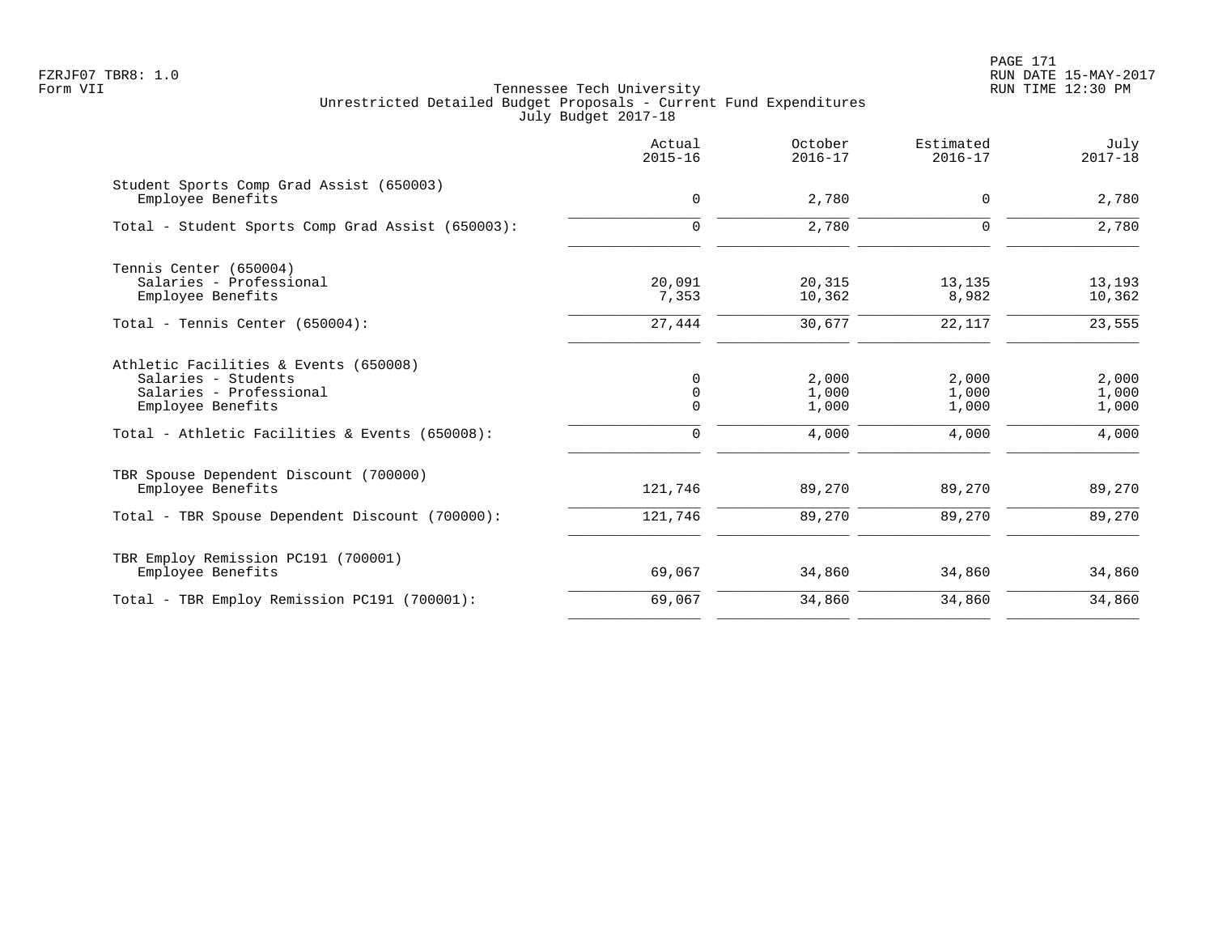Tennessee Tech University
Unrestricted Detailed Budget Proposals - Current Fund Expenditures
July Budget 2017-18

| | Actual 2015-16 | October 2016-17 | Estimated 2016-17 | July 2017-18 |
|---|---|---|---|---|
| Student Sports Comp Grad Assist (650003) | | | | |
| Employee Benefits | 0 | 2,780 | 0 | 2,780 |
| Total - Student Sports Comp Grad Assist (650003): | 0 | 2,780 | 0 | 2,780 |
| Tennis Center (650004) | | | | |
| Salaries - Professional | 20,091 | 20,315 | 13,135 | 13,193 |
| Employee Benefits | 7,353 | 10,362 | 8,982 | 10,362 |
| Total - Tennis Center (650004): | 27,444 | 30,677 | 22,117 | 23,555 |
| Athletic Facilities & Events (650008) | | | | |
| Salaries - Students | 0 | 2,000 | 2,000 | 2,000 |
| Salaries - Professional | 0 | 1,000 | 1,000 | 1,000 |
| Employee Benefits | 0 | 1,000 | 1,000 | 1,000 |
| Total - Athletic Facilities & Events (650008): | 0 | 4,000 | 4,000 | 4,000 |
| TBR Spouse Dependent Discount (700000) | | | | |
| Employee Benefits | 121,746 | 89,270 | 89,270 | 89,270 |
| Total - TBR Spouse Dependent Discount (700000): | 121,746 | 89,270 | 89,270 | 89,270 |
| TBR Employ Remission PC191 (700001) | | | | |
| Employee Benefits | 69,067 | 34,860 | 34,860 | 34,860 |
| Total - TBR Employ Remission PC191 (700001): | 69,067 | 34,860 | 34,860 | 34,860 |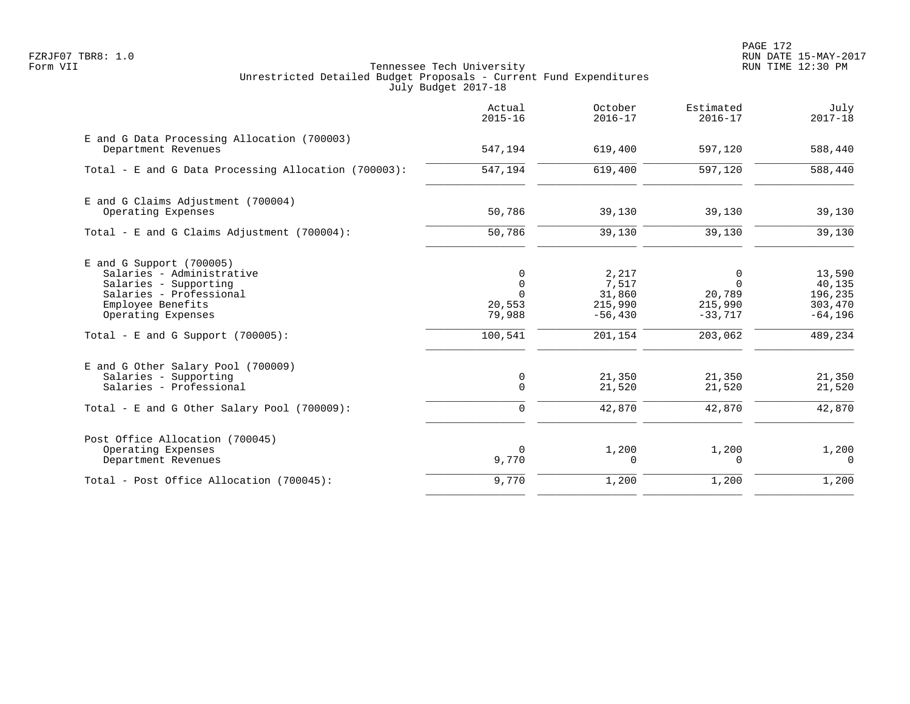Tennessee Tech University
Unrestricted Detailed Budget Proposals - Current Fund Expenditures
July Budget 2017-18

| | Actual 2015-16 | October 2016-17 | Estimated 2016-17 | July 2017-18 |
|---|---|---|---|---|
| **E and G Data Processing Allocation (700003)** | | | | |
| Department Revenues | 547,194 | 619,400 | 597,120 | 588,440 |
| Total - E and G Data Processing Allocation (700003): | 547,194 | 619,400 | 597,120 | 588,440 |
| **E and G Claims Adjustment (700004)** | | | | |
| Operating Expenses | 50,786 | 39,130 | 39,130 | 39,130 |
| Total - E and G Claims Adjustment (700004): | 50,786 | 39,130 | 39,130 | 39,130 |
| **E and G Support (700005)** | | | | |
| Salaries - Administrative | 0 | 2,217 | 0 | 13,590 |
| Salaries - Supporting | 0 | 7,517 | 0 | 40,135 |
| Salaries - Professional | 0 | 31,860 | 20,789 | 196,235 |
| Employee Benefits | 20,553 | 215,990 | 215,990 | 303,470 |
| Operating Expenses | 79,988 | -56,430 | -33,717 | -64,196 |
| Total - E and G Support (700005): | 100,541 | 201,154 | 203,062 | 489,234 |
| **E and G Other Salary Pool (700009)** | | | | |
| Salaries - Supporting | 0 | 21,350 | 21,350 | 21,350 |
| Salaries - Professional | 0 | 21,520 | 21,520 | 21,520 |
| Total - E and G Other Salary Pool (700009): | 0 | 42,870 | 42,870 | 42,870 |
| **Post Office Allocation (700045)** | | | | |
| Operating Expenses | 0 | 1,200 | 1,200 | 1,200 |
| Department Revenues | 9,770 | 0 | 0 | 0 |
| Total - Post Office Allocation (700045): | 9,770 | 1,200 | 1,200 | 1,200 |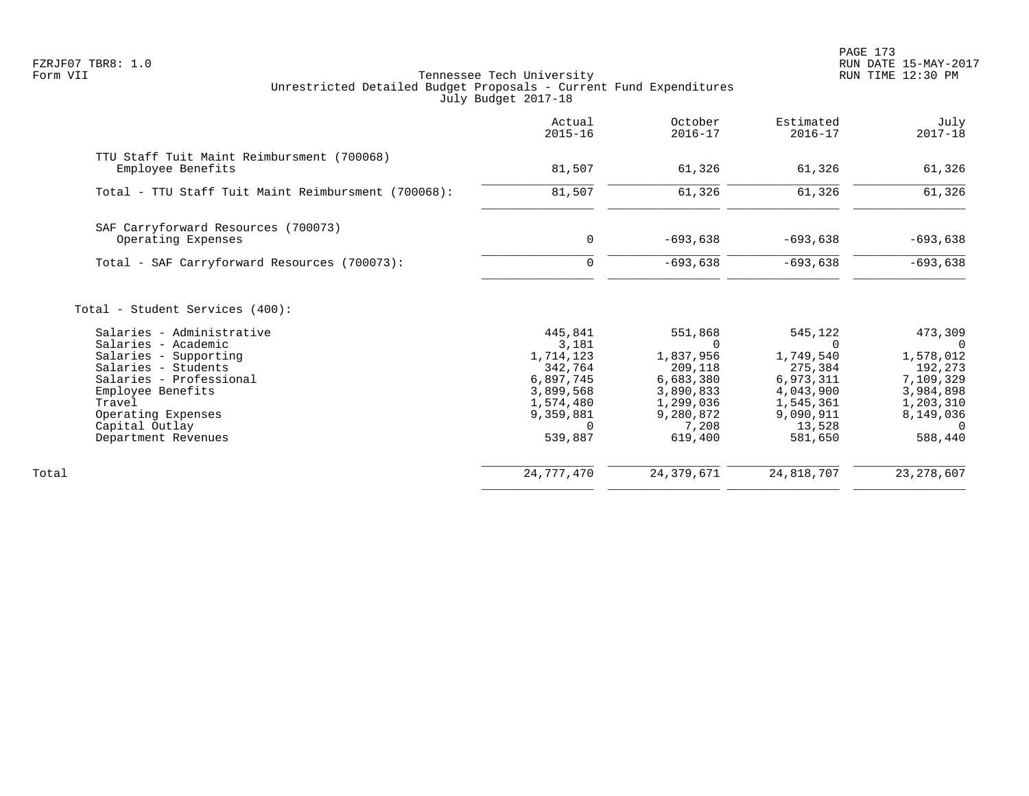FZRJF07 TBR8: 1.0
Form VII

Tennessee Tech University
Unrestricted Detailed Budget Proposals - Current Fund Expenditures
July Budget 2017-18

RUN DATE 15-MAY-2017
RUN TIME 12:30 PM

| | Actual 2015-16 | October 2016-17 | Estimated 2016-17 | July 2017-18 |
|---|---|---|---|---|
| TTU Staff Tuit Maint Reimbursment (700068) | | | | |
| Employee Benefits | 81,507 | 61,326 | 61,326 | 61,326 |
| Total - TTU Staff Tuit Maint Reimbursment (700068): | 81,507 | 61,326 | 61,326 | 61,326 |
| SAF Carryforward Resources (700073) | | | | |
| Operating Expenses | 0 | -693,638 | -693,638 | -693,638 |
| Total - SAF Carryforward Resources (700073): | 0 | -693,638 | -693,638 | -693,638 |
| Total - Student Services (400): | | | | |
| Salaries - Administrative | 445,841 | 551,868 | 545,122 | 473,309 |
| Salaries - Academic | 3,181 | 0 | 0 | 0 |
| Salaries - Supporting | 1,714,123 | 1,837,956 | 1,749,540 | 1,578,012 |
| Salaries - Students | 342,764 | 209,118 | 275,384 | 192,273 |
| Salaries - Professional | 6,897,745 | 6,683,380 | 6,973,311 | 7,109,329 |
| Employee Benefits | 3,899,568 | 3,890,833 | 4,043,900 | 3,984,898 |
| Travel | 1,574,480 | 1,299,036 | 1,545,361 | 1,203,310 |
| Operating Expenses | 9,359,881 | 9,280,872 | 9,090,911 | 8,149,036 |
| Capital Outlay | 0 | 7,208 | 13,528 | 0 |
| Department Revenues | 539,887 | 619,400 | 581,650 | 588,440 |
| Total | 24,777,470 | 24,379,671 | 24,818,707 | 23,278,607 |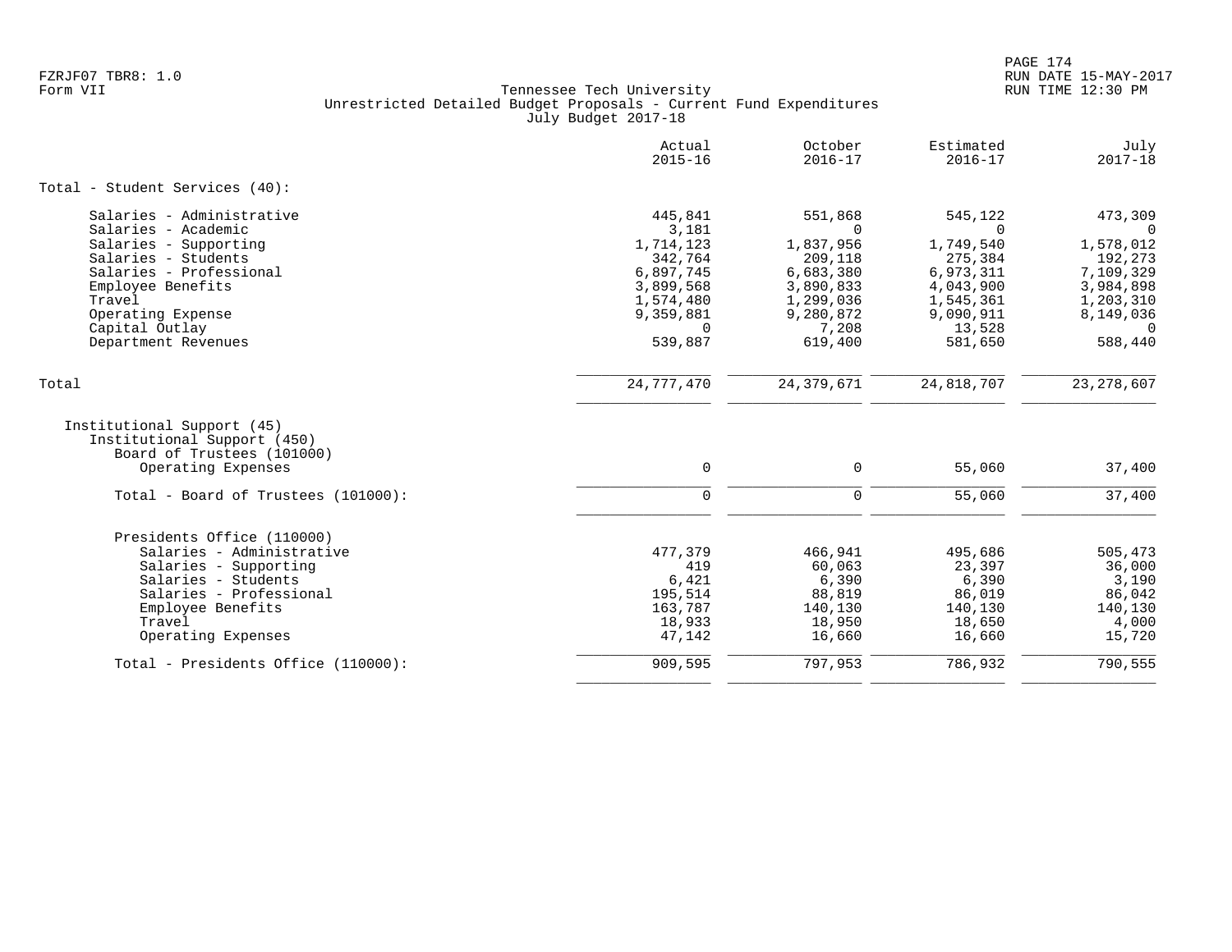FZRJF07 TBR8: 1.0
Form VII

Tennessee Tech University
Unrestricted Detailed Budget Proposals - Current Fund Expenditures
July Budget 2017-18

RUN DATE 15-MAY-2017
RUN TIME 12:30 PM

| | Actual 2015-16 | October 2016-17 | Estimated 2016-17 | July 2017-18 |
|---|---|---|---|---|
| **Total - Student Services (40):** | | | | |
| Salaries - Administrative | 445,841 | 551,868 | 545,122 | 473,309 |
| Salaries - Academic | 3,181 | 0 | 0 | 0 |
| Salaries - Supporting | 1,714,123 | 1,837,956 | 1,749,540 | 1,578,012 |
| Salaries - Students | 342,764 | 209,118 | 275,384 | 192,273 |
| Salaries - Professional | 6,897,745 | 6,683,380 | 6,973,311 | 7,109,329 |
| Employee Benefits | 3,899,568 | 3,890,833 | 4,043,900 | 3,984,898 |
| Travel | 1,574,480 | 1,299,036 | 1,545,361 | 1,203,310 |
| Operating Expense | 9,359,881 | 9,280,872 | 9,090,911 | 8,149,036 |
| Capital Outlay | 0 | 7,208 | 13,528 | 0 |
| Department Revenues | 539,887 | 619,400 | 581,650 | 588,440 |
| Total | 24,777,470 | 24,379,671 | 24,818,707 | 23,278,607 |
| Institutional Support (45) | | | | |
| Institutional Support (450) | | | | |
| Board of Trustees (101000) | | | | |
| Operating Expenses | 0 | 0 | 55,060 | 37,400 |
| Total - Board of Trustees (101000): | 0 | 0 | 55,060 | 37,400 |
| Presidents Office (110000) | | | | |
| Salaries - Administrative | 477,379 | 466,941 | 495,686 | 505,473 |
| Salaries - Supporting | 419 | 60,063 | 23,397 | 36,000 |
| Salaries - Students | 6,421 | 6,390 | 6,390 | 3,190 |
| Salaries - Professional | 195,514 | 88,819 | 86,019 | 86,042 |
| Employee Benefits | 163,787 | 140,130 | 140,130 | 140,130 |
| Travel | 18,933 | 18,950 | 18,650 | 4,000 |
| Operating Expenses | 47,142 | 16,660 | 16,660 | 15,720 |
| Total - Presidents Office (110000): | 909,595 | 797,953 | 786,932 | 790,555 |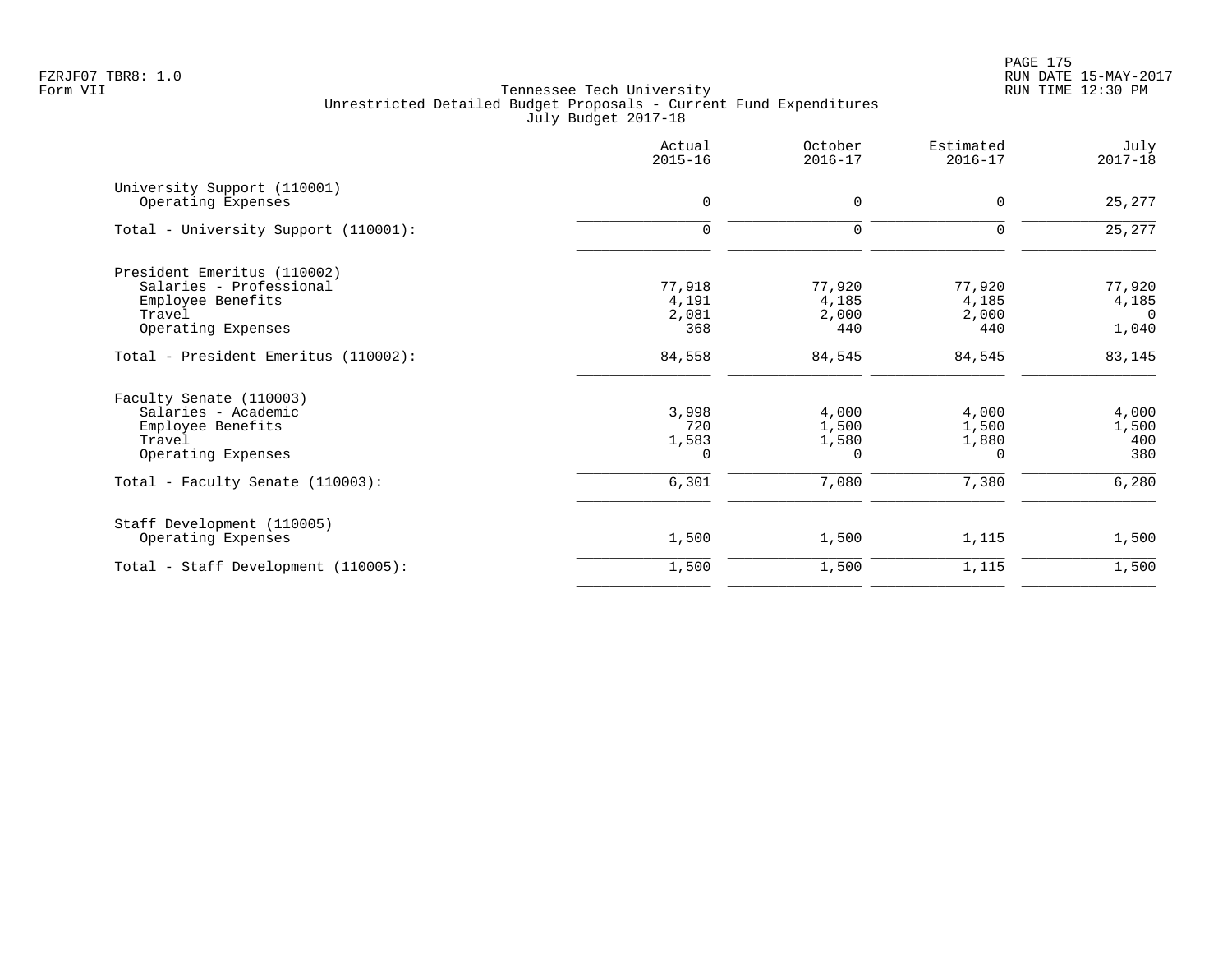FZRJF07 TBR8: 1.0
Form VII

Tennessee Tech University
Unrestricted Detailed Budget Proposals - Current Fund Expenditures
July Budget 2017-18

RUN DATE 15-MAY-2017
RUN TIME 12:30 PM

| | Actual 2015-16 | October 2016-17 | Estimated 2016-17 | July 2017-18 |
|---|---|---|---|---|
| **University Support (110001)** | | | | |
| Operating Expenses | 0 | 0 | 0 | 25,277 |
| Total - University Support (110001): | 0 | 0 | 0 | 25,277 |
| **President Emeritus (110002)** | | | | |
| Salaries - Professional | 77,918 | 77,920 | 77,920 | 77,920 |
| Employee Benefits | 4,191 | 4,185 | 4,185 | 4,185 |
| Travel | 2,081 | 2,000 | 2,000 | 0 |
| Operating Expenses | 368 | 440 | 440 | 1,040 |
| Total - President Emeritus (110002): | 84,558 | 84,545 | 84,545 | 83,145 |
| **Faculty Senate (110003)** | | | | |
| Salaries - Academic | 3,998 | 4,000 | 4,000 | 4,000 |
| Employee Benefits | 720 | 1,500 | 1,500 | 1,500 |
| Travel | 1,583 | 1,580 | 1,880 | 400 |
| Operating Expenses | 0 | 0 | 0 | 380 |
| Total - Faculty Senate (110003): | 6,301 | 7,080 | 7,380 | 6,280 |
| **Staff Development (110005)** | | | | |
| Operating Expenses | 1,500 | 1,500 | 1,115 | 1,500 |
| Total - Staff Development (110005): | 1,500 | 1,500 | 1,115 | 1,500 |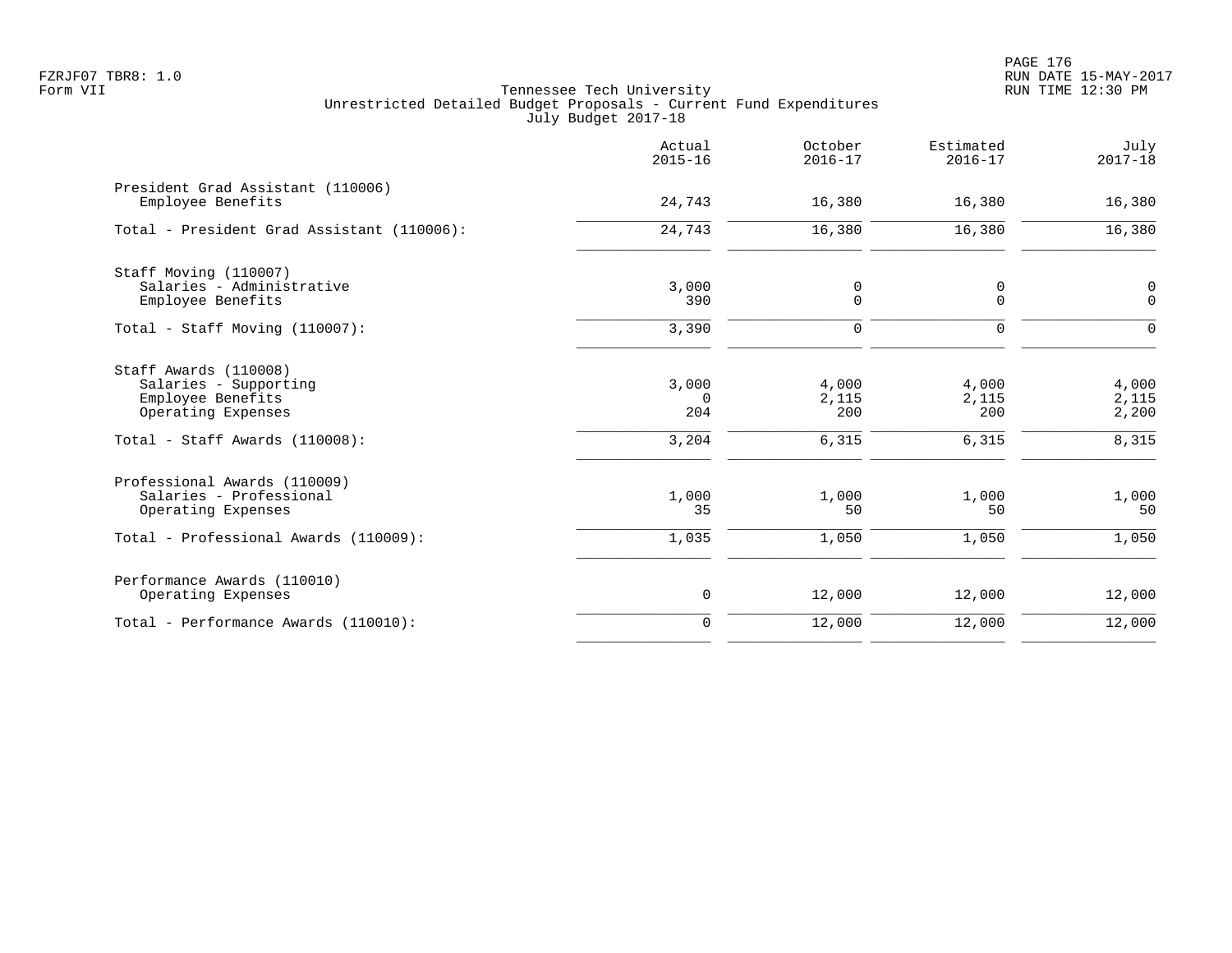Tennessee Tech University
Unrestricted Detailed Budget Proposals - Current Fund Expenditures
July Budget 2017-18

| | Actual 2015-16 | October 2016-17 | Estimated 2016-17 | July 2017-18 |
|---|---|---|---|---|
| **President Grad Assistant (110006)** | | | | |
| Employee Benefits | 24,743 | 16,380 | 16,380 | 16,380 |
| Total - President Grad Assistant (110006): | 24,743 | 16,380 | 16,380 | 16,380 |
| **Staff Moving (110007)** | | | | |
| Salaries - Administrative | 3,000 | 0 | 0 | 0 |
| Employee Benefits | 390 | 0 | 0 | 0 |
| Total - Staff Moving (110007): | 3,390 | 0 | 0 | 0 |
| **Staff Awards (110008)** | | | | |
| Salaries - Supporting | 3,000 | 4,000 | 4,000 | 4,000 |
| Employee Benefits | 0 | 2,115 | 2,115 | 2,115 |
| Operating Expenses | 204 | 200 | 200 | 2,200 |
| Total - Staff Awards (110008): | 3,204 | 6,315 | 6,315 | 8,315 |
| **Professional Awards (110009)** | | | | |
| Salaries - Professional | 1,000 | 1,000 | 1,000 | 1,000 |
| Operating Expenses | 35 | 50 | 50 | 50 |
| Total - Professional Awards (110009): | 1,035 | 1,050 | 1,050 | 1,050 |
| **Performance Awards (110010)** | | | | |
| Operating Expenses | 0 | 12,000 | 12,000 | 12,000 |
| Total - Performance Awards (110010): | 0 | 12,000 | 12,000 | 12,000 |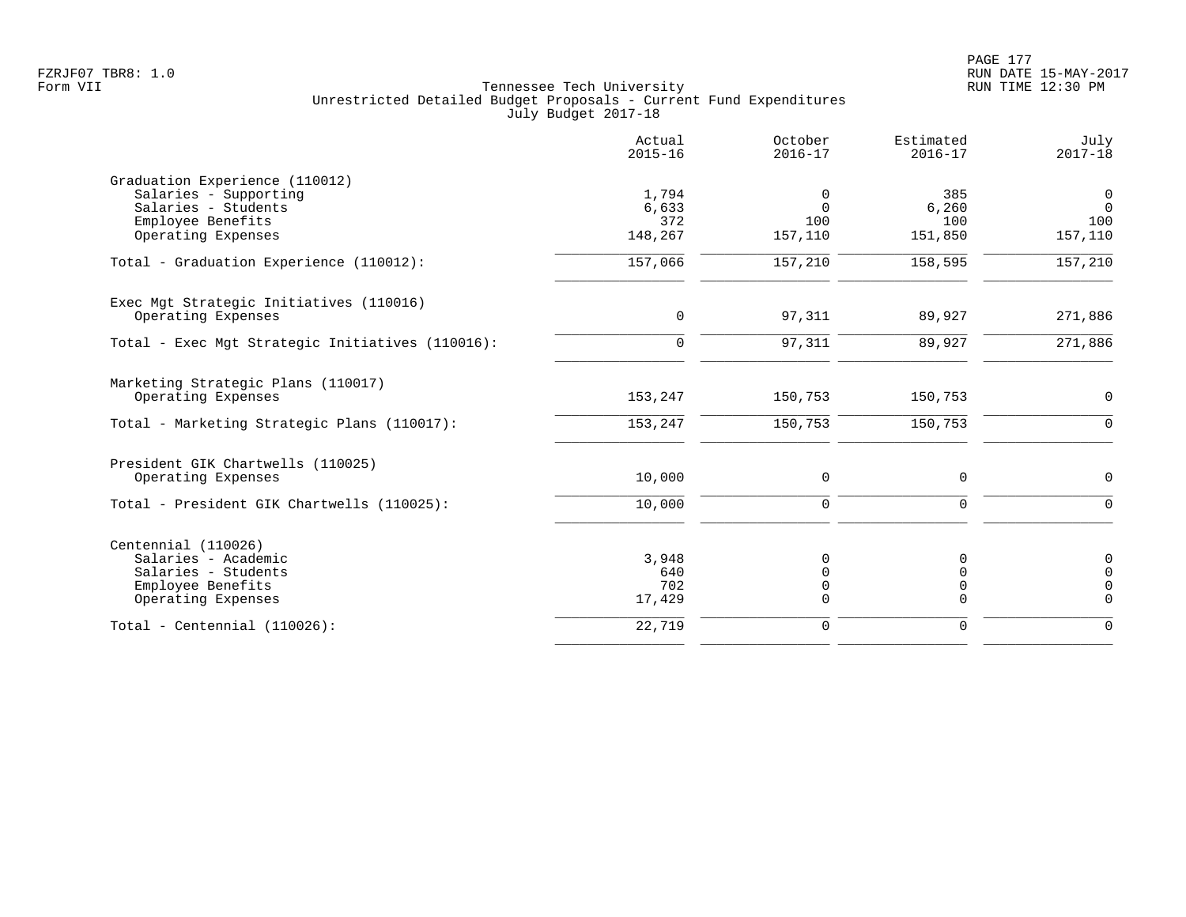Tennessee Tech University
Unrestricted Detailed Budget Proposals - Current Fund Expenditures
July Budget 2017-18

| | Actual 2015-16 | October 2016-17 | Estimated 2016-17 | July 2017-18 |
|---|---|---|---|---|
| Graduation Experience (110012) | | | | |
| Salaries - Supporting | 1,794 | 0 | 385 | 0 |
| Salaries - Students | 6,633 | 0 | 6,260 | 0 |
| Employee Benefits | 372 | 100 | 100 | 100 |
| Operating Expenses | 148,267 | 157,110 | 151,850 | 157,110 |
| Total - Graduation Experience (110012): | 157,066 | 157,210 | 158,595 | 157,210 |
| Exec Mgt Strategic Initiatives (110016) | | | | |
| Operating Expenses | 0 | 97,311 | 89,927 | 271,886 |
| Total - Exec Mgt Strategic Initiatives (110016): | 0 | 97,311 | 89,927 | 271,886 |
| Marketing Strategic Plans (110017) | | | | |
| Operating Expenses | 153,247 | 150,753 | 150,753 | 0 |
| Total - Marketing Strategic Plans (110017): | 153,247 | 150,753 | 150,753 | 0 |
| President GIK Chartwells (110025) | | | | |
| Operating Expenses | 10,000 | 0 | 0 | 0 |
| Total - President GIK Chartwells (110025): | 10,000 | 0 | 0 | 0 |
| Centennial (110026) | | | | |
| Salaries - Academic | 3,948 | 0 | 0 | 0 |
| Salaries - Students | 640 | 0 | 0 | 0 |
| Employee Benefits | 702 | 0 | 0 | 0 |
| Operating Expenses | 17,429 | 0 | 0 | 0 |
| Total - Centennial (110026): | 22,719 | 0 | 0 | 0 |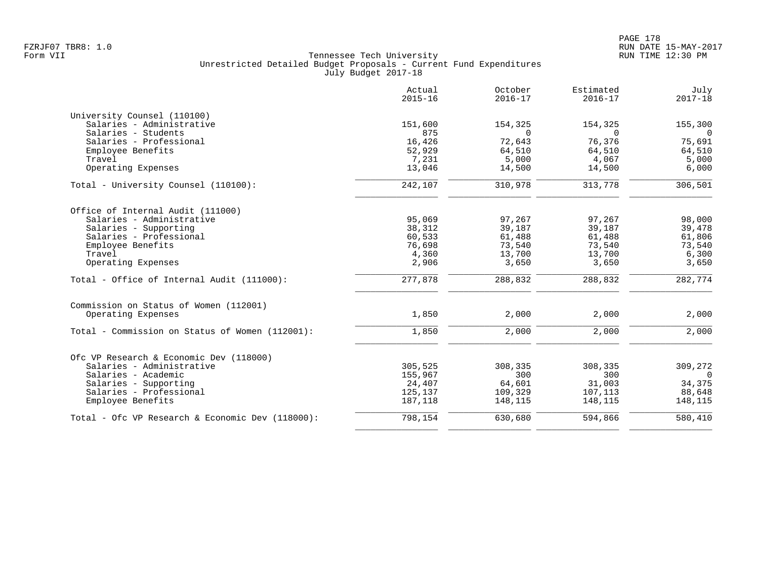Tennessee Tech University
Unrestricted Detailed Budget Proposals - Current Fund Expenditures
July Budget 2017-18

| | Actual 2015-16 | October 2016-17 | Estimated 2016-17 | July 2017-18 |
|---|---|---|---|---|
| **University Counsel (110100)** | | | | |
| Salaries - Administrative | 151,600 | 154,325 | 154,325 | 155,300 |
| Salaries - Students | 875 | 0 | 0 | 0 |
| Salaries - Professional | 16,426 | 72,643 | 76,376 | 75,691 |
| Employee Benefits | 52,929 | 64,510 | 64,510 | 64,510 |
| Travel | 7,231 | 5,000 | 4,067 | 5,000 |
| Operating Expenses | 13,046 | 14,500 | 14,500 | 6,000 |
| Total - University Counsel (110100): | 242,107 | 310,978 | 313,778 | 306,501 |
| **Office of Internal Audit (111000)** | | | | |
| Salaries - Administrative | 95,069 | 97,267 | 97,267 | 98,000 |
| Salaries - Supporting | 38,312 | 39,187 | 39,187 | 39,478 |
| Salaries - Professional | 60,533 | 61,488 | 61,488 | 61,806 |
| Employee Benefits | 76,698 | 73,540 | 73,540 | 73,540 |
| Travel | 4,360 | 13,700 | 13,700 | 6,300 |
| Operating Expenses | 2,906 | 3,650 | 3,650 | 3,650 |
| Total - Office of Internal Audit (111000): | 277,878 | 288,832 | 288,832 | 282,774 |
| **Commission on Status of Women (112001)** | | | | |
| Operating Expenses | 1,850 | 2,000 | 2,000 | 2,000 |
| Total - Commission on Status of Women (112001): | 1,850 | 2,000 | 2,000 | 2,000 |
| **Ofc VP Research & Economic Dev (118000)** | | | | |
| Salaries - Administrative | 305,525 | 308,335 | 308,335 | 309,272 |
| Salaries - Academic | 155,967 | 300 | 300 | 0 |
| Salaries - Supporting | 24,407 | 64,601 | 31,003 | 34,375 |
| Salaries - Professional | 125,137 | 109,329 | 107,113 | 88,648 |
| Employee Benefits | 187,118 | 148,115 | 148,115 | 148,115 |
| Total - Ofc VP Research & Economic Dev (118000): | 798,154 | 630,680 | 594,866 | 580,410 |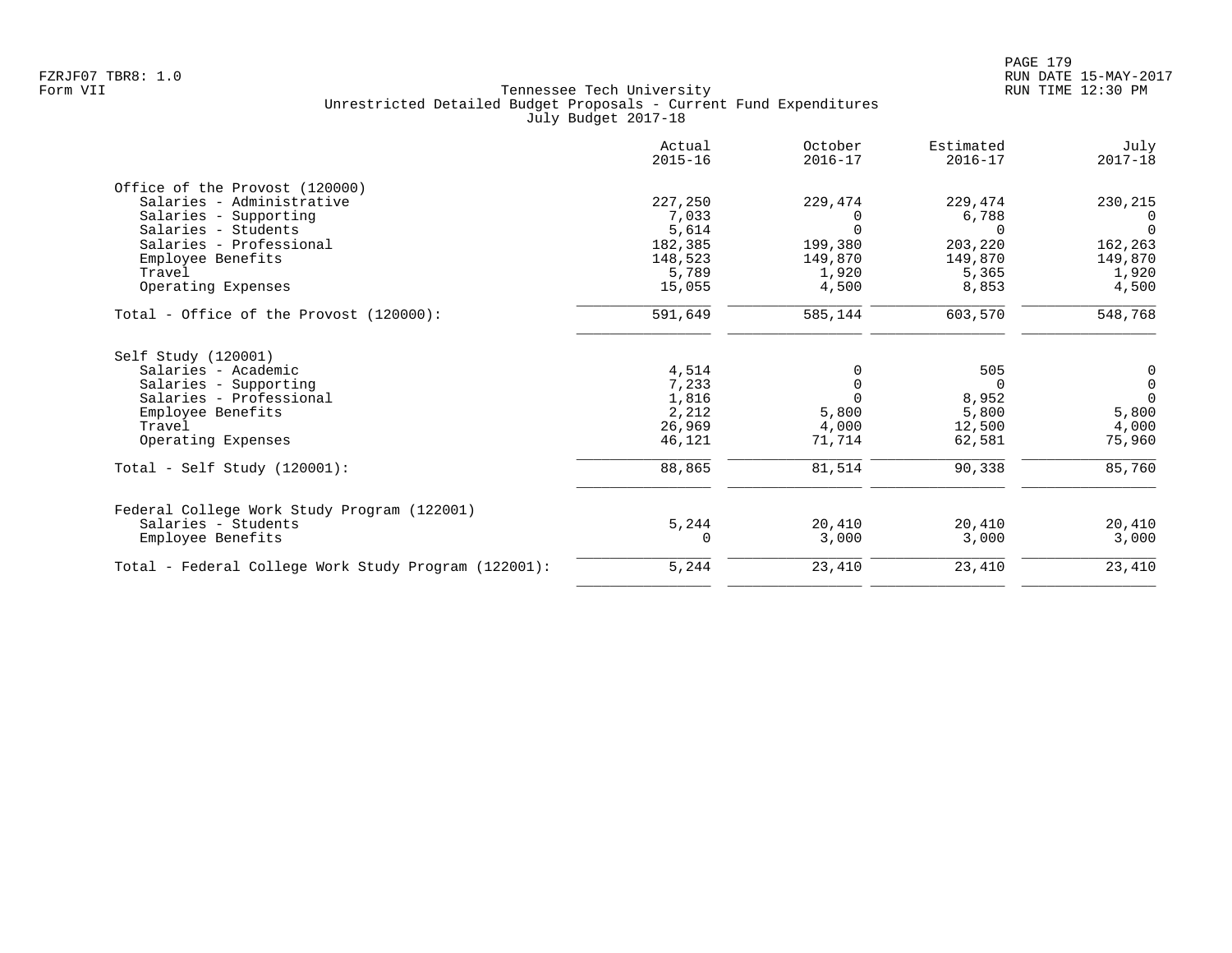FZRJF07 TBR8: 1.0
Form VII

# Tennessee Tech University
## Unrestricted Detailed Budget Proposals - Current Fund Expenditures
### July Budget 2017-18

| | Actual 2015-16 | October 2016-17 | Estimated 2016-17 | July 2017-18 |
|---|---|---|---|---|
| **Office of the Provost (120000)** | | | | |
| Salaries - Administrative | 227,250 | 229,474 | 229,474 | 230,215 |
| Salaries - Supporting | 7,033 | 0 | 6,788 | 0 |
| Salaries - Students | 5,614 | 0 | 0 | 0 |
| Salaries - Professional | 182,385 | 199,380 | 203,220 | 162,263 |
| Employee Benefits | 148,523 | 149,870 | 149,870 | 149,870 |
| Travel | 5,789 | 1,920 | 5,365 | 1,920 |
| Operating Expenses | 15,055 | 4,500 | 8,853 | 4,500 |
| Total - Office of the Provost (120000): | 591,649 | 585,144 | 603,570 | 548,768 |
| **Self Study (120001)** | | | | |
| Salaries - Academic | 4,514 | 0 | 505 | 0 |
| Salaries - Supporting | 7,233 | 0 | 0 | 0 |
| Salaries - Professional | 1,816 | 0 | 8,952 | 0 |
| Employee Benefits | 2,212 | 5,800 | 5,800 | 5,800 |
| Travel | 26,969 | 4,000 | 12,500 | 4,000 |
| Operating Expenses | 46,121 | 71,714 | 62,581 | 75,960 |
| Total - Self Study (120001): | 88,865 | 81,514 | 90,338 | 85,760 |
| **Federal College Work Study Program (122001)** | | | | |
| Salaries - Students | 5,244 | 20,410 | 20,410 | 20,410 |
| Employee Benefits | 0 | 3,000 | 3,000 | 3,000 |
| Total - Federal College Work Study Program (122001): | 5,244 | 23,410 | 23,410 | 23,410 |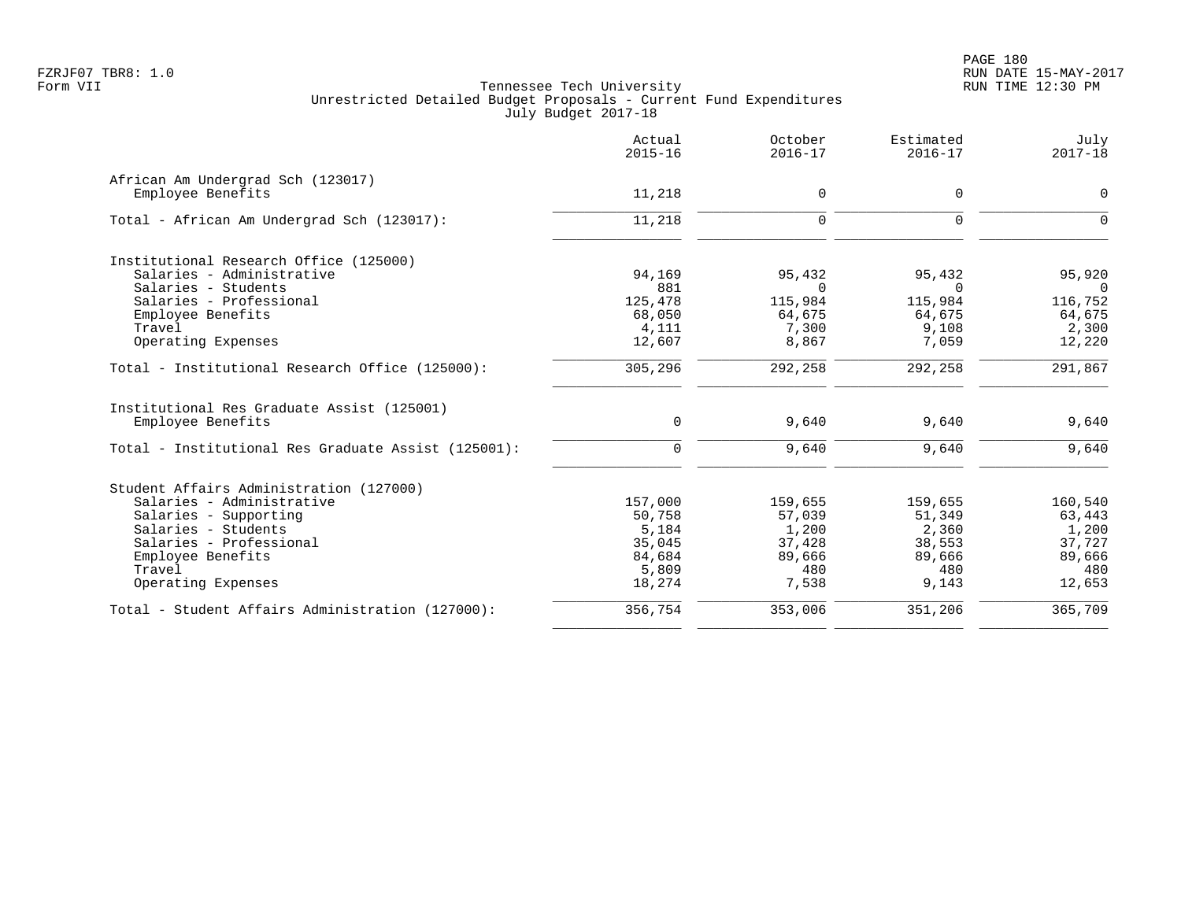Tennessee Tech University
Unrestricted Detailed Budget Proposals - Current Fund Expenditures
July Budget 2017-18

| | Actual 2015-16 | October 2016-17 | Estimated 2016-17 | July 2017-18 |
|---|---|---|---|---|
| **African Am Undergrad Sch (123017)** | | | | |
| Employee Benefits | 11,218 | 0 | 0 | 0 |
| Total - African Am Undergrad Sch (123017): | 11,218 | 0 | 0 | 0 |
| **Institutional Research Office (125000)** | | | | |
| Salaries - Administrative | 94,169 | 95,432 | 95,432 | 95,920 |
| Salaries - Students | 881 | 0 | 0 | 0 |
| Salaries - Professional | 125,478 | 115,984 | 115,984 | 116,752 |
| Employee Benefits | 68,050 | 64,675 | 64,675 | 64,675 |
| Travel | 4,111 | 7,300 | 9,108 | 2,300 |
| Operating Expenses | 12,607 | 8,867 | 7,059 | 12,220 |
| Total - Institutional Research Office (125000): | 305,296 | 292,258 | 292,258 | 291,867 |
| **Institutional Res Graduate Assist (125001)** | | | | |
| Employee Benefits | 0 | 9,640 | 9,640 | 9,640 |
| Total - Institutional Res Graduate Assist (125001): | 0 | 9,640 | 9,640 | 9,640 |
| **Student Affairs Administration (127000)** | | | | |
| Salaries - Administrative | 157,000 | 159,655 | 159,655 | 160,540 |
| Salaries - Supporting | 50,758 | 57,039 | 51,349 | 63,443 |
| Salaries - Students | 5,184 | 1,200 | 2,360 | 1,200 |
| Salaries - Professional | 35,045 | 37,428 | 38,553 | 37,727 |
| Employee Benefits | 84,684 | 89,666 | 89,666 | 89,666 |
| Travel | 5,809 | 480 | 480 | 480 |
| Operating Expenses | 18,274 | 7,538 | 9,143 | 12,653 |
| Total - Student Affairs Administration (127000): | 356,754 | 353,006 | 351,206 | 365,709 |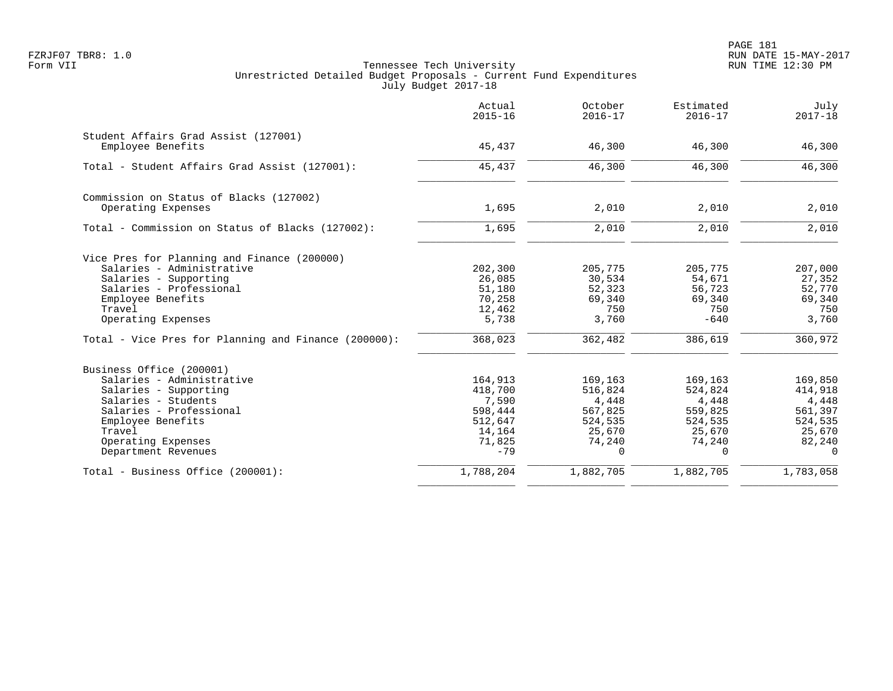Tennessee Tech University
Unrestricted Detailed Budget Proposals - Current Fund Expenditures
July Budget 2017-18

| | Actual 2015-16 | October 2016-17 | Estimated 2016-17 | July 2017-18 |
|---|---|---|---|---|
| **Student Affairs Grad Assist (127001)** | | | | |
| Employee Benefits | 45,437 | 46,300 | 46,300 | 46,300 |
| Total - Student Affairs Grad Assist (127001): | 45,437 | 46,300 | 46,300 | 46,300 |
| **Commission on Status of Blacks (127002)** | | | | |
| Operating Expenses | 1,695 | 2,010 | 2,010 | 2,010 |
| Total - Commission on Status of Blacks (127002): | 1,695 | 2,010 | 2,010 | 2,010 |
| **Vice Pres for Planning and Finance (200000)** | | | | |
| Salaries - Administrative | 202,300 | 205,775 | 205,775 | 207,000 |
| Salaries - Supporting | 26,085 | 30,534 | 54,671 | 27,352 |
| Salaries - Professional | 51,180 | 52,323 | 56,723 | 52,770 |
| Employee Benefits | 70,258 | 69,340 | 69,340 | 69,340 |
| Travel | 12,462 | 750 | 750 | 750 |
| Operating Expenses | 5,738 | 3,760 | -640 | 3,760 |
| Total - Vice Pres for Planning and Finance (200000): | 368,023 | 362,482 | 386,619 | 360,972 |
| **Business Office (200001)** | | | | |
| Salaries - Administrative | 164,913 | 169,163 | 169,163 | 169,850 |
| Salaries - Supporting | 418,700 | 516,824 | 524,824 | 414,918 |
| Salaries - Students | 7,590 | 4,448 | 4,448 | 4,448 |
| Salaries - Professional | 598,444 | 567,825 | 559,825 | 561,397 |
| Employee Benefits | 512,647 | 524,535 | 524,535 | 524,535 |
| Travel | 14,164 | 25,670 | 25,670 | 25,670 |
| Operating Expenses | 71,825 | 74,240 | 74,240 | 82,240 |
| Department Revenues | -79 | 0 | 0 | 0 |
| Total - Business Office (200001): | 1,788,204 | 1,882,705 | 1,882,705 | 1,783,058 |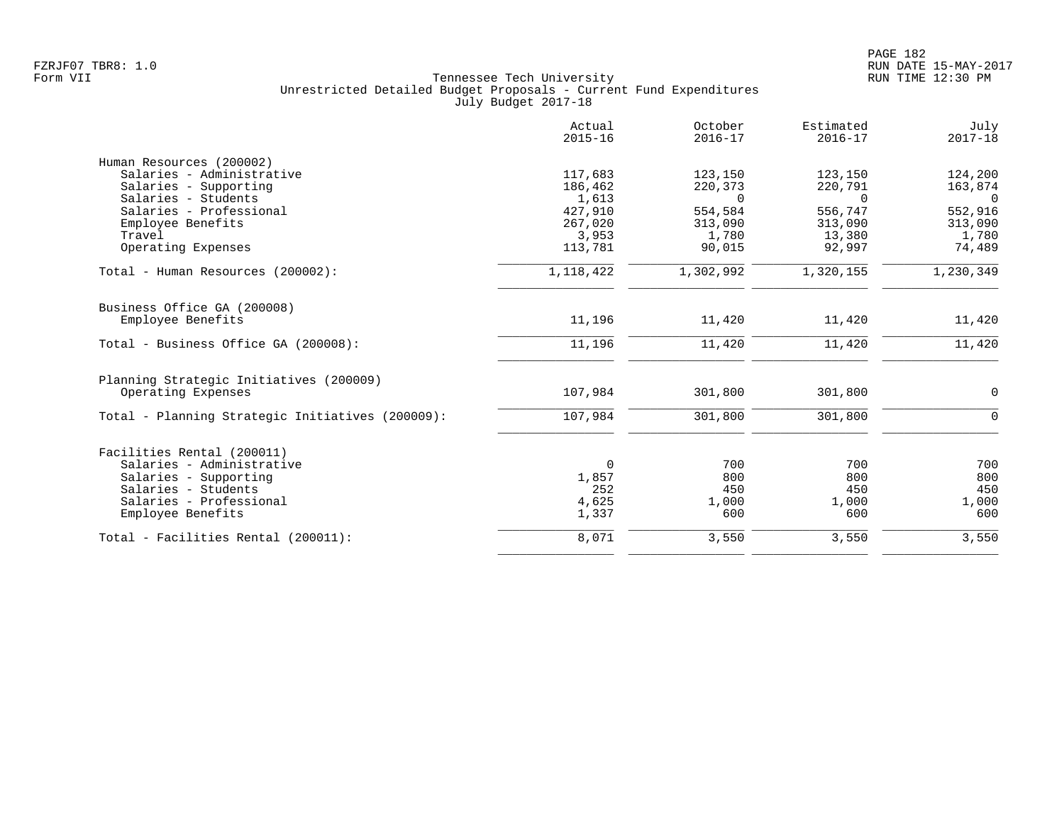FZRJF07 TBR8: 1.0
Form VII

Tennessee Tech University
Unrestricted Detailed Budget Proposals - Current Fund Expenditures
July Budget 2017-18

RUN DATE 15-MAY-2017
RUN TIME 12:30 PM

| | Actual 2015-16 | October 2016-17 | Estimated 2016-17 | July 2017-18 |
|---|---|---|---|---|
| Human Resources (200002) | | | | |
| Salaries - Administrative | 117,683 | 123,150 | 123,150 | 124,200 |
| Salaries - Supporting | 186,462 | 220,373 | 220,791 | 163,874 |
| Salaries - Students | 1,613 | 0 | 0 | 0 |
| Salaries - Professional | 427,910 | 554,584 | 556,747 | 552,916 |
| Employee Benefits | 267,020 | 313,090 | 313,090 | 313,090 |
| Travel | 3,953 | 1,780 | 13,380 | 1,780 |
| Operating Expenses | 113,781 | 90,015 | 92,997 | 74,489 |
| Total - Human Resources (200002): | 1,118,422 | 1,302,992 | 1,320,155 | 1,230,349 |
| Business Office GA (200008) | | | | |
| Employee Benefits | 11,196 | 11,420 | 11,420 | 11,420 |
| Total - Business Office GA (200008): | 11,196 | 11,420 | 11,420 | 11,420 |
| Planning Strategic Initiatives (200009) | | | | |
| Operating Expenses | 107,984 | 301,800 | 301,800 | 0 |
| Total - Planning Strategic Initiatives (200009): | 107,984 | 301,800 | 301,800 | 0 |
| Facilities Rental (200011) | | | | |
| Salaries - Administrative | 0 | 700 | 700 | 700 |
| Salaries - Supporting | 1,857 | 800 | 800 | 800 |
| Salaries - Students | 252 | 450 | 450 | 450 |
| Salaries - Professional | 4,625 | 1,000 | 1,000 | 1,000 |
| Employee Benefits | 1,337 | 600 | 600 | 600 |
| Total - Facilities Rental (200011): | 8,071 | 3,550 | 3,550 | 3,550 |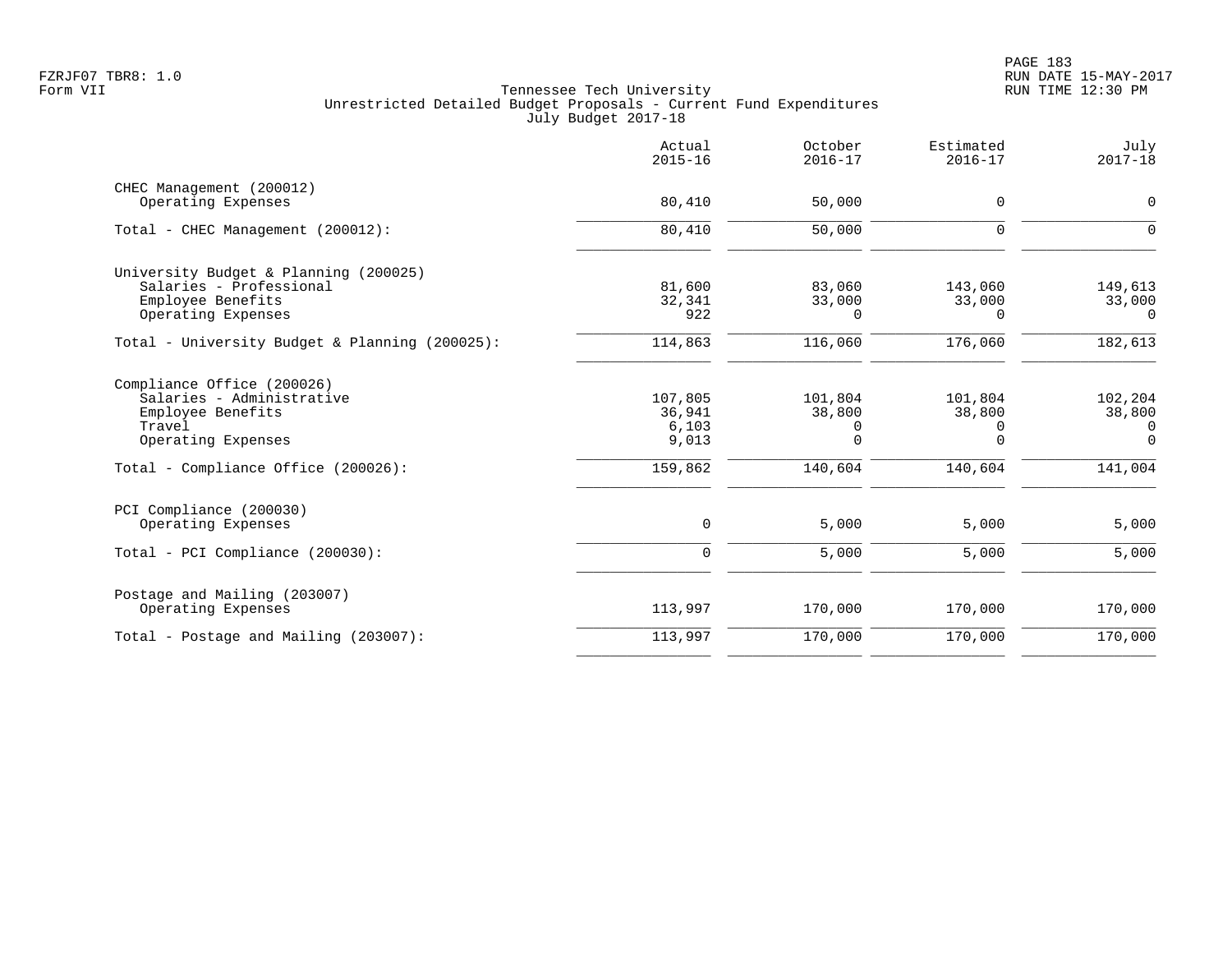Tennessee Tech University
Unrestricted Detailed Budget Proposals - Current Fund Expenditures
July Budget 2017-18

| | Actual 2015-16 | October 2016-17 | Estimated 2016-17 | July 2017-18 |
|---|---|---|---|---|
| **CHEC Management (200012)** | | | | |
| Operating Expenses | 80,410 | 50,000 | 0 | 0 |
| Total - CHEC Management (200012): | 80,410 | 50,000 | 0 | 0 |
| **University Budget & Planning (200025)** | | | | |
| Salaries - Professional | 81,600 | 83,060 | 143,060 | 149,613 |
| Employee Benefits | 32,341 | 33,000 | 33,000 | 33,000 |
| Operating Expenses | 922 | 0 | 0 | 0 |
| Total - University Budget & Planning (200025): | 114,863 | 116,060 | 176,060 | 182,613 |
| **Compliance Office (200026)** | | | | |
| Salaries - Administrative | 107,805 | 101,804 | 101,804 | 102,204 |
| Employee Benefits | 36,941 | 38,800 | 38,800 | 38,800 |
| Travel | 6,103 | 0 | 0 | 0 |
| Operating Expenses | 9,013 | 0 | 0 | 0 |
| Total - Compliance Office (200026): | 159,862 | 140,604 | 140,604 | 141,004 |
| **PCI Compliance (200030)** | | | | |
| Operating Expenses | 0 | 5,000 | 5,000 | 5,000 |
| Total - PCI Compliance (200030): | 0 | 5,000 | 5,000 | 5,000 |
| **Postage and Mailing (203007)** | | | | |
| Operating Expenses | 113,997 | 170,000 | 170,000 | 170,000 |
| Total - Postage and Mailing (203007): | 113,997 | 170,000 | 170,000 | 170,000 |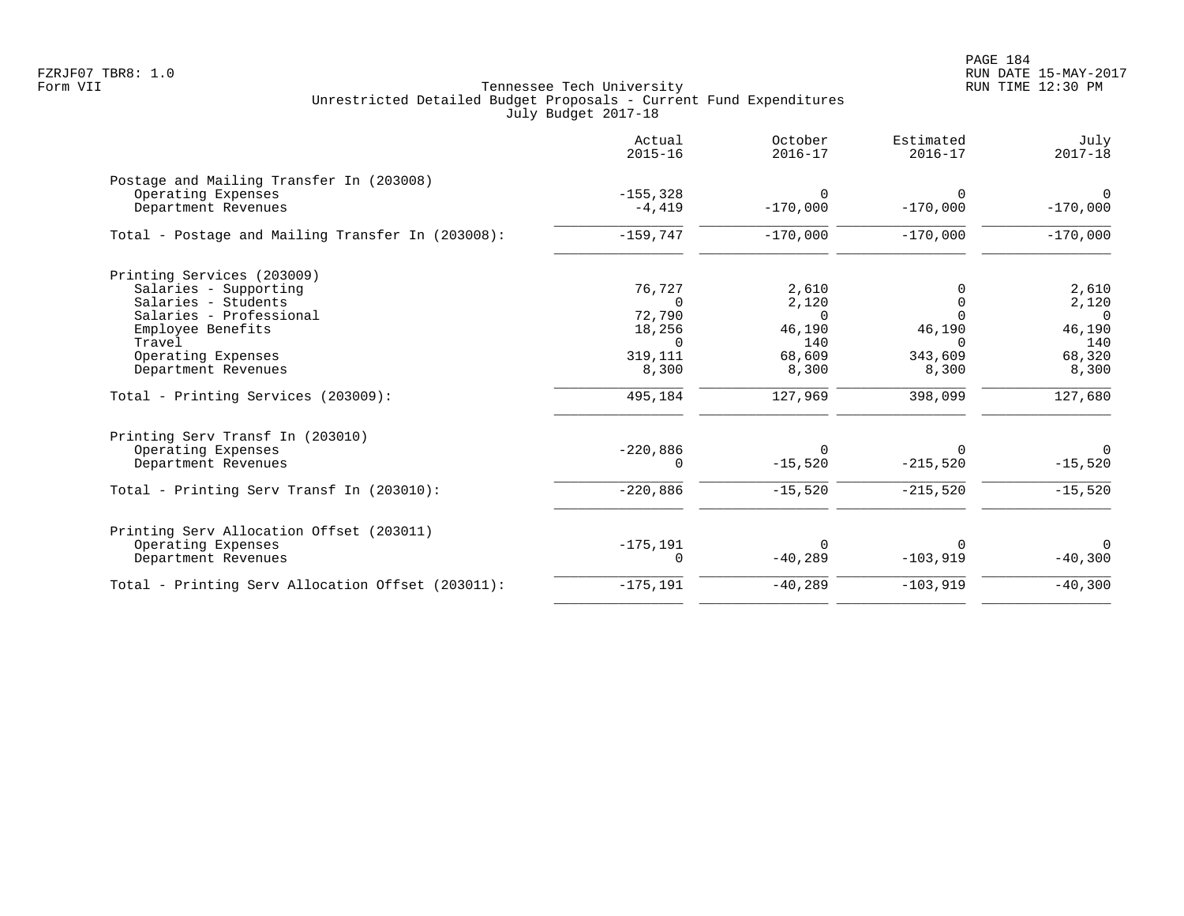Tennessee Tech University
Unrestricted Detailed Budget Proposals - Current Fund Expenditures
July Budget 2017-18

Form VII

| | Actual 2015-16 | October 2016-17 | Estimated 2016-17 | July 2017-18 |
|---|---|---|---|---|
| **Postage and Mailing Transfer In (203008)** | | | | |
| Operating Expenses | -155,328 | 0 | 0 | 0 |
| Department Revenues | -4,419 | -170,000 | -170,000 | -170,000 |
| Total - Postage and Mailing Transfer In (203008): | -159,747 | -170,000 | -170,000 | -170,000 |
| **Printing Services (203009)** | | | | |
| Salaries - Supporting | 76,727 | 2,610 | 0 | 2,610 |
| Salaries - Students | 0 | 2,120 | 0 | 2,120 |
| Salaries - Professional | 72,790 | 0 | 0 | 0 |
| Employee Benefits | 18,256 | 46,190 | 46,190 | 46,190 |
| Travel | 0 | 140 | 0 | 140 |
| Operating Expenses | 319,111 | 68,609 | 343,609 | 68,320 |
| Department Revenues | 8,300 | 8,300 | 8,300 | 8,300 |
| Total - Printing Services (203009): | 495,184 | 127,969 | 398,099 | 127,680 |
| **Printing Serv Transf In (203010)** | | | | |
| Operating Expenses | -220,886 | 0 | 0 | 0 |
| Department Revenues | 0 | -15,520 | -215,520 | -15,520 |
| Total - Printing Serv Transf In (203010): | -220,886 | -15,520 | -215,520 | -15,520 |
| **Printing Serv Allocation Offset (203011)** | | | | |
| Operating Expenses | -175,191 | 0 | 0 | 0 |
| Department Revenues | 0 | -40,289 | -103,919 | -40,300 |
| Total - Printing Serv Allocation Offset (203011): | -175,191 | -40,289 | -103,919 | -40,300 |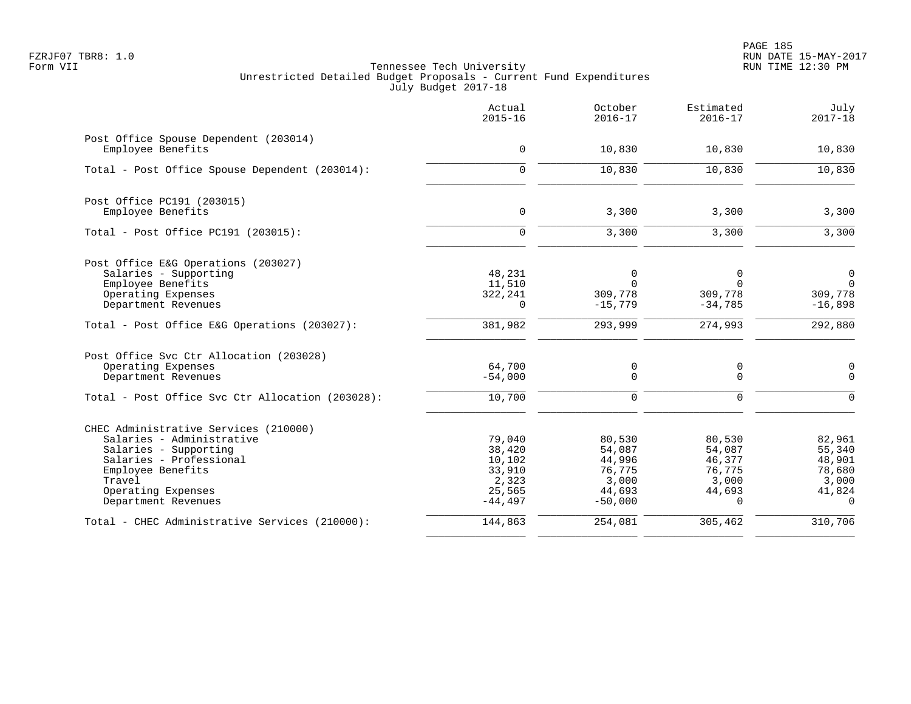Tennessee Tech University
Unrestricted Detailed Budget Proposals - Current Fund Expenditures
July Budget 2017-18

| | Actual 2015-16 | October 2016-17 | Estimated 2016-17 | July 2017-18 |
|---|---|---|---|---|
| **Post Office Spouse Dependent (203014)** | | | | |
| Employee Benefits | 0 | 10,830 | 10,830 | 10,830 |
| Total - Post Office Spouse Dependent (203014): | 0 | 10,830 | 10,830 | 10,830 |
| **Post Office PC191 (203015)** | | | | |
| Employee Benefits | 0 | 3,300 | 3,300 | 3,300 |
| Total - Post Office PC191 (203015): | 0 | 3,300 | 3,300 | 3,300 |
| **Post Office E&G Operations (203027)** | | | | |
| Salaries - Supporting | 48,231 | 0 | 0 | 0 |
| Employee Benefits | 11,510 | 0 | 0 | 0 |
| Operating Expenses | 322,241 | 309,778 | 309,778 | 309,778 |
| Department Revenues | 0 | -15,779 | -34,785 | -16,898 |
| Total - Post Office E&G Operations (203027): | 381,982 | 293,999 | 274,993 | 292,880 |
| **Post Office Svc Ctr Allocation (203028)** | | | | |
| Operating Expenses | 64,700 | 0 | 0 | 0 |
| Department Revenues | -54,000 | 0 | 0 | 0 |
| Total - Post Office Svc Ctr Allocation (203028): | 10,700 | 0 | 0 | 0 |
| **CHEC Administrative Services (210000)** | | | | |
| Salaries - Administrative | 79,040 | 80,530 | 80,530 | 82,961 |
| Salaries - Supporting | 38,420 | 54,087 | 54,087 | 55,340 |
| Salaries - Professional | 10,102 | 44,996 | 46,377 | 48,901 |
| Employee Benefits | 33,910 | 76,775 | 76,775 | 78,680 |
| Travel | 2,323 | 3,000 | 3,000 | 3,000 |
| Operating Expenses | 25,565 | 44,693 | 44,693 | 41,824 |
| Department Revenues | -44,497 | -50,000 | 0 | 0 |
| Total - CHEC Administrative Services (210000): | 144,863 | 254,081 | 305,462 | 310,706 |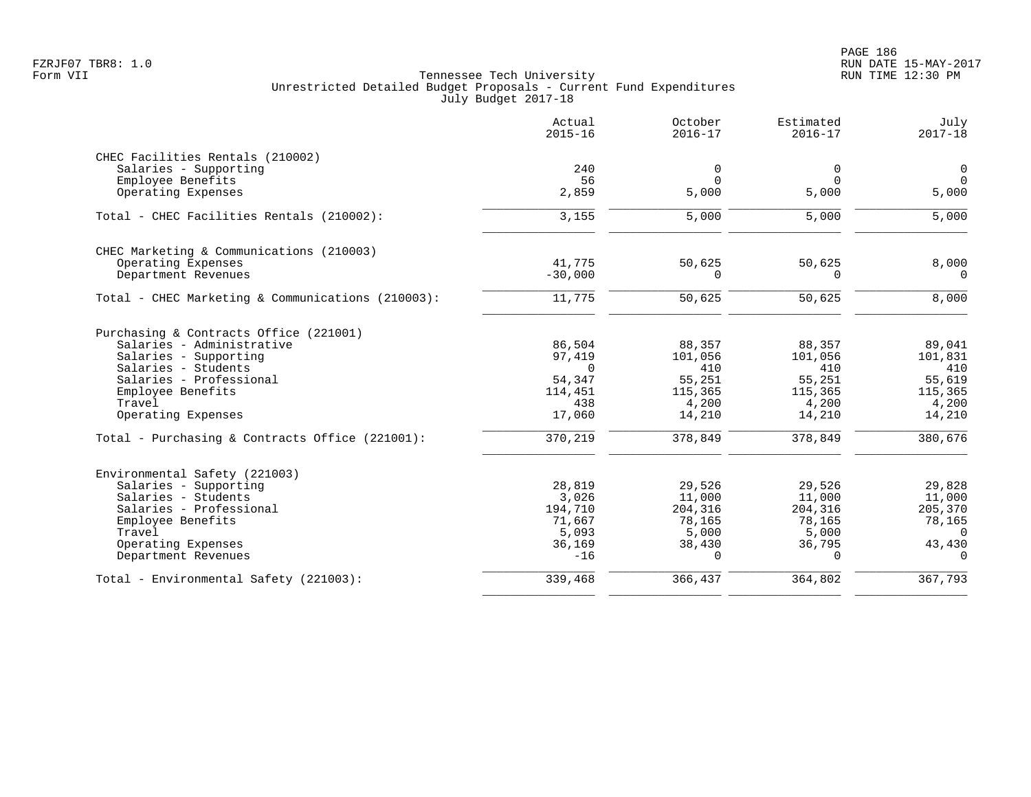Tennessee Tech University
Unrestricted Detailed Budget Proposals - Current Fund Expenditures
July Budget 2017-18

FZRJF07 TBR8: 1.0
Form VII

RUN DATE 15-MAY-2017
RUN TIME 12:30 PM

| | Actual 2015-16 | October 2016-17 | Estimated 2016-17 | July 2017-18 |
|---|---|---|---|---|
| **CHEC Facilities Rentals (210002)** | | | | |
| Salaries - Supporting | 240 | 0 | 0 | 0 |
| Employee Benefits | 56 | 0 | 0 | 0 |
| Operating Expenses | 2,859 | 5,000 | 5,000 | 5,000 |
| Total - CHEC Facilities Rentals (210002): | 3,155 | 5,000 | 5,000 | 5,000 |
| **CHEC Marketing & Communications (210003)** | | | | |
| Operating Expenses | 41,775 | 50,625 | 50,625 | 8,000 |
| Department Revenues | -30,000 | 0 | 0 | 0 |
| Total - CHEC Marketing & Communications (210003): | 11,775 | 50,625 | 50,625 | 8,000 |
| **Purchasing & Contracts Office (221001)** | | | | |
| Salaries - Administrative | 86,504 | 88,357 | 88,357 | 89,041 |
| Salaries - Supporting | 97,419 | 101,056 | 101,056 | 101,831 |
| Salaries - Students | 0 | 410 | 410 | 410 |
| Salaries - Professional | 54,347 | 55,251 | 55,251 | 55,619 |
| Employee Benefits | 114,451 | 115,365 | 115,365 | 115,365 |
| Travel | 438 | 4,200 | 4,200 | 4,200 |
| Operating Expenses | 17,060 | 14,210 | 14,210 | 14,210 |
| Total - Purchasing & Contracts Office (221001): | 370,219 | 378,849 | 378,849 | 380,676 |
| **Environmental Safety (221003)** | | | | |
| Salaries - Supporting | 28,819 | 29,526 | 29,526 | 29,828 |
| Salaries - Students | 3,026 | 11,000 | 11,000 | 11,000 |
| Salaries - Professional | 194,710 | 204,316 | 204,316 | 205,370 |
| Employee Benefits | 71,667 | 78,165 | 78,165 | 78,165 |
| Travel | 5,093 | 5,000 | 5,000 | 0 |
| Operating Expenses | 36,169 | 38,430 | 36,795 | 43,430 |
| Department Revenues | -16 | 0 | 0 | 0 |
| Total - Environmental Safety (221003): | 339,468 | 366,437 | 364,802 | 367,793 |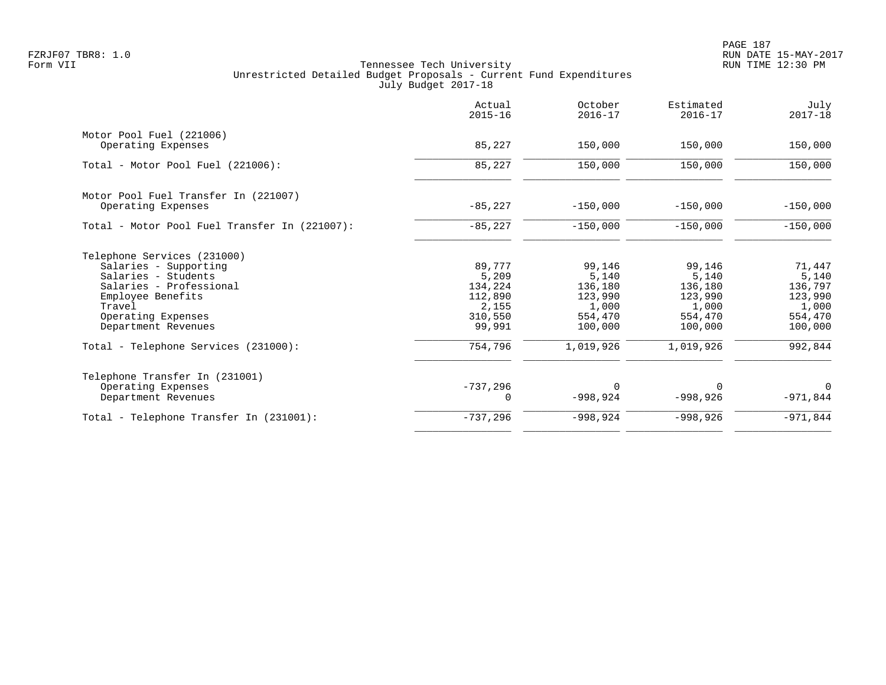Tennessee Tech University
Unrestricted Detailed Budget Proposals - Current Fund Expenditures
July Budget 2017-18

Form VII

| | Actual 2015-16 | October 2016-17 | Estimated 2016-17 | July 2017-18 |
|---|---|---|---|---|
| **Motor Pool Fuel (221006)** | | | | |
| Operating Expenses | 85,227 | 150,000 | 150,000 | 150,000 |
| Total - Motor Pool Fuel (221006): | 85,227 | 150,000 | 150,000 | 150,000 |
| **Motor Pool Fuel Transfer In (221007)** | | | | |
| Operating Expenses | -85,227 | -150,000 | -150,000 | -150,000 |
| Total - Motor Pool Fuel Transfer In (221007): | -85,227 | -150,000 | -150,000 | -150,000 |
| **Telephone Services (231000)** | | | | |
| Salaries - Supporting | 89,777 | 99,146 | 99,146 | 71,447 |
| Salaries - Students | 5,209 | 5,140 | 5,140 | 5,140 |
| Salaries - Professional | 134,224 | 136,180 | 136,180 | 136,797 |
| Employee Benefits | 112,890 | 123,990 | 123,990 | 123,990 |
| Travel | 2,155 | 1,000 | 1,000 | 1,000 |
| Operating Expenses | 310,550 | 554,470 | 554,470 | 554,470 |
| Department Revenues | 99,991 | 100,000 | 100,000 | 100,000 |
| Total - Telephone Services (231000): | 754,796 | 1,019,926 | 1,019,926 | 992,844 |
| **Telephone Transfer In (231001)** | | | | |
| Operating Expenses | -737,296 | 0 | 0 | 0 |
| Department Revenues | 0 | -998,924 | -998,926 | -971,844 |
| Total - Telephone Transfer In (231001): | -737,296 | -998,924 | -998,926 | -971,844 |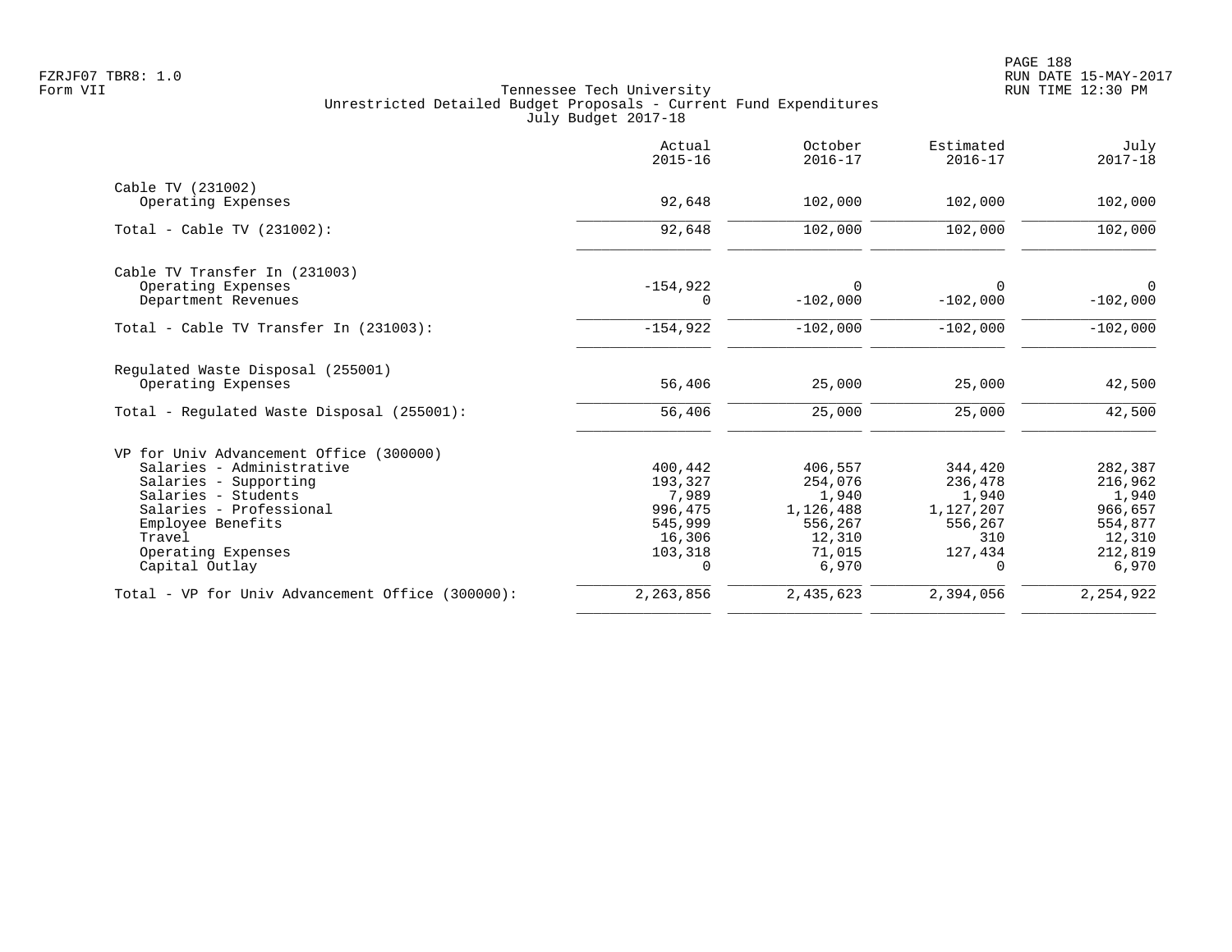Tennessee Tech University
Unrestricted Detailed Budget Proposals - Current Fund Expenditures
July Budget 2017-18

Form VII

| | Actual 2015-16 | October 2016-17 | Estimated 2016-17 | July 2017-18 |
|---|---|---|---|---|
| **Cable TV (231002)** | | | | |
| Operating Expenses | 92,648 | 102,000 | 102,000 | 102,000 |
| Total - Cable TV (231002): | 92,648 | 102,000 | 102,000 | 102,000 |
| **Cable TV Transfer In (231003)** | | | | |
| Operating Expenses | -154,922 | 0 | 0 | 0 |
| Department Revenues | 0 | -102,000 | -102,000 | -102,000 |
| Total - Cable TV Transfer In (231003): | -154,922 | -102,000 | -102,000 | -102,000 |
| **Regulated Waste Disposal (255001)** | | | | |
| Operating Expenses | 56,406 | 25,000 | 25,000 | 42,500 |
| Total - Regulated Waste Disposal (255001): | 56,406 | 25,000 | 25,000 | 42,500 |
| **VP for Univ Advancement Office (300000)** | | | | |
| Salaries - Administrative | 400,442 | 406,557 | 344,420 | 282,387 |
| Salaries - Supporting | 193,327 | 254,076 | 236,478 | 216,962 |
| Salaries - Students | 7,989 | 1,940 | 1,940 | 1,940 |
| Salaries - Professional | 996,475 | 1,126,488 | 1,127,207 | 966,657 |
| Employee Benefits | 545,999 | 556,267 | 556,267 | 554,877 |
| Travel | 16,306 | 12,310 | 310 | 12,310 |
| Operating Expenses | 103,318 | 71,015 | 127,434 | 212,819 |
| Capital Outlay | 0 | 6,970 | 0 | 6,970 |
| Total - VP for Univ Advancement Office (300000): | 2,263,856 | 2,435,623 | 2,394,056 | 2,254,922 |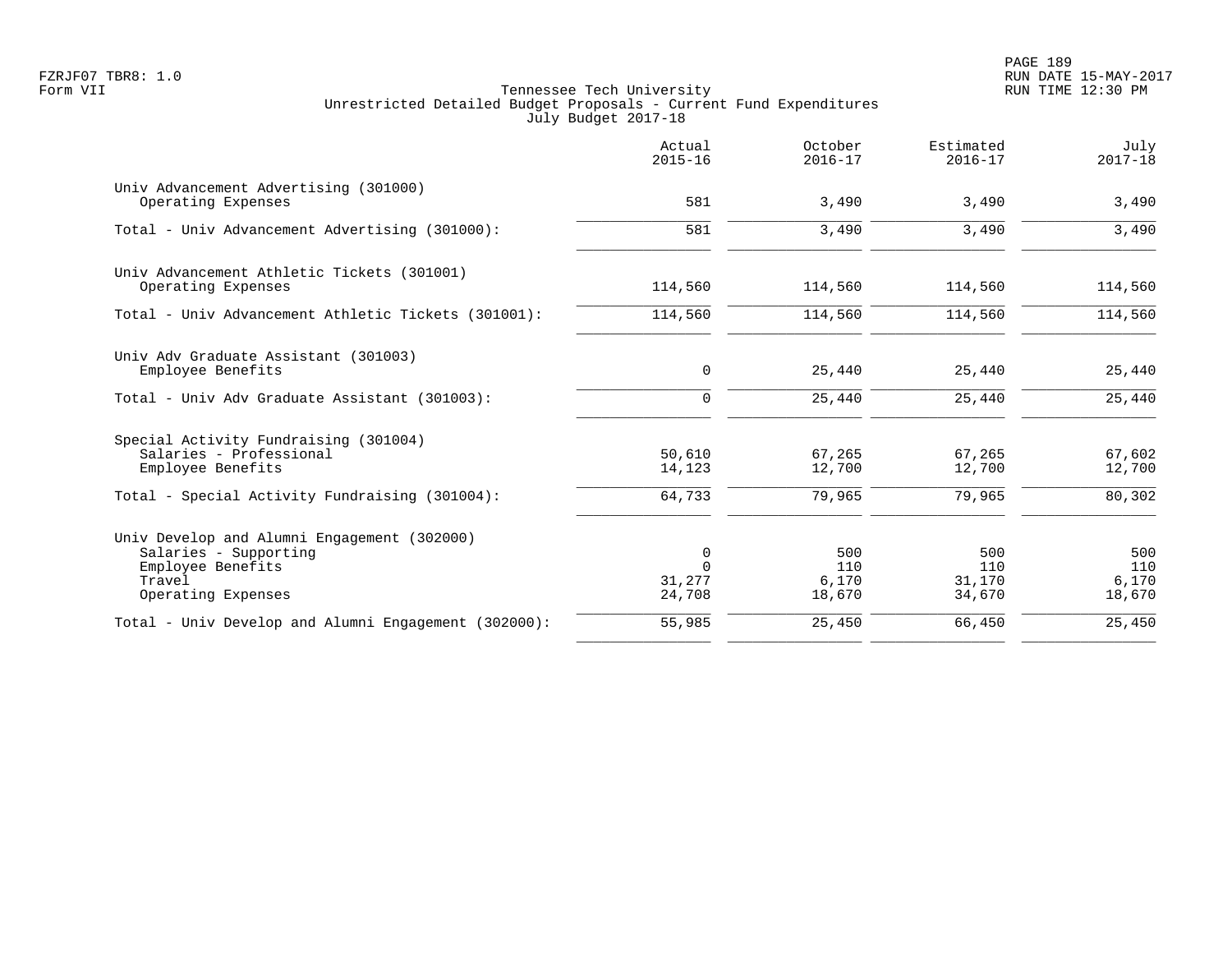Tennessee Tech University
Unrestricted Detailed Budget Proposals - Current Fund Expenditures
July Budget 2017-18

FZRJF07 TBR8: 1.0
Form VII

RUN DATE 15-MAY-2017
RUN TIME 12:30 PM

| | Actual 2015-16 | October 2016-17 | Estimated 2016-17 | July 2017-18 |
|---|---|---|---|---|
| Univ Advancement Advertising (301000) | | | | |
| Operating Expenses | 581 | 3,490 | 3,490 | 3,490 |
| Total - Univ Advancement Advertising (301000): | 581 | 3,490 | 3,490 | 3,490 |
| Univ Advancement Athletic Tickets (301001) | | | | |
| Operating Expenses | 114,560 | 114,560 | 114,560 | 114,560 |
| Total - Univ Advancement Athletic Tickets (301001): | 114,560 | 114,560 | 114,560 | 114,560 |
| Univ Adv Graduate Assistant (301003) | | | | |
| Employee Benefits | 0 | 25,440 | 25,440 | 25,440 |
| Total - Univ Adv Graduate Assistant (301003): | 0 | 25,440 | 25,440 | 25,440 |
| Special Activity Fundraising (301004) | | | | |
| Salaries - Professional | 50,610 | 67,265 | 67,265 | 67,602 |
| Employee Benefits | 14,123 | 12,700 | 12,700 | 12,700 |
| Total - Special Activity Fundraising (301004): | 64,733 | 79,965 | 79,965 | 80,302 |
| Univ Develop and Alumni Engagement (302000) | | | | |
| Salaries - Supporting | 0 | 500 | 500 | 500 |
| Employee Benefits | 0 | 110 | 110 | 110 |
| Travel | 31,277 | 6,170 | 31,170 | 6,170 |
| Operating Expenses | 24,708 | 18,670 | 34,670 | 18,670 |
| Total - Univ Develop and Alumni Engagement (302000): | 55,985 | 25,450 | 66,450 | 25,450 |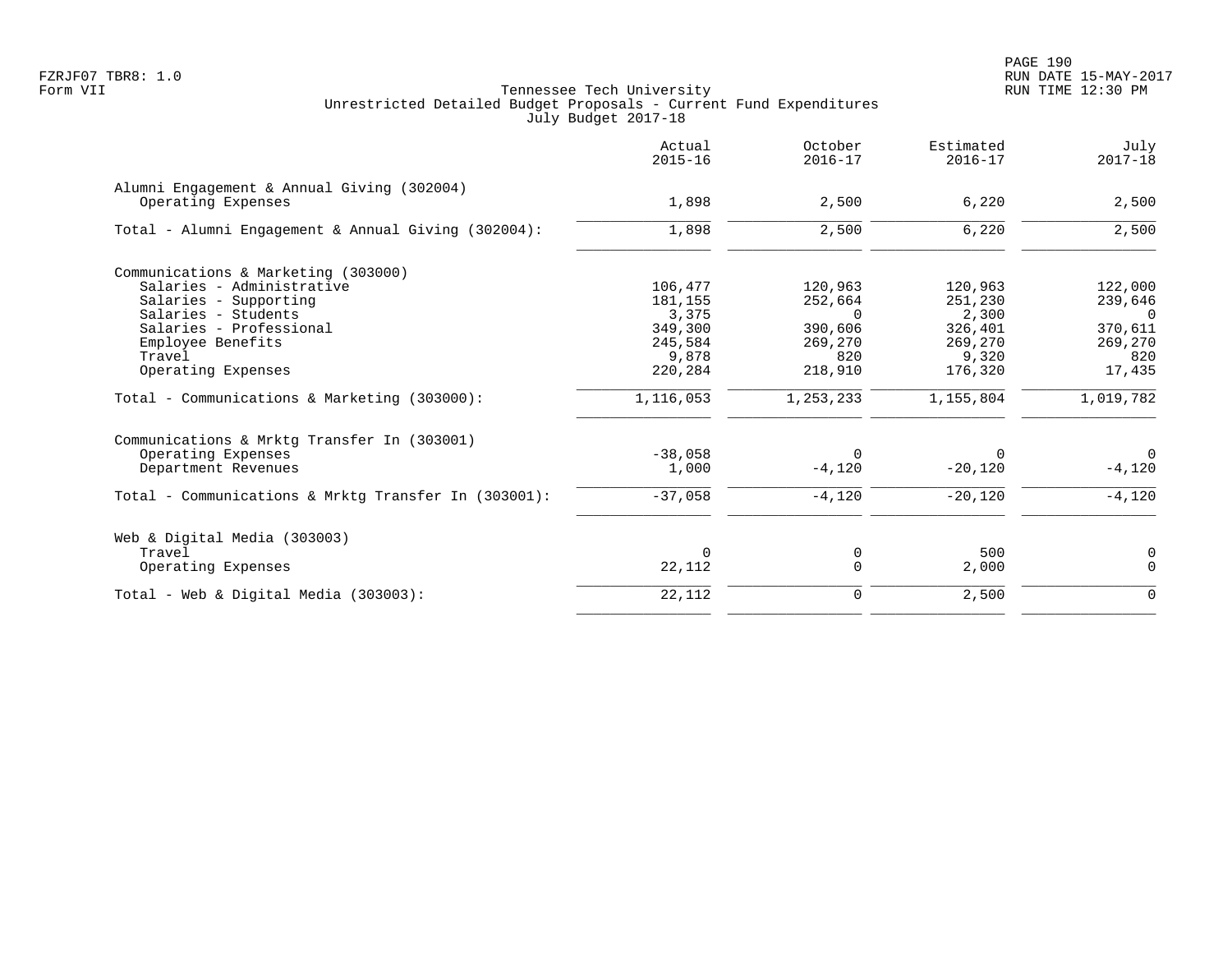Tennessee Tech University
Unrestricted Detailed Budget Proposals - Current Fund Expenditures
July Budget 2017-18

| | Actual 2015-16 | October 2016-17 | Estimated 2016-17 | July 2017-18 |
|---|---|---|---|---|
| **Alumni Engagement & Annual Giving (302004)** | | | | |
| Operating Expenses | 1,898 | 2,500 | 6,220 | 2,500 |
| Total - Alumni Engagement & Annual Giving (302004): | 1,898 | 2,500 | 6,220 | 2,500 |
| **Communications & Marketing (303000)** | | | | |
| Salaries - Administrative | 106,477 | 120,963 | 120,963 | 122,000 |
| Salaries - Supporting | 181,155 | 252,664 | 251,230 | 239,646 |
| Salaries - Students | 3,375 | 0 | 2,300 | 0 |
| Salaries - Professional | 349,300 | 390,606 | 326,401 | 370,611 |
| Employee Benefits | 245,584 | 269,270 | 269,270 | 269,270 |
| Travel | 9,878 | 820 | 9,320 | 820 |
| Operating Expenses | 220,284 | 218,910 | 176,320 | 17,435 |
| Total - Communications & Marketing (303000): | 1,116,053 | 1,253,233 | 1,155,804 | 1,019,782 |
| **Communications & Mrktg Transfer In (303001)** | | | | |
| Operating Expenses | -38,058 | 0 | 0 | 0 |
| Department Revenues | 1,000 | -4,120 | -20,120 | -4,120 |
| Total - Communications & Mrktg Transfer In (303001): | -37,058 | -4,120 | -20,120 | -4,120 |
| **Web & Digital Media (303003)** | | | | |
| Travel | 0 | 0 | 500 | 0 |
| Operating Expenses | 22,112 | 0 | 2,000 | 0 |
| Total - Web & Digital Media (303003): | 22,112 | 0 | 2,500 | 0 |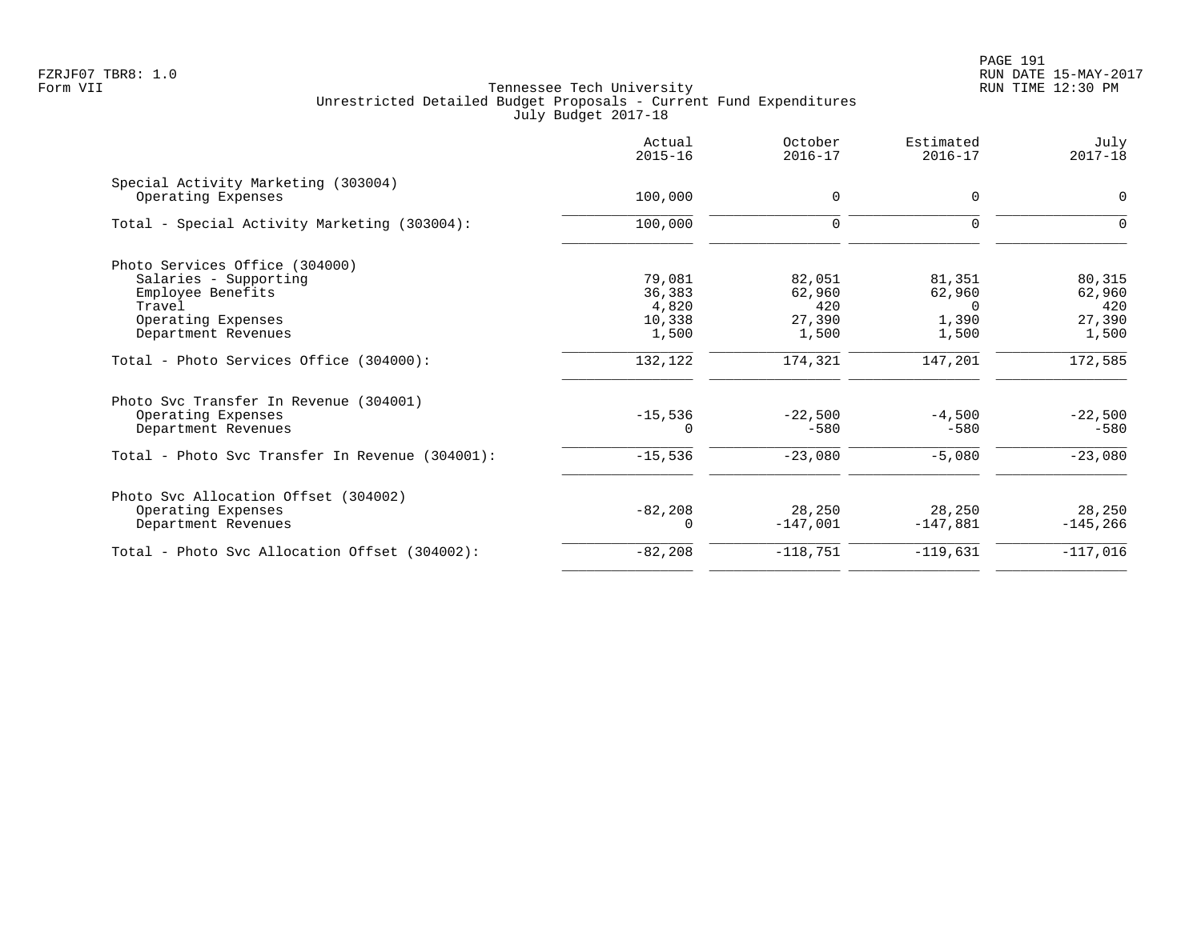Tennessee Tech University
Unrestricted Detailed Budget Proposals - Current Fund Expenditures
July Budget 2017-18

| | Actual 2015-16 | October 2016-17 | Estimated 2016-17 | July 2017-18 |
|---|---|---|---|---|
| **Special Activity Marketing (303004)** | | | | |
| Operating Expenses | 100,000 | 0 | 0 | 0 |
| Total - Special Activity Marketing (303004): | 100,000 | 0 | 0 | 0 |
| **Photo Services Office (304000)** | | | | |
| Salaries - Supporting | 79,081 | 82,051 | 81,351 | 80,315 |
| Employee Benefits | 36,383 | 62,960 | 62,960 | 62,960 |
| Travel | 4,820 | 420 | 0 | 420 |
| Operating Expenses | 10,338 | 27,390 | 1,390 | 27,390 |
| Department Revenues | 1,500 | 1,500 | 1,500 | 1,500 |
| Total - Photo Services Office (304000): | 132,122 | 174,321 | 147,201 | 172,585 |
| **Photo Svc Transfer In Revenue (304001)** | | | | |
| Operating Expenses | -15,536 | -22,500 | -4,500 | -22,500 |
| Department Revenues | 0 | -580 | -580 | -580 |
| Total - Photo Svc Transfer In Revenue (304001): | -15,536 | -23,080 | -5,080 | -23,080 |
| **Photo Svc Allocation Offset (304002)** | | | | |
| Operating Expenses | -82,208 | 28,250 | 28,250 | 28,250 |
| Department Revenues | 0 | -147,001 | -147,881 | -145,266 |
| Total - Photo Svc Allocation Offset (304002): | -82,208 | -118,751 | -119,631 | -117,016 |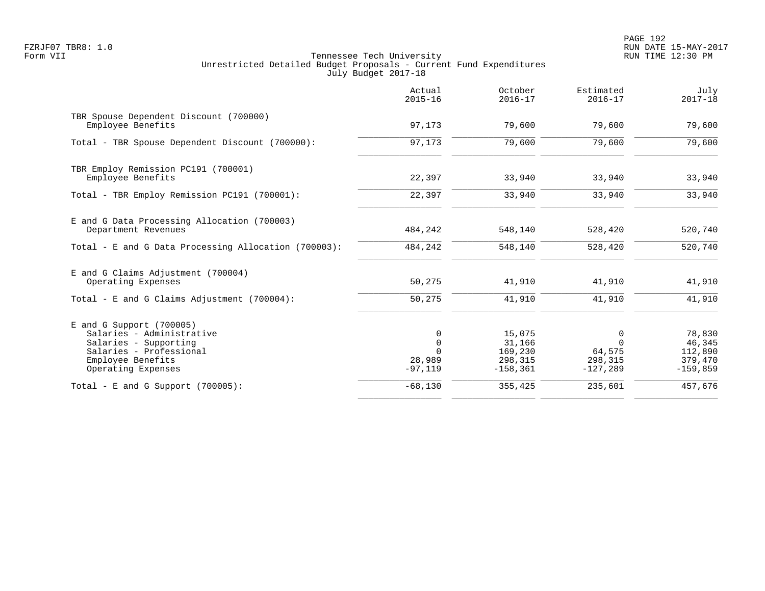Tennessee Tech University
Unrestricted Detailed Budget Proposals - Current Fund Expenditures
July Budget 2017-18

| | Actual 2015-16 | October 2016-17 | Estimated 2016-17 | July 2017-18 |
|---|---|---|---|---|
| TBR Spouse Dependent Discount (700000) | | | | |
| Employee Benefits | 97,173 | 79,600 | 79,600 | 79,600 |
| Total - TBR Spouse Dependent Discount (700000): | 97,173 | 79,600 | 79,600 | 79,600 |
| TBR Employ Remission PC191 (700001) | | | | |
| Employee Benefits | 22,397 | 33,940 | 33,940 | 33,940 |
| Total - TBR Employ Remission PC191 (700001): | 22,397 | 33,940 | 33,940 | 33,940 |
| E and G Data Processing Allocation (700003) | | | | |
| Department Revenues | 484,242 | 548,140 | 528,420 | 520,740 |
| Total - E and G Data Processing Allocation (700003): | 484,242 | 548,140 | 528,420 | 520,740 |
| E and G Claims Adjustment (700004) | | | | |
| Operating Expenses | 50,275 | 41,910 | 41,910 | 41,910 |
| Total - E and G Claims Adjustment (700004): | 50,275 | 41,910 | 41,910 | 41,910 |
| E and G Support (700005) | | | | |
| Salaries - Administrative | 0 | 15,075 | 0 | 78,830 |
| Salaries - Supporting | 0 | 31,166 | 0 | 46,345 |
| Salaries - Professional | 0 | 169,230 | 64,575 | 112,890 |
| Employee Benefits | 28,989 | 298,315 | 298,315 | 379,470 |
| Operating Expenses | -97,119 | -158,361 | -127,289 | -159,859 |
| Total - E and G Support (700005): | -68,130 | 355,425 | 235,601 | 457,676 |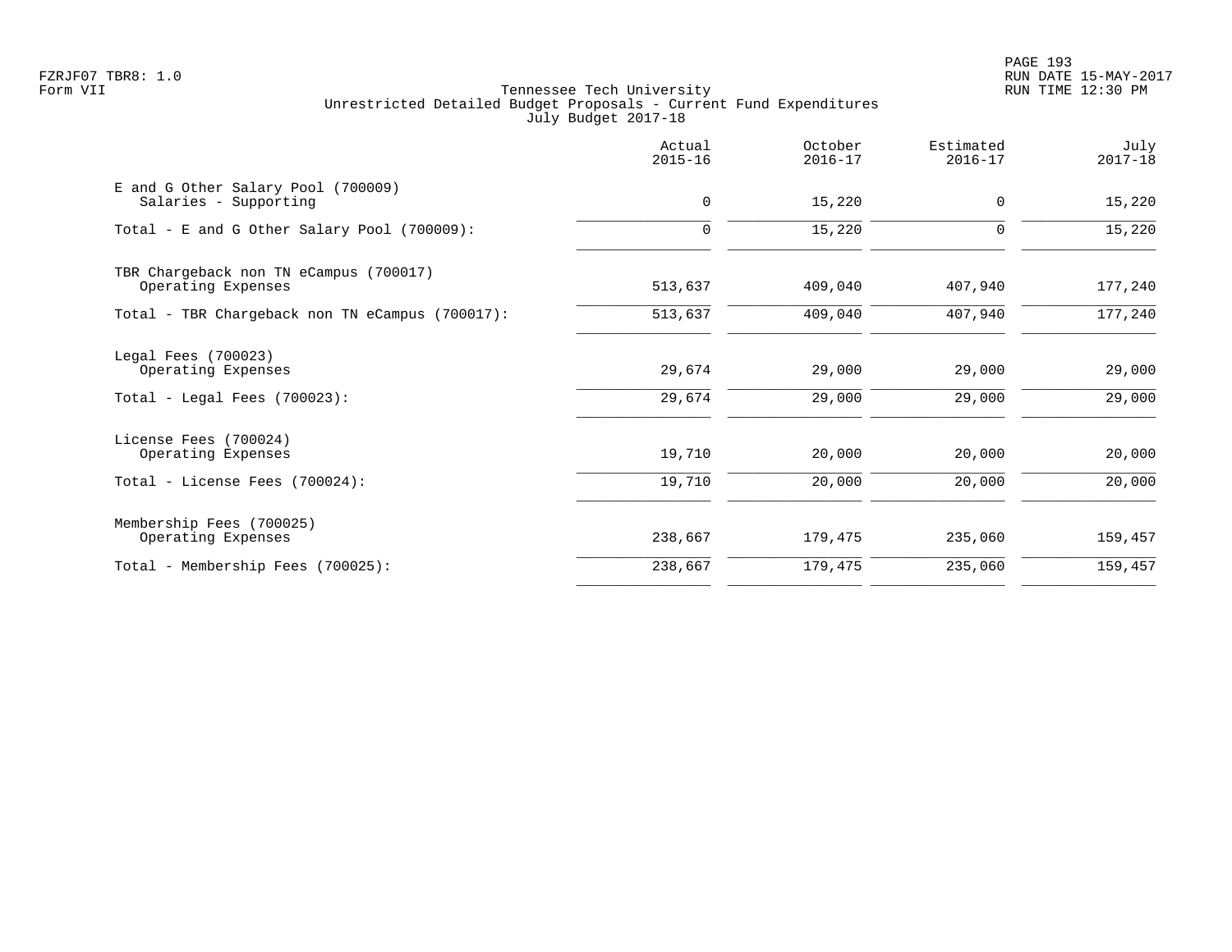Tennessee Tech University
Unrestricted Detailed Budget Proposals - Current Fund Expenditures
July Budget 2017-18

| | Actual 2015-16 | October 2016-17 | Estimated 2016-17 | July 2017-18 |
|---|---|---|---|---|
| E and G Other Salary Pool (700009) | | | | |
| Salaries - Supporting | 0 | 15,220 | 0 | 15,220 |
| Total - E and G Other Salary Pool (700009): | 0 | 15,220 | 0 | 15,220 |
| TBR Chargeback non TN eCampus (700017) | | | | |
| Operating Expenses | 513,637 | 409,040 | 407,940 | 177,240 |
| Total - TBR Chargeback non TN eCampus (700017): | 513,637 | 409,040 | 407,940 | 177,240 |
| Legal Fees (700023) | | | | |
| Operating Expenses | 29,674 | 29,000 | 29,000 | 29,000 |
| Total - Legal Fees (700023): | 29,674 | 29,000 | 29,000 | 29,000 |
| License Fees (700024) | | | | |
| Operating Expenses | 19,710 | 20,000 | 20,000 | 20,000 |
| Total - License Fees (700024): | 19,710 | 20,000 | 20,000 | 20,000 |
| Membership Fees (700025) | | | | |
| Operating Expenses | 238,667 | 179,475 | 235,060 | 159,457 |
| Total - Membership Fees (700025): | 238,667 | 179,475 | 235,060 | 159,457 |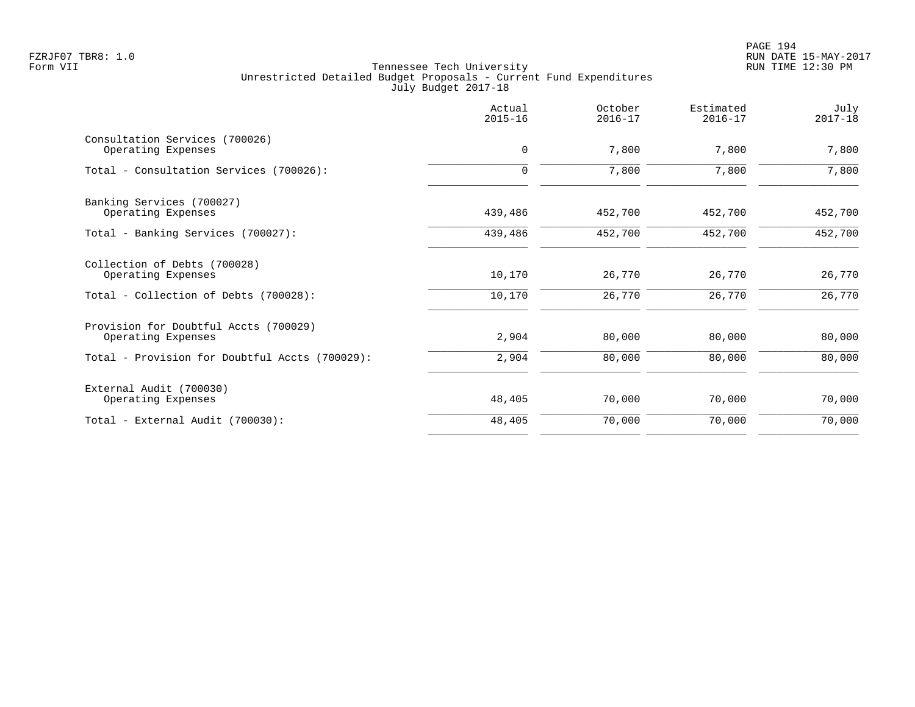FZRJF07 TBR8: 1.0
Form VII

Tennessee Tech University
Unrestricted Detailed Budget Proposals - Current Fund Expenditures
July Budget 2017-18

PAGE 194
RUN DATE 15-MAY-2017
RUN TIME 12:30 PM

| | Actual 2015-16 | October 2016-17 | Estimated 2016-17 | July 2017-18 |
|---|---:|---:|---:|---:|
| Consultation Services (700026) | | | | |
| Operating Expenses | 0 | 7,800 | 7,800 | 7,800 |
| Total - Consultation Services (700026): | 0 | 7,800 | 7,800 | 7,800 |
| Banking Services (700027) | | | | |
| Operating Expenses | 439,486 | 452,700 | 452,700 | 452,700 |
| Total - Banking Services (700027): | 439,486 | 452,700 | 452,700 | 452,700 |
| Collection of Debts (700028) | | | | |
| Operating Expenses | 10,170 | 26,770 | 26,770 | 26,770 |
| Total - Collection of Debts (700028): | 10,170 | 26,770 | 26,770 | 26,770 |
| Provision for Doubtful Accts (700029) | | | | |
| Operating Expenses | 2,904 | 80,000 | 80,000 | 80,000 |
| Total - Provision for Doubtful Accts (700029): | 2,904 | 80,000 | 80,000 | 80,000 |
| External Audit (700030) | | | | |
| Operating Expenses | 48,405 | 70,000 | 70,000 | 70,000 |
| Total - External Audit (700030): | 48,405 | 70,000 | 70,000 | 70,000 |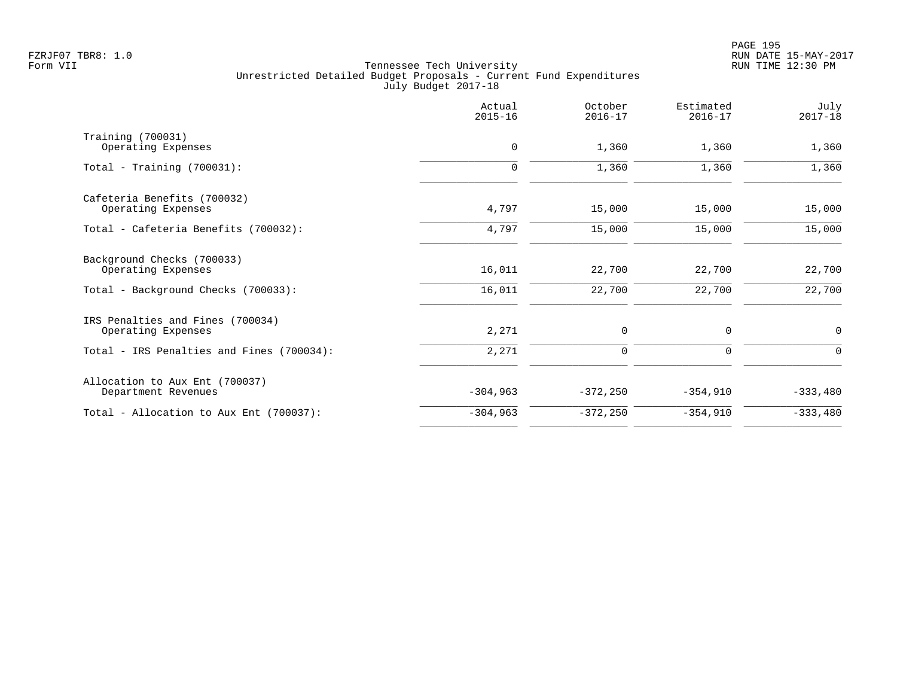Tennessee Tech University
Unrestricted Detailed Budget Proposals - Current Fund Expenditures
July Budget 2017-18

| | Actual 2015-16 | October 2016-17 | Estimated 2016-17 | July 2017-18 |
|---|---|---|---|---|
| Training (700031) | | | | |
| Operating Expenses | 0 | 1,360 | 1,360 | 1,360 |
| Total - Training (700031): | 0 | 1,360 | 1,360 | 1,360 |
| Cafeteria Benefits (700032) | | | | |
| Operating Expenses | 4,797 | 15,000 | 15,000 | 15,000 |
| Total - Cafeteria Benefits (700032): | 4,797 | 15,000 | 15,000 | 15,000 |
| Background Checks (700033) | | | | |
| Operating Expenses | 16,011 | 22,700 | 22,700 | 22,700 |
| Total - Background Checks (700033): | 16,011 | 22,700 | 22,700 | 22,700 |
| IRS Penalties and Fines (700034) | | | | |
| Operating Expenses | 2,271 | 0 | 0 | 0 |
| Total - IRS Penalties and Fines (700034): | 2,271 | 0 | 0 | 0 |
| Allocation to Aux Ent (700037) | | | | |
| Department Revenues | -304,963 | -372,250 | -354,910 | -333,480 |
| Total - Allocation to Aux Ent (700037): | -304,963 | -372,250 | -354,910 | -333,480 |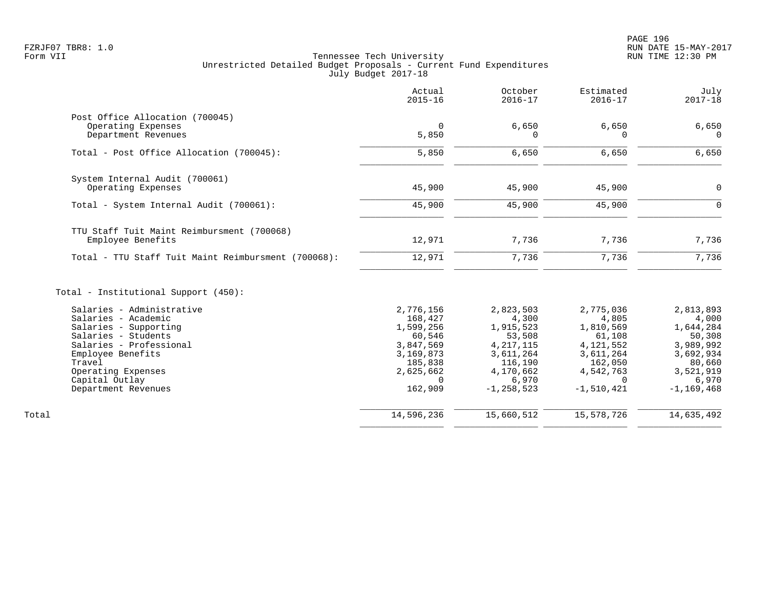Tennessee Tech University
Unrestricted Detailed Budget Proposals - Current Fund Expenditures
July Budget 2017-18

| | Actual 2015-16 | October 2016-17 | Estimated 2016-17 | July 2017-18 |
|---|---|---|---|---|
| **Post Office Allocation (700045)** | | | | |
| Operating Expenses | 0 | 6,650 | 6,650 | 6,650 |
| Department Revenues | 5,850 | 0 | 0 | 0 |
| Total - Post Office Allocation (700045): | 5,850 | 6,650 | 6,650 | 6,650 |
| **System Internal Audit (700061)** | | | | |
| Operating Expenses | 45,900 | 45,900 | 45,900 | 0 |
| Total - System Internal Audit (700061): | 45,900 | 45,900 | 45,900 | 0 |
| **TTU Staff Tuit Maint Reimbursment (700068)** | | | | |
| Employee Benefits | 12,971 | 7,736 | 7,736 | 7,736 |
| Total - TTU Staff Tuit Maint Reimbursment (700068): | 12,971 | 7,736 | 7,736 | 7,736 |
| **Total - Institutional Support (450):** | | | | |
| Salaries - Administrative | 2,776,156 | 2,823,503 | 2,775,036 | 2,813,893 |
| Salaries - Academic | 168,427 | 4,300 | 4,805 | 4,000 |
| Salaries - Supporting | 1,599,256 | 1,915,523 | 1,810,569 | 1,644,284 |
| Salaries - Students | 60,546 | 53,508 | 61,108 | 50,308 |
| Salaries - Professional | 3,847,569 | 4,217,115 | 4,121,552 | 3,989,992 |
| Employee Benefits | 3,169,873 | 3,611,264 | 3,611,264 | 3,692,934 |
| Travel | 185,838 | 116,190 | 162,050 | 80,660 |
| Operating Expenses | 2,625,662 | 4,170,662 | 4,542,763 | 3,521,919 |
| Capital Outlay | 0 | 6,970 | 0 | 6,970 |
| Department Revenues | 162,909 | -1,258,523 | -1,510,421 | -1,169,468 |
| Total | 14,596,236 | 15,660,512 | 15,578,726 | 14,635,492 |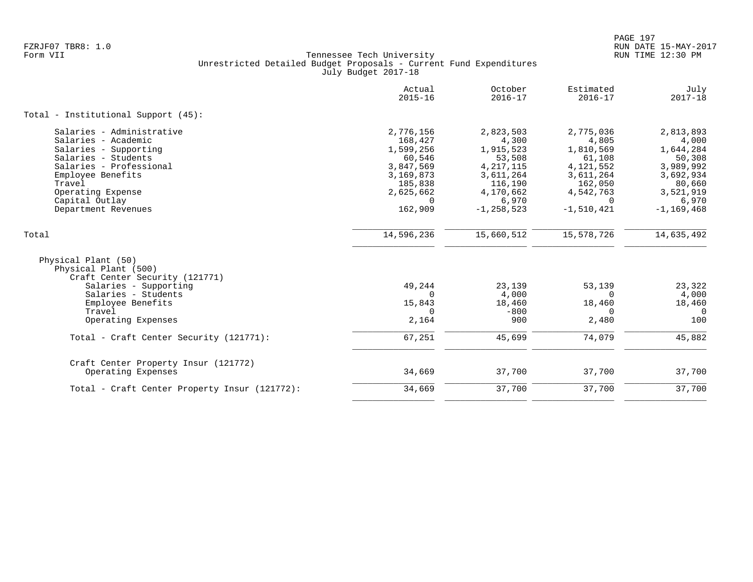Tennessee Tech University
Unrestricted Detailed Budget Proposals - Current Fund Expenditures
July Budget 2017-18

| | Actual 2015-16 | October 2016-17 | Estimated 2016-17 | July 2017-18 |
|---|---|---|---|---|
| **Total - Institutional Support (45):** | | | | |
| Salaries - Administrative | 2,776,156 | 2,823,503 | 2,775,036 | 2,813,893 |
| Salaries - Academic | 168,427 | 4,300 | 4,805 | 4,000 |
| Salaries - Supporting | 1,599,256 | 1,915,523 | 1,810,569 | 1,644,284 |
| Salaries - Students | 60,546 | 53,508 | 61,108 | 50,308 |
| Salaries - Professional | 3,847,569 | 4,217,115 | 4,121,552 | 3,989,992 |
| Employee Benefits | 3,169,873 | 3,611,264 | 3,611,264 | 3,692,934 |
| Travel | 185,838 | 116,190 | 162,050 | 80,660 |
| Operating Expense | 2,625,662 | 4,170,662 | 4,542,763 | 3,521,919 |
| Capital Outlay | 0 | 6,970 | 0 | 6,970 |
| Department Revenues | 162,909 | -1,258,523 | -1,510,421 | -1,169,468 |
| **Total** | 14,596,236 | 15,660,512 | 15,578,726 | 14,635,492 |
| Physical Plant (50) | | | | |
| Physical Plant (500) | | | | |
| Craft Center Security (121771) | | | | |
| Salaries - Supporting | 49,244 | 23,139 | 53,139 | 23,322 |
| Salaries - Students | 0 | 4,000 | 0 | 4,000 |
| Employee Benefits | 15,843 | 18,460 | 18,460 | 18,460 |
| Travel | 0 | -800 | 0 | 0 |
| Operating Expenses | 2,164 | 900 | 2,480 | 100 |
| Total - Craft Center Security (121771): | 67,251 | 45,699 | 74,079 | 45,882 |
| Craft Center Property Insur (121772) | | | | |
| Operating Expenses | 34,669 | 37,700 | 37,700 | 37,700 |
| Total - Craft Center Property Insur (121772): | 34,669 | 37,700 | 37,700 | 37,700 |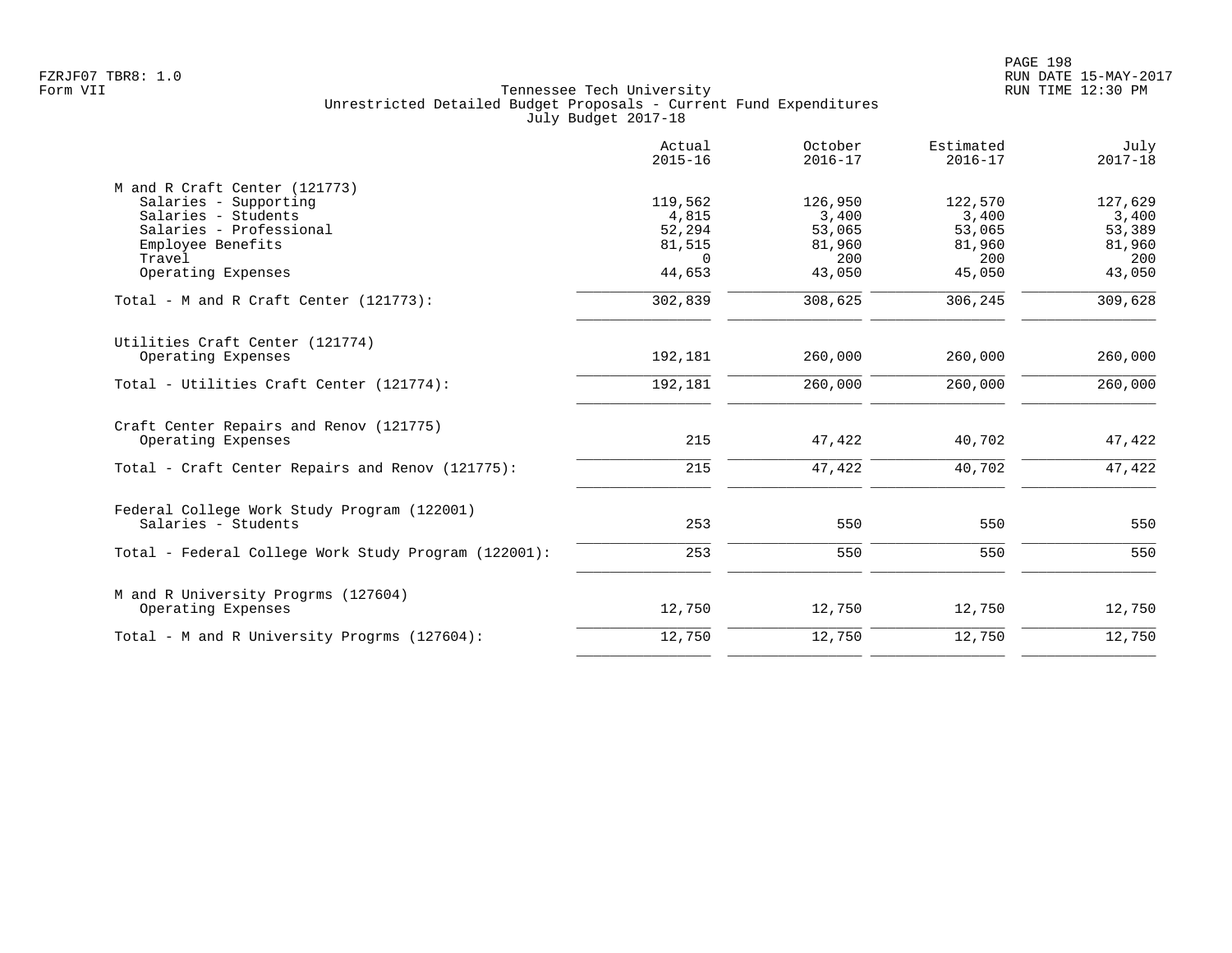Tennessee Tech University
Unrestricted Detailed Budget Proposals - Current Fund Expenditures
July Budget 2017-18

| | Actual 2015-16 | October 2016-17 | Estimated 2016-17 | July 2017-18 |
|---|---|---|---|---|
| **M and R Craft Center (121773)** | | | | |
| Salaries - Supporting | 119,562 | 126,950 | 122,570 | 127,629 |
| Salaries - Students | 4,815 | 3,400 | 3,400 | 3,400 |
| Salaries - Professional | 52,294 | 53,065 | 53,065 | 53,389 |
| Employee Benefits | 81,515 | 81,960 | 81,960 | 81,960 |
| Travel | 0 | 200 | 200 | 200 |
| Operating Expenses | 44,653 | 43,050 | 45,050 | 43,050 |
| Total - M and R Craft Center (121773): | 302,839 | 308,625 | 306,245 | 309,628 |
| **Utilities Craft Center (121774)** | | | | |
| Operating Expenses | 192,181 | 260,000 | 260,000 | 260,000 |
| Total - Utilities Craft Center (121774): | 192,181 | 260,000 | 260,000 | 260,000 |
| **Craft Center Repairs and Renov (121775)** | | | | |
| Operating Expenses | 215 | 47,422 | 40,702 | 47,422 |
| Total - Craft Center Repairs and Renov (121775): | 215 | 47,422 | 40,702 | 47,422 |
| **Federal College Work Study Program (122001)** | | | | |
| Salaries - Students | 253 | 550 | 550 | 550 |
| Total - Federal College Work Study Program (122001): | 253 | 550 | 550 | 550 |
| **M and R University Progrms (127604)** | | | | |
| Operating Expenses | 12,750 | 12,750 | 12,750 | 12,750 |
| Total - M and R University Progrms (127604): | 12,750 | 12,750 | 12,750 | 12,750 |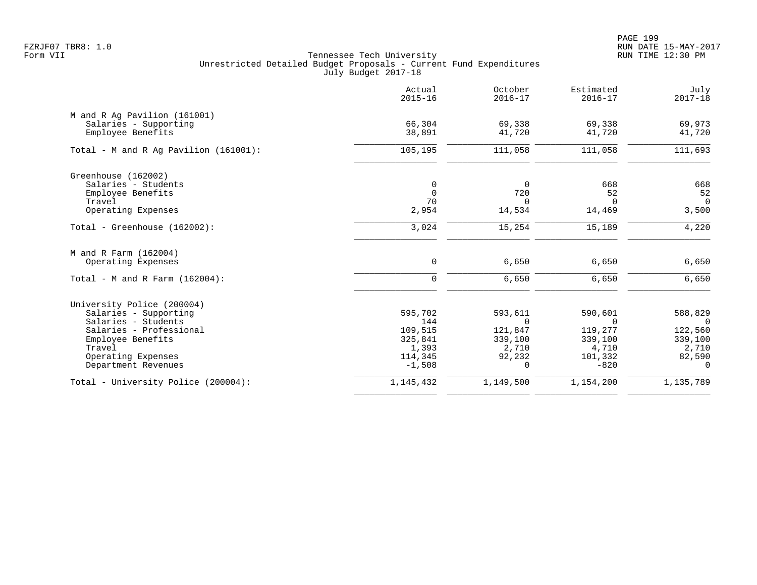Tennessee Tech University
Unrestricted Detailed Budget Proposals - Current Fund Expenditures
July Budget 2017-18

|  | Actual 2015-16 | October 2016-17 | Estimated 2016-17 | July 2017-18 |
|---|---|---|---|---|
| M and R Ag Pavilion (161001) | | | | |
| Salaries - Supporting | 66,304 | 69,338 | 69,338 | 69,973 |
| Employee Benefits | 38,891 | 41,720 | 41,720 | 41,720 |
| Total - M and R Ag Pavilion (161001): | 105,195 | 111,058 | 111,058 | 111,693 |
| Greenhouse (162002) | | | | |
| Salaries - Students | 0 | 0 | 668 | 668 |
| Employee Benefits | 0 | 720 | 52 | 52 |
| Travel | 70 | 0 | 0 | 0 |
| Operating Expenses | 2,954 | 14,534 | 14,469 | 3,500 |
| Total - Greenhouse (162002): | 3,024 | 15,254 | 15,189 | 4,220 |
| M and R Farm (162004) | | | | |
| Operating Expenses | 0 | 6,650 | 6,650 | 6,650 |
| Total - M and R Farm (162004): | 0 | 6,650 | 6,650 | 6,650 |
| University Police (200004) | | | | |
| Salaries - Supporting | 595,702 | 593,611 | 590,601 | 588,829 |
| Salaries - Students | 144 | 0 | 0 | 0 |
| Salaries - Professional | 109,515 | 121,847 | 119,277 | 122,560 |
| Employee Benefits | 325,841 | 339,100 | 339,100 | 339,100 |
| Travel | 1,393 | 2,710 | 4,710 | 2,710 |
| Operating Expenses | 114,345 | 92,232 | 101,332 | 82,590 |
| Department Revenues | -1,508 | 0 | -820 | 0 |
| Total - University Police (200004): | 1,145,432 | 1,149,500 | 1,154,200 | 1,135,789 |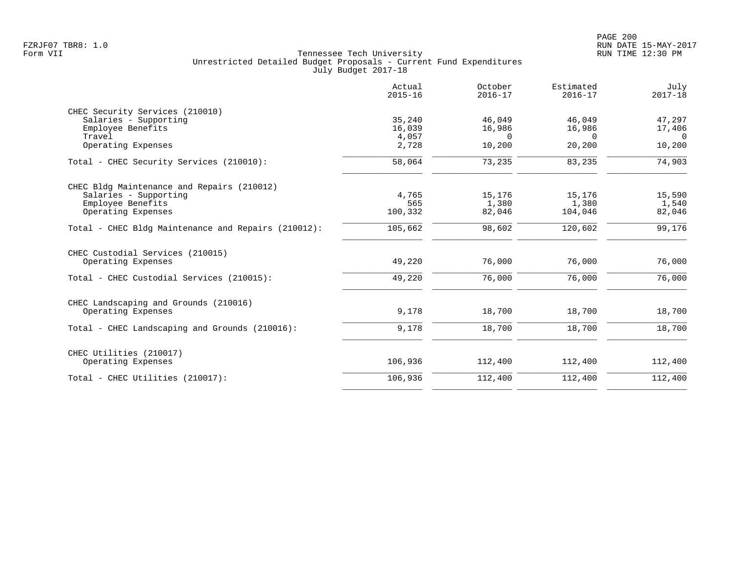Tennessee Tech University
Unrestricted Detailed Budget Proposals - Current Fund Expenditures
July Budget 2017-18

| | Actual 2015-16 | October 2016-17 | Estimated 2016-17 | July 2017-18 |
|---|---|---|---|---|
| CHEC Security Services (210010) | | | | |
| Salaries - Supporting | 35,240 | 46,049 | 46,049 | 47,297 |
| Employee Benefits | 16,039 | 16,986 | 16,986 | 17,406 |
| Travel | 4,057 | 0 | 0 | 0 |
| Operating Expenses | 2,728 | 10,200 | 20,200 | 10,200 |
| Total - CHEC Security Services (210010): | 58,064 | 73,235 | 83,235 | 74,903 |
| CHEC Bldg Maintenance and Repairs (210012) | | | | |
| Salaries - Supporting | 4,765 | 15,176 | 15,176 | 15,590 |
| Employee Benefits | 565 | 1,380 | 1,380 | 1,540 |
| Operating Expenses | 100,332 | 82,046 | 104,046 | 82,046 |
| Total - CHEC Bldg Maintenance and Repairs (210012): | 105,662 | 98,602 | 120,602 | 99,176 |
| CHEC Custodial Services (210015) | | | | |
| Operating Expenses | 49,220 | 76,000 | 76,000 | 76,000 |
| Total - CHEC Custodial Services (210015): | 49,220 | 76,000 | 76,000 | 76,000 |
| CHEC Landscaping and Grounds (210016) | | | | |
| Operating Expenses | 9,178 | 18,700 | 18,700 | 18,700 |
| Total - CHEC Landscaping and Grounds (210016): | 9,178 | 18,700 | 18,700 | 18,700 |
| CHEC Utilities (210017) | | | | |
| Operating Expenses | 106,936 | 112,400 | 112,400 | 112,400 |
| Total - CHEC Utilities (210017): | 106,936 | 112,400 | 112,400 | 112,400 |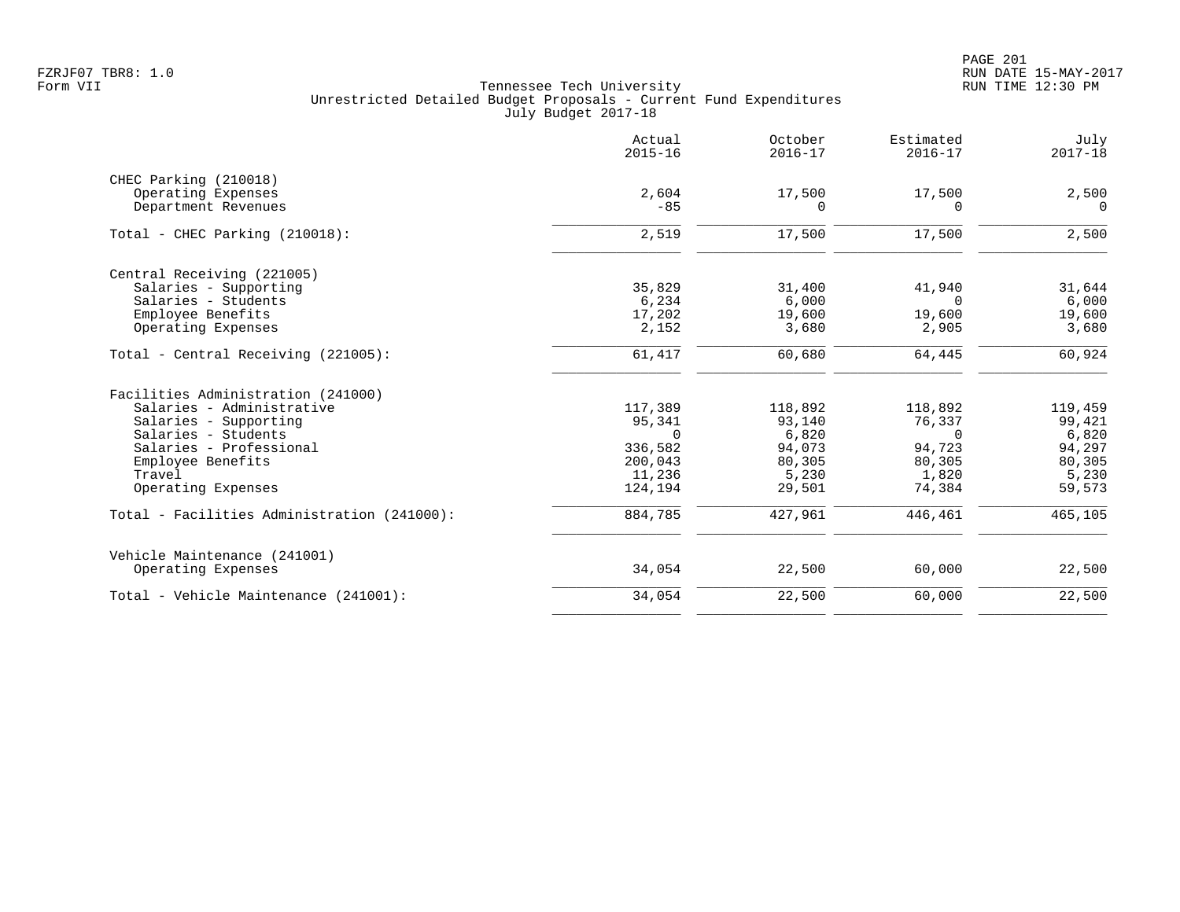FZRJF07 TBR8: 1.0
Form VII

Tennessee Tech University
Unrestricted Detailed Budget Proposals - Current Fund Expenditures
July Budget 2017-18

RUN DATE 15-MAY-2017
RUN TIME 12:30 PM

| | Actual 2015-16 | October 2016-17 | Estimated 2016-17 | July 2017-18 |
|---|---|---|---|---|
| **CHEC Parking (210018)** | | | | |
| Operating Expenses | 2,604 | 17,500 | 17,500 | 2,500 |
| Department Revenues | -85 | 0 | 0 | 0 |
| Total - CHEC Parking (210018): | 2,519 | 17,500 | 17,500 | 2,500 |
| **Central Receiving (221005)** | | | | |
| Salaries - Supporting | 35,829 | 31,400 | 41,940 | 31,644 |
| Salaries - Students | 6,234 | 6,000 | 0 | 6,000 |
| Employee Benefits | 17,202 | 19,600 | 19,600 | 19,600 |
| Operating Expenses | 2,152 | 3,680 | 2,905 | 3,680 |
| Total - Central Receiving (221005): | 61,417 | 60,680 | 64,445 | 60,924 |
| **Facilities Administration (241000)** | | | | |
| Salaries - Administrative | 117,389 | 118,892 | 118,892 | 119,459 |
| Salaries - Supporting | 95,341 | 93,140 | 76,337 | 99,421 |
| Salaries - Students | 0 | 6,820 | 0 | 6,820 |
| Salaries - Professional | 336,582 | 94,073 | 94,723 | 94,297 |
| Employee Benefits | 200,043 | 80,305 | 80,305 | 80,305 |
| Travel | 11,236 | 5,230 | 1,820 | 5,230 |
| Operating Expenses | 124,194 | 29,501 | 74,384 | 59,573 |
| Total - Facilities Administration (241000): | 884,785 | 427,961 | 446,461 | 465,105 |
| **Vehicle Maintenance (241001)** | | | | |
| Operating Expenses | 34,054 | 22,500 | 60,000 | 22,500 |
| Total - Vehicle Maintenance (241001): | 34,054 | 22,500 | 60,000 | 22,500 |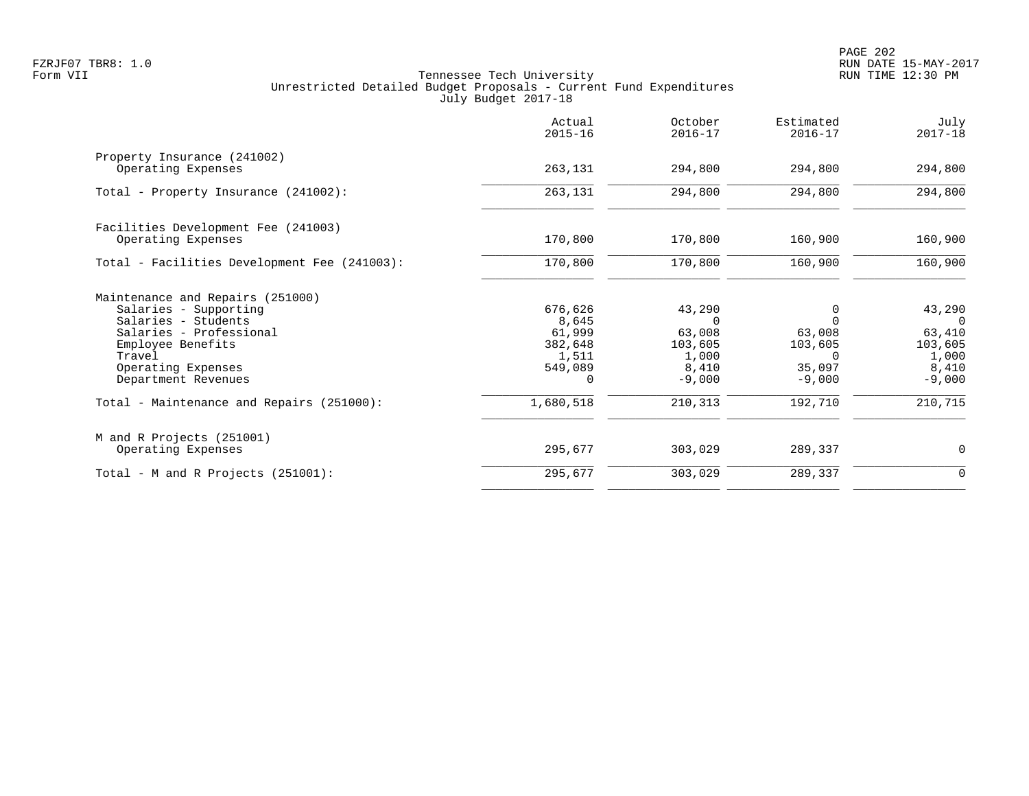Tennessee Tech University
Unrestricted Detailed Budget Proposals - Current Fund Expenditures
July Budget 2017-18

Form VII

| | Actual 2015-16 | October 2016-17 | Estimated 2016-17 | July 2017-18 |
|---|---|---|---|---|
| **Property Insurance (241002)** | | | | |
| Operating Expenses | 263,131 | 294,800 | 294,800 | 294,800 |
| Total - Property Insurance (241002): | 263,131 | 294,800 | 294,800 | 294,800 |
| **Facilities Development Fee (241003)** | | | | |
| Operating Expenses | 170,800 | 170,800 | 160,900 | 160,900 |
| Total - Facilities Development Fee (241003): | 170,800 | 170,800 | 160,900 | 160,900 |
| **Maintenance and Repairs (251000)** | | | | |
| Salaries - Supporting | 676,626 | 43,290 | 0 | 43,290 |
| Salaries - Students | 8,645 | 0 | 0 | 0 |
| Salaries - Professional | 61,999 | 63,008 | 63,008 | 63,410 |
| Employee Benefits | 382,648 | 103,605 | 103,605 | 103,605 |
| Travel | 1,511 | 1,000 | 0 | 1,000 |
| Operating Expenses | 549,089 | 8,410 | 35,097 | 8,410 |
| Department Revenues | 0 | -9,000 | -9,000 | -9,000 |
| Total - Maintenance and Repairs (251000): | 1,680,518 | 210,313 | 192,710 | 210,715 |
| **M and R Projects (251001)** | | | | |
| Operating Expenses | 295,677 | 303,029 | 289,337 | 0 |
| Total - M and R Projects (251001): | 295,677 | 303,029 | 289,337 | 0 |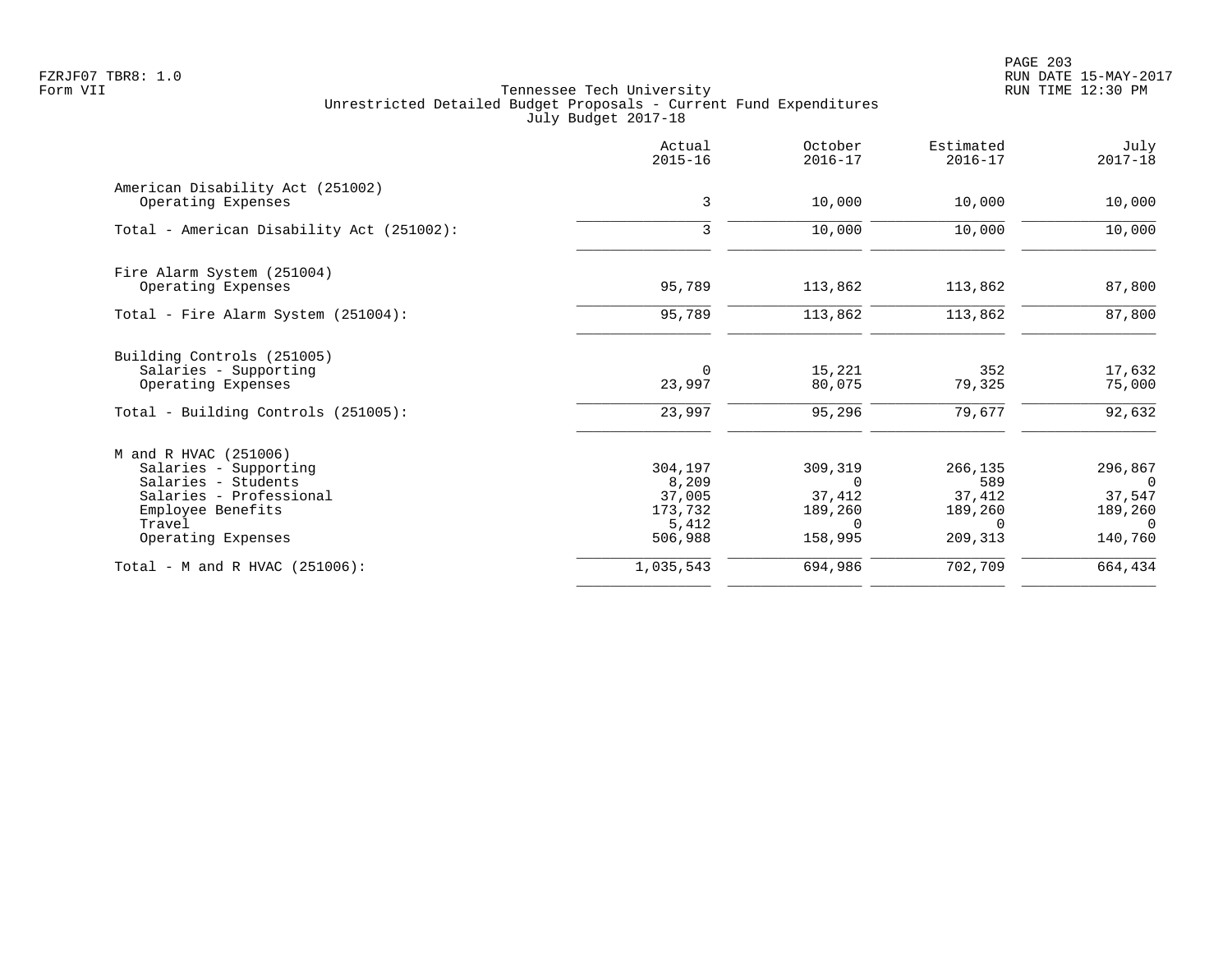Tennessee Tech University
Unrestricted Detailed Budget Proposals - Current Fund Expenditures
July Budget 2017-18

| | Actual 2015-16 | October 2016-17 | Estimated 2016-17 | July 2017-18 |
|---|---|---|---|---|
| **American Disability Act (251002)** | | | | |
| Operating Expenses | 3 | 10,000 | 10,000 | 10,000 |
| Total - American Disability Act (251002): | 3 | 10,000 | 10,000 | 10,000 |
| **Fire Alarm System (251004)** | | | | |
| Operating Expenses | 95,789 | 113,862 | 113,862 | 87,800 |
| Total - Fire Alarm System (251004): | 95,789 | 113,862 | 113,862 | 87,800 |
| **Building Controls (251005)** | | | | |
| Salaries - Supporting | 0 | 15,221 | 352 | 17,632 |
| Operating Expenses | 23,997 | 80,075 | 79,325 | 75,000 |
| Total - Building Controls (251005): | 23,997 | 95,296 | 79,677 | 92,632 |
| **M and R HVAC (251006)** | | | | |
| Salaries - Supporting | 304,197 | 309,319 | 266,135 | 296,867 |
| Salaries - Students | 8,209 | 0 | 589 | 0 |
| Salaries - Professional | 37,005 | 37,412 | 37,412 | 37,547 |
| Employee Benefits | 173,732 | 189,260 | 189,260 | 189,260 |
| Travel | 5,412 | 0 | 0 | 0 |
| Operating Expenses | 506,988 | 158,995 | 209,313 | 140,760 |
| Total - M and R HVAC (251006): | 1,035,543 | 694,986 | 702,709 | 664,434 |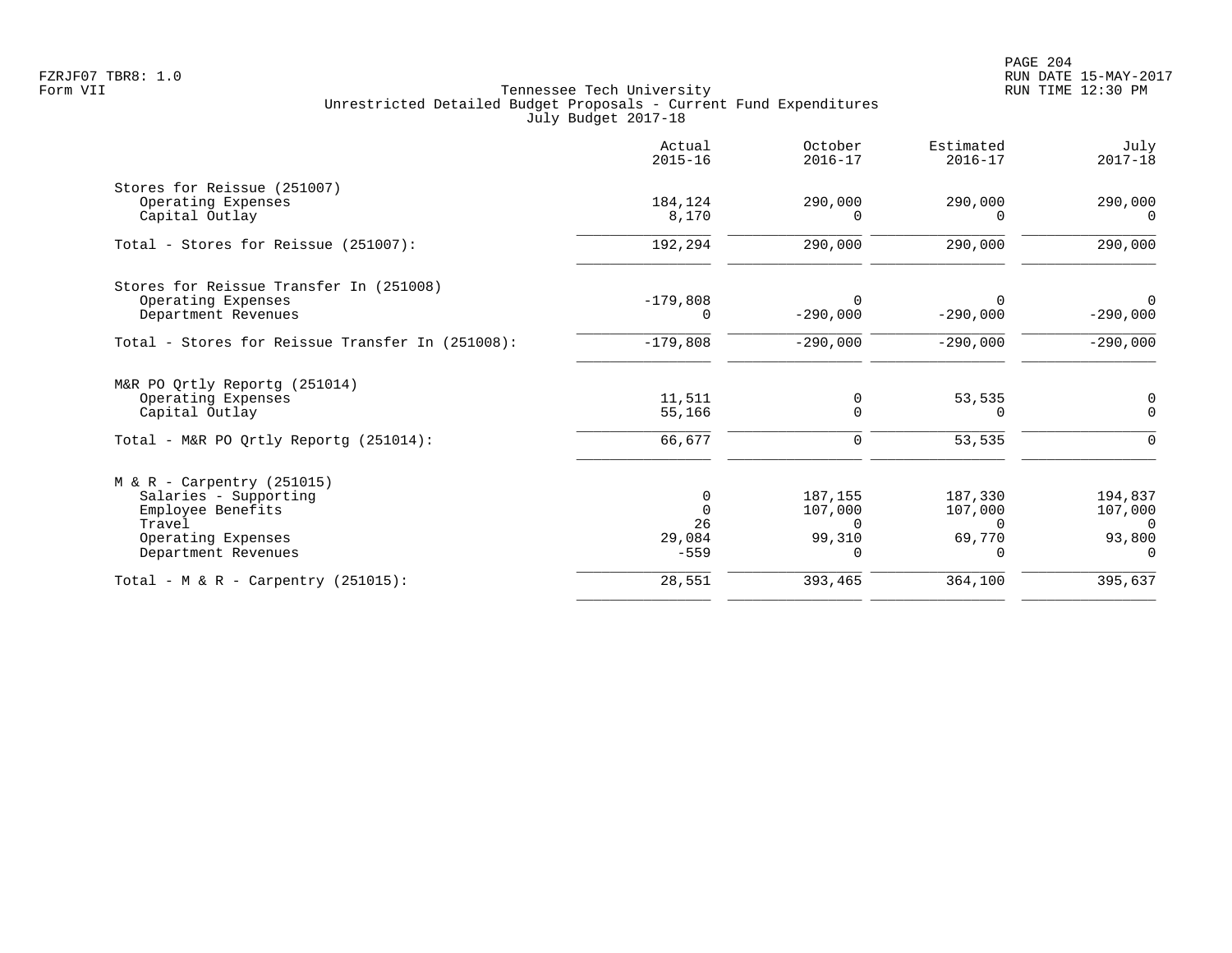Tennessee Tech University
Unrestricted Detailed Budget Proposals - Current Fund Expenditures
July Budget 2017-18

| | Actual 2015-16 | October 2016-17 | Estimated 2016-17 | July 2017-18 |
|---|---|---|---|---|
| Stores for Reissue (251007) | | | | |
| Operating Expenses | 184,124 | 290,000 | 290,000 | 290,000 |
| Capital Outlay | 8,170 | 0 | 0 | 0 |
| Total - Stores for Reissue (251007): | 192,294 | 290,000 | 290,000 | 290,000 |
| Stores for Reissue Transfer In (251008) | | | | |
| Operating Expenses | -179,808 | 0 | 0 | 0 |
| Department Revenues | 0 | -290,000 | -290,000 | -290,000 |
| Total - Stores for Reissue Transfer In (251008): | -179,808 | -290,000 | -290,000 | -290,000 |
| M&R PO Qrtly Reportg (251014) | | | | |
| Operating Expenses | 11,511 | 0 | 53,535 | 0 |
| Capital Outlay | 55,166 | 0 | 0 | 0 |
| Total - M&R PO Qrtly Reportg (251014): | 66,677 | 0 | 53,535 | 0 |
| M & R - Carpentry (251015) | | | | |
| Salaries - Supporting | 0 | 187,155 | 187,330 | 194,837 |
| Employee Benefits | 0 | 107,000 | 107,000 | 107,000 |
| Travel | 26 | 0 | 0 | 0 |
| Operating Expenses | 29,084 | 99,310 | 69,770 | 93,800 |
| Department Revenues | -559 | 0 | 0 | 0 |
| Total - M & R - Carpentry (251015): | 28,551 | 393,465 | 364,100 | 395,637 |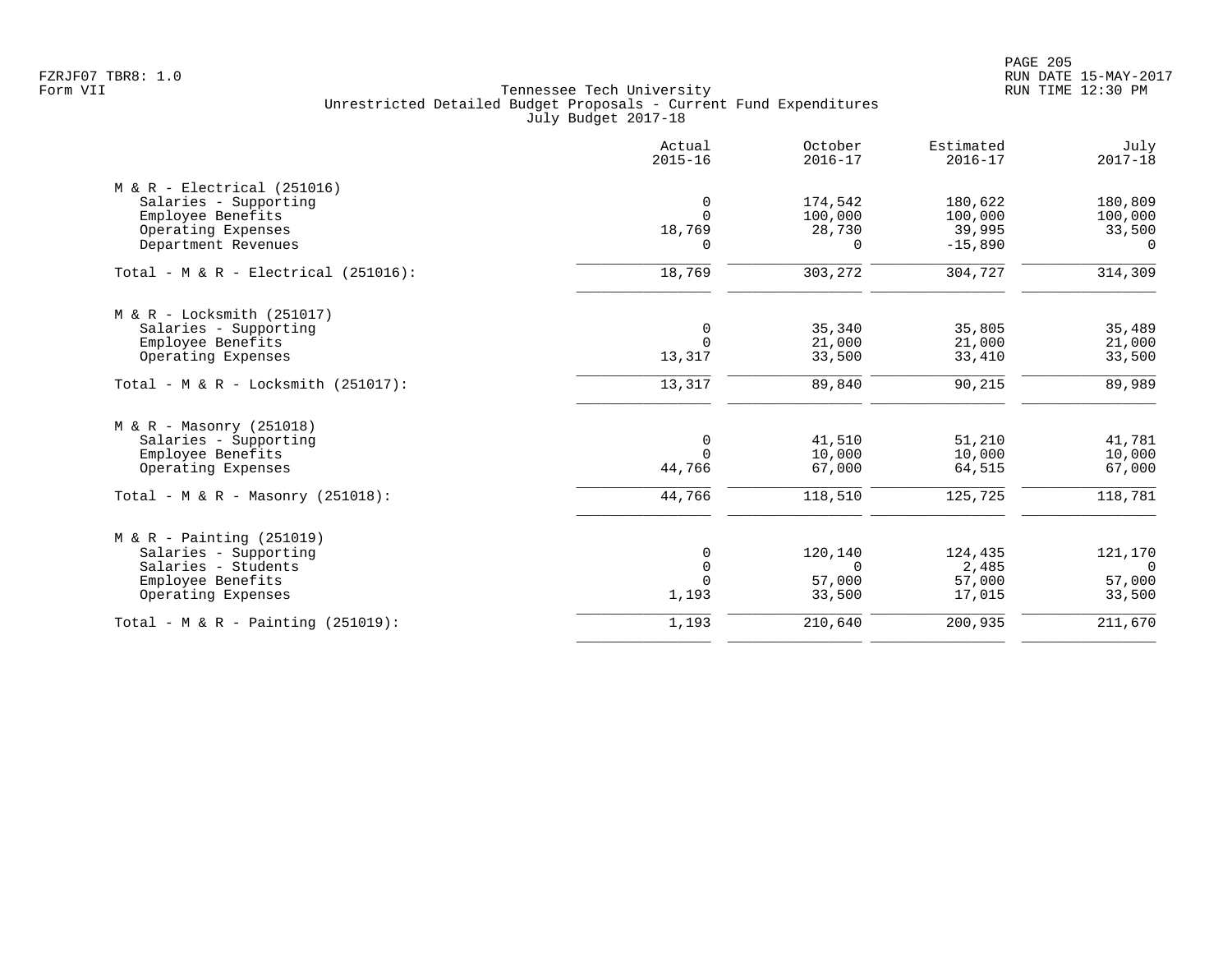Tennessee Tech University
Unrestricted Detailed Budget Proposals - Current Fund Expenditures
July Budget 2017-18

| | Actual 2015-16 | October 2016-17 | Estimated 2016-17 | July 2017-18 |
|---|---|---|---|---|
| **M & R - Electrical (251016)** | | | | |
| Salaries - Supporting | 0 | 174,542 | 180,622 | 180,809 |
| Employee Benefits | 0 | 100,000 | 100,000 | 100,000 |
| Operating Expenses | 18,769 | 28,730 | 39,995 | 33,500 |
| Department Revenues | 0 | 0 | -15,890 | 0 |
| Total - M & R - Electrical (251016): | 18,769 | 303,272 | 304,727 | 314,309 |
| **M & R - Locksmith (251017)** | | | | |
| Salaries - Supporting | 0 | 35,340 | 35,805 | 35,489 |
| Employee Benefits | 0 | 21,000 | 21,000 | 21,000 |
| Operating Expenses | 13,317 | 33,500 | 33,410 | 33,500 |
| Total - M & R - Locksmith (251017): | 13,317 | 89,840 | 90,215 | 89,989 |
| **M & R - Masonry (251018)** | | | | |
| Salaries - Supporting | 0 | 41,510 | 51,210 | 41,781 |
| Employee Benefits | 0 | 10,000 | 10,000 | 10,000 |
| Operating Expenses | 44,766 | 67,000 | 64,515 | 67,000 |
| Total - M & R - Masonry (251018): | 44,766 | 118,510 | 125,725 | 118,781 |
| **M & R - Painting (251019)** | | | | |
| Salaries - Supporting | 0 | 120,140 | 124,435 | 121,170 |
| Salaries - Students | 0 | 0 | 2,485 | 0 |
| Employee Benefits | 0 | 57,000 | 57,000 | 57,000 |
| Operating Expenses | 1,193 | 33,500 | 17,015 | 33,500 |
| Total - M & R - Painting (251019): | 1,193 | 210,640 | 200,935 | 211,670 |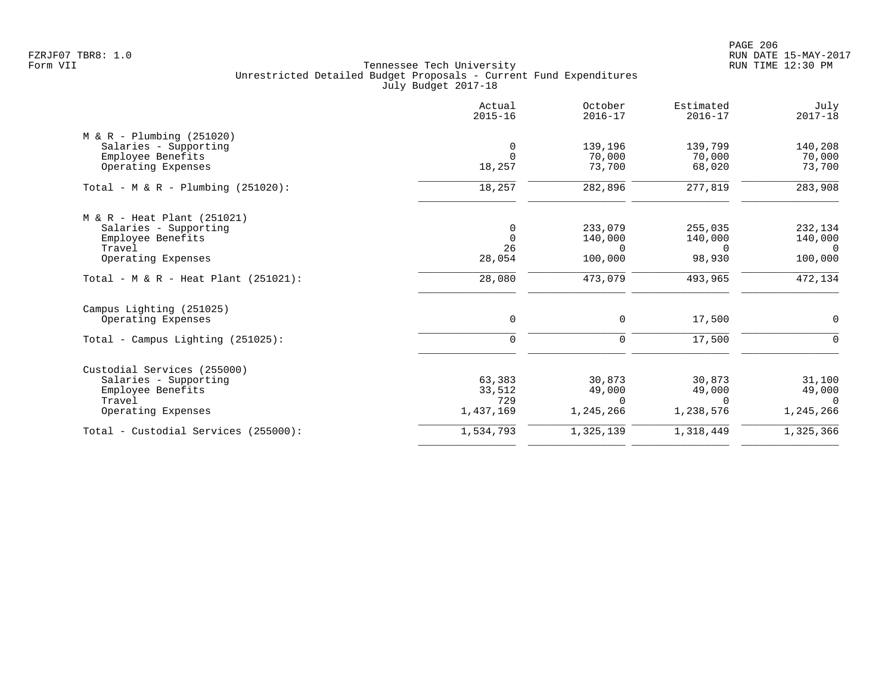Tennessee Tech University
Unrestricted Detailed Budget Proposals - Current Fund Expenditures
July Budget 2017-18

| | Actual 2015-16 | October 2016-17 | Estimated 2016-17 | July 2017-18 |
|---|---|---|---|---|
| **M & R - Plumbing (251020)** | | | | |
| Salaries - Supporting | 0 | 139,196 | 139,799 | 140,208 |
| Employee Benefits | 0 | 70,000 | 70,000 | 70,000 |
| Operating Expenses | 18,257 | 73,700 | 68,020 | 73,700 |
| Total - M & R - Plumbing (251020): | 18,257 | 282,896 | 277,819 | 283,908 |
| **M & R - Heat Plant (251021)** | | | | |
| Salaries - Supporting | 0 | 233,079 | 255,035 | 232,134 |
| Employee Benefits | 0 | 140,000 | 140,000 | 140,000 |
| Travel | 26 | 0 | 0 | 0 |
| Operating Expenses | 28,054 | 100,000 | 98,930 | 100,000 |
| Total - M & R - Heat Plant (251021): | 28,080 | 473,079 | 493,965 | 472,134 |
| **Campus Lighting (251025)** | | | | |
| Operating Expenses | 0 | 0 | 17,500 | 0 |
| Total - Campus Lighting (251025): | 0 | 0 | 17,500 | 0 |
| **Custodial Services (255000)** | | | | |
| Salaries - Supporting | 63,383 | 30,873 | 30,873 | 31,100 |
| Employee Benefits | 33,512 | 49,000 | 49,000 | 49,000 |
| Travel | 729 | 0 | 0 | 0 |
| Operating Expenses | 1,437,169 | 1,245,266 | 1,238,576 | 1,245,266 |
| Total - Custodial Services (255000): | 1,534,793 | 1,325,139 | 1,318,449 | 1,325,366 |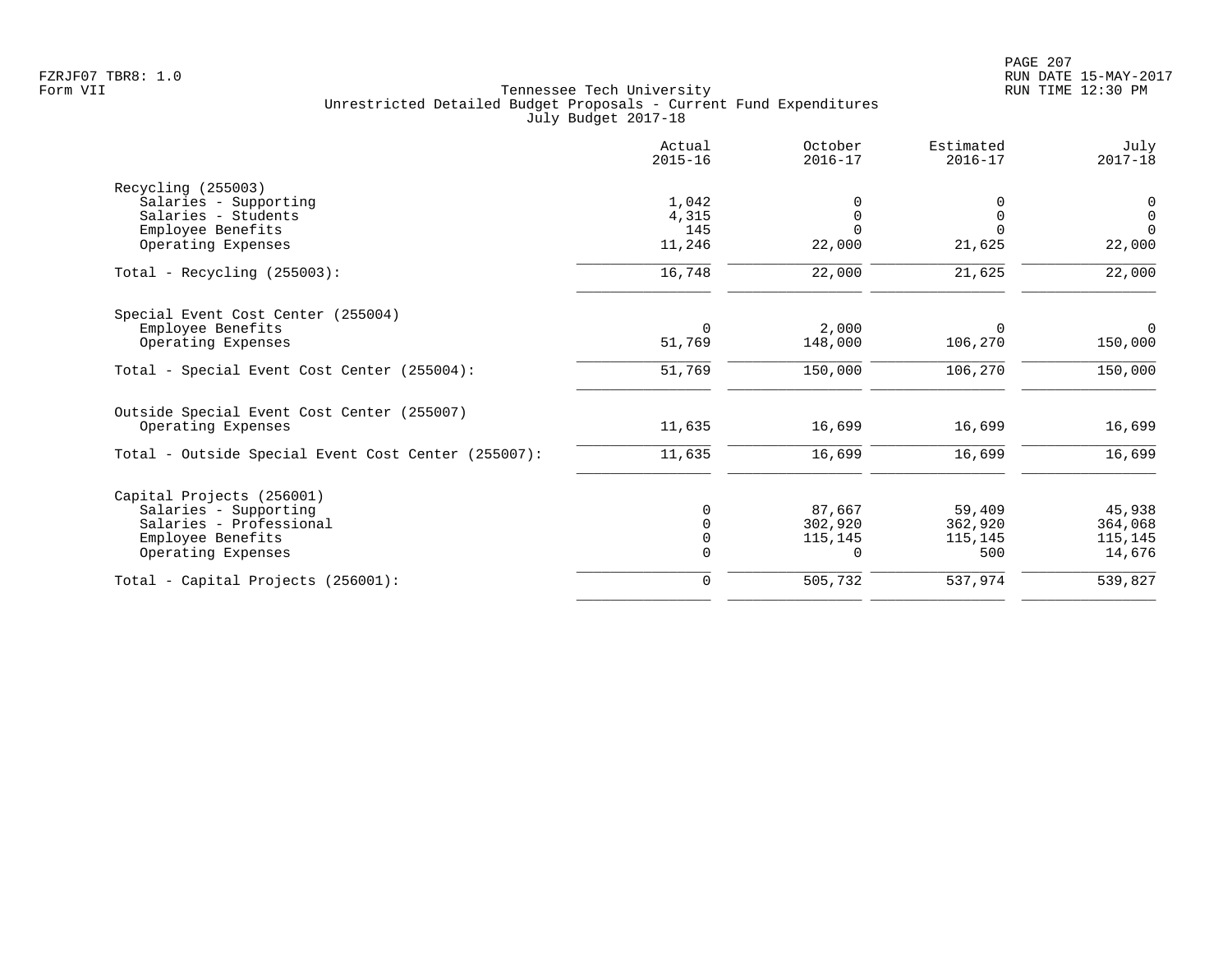FZRJF07 TBR8: 1.0
Form VII

Tennessee Tech University
Unrestricted Detailed Budget Proposals - Current Fund Expenditures
July Budget 2017-18

| | Actual 2015-16 | October 2016-17 | Estimated 2016-17 | July 2017-18 |
|---|---|---|---|---|
| **Recycling (255003)** | | | | |
| Salaries - Supporting | 1,042 | 0 | 0 | 0 |
| Salaries - Students | 4,315 | 0 | 0 | 0 |
| Employee Benefits | 145 | 0 | 0 | 0 |
| Operating Expenses | 11,246 | 22,000 | 21,625 | 22,000 |
| Total - Recycling (255003): | 16,748 | 22,000 | 21,625 | 22,000 |
| **Special Event Cost Center (255004)** | | | | |
| Employee Benefits | 0 | 2,000 | 0 | 0 |
| Operating Expenses | 51,769 | 148,000 | 106,270 | 150,000 |
| Total - Special Event Cost Center (255004): | 51,769 | 150,000 | 106,270 | 150,000 |
| **Outside Special Event Cost Center (255007)** | | | | |
| Operating Expenses | 11,635 | 16,699 | 16,699 | 16,699 |
| Total - Outside Special Event Cost Center (255007): | 11,635 | 16,699 | 16,699 | 16,699 |
| **Capital Projects (256001)** | | | | |
| Salaries - Supporting | 0 | 87,667 | 59,409 | 45,938 |
| Salaries - Professional | 0 | 302,920 | 362,920 | 364,068 |
| Employee Benefits | 0 | 115,145 | 115,145 | 115,145 |
| Operating Expenses | 0 | 0 | 500 | 14,676 |
| Total - Capital Projects (256001): | 0 | 505,732 | 537,974 | 539,827 |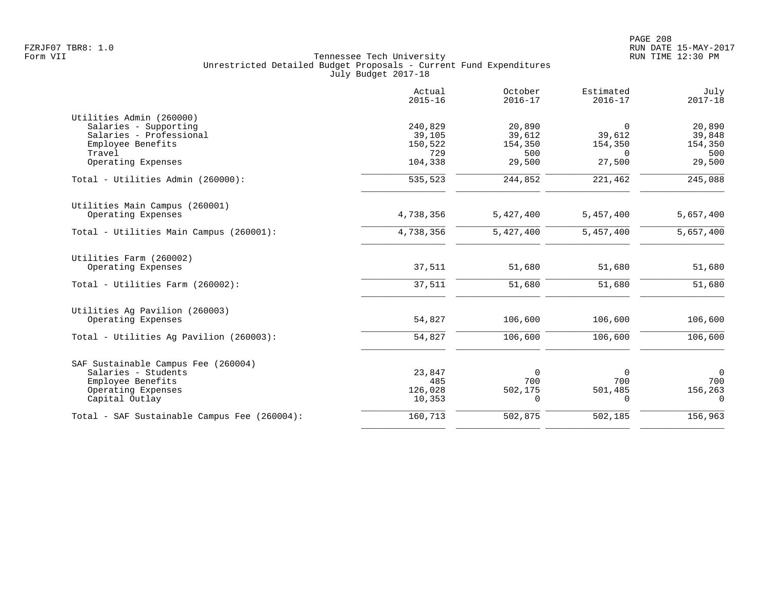Tennessee Tech University
Unrestricted Detailed Budget Proposals - Current Fund Expenditures
July Budget 2017-18

| | Actual 2015-16 | October 2016-17 | Estimated 2016-17 | July 2017-18 |
|---|---|---|---|---|
| **Utilities Admin (260000)** | | | | |
| Salaries - Supporting | 240,829 | 20,890 | 0 | 20,890 |
| Salaries - Professional | 39,105 | 39,612 | 39,612 | 39,848 |
| Employee Benefits | 150,522 | 154,350 | 154,350 | 154,350 |
| Travel | 729 | 500 | 0 | 500 |
| Operating Expenses | 104,338 | 29,500 | 27,500 | 29,500 |
| Total - Utilities Admin (260000): | 535,523 | 244,852 | 221,462 | 245,088 |
| **Utilities Main Campus (260001)** | | | | |
| Operating Expenses | 4,738,356 | 5,427,400 | 5,457,400 | 5,657,400 |
| Total - Utilities Main Campus (260001): | 4,738,356 | 5,427,400 | 5,457,400 | 5,657,400 |
| **Utilities Farm (260002)** | | | | |
| Operating Expenses | 37,511 | 51,680 | 51,680 | 51,680 |
| Total - Utilities Farm (260002): | 37,511 | 51,680 | 51,680 | 51,680 |
| **Utilities Ag Pavilion (260003)** | | | | |
| Operating Expenses | 54,827 | 106,600 | 106,600 | 106,600 |
| Total - Utilities Ag Pavilion (260003): | 54,827 | 106,600 | 106,600 | 106,600 |
| **SAF Sustainable Campus Fee (260004)** | | | | |
| Salaries - Students | 23,847 | 0 | 0 | 0 |
| Employee Benefits | 485 | 700 | 700 | 700 |
| Operating Expenses | 126,028 | 502,175 | 501,485 | 156,263 |
| Capital Outlay | 10,353 | 0 | 0 | 0 |
| Total - SAF Sustainable Campus Fee (260004): | 160,713 | 502,875 | 502,185 | 156,963 |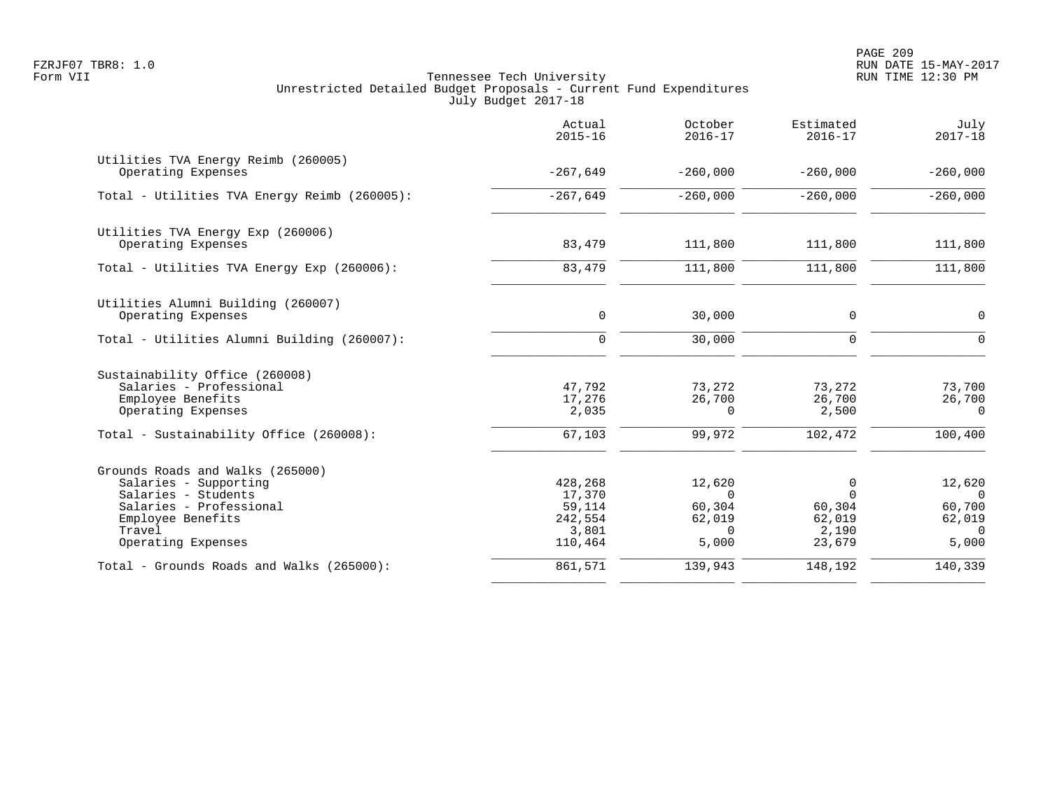Tennessee Tech University
Unrestricted Detailed Budget Proposals - Current Fund Expenditures
July Budget 2017-18

Form VII

| | Actual 2015-16 | October 2016-17 | Estimated 2016-17 | July 2017-18 |
|---|---|---|---|---|
| **Utilities TVA Energy Reimb (260005)** | | | | |
| Operating Expenses | -267,649 | -260,000 | -260,000 | -260,000 |
| Total - Utilities TVA Energy Reimb (260005): | -267,649 | -260,000 | -260,000 | -260,000 |
| **Utilities TVA Energy Exp (260006)** | | | | |
| Operating Expenses | 83,479 | 111,800 | 111,800 | 111,800 |
| Total - Utilities TVA Energy Exp (260006): | 83,479 | 111,800 | 111,800 | 111,800 |
| **Utilities Alumni Building (260007)** | | | | |
| Operating Expenses | 0 | 30,000 | 0 | 0 |
| Total - Utilities Alumni Building (260007): | 0 | 30,000 | 0 | 0 |
| **Sustainability Office (260008)** | | | | |
| Salaries - Professional | 47,792 | 73,272 | 73,272 | 73,700 |
| Employee Benefits | 17,276 | 26,700 | 26,700 | 26,700 |
| Operating Expenses | 2,035 | 0 | 2,500 | 0 |
| Total - Sustainability Office (260008): | 67,103 | 99,972 | 102,472 | 100,400 |
| **Grounds Roads and Walks (265000)** | | | | |
| Salaries - Supporting | 428,268 | 12,620 | 0 | 12,620 |
| Salaries - Students | 17,370 | 0 | 0 | 0 |
| Salaries - Professional | 59,114 | 60,304 | 60,304 | 60,700 |
| Employee Benefits | 242,554 | 62,019 | 62,019 | 62,019 |
| Travel | 3,801 | 0 | 2,190 | 0 |
| Operating Expenses | 110,464 | 5,000 | 23,679 | 5,000 |
| Total - Grounds Roads and Walks (265000): | 861,571 | 139,943 | 148,192 | 140,339 |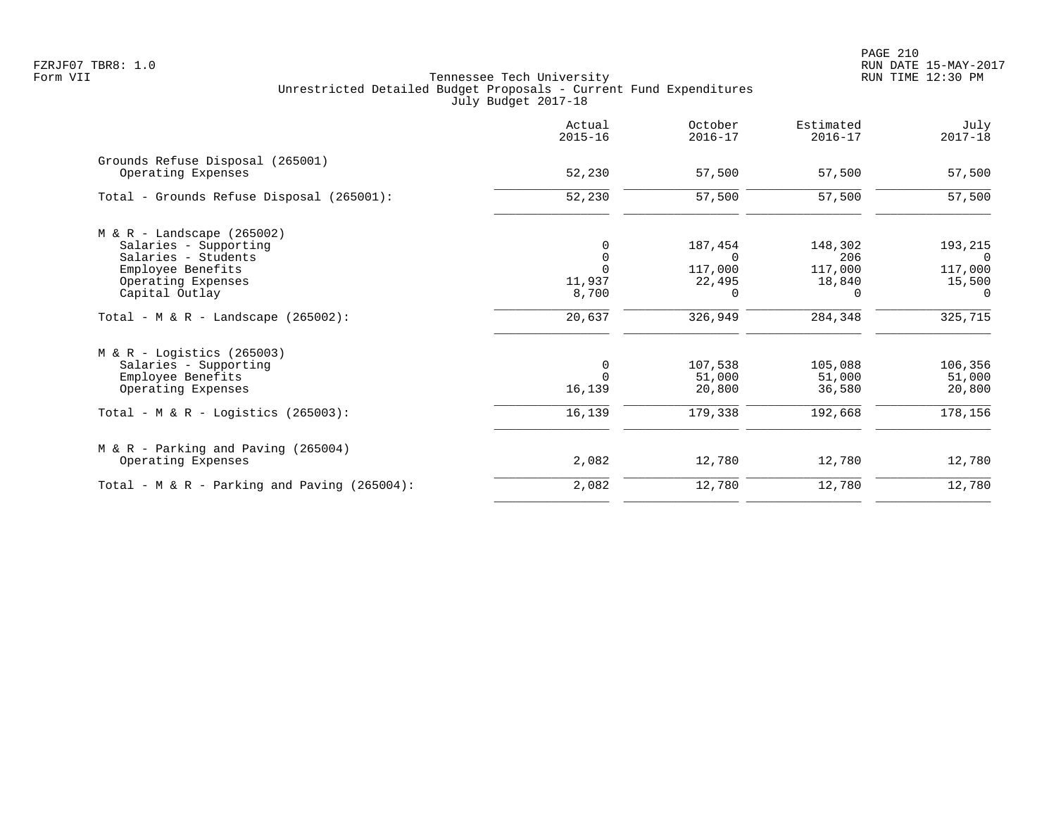Tennessee Tech University
Unrestricted Detailed Budget Proposals - Current Fund Expenditures
July Budget 2017-18

| | Actual 2015-16 | October 2016-17 | Estimated 2016-17 | July 2017-18 |
|---|---|---|---|---|
| **Grounds Refuse Disposal (265001)** | | | | |
| Operating Expenses | 52,230 | 57,500 | 57,500 | 57,500 |
| Total - Grounds Refuse Disposal (265001): | 52,230 | 57,500 | 57,500 | 57,500 |
| **M & R - Landscape (265002)** | | | | |
| Salaries - Supporting | 0 | 187,454 | 148,302 | 193,215 |
| Salaries - Students | 0 | 0 | 206 | 0 |
| Employee Benefits | 0 | 117,000 | 117,000 | 117,000 |
| Operating Expenses | 11,937 | 22,495 | 18,840 | 15,500 |
| Capital Outlay | 8,700 | 0 | 0 | 0 |
| Total - M & R - Landscape (265002): | 20,637 | 326,949 | 284,348 | 325,715 |
| **M & R - Logistics (265003)** | | | | |
| Salaries - Supporting | 0 | 107,538 | 105,088 | 106,356 |
| Employee Benefits | 0 | 51,000 | 51,000 | 51,000 |
| Operating Expenses | 16,139 | 20,800 | 36,580 | 20,800 |
| Total - M & R - Logistics (265003): | 16,139 | 179,338 | 192,668 | 178,156 |
| **M & R - Parking and Paving (265004)** | | | | |
| Operating Expenses | 2,082 | 12,780 | 12,780 | 12,780 |
| Total - M & R - Parking and Paving (265004): | 2,082 | 12,780 | 12,780 | 12,780 |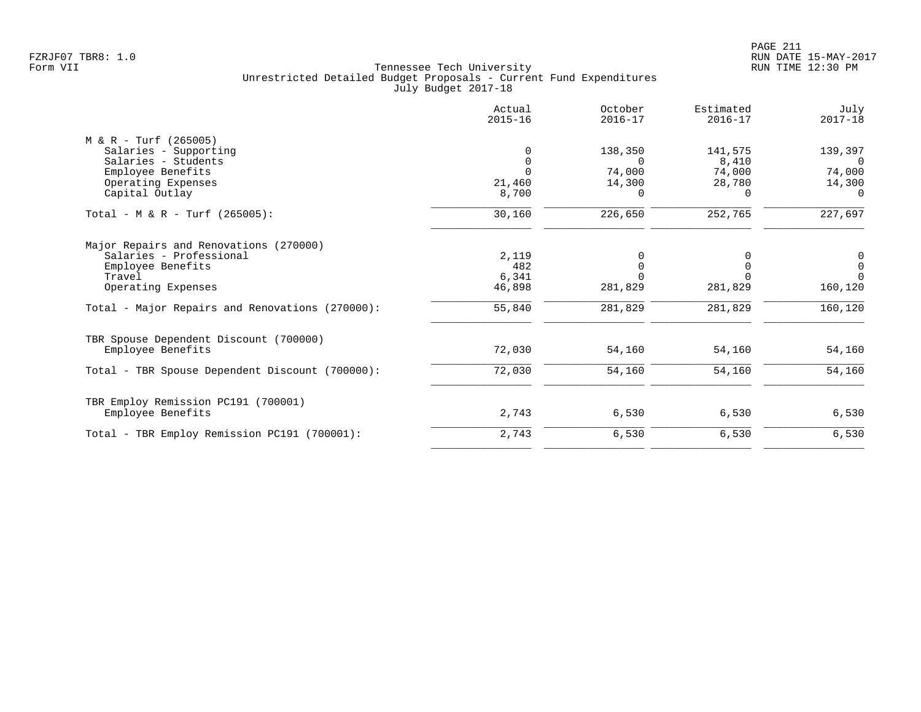Tennessee Tech University
Unrestricted Detailed Budget Proposals - Current Fund Expenditures
July Budget 2017-18

FZRJF07 TBR8: 1.0
Form VII

RUN DATE 15-MAY-2017
RUN TIME 12:30 PM

| | Actual 2015-16 | October 2016-17 | Estimated 2016-17 | July 2017-18 |
|---|---|---|---|---|
| M & R - Turf (265005) | | | | |
| Salaries - Supporting | 0 | 138,350 | 141,575 | 139,397 |
| Salaries - Students | 0 | 0 | 8,410 | 0 |
| Employee Benefits | 0 | 74,000 | 74,000 | 74,000 |
| Operating Expenses | 21,460 | 14,300 | 28,780 | 14,300 |
| Capital Outlay | 8,700 | 0 | 0 | 0 |
| Total - M & R - Turf (265005): | 30,160 | 226,650 | 252,765 | 227,697 |
| Major Repairs and Renovations (270000) | | | | |
| Salaries - Professional | 2,119 | 0 | 0 | 0 |
| Employee Benefits | 482 | 0 | 0 | 0 |
| Travel | 6,341 | 0 | 0 | 0 |
| Operating Expenses | 46,898 | 281,829 | 281,829 | 160,120 |
| Total - Major Repairs and Renovations (270000): | 55,840 | 281,829 | 281,829 | 160,120 |
| TBR Spouse Dependent Discount (700000) | | | | |
| Employee Benefits | 72,030 | 54,160 | 54,160 | 54,160 |
| Total - TBR Spouse Dependent Discount (700000): | 72,030 | 54,160 | 54,160 | 54,160 |
| TBR Employ Remission PC191 (700001) | | | | |
| Employee Benefits | 2,743 | 6,530 | 6,530 | 6,530 |
| Total - TBR Employ Remission PC191 (700001): | 2,743 | 6,530 | 6,530 | 6,530 |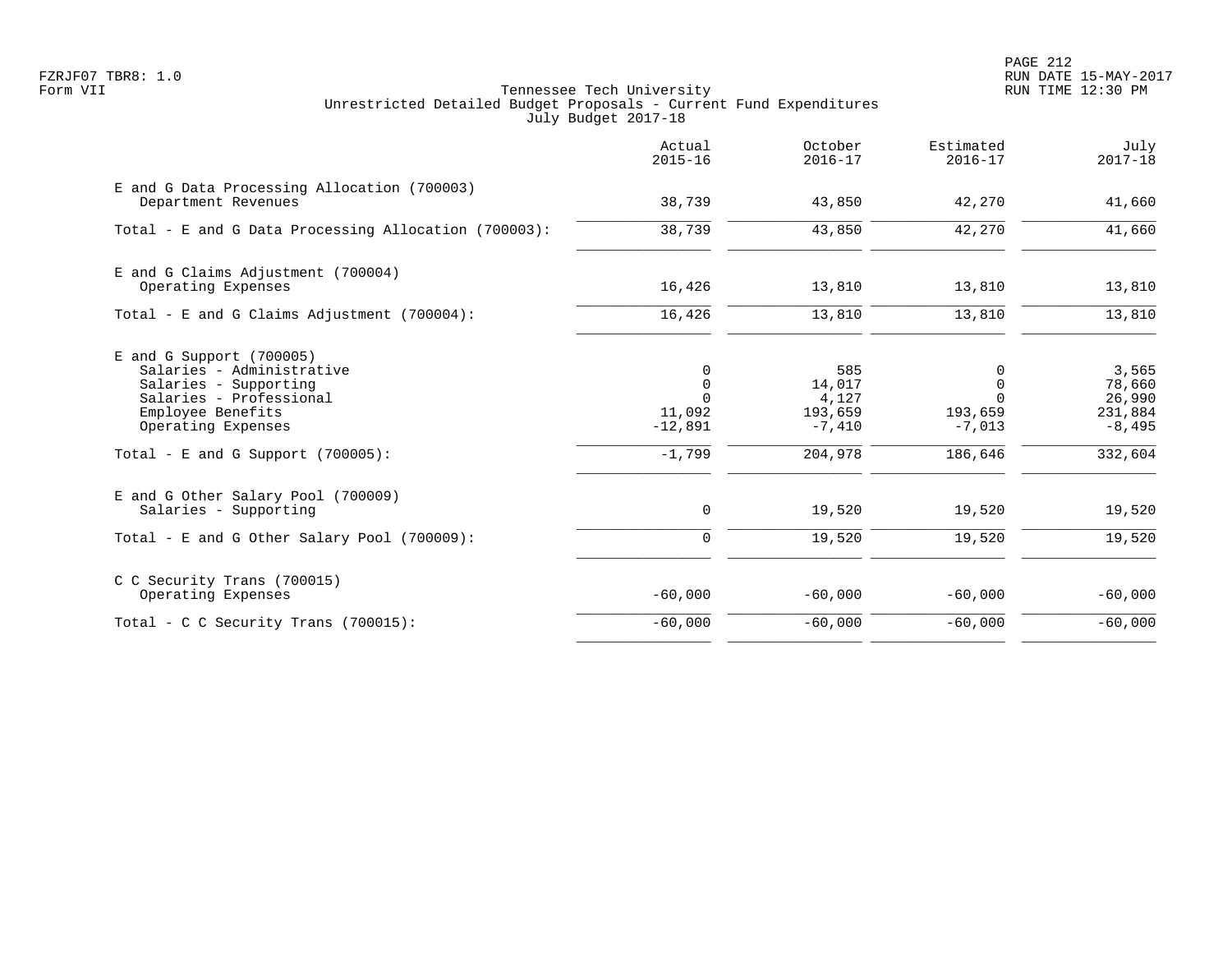Tennessee Tech University
Unrestricted Detailed Budget Proposals - Current Fund Expenditures
July Budget 2017-18

| | Actual 2015-16 | October 2016-17 | Estimated 2016-17 | July 2017-18 |
|---|---|---|---|---|
| **E and G Data Processing Allocation (700003)** | | | | |
| Department Revenues | 38,739 | 43,850 | 42,270 | 41,660 |
| Total - E and G Data Processing Allocation (700003): | 38,739 | 43,850 | 42,270 | 41,660 |
| **E and G Claims Adjustment (700004)** | | | | |
| Operating Expenses | 16,426 | 13,810 | 13,810 | 13,810 |
| Total - E and G Claims Adjustment (700004): | 16,426 | 13,810 | 13,810 | 13,810 |
| **E and G Support (700005)** | | | | |
| Salaries - Administrative | 0 | 585 | 0 | 3,565 |
| Salaries - Supporting | 0 | 14,017 | 0 | 78,660 |
| Salaries - Professional | 0 | 4,127 | 0 | 26,990 |
| Employee Benefits | 11,092 | 193,659 | 193,659 | 231,884 |
| Operating Expenses | -12,891 | -7,410 | -7,013 | -8,495 |
| Total - E and G Support (700005): | -1,799 | 204,978 | 186,646 | 332,604 |
| **E and G Other Salary Pool (700009)** | | | | |
| Salaries - Supporting | 0 | 19,520 | 19,520 | 19,520 |
| Total - E and G Other Salary Pool (700009): | 0 | 19,520 | 19,520 | 19,520 |
| **C C Security Trans (700015)** | | | | |
| Operating Expenses | -60,000 | -60,000 | -60,000 | -60,000 |
| Total - C C Security Trans (700015): | -60,000 | -60,000 | -60,000 | -60,000 |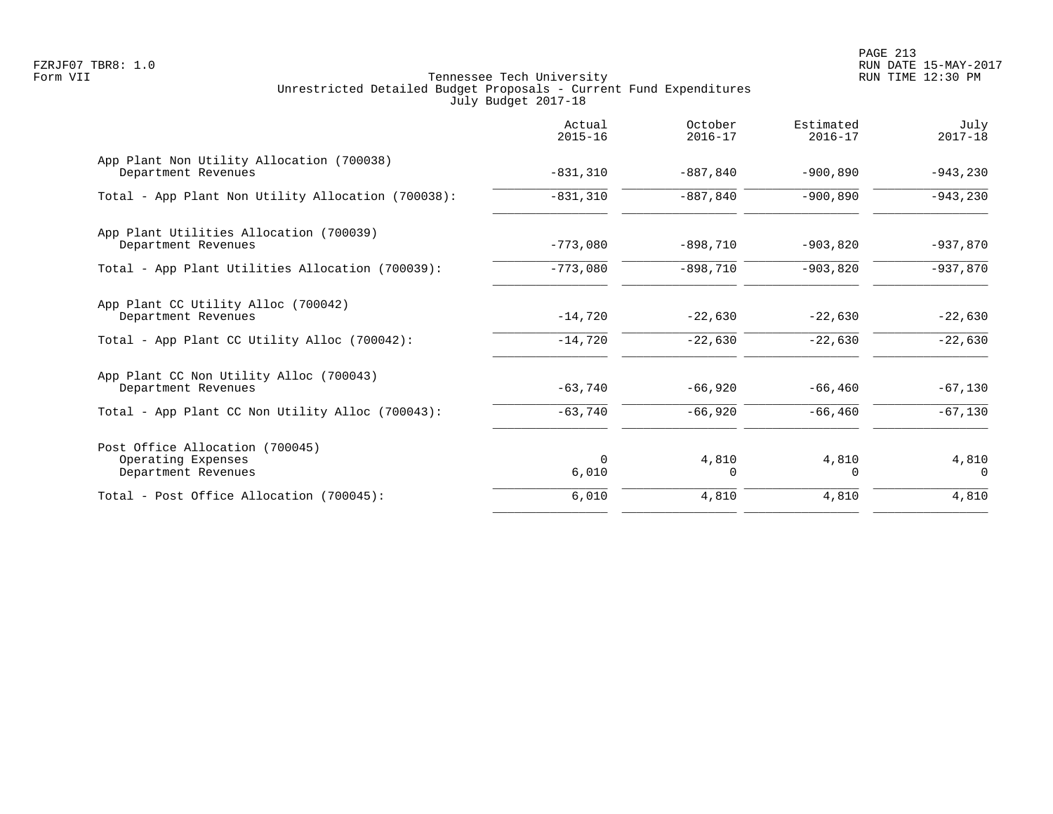FZRJF07 TBR8: 1.0
Form VII

Tennessee Tech University
Unrestricted Detailed Budget Proposals - Current Fund Expenditures
July Budget 2017-18

RUN DATE 15-MAY-2017
RUN TIME 12:30 PM

| | Actual 2015-16 | October 2016-17 | Estimated 2016-17 | July 2017-18 |
|---|---|---|---|---|
| App Plant Non Utility Allocation (700038) | | | | |
| Department Revenues | -831,310 | -887,840 | -900,890 | -943,230 |
| Total - App Plant Non Utility Allocation (700038): | -831,310 | -887,840 | -900,890 | -943,230 |
| App Plant Utilities Allocation (700039) | | | | |
| Department Revenues | -773,080 | -898,710 | -903,820 | -937,870 |
| Total - App Plant Utilities Allocation (700039): | -773,080 | -898,710 | -903,820 | -937,870 |
| App Plant CC Utility Alloc (700042) | | | | |
| Department Revenues | -14,720 | -22,630 | -22,630 | -22,630 |
| Total - App Plant CC Utility Alloc (700042): | -14,720 | -22,630 | -22,630 | -22,630 |
| App Plant CC Non Utility Alloc (700043) | | | | |
| Department Revenues | -63,740 | -66,920 | -66,460 | -67,130 |
| Total - App Plant CC Non Utility Alloc (700043): | -63,740 | -66,920 | -66,460 | -67,130 |
| Post Office Allocation (700045) | | | | |
| Operating Expenses | 0 | 4,810 | 4,810 | 4,810 |
| Department Revenues | 6,010 | 0 | 0 | 0 |
| Total - Post Office Allocation (700045): | 6,010 | 4,810 | 4,810 | 4,810 |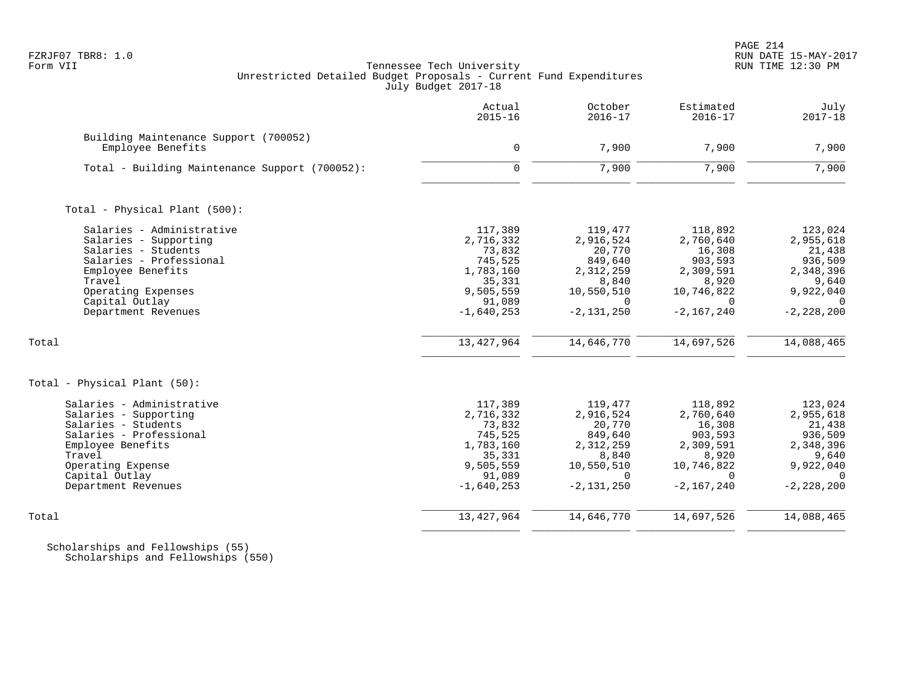Tennessee Tech University
Unrestricted Detailed Budget Proposals - Current Fund Expenditures
July Budget 2017-18

| | Actual 2015-16 | October 2016-17 | Estimated 2016-17 | July 2017-18 |
|---|---|---|---|---|
| Building Maintenance Support (700052) | | | | |
| Employee Benefits | 0 | 7,900 | 7,900 | 7,900 |
| Total - Building Maintenance Support (700052): | 0 | 7,900 | 7,900 | 7,900 |
| Total - Physical Plant (500): | | | | |
| Salaries - Administrative | 117,389 | 119,477 | 118,892 | 123,024 |
| Salaries - Supporting | 2,716,332 | 2,916,524 | 2,760,640 | 2,955,618 |
| Salaries - Students | 73,832 | 20,770 | 16,308 | 21,438 |
| Salaries - Professional | 745,525 | 849,640 | 903,593 | 936,509 |
| Employee Benefits | 1,783,160 | 2,312,259 | 2,309,591 | 2,348,396 |
| Travel | 35,331 | 8,840 | 8,920 | 9,640 |
| Operating Expenses | 9,505,559 | 10,550,510 | 10,746,822 | 9,922,040 |
| Capital Outlay | 91,089 | 0 | 0 | 0 |
| Department Revenues | -1,640,253 | -2,131,250 | -2,167,240 | -2,228,200 |
| Total | 13,427,964 | 14,646,770 | 14,697,526 | 14,088,465 |
| Total - Physical Plant (50): | | | | |
| Salaries - Administrative | 117,389 | 119,477 | 118,892 | 123,024 |
| Salaries - Supporting | 2,716,332 | 2,916,524 | 2,760,640 | 2,955,618 |
| Salaries - Students | 73,832 | 20,770 | 16,308 | 21,438 |
| Salaries - Professional | 745,525 | 849,640 | 903,593 | 936,509 |
| Employee Benefits | 1,783,160 | 2,312,259 | 2,309,591 | 2,348,396 |
| Travel | 35,331 | 8,840 | 8,920 | 9,640 |
| Operating Expense | 9,505,559 | 10,550,510 | 10,746,822 | 9,922,040 |
| Capital Outlay | 91,089 | 0 | 0 | 0 |
| Department Revenues | -1,640,253 | -2,131,250 | -2,167,240 | -2,228,200 |
| Total | 13,427,964 | 14,646,770 | 14,697,526 | 14,088,465 |

Scholarships and Fellowships (55)
Scholarships and Fellowships (550)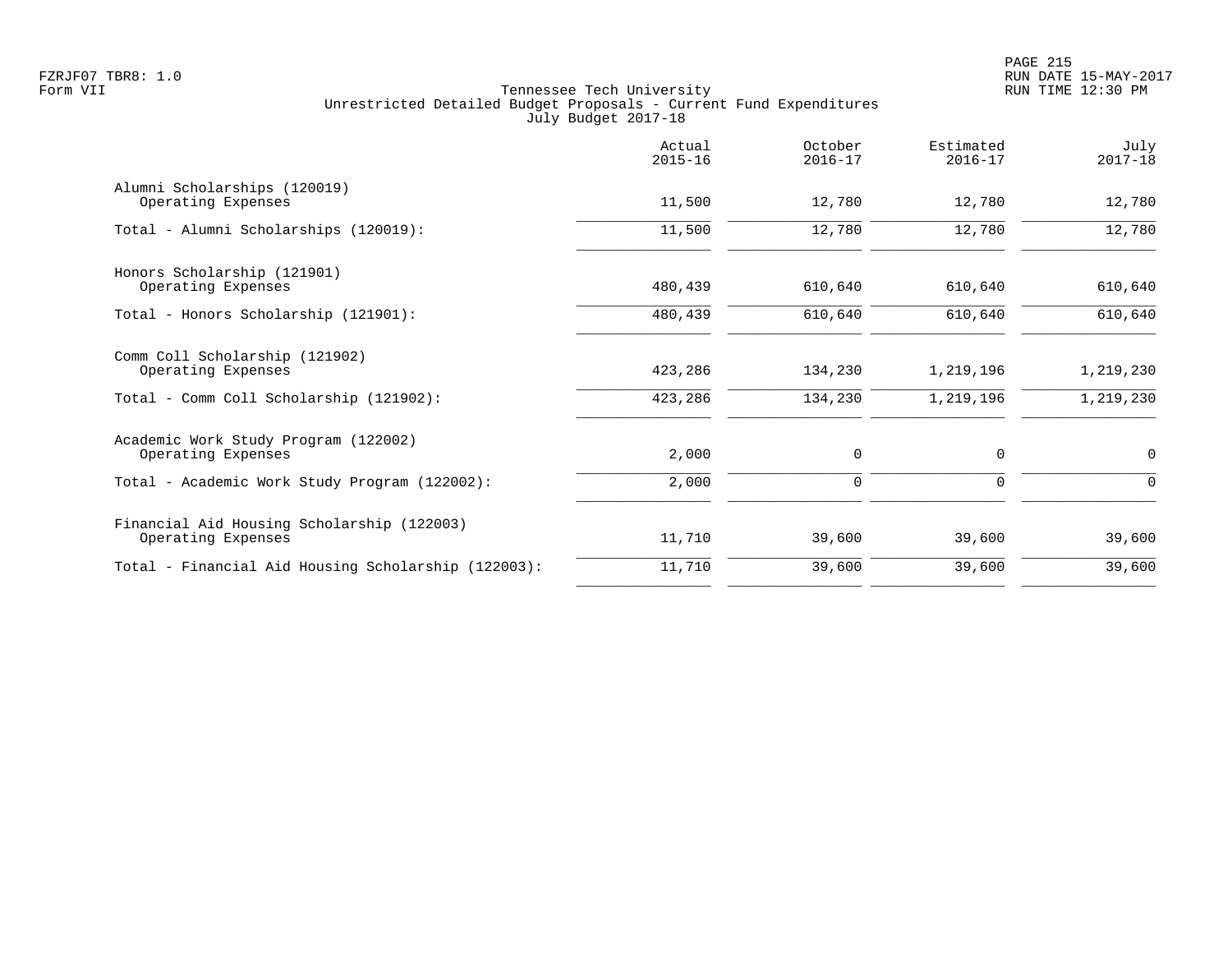FZRJF07 TBR8: 1.0
Form VII

Tennessee Tech University
Unrestricted Detailed Budget Proposals - Current Fund Expenditures
July Budget 2017-18

RUN DATE 15-MAY-2017
RUN TIME 12:30 PM

| | Actual 2015-16 | October 2016-17 | Estimated 2016-17 | July 2017-18 |
|---|---|---|---|---|
| Alumni Scholarships (120019) | | | | |
| Operating Expenses | 11,500 | 12,780 | 12,780 | 12,780 |
| Total - Alumni Scholarships (120019): | 11,500 | 12,780 | 12,780 | 12,780 |
| Honors Scholarship (121901) | | | | |
| Operating Expenses | 480,439 | 610,640 | 610,640 | 610,640 |
| Total - Honors Scholarship (121901): | 480,439 | 610,640 | 610,640 | 610,640 |
| Comm Coll Scholarship (121902) | | | | |
| Operating Expenses | 423,286 | 134,230 | 1,219,196 | 1,219,230 |
| Total - Comm Coll Scholarship (121902): | 423,286 | 134,230 | 1,219,196 | 1,219,230 |
| Academic Work Study Program (122002) | | | | |
| Operating Expenses | 2,000 | 0 | 0 | 0 |
| Total - Academic Work Study Program (122002): | 2,000 | 0 | 0 | 0 |
| Financial Aid Housing Scholarship (122003) | | | | |
| Operating Expenses | 11,710 | 39,600 | 39,600 | 39,600 |
| Total - Financial Aid Housing Scholarship (122003): | 11,710 | 39,600 | 39,600 | 39,600 |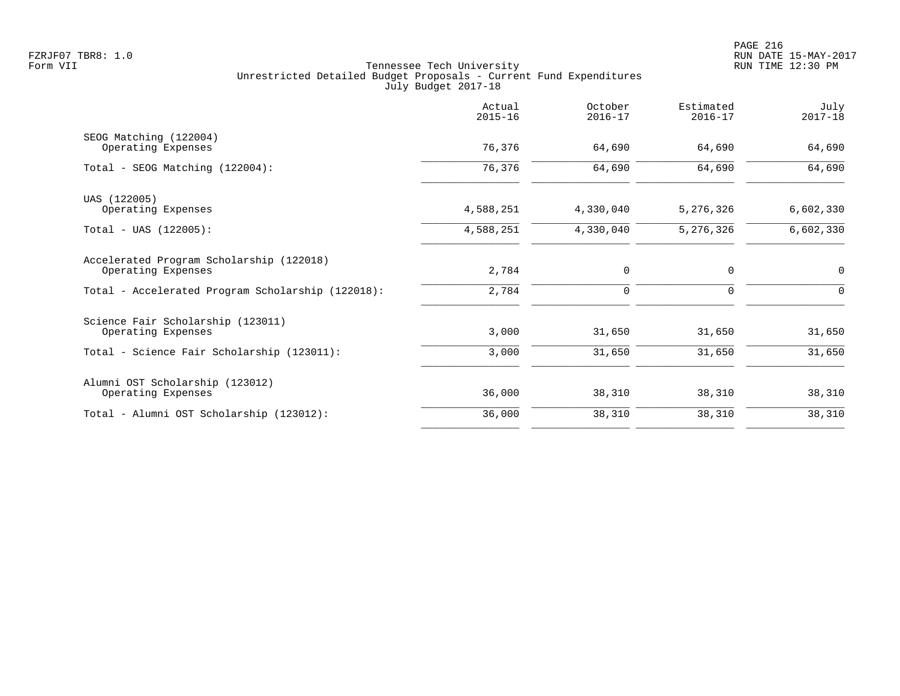Tennessee Tech University
Unrestricted Detailed Budget Proposals - Current Fund Expenditures
July Budget 2017-18

| | Actual 2015-16 | October 2016-17 | Estimated 2016-17 | July 2017-18 |
|---|---|---|---|---|
| SEOG Matching (122004) | | | | |
| Operating Expenses | 76,376 | 64,690 | 64,690 | 64,690 |
| Total - SEOG Matching (122004): | 76,376 | 64,690 | 64,690 | 64,690 |
| UAS (122005) | | | | |
| Operating Expenses | 4,588,251 | 4,330,040 | 5,276,326 | 6,602,330 |
| Total - UAS (122005): | 4,588,251 | 4,330,040 | 5,276,326 | 6,602,330 |
| Accelerated Program Scholarship (122018) | | | | |
| Operating Expenses | 2,784 | 0 | 0 | 0 |
| Total - Accelerated Program Scholarship (122018): | 2,784 | 0 | 0 | 0 |
| Science Fair Scholarship (123011) | | | | |
| Operating Expenses | 3,000 | 31,650 | 31,650 | 31,650 |
| Total - Science Fair Scholarship (123011): | 3,000 | 31,650 | 31,650 | 31,650 |
| Alumni OST Scholarship (123012) | | | | |
| Operating Expenses | 36,000 | 38,310 | 38,310 | 38,310 |
| Total - Alumni OST Scholarship (123012): | 36,000 | 38,310 | 38,310 | 38,310 |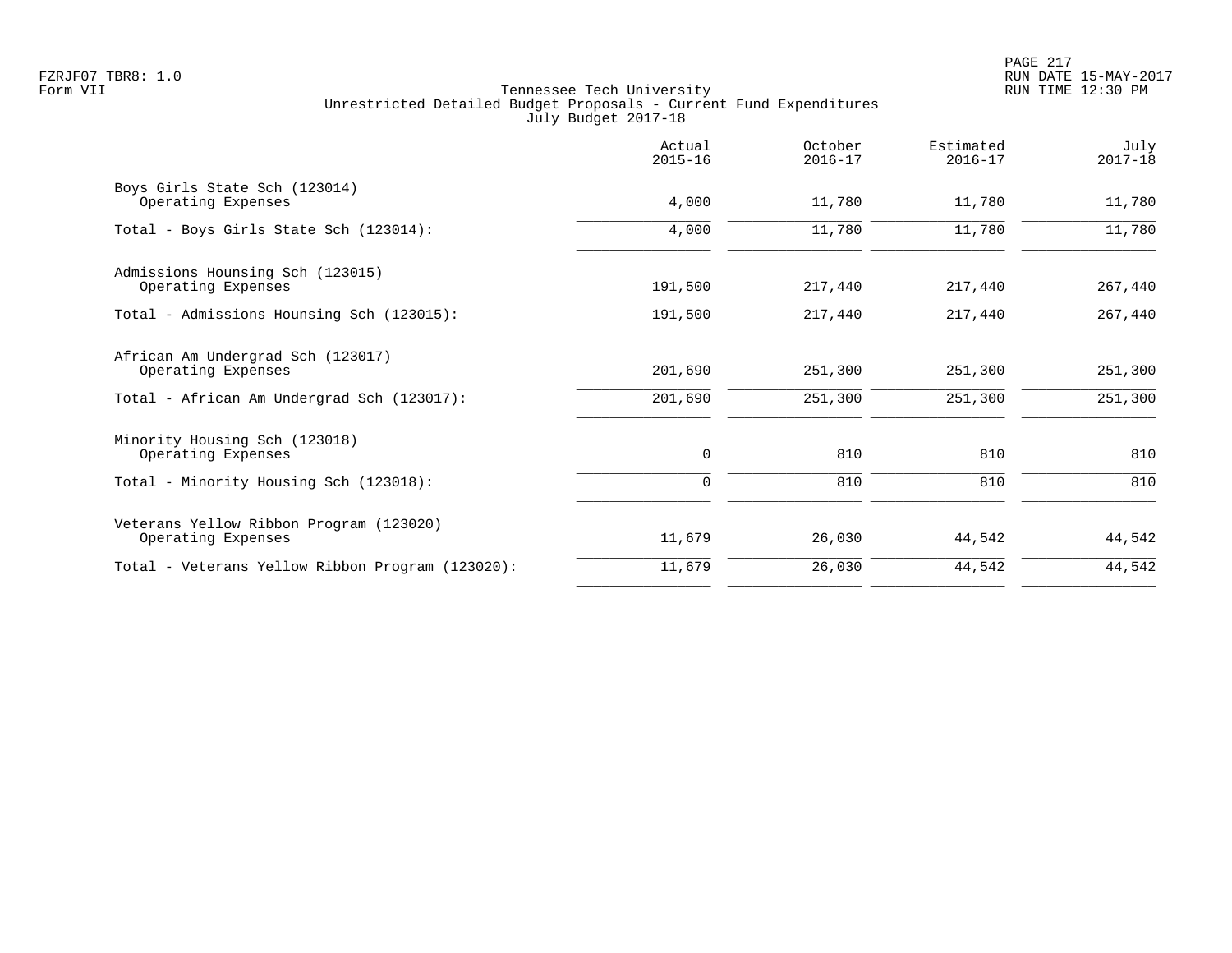Tennessee Tech University
Unrestricted Detailed Budget Proposals - Current Fund Expenditures
July Budget 2017-18

| | Actual 2015-16 | October 2016-17 | Estimated 2016-17 | July 2017-18 |
|---|---|---|---|---|
| Boys Girls State Sch (123014) | | | | |
| Operating Expenses | 4,000 | 11,780 | 11,780 | 11,780 |
| Total - Boys Girls State Sch (123014): | 4,000 | 11,780 | 11,780 | 11,780 |
| Admissions Hounsing Sch (123015) | | | | |
| Operating Expenses | 191,500 | 217,440 | 217,440 | 267,440 |
| Total - Admissions Hounsing Sch (123015): | 191,500 | 217,440 | 217,440 | 267,440 |
| African Am Undergrad Sch (123017) | | | | |
| Operating Expenses | 201,690 | 251,300 | 251,300 | 251,300 |
| Total - African Am Undergrad Sch (123017): | 201,690 | 251,300 | 251,300 | 251,300 |
| Minority Housing Sch (123018) | | | | |
| Operating Expenses | 0 | 810 | 810 | 810 |
| Total - Minority Housing Sch (123018): | 0 | 810 | 810 | 810 |
| Veterans Yellow Ribbon Program (123020) | | | | |
| Operating Expenses | 11,679 | 26,030 | 44,542 | 44,542 |
| Total - Veterans Yellow Ribbon Program (123020): | 11,679 | 26,030 | 44,542 | 44,542 |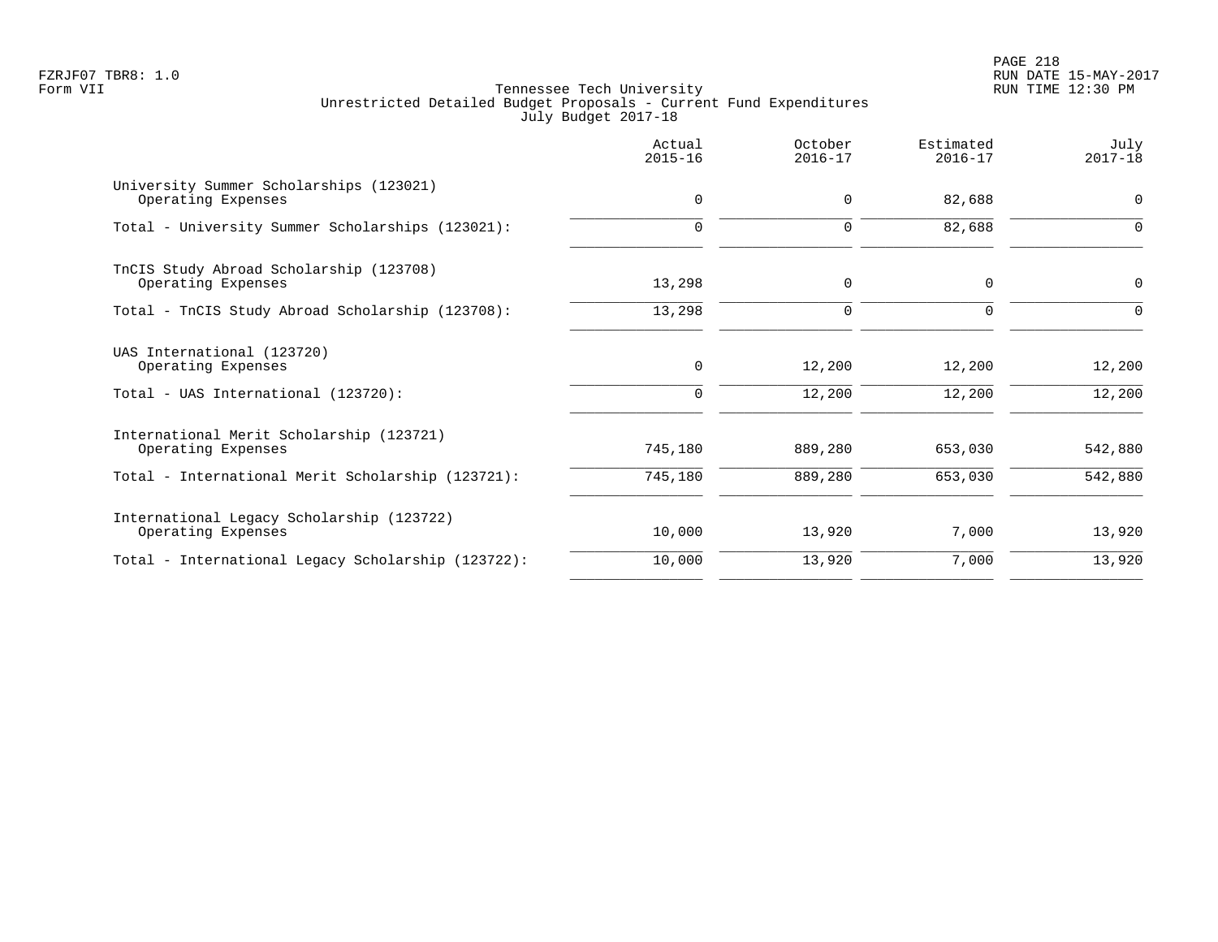Tennessee Tech University
Unrestricted Detailed Budget Proposals - Current Fund Expenditures
July Budget 2017-18

| | Actual 2015-16 | October 2016-17 | Estimated 2016-17 | July 2017-18 |
|---|---|---|---|---|
| University Summer Scholarships (123021) | | | | |
| Operating Expenses | 0 | 0 | 82,688 | 0 |
| Total - University Summer Scholarships (123021): | 0 | 0 | 82,688 | 0 |
| TnCIS Study Abroad Scholarship (123708) | | | | |
| Operating Expenses | 13,298 | 0 | 0 | 0 |
| Total - TnCIS Study Abroad Scholarship (123708): | 13,298 | 0 | 0 | 0 |
| UAS International (123720) | | | | |
| Operating Expenses | 0 | 12,200 | 12,200 | 12,200 |
| Total - UAS International (123720): | 0 | 12,200 | 12,200 | 12,200 |
| International Merit Scholarship (123721) | | | | |
| Operating Expenses | 745,180 | 889,280 | 653,030 | 542,880 |
| Total - International Merit Scholarship (123721): | 745,180 | 889,280 | 653,030 | 542,880 |
| International Legacy Scholarship (123722) | | | | |
| Operating Expenses | 10,000 | 13,920 | 7,000 | 13,920 |
| Total - International Legacy Scholarship (123722): | 10,000 | 13,920 | 7,000 | 13,920 |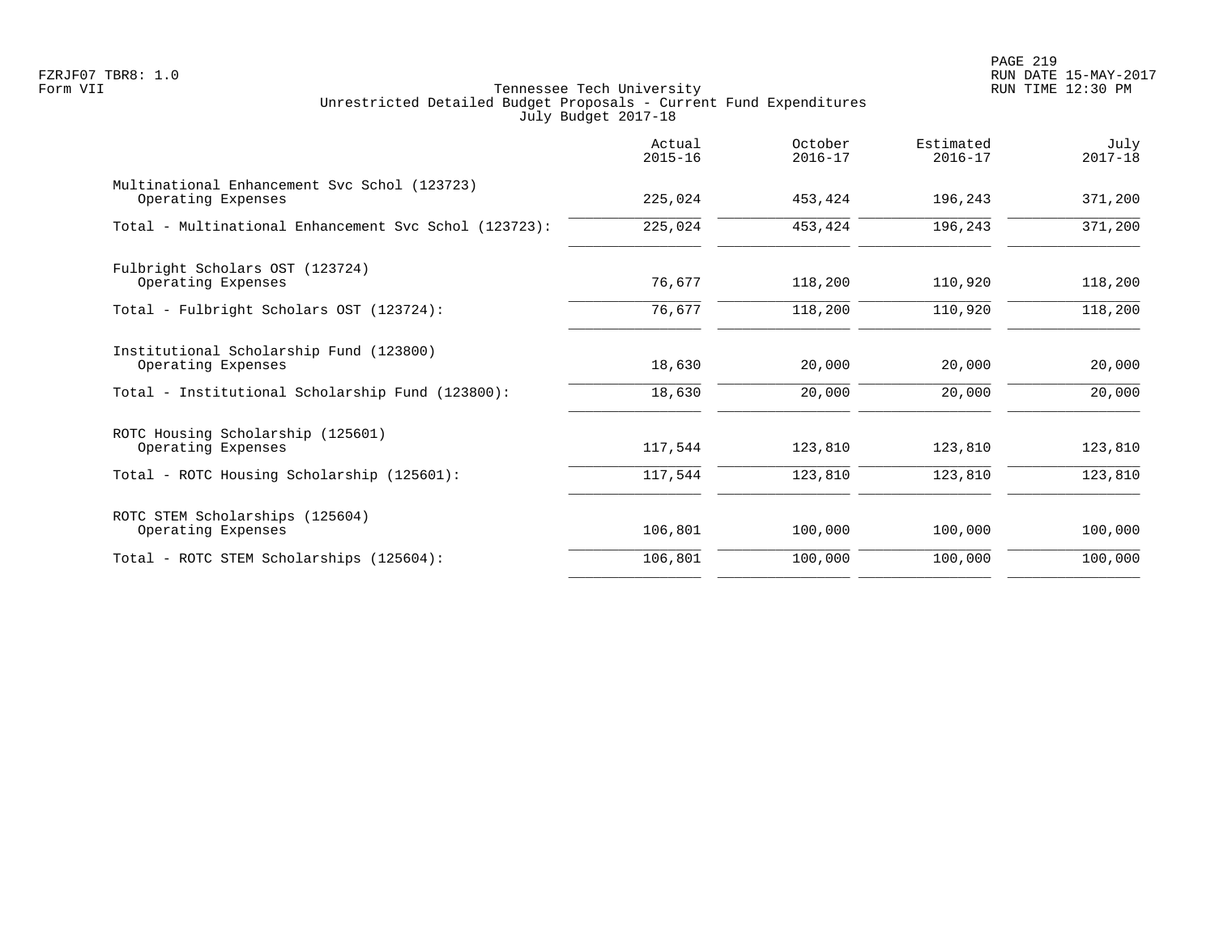Tennessee Tech University
Unrestricted Detailed Budget Proposals - Current Fund Expenditures
July Budget 2017-18

| | Actual 2015-16 | October 2016-17 | Estimated 2016-17 | July 2017-18 |
|---|---|---|---|---|
| Multinational Enhancement Svc Schol (123723) | | | | |
| Operating Expenses | 225,024 | 453,424 | 196,243 | 371,200 |
| Total - Multinational Enhancement Svc Schol (123723): | 225,024 | 453,424 | 196,243 | 371,200 |
| Fulbright Scholars OST (123724) | | | | |
| Operating Expenses | 76,677 | 118,200 | 110,920 | 118,200 |
| Total - Fulbright Scholars OST (123724): | 76,677 | 118,200 | 110,920 | 118,200 |
| Institutional Scholarship Fund (123800) | | | | |
| Operating Expenses | 18,630 | 20,000 | 20,000 | 20,000 |
| Total - Institutional Scholarship Fund (123800): | 18,630 | 20,000 | 20,000 | 20,000 |
| ROTC Housing Scholarship (125601) | | | | |
| Operating Expenses | 117,544 | 123,810 | 123,810 | 123,810 |
| Total - ROTC Housing Scholarship (125601): | 117,544 | 123,810 | 123,810 | 123,810 |
| ROTC STEM Scholarships (125604) | | | | |
| Operating Expenses | 106,801 | 100,000 | 100,000 | 100,000 |
| Total - ROTC STEM Scholarships (125604): | 106,801 | 100,000 | 100,000 | 100,000 |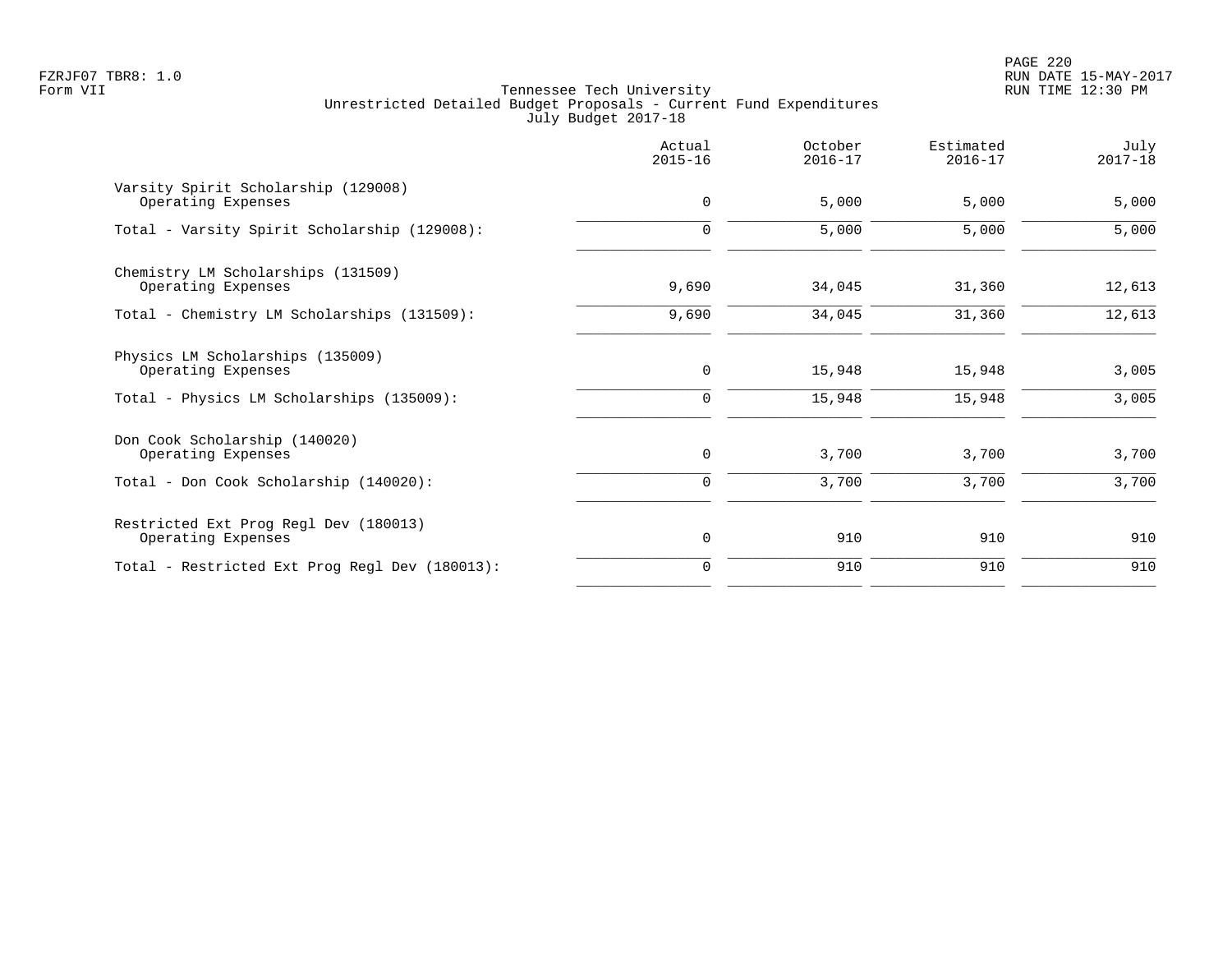Tennessee Tech University
Unrestricted Detailed Budget Proposals - Current Fund Expenditures
July Budget 2017-18

Form VII

| | Actual 2015-16 | October 2016-17 | Estimated 2016-17 | July 2017-18 |
|---|---|---|---|---|
| Varsity Spirit Scholarship (129008) | | | | |
| Operating Expenses | 0 | 5,000 | 5,000 | 5,000 |
| Total - Varsity Spirit Scholarship (129008): | 0 | 5,000 | 5,000 | 5,000 |
| Chemistry LM Scholarships (131509) | | | | |
| Operating Expenses | 9,690 | 34,045 | 31,360 | 12,613 |
| Total - Chemistry LM Scholarships (131509): | 9,690 | 34,045 | 31,360 | 12,613 |
| Physics LM Scholarships (135009) | | | | |
| Operating Expenses | 0 | 15,948 | 15,948 | 3,005 |
| Total - Physics LM Scholarships (135009): | 0 | 15,948 | 15,948 | 3,005 |
| Don Cook Scholarship (140020) | | | | |
| Operating Expenses | 0 | 3,700 | 3,700 | 3,700 |
| Total - Don Cook Scholarship (140020): | 0 | 3,700 | 3,700 | 3,700 |
| Restricted Ext Prog Regl Dev (180013) | | | | |
| Operating Expenses | 0 | 910 | 910 | 910 |
| Total - Restricted Ext Prog Regl Dev (180013): | 0 | 910 | 910 | 910 |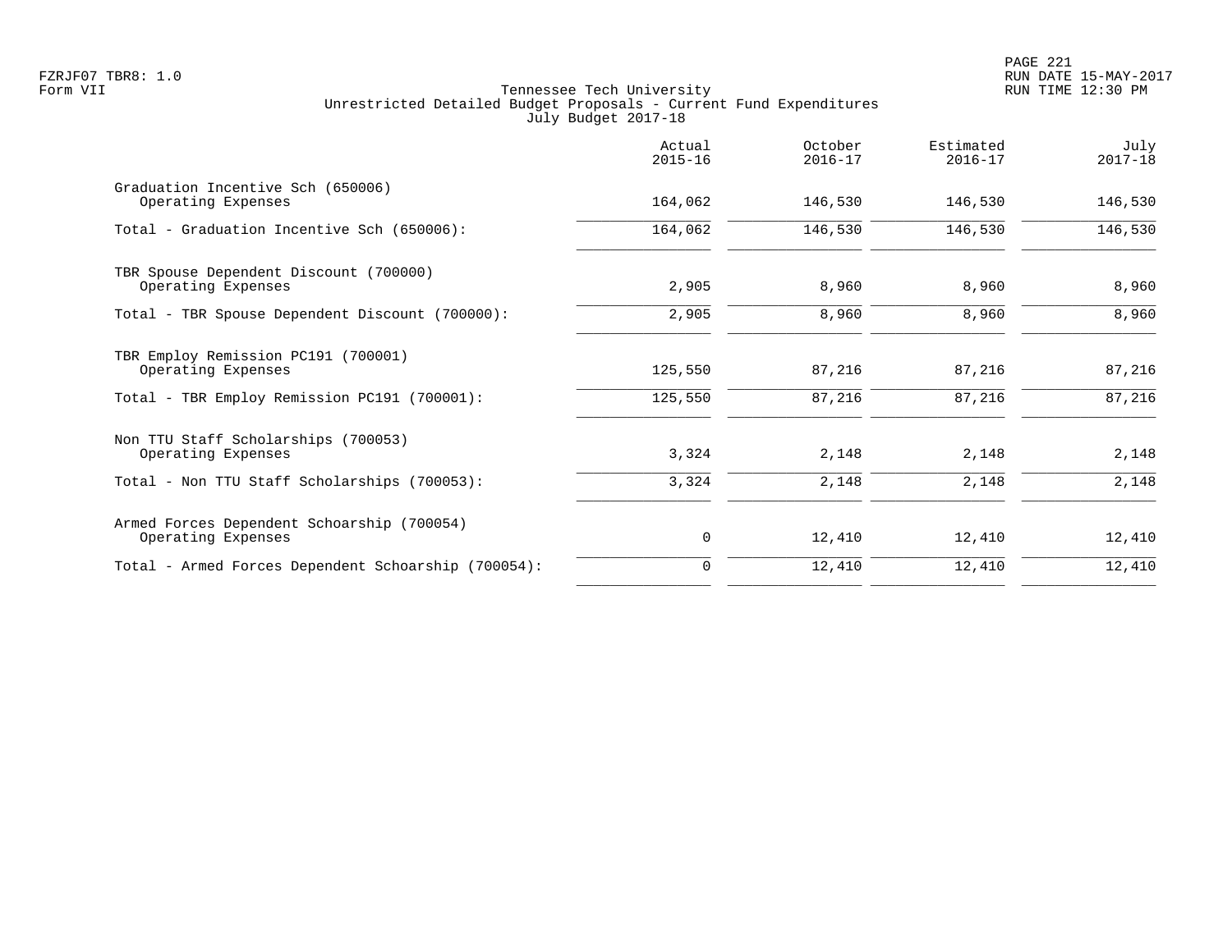Tennessee Tech University
Unrestricted Detailed Budget Proposals - Current Fund Expenditures
July Budget 2017-18

Form VII

| | Actual 2015-16 | October 2016-17 | Estimated 2016-17 | July 2017-18 |
|---|---|---|---|---|
| Graduation Incentive Sch (650006) | | | | |
| Operating Expenses | 164,062 | 146,530 | 146,530 | 146,530 |
| Total - Graduation Incentive Sch (650006): | 164,062 | 146,530 | 146,530 | 146,530 |
| TBR Spouse Dependent Discount (700000) | | | | |
| Operating Expenses | 2,905 | 8,960 | 8,960 | 8,960 |
| Total - TBR Spouse Dependent Discount (700000): | 2,905 | 8,960 | 8,960 | 8,960 |
| TBR Employ Remission PC191 (700001) | | | | |
| Operating Expenses | 125,550 | 87,216 | 87,216 | 87,216 |
| Total - TBR Employ Remission PC191 (700001): | 125,550 | 87,216 | 87,216 | 87,216 |
| Non TTU Staff Scholarships (700053) | | | | |
| Operating Expenses | 3,324 | 2,148 | 2,148 | 2,148 |
| Total - Non TTU Staff Scholarships (700053): | 3,324 | 2,148 | 2,148 | 2,148 |
| Armed Forces Dependent Schoarship (700054) | | | | |
| Operating Expenses | 0 | 12,410 | 12,410 | 12,410 |
| Total - Armed Forces Dependent Schoarship (700054): | 0 | 12,410 | 12,410 | 12,410 |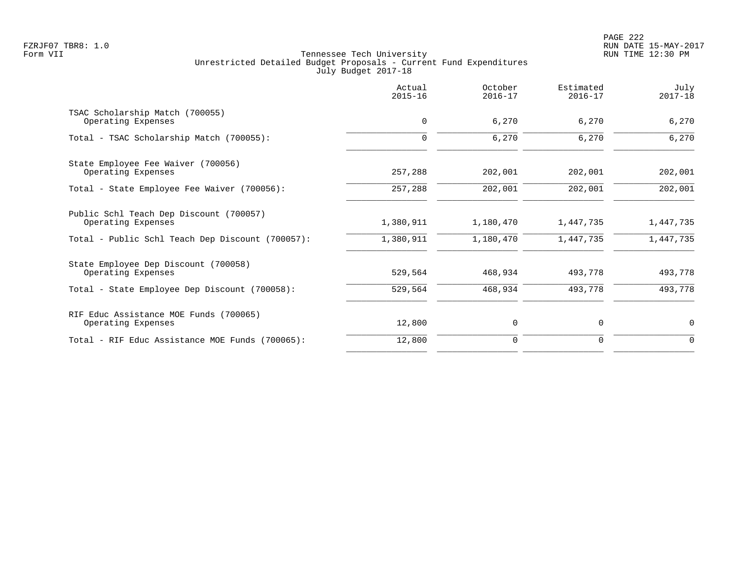Tennessee Tech University
Unrestricted Detailed Budget Proposals - Current Fund Expenditures
July Budget 2017-18

Form VII

| | Actual 2015-16 | October 2016-17 | Estimated 2016-17 | July 2017-18 |
|---|---|---|---|---|
| TSAC Scholarship Match (700055) | | | | |
| Operating Expenses | 0 | 6,270 | 6,270 | 6,270 |
| Total - TSAC Scholarship Match (700055): | 0 | 6,270 | 6,270 | 6,270 |
| State Employee Fee Waiver (700056) | | | | |
| Operating Expenses | 257,288 | 202,001 | 202,001 | 202,001 |
| Total - State Employee Fee Waiver (700056): | 257,288 | 202,001 | 202,001 | 202,001 |
| Public Schl Teach Dep Discount (700057) | | | | |
| Operating Expenses | 1,380,911 | 1,180,470 | 1,447,735 | 1,447,735 |
| Total - Public Schl Teach Dep Discount (700057): | 1,380,911 | 1,180,470 | 1,447,735 | 1,447,735 |
| State Employee Dep Discount (700058) | | | | |
| Operating Expenses | 529,564 | 468,934 | 493,778 | 493,778 |
| Total - State Employee Dep Discount (700058): | 529,564 | 468,934 | 493,778 | 493,778 |
| RIF Educ Assistance MOE Funds (700065) | | | | |
| Operating Expenses | 12,800 | 0 | 0 | 0 |
| Total - RIF Educ Assistance MOE Funds (700065): | 12,800 | 0 | 0 | 0 |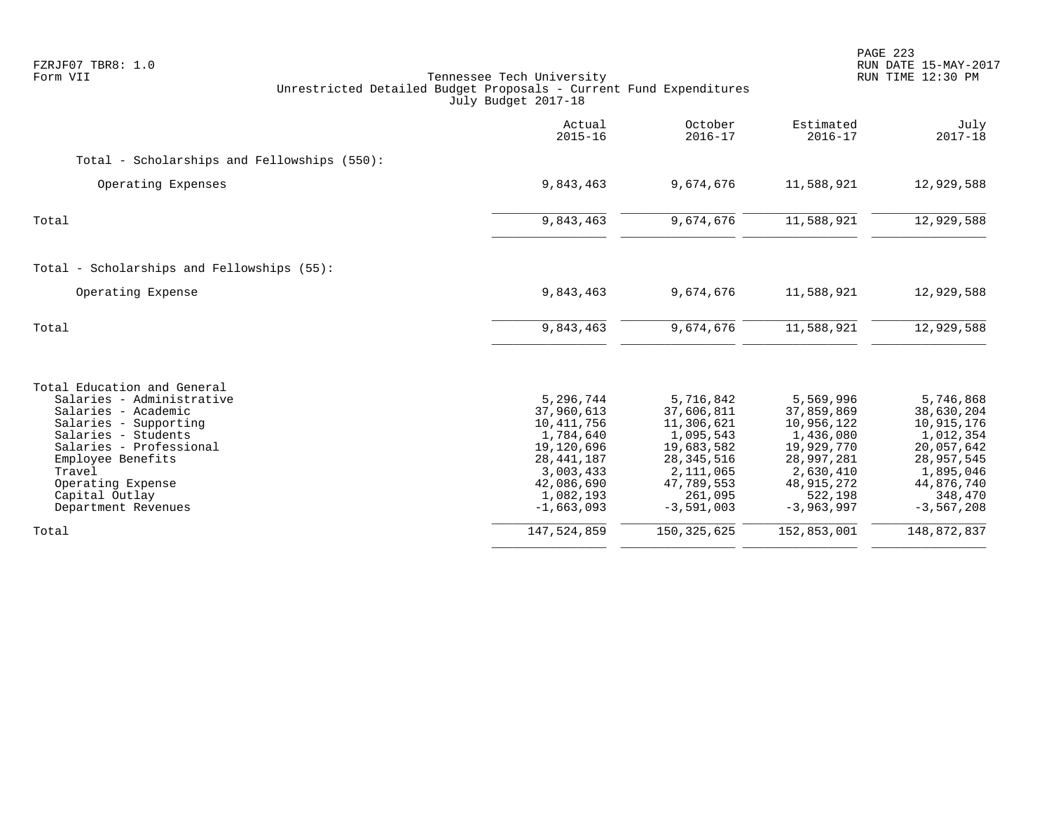FZRJF07 TBR8: 1.0
Form VII

Tennessee Tech University
Unrestricted Detailed Budget Proposals - Current Fund Expenditures
July Budget 2017-18

| | Actual 2015-16 | October 2016-17 | Estimated 2016-17 | July 2017-18 |
|---|---|---|---|---|
| Total - Scholarships and Fellowships (550): | | | | |
| Operating Expenses | 9,843,463 | 9,674,676 | 11,588,921 | 12,929,588 |
| Total | 9,843,463 | 9,674,676 | 11,588,921 | 12,929,588 |
| Total - Scholarships and Fellowships (55): | | | | |
| Operating Expense | 9,843,463 | 9,674,676 | 11,588,921 | 12,929,588 |
| Total | 9,843,463 | 9,674,676 | 11,588,921 | 12,929,588 |
| Total Education and General | | | | |
| Salaries - Administrative | 5,296,744 | 5,716,842 | 5,569,996 | 5,746,868 |
| Salaries - Academic | 37,960,613 | 37,606,811 | 37,859,869 | 38,630,204 |
| Salaries - Supporting | 10,411,756 | 11,306,621 | 10,956,122 | 10,915,176 |
| Salaries - Students | 1,784,640 | 1,095,543 | 1,436,080 | 1,012,354 |
| Salaries - Professional | 19,120,696 | 19,683,582 | 19,929,770 | 20,057,642 |
| Employee Benefits | 28,441,187 | 28,345,516 | 28,997,281 | 28,957,545 |
| Travel | 3,003,433 | 2,111,065 | 2,630,410 | 1,895,046 |
| Operating Expense | 42,086,690 | 47,789,553 | 48,915,272 | 44,876,740 |
| Capital Outlay | 1,082,193 | 261,095 | 522,198 | 348,470 |
| Department Revenues | -1,663,093 | -3,591,003 | -3,963,997 | -3,567,208 |
| Total | 147,524,859 | 150,325,625 | 152,853,001 | 148,872,837 |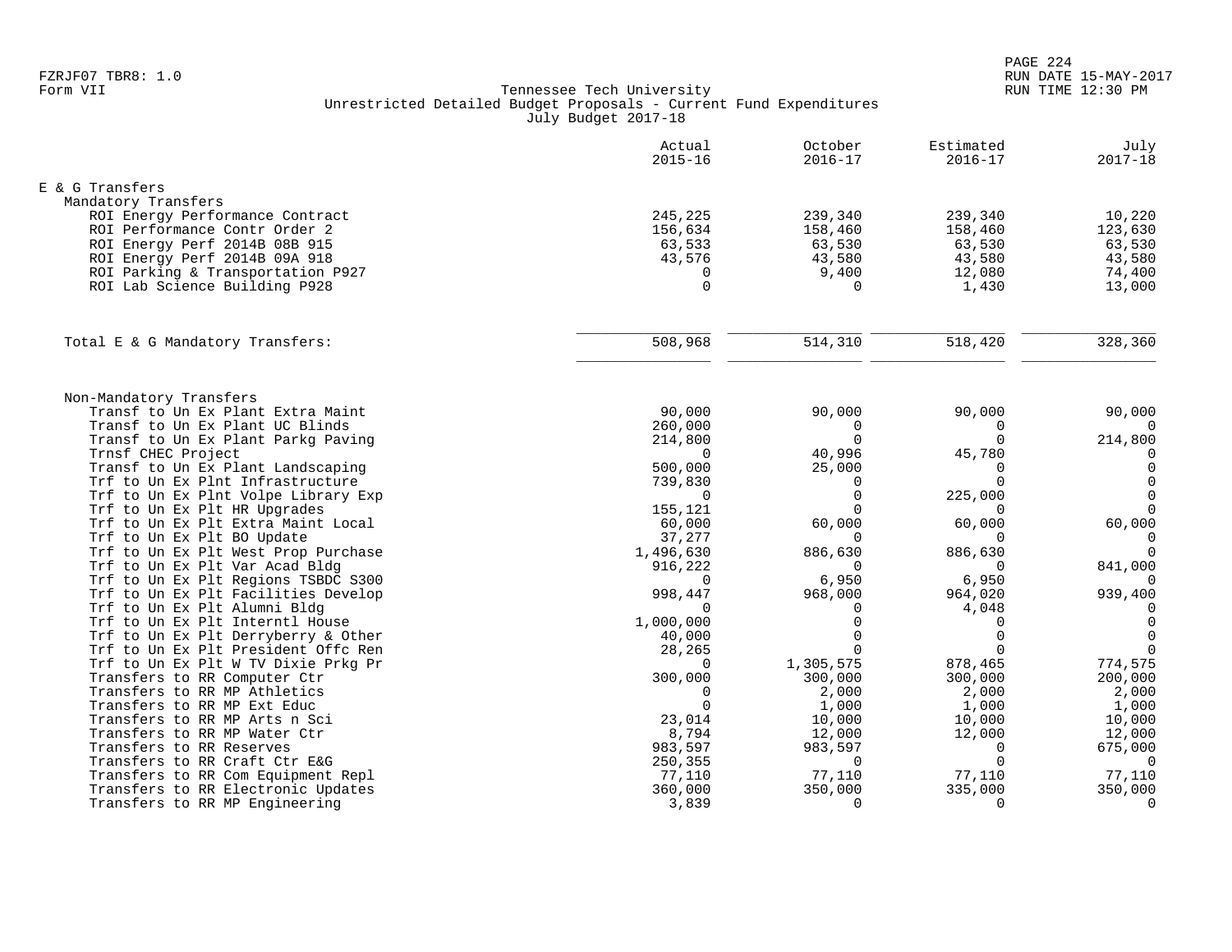FZRJF07 TBR8: 1.0
Form VII

# Tennessee Tech University
## Unrestricted Detailed Budget Proposals - Current Fund Expenditures
### July Budget 2017-18

| | Actual 2015-16 | October 2016-17 | Estimated 2016-17 | July 2017-18 |
|---|---|---|---|---|
| **E & G Transfers** | | | | |
| **Mandatory Transfers** | | | | |
| ROI Energy Performance Contract | 245,225 | 239,340 | 239,340 | 10,220 |
| ROI Performance Contr Order 2 | 156,634 | 158,460 | 158,460 | 123,630 |
| ROI Energy Perf 2014B 08B 915 | 63,533 | 63,530 | 63,530 | 63,530 |
| ROI Energy Perf 2014B 09A 918 | 43,576 | 43,580 | 43,580 | 43,580 |
| ROI Parking & Transportation P927 | 0 | 9,400 | 12,080 | 74,400 |
| ROI Lab Science Building P928 | 0 | 0 | 1,430 | 13,000 |
| Total E & G Mandatory Transfers: | 508,968 | 514,310 | 518,420 | 328,360 |
| **Non-Mandatory Transfers** | | | | |
| Transf to Un Ex Plant Extra Maint | 90,000 | 90,000 | 90,000 | 90,000 |
| Transf to Un Ex Plant UC Blinds | 260,000 | 0 | 0 | 0 |
| Transf to Un Ex Plant Parkg Paving | 214,800 | 0 | 0 | 214,800 |
| Trnsf CHEC Project | 0 | 40,996 | 45,780 | 0 |
| Transf to Un Ex Plant Landscaping | 500,000 | 25,000 | 0 | 0 |
| Trf to Un Ex Plnt Infrastructure | 739,830 | 0 | 0 | 0 |
| Trf to Un Ex Plnt Volpe Library Exp | 0 | 0 | 225,000 | 0 |
| Trf to Un Ex Plt HR Upgrades | 155,121 | 0 | 0 | 0 |
| Trf to Un Ex Plt Extra Maint Local | 60,000 | 60,000 | 60,000 | 60,000 |
| Trf to Un Ex Plt BO Update | 37,277 | 0 | 0 | 0 |
| Trf to Un Ex Plt West Prop Purchase | 1,496,630 | 886,630 | 886,630 | 0 |
| Trf to Un Ex Plt Var Acad Bldg | 916,222 | 0 | 0 | 841,000 |
| Trf to Un Ex Plt Regions TSBDC S300 | 0 | 6,950 | 6,950 | 0 |
| Trf to Un Ex Plt Facilities Develop | 998,447 | 968,000 | 964,020 | 939,400 |
| Trf to Un Ex Plt Alumni Bldg | 0 | 0 | 4,048 | 0 |
| Trf to Un Ex Plt Interntl House | 1,000,000 | 0 | 0 | 0 |
| Trf to Un Ex Plt Derryberry & Other | 40,000 | 0 | 0 | 0 |
| Trf to Un Ex Plt President Offc Ren | 28,265 | 0 | 0 | 0 |
| Trf to Un Ex Plt W TV Dixie Prkg Pr | 0 | 1,305,575 | 878,465 | 774,575 |
| Transfers to RR Computer Ctr | 300,000 | 300,000 | 300,000 | 200,000 |
| Transfers to RR MP Athletics | 0 | 2,000 | 2,000 | 2,000 |
| Transfers to RR MP Ext Educ | 0 | 1,000 | 1,000 | 1,000 |
| Transfers to RR MP Arts n Sci | 23,014 | 10,000 | 10,000 | 10,000 |
| Transfers to RR MP Water Ctr | 8,794 | 12,000 | 12,000 | 12,000 |
| Transfers to RR Reserves | 983,597 | 983,597 | 0 | 675,000 |
| Transfers to RR Craft Ctr E&G | 250,355 | 0 | 0 | 0 |
| Transfers to RR Com Equipment Repl | 77,110 | 77,110 | 77,110 | 77,110 |
| Transfers to RR Electronic Updates | 360,000 | 350,000 | 335,000 | 350,000 |
| Transfers to RR MP Engineering | 3,839 | 0 | 0 | 0 |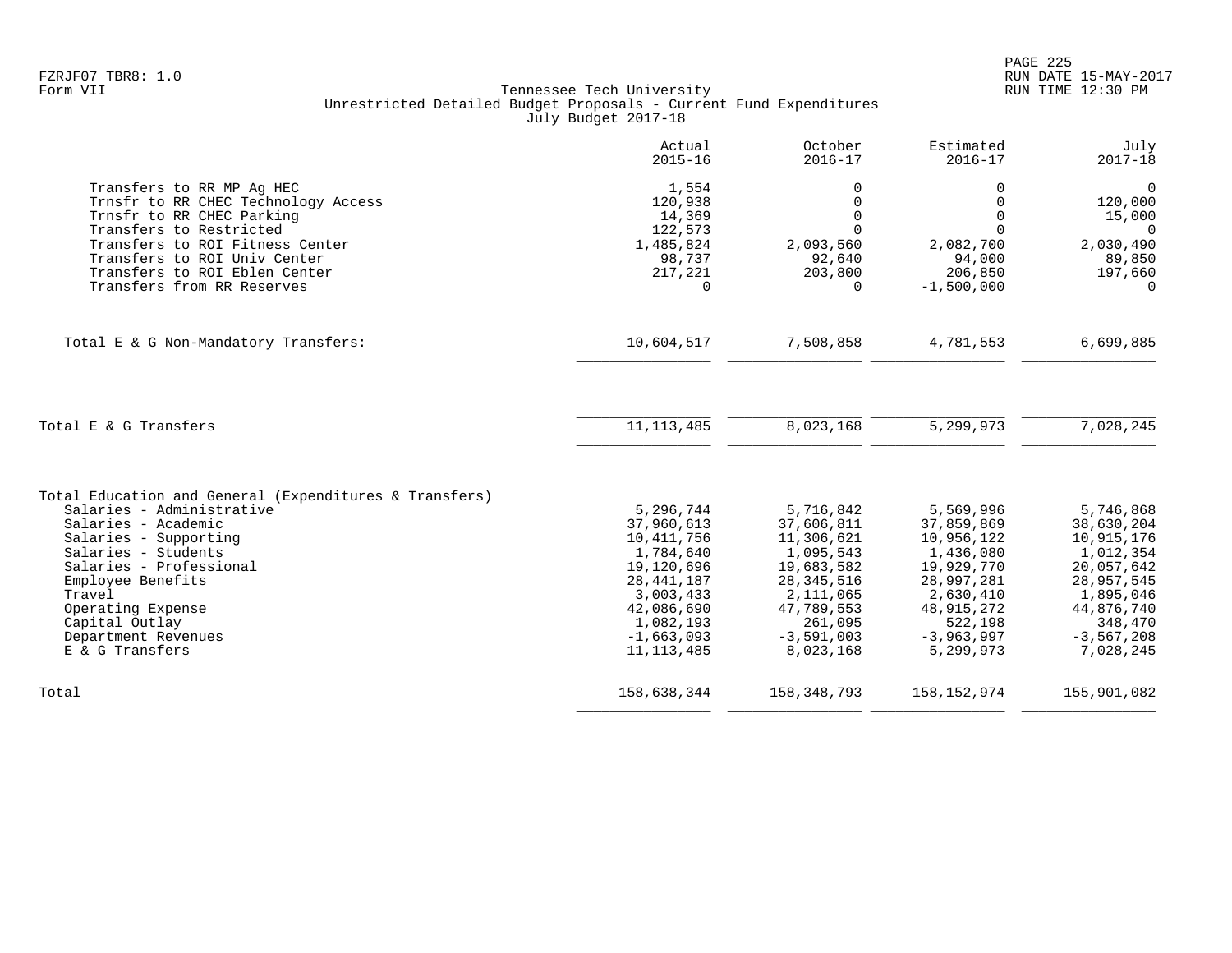FZRJF07 TBR8: 1.0
Form VII

Tennessee Tech University
Unrestricted Detailed Budget Proposals - Current Fund Expenditures
July Budget 2017-18

RUN DATE 15-MAY-2017
RUN TIME 12:30 PM

| | Actual 2015-16 | October 2016-17 | Estimated 2016-17 | July 2017-18 |
|---|---|---|---|---|
| Transfers to RR MP Ag HEC | 1,554 | 0 | 0 | 0 |
| Trnsfr to RR CHEC Technology Access | 120,938 | 0 | 0 | 120,000 |
| Trnsfr to RR CHEC Parking | 14,369 | 0 | 0 | 15,000 |
| Transfers to Restricted | 122,573 | 0 | 0 | 0 |
| Transfers to ROI Fitness Center | 1,485,824 | 2,093,560 | 2,082,700 | 2,030,490 |
| Transfers to ROI Univ Center | 98,737 | 92,640 | 94,000 | 89,850 |
| Transfers to ROI Eblen Center | 217,221 | 203,800 | 206,850 | 197,660 |
| Transfers from RR Reserves | 0 | 0 | -1,500,000 | 0 |
| Total E & G Non-Mandatory Transfers: | 10,604,517 | 7,508,858 | 4,781,553 | 6,699,885 |
| Total E & G Transfers | 11,113,485 | 8,023,168 | 5,299,973 | 7,028,245 |
| Total Education and General (Expenditures & Transfers) | | | | |
| Salaries - Administrative | 5,296,744 | 5,716,842 | 5,569,996 | 5,746,868 |
| Salaries - Academic | 37,960,613 | 37,606,811 | 37,859,869 | 38,630,204 |
| Salaries - Supporting | 10,411,756 | 11,306,621 | 10,956,122 | 10,915,176 |
| Salaries - Students | 1,784,640 | 1,095,543 | 1,436,080 | 1,012,354 |
| Salaries - Professional | 19,120,696 | 19,683,582 | 19,929,770 | 20,057,642 |
| Employee Benefits | 28,441,187 | 28,345,516 | 28,997,281 | 28,957,545 |
| Travel | 3,003,433 | 2,111,065 | 2,630,410 | 1,895,046 |
| Operating Expense | 42,086,690 | 47,789,553 | 48,915,272 | 44,876,740 |
| Capital Outlay | 1,082,193 | 261,095 | 522,198 | 348,470 |
| Department Revenues | -1,663,093 | -3,591,003 | -3,963,997 | -3,567,208 |
| E & G Transfers | 11,113,485 | 8,023,168 | 5,299,973 | 7,028,245 |
| Total | 158,638,344 | 158,348,793 | 158,152,974 | 155,901,082 |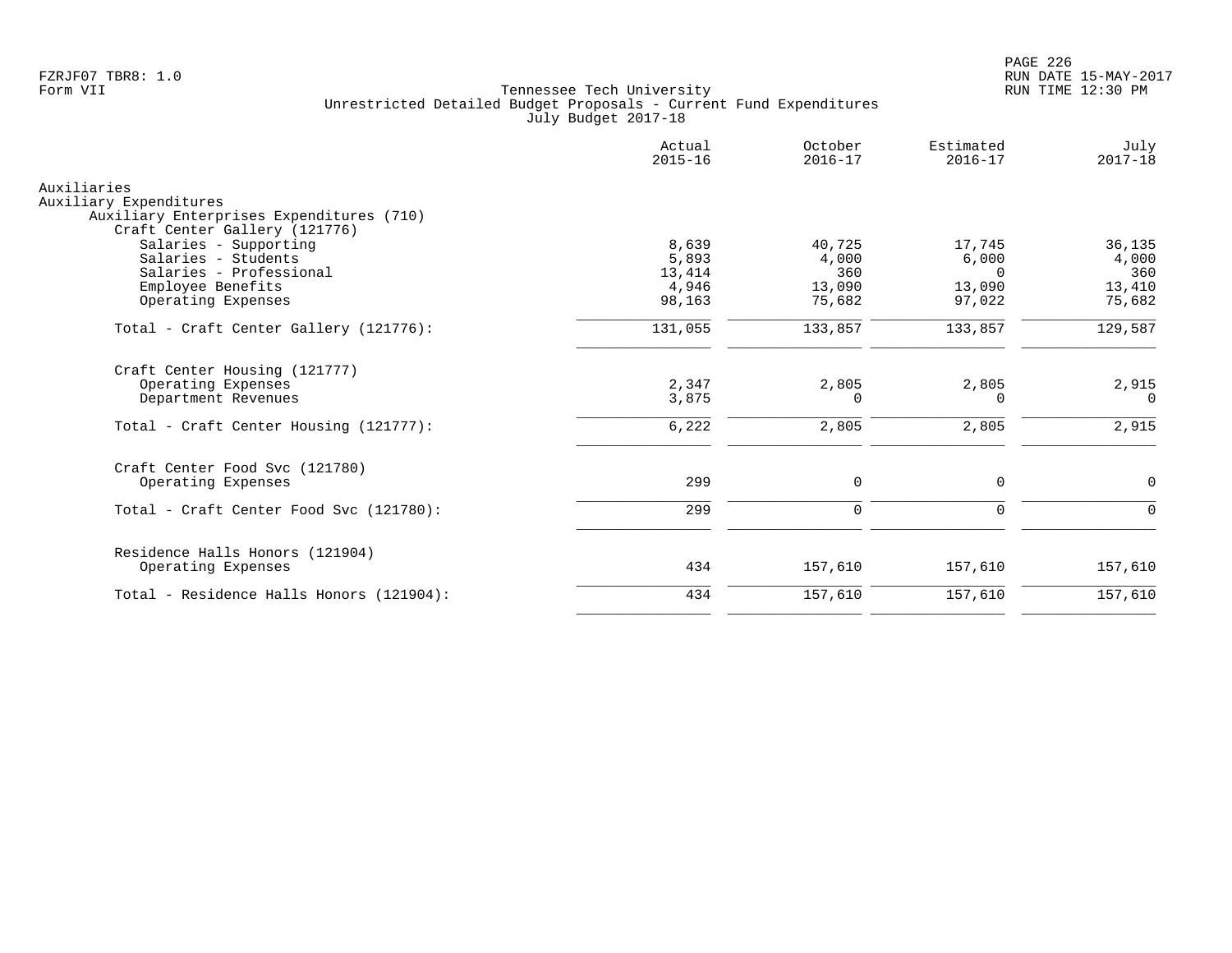Tennessee Tech University
Unrestricted Detailed Budget Proposals - Current Fund Expenditures
July Budget 2017-18

| | Actual 2015-16 | October 2016-17 | Estimated 2016-17 | July 2017-18 |
|---|---|---|---|---|
| Auxiliaries | | | | |
| Auxiliary Expenditures | | | | |
| Auxiliary Enterprises Expenditures (710) | | | | |
| Craft Center Gallery (121776) | | | | |
| Salaries - Supporting | 8,639 | 40,725 | 17,745 | 36,135 |
| Salaries - Students | 5,893 | 4,000 | 6,000 | 4,000 |
| Salaries - Professional | 13,414 | 360 | 0 | 360 |
| Employee Benefits | 4,946 | 13,090 | 13,090 | 13,410 |
| Operating Expenses | 98,163 | 75,682 | 97,022 | 75,682 |
| Total - Craft Center Gallery (121776): | 131,055 | 133,857 | 133,857 | 129,587 |
| Craft Center Housing (121777) | | | | |
| Operating Expenses | 2,347 | 2,805 | 2,805 | 2,915 |
| Department Revenues | 3,875 | 0 | 0 | 0 |
| Total - Craft Center Housing (121777): | 6,222 | 2,805 | 2,805 | 2,915 |
| Craft Center Food Svc (121780) | | | | |
| Operating Expenses | 299 | 0 | 0 | 0 |
| Total - Craft Center Food Svc (121780): | 299 | 0 | 0 | 0 |
| Residence Halls Honors (121904) | | | | |
| Operating Expenses | 434 | 157,610 | 157,610 | 157,610 |
| Total - Residence Halls Honors (121904): | 434 | 157,610 | 157,610 | 157,610 |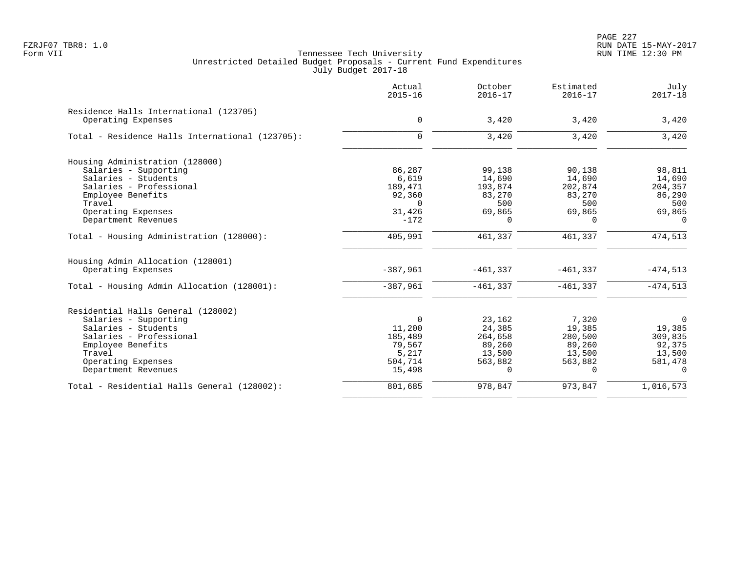FZRJF07 TBR8: 1.0
Form VII

# Tennessee Tech University
## Unrestricted Detailed Budget Proposals - Current Fund Expenditures
### July Budget 2017-18

| | Actual 2015-16 | October 2016-17 | Estimated 2016-17 | July 2017-18 |
|---|---|---|---|---|
| **Residence Halls International (123705)** | | | | |
| Operating Expenses | 0 | 3,420 | 3,420 | 3,420 |
| Total - Residence Halls International (123705): | 0 | 3,420 | 3,420 | 3,420 |
| **Housing Administration (128000)** | | | | |
| Salaries - Supporting | 86,287 | 99,138 | 90,138 | 98,811 |
| Salaries - Students | 6,619 | 14,690 | 14,690 | 14,690 |
| Salaries - Professional | 189,471 | 193,874 | 202,874 | 204,357 |
| Employee Benefits | 92,360 | 83,270 | 83,270 | 86,290 |
| Travel | 0 | 500 | 500 | 500 |
| Operating Expenses | 31,426 | 69,865 | 69,865 | 69,865 |
| Department Revenues | -172 | 0 | 0 | 0 |
| Total - Housing Administration (128000): | 405,991 | 461,337 | 461,337 | 474,513 |
| **Housing Admin Allocation (128001)** | | | | |
| Operating Expenses | -387,961 | -461,337 | -461,337 | -474,513 |
| Total - Housing Admin Allocation (128001): | -387,961 | -461,337 | -461,337 | -474,513 |
| **Residential Halls General (128002)** | | | | |
| Salaries - Supporting | 0 | 23,162 | 7,320 | 0 |
| Salaries - Students | 11,200 | 24,385 | 19,385 | 19,385 |
| Salaries - Professional | 185,489 | 264,658 | 280,500 | 309,835 |
| Employee Benefits | 79,567 | 89,260 | 89,260 | 92,375 |
| Travel | 5,217 | 13,500 | 13,500 | 13,500 |
| Operating Expenses | 504,714 | 563,882 | 563,882 | 581,478 |
| Department Revenues | 15,498 | 0 | 0 | 0 |
| Total - Residential Halls General (128002): | 801,685 | 978,847 | 973,847 | 1,016,573 |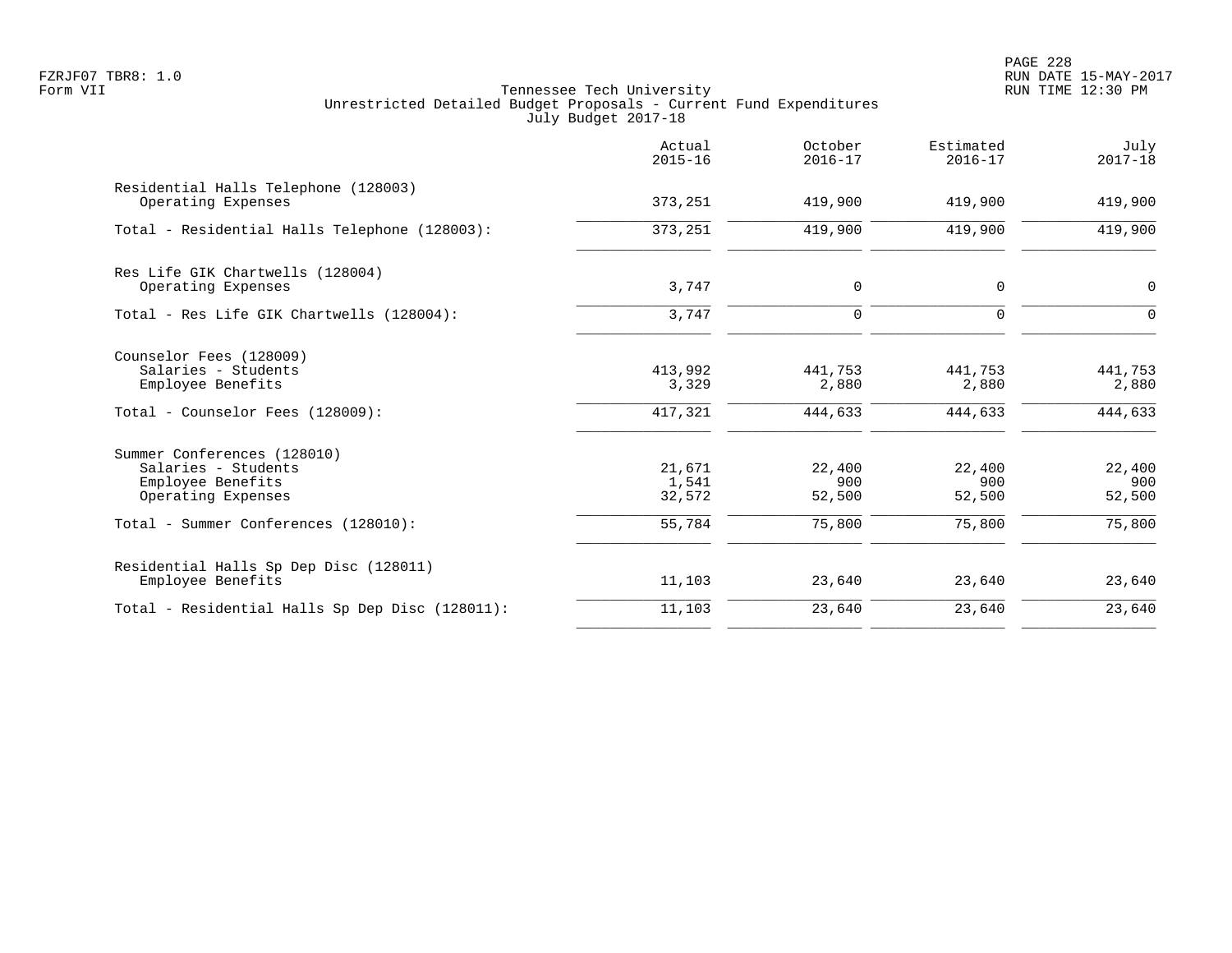Tennessee Tech University
Unrestricted Detailed Budget Proposals - Current Fund Expenditures
July Budget 2017-18

| | Actual 2015-16 | October 2016-17 | Estimated 2016-17 | July 2017-18 |
|---|---|---|---|---|
| **Residential Halls Telephone (128003)** | | | | |
| Operating Expenses | 373,251 | 419,900 | 419,900 | 419,900 |
| Total - Residential Halls Telephone (128003): | 373,251 | 419,900 | 419,900 | 419,900 |
| **Res Life GIK Chartwells (128004)** | | | | |
| Operating Expenses | 3,747 | 0 | 0 | 0 |
| Total - Res Life GIK Chartwells (128004): | 3,747 | 0 | 0 | 0 |
| **Counselor Fees (128009)** | | | | |
| Salaries - Students | 413,992 | 441,753 | 441,753 | 441,753 |
| Employee Benefits | 3,329 | 2,880 | 2,880 | 2,880 |
| Total - Counselor Fees (128009): | 417,321 | 444,633 | 444,633 | 444,633 |
| **Summer Conferences (128010)** | | | | |
| Salaries - Students | 21,671 | 22,400 | 22,400 | 22,400 |
| Employee Benefits | 1,541 | 900 | 900 | 900 |
| Operating Expenses | 32,572 | 52,500 | 52,500 | 52,500 |
| Total - Summer Conferences (128010): | 55,784 | 75,800 | 75,800 | 75,800 |
| **Residential Halls Sp Dep Disc (128011)** | | | | |
| Employee Benefits | 11,103 | 23,640 | 23,640 | 23,640 |
| Total - Residential Halls Sp Dep Disc (128011): | 11,103 | 23,640 | 23,640 | 23,640 |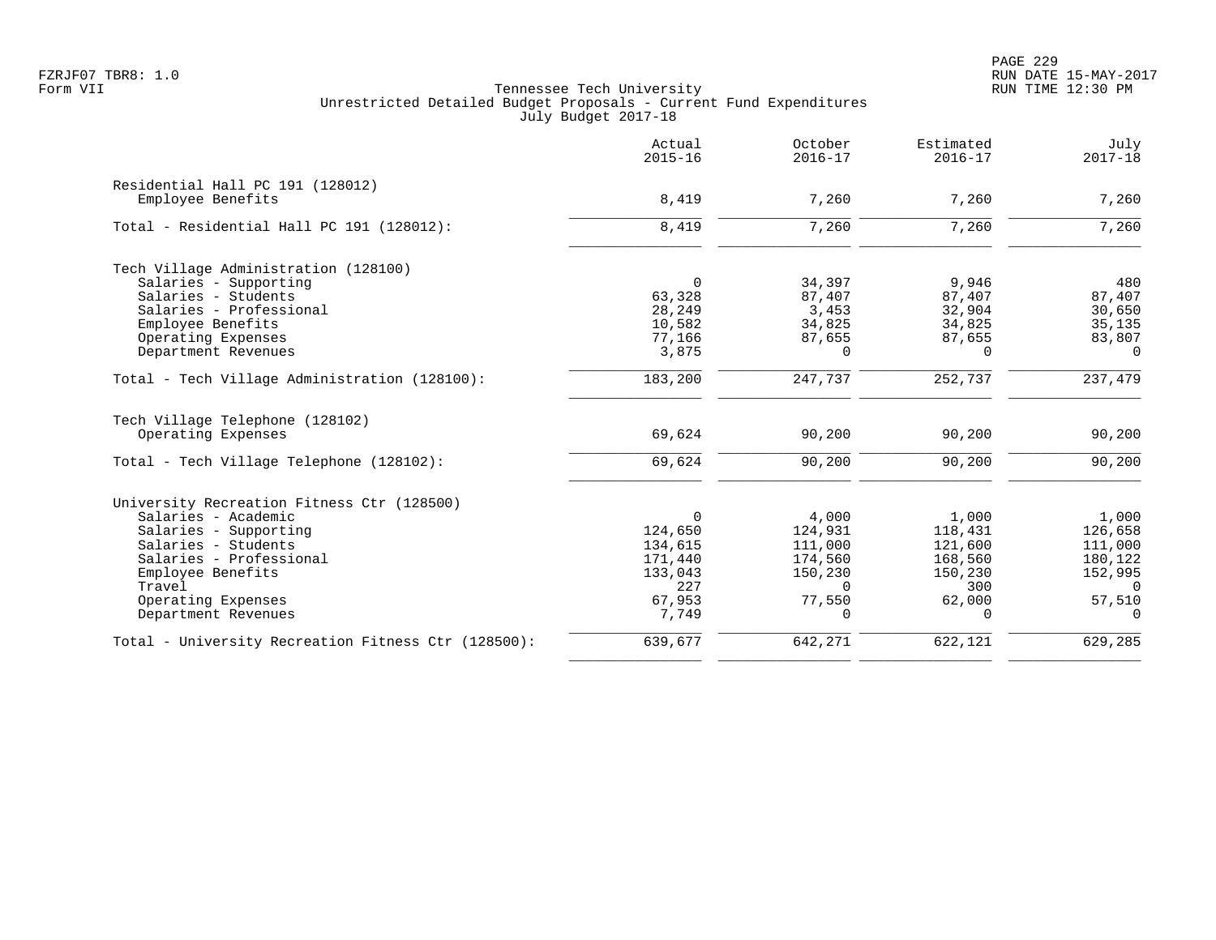Tennessee Tech University
Unrestricted Detailed Budget Proposals - Current Fund Expenditures
July Budget 2017-18

FZRJF07 TBR8: 1.0
Form VII

RUN DATE 15-MAY-2017
RUN TIME 12:30 PM

| | Actual 2015-16 | October 2016-17 | Estimated 2016-17 | July 2017-18 |
|---|---|---|---|---|
| Residential Hall PC 191 (128012) | | | | |
| Employee Benefits | 8,419 | 7,260 | 7,260 | 7,260 |
| Total - Residential Hall PC 191 (128012): | 8,419 | 7,260 | 7,260 | 7,260 |
| Tech Village Administration (128100) | | | | |
| Salaries - Supporting | 0 | 34,397 | 9,946 | 480 |
| Salaries - Students | 63,328 | 87,407 | 87,407 | 87,407 |
| Salaries - Professional | 28,249 | 3,453 | 32,904 | 30,650 |
| Employee Benefits | 10,582 | 34,825 | 34,825 | 35,135 |
| Operating Expenses | 77,166 | 87,655 | 87,655 | 83,807 |
| Department Revenues | 3,875 | 0 | 0 | 0 |
| Total - Tech Village Administration (128100): | 183,200 | 247,737 | 252,737 | 237,479 |
| Tech Village Telephone (128102) | | | | |
| Operating Expenses | 69,624 | 90,200 | 90,200 | 90,200 |
| Total - Tech Village Telephone (128102): | 69,624 | 90,200 | 90,200 | 90,200 |
| University Recreation Fitness Ctr (128500) | | | | |
| Salaries - Academic | 0 | 4,000 | 1,000 | 1,000 |
| Salaries - Supporting | 124,650 | 124,931 | 118,431 | 126,658 |
| Salaries - Students | 134,615 | 111,000 | 121,600 | 111,000 |
| Salaries - Professional | 171,440 | 174,560 | 168,560 | 180,122 |
| Employee Benefits | 133,043 | 150,230 | 150,230 | 152,995 |
| Travel | 227 | 0 | 300 | 0 |
| Operating Expenses | 67,953 | 77,550 | 62,000 | 57,510 |
| Department Revenues | 7,749 | 0 | 0 | 0 |
| Total - University Recreation Fitness Ctr (128500): | 639,677 | 642,271 | 622,121 | 629,285 |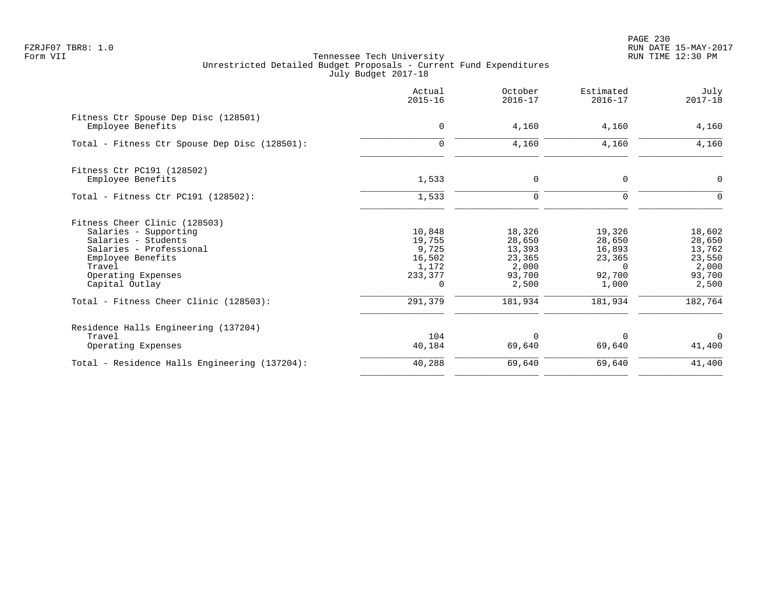FZRJF07 TBR8: 1.0
Form VII

Tennessee Tech University
Unrestricted Detailed Budget Proposals - Current Fund Expenditures
July Budget 2017-18

RUN DATE 15-MAY-2017
RUN TIME 12:30 PM

| | Actual 2015-16 | October 2016-17 | Estimated 2016-17 | July 2017-18 |
|---|---|---|---|---|
| **Fitness Ctr Spouse Dep Disc (128501)** | | | | |
| Employee Benefits | 0 | 4,160 | 4,160 | 4,160 |
| Total - Fitness Ctr Spouse Dep Disc (128501): | 0 | 4,160 | 4,160 | 4,160 |
| **Fitness Ctr PC191 (128502)** | | | | |
| Employee Benefits | 1,533 | 0 | 0 | 0 |
| Total - Fitness Ctr PC191 (128502): | 1,533 | 0 | 0 | 0 |
| **Fitness Cheer Clinic (128503)** | | | | |
| Salaries - Supporting | 10,848 | 18,326 | 19,326 | 18,602 |
| Salaries - Students | 19,755 | 28,650 | 28,650 | 28,650 |
| Salaries - Professional | 9,725 | 13,393 | 16,893 | 13,762 |
| Employee Benefits | 16,502 | 23,365 | 23,365 | 23,550 |
| Travel | 1,172 | 2,000 | 0 | 2,000 |
| Operating Expenses | 233,377 | 93,700 | 92,700 | 93,700 |
| Capital Outlay | 0 | 2,500 | 1,000 | 2,500 |
| Total - Fitness Cheer Clinic (128503): | 291,379 | 181,934 | 181,934 | 182,764 |
| **Residence Halls Engineering (137204)** | | | | |
| Travel | 104 | 0 | 0 | 0 |
| Operating Expenses | 40,184 | 69,640 | 69,640 | 41,400 |
| Total - Residence Halls Engineering (137204): | 40,288 | 69,640 | 69,640 | 41,400 |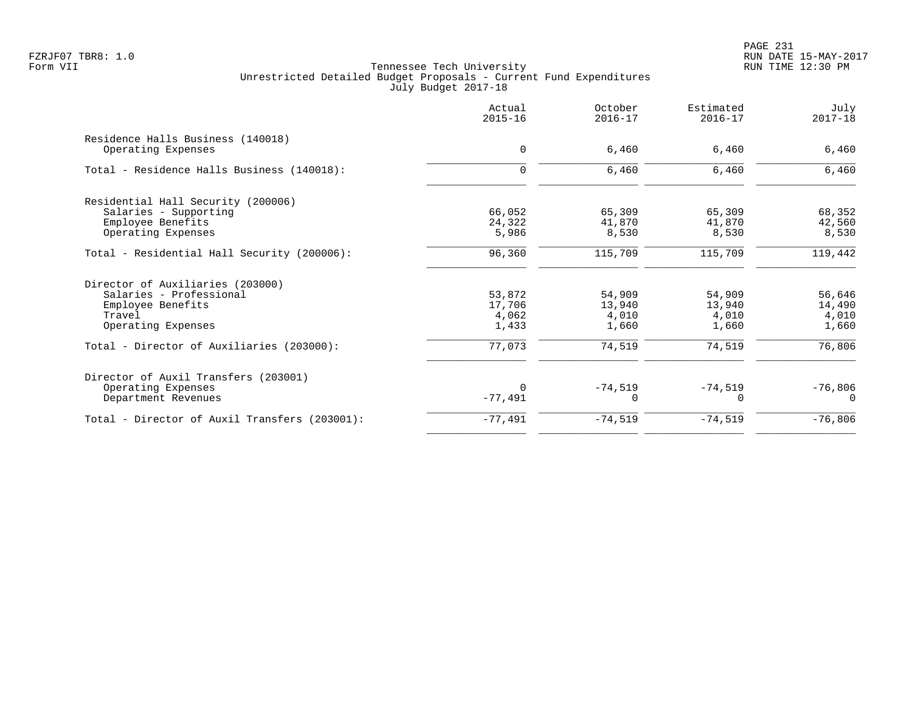Tennessee Tech University
Unrestricted Detailed Budget Proposals - Current Fund Expenditures
July Budget 2017-18

| | Actual 2015-16 | October 2016-17 | Estimated 2016-17 | July 2017-18 |
|---|---|---|---|---|
| Residence Halls Business (140018) | | | | |
| Operating Expenses | 0 | 6,460 | 6,460 | 6,460 |
| Total - Residence Halls Business (140018): | 0 | 6,460 | 6,460 | 6,460 |
| Residential Hall Security (200006) | | | | |
| Salaries - Supporting | 66,052 | 65,309 | 65,309 | 68,352 |
| Employee Benefits | 24,322 | 41,870 | 41,870 | 42,560 |
| Operating Expenses | 5,986 | 8,530 | 8,530 | 8,530 |
| Total - Residential Hall Security (200006): | 96,360 | 115,709 | 115,709 | 119,442 |
| Director of Auxiliaries (203000) | | | | |
| Salaries - Professional | 53,872 | 54,909 | 54,909 | 56,646 |
| Employee Benefits | 17,706 | 13,940 | 13,940 | 14,490 |
| Travel | 4,062 | 4,010 | 4,010 | 4,010 |
| Operating Expenses | 1,433 | 1,660 | 1,660 | 1,660 |
| Total - Director of Auxiliaries (203000): | 77,073 | 74,519 | 74,519 | 76,806 |
| Director of Auxil Transfers (203001) | | | | |
| Operating Expenses | 0 | -74,519 | -74,519 | -76,806 |
| Department Revenues | -77,491 | 0 | 0 | 0 |
| Total - Director of Auxil Transfers (203001): | -77,491 | -74,519 | -74,519 | -76,806 |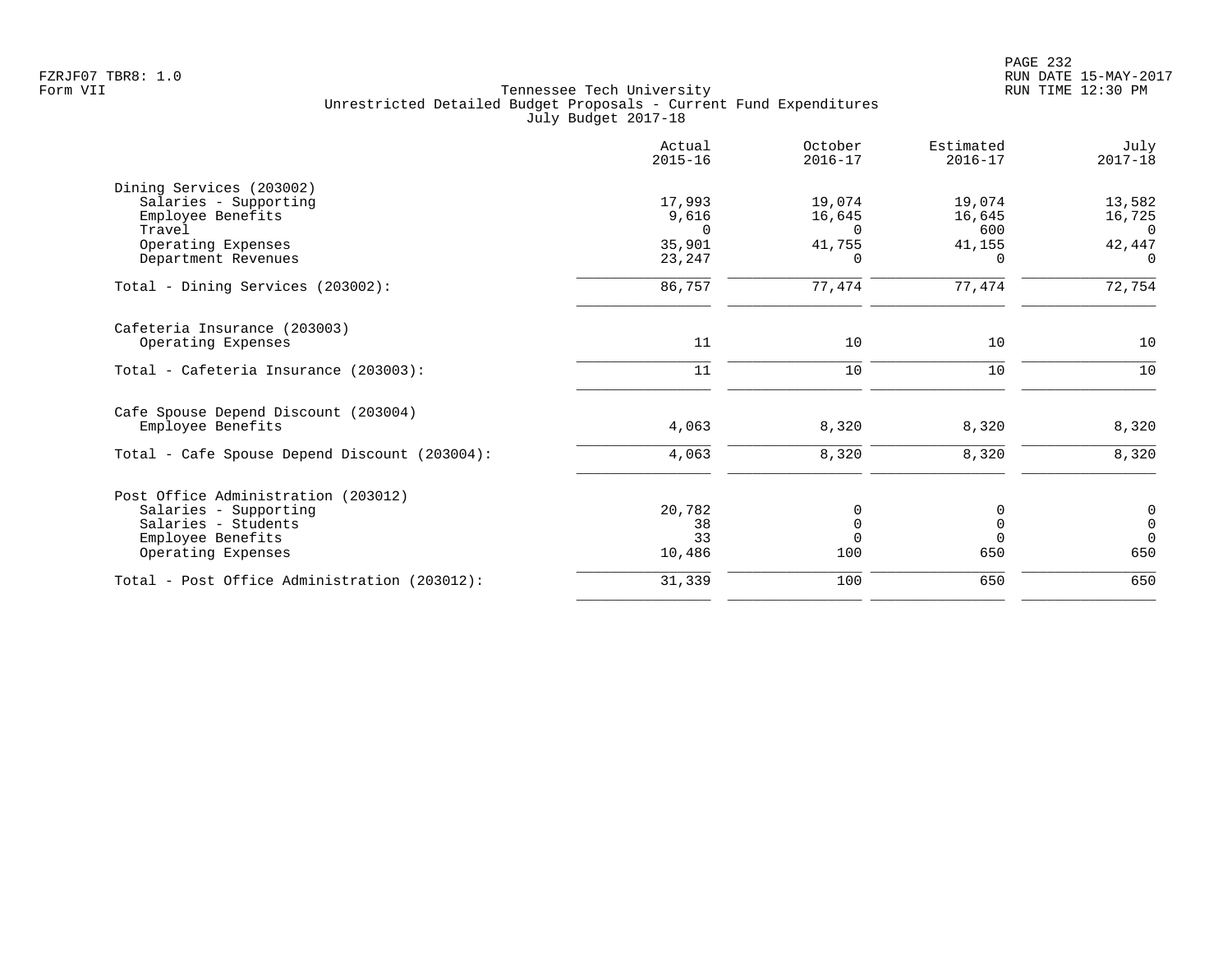FZRJF07 TBR8: 1.0
Form VII

Tennessee Tech University
Unrestricted Detailed Budget Proposals - Current Fund Expenditures
July Budget 2017-18

RUN DATE 15-MAY-2017
RUN TIME 12:30 PM

| | Actual 2015-16 | October 2016-17 | Estimated 2016-17 | July 2017-18 |
|---|---|---|---|---|
| **Dining Services (203002)** | | | | |
| Salaries - Supporting | 17,993 | 19,074 | 19,074 | 13,582 |
| Employee Benefits | 9,616 | 16,645 | 16,645 | 16,725 |
| Travel | 0 | 0 | 600 | 0 |
| Operating Expenses | 35,901 | 41,755 | 41,155 | 42,447 |
| Department Revenues | 23,247 | 0 | 0 | 0 |
| Total - Dining Services (203002): | 86,757 | 77,474 | 77,474 | 72,754 |
| **Cafeteria Insurance (203003)** | | | | |
| Operating Expenses | 11 | 10 | 10 | 10 |
| Total - Cafeteria Insurance (203003): | 11 | 10 | 10 | 10 |
| **Cafe Spouse Depend Discount (203004)** | | | | |
| Employee Benefits | 4,063 | 8,320 | 8,320 | 8,320 |
| Total - Cafe Spouse Depend Discount (203004): | 4,063 | 8,320 | 8,320 | 8,320 |
| **Post Office Administration (203012)** | | | | |
| Salaries - Supporting | 20,782 | 0 | 0 | 0 |
| Salaries - Students | 38 | 0 | 0 | 0 |
| Employee Benefits | 33 | 0 | 0 | 0 |
| Operating Expenses | 10,486 | 100 | 650 | 650 |
| Total - Post Office Administration (203012): | 31,339 | 100 | 650 | 650 |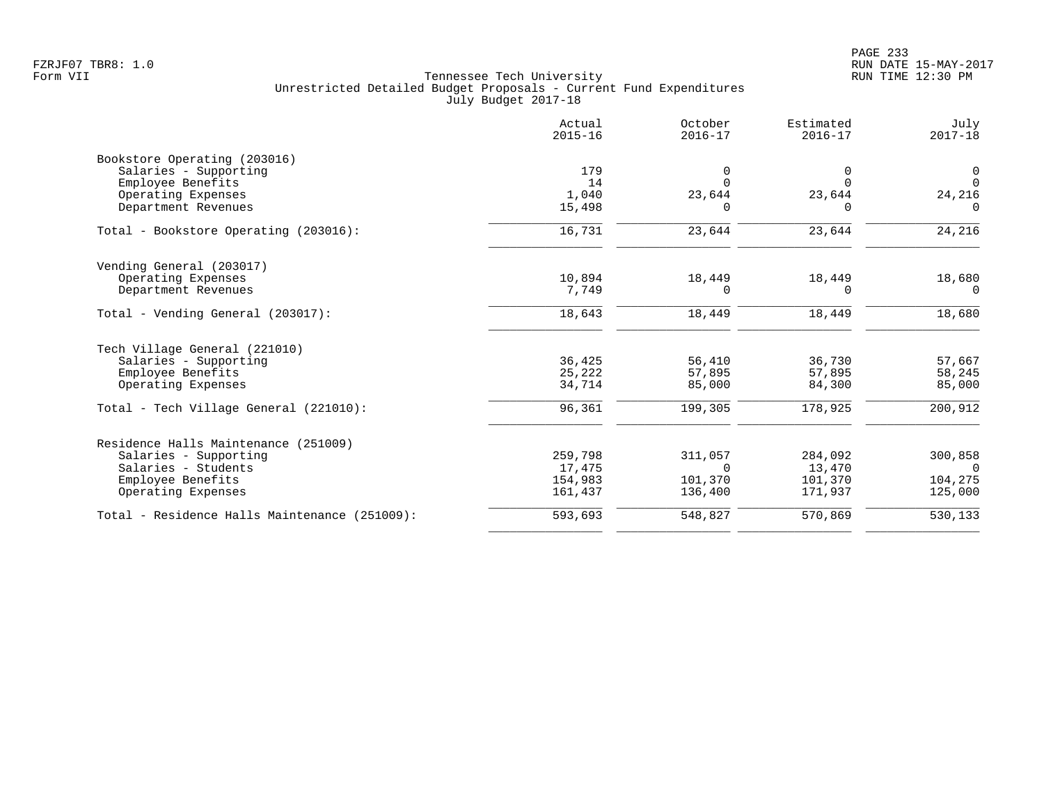Tennessee Tech University
Unrestricted Detailed Budget Proposals - Current Fund Expenditures
July Budget 2017-18

| | Actual 2015-16 | October 2016-17 | Estimated 2016-17 | July 2017-18 |
|---|---|---|---|---|
| **Bookstore Operating (203016)** | | | | |
| Salaries - Supporting | 179 | 0 | 0 | 0 |
| Employee Benefits | 14 | 0 | 0 | 0 |
| Operating Expenses | 1,040 | 23,644 | 23,644 | 24,216 |
| Department Revenues | 15,498 | 0 | 0 | 0 |
| Total - Bookstore Operating (203016): | 16,731 | 23,644 | 23,644 | 24,216 |
| **Vending General (203017)** | | | | |
| Operating Expenses | 10,894 | 18,449 | 18,449 | 18,680 |
| Department Revenues | 7,749 | 0 | 0 | 0 |
| Total - Vending General (203017): | 18,643 | 18,449 | 18,449 | 18,680 |
| **Tech Village General (221010)** | | | | |
| Salaries - Supporting | 36,425 | 56,410 | 36,730 | 57,667 |
| Employee Benefits | 25,222 | 57,895 | 57,895 | 58,245 |
| Operating Expenses | 34,714 | 85,000 | 84,300 | 85,000 |
| Total - Tech Village General (221010): | 96,361 | 199,305 | 178,925 | 200,912 |
| **Residence Halls Maintenance (251009)** | | | | |
| Salaries - Supporting | 259,798 | 311,057 | 284,092 | 300,858 |
| Salaries - Students | 17,475 | 0 | 13,470 | 0 |
| Employee Benefits | 154,983 | 101,370 | 101,370 | 104,275 |
| Operating Expenses | 161,437 | 136,400 | 171,937 | 125,000 |
| Total - Residence Halls Maintenance (251009): | 593,693 | 548,827 | 570,869 | 530,133 |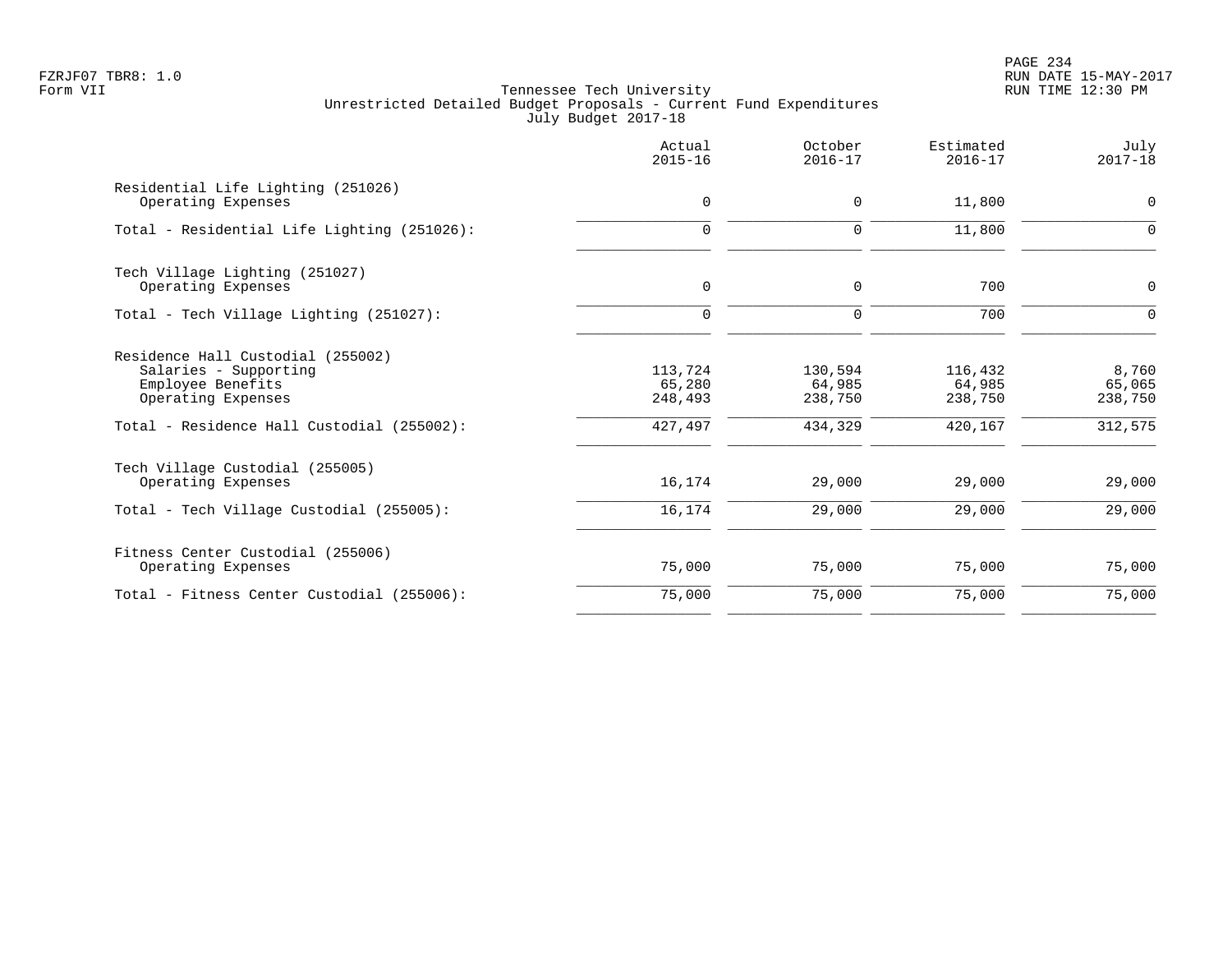Tennessee Tech University
Unrestricted Detailed Budget Proposals - Current Fund Expenditures
July Budget 2017-18

FZRJF07 TBR8: 1.0
Form VII

RUN DATE 15-MAY-2017
RUN TIME 12:30 PM

| | Actual 2015-16 | October 2016-17 | Estimated 2016-17 | July 2017-18 |
|---|---|---|---|---|
| Residential Life Lighting (251026) | | | | |
| Operating Expenses | 0 | 0 | 11,800 | 0 |
| Total - Residential Life Lighting (251026): | 0 | 0 | 11,800 | 0 |
| Tech Village Lighting (251027) | | | | |
| Operating Expenses | 0 | 0 | 700 | 0 |
| Total - Tech Village Lighting (251027): | 0 | 0 | 700 | 0 |
| Residence Hall Custodial (255002) | | | | |
| Salaries - Supporting | 113,724 | 130,594 | 116,432 | 8,760 |
| Employee Benefits | 65,280 | 64,985 | 64,985 | 65,065 |
| Operating Expenses | 248,493 | 238,750 | 238,750 | 238,750 |
| Total - Residence Hall Custodial (255002): | 427,497 | 434,329 | 420,167 | 312,575 |
| Tech Village Custodial (255005) | | | | |
| Operating Expenses | 16,174 | 29,000 | 29,000 | 29,000 |
| Total - Tech Village Custodial (255005): | 16,174 | 29,000 | 29,000 | 29,000 |
| Fitness Center Custodial (255006) | | | | |
| Operating Expenses | 75,000 | 75,000 | 75,000 | 75,000 |
| Total - Fitness Center Custodial (255006): | 75,000 | 75,000 | 75,000 | 75,000 |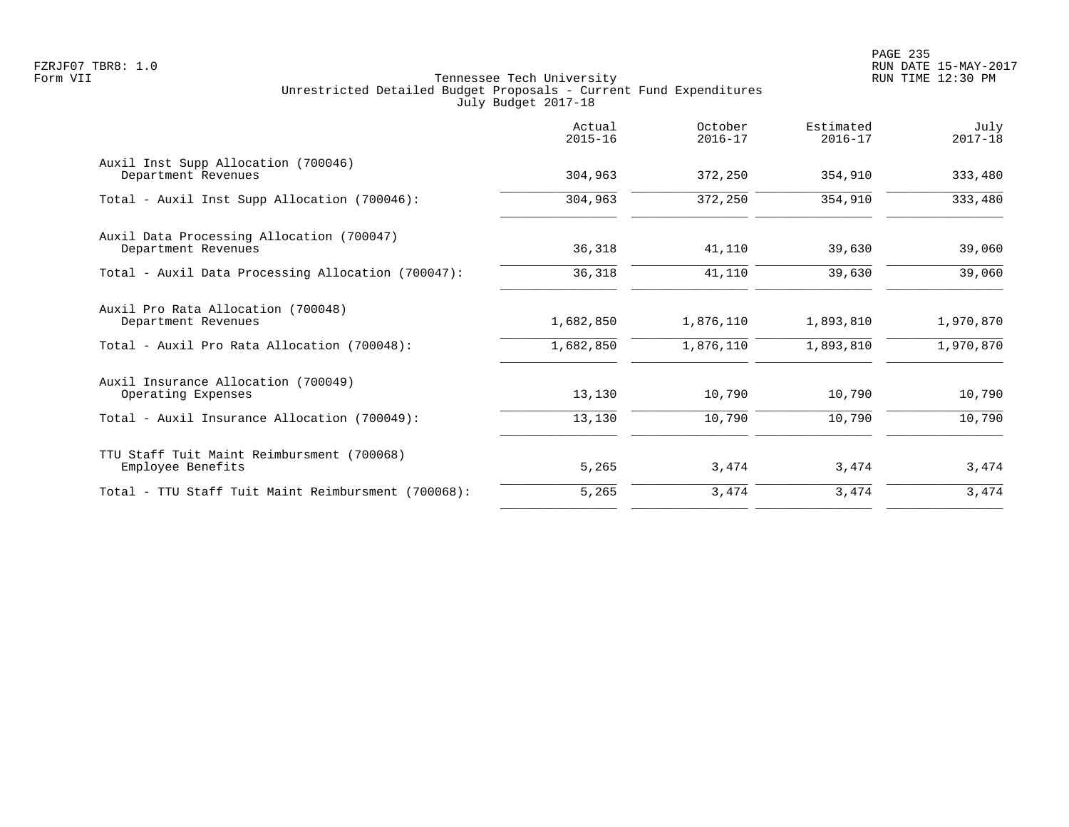Tennessee Tech University
Unrestricted Detailed Budget Proposals - Current Fund Expenditures
July Budget 2017-18

| | Actual 2015-16 | October 2016-17 | Estimated 2016-17 | July 2017-18 |
|---|---|---|---|---|
| Auxil Inst Supp Allocation (700046) | | | | |
| Department Revenues | 304,963 | 372,250 | 354,910 | 333,480 |
| Total - Auxil Inst Supp Allocation (700046): | 304,963 | 372,250 | 354,910 | 333,480 |
| Auxil Data Processing Allocation (700047) | | | | |
| Department Revenues | 36,318 | 41,110 | 39,630 | 39,060 |
| Total - Auxil Data Processing Allocation (700047): | 36,318 | 41,110 | 39,630 | 39,060 |
| Auxil Pro Rata Allocation (700048) | | | | |
| Department Revenues | 1,682,850 | 1,876,110 | 1,893,810 | 1,970,870 |
| Total - Auxil Pro Rata Allocation (700048): | 1,682,850 | 1,876,110 | 1,893,810 | 1,970,870 |
| Auxil Insurance Allocation (700049) | | | | |
| Operating Expenses | 13,130 | 10,790 | 10,790 | 10,790 |
| Total - Auxil Insurance Allocation (700049): | 13,130 | 10,790 | 10,790 | 10,790 |
| TTU Staff Tuit Maint Reimbursment (700068) | | | | |
| Employee Benefits | 5,265 | 3,474 | 3,474 | 3,474 |
| Total - TTU Staff Tuit Maint Reimbursment (700068): | 5,265 | 3,474 | 3,474 | 3,474 |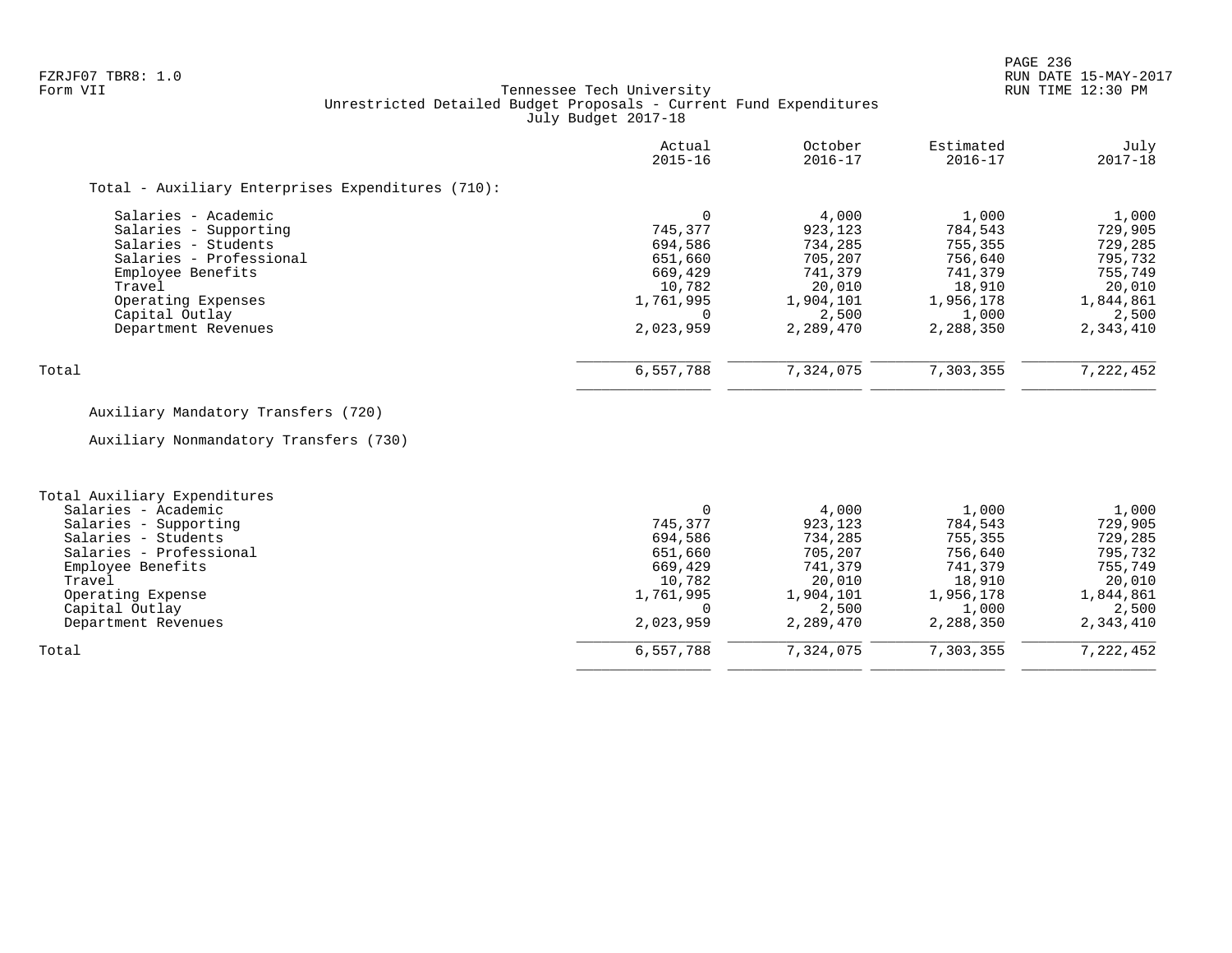FZRJF07 TBR8: 1.0
Form VII

Tennessee Tech University
Unrestricted Detailed Budget Proposals - Current Fund Expenditures
July Budget 2017-18

RUN DATE 15-MAY-2017
RUN TIME 12:30 PM

| | Actual 2015-16 | October 2016-17 | Estimated 2016-17 | July 2017-18 |
|---|---|---|---|---|
| **Total - Auxiliary Enterprises Expenditures (710):** | | | | |
| Salaries - Academic | 0 | 4,000 | 1,000 | 1,000 |
| Salaries - Supporting | 745,377 | 923,123 | 784,543 | 729,905 |
| Salaries - Students | 694,586 | 734,285 | 755,355 | 729,285 |
| Salaries - Professional | 651,660 | 705,207 | 756,640 | 795,732 |
| Employee Benefits | 669,429 | 741,379 | 741,379 | 755,749 |
| Travel | 10,782 | 20,010 | 18,910 | 20,010 |
| Operating Expenses | 1,761,995 | 1,904,101 | 1,956,178 | 1,844,861 |
| Capital Outlay | 0 | 2,500 | 1,000 | 2,500 |
| Department Revenues | 2,023,959 | 2,289,470 | 2,288,350 | 2,343,410 |
| Total | 6,557,788 | 7,324,075 | 7,303,355 | 7,222,452 |

Auxiliary Mandatory Transfers (720)

Auxiliary Nonmandatory Transfers (730)

| | Actual 2015-16 | October 2016-17 | Estimated 2016-17 | July 2017-18 |
|---|---|---|---|---|
| **Total Auxiliary Expenditures** | | | | |
| Salaries - Academic | 0 | 4,000 | 1,000 | 1,000 |
| Salaries - Supporting | 745,377 | 923,123 | 784,543 | 729,905 |
| Salaries - Students | 694,586 | 734,285 | 755,355 | 729,285 |
| Salaries - Professional | 651,660 | 705,207 | 756,640 | 795,732 |
| Employee Benefits | 669,429 | 741,379 | 741,379 | 755,749 |
| Travel | 10,782 | 20,010 | 18,910 | 20,010 |
| Operating Expense | 1,761,995 | 1,904,101 | 1,956,178 | 1,844,861 |
| Capital Outlay | 0 | 2,500 | 1,000 | 2,500 |
| Department Revenues | 2,023,959 | 2,289,470 | 2,288,350 | 2,343,410 |
| Total | 6,557,788 | 7,324,075 | 7,303,355 | 7,222,452 |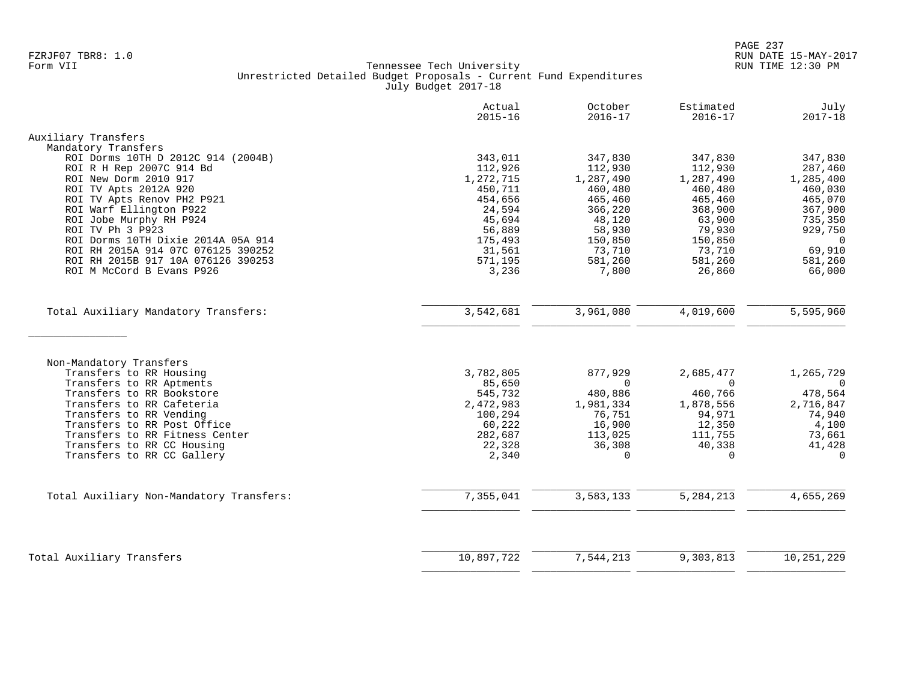Tennessee Tech University
Unrestricted Detailed Budget Proposals - Current Fund Expenditures
July Budget 2017-18

| | Actual 2015-16 | October 2016-17 | Estimated 2016-17 | July 2017-18 |
|---|---|---|---|---|
| **Auxiliary Transfers** | | | | |
| Mandatory Transfers | | | | |
| ROI Dorms 10TH D 2012C 914 (2004B) | 343,011 | 347,830 | 347,830 | 347,830 |
| ROI R H Rep 2007C 914 Bd | 112,926 | 112,930 | 112,930 | 287,460 |
| ROI New Dorm 2010 917 | 1,272,715 | 1,287,490 | 1,287,490 | 1,285,400 |
| ROI TV Apts 2012A 920 | 450,711 | 460,480 | 460,480 | 460,030 |
| ROI TV Apts Renov PH2 P921 | 454,656 | 465,460 | 465,460 | 465,070 |
| ROI Warf Ellington P922 | 24,594 | 366,220 | 368,900 | 367,900 |
| ROI Jobe Murphy RH P924 | 45,694 | 48,120 | 63,900 | 735,350 |
| ROI TV Ph 3 P923 | 56,889 | 58,930 | 79,930 | 929,750 |
| ROI Dorms 10TH Dixie 2014A 05A 914 | 175,493 | 150,850 | 150,850 | 0 |
| ROI RH 2015A 914 07C 076125 390252 | 31,561 | 73,710 | 73,710 | 69,910 |
| ROI RH 2015B 917 10A 076126 390253 | 571,195 | 581,260 | 581,260 | 581,260 |
| ROI M McCord B Evans P926 | 3,236 | 7,800 | 26,860 | 66,000 |
| Total Auxiliary Mandatory Transfers: | 3,542,681 | 3,961,080 | 4,019,600 | 5,595,960 |
| Non-Mandatory Transfers | | | | |
| Transfers to RR Housing | 3,782,805 | 877,929 | 2,685,477 | 1,265,729 |
| Transfers to RR Aptments | 85,650 | 0 | 0 | 0 |
| Transfers to RR Bookstore | 545,732 | 480,886 | 460,766 | 478,564 |
| Transfers to RR Cafeteria | 2,472,983 | 1,981,334 | 1,878,556 | 2,716,847 |
| Transfers to RR Vending | 100,294 | 76,751 | 94,971 | 74,940 |
| Transfers to RR Post Office | 60,222 | 16,900 | 12,350 | 4,100 |
| Transfers to RR Fitness Center | 282,687 | 113,025 | 111,755 | 73,661 |
| Transfers to RR CC Housing | 22,328 | 36,308 | 40,338 | 41,428 |
| Transfers to RR CC Gallery | 2,340 | 0 | 0 | 0 |
| Total Auxiliary Non-Mandatory Transfers: | 7,355,041 | 3,583,133 | 5,284,213 | 4,655,269 |
| **Total Auxiliary Transfers** | 10,897,722 | 7,544,213 | 9,303,813 | 10,251,229 |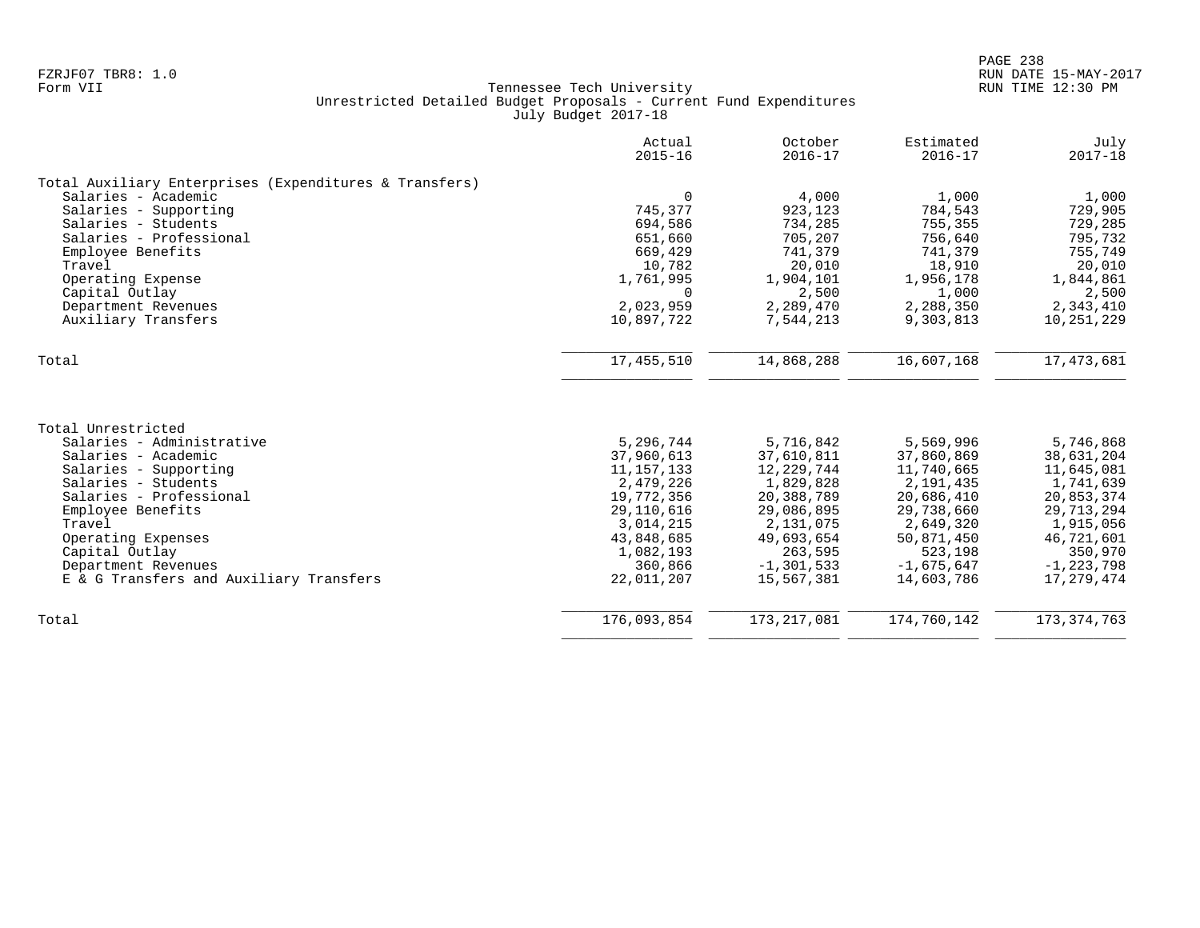FZRJF07 TBR8: 1.0
Form VII

Tennessee Tech University
Unrestricted Detailed Budget Proposals - Current Fund Expenditures
July Budget 2017-18

RUN DATE 15-MAY-2017
RUN TIME 12:30 PM

| | Actual 2015-16 | October 2016-17 | Estimated 2016-17 | July 2017-18 |
|---|---|---|---|---|
| **Total Auxiliary Enterprises (Expenditures & Transfers)** | | | | |
| Salaries - Academic | 0 | 4,000 | 1,000 | 1,000 |
| Salaries - Supporting | 745,377 | 923,123 | 784,543 | 729,905 |
| Salaries - Students | 694,586 | 734,285 | 755,355 | 729,285 |
| Salaries - Professional | 651,660 | 705,207 | 756,640 | 795,732 |
| Employee Benefits | 669,429 | 741,379 | 741,379 | 755,749 |
| Travel | 10,782 | 20,010 | 18,910 | 20,010 |
| Operating Expense | 1,761,995 | 1,904,101 | 1,956,178 | 1,844,861 |
| Capital Outlay | 0 | 2,500 | 1,000 | 2,500 |
| Department Revenues | 2,023,959 | 2,289,470 | 2,288,350 | 2,343,410 |
| Auxiliary Transfers | 10,897,722 | 7,544,213 | 9,303,813 | 10,251,229 |
| Total | 17,455,510 | 14,868,288 | 16,607,168 | 17,473,681 |
| **Total Unrestricted** | | | | |
| Salaries - Administrative | 5,296,744 | 5,716,842 | 5,569,996 | 5,746,868 |
| Salaries - Academic | 37,960,613 | 37,610,811 | 37,860,869 | 38,631,204 |
| Salaries - Supporting | 11,157,133 | 12,229,744 | 11,740,665 | 11,645,081 |
| Salaries - Students | 2,479,226 | 1,829,828 | 2,191,435 | 1,741,639 |
| Salaries - Professional | 19,772,356 | 20,388,789 | 20,686,410 | 20,853,374 |
| Employee Benefits | 29,110,616 | 29,086,895 | 29,738,660 | 29,713,294 |
| Travel | 3,014,215 | 2,131,075 | 2,649,320 | 1,915,056 |
| Operating Expenses | 43,848,685 | 49,693,654 | 50,871,450 | 46,721,601 |
| Capital Outlay | 1,082,193 | 263,595 | 523,198 | 350,970 |
| Department Revenues | 360,866 | -1,301,533 | -1,675,647 | -1,223,798 |
| E & G Transfers and Auxiliary Transfers | 22,011,207 | 15,567,381 | 14,603,786 | 17,279,474 |
| Total | 176,093,854 | 173,217,081 | 174,760,142 | 173,374,763 |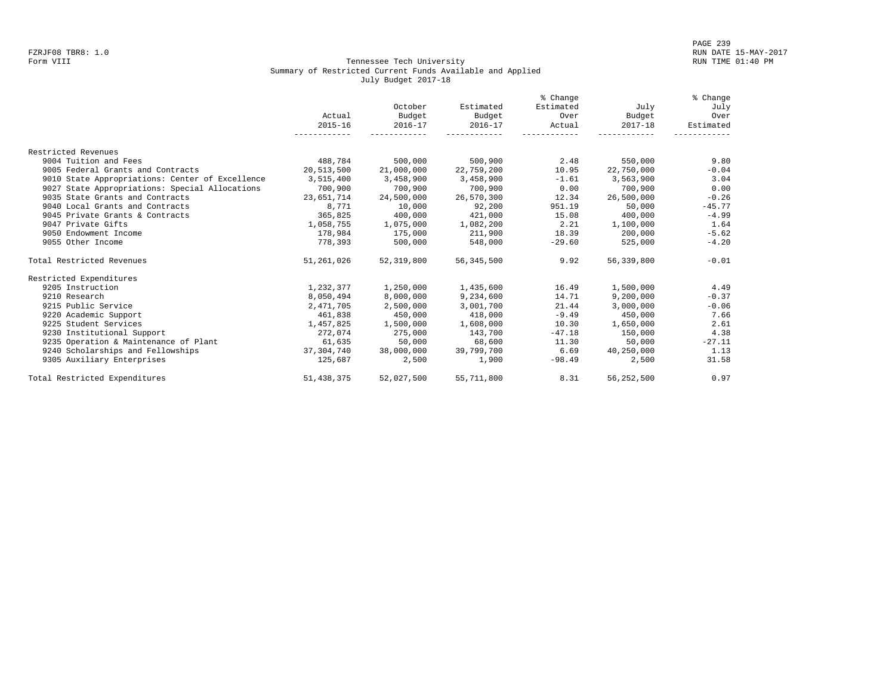FZRJF08 TBR8: 1.0
Form VIII

# Tennessee Tech University
## Summary of Restricted Current Funds Available and Applied
### July Budget 2017-18

RUN DATE 15-MAY-2017
RUN TIME 01:40 PM

| | Actual 2015-16 | October Budget 2016-17 | Estimated Budget 2016-17 | % Change Estimated Over Actual | July Budget 2017-18 | % Change July Over Estimated |
|---|---|---|---|---|---|---|
| **Restricted Revenues** | | | | | | |
| 9004 Tuition and Fees | 488,784 | 500,000 | 500,900 | 2.48 | 550,000 | 9.80 |
| 9005 Federal Grants and Contracts | 20,513,500 | 21,000,000 | 22,759,200 | 10.95 | 22,750,000 | -0.04 |
| 9010 State Appropriations: Center of Excellence | 3,515,400 | 3,458,900 | 3,458,900 | -1.61 | 3,563,900 | 3.04 |
| 9027 State Appropriations: Special Allocations | 700,900 | 700,900 | 700,900 | 0.00 | 700,900 | 0.00 |
| 9035 State Grants and Contracts | 23,651,714 | 24,500,000 | 26,570,300 | 12.34 | 26,500,000 | -0.26 |
| 9040 Local Grants and Contracts | 8,771 | 10,000 | 92,200 | 951.19 | 50,000 | -45.77 |
| 9045 Private Grants & Contracts | 365,825 | 400,000 | 421,000 | 15.08 | 400,000 | -4.99 |
| 9047 Private Gifts | 1,058,755 | 1,075,000 | 1,082,200 | 2.21 | 1,100,000 | 1.64 |
| 9050 Endowment Income | 178,984 | 175,000 | 211,900 | 18.39 | 200,000 | -5.62 |
| 9055 Other Income | 778,393 | 500,000 | 548,000 | -29.60 | 525,000 | -4.20 |
| **Total Restricted Revenues** | 51,261,026 | 52,319,800 | 56,345,500 | 9.92 | 56,339,800 | -0.01 |
| **Restricted Expenditures** | | | | | | |
| 9205 Instruction | 1,232,377 | 1,250,000 | 1,435,600 | 16.49 | 1,500,000 | 4.49 |
| 9210 Research | 8,050,494 | 8,000,000 | 9,234,600 | 14.71 | 9,200,000 | -0.37 |
| 9215 Public Service | 2,471,705 | 2,500,000 | 3,001,700 | 21.44 | 3,000,000 | -0.06 |
| 9220 Academic Support | 461,838 | 450,000 | 418,000 | -9.49 | 450,000 | 7.66 |
| 9225 Student Services | 1,457,825 | 1,500,000 | 1,608,000 | 10.30 | 1,650,000 | 2.61 |
| 9230 Institutional Support | 272,074 | 275,000 | 143,700 | -47.18 | 150,000 | 4.38 |
| 9235 Operation & Maintenance of Plant | 61,635 | 50,000 | 68,600 | 11.30 | 50,000 | -27.11 |
| 9240 Scholarships and Fellowships | 37,304,740 | 38,000,000 | 39,799,700 | 6.69 | 40,250,000 | 1.13 |
| 9305 Auxiliary Enterprises | 125,687 | 2,500 | 1,900 | -98.49 | 2,500 | 31.58 |
| **Total Restricted Expenditures** | 51,438,375 | 52,027,500 | 55,711,800 | 8.31 | 56,252,500 | 0.97 |